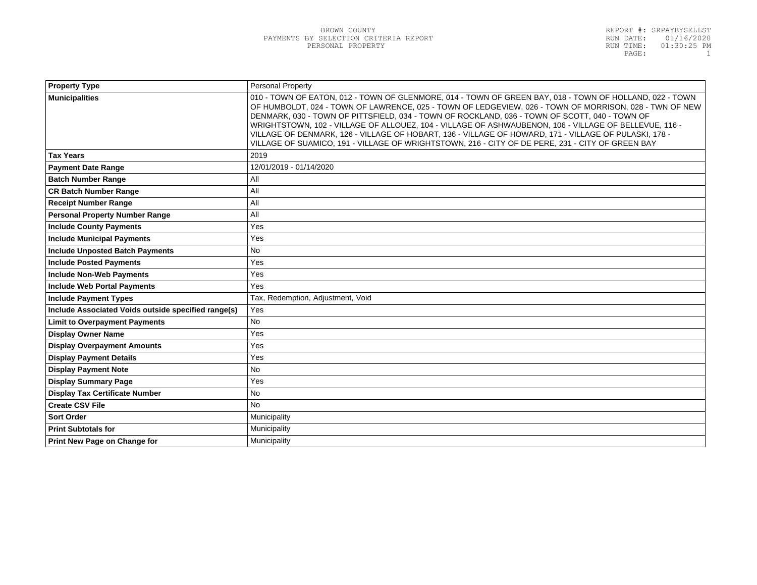BROWN COUNTY
PAYMENTS BY SELECTION CRITERIA REPORT
PERSONAL PROPERTY

REPORT #: SRPAYBYSELLST
RUN DATE: 01/16/2020
RUN TIME: 01:30:25 PM

| Property Type | Personal Property |
|---|---|
| Municipalities | 010 - TOWN OF EATON, 012 - TOWN OF GLENMORE, 014 - TOWN OF GREEN BAY, 018 - TOWN OF HOLLAND, 022 - TOWN OF HUMBOLDT, 024 - TOWN OF LAWRENCE, 025 - TOWN OF LEDGEVIEW, 026 - TOWN OF MORRISON, 028 - TWN OF NEW DENMARK, 030 - TOWN OF PITTSFIELD, 034 - TOWN OF ROCKLAND, 036 - TOWN OF SCOTT, 040 - TOWN OF WRIGHTSTOWN, 102 - VILLAGE OF ALLOUEZ, 104 - VILLAGE OF ASHWAUBENON, 106 - VILLAGE OF BELLEVUE, 116 - VILLAGE OF DENMARK, 126 - VILLAGE OF HOBART, 136 - VILLAGE OF HOWARD, 171 - VILLAGE OF PULASKI, 178 - VILLAGE OF SUAMICO, 191 - VILLAGE OF WRIGHTSTOWN, 216 - CITY OF DE PERE, 231 - CITY OF GREEN BAY |
| Tax Years | 2019 |
| Payment Date Range | 12/01/2019 - 01/14/2020 |
| Batch Number Range | All |
| CR Batch Number Range | All |
| Receipt Number Range | All |
| Personal Property Number Range | All |
| Include County Payments | Yes |
| Include Municipal Payments | Yes |
| Include Unposted Batch Payments | No |
| Include Posted Payments | Yes |
| Include Non-Web Payments | Yes |
| Include Web Portal Payments | Yes |
| Include Payment Types | Tax, Redemption, Adjustment, Void |
| Include Associated Voids outside specified range(s) | Yes |
| Limit to Overpayment Payments | No |
| Display Owner Name | Yes |
| Display Overpayment Amounts | Yes |
| Display Payment Details | Yes |
| Display Payment Note | No |
| Display Summary Page | Yes |
| Display Tax Certificate Number | No |
| Create CSV File | No |
| Sort Order | Municipality |
| Print Subtotals for | Municipality |
| Print New Page on Change for | Municipality |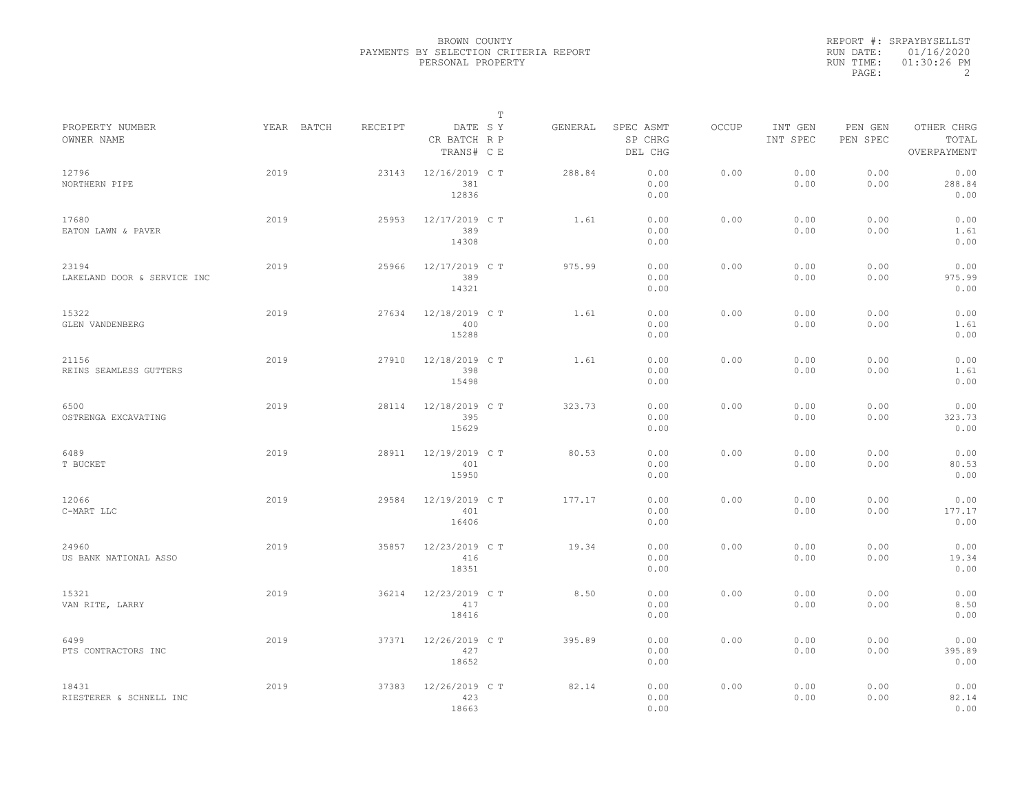BROWN COUNTY
PAYMENTS BY SELECTION CRITERIA REPORT
PERSONAL PROPERTY

REPORT #: SRPAYBYSELLST
RUN DATE: 01/16/2020
RUN TIME: 01:30:26 PM

| PROPERTY NUMBER / OWNER NAME | YEAR | BATCH | RECEIPT | DATE / CR BATCH / TRANS# | T S Y R P C E | GENERAL | SPEC ASMT / SP CHRG / DEL CHG | OCCUP | INT GEN / INT SPEC | PEN GEN / PEN SPEC | OTHER CHRG / TOTAL / OVERPAYMENT |
|---|---|---|---|---|---|---|---|---|---|---|---|
| 12796 NORTHERN PIPE | 2019 | | 23143 | 12/16/2019 381 12836 | C T | 288.84 | 0.00 0.00 0.00 | 0.00 | 0.00 0.00 | 0.00 0.00 | 0.00 288.84 0.00 |
| 17680 EATON LAWN & PAVER | 2019 | | 25953 | 12/17/2019 389 14308 | C T | 1.61 | 0.00 0.00 0.00 | 0.00 | 0.00 0.00 | 0.00 0.00 | 0.00 1.61 0.00 |
| 23194 LAKELAND DOOR & SERVICE INC | 2019 | | 25966 | 12/17/2019 389 14321 | C T | 975.99 | 0.00 0.00 0.00 | 0.00 | 0.00 0.00 | 0.00 0.00 | 0.00 975.99 0.00 |
| 15322 GLEN VANDENBERG | 2019 | | 27634 | 12/18/2019 400 15288 | C T | 1.61 | 0.00 0.00 0.00 | 0.00 | 0.00 0.00 | 0.00 0.00 | 0.00 1.61 0.00 |
| 21156 REINS SEAMLESS GUTTERS | 2019 | | 27910 | 12/18/2019 398 15498 | C T | 1.61 | 0.00 0.00 0.00 | 0.00 | 0.00 0.00 | 0.00 0.00 | 0.00 1.61 0.00 |
| 6500 OSTRENGA EXCAVATING | 2019 | | 28114 | 12/18/2019 395 15629 | C T | 323.73 | 0.00 0.00 0.00 | 0.00 | 0.00 0.00 | 0.00 0.00 | 0.00 323.73 0.00 |
| 6489 T BUCKET | 2019 | | 28911 | 12/19/2019 401 15950 | C T | 80.53 | 0.00 0.00 0.00 | 0.00 | 0.00 0.00 | 0.00 0.00 | 0.00 80.53 0.00 |
| 12066 C-MART LLC | 2019 | | 29584 | 12/19/2019 401 16406 | C T | 177.17 | 0.00 0.00 0.00 | 0.00 | 0.00 0.00 | 0.00 0.00 | 0.00 177.17 0.00 |
| 24960 US BANK NATIONAL ASSO | 2019 | | 35857 | 12/23/2019 416 18351 | C T | 19.34 | 0.00 0.00 0.00 | 0.00 | 0.00 0.00 | 0.00 0.00 | 0.00 19.34 0.00 |
| 15321 VAN RITE, LARRY | 2019 | | 36214 | 12/23/2019 417 18416 | C T | 8.50 | 0.00 0.00 0.00 | 0.00 | 0.00 0.00 | 0.00 0.00 | 0.00 8.50 0.00 |
| 6499 PTS CONTRACTORS INC | 2019 | | 37371 | 12/26/2019 427 18652 | C T | 395.89 | 0.00 0.00 0.00 | 0.00 | 0.00 0.00 | 0.00 0.00 | 0.00 395.89 0.00 |
| 18431 RIESTERER & SCHNELL INC | 2019 | | 37383 | 12/26/2019 423 18663 | C T | 82.14 | 0.00 0.00 0.00 | 0.00 | 0.00 0.00 | 0.00 0.00 | 0.00 82.14 0.00 |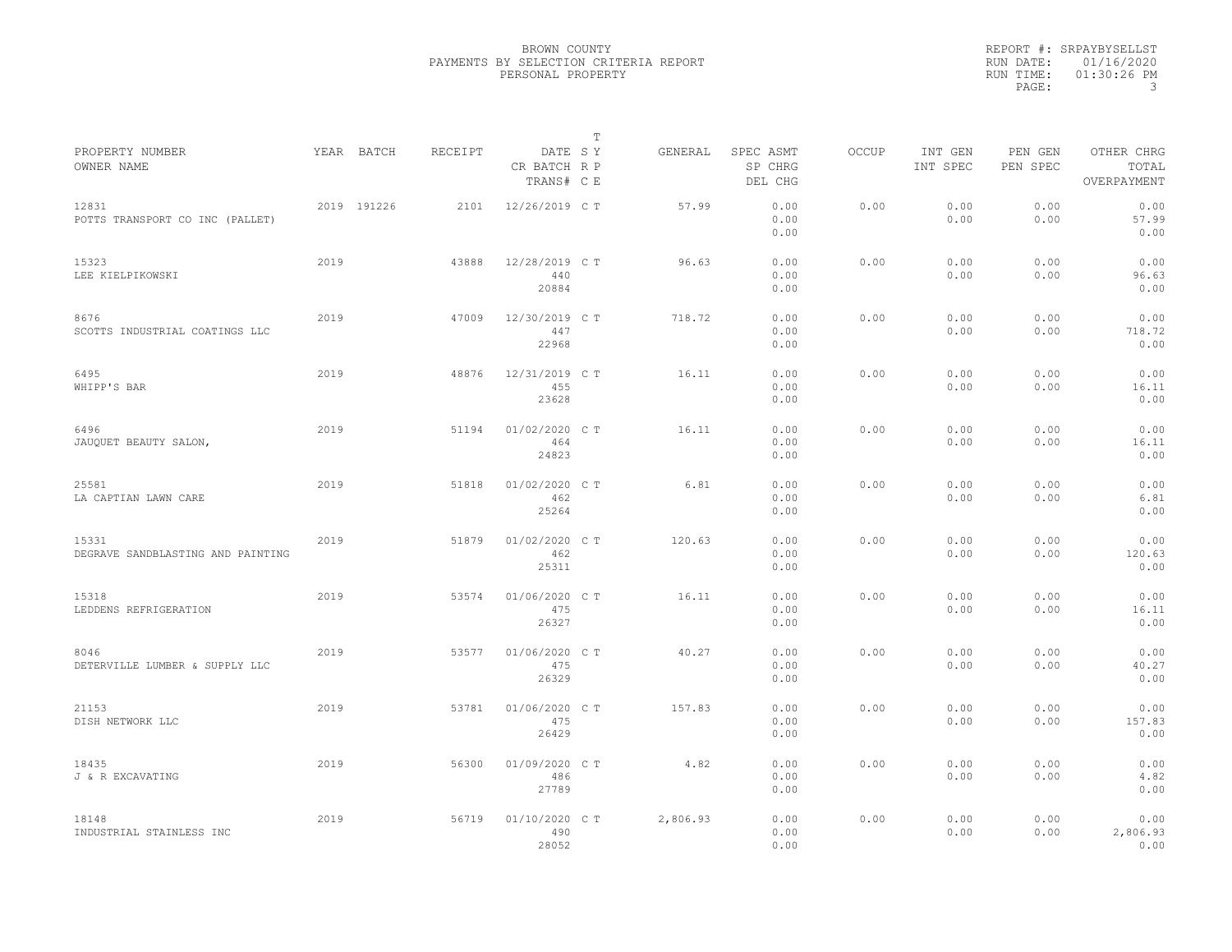BROWN COUNTY
PAYMENTS BY SELECTION CRITERIA REPORT
PERSONAL PROPERTY

REPORT #: SRPAYBYSELLST
RUN DATE: 01/16/2020
RUN TIME: 01:30:26 PM

| PROPERTY NUMBER<br>OWNER NAME | YEAR | BATCH | RECEIPT | DATE<br>CR BATCH<br>TRANS# | T S Y<br>R P<br>C E | GENERAL | SPEC ASMT<br>SP CHRG<br>DEL CHG | OCCUP | INT GEN<br>INT SPEC | PEN GEN<br>PEN SPEC | OTHER CHRG<br>TOTAL<br>OVERPAYMENT |
|---|---|---|---|---|---|---|---|---|---|---|---|
| 12831<br>POTTS TRANSPORT CO INC (PALLET) | 2019 | 191226 | 2101 | 12/26/2019 | C T | 57.99 | 0.00<br>0.00<br>0.00 | 0.00 | 0.00<br>0.00 | 0.00<br>0.00 | 0.00<br>57.99<br>0.00 |
| 15323<br>LEE KIELPIKOWSKI | 2019 | | 43888 | 12/28/2019<br>440<br>20884 | C T | 96.63 | 0.00<br>0.00<br>0.00 | 0.00 | 0.00<br>0.00 | 0.00<br>0.00 | 0.00<br>96.63<br>0.00 |
| 8676<br>SCOTTS INDUSTRIAL COATINGS LLC | 2019 | | 47009 | 12/30/2019<br>447<br>22968 | C T | 718.72 | 0.00<br>0.00<br>0.00 | 0.00 | 0.00<br>0.00 | 0.00<br>0.00 | 0.00<br>718.72<br>0.00 |
| 6495<br>WHIPP'S BAR | 2019 | | 48876 | 12/31/2019<br>455<br>23628 | C T | 16.11 | 0.00<br>0.00<br>0.00 | 0.00 | 0.00<br>0.00 | 0.00<br>0.00 | 0.00<br>16.11<br>0.00 |
| 6496<br>JAUQUET BEAUTY SALON, | 2019 | | 51194 | 01/02/2020<br>464<br>24823 | C T | 16.11 | 0.00<br>0.00<br>0.00 | 0.00 | 0.00<br>0.00 | 0.00<br>0.00 | 0.00<br>16.11<br>0.00 |
| 25581<br>LA CAPTIAN LAWN CARE | 2019 | | 51818 | 01/02/2020<br>462<br>25264 | C T | 6.81 | 0.00<br>0.00<br>0.00 | 0.00 | 0.00<br>0.00 | 0.00<br>0.00 | 0.00<br>6.81<br>0.00 |
| 15331<br>DEGRAVE SANDBLASTING AND PAINTING | 2019 | | 51879 | 01/02/2020<br>462<br>25311 | C T | 120.63 | 0.00<br>0.00<br>0.00 | 0.00 | 0.00<br>0.00 | 0.00<br>0.00 | 0.00<br>120.63<br>0.00 |
| 15318<br>LEDDENS REFRIGERATION | 2019 | | 53574 | 01/06/2020<br>475<br>26327 | C T | 16.11 | 0.00<br>0.00<br>0.00 | 0.00 | 0.00<br>0.00 | 0.00<br>0.00 | 0.00<br>16.11<br>0.00 |
| 8046<br>DETERVILLE LUMBER & SUPPLY LLC | 2019 | | 53577 | 01/06/2020<br>475<br>26329 | C T | 40.27 | 0.00<br>0.00<br>0.00 | 0.00 | 0.00<br>0.00 | 0.00<br>0.00 | 0.00<br>40.27<br>0.00 |
| 21153<br>DISH NETWORK LLC | 2019 | | 53781 | 01/06/2020<br>475<br>26429 | C T | 157.83 | 0.00<br>0.00<br>0.00 | 0.00 | 0.00<br>0.00 | 0.00<br>0.00 | 0.00<br>157.83<br>0.00 |
| 18435<br>J & R EXCAVATING | 2019 | | 56300 | 01/09/2020<br>486<br>27789 | C T | 4.82 | 0.00<br>0.00<br>0.00 | 0.00 | 0.00<br>0.00 | 0.00<br>0.00 | 0.00<br>4.82<br>0.00 |
| 18148<br>INDUSTRIAL STAINLESS INC | 2019 | | 56719 | 01/10/2020<br>490<br>28052 | C T | 2,806.93 | 0.00<br>0.00<br>0.00 | 0.00 | 0.00<br>0.00 | 0.00<br>0.00 | 0.00<br>2,806.93<br>0.00 |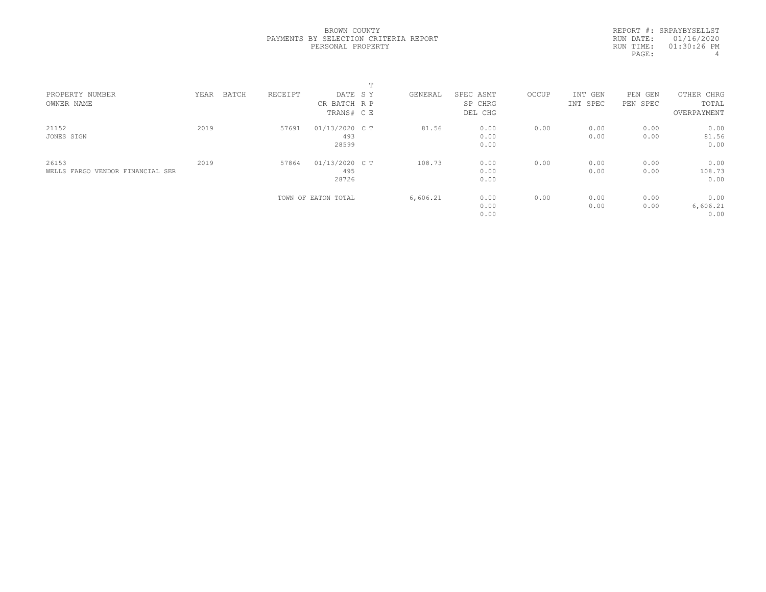BROWN COUNTY
PAYMENTS BY SELECTION CRITERIA REPORT
PERSONAL PROPERTY

REPORT #: SRPAYBYSELLST
RUN DATE: 01/16/2020
RUN TIME: 01:30:26 PM

| PROPERTY NUMBER<br>OWNER NAME | YEAR | BATCH | RECEIPT | DATE<br>CR BATCH<br>TRANS# | T<br>S Y<br>R P<br>C E | GENERAL | SPEC ASMT<br>SP CHRG<br>DEL CHG | OCCUP | INT GEN<br>INT SPEC | PEN GEN<br>PEN SPEC | OTHER CHRG<br>TOTAL<br>OVERPAYMENT |
|---|---|---|---|---|---|---|---|---|---|---|---|
| 21152<br>JONES SIGN | 2019 | | 57691 | 01/13/2020<br>493<br>28599 | C T | 81.56 | 0.00<br>0.00<br>0.00 | 0.00 | 0.00<br>0.00 | 0.00<br>0.00 | 0.00<br>81.56<br>0.00 |
| 26153<br>WELLS FARGO VENDOR FINANCIAL SER | 2019 | | 57864 | 01/13/2020<br>495<br>28726 | C T | 108.73 | 0.00<br>0.00<br>0.00 | 0.00 | 0.00<br>0.00 | 0.00<br>0.00 | 0.00<br>108.73<br>0.00 |
| | | | TOWN OF EATON TOTAL | | | 6,606.21 | 0.00<br>0.00<br>0.00 | 0.00 | 0.00<br>0.00 | 0.00<br>0.00 | 0.00<br>6,606.21<br>0.00 |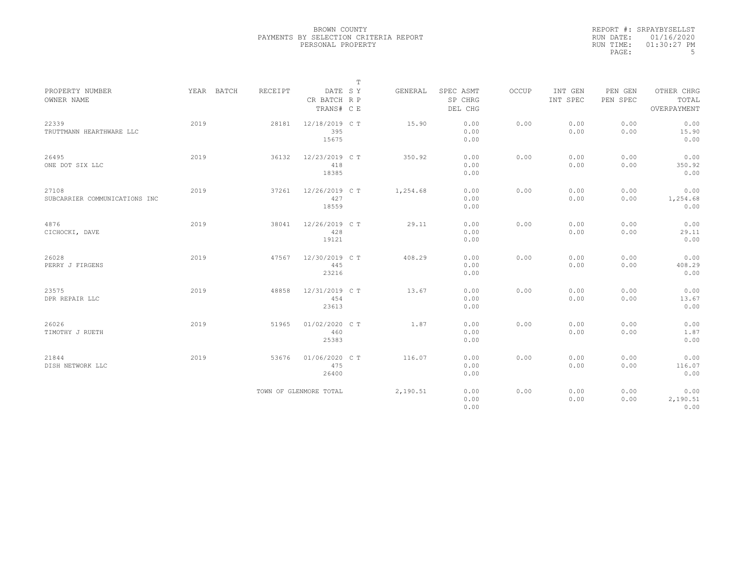BROWN COUNTY
PAYMENTS BY SELECTION CRITERIA REPORT
PERSONAL PROPERTY

REPORT #: SRPAYBYSELLST
RUN DATE: 01/16/2020
RUN TIME: 01:30:27 PM

| PROPERTY NUMBER<br>OWNER NAME | YEAR | BATCH | RECEIPT | DATE<br>CR BATCH<br>TRANS# | T<br>S Y<br>R P<br>C E | GENERAL | SPEC ASMT<br>SP CHRG<br>DEL CHG | OCCUP | INT GEN<br>INT SPEC | PEN GEN<br>PEN SPEC | OTHER CHRG<br>TOTAL<br>OVERPAYMENT |
|---|---|---|---|---|---|---|---|---|---|---|---|
| 22339<br>TRUTTMANN HEARTHWARE LLC | 2019 | | 28181 | 12/18/2019<br>395<br>15675 | C T | 15.90 | 0.00<br>0.00<br>0.00 | 0.00 | 0.00<br>0.00 | 0.00<br>0.00 | 0.00<br>15.90<br>0.00 |
| 26495<br>ONE DOT SIX LLC | 2019 | | 36132 | 12/23/2019<br>418<br>18385 | C T | 350.92 | 0.00<br>0.00<br>0.00 | 0.00 | 0.00<br>0.00 | 0.00<br>0.00 | 0.00<br>350.92<br>0.00 |
| 27108<br>SUBCARRIER COMMUNICATIONS INC | 2019 | | 37261 | 12/26/2019<br>427<br>18559 | C T | 1,254.68 | 0.00<br>0.00<br>0.00 | 0.00 | 0.00<br>0.00 | 0.00<br>0.00 | 0.00<br>1,254.68<br>0.00 |
| 4876<br>CICHOCKI, DAVE | 2019 | | 38041 | 12/26/2019<br>428<br>19121 | C T | 29.11 | 0.00<br>0.00<br>0.00 | 0.00 | 0.00<br>0.00 | 0.00<br>0.00 | 0.00<br>29.11<br>0.00 |
| 26028<br>PERRY J FIRGENS | 2019 | | 47567 | 12/30/2019<br>445<br>23216 | C T | 408.29 | 0.00<br>0.00<br>0.00 | 0.00 | 0.00<br>0.00 | 0.00<br>0.00 | 0.00<br>408.29<br>0.00 |
| 23575<br>DPR REPAIR LLC | 2019 | | 48858 | 12/31/2019<br>454<br>23613 | C T | 13.67 | 0.00<br>0.00<br>0.00 | 0.00 | 0.00<br>0.00 | 0.00<br>0.00 | 0.00<br>13.67<br>0.00 |
| 26026<br>TIMOTHY J RUETH | 2019 | | 51965 | 01/02/2020<br>460<br>25383 | C T | 1.87 | 0.00<br>0.00<br>0.00 | 0.00 | 0.00<br>0.00 | 0.00<br>0.00 | 0.00<br>1.87<br>0.00 |
| 21844<br>DISH NETWORK LLC | 2019 | | 53676 | 01/06/2020<br>475<br>26400 | C T | 116.07 | 0.00<br>0.00<br>0.00 | 0.00 | 0.00<br>0.00 | 0.00<br>0.00 | 0.00<br>116.07<br>0.00 |
| | | | TOWN OF GLENMORE TOTAL | | | 2,190.51 | 0.00<br>0.00<br>0.00 | 0.00 | 0.00<br>0.00 | 0.00<br>0.00 | 0.00<br>2,190.51<br>0.00 |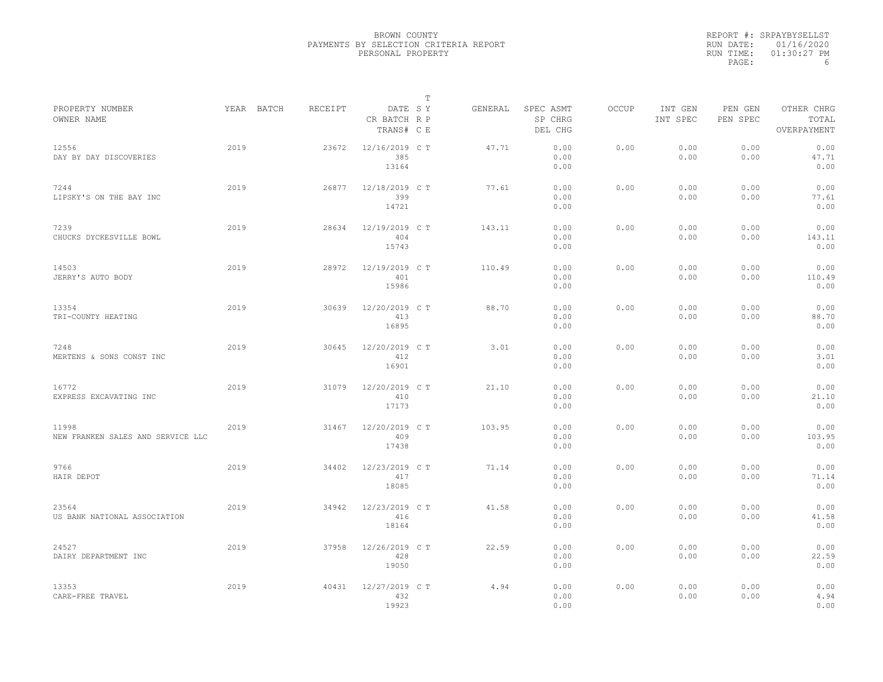BROWN COUNTY
PAYMENTS BY SELECTION CRITERIA REPORT
PERSONAL PROPERTY

REPORT #: SRPAYBYSELLST
RUN DATE: 01/16/2020
RUN TIME: 01:30:27 PM

| PROPERTY NUMBER<br>OWNER NAME | YEAR | BATCH | RECEIPT | DATE<br>CR BATCH<br>TRANS# | T<br>SY<br>RP<br>CE | GENERAL | SPEC ASMT<br>SP CHRG<br>DEL CHG | OCCUP | INT GEN<br>INT SPEC | PEN GEN<br>PEN SPEC | OTHER CHRG<br>TOTAL<br>OVERPAYMENT |
|---|---|---|---|---|---|---|---|---|---|---|---|
| 12556<br>DAY BY DAY DISCOVERIES | 2019 | | 23672 | 12/16/2019<br>385<br>13164 | C T | 47.71 | 0.00<br>0.00<br>0.00 | 0.00 | 0.00<br>0.00 | 0.00<br>0.00 | 0.00<br>47.71<br>0.00 |
| 7244<br>LIPSKY'S ON THE BAY INC | 2019 | | 26877 | 12/18/2019<br>399<br>14721 | C T | 77.61 | 0.00<br>0.00<br>0.00 | 0.00 | 0.00<br>0.00 | 0.00<br>0.00 | 0.00<br>77.61<br>0.00 |
| 7239<br>CHUCKS DYCKESVILLE BOWL | 2019 | | 28634 | 12/19/2019<br>404<br>15743 | C T | 143.11 | 0.00<br>0.00<br>0.00 | 0.00 | 0.00<br>0.00 | 0.00<br>0.00 | 0.00<br>143.11<br>0.00 |
| 14503<br>JERRY'S AUTO BODY | 2019 | | 28972 | 12/19/2019<br>401<br>15986 | C T | 110.49 | 0.00<br>0.00<br>0.00 | 0.00 | 0.00<br>0.00 | 0.00<br>0.00 | 0.00<br>110.49<br>0.00 |
| 13354<br>TRI-COUNTY HEATING | 2019 | | 30639 | 12/20/2019<br>413<br>16895 | C T | 88.70 | 0.00<br>0.00<br>0.00 | 0.00 | 0.00<br>0.00 | 0.00<br>0.00 | 0.00<br>88.70<br>0.00 |
| 7248<br>MERTENS & SONS CONST INC | 2019 | | 30645 | 12/20/2019<br>412<br>16901 | C T | 3.01 | 0.00<br>0.00<br>0.00 | 0.00 | 0.00<br>0.00 | 0.00<br>0.00 | 0.00<br>3.01<br>0.00 |
| 16772<br>EXPRESS EXCAVATING INC | 2019 | | 31079 | 12/20/2019<br>410<br>17173 | C T | 21.10 | 0.00<br>0.00<br>0.00 | 0.00 | 0.00<br>0.00 | 0.00<br>0.00 | 0.00<br>21.10<br>0.00 |
| 11998<br>NEW FRANKEN SALES AND SERVICE LLC | 2019 | | 31467 | 12/20/2019<br>409<br>17438 | C T | 103.95 | 0.00<br>0.00<br>0.00 | 0.00 | 0.00<br>0.00 | 0.00<br>0.00 | 0.00<br>103.95<br>0.00 |
| 9766<br>HAIR DEPOT | 2019 | | 34402 | 12/23/2019<br>417<br>18085 | C T | 71.14 | 0.00<br>0.00<br>0.00 | 0.00 | 0.00<br>0.00 | 0.00<br>0.00 | 0.00<br>71.14<br>0.00 |
| 23564<br>US BANK NATIONAL ASSOCIATION | 2019 | | 34942 | 12/23/2019<br>416<br>18164 | C T | 41.58 | 0.00<br>0.00<br>0.00 | 0.00 | 0.00<br>0.00 | 0.00<br>0.00 | 0.00<br>41.58<br>0.00 |
| 24527<br>DAIRY DEPARTMENT INC | 2019 | | 37958 | 12/26/2019<br>428<br>19050 | C T | 22.59 | 0.00<br>0.00<br>0.00 | 0.00 | 0.00<br>0.00 | 0.00<br>0.00 | 0.00<br>22.59<br>0.00 |
| 13353<br>CARE-FREE TRAVEL | 2019 | | 40431 | 12/27/2019<br>432<br>19923 | C T | 4.94 | 0.00<br>0.00<br>0.00 | 0.00 | 0.00<br>0.00 | 0.00<br>0.00 | 0.00<br>4.94<br>0.00 |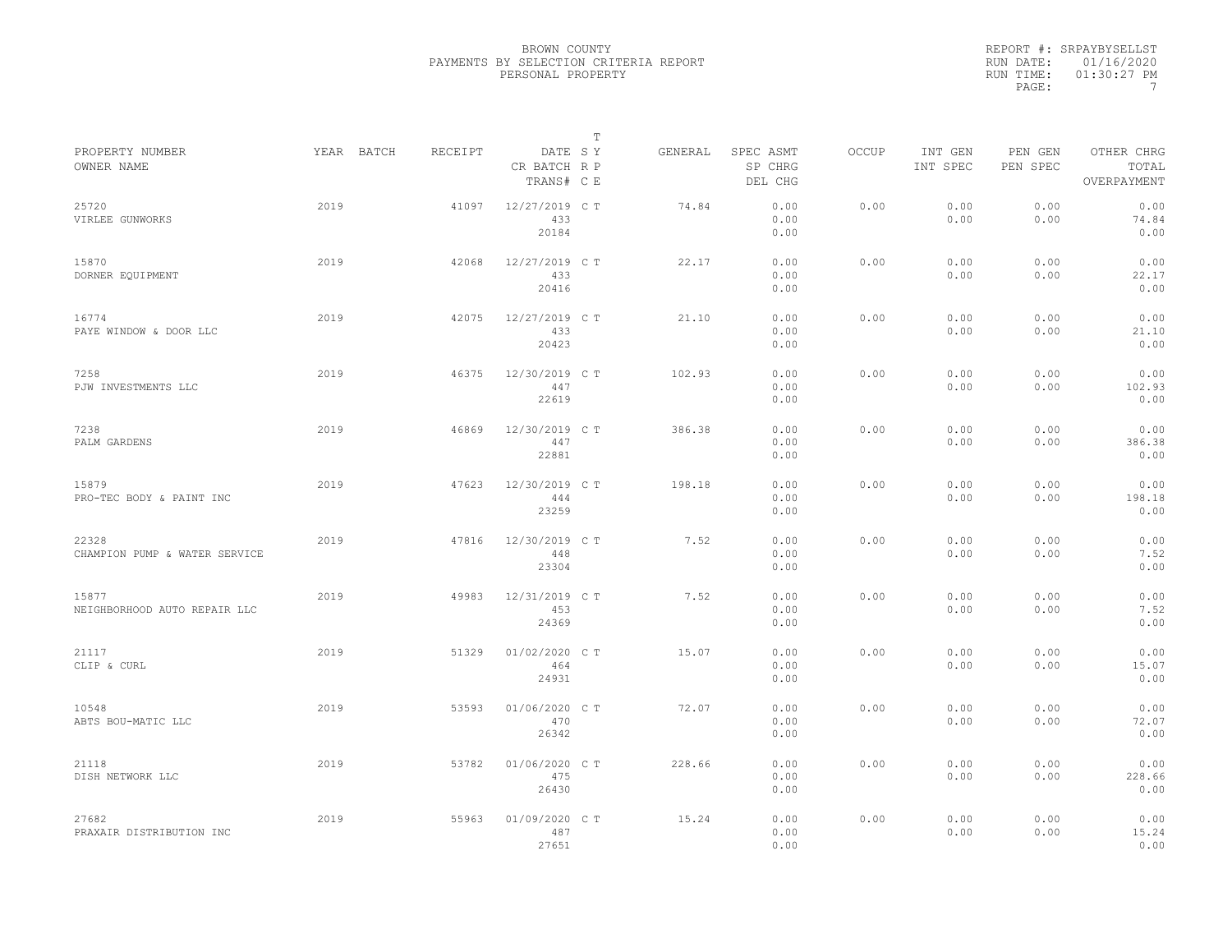BROWN COUNTY
PAYMENTS BY SELECTION CRITERIA REPORT
PERSONAL PROPERTY

REPORT #: SRPAYBYSELLST
RUN DATE: 01/16/2020
RUN TIME: 01:30:27 PM

| PROPERTY NUMBER / OWNER NAME | YEAR | BATCH | RECEIPT | DATE / CR BATCH / TRANS# | T SY RP CE | GENERAL | SPEC ASMT / SP CHRG / DEL CHG | OCCUP | INT GEN / INT SPEC | PEN GEN / PEN SPEC | OTHER CHRG / TOTAL / OVERPAYMENT |
|---|---|---|---|---|---|---|---|---|---|---|---|
| 25720 VIRLEE GUNWORKS | 2019 | | 41097 | 12/27/2019 433 20184 | C T | 74.84 | 0.00 0.00 0.00 | 0.00 | 0.00 0.00 | 0.00 0.00 | 0.00 74.84 0.00 |
| 15870 DORNER EQUIPMENT | 2019 | | 42068 | 12/27/2019 433 20416 | C T | 22.17 | 0.00 0.00 0.00 | 0.00 | 0.00 0.00 | 0.00 0.00 | 0.00 22.17 0.00 |
| 16774 PAYE WINDOW & DOOR LLC | 2019 | | 42075 | 12/27/2019 433 20423 | C T | 21.10 | 0.00 0.00 0.00 | 0.00 | 0.00 0.00 | 0.00 0.00 | 0.00 21.10 0.00 |
| 7258 PJW INVESTMENTS LLC | 2019 | | 46375 | 12/30/2019 447 22619 | C T | 102.93 | 0.00 0.00 0.00 | 0.00 | 0.00 0.00 | 0.00 0.00 | 0.00 102.93 0.00 |
| 7238 PALM GARDENS | 2019 | | 46869 | 12/30/2019 447 22881 | C T | 386.38 | 0.00 0.00 0.00 | 0.00 | 0.00 0.00 | 0.00 0.00 | 0.00 386.38 0.00 |
| 15879 PRO-TEC BODY & PAINT INC | 2019 | | 47623 | 12/30/2019 444 23259 | C T | 198.18 | 0.00 0.00 0.00 | 0.00 | 0.00 0.00 | 0.00 0.00 | 0.00 198.18 0.00 |
| 22328 CHAMPION PUMP & WATER SERVICE | 2019 | | 47816 | 12/30/2019 448 23304 | C T | 7.52 | 0.00 0.00 0.00 | 0.00 | 0.00 0.00 | 0.00 0.00 | 0.00 7.52 0.00 |
| 15877 NEIGHBORHOOD AUTO REPAIR LLC | 2019 | | 49983 | 12/31/2019 453 24369 | C T | 7.52 | 0.00 0.00 0.00 | 0.00 | 0.00 0.00 | 0.00 0.00 | 0.00 7.52 0.00 |
| 21117 CLIP & CURL | 2019 | | 51329 | 01/02/2020 464 24931 | C T | 15.07 | 0.00 0.00 0.00 | 0.00 | 0.00 0.00 | 0.00 0.00 | 0.00 15.07 0.00 |
| 10548 ABTS BOU-MATIC LLC | 2019 | | 53593 | 01/06/2020 470 26342 | C T | 72.07 | 0.00 0.00 0.00 | 0.00 | 0.00 0.00 | 0.00 0.00 | 0.00 72.07 0.00 |
| 21118 DISH NETWORK LLC | 2019 | | 53782 | 01/06/2020 475 26430 | C T | 228.66 | 0.00 0.00 0.00 | 0.00 | 0.00 0.00 | 0.00 0.00 | 0.00 228.66 0.00 |
| 27682 PRAXAIR DISTRIBUTION INC | 2019 | | 55963 | 01/09/2020 487 27651 | C T | 15.24 | 0.00 0.00 0.00 | 0.00 | 0.00 0.00 | 0.00 0.00 | 0.00 15.24 0.00 |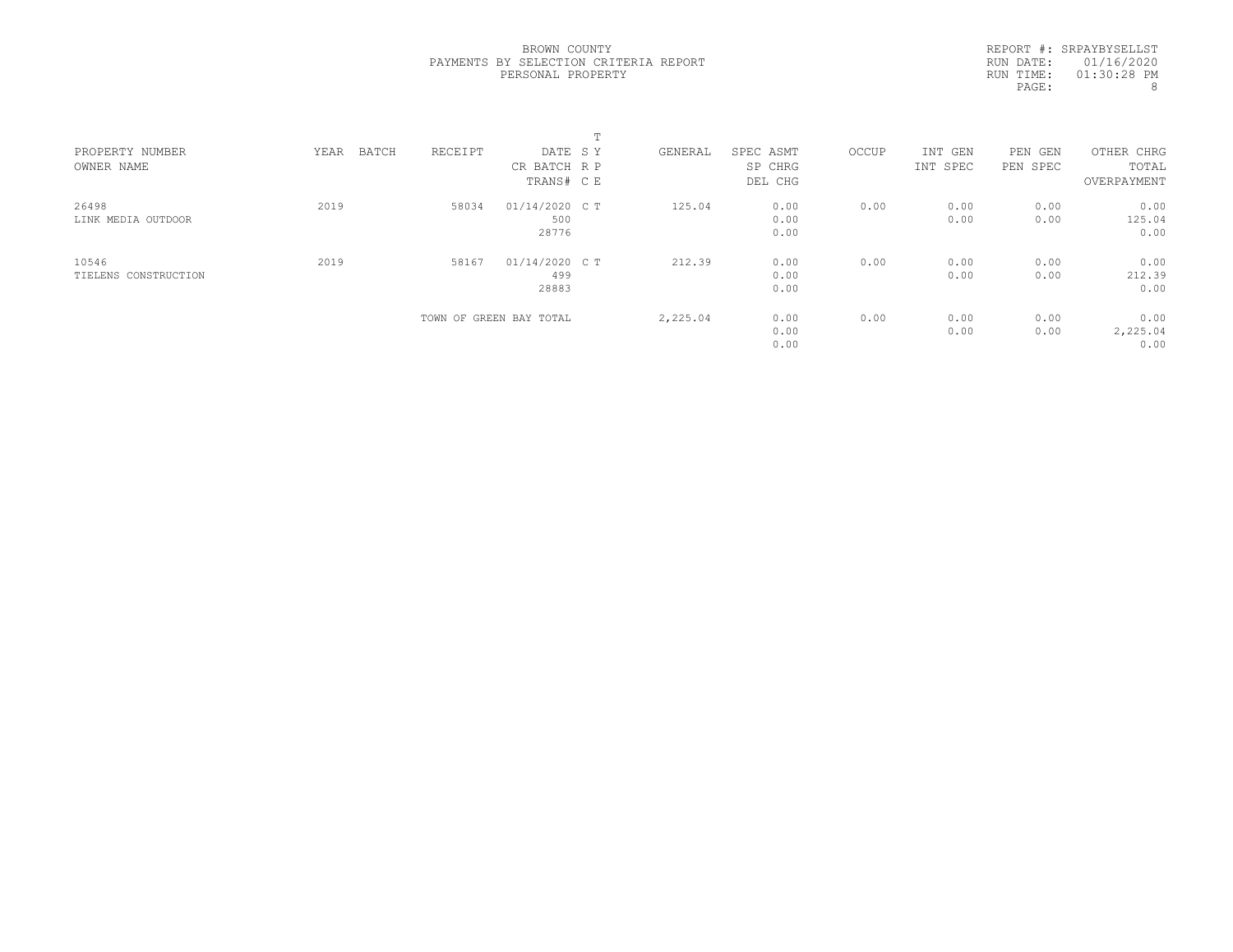BROWN COUNTY
PAYMENTS BY SELECTION CRITERIA REPORT
PERSONAL PROPERTY

REPORT #: SRPAYBYSELLST
RUN DATE: 01/16/2020
RUN TIME: 01:30:28 PM

| PROPERTY NUMBER<br>OWNER NAME | YEAR | BATCH | RECEIPT | DATE<br>CR BATCH<br>TRANS# | T<br>S Y<br>R P<br>C E | GENERAL | SPEC ASMT<br>SP CHRG<br>DEL CHG | OCCUP | INT GEN<br>INT SPEC | PEN GEN<br>PEN SPEC | OTHER CHRG<br>TOTAL<br>OVERPAYMENT |
|---|---|---|---|---|---|---|---|---|---|---|---|
| 26498<br>LINK MEDIA OUTDOOR | 2019 | | 58034 | 01/14/2020<br>500<br>28776 | C T | 125.04 | 0.00<br>0.00<br>0.00 | 0.00 | 0.00<br>0.00 | 0.00<br>0.00 | 0.00<br>125.04<br>0.00 |
| 10546<br>TIELENS CONSTRUCTION | 2019 | | 58167 | 01/14/2020<br>499<br>28883 | C T | 212.39 | 0.00<br>0.00<br>0.00 | 0.00 | 0.00<br>0.00 | 0.00<br>0.00 | 0.00<br>212.39<br>0.00 |
| | | | TOWN OF GREEN BAY TOTAL | | | 2,225.04 | 0.00<br>0.00<br>0.00 | 0.00 | 0.00<br>0.00 | 0.00<br>0.00 | 0.00<br>2,225.04<br>0.00 |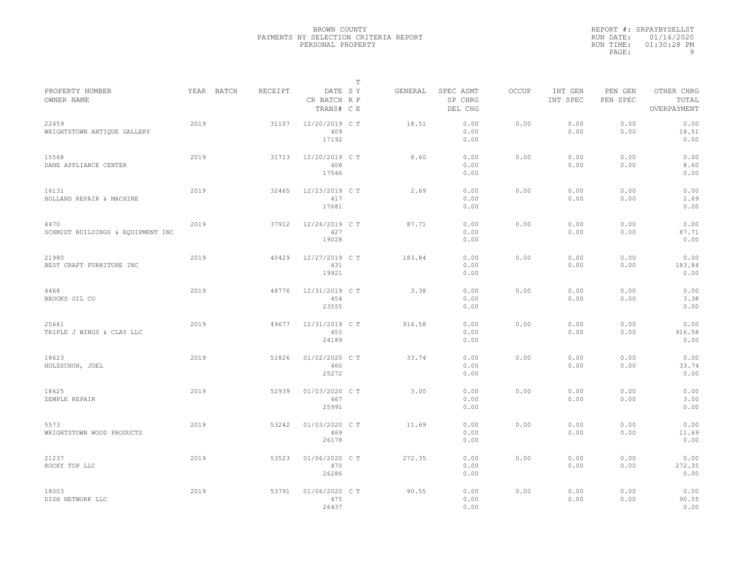BROWN COUNTY
PAYMENTS BY SELECTION CRITERIA REPORT
PERSONAL PROPERTY

REPORT #: SRPAYBYSELLST
RUN DATE: 01/16/2020
RUN TIME: 01:30:28 PM

| PROPERTY NUMBER / OWNER NAME | YEAR | BATCH | RECEIPT | DATE / CR BATCH / TRANS# | T S Y / R P / C E | GENERAL | SPEC ASMT / SP CHRG / DEL CHG | OCCUP | INT GEN / INT SPEC | PEN GEN / PEN SPEC | OTHER CHRG / TOTAL / OVERPAYMENT |
|---|---|---|---|---|---|---|---|---|---|---|---|
| 22459 / WRIGHTSTOWN ANTIQUE GALLERY | 2019 | | 31107 | 12/20/2019 / 409 / 17192 | C T | 18.51 | 0.00 / 0.00 / 0.00 | 0.00 | 0.00 / 0.00 | 0.00 / 0.00 | 0.00 / 18.51 / 0.00 |
| 15568 / DANE APPLIANCE CENTER | 2019 | | 31713 | 12/20/2019 / 408 / 17546 | C T | 8.60 | 0.00 / 0.00 / 0.00 | 0.00 | 0.00 / 0.00 | 0.00 / 0.00 | 0.00 / 8.60 / 0.00 |
| 16131 / HOLLAND REPAIR & MACHINE | 2019 | | 32465 | 12/23/2019 / 417 / 17681 | C T | 2.69 | 0.00 / 0.00 / 0.00 | 0.00 | 0.00 / 0.00 | 0.00 / 0.00 | 0.00 / 2.69 / 0.00 |
| 4470 / SCHMIDT BUILDINGS & EQUIPMENT INC | 2019 | | 37912 | 12/26/2019 / 427 / 19028 | C T | 87.71 | 0.00 / 0.00 / 0.00 | 0.00 | 0.00 / 0.00 | 0.00 / 0.00 | 0.00 / 87.71 / 0.00 |
| 21980 / BEST CRAFT FURNITURE INC | 2019 | | 40429 | 12/27/2019 / 431 / 19921 | C T | 183.84 | 0.00 / 0.00 / 0.00 | 0.00 | 0.00 / 0.00 | 0.00 / 0.00 | 0.00 / 183.84 / 0.00 |
| 4468 / BROOKS OIL CO | 2019 | | 48776 | 12/31/2019 / 454 / 23555 | C T | 3.38 | 0.00 / 0.00 / 0.00 | 0.00 | 0.00 / 0.00 | 0.00 / 0.00 | 0.00 / 3.38 / 0.00 |
| 25661 / TRIPLE J WINGS & CLAY LLC | 2019 | | 49677 | 12/31/2019 / 455 / 24189 | C T | 916.58 | 0.00 / 0.00 / 0.00 | 0.00 | 0.00 / 0.00 | 0.00 / 0.00 | 0.00 / 916.58 / 0.00 |
| 18623 / HOLZSCHUH, JOEL | 2019 | | 51826 | 01/02/2020 / 460 / 25272 | C T | 33.74 | 0.00 / 0.00 / 0.00 | 0.00 | 0.00 / 0.00 | 0.00 / 0.00 | 0.00 / 33.74 / 0.00 |
| 18625 / ZEMPLE REPAIR | 2019 | | 52939 | 01/03/2020 / 467 / 25991 | C T | 3.00 | 0.00 / 0.00 / 0.00 | 0.00 | 0.00 / 0.00 | 0.00 / 0.00 | 0.00 / 3.00 / 0.00 |
| 5573 / WRIGHTSTOWN WOOD PRODUCTS | 2019 | | 53242 | 01/03/2020 / 469 / 26178 | C T | 11.69 | 0.00 / 0.00 / 0.00 | 0.00 | 0.00 / 0.00 | 0.00 / 0.00 | 0.00 / 11.69 / 0.00 |
| 21237 / ROCKY TOP LLC | 2019 | | 53523 | 01/06/2020 / 470 / 26286 | C T | 272.35 | 0.00 / 0.00 / 0.00 | 0.00 | 0.00 / 0.00 | 0.00 / 0.00 | 0.00 / 272.35 / 0.00 |
| 18003 / DISH NETWORK LLC | 2019 | | 53791 | 01/06/2020 / 475 / 26437 | C T | 90.55 | 0.00 / 0.00 / 0.00 | 0.00 | 0.00 / 0.00 | 0.00 / 0.00 | 0.00 / 90.55 / 0.00 |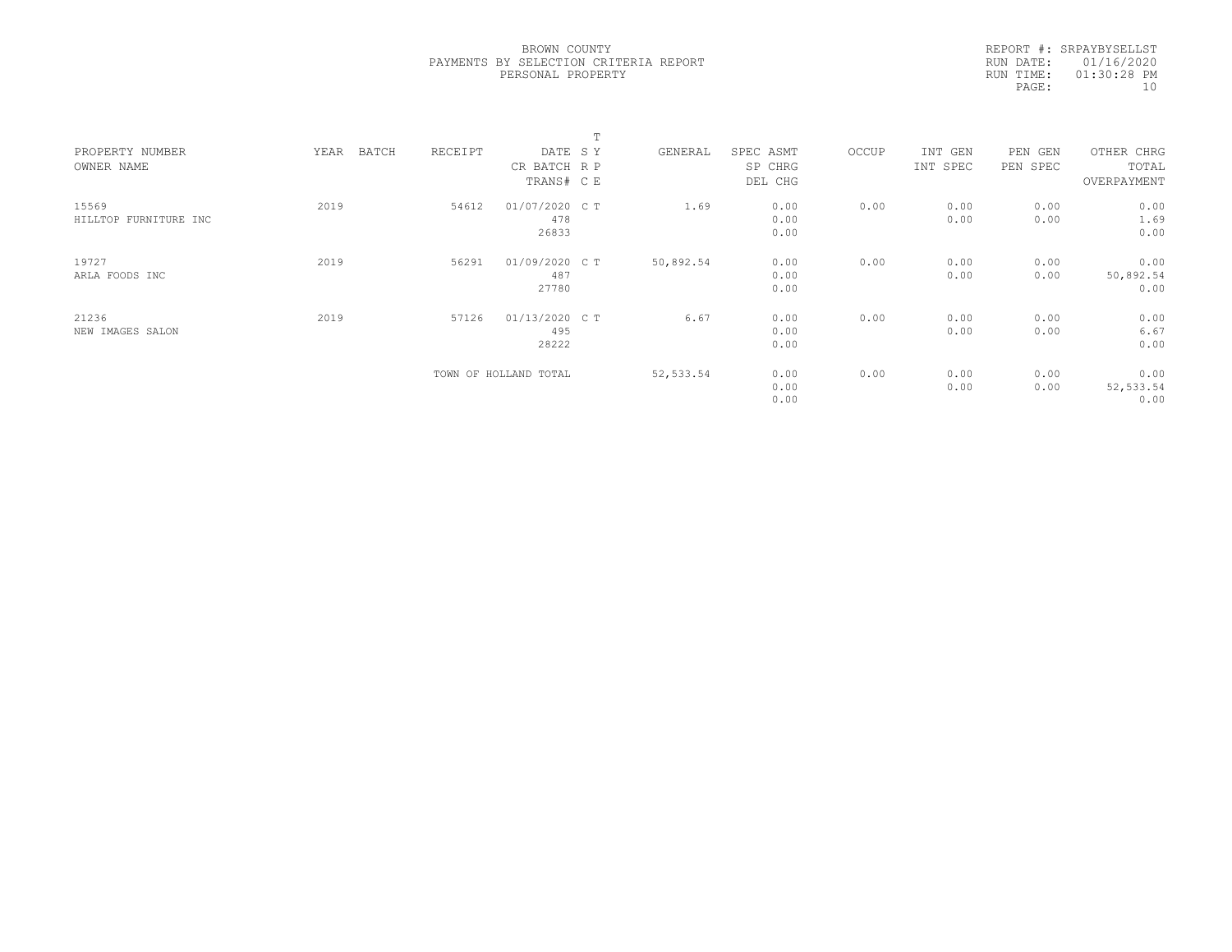BROWN COUNTY
PAYMENTS BY SELECTION CRITERIA REPORT
PERSONAL PROPERTY

REPORT #: SRPAYBYSELLST
RUN DATE: 01/16/2020
RUN TIME: 01:30:28 PM

| PROPERTY NUMBER<br>OWNER NAME | YEAR | BATCH | RECEIPT | DATE<br>CR BATCH<br>TRANS# | T<br>S Y<br>R P<br>C E | GENERAL | SPEC ASMT<br>SP CHRG<br>DEL CHG | OCCUP | INT GEN<br>INT SPEC | PEN GEN<br>PEN SPEC | OTHER CHRG<br>TOTAL<br>OVERPAYMENT |
|---|---|---|---|---|---|---|---|---|---|---|---|
| 15569<br>HILLTOP FURNITURE INC | 2019 | | 54612 | 01/07/2020<br>478<br>26833 | C T | 1.69 | 0.00<br>0.00<br>0.00 | 0.00 | 0.00<br>0.00 | 0.00<br>0.00 | 0.00<br>1.69<br>0.00 |
| 19727<br>ARLA FOODS INC | 2019 | | 56291 | 01/09/2020<br>487<br>27780 | C T | 50,892.54 | 0.00<br>0.00<br>0.00 | 0.00 | 0.00<br>0.00 | 0.00<br>0.00 | 0.00<br>50,892.54<br>0.00 |
| 21236<br>NEW IMAGES SALON | 2019 | | 57126 | 01/13/2020<br>495<br>28222 | C T | 6.67 | 0.00<br>0.00<br>0.00 | 0.00 | 0.00<br>0.00 | 0.00<br>0.00 | 0.00<br>6.67<br>0.00 |
| | | | TOWN OF HOLLAND TOTAL | | | 52,533.54 | 0.00<br>0.00<br>0.00 | 0.00 | 0.00<br>0.00 | 0.00<br>0.00 | 0.00<br>52,533.54<br>0.00 |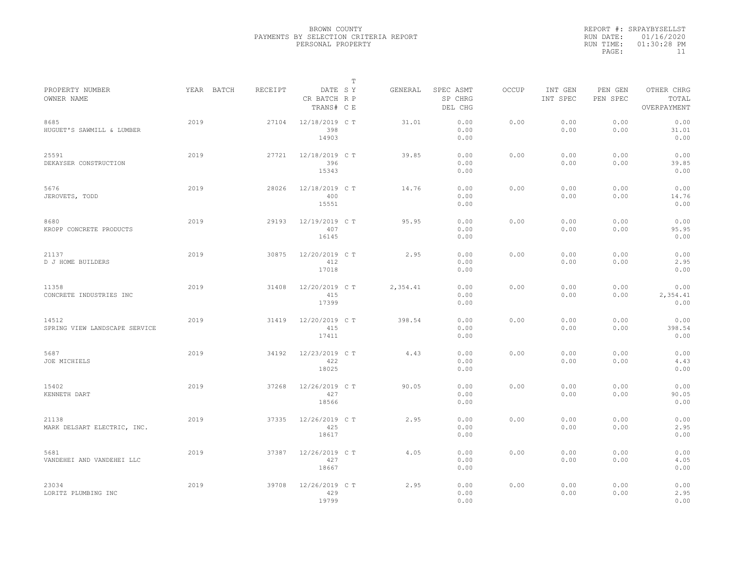BROWN COUNTY
PAYMENTS BY SELECTION CRITERIA REPORT
PERSONAL PROPERTY

REPORT #: SRPAYBYSELLST
RUN DATE: 01/16/2020
RUN TIME: 01:30:28 PM

| PROPERTY NUMBER / OWNER NAME | YEAR | BATCH | RECEIPT | DATE / CR BATCH / TRANS# | T S Y R P C E | GENERAL | SPEC ASMT / SP CHRG / DEL CHG | OCCUP | INT GEN / INT SPEC | PEN GEN / PEN SPEC | OTHER CHRG / TOTAL / OVERPAYMENT |
|---|---|---|---|---|---|---|---|---|---|---|---|
| 8685 HUGUET'S SAWMILL & LUMBER | 2019 | | 27104 | 12/18/2019 398 14903 | C T | 31.01 | 0.00 0.00 0.00 | 0.00 | 0.00 0.00 | 0.00 0.00 | 0.00 31.01 0.00 |
| 25591 DEKAYSER CONSTRUCTION | 2019 | | 27721 | 12/18/2019 396 15343 | C T | 39.85 | 0.00 0.00 0.00 | 0.00 | 0.00 0.00 | 0.00 0.00 | 0.00 39.85 0.00 |
| 5676 JEROVETS, TODD | 2019 | | 28026 | 12/18/2019 400 15551 | C T | 14.76 | 0.00 0.00 0.00 | 0.00 | 0.00 0.00 | 0.00 0.00 | 0.00 14.76 0.00 |
| 8680 KROPP CONCRETE PRODUCTS | 2019 | | 29193 | 12/19/2019 407 16145 | C T | 95.95 | 0.00 0.00 0.00 | 0.00 | 0.00 0.00 | 0.00 0.00 | 0.00 95.95 0.00 |
| 21137 D J HOME BUILDERS | 2019 | | 30875 | 12/20/2019 412 17018 | C T | 2.95 | 0.00 0.00 0.00 | 0.00 | 0.00 0.00 | 0.00 0.00 | 0.00 2.95 0.00 |
| 11358 CONCRETE INDUSTRIES INC | 2019 | | 31408 | 12/20/2019 415 17399 | C T | 2,354.41 | 0.00 0.00 0.00 | 0.00 | 0.00 0.00 | 0.00 0.00 | 0.00 2,354.41 0.00 |
| 14512 SPRING VIEW LANDSCAPE SERVICE | 2019 | | 31419 | 12/20/2019 415 17411 | C T | 398.54 | 0.00 0.00 0.00 | 0.00 | 0.00 0.00 | 0.00 0.00 | 0.00 398.54 0.00 |
| 5687 JOE MICHIELS | 2019 | | 34192 | 12/23/2019 422 18025 | C T | 4.43 | 0.00 0.00 0.00 | 0.00 | 0.00 0.00 | 0.00 0.00 | 0.00 4.43 0.00 |
| 15402 KENNETH DART | 2019 | | 37268 | 12/26/2019 427 18566 | C T | 90.05 | 0.00 0.00 0.00 | 0.00 | 0.00 0.00 | 0.00 0.00 | 0.00 90.05 0.00 |
| 21138 MARK DELSART ELECTRIC, INC. | 2019 | | 37335 | 12/26/2019 425 18617 | C T | 2.95 | 0.00 0.00 0.00 | 0.00 | 0.00 0.00 | 0.00 0.00 | 0.00 2.95 0.00 |
| 5681 VANDEHEI AND VANDEHEI LLC | 2019 | | 37387 | 12/26/2019 427 18667 | C T | 4.05 | 0.00 0.00 0.00 | 0.00 | 0.00 0.00 | 0.00 0.00 | 0.00 4.05 0.00 |
| 23034 LORITZ PLUMBING INC | 2019 | | 39708 | 12/26/2019 429 19799 | C T | 2.95 | 0.00 0.00 0.00 | 0.00 | 0.00 0.00 | 0.00 0.00 | 0.00 2.95 0.00 |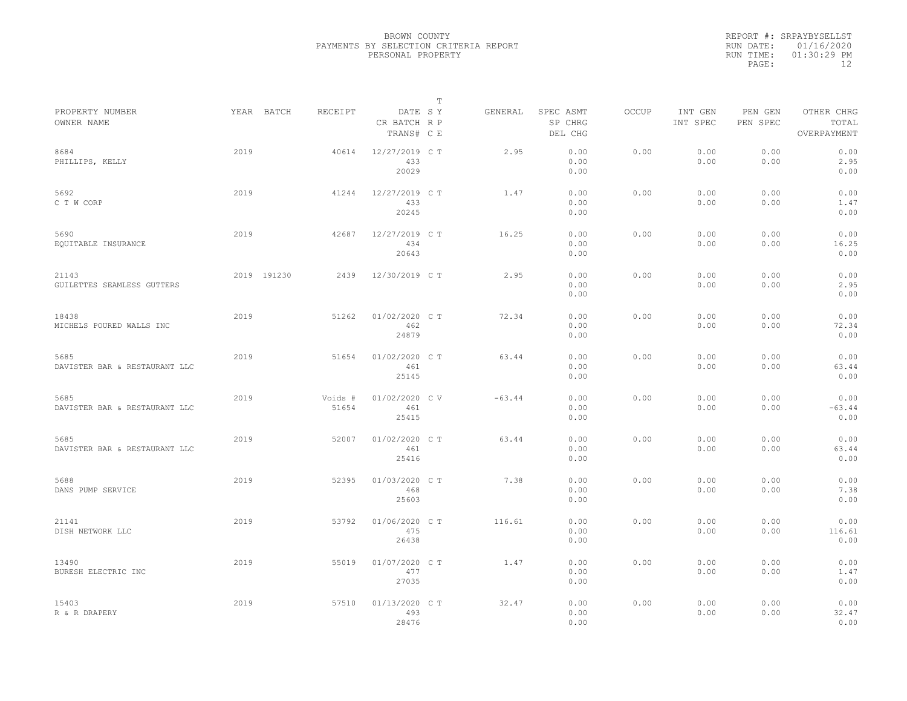BROWN COUNTY
PAYMENTS BY SELECTION CRITERIA REPORT
PERSONAL PROPERTY

REPORT #: SRPAYBYSELLST
RUN DATE: 01/16/2020
RUN TIME: 01:30:29 PM

| PROPERTY NUMBER / OWNER NAME | YEAR | BATCH | RECEIPT | DATE / CR BATCH / TRANS# | T S Y R P C E | GENERAL | SPEC ASMT / SP CHRG / DEL CHG | OCCUP | INT GEN / INT SPEC | PEN GEN / PEN SPEC | OTHER CHRG / TOTAL / OVERPAYMENT |
|---|---|---|---|---|---|---|---|---|---|---|---|
| 8684 PHILLIPS, KELLY | 2019 | | 40614 | 12/27/2019 433 20029 | C T | 2.95 | 0.00 0.00 0.00 | 0.00 | 0.00 0.00 | 0.00 0.00 | 0.00 2.95 0.00 |
| 5692 C T W CORP | 2019 | | 41244 | 12/27/2019 433 20245 | C T | 1.47 | 0.00 0.00 0.00 | 0.00 | 0.00 0.00 | 0.00 0.00 | 0.00 1.47 0.00 |
| 5690 EQUITABLE INSURANCE | 2019 | | 42687 | 12/27/2019 434 20643 | C T | 16.25 | 0.00 0.00 0.00 | 0.00 | 0.00 0.00 | 0.00 0.00 | 0.00 16.25 0.00 |
| 21143 GUILETTES SEAMLESS GUTTERS | 2019 | 191230 | 2439 | 12/30/2019 | C T | 2.95 | 0.00 0.00 0.00 | 0.00 | 0.00 0.00 | 0.00 0.00 | 0.00 2.95 0.00 |
| 18438 MICHELS POURED WALLS INC | 2019 | | 51262 | 01/02/2020 462 24879 | C T | 72.34 | 0.00 0.00 0.00 | 0.00 | 0.00 0.00 | 0.00 0.00 | 0.00 72.34 0.00 |
| 5685 DAVISTER BAR & RESTAURANT LLC | 2019 | | 51654 | 01/02/2020 461 25145 | C T | 63.44 | 0.00 0.00 0.00 | 0.00 | 0.00 0.00 | 0.00 0.00 | 0.00 63.44 0.00 |
| 5685 DAVISTER BAR & RESTAURANT LLC | 2019 | | Voids # 51654 | 01/02/2020 461 25415 | C V | -63.44 | 0.00 0.00 0.00 | 0.00 | 0.00 0.00 | 0.00 0.00 | 0.00 -63.44 0.00 |
| 5685 DAVISTER BAR & RESTAURANT LLC | 2019 | | 52007 | 01/02/2020 461 25416 | C T | 63.44 | 0.00 0.00 0.00 | 0.00 | 0.00 0.00 | 0.00 0.00 | 0.00 63.44 0.00 |
| 5688 DANS PUMP SERVICE | 2019 | | 52395 | 01/03/2020 468 25603 | C T | 7.38 | 0.00 0.00 0.00 | 0.00 | 0.00 0.00 | 0.00 0.00 | 0.00 7.38 0.00 |
| 21141 DISH NETWORK LLC | 2019 | | 53792 | 01/06/2020 475 26438 | C T | 116.61 | 0.00 0.00 0.00 | 0.00 | 0.00 0.00 | 0.00 0.00 | 0.00 116.61 0.00 |
| 13490 BURESH ELECTRIC INC | 2019 | | 55019 | 01/07/2020 477 27035 | C T | 1.47 | 0.00 0.00 0.00 | 0.00 | 0.00 0.00 | 0.00 0.00 | 0.00 1.47 0.00 |
| 15403 R & R DRAPERY | 2019 | | 57510 | 01/13/2020 493 28476 | C T | 32.47 | 0.00 0.00 0.00 | 0.00 | 0.00 0.00 | 0.00 0.00 | 0.00 32.47 0.00 |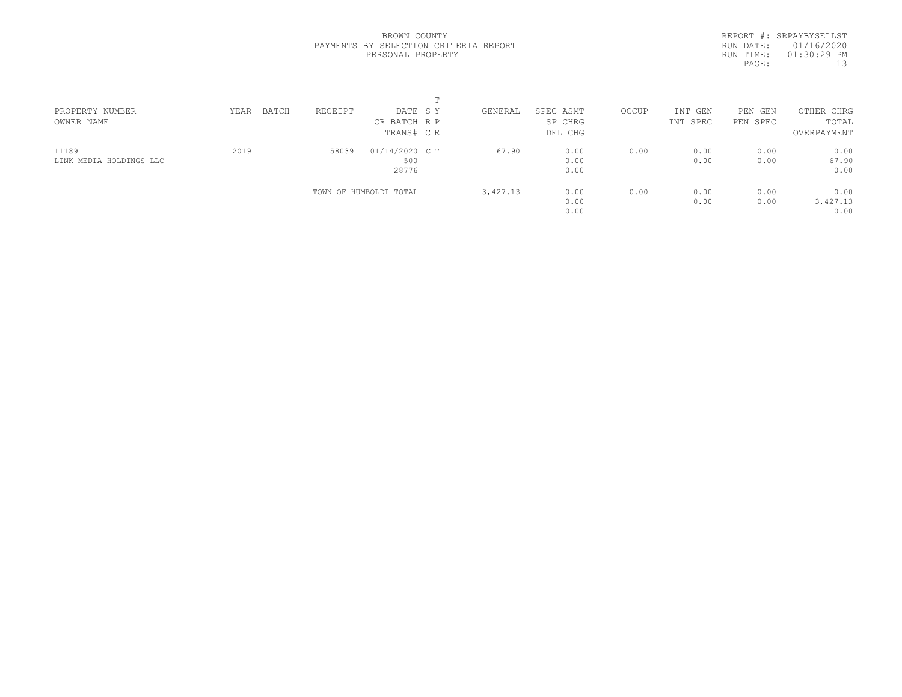BROWN COUNTY
PAYMENTS BY SELECTION CRITERIA REPORT
PERSONAL PROPERTY

REPORT #: SRPAYBYSELLST
RUN DATE: 01/16/2020
RUN TIME: 01:30:29 PM
PAGE: 13

| PROPERTY NUMBER<br>OWNER NAME | YEAR | BATCH | RECEIPT | DATE<br>CR BATCH<br>TRANS# | T S Y<br>R P<br>C E | GENERAL | SPEC ASMT<br>SP CHRG<br>DEL CHG | OCCUP | INT GEN<br>INT SPEC | PEN GEN<br>PEN SPEC | OTHER CHRG<br>TOTAL<br>OVERPAYMENT |
|---|---|---|---|---|---|---|---|---|---|---|---|
| 11189<br>LINK MEDIA HOLDINGS LLC | 2019 | | 58039 | 01/14/2020<br>500<br>28776 | C T | 67.90 | 0.00<br>0.00<br>0.00 | 0.00 | 0.00<br>0.00 | 0.00<br>0.00 | 0.00<br>67.90<br>0.00 |
| | | | TOWN OF HUMBOLDT TOTAL | | | 3,427.13 | 0.00<br>0.00<br>0.00 | 0.00 | 0.00<br>0.00 | 0.00<br>0.00 | 0.00<br>3,427.13<br>0.00 |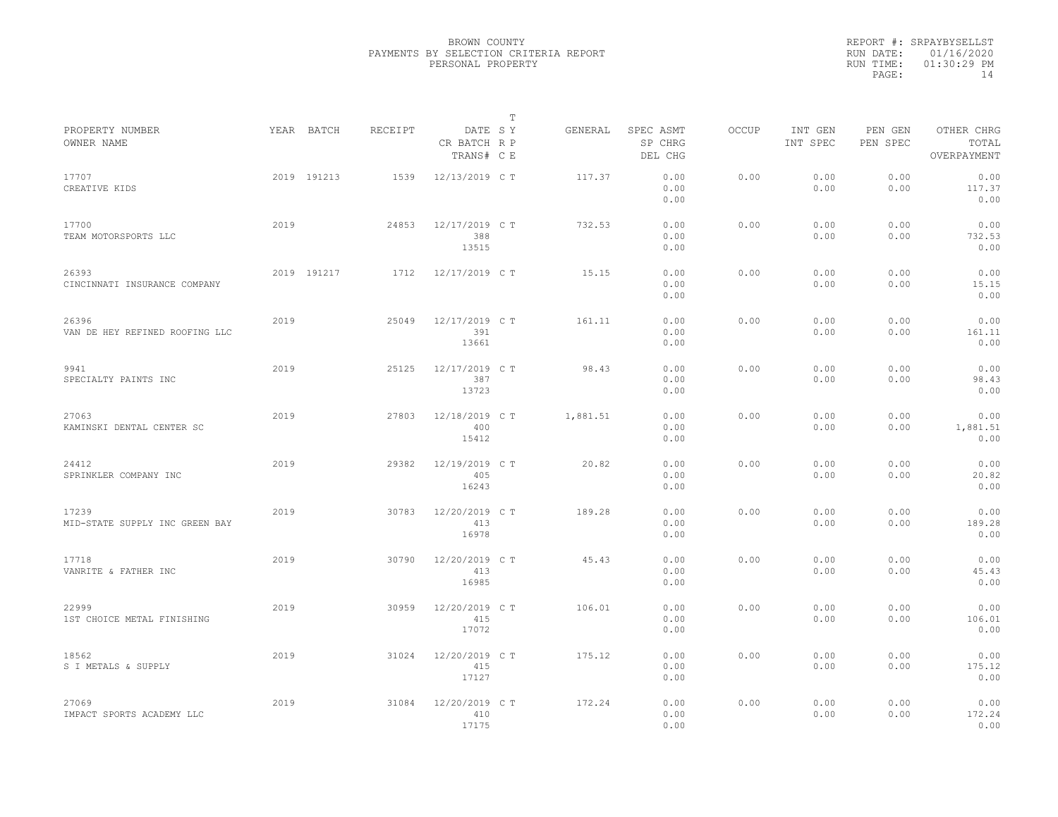BROWN COUNTY
PAYMENTS BY SELECTION CRITERIA REPORT
PERSONAL PROPERTY

REPORT #: SRPAYBYSELLST
RUN DATE: 01/16/2020
RUN TIME: 01:30:29 PM

| PROPERTY NUMBER / OWNER NAME | YEAR | BATCH | RECEIPT | DATE / CR BATCH / TRANS# | T S Y R P C E | GENERAL | SPEC ASMT / SP CHRG / DEL CHG | OCCUP | INT GEN / INT SPEC | PEN GEN / PEN SPEC | OTHER CHRG / TOTAL / OVERPAYMENT |
|---|---|---|---|---|---|---|---|---|---|---|---|
| 17707 CREATIVE KIDS | 2019 | 191213 | 1539 | 12/13/2019 | C T | 117.37 | 0.00 0.00 0.00 | 0.00 | 0.00 0.00 | 0.00 0.00 | 0.00 117.37 0.00 |
| 17700 TEAM MOTORSPORTS LLC | 2019 | | 24853 | 12/17/2019 388 13515 | C T | 732.53 | 0.00 0.00 0.00 | 0.00 | 0.00 0.00 | 0.00 0.00 | 0.00 732.53 0.00 |
| 26393 CINCINNATI INSURANCE COMPANY | 2019 | 191217 | 1712 | 12/17/2019 | C T | 15.15 | 0.00 0.00 0.00 | 0.00 | 0.00 0.00 | 0.00 0.00 | 0.00 15.15 0.00 |
| 26396 VAN DE HEY REFINED ROOFING LLC | 2019 | | 25049 | 12/17/2019 391 13661 | C T | 161.11 | 0.00 0.00 0.00 | 0.00 | 0.00 0.00 | 0.00 0.00 | 0.00 161.11 0.00 |
| 9941 SPECIALTY PAINTS INC | 2019 | | 25125 | 12/17/2019 387 13723 | C T | 98.43 | 0.00 0.00 0.00 | 0.00 | 0.00 0.00 | 0.00 0.00 | 0.00 98.43 0.00 |
| 27063 KAMINSKI DENTAL CENTER SC | 2019 | | 27803 | 12/18/2019 400 15412 | C T | 1,881.51 | 0.00 0.00 0.00 | 0.00 | 0.00 0.00 | 0.00 0.00 | 0.00 1,881.51 0.00 |
| 24412 SPRINKLER COMPANY INC | 2019 | | 29382 | 12/19/2019 405 16243 | C T | 20.82 | 0.00 0.00 0.00 | 0.00 | 0.00 0.00 | 0.00 0.00 | 0.00 20.82 0.00 |
| 17239 MID-STATE SUPPLY INC GREEN BAY | 2019 | | 30783 | 12/20/2019 413 16978 | C T | 189.28 | 0.00 0.00 0.00 | 0.00 | 0.00 0.00 | 0.00 0.00 | 0.00 189.28 0.00 |
| 17718 VANRITE & FATHER INC | 2019 | | 30790 | 12/20/2019 413 16985 | C T | 45.43 | 0.00 0.00 0.00 | 0.00 | 0.00 0.00 | 0.00 0.00 | 0.00 45.43 0.00 |
| 22999 1ST CHOICE METAL FINISHING | 2019 | | 30959 | 12/20/2019 415 17072 | C T | 106.01 | 0.00 0.00 0.00 | 0.00 | 0.00 0.00 | 0.00 0.00 | 0.00 106.01 0.00 |
| 18562 S I METALS & SUPPLY | 2019 | | 31024 | 12/20/2019 415 17127 | C T | 175.12 | 0.00 0.00 0.00 | 0.00 | 0.00 0.00 | 0.00 0.00 | 0.00 175.12 0.00 |
| 27069 IMPACT SPORTS ACADEMY LLC | 2019 | | 31084 | 12/20/2019 410 17175 | C T | 172.24 | 0.00 0.00 0.00 | 0.00 | 0.00 0.00 | 0.00 0.00 | 0.00 172.24 0.00 |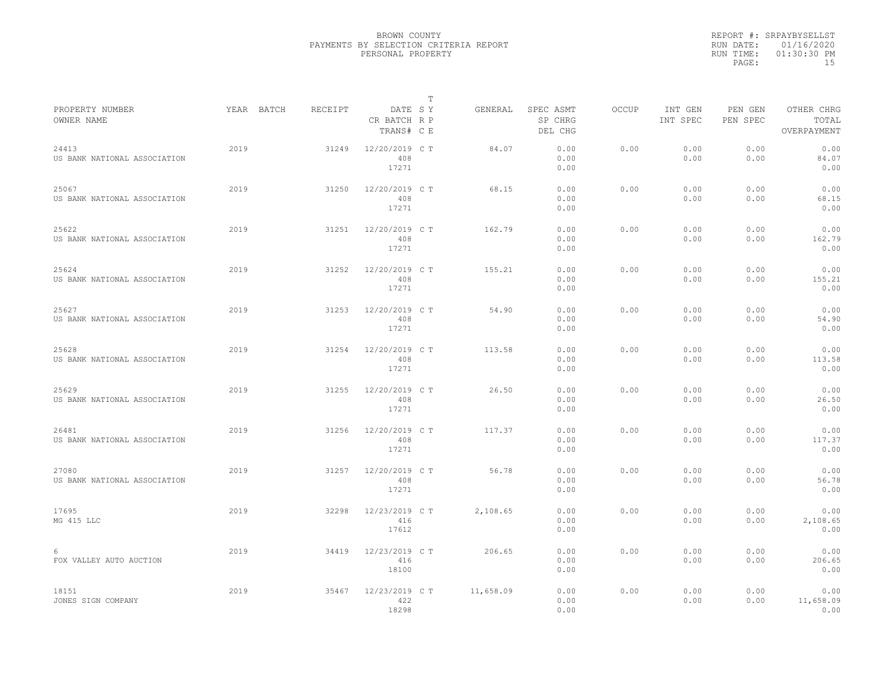BROWN COUNTY
PAYMENTS BY SELECTION CRITERIA REPORT
PERSONAL PROPERTY

REPORT #: SRPAYBYSELLST
RUN DATE: 01/16/2020
RUN TIME: 01:30:30 PM

| PROPERTY NUMBER / OWNER NAME | YEAR | BATCH | RECEIPT | DATE / CR BATCH / TRANS# | T SY RP CE | GENERAL | SPEC ASMT / SP CHRG / DEL CHG | OCCUP | INT GEN / INT SPEC | PEN GEN / PEN SPEC | OTHER CHRG / TOTAL / OVERPAYMENT |
|---|---|---|---|---|---|---|---|---|---|---|---|
| 24413 US BANK NATIONAL ASSOCIATION | 2019 | | 31249 | 12/20/2019 408 17271 | C T | 84.07 | 0.00 0.00 0.00 | 0.00 | 0.00 0.00 | 0.00 0.00 | 0.00 84.07 0.00 |
| 25067 US BANK NATIONAL ASSOCIATION | 2019 | | 31250 | 12/20/2019 408 17271 | C T | 68.15 | 0.00 0.00 0.00 | 0.00 | 0.00 0.00 | 0.00 0.00 | 0.00 68.15 0.00 |
| 25622 US BANK NATIONAL ASSOCIATION | 2019 | | 31251 | 12/20/2019 408 17271 | C T | 162.79 | 0.00 0.00 0.00 | 0.00 | 0.00 0.00 | 0.00 0.00 | 0.00 162.79 0.00 |
| 25624 US BANK NATIONAL ASSOCIATION | 2019 | | 31252 | 12/20/2019 408 17271 | C T | 155.21 | 0.00 0.00 0.00 | 0.00 | 0.00 0.00 | 0.00 0.00 | 0.00 155.21 0.00 |
| 25627 US BANK NATIONAL ASSOCIATION | 2019 | | 31253 | 12/20/2019 408 17271 | C T | 54.90 | 0.00 0.00 0.00 | 0.00 | 0.00 0.00 | 0.00 0.00 | 0.00 54.90 0.00 |
| 25628 US BANK NATIONAL ASSOCIATION | 2019 | | 31254 | 12/20/2019 408 17271 | C T | 113.58 | 0.00 0.00 0.00 | 0.00 | 0.00 0.00 | 0.00 0.00 | 0.00 113.58 0.00 |
| 25629 US BANK NATIONAL ASSOCIATION | 2019 | | 31255 | 12/20/2019 408 17271 | C T | 26.50 | 0.00 0.00 0.00 | 0.00 | 0.00 0.00 | 0.00 0.00 | 0.00 26.50 0.00 |
| 26481 US BANK NATIONAL ASSOCIATION | 2019 | | 31256 | 12/20/2019 408 17271 | C T | 117.37 | 0.00 0.00 0.00 | 0.00 | 0.00 0.00 | 0.00 0.00 | 0.00 117.37 0.00 |
| 27080 US BANK NATIONAL ASSOCIATION | 2019 | | 31257 | 12/20/2019 408 17271 | C T | 56.78 | 0.00 0.00 0.00 | 0.00 | 0.00 0.00 | 0.00 0.00 | 0.00 56.78 0.00 |
| 17695 MG 415 LLC | 2019 | | 32298 | 12/23/2019 416 17612 | C T | 2,108.65 | 0.00 0.00 0.00 | 0.00 | 0.00 0.00 | 0.00 0.00 | 0.00 2,108.65 0.00 |
| 6 FOX VALLEY AUTO AUCTION | 2019 | | 34419 | 12/23/2019 416 18100 | C T | 206.65 | 0.00 0.00 0.00 | 0.00 | 0.00 0.00 | 0.00 0.00 | 0.00 206.65 0.00 |
| 18151 JONES SIGN COMPANY | 2019 | | 35467 | 12/23/2019 422 18298 | C T | 11,658.09 | 0.00 0.00 0.00 | 0.00 | 0.00 0.00 | 0.00 0.00 | 0.00 11,658.09 0.00 |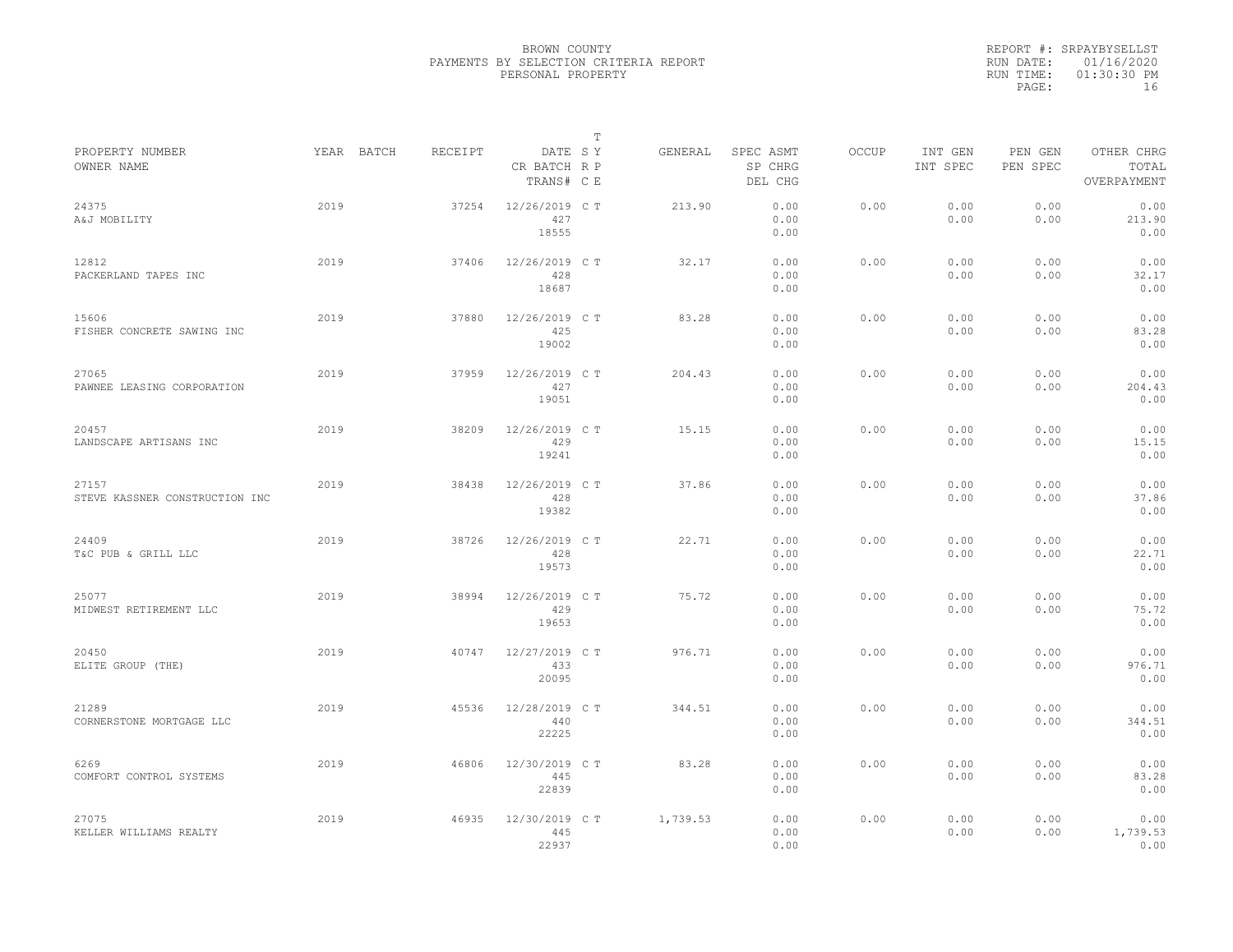BROWN COUNTY
PAYMENTS BY SELECTION CRITERIA REPORT
PERSONAL PROPERTY

REPORT #: SRPAYBYSELLST
RUN DATE: 01/16/2020
RUN TIME: 01:30:30 PM

| PROPERTY NUMBER<br>OWNER NAME | YEAR | BATCH | RECEIPT | DATE<br>CR BATCH<br>TRANS# | T<br>S Y<br>R P<br>C E | GENERAL | SPEC ASMT<br>SP CHRG<br>DEL CHG | OCCUP | INT GEN<br>INT SPEC | PEN GEN<br>PEN SPEC | OTHER CHRG<br>TOTAL<br>OVERPAYMENT |
|---|---|---|---|---|---|---|---|---|---|---|---|
| 24375<br>A&J MOBILITY | 2019 | | 37254 | 12/26/2019<br>427<br>18555 | C T | 213.90 | 0.00<br>0.00<br>0.00 | 0.00 | 0.00<br>0.00 | 0.00<br>0.00 | 0.00<br>213.90<br>0.00 |
| 12812<br>PACKERLAND TAPES INC | 2019 | | 37406 | 12/26/2019<br>428<br>18687 | C T | 32.17 | 0.00<br>0.00<br>0.00 | 0.00 | 0.00<br>0.00 | 0.00<br>0.00 | 0.00<br>32.17<br>0.00 |
| 15606<br>FISHER CONCRETE SAWING INC | 2019 | | 37880 | 12/26/2019<br>425<br>19002 | C T | 83.28 | 0.00<br>0.00<br>0.00 | 0.00 | 0.00<br>0.00 | 0.00<br>0.00 | 0.00<br>83.28<br>0.00 |
| 27065<br>PAWNEE LEASING CORPORATION | 2019 | | 37959 | 12/26/2019<br>427<br>19051 | C T | 204.43 | 0.00<br>0.00<br>0.00 | 0.00 | 0.00<br>0.00 | 0.00<br>0.00 | 0.00<br>204.43<br>0.00 |
| 20457<br>LANDSCAPE ARTISANS INC | 2019 | | 38209 | 12/26/2019<br>429<br>19241 | C T | 15.15 | 0.00<br>0.00<br>0.00 | 0.00 | 0.00<br>0.00 | 0.00<br>0.00 | 0.00<br>15.15<br>0.00 |
| 27157<br>STEVE KASSNER CONSTRUCTION INC | 2019 | | 38438 | 12/26/2019<br>428<br>19382 | C T | 37.86 | 0.00<br>0.00<br>0.00 | 0.00 | 0.00<br>0.00 | 0.00<br>0.00 | 0.00<br>37.86<br>0.00 |
| 24409<br>T&C PUB & GRILL LLC | 2019 | | 38726 | 12/26/2019<br>428<br>19573 | C T | 22.71 | 0.00<br>0.00<br>0.00 | 0.00 | 0.00<br>0.00 | 0.00<br>0.00 | 0.00<br>22.71<br>0.00 |
| 25077<br>MIDWEST RETIREMENT LLC | 2019 | | 38994 | 12/26/2019<br>429<br>19653 | C T | 75.72 | 0.00<br>0.00<br>0.00 | 0.00 | 0.00<br>0.00 | 0.00<br>0.00 | 0.00<br>75.72<br>0.00 |
| 20450<br>ELITE GROUP (THE) | 2019 | | 40747 | 12/27/2019<br>433<br>20095 | C T | 976.71 | 0.00<br>0.00<br>0.00 | 0.00 | 0.00<br>0.00 | 0.00<br>0.00 | 0.00<br>976.71<br>0.00 |
| 21289<br>CORNERSTONE MORTGAGE LLC | 2019 | | 45536 | 12/28/2019<br>440<br>22225 | C T | 344.51 | 0.00<br>0.00<br>0.00 | 0.00 | 0.00<br>0.00 | 0.00<br>0.00 | 0.00<br>344.51<br>0.00 |
| 6269<br>COMFORT CONTROL SYSTEMS | 2019 | | 46806 | 12/30/2019<br>445<br>22839 | C T | 83.28 | 0.00<br>0.00<br>0.00 | 0.00 | 0.00<br>0.00 | 0.00<br>0.00 | 0.00<br>83.28<br>0.00 |
| 27075<br>KELLER WILLIAMS REALTY | 2019 | | 46935 | 12/30/2019<br>445<br>22937 | C T | 1,739.53 | 0.00<br>0.00<br>0.00 | 0.00 | 0.00<br>0.00 | 0.00<br>0.00 | 0.00<br>1,739.53<br>0.00 |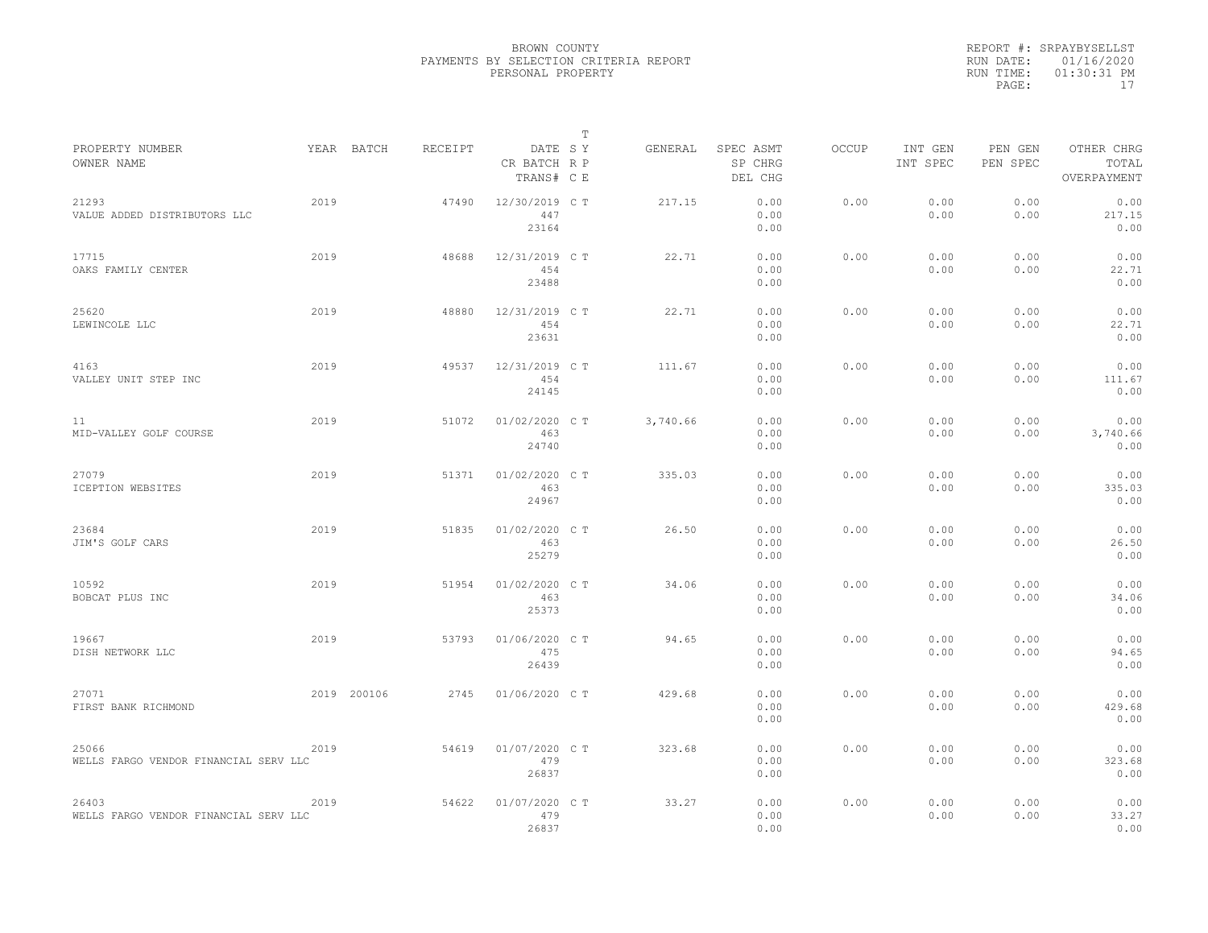BROWN COUNTY
PAYMENTS BY SELECTION CRITERIA REPORT
PERSONAL PROPERTY

REPORT #: SRPAYBYSELLST
RUN DATE: 01/16/2020
RUN TIME: 01:30:31 PM

| PROPERTY NUMBER / OWNER NAME | YEAR | BATCH | RECEIPT | DATE / CR BATCH / TRANS# | T S Y R P C E | GENERAL | SPEC ASMT / SP CHRG / DEL CHG | OCCUP | INT GEN / INT SPEC | PEN GEN / PEN SPEC | OTHER CHRG / TOTAL / OVERPAYMENT |
|---|---|---|---|---|---|---|---|---|---|---|---|
| 21293 VALUE ADDED DISTRIBUTORS LLC | 2019 | | 47490 | 12/30/2019 447 23164 | C T | 217.15 | 0.00 0.00 0.00 | 0.00 | 0.00 0.00 | 0.00 0.00 | 0.00 217.15 0.00 |
| 17715 OAKS FAMILY CENTER | 2019 | | 48688 | 12/31/2019 454 23488 | C T | 22.71 | 0.00 0.00 0.00 | 0.00 | 0.00 0.00 | 0.00 0.00 | 0.00 22.71 0.00 |
| 25620 LEWINCOLE LLC | 2019 | | 48880 | 12/31/2019 454 23631 | C T | 22.71 | 0.00 0.00 0.00 | 0.00 | 0.00 0.00 | 0.00 0.00 | 0.00 22.71 0.00 |
| 4163 VALLEY UNIT STEP INC | 2019 | | 49537 | 12/31/2019 454 24145 | C T | 111.67 | 0.00 0.00 0.00 | 0.00 | 0.00 0.00 | 0.00 0.00 | 0.00 111.67 0.00 |
| 11 MID-VALLEY GOLF COURSE | 2019 | | 51072 | 01/02/2020 463 24740 | C T | 3,740.66 | 0.00 0.00 0.00 | 0.00 | 0.00 0.00 | 0.00 0.00 | 0.00 3,740.66 0.00 |
| 27079 ICEPTION WEBSITES | 2019 | | 51371 | 01/02/2020 463 24967 | C T | 335.03 | 0.00 0.00 0.00 | 0.00 | 0.00 0.00 | 0.00 0.00 | 0.00 335.03 0.00 |
| 23684 JIM'S GOLF CARS | 2019 | | 51835 | 01/02/2020 463 25279 | C T | 26.50 | 0.00 0.00 0.00 | 0.00 | 0.00 0.00 | 0.00 0.00 | 0.00 26.50 0.00 |
| 10592 BOBCAT PLUS INC | 2019 | | 51954 | 01/02/2020 463 25373 | C T | 34.06 | 0.00 0.00 0.00 | 0.00 | 0.00 0.00 | 0.00 0.00 | 0.00 34.06 0.00 |
| 19667 DISH NETWORK LLC | 2019 | | 53793 | 01/06/2020 475 26439 | C T | 94.65 | 0.00 0.00 0.00 | 0.00 | 0.00 0.00 | 0.00 0.00 | 0.00 94.65 0.00 |
| 27071 FIRST BANK RICHMOND | 2019 | 200106 | 2745 | 01/06/2020 | C T | 429.68 | 0.00 0.00 0.00 | 0.00 | 0.00 0.00 | 0.00 0.00 | 0.00 429.68 0.00 |
| 25066 WELLS FARGO VENDOR FINANCIAL SERV LLC | 2019 | | 54619 | 01/07/2020 479 26837 | C T | 323.68 | 0.00 0.00 0.00 | 0.00 | 0.00 0.00 | 0.00 0.00 | 0.00 323.68 0.00 |
| 26403 WELLS FARGO VENDOR FINANCIAL SERV LLC | 2019 | | 54622 | 01/07/2020 479 26837 | C T | 33.27 | 0.00 0.00 0.00 | 0.00 | 0.00 0.00 | 0.00 0.00 | 0.00 33.27 0.00 |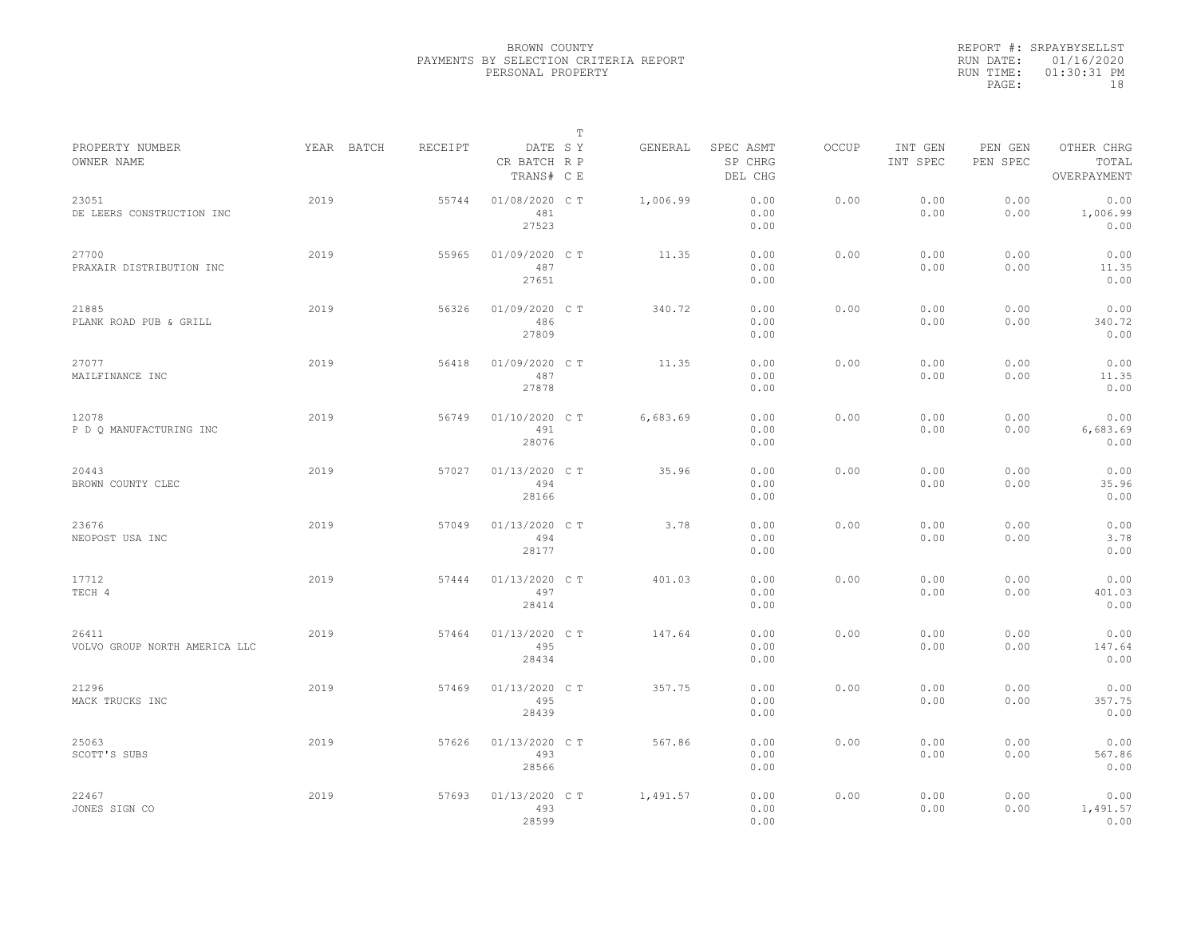BROWN COUNTY
PAYMENTS BY SELECTION CRITERIA REPORT
PERSONAL PROPERTY

REPORT #: SRPAYBYSELLST
RUN DATE: 01/16/2020
RUN TIME: 01:30:31 PM

| PROPERTY NUMBER / OWNER NAME | YEAR | BATCH | RECEIPT | DATE / CR BATCH / TRANS# | T S Y R P C E | GENERAL | SPEC ASMT / SP CHRG / DEL CHG | OCCUP | INT GEN / INT SPEC | PEN GEN / PEN SPEC | OTHER CHRG / TOTAL / OVERPAYMENT |
|---|---|---|---|---|---|---|---|---|---|---|---|
| 23051 DE LEERS CONSTRUCTION INC | 2019 | | 55744 | 01/08/2020 481 27523 | C T | 1,006.99 | 0.00 0.00 0.00 | 0.00 | 0.00 0.00 | 0.00 0.00 | 0.00 1,006.99 0.00 |
| 27700 PRAXAIR DISTRIBUTION INC | 2019 | | 55965 | 01/09/2020 487 27651 | C T | 11.35 | 0.00 0.00 0.00 | 0.00 | 0.00 0.00 | 0.00 0.00 | 0.00 11.35 0.00 |
| 21885 PLANK ROAD PUB & GRILL | 2019 | | 56326 | 01/09/2020 486 27809 | C T | 340.72 | 0.00 0.00 0.00 | 0.00 | 0.00 0.00 | 0.00 0.00 | 0.00 340.72 0.00 |
| 27077 MAILFINANCE INC | 2019 | | 56418 | 01/09/2020 487 27878 | C T | 11.35 | 0.00 0.00 0.00 | 0.00 | 0.00 0.00 | 0.00 0.00 | 0.00 11.35 0.00 |
| 12078 P D Q MANUFACTURING INC | 2019 | | 56749 | 01/10/2020 491 28076 | C T | 6,683.69 | 0.00 0.00 0.00 | 0.00 | 0.00 0.00 | 0.00 0.00 | 0.00 6,683.69 0.00 |
| 20443 BROWN COUNTY CLEC | 2019 | | 57027 | 01/13/2020 494 28166 | C T | 35.96 | 0.00 0.00 0.00 | 0.00 | 0.00 0.00 | 0.00 0.00 | 0.00 35.96 0.00 |
| 23676 NEOPOST USA INC | 2019 | | 57049 | 01/13/2020 494 28177 | C T | 3.78 | 0.00 0.00 0.00 | 0.00 | 0.00 0.00 | 0.00 0.00 | 0.00 3.78 0.00 |
| 17712 TECH 4 | 2019 | | 57444 | 01/13/2020 497 28414 | C T | 401.03 | 0.00 0.00 0.00 | 0.00 | 0.00 0.00 | 0.00 0.00 | 0.00 401.03 0.00 |
| 26411 VOLVO GROUP NORTH AMERICA LLC | 2019 | | 57464 | 01/13/2020 495 28434 | C T | 147.64 | 0.00 0.00 0.00 | 0.00 | 0.00 0.00 | 0.00 0.00 | 0.00 147.64 0.00 |
| 21296 MACK TRUCKS INC | 2019 | | 57469 | 01/13/2020 495 28439 | C T | 357.75 | 0.00 0.00 0.00 | 0.00 | 0.00 0.00 | 0.00 0.00 | 0.00 357.75 0.00 |
| 25063 SCOTT'S SUBS | 2019 | | 57626 | 01/13/2020 493 28566 | C T | 567.86 | 0.00 0.00 0.00 | 0.00 | 0.00 0.00 | 0.00 0.00 | 0.00 567.86 0.00 |
| 22467 JONES SIGN CO | 2019 | | 57693 | 01/13/2020 493 28599 | C T | 1,491.57 | 0.00 0.00 0.00 | 0.00 | 0.00 0.00 | 0.00 0.00 | 0.00 1,491.57 0.00 |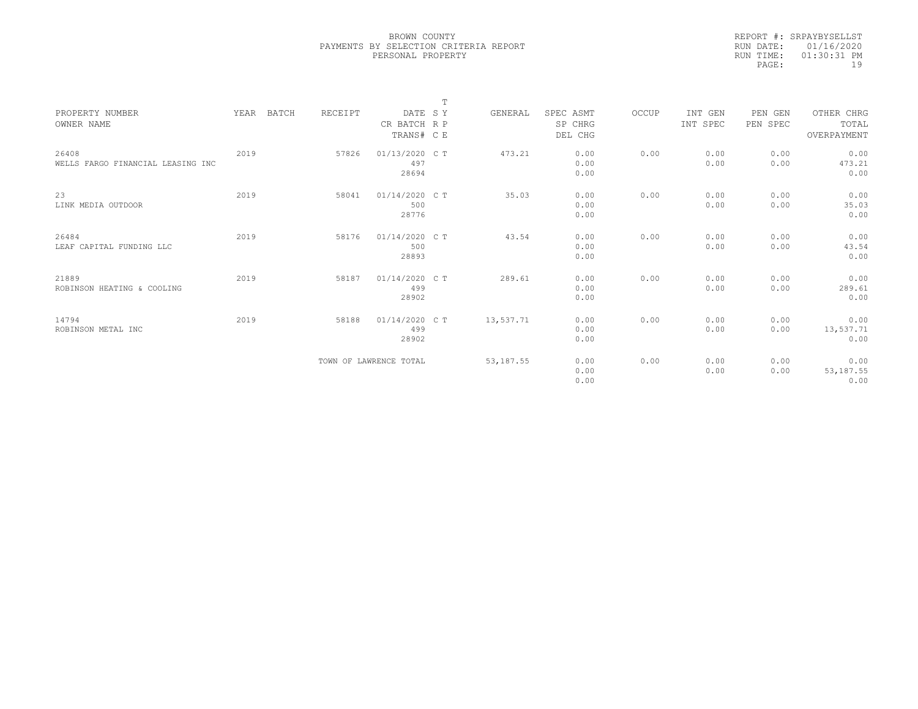BROWN COUNTY
PAYMENTS BY SELECTION CRITERIA REPORT
PERSONAL PROPERTY

REPORT #: SRPAYBYSELLST
RUN DATE: 01/16/2020
RUN TIME: 01:30:31 PM

| PROPERTY NUMBER<br>OWNER NAME | YEAR | BATCH | RECEIPT | DATE<br>CR BATCH<br>TRANS# | T<br>S Y<br>R P<br>C E | GENERAL | SPEC ASMT<br>SP CHRG<br>DEL CHG | OCCUP | INT GEN<br>INT SPEC | PEN GEN<br>PEN SPEC | OTHER CHRG<br>TOTAL<br>OVERPAYMENT |
|---|---|---|---|---|---|---|---|---|---|---|---|
| 26408<br>WELLS FARGO FINANCIAL LEASING INC | 2019 | | 57826 | 01/13/2020<br>497<br>28694 | C T | 473.21 | 0.00<br>0.00<br>0.00 | 0.00 | 0.00<br>0.00 | 0.00<br>0.00 | 0.00<br>473.21<br>0.00 |
| 23<br>LINK MEDIA OUTDOOR | 2019 | | 58041 | 01/14/2020<br>500<br>28776 | C T | 35.03 | 0.00<br>0.00<br>0.00 | 0.00 | 0.00<br>0.00 | 0.00<br>0.00 | 0.00<br>35.03<br>0.00 |
| 26484<br>LEAF CAPITAL FUNDING LLC | 2019 | | 58176 | 01/14/2020<br>500<br>28893 | C T | 43.54 | 0.00<br>0.00<br>0.00 | 0.00 | 0.00<br>0.00 | 0.00<br>0.00 | 0.00<br>43.54<br>0.00 |
| 21889<br>ROBINSON HEATING & COOLING | 2019 | | 58187 | 01/14/2020<br>499<br>28902 | C T | 289.61 | 0.00<br>0.00<br>0.00 | 0.00 | 0.00<br>0.00 | 0.00<br>0.00 | 0.00<br>289.61<br>0.00 |
| 14794<br>ROBINSON METAL INC | 2019 | | 58188 | 01/14/2020<br>499<br>28902 | C T | 13,537.71 | 0.00<br>0.00<br>0.00 | 0.00 | 0.00<br>0.00 | 0.00<br>0.00 | 0.00<br>13,537.71<br>0.00 |
| | | | TOWN OF LAWRENCE TOTAL | | | 53,187.55 | 0.00<br>0.00<br>0.00 | 0.00 | 0.00<br>0.00 | 0.00<br>0.00 | 0.00<br>53,187.55<br>0.00 |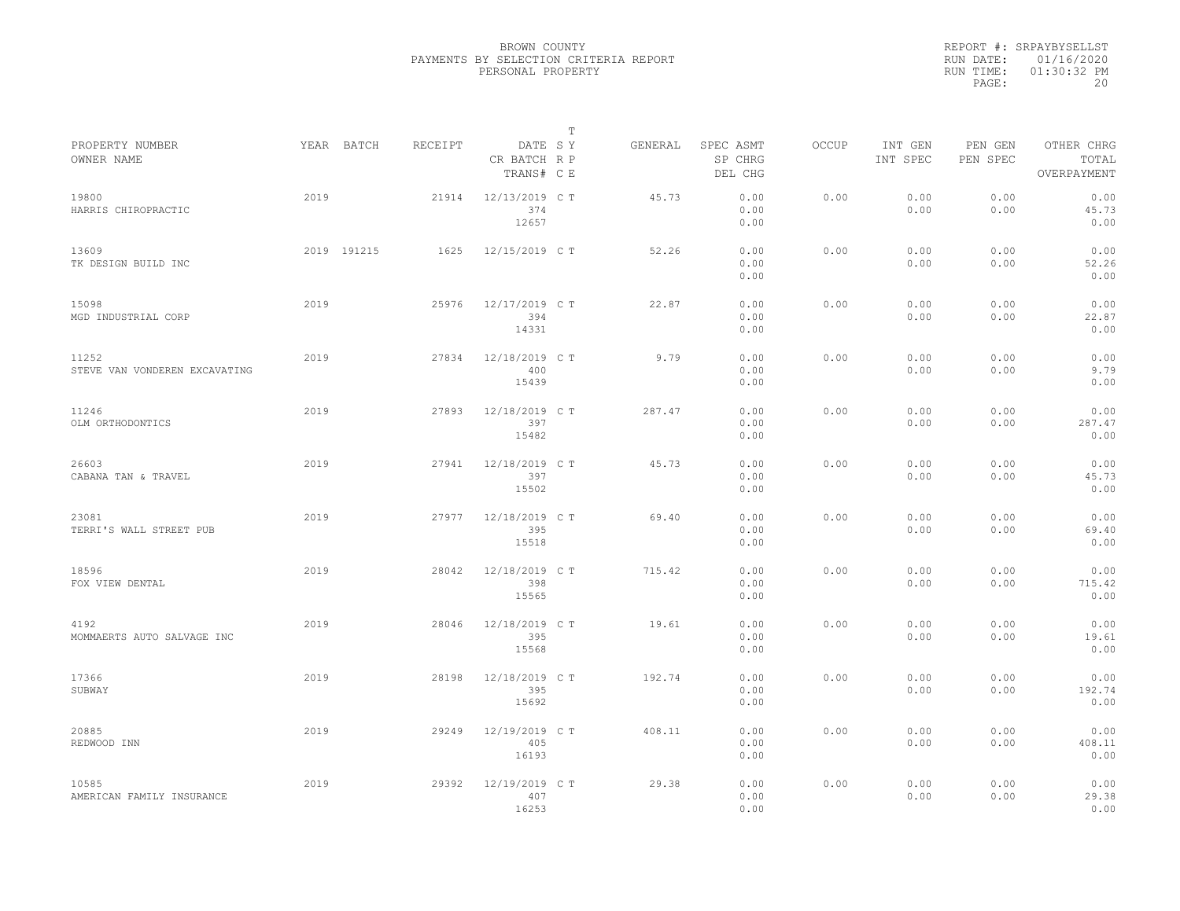BROWN COUNTY
PAYMENTS BY SELECTION CRITERIA REPORT
PERSONAL PROPERTY

REPORT #: SRPAYBYSELLST
RUN DATE: 01/16/2020
RUN TIME: 01:30:32 PM

| PROPERTY NUMBER<br>OWNER NAME | YEAR | BATCH | RECEIPT | DATE<br>CR BATCH<br>TRANS# | T S Y<br>R P<br>C E | GENERAL | SPEC ASMT<br>SP CHRG<br>DEL CHG | OCCUP | INT GEN<br>INT SPEC | PEN GEN<br>PEN SPEC | OTHER CHRG<br>TOTAL<br>OVERPAYMENT |
|---|---|---|---|---|---|---|---|---|---|---|---|
| 19800<br>HARRIS CHIROPRACTIC | 2019 | | 21914 | 12/13/2019<br>374<br>12657 | C T | 45.73 | 0.00<br>0.00<br>0.00 | 0.00 | 0.00<br>0.00 | 0.00<br>0.00 | 0.00<br>45.73<br>0.00 |
| 13609<br>TK DESIGN BUILD INC | 2019 | 191215 | 1625 | 12/15/2019 | C T | 52.26 | 0.00<br>0.00<br>0.00 | 0.00 | 0.00<br>0.00 | 0.00<br>0.00 | 0.00<br>52.26<br>0.00 |
| 15098<br>MGD INDUSTRIAL CORP | 2019 | | 25976 | 12/17/2019<br>394<br>14331 | C T | 22.87 | 0.00<br>0.00<br>0.00 | 0.00 | 0.00<br>0.00 | 0.00<br>0.00 | 0.00<br>22.87<br>0.00 |
| 11252<br>STEVE VAN VONDEREN EXCAVATING | 2019 | | 27834 | 12/18/2019<br>400<br>15439 | C T | 9.79 | 0.00<br>0.00<br>0.00 | 0.00 | 0.00<br>0.00 | 0.00<br>0.00 | 0.00<br>9.79<br>0.00 |
| 11246<br>OLM ORTHODONTICS | 2019 | | 27893 | 12/18/2019<br>397<br>15482 | C T | 287.47 | 0.00<br>0.00<br>0.00 | 0.00 | 0.00<br>0.00 | 0.00<br>0.00 | 0.00<br>287.47<br>0.00 |
| 26603<br>CABANA TAN & TRAVEL | 2019 | | 27941 | 12/18/2019<br>397<br>15502 | C T | 45.73 | 0.00<br>0.00<br>0.00 | 0.00 | 0.00<br>0.00 | 0.00<br>0.00 | 0.00<br>45.73<br>0.00 |
| 23081<br>TERRI'S WALL STREET PUB | 2019 | | 27977 | 12/18/2019<br>395<br>15518 | C T | 69.40 | 0.00<br>0.00<br>0.00 | 0.00 | 0.00<br>0.00 | 0.00<br>0.00 | 0.00<br>69.40<br>0.00 |
| 18596<br>FOX VIEW DENTAL | 2019 | | 28042 | 12/18/2019<br>398<br>15565 | C T | 715.42 | 0.00<br>0.00<br>0.00 | 0.00 | 0.00<br>0.00 | 0.00<br>0.00 | 0.00<br>715.42<br>0.00 |
| 4192<br>MOMMAERTS AUTO SALVAGE INC | 2019 | | 28046 | 12/18/2019<br>395<br>15568 | C T | 19.61 | 0.00<br>0.00<br>0.00 | 0.00 | 0.00<br>0.00 | 0.00<br>0.00 | 0.00<br>19.61<br>0.00 |
| 17366<br>SUBWAY | 2019 | | 28198 | 12/18/2019<br>395<br>15692 | C T | 192.74 | 0.00<br>0.00<br>0.00 | 0.00 | 0.00<br>0.00 | 0.00<br>0.00 | 0.00<br>192.74<br>0.00 |
| 20885<br>REDWOOD INN | 2019 | | 29249 | 12/19/2019<br>405<br>16193 | C T | 408.11 | 0.00<br>0.00<br>0.00 | 0.00 | 0.00<br>0.00 | 0.00<br>0.00 | 0.00<br>408.11<br>0.00 |
| 10585<br>AMERICAN FAMILY INSURANCE | 2019 | | 29392 | 12/19/2019<br>407<br>16253 | C T | 29.38 | 0.00<br>0.00<br>0.00 | 0.00 | 0.00<br>0.00 | 0.00<br>0.00 | 0.00<br>29.38<br>0.00 |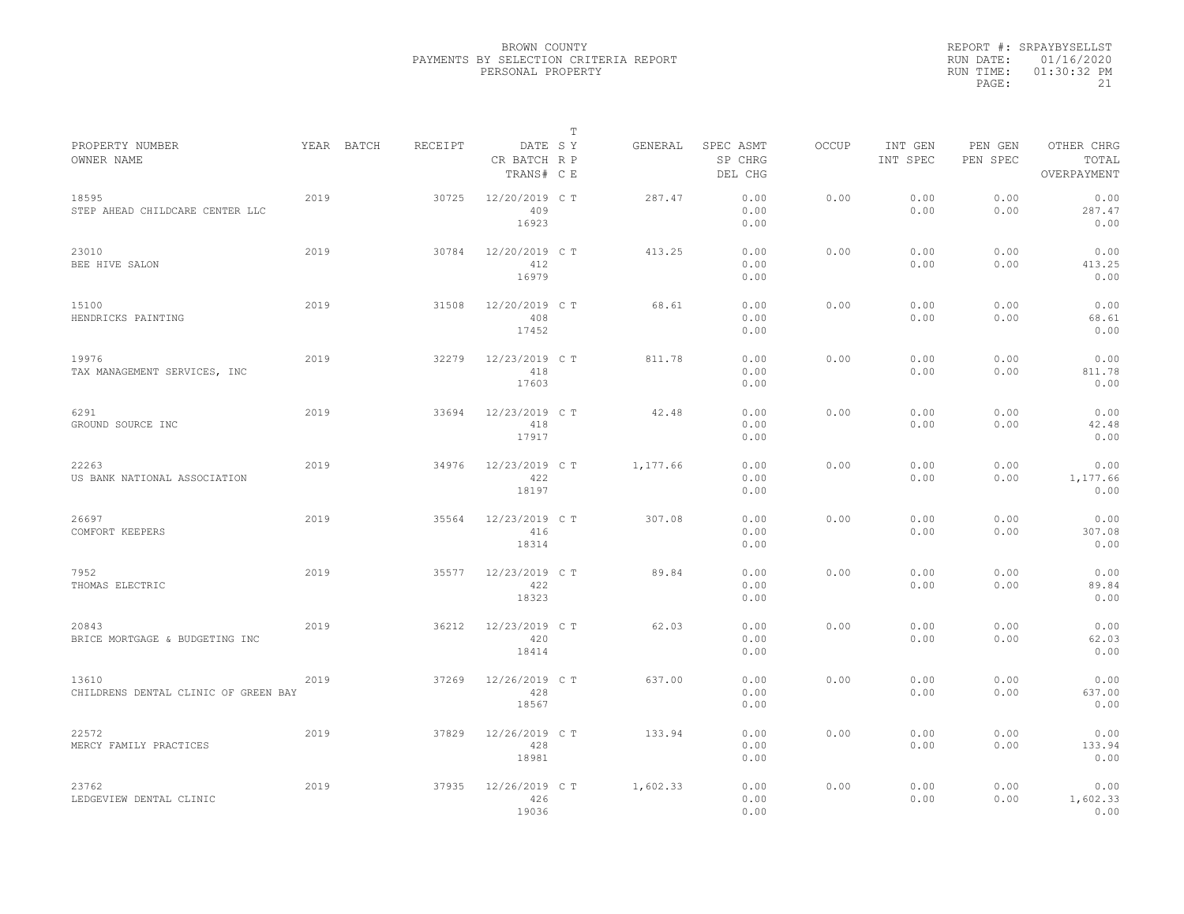BROWN COUNTY
PAYMENTS BY SELECTION CRITERIA REPORT
PERSONAL PROPERTY

REPORT #: SRPAYBYSELLST
RUN DATE: 01/16/2020
RUN TIME: 01:30:32 PM

| PROPERTY NUMBER<br>OWNER NAME | YEAR | BATCH | RECEIPT | DATE<br>CR BATCH<br>TRANS# | T S Y R P C E | GENERAL | SPEC ASMT<br>SP CHRG<br>DEL CHG | OCCUP | INT GEN<br>INT SPEC | PEN GEN<br>PEN SPEC | OTHER CHRG<br>TOTAL<br>OVERPAYMENT |
|---|---|---|---|---|---|---|---|---|---|---|---|
| 18595<br>STEP AHEAD CHILDCARE CENTER LLC | 2019 | | 30725 | 12/20/2019<br>409<br>16923 | C T | 287.47 | 0.00<br>0.00<br>0.00 | 0.00 | 0.00<br>0.00 | 0.00<br>0.00 | 0.00<br>287.47<br>0.00 |
| 23010<br>BEE HIVE SALON | 2019 | | 30784 | 12/20/2019<br>412<br>16979 | C T | 413.25 | 0.00<br>0.00<br>0.00 | 0.00 | 0.00<br>0.00 | 0.00<br>0.00 | 0.00<br>413.25<br>0.00 |
| 15100<br>HENDRICKS PAINTING | 2019 | | 31508 | 12/20/2019<br>408<br>17452 | C T | 68.61 | 0.00<br>0.00<br>0.00 | 0.00 | 0.00<br>0.00 | 0.00<br>0.00 | 0.00<br>68.61<br>0.00 |
| 19976<br>TAX MANAGEMENT SERVICES, INC | 2019 | | 32279 | 12/23/2019<br>418<br>17603 | C T | 811.78 | 0.00<br>0.00<br>0.00 | 0.00 | 0.00<br>0.00 | 0.00<br>0.00 | 0.00<br>811.78<br>0.00 |
| 6291<br>GROUND SOURCE INC | 2019 | | 33694 | 12/23/2019<br>418<br>17917 | C T | 42.48 | 0.00<br>0.00<br>0.00 | 0.00 | 0.00<br>0.00 | 0.00<br>0.00 | 0.00<br>42.48<br>0.00 |
| 22263<br>US BANK NATIONAL ASSOCIATION | 2019 | | 34976 | 12/23/2019<br>422<br>18197 | C T | 1,177.66 | 0.00<br>0.00<br>0.00 | 0.00 | 0.00<br>0.00 | 0.00<br>0.00 | 0.00<br>1,177.66<br>0.00 |
| 26697<br>COMFORT KEEPERS | 2019 | | 35564 | 12/23/2019<br>416<br>18314 | C T | 307.08 | 0.00<br>0.00<br>0.00 | 0.00 | 0.00<br>0.00 | 0.00<br>0.00 | 0.00<br>307.08<br>0.00 |
| 7952<br>THOMAS ELECTRIC | 2019 | | 35577 | 12/23/2019<br>422<br>18323 | C T | 89.84 | 0.00<br>0.00<br>0.00 | 0.00 | 0.00<br>0.00 | 0.00<br>0.00 | 0.00<br>89.84<br>0.00 |
| 20843<br>BRICE MORTGAGE & BUDGETING INC | 2019 | | 36212 | 12/23/2019<br>420<br>18414 | C T | 62.03 | 0.00<br>0.00<br>0.00 | 0.00 | 0.00<br>0.00 | 0.00<br>0.00 | 0.00<br>62.03<br>0.00 |
| 13610<br>CHILDRENS DENTAL CLINIC OF GREEN BAY | 2019 | | 37269 | 12/26/2019<br>428<br>18567 | C T | 637.00 | 0.00<br>0.00<br>0.00 | 0.00 | 0.00<br>0.00 | 0.00<br>0.00 | 0.00<br>637.00<br>0.00 |
| 22572<br>MERCY FAMILY PRACTICES | 2019 | | 37829 | 12/26/2019<br>428<br>18981 | C T | 133.94 | 0.00<br>0.00<br>0.00 | 0.00 | 0.00<br>0.00 | 0.00<br>0.00 | 0.00<br>133.94<br>0.00 |
| 23762<br>LEDGEVIEW DENTAL CLINIC | 2019 | | 37935 | 12/26/2019<br>426<br>19036 | C T | 1,602.33 | 0.00<br>0.00<br>0.00 | 0.00 | 0.00<br>0.00 | 0.00<br>0.00 | 0.00<br>1,602.33<br>0.00 |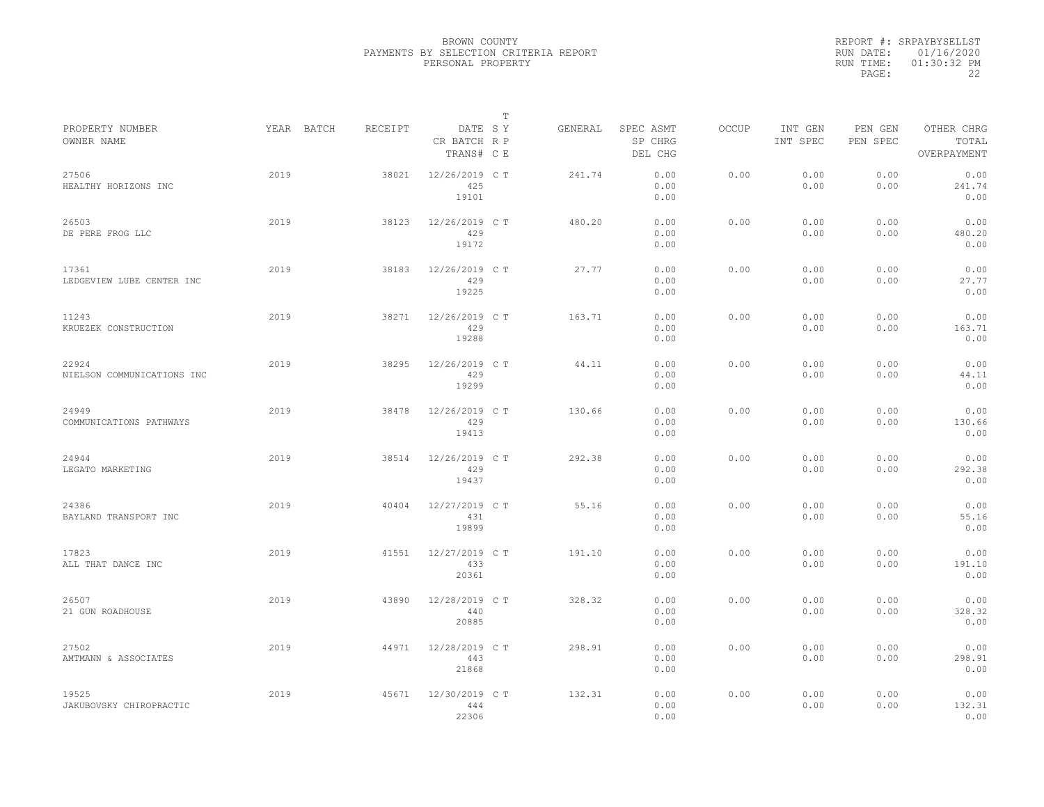BROWN COUNTY
PAYMENTS BY SELECTION CRITERIA REPORT
PERSONAL PROPERTY

REPORT #: SRPAYBYSELLST
RUN DATE: 01/16/2020
RUN TIME: 01:30:32 PM

| PROPERTY NUMBER<br>OWNER NAME | YEAR | BATCH | RECEIPT | DATE<br>CR BATCH<br>TRANS# | T<br>S Y<br>R P<br>C E | GENERAL | SPEC ASMT<br>SP CHRG<br>DEL CHG | OCCUP | INT GEN<br>INT SPEC | PEN GEN<br>PEN SPEC | OTHER CHRG<br>TOTAL<br>OVERPAYMENT |
|---|---|---|---|---|---|---|---|---|---|---|---|
| 27506<br>HEALTHY HORIZONS INC | 2019 | | 38021 | 12/26/2019<br>425<br>19101 | C T | 241.74 | 0.00<br>0.00<br>0.00 | 0.00 | 0.00<br>0.00 | 0.00<br>0.00 | 0.00<br>241.74<br>0.00 |
| 26503<br>DE PERE FROG LLC | 2019 | | 38123 | 12/26/2019<br>429<br>19172 | C T | 480.20 | 0.00<br>0.00<br>0.00 | 0.00 | 0.00<br>0.00 | 0.00<br>0.00 | 0.00<br>480.20<br>0.00 |
| 17361<br>LEDGEVIEW LUBE CENTER INC | 2019 | | 38183 | 12/26/2019<br>429<br>19225 | C T | 27.77 | 0.00<br>0.00<br>0.00 | 0.00 | 0.00<br>0.00 | 0.00<br>0.00 | 0.00<br>27.77<br>0.00 |
| 11243<br>KRUEZEK CONSTRUCTION | 2019 | | 38271 | 12/26/2019<br>429<br>19288 | C T | 163.71 | 0.00<br>0.00<br>0.00 | 0.00 | 0.00<br>0.00 | 0.00<br>0.00 | 0.00<br>163.71<br>0.00 |
| 22924<br>NIELSON COMMUNICATIONS INC | 2019 | | 38295 | 12/26/2019<br>429<br>19299 | C T | 44.11 | 0.00<br>0.00<br>0.00 | 0.00 | 0.00<br>0.00 | 0.00<br>0.00 | 0.00<br>44.11<br>0.00 |
| 24949<br>COMMUNICATIONS PATHWAYS | 2019 | | 38478 | 12/26/2019<br>429<br>19413 | C T | 130.66 | 0.00<br>0.00<br>0.00 | 0.00 | 0.00<br>0.00 | 0.00<br>0.00 | 0.00<br>130.66<br>0.00 |
| 24944<br>LEGATO MARKETING | 2019 | | 38514 | 12/26/2019<br>429<br>19437 | C T | 292.38 | 0.00<br>0.00<br>0.00 | 0.00 | 0.00<br>0.00 | 0.00<br>0.00 | 0.00<br>292.38<br>0.00 |
| 24386<br>BAYLAND TRANSPORT INC | 2019 | | 40404 | 12/27/2019<br>431<br>19899 | C T | 55.16 | 0.00<br>0.00<br>0.00 | 0.00 | 0.00<br>0.00 | 0.00<br>0.00 | 0.00<br>55.16<br>0.00 |
| 17823<br>ALL THAT DANCE INC | 2019 | | 41551 | 12/27/2019<br>433<br>20361 | C T | 191.10 | 0.00<br>0.00<br>0.00 | 0.00 | 0.00<br>0.00 | 0.00<br>0.00 | 0.00<br>191.10<br>0.00 |
| 26507<br>21 GUN ROADHOUSE | 2019 | | 43890 | 12/28/2019<br>440<br>20885 | C T | 328.32 | 0.00<br>0.00<br>0.00 | 0.00 | 0.00<br>0.00 | 0.00<br>0.00 | 0.00<br>328.32<br>0.00 |
| 27502<br>AMTMANN & ASSOCIATES | 2019 | | 44971 | 12/28/2019<br>443<br>21868 | C T | 298.91 | 0.00<br>0.00<br>0.00 | 0.00 | 0.00<br>0.00 | 0.00<br>0.00 | 0.00<br>298.91<br>0.00 |
| 19525<br>JAKUBOVSKY CHIROPRACTIC | 2019 | | 45671 | 12/30/2019<br>444<br>22306 | C T | 132.31 | 0.00<br>0.00<br>0.00 | 0.00 | 0.00<br>0.00 | 0.00<br>0.00 | 0.00<br>132.31<br>0.00 |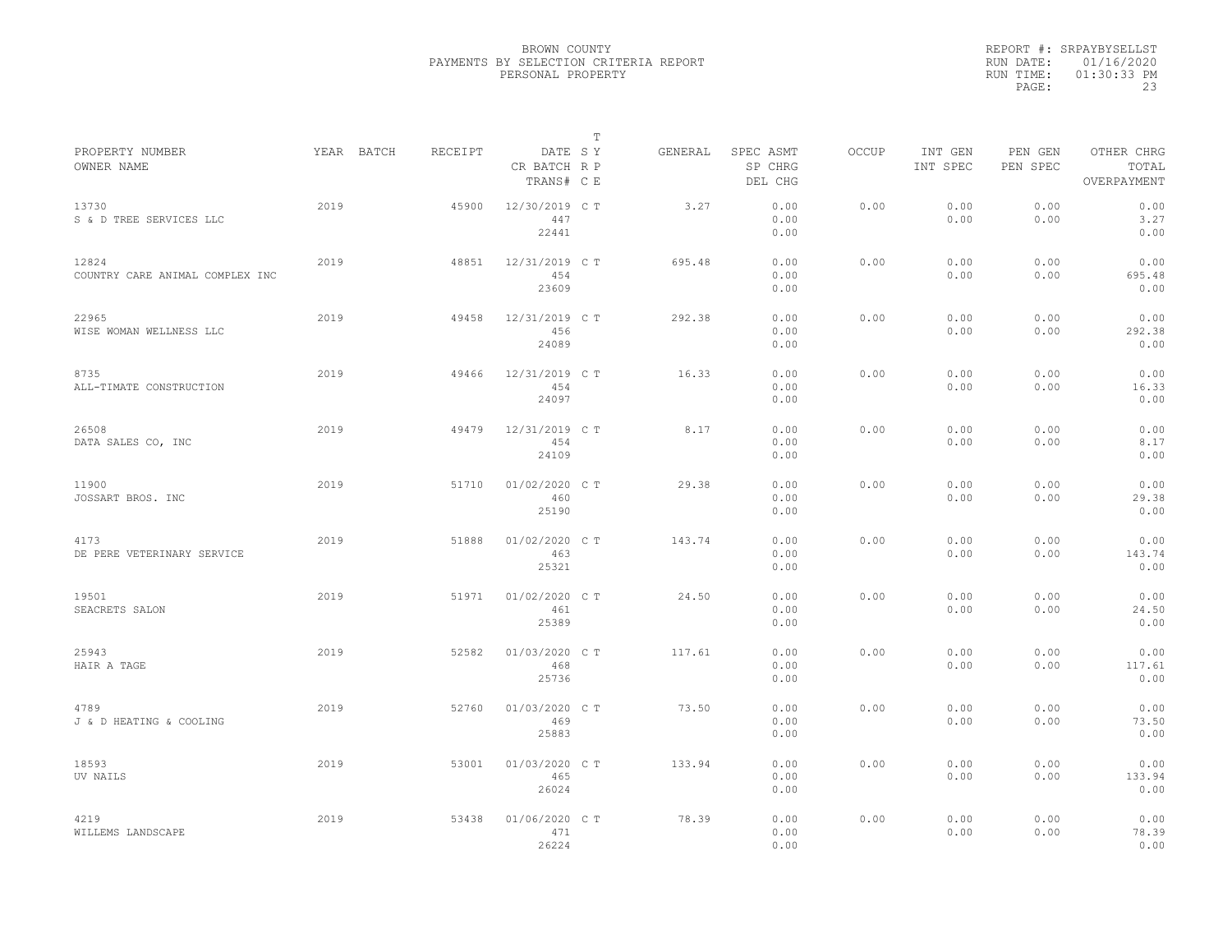BROWN COUNTY
PAYMENTS BY SELECTION CRITERIA REPORT
PERSONAL PROPERTY

REPORT #: SRPAYBYSELLST
RUN DATE: 01/16/2020
RUN TIME: 01:30:33 PM

| PROPERTY NUMBER<br>OWNER NAME | YEAR | BATCH | RECEIPT | DATE<br>CR BATCH<br>TRANS# | T<br>S Y<br>R P<br>C E | GENERAL | SPEC ASMT<br>SP CHRG<br>DEL CHG | OCCUP | INT GEN<br>INT SPEC | PEN GEN<br>PEN SPEC | OTHER CHRG<br>TOTAL<br>OVERPAYMENT |
|---|---|---|---|---|---|---|---|---|---|---|---|
| 13730<br>S & D TREE SERVICES LLC | 2019 | | 45900 | 12/30/2019<br>447<br>22441 | C T | 3.27 | 0.00<br>0.00<br>0.00 | 0.00 | 0.00<br>0.00 | 0.00<br>0.00 | 0.00<br>3.27<br>0.00 |
| 12824<br>COUNTRY CARE ANIMAL COMPLEX INC | 2019 | | 48851 | 12/31/2019<br>454<br>23609 | C T | 695.48 | 0.00<br>0.00<br>0.00 | 0.00 | 0.00<br>0.00 | 0.00<br>0.00 | 0.00<br>695.48<br>0.00 |
| 22965<br>WISE WOMAN WELLNESS LLC | 2019 | | 49458 | 12/31/2019<br>456<br>24089 | C T | 292.38 | 0.00<br>0.00<br>0.00 | 0.00 | 0.00<br>0.00 | 0.00<br>0.00 | 0.00<br>292.38<br>0.00 |
| 8735<br>ALL-TIMATE CONSTRUCTION | 2019 | | 49466 | 12/31/2019<br>454<br>24097 | C T | 16.33 | 0.00<br>0.00<br>0.00 | 0.00 | 0.00<br>0.00 | 0.00<br>0.00 | 0.00<br>16.33<br>0.00 |
| 26508<br>DATA SALES CO, INC | 2019 | | 49479 | 12/31/2019<br>454<br>24109 | C T | 8.17 | 0.00<br>0.00<br>0.00 | 0.00 | 0.00<br>0.00 | 0.00<br>0.00 | 0.00<br>8.17<br>0.00 |
| 11900<br>JOSSART BROS. INC | 2019 | | 51710 | 01/02/2020<br>460<br>25190 | C T | 29.38 | 0.00<br>0.00<br>0.00 | 0.00 | 0.00<br>0.00 | 0.00<br>0.00 | 0.00<br>29.38<br>0.00 |
| 4173<br>DE PERE VETERINARY SERVICE | 2019 | | 51888 | 01/02/2020<br>463<br>25321 | C T | 143.74 | 0.00<br>0.00<br>0.00 | 0.00 | 0.00<br>0.00 | 0.00<br>0.00 | 0.00<br>143.74<br>0.00 |
| 19501<br>SEACRETS SALON | 2019 | | 51971 | 01/02/2020<br>461<br>25389 | C T | 24.50 | 0.00<br>0.00<br>0.00 | 0.00 | 0.00<br>0.00 | 0.00<br>0.00 | 0.00<br>24.50<br>0.00 |
| 25943<br>HAIR A TAGE | 2019 | | 52582 | 01/03/2020<br>468<br>25736 | C T | 117.61 | 0.00<br>0.00<br>0.00 | 0.00 | 0.00<br>0.00 | 0.00<br>0.00 | 0.00<br>117.61<br>0.00 |
| 4789<br>J & D HEATING & COOLING | 2019 | | 52760 | 01/03/2020<br>469<br>25883 | C T | 73.50 | 0.00<br>0.00<br>0.00 | 0.00 | 0.00<br>0.00 | 0.00<br>0.00 | 0.00<br>73.50<br>0.00 |
| 18593<br>UV NAILS | 2019 | | 53001 | 01/03/2020<br>465<br>26024 | C T | 133.94 | 0.00<br>0.00<br>0.00 | 0.00 | 0.00<br>0.00 | 0.00<br>0.00 | 0.00<br>133.94<br>0.00 |
| 4219<br>WILLEMS LANDSCAPE | 2019 | | 53438 | 01/06/2020<br>471<br>26224 | C T | 78.39 | 0.00<br>0.00<br>0.00 | 0.00 | 0.00<br>0.00 | 0.00<br>0.00 | 0.00<br>78.39<br>0.00 |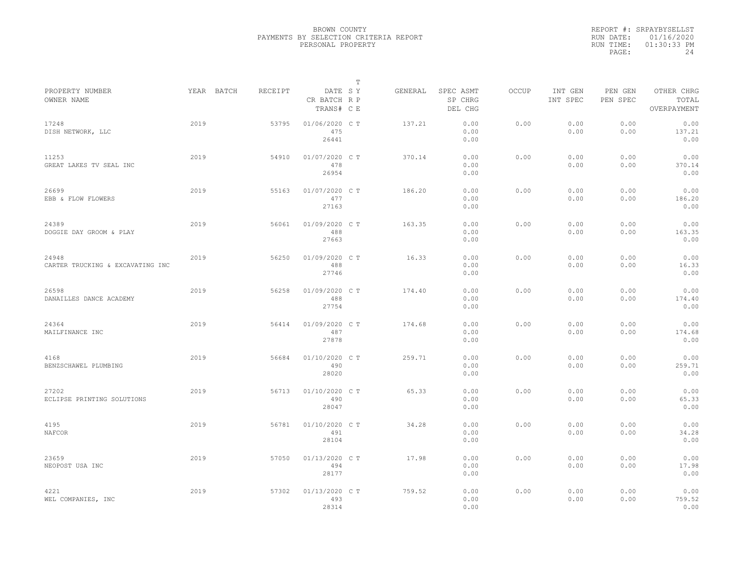BROWN COUNTY
PAYMENTS BY SELECTION CRITERIA REPORT
PERSONAL PROPERTY

REPORT #: SRPAYBYSELLST
RUN DATE: 01/16/2020
RUN TIME: 01:30:33 PM

| PROPERTY NUMBER / OWNER NAME | YEAR | BATCH | RECEIPT | DATE / CR BATCH / TRANS# | T S Y R P C E | GENERAL | SPEC ASMT / SP CHRG / DEL CHG | OCCUP | INT GEN / INT SPEC | PEN GEN / PEN SPEC | OTHER CHRG / TOTAL / OVERPAYMENT |
|---|---|---|---|---|---|---|---|---|---|---|---|
| 17248 DISH NETWORK, LLC | 2019 | | 53795 | 01/06/2020 475 26441 | C T | 137.21 | 0.00 0.00 0.00 | 0.00 | 0.00 0.00 | 0.00 0.00 | 0.00 137.21 0.00 |
| 11253 GREAT LAKES TV SEAL INC | 2019 | | 54910 | 01/07/2020 478 26954 | C T | 370.14 | 0.00 0.00 0.00 | 0.00 | 0.00 0.00 | 0.00 0.00 | 0.00 370.14 0.00 |
| 26699 EBB & FLOW FLOWERS | 2019 | | 55163 | 01/07/2020 477 27163 | C T | 186.20 | 0.00 0.00 0.00 | 0.00 | 0.00 0.00 | 0.00 0.00 | 0.00 186.20 0.00 |
| 24389 DOGGIE DAY GROOM & PLAY | 2019 | | 56061 | 01/09/2020 488 27663 | C T | 163.35 | 0.00 0.00 0.00 | 0.00 | 0.00 0.00 | 0.00 0.00 | 0.00 163.35 0.00 |
| 24948 CARTER TRUCKING & EXCAVATING INC | 2019 | | 56250 | 01/09/2020 488 27746 | C T | 16.33 | 0.00 0.00 0.00 | 0.00 | 0.00 0.00 | 0.00 0.00 | 0.00 16.33 0.00 |
| 26598 DANAILLES DANCE ACADEMY | 2019 | | 56258 | 01/09/2020 488 27754 | C T | 174.40 | 0.00 0.00 0.00 | 0.00 | 0.00 0.00 | 0.00 0.00 | 0.00 174.40 0.00 |
| 24364 MAILFINANCE INC | 2019 | | 56414 | 01/09/2020 487 27878 | C T | 174.68 | 0.00 0.00 0.00 | 0.00 | 0.00 0.00 | 0.00 0.00 | 0.00 174.68 0.00 |
| 4168 BENZSCHAWEL PLUMBING | 2019 | | 56684 | 01/10/2020 490 28020 | C T | 259.71 | 0.00 0.00 0.00 | 0.00 | 0.00 0.00 | 0.00 0.00 | 0.00 259.71 0.00 |
| 27202 ECLIPSE PRINTING SOLUTIONS | 2019 | | 56713 | 01/10/2020 490 28047 | C T | 65.33 | 0.00 0.00 0.00 | 0.00 | 0.00 0.00 | 0.00 0.00 | 0.00 65.33 0.00 |
| 4195 NAFCOR | 2019 | | 56781 | 01/10/2020 491 28104 | C T | 34.28 | 0.00 0.00 0.00 | 0.00 | 0.00 0.00 | 0.00 0.00 | 0.00 34.28 0.00 |
| 23659 NEOPOST USA INC | 2019 | | 57050 | 01/13/2020 494 28177 | C T | 17.98 | 0.00 0.00 0.00 | 0.00 | 0.00 0.00 | 0.00 0.00 | 0.00 17.98 0.00 |
| 4221 WEL COMPANIES, INC | 2019 | | 57302 | 01/13/2020 493 28314 | C T | 759.52 | 0.00 0.00 0.00 | 0.00 | 0.00 0.00 | 0.00 0.00 | 0.00 759.52 0.00 |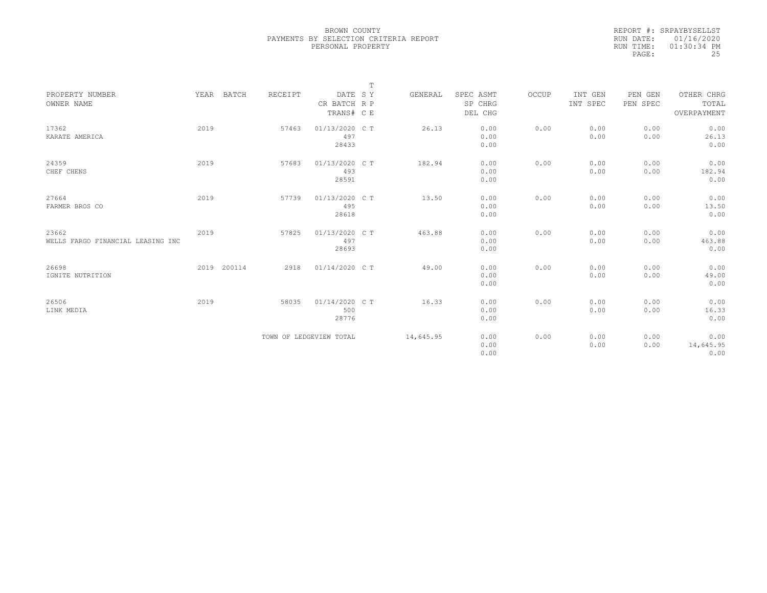BROWN COUNTY
PAYMENTS BY SELECTION CRITERIA REPORT
PERSONAL PROPERTY

REPORT #: SRPAYBYSELLST
RUN DATE: 01/16/2020
RUN TIME: 01:30:34 PM

| PROPERTY NUMBER<br>OWNER NAME | YEAR | BATCH | RECEIPT | DATE<br>CR BATCH<br>TRANS# | T S Y R P C E | GENERAL | SPEC ASMT<br>SP CHRG<br>DEL CHG | OCCUP | INT GEN<br>INT SPEC | PEN GEN<br>PEN SPEC | OTHER CHRG<br>TOTAL<br>OVERPAYMENT |
|---|---|---|---|---|---|---|---|---|---|---|---|
| 17362<br>KARATE AMERICA | 2019 | | 57463 | 01/13/2020<br>497<br>28433 | C T | 26.13 | 0.00<br>0.00<br>0.00 | 0.00 | 0.00<br>0.00 | 0.00<br>0.00 | 0.00<br>26.13<br>0.00 |
| 24359<br>CHEF CHENS | 2019 | | 57683 | 01/13/2020<br>493<br>28591 | C T | 182.94 | 0.00<br>0.00<br>0.00 | 0.00 | 0.00<br>0.00 | 0.00<br>0.00 | 0.00<br>182.94<br>0.00 |
| 27664<br>FARMER BROS CO | 2019 | | 57739 | 01/13/2020<br>495<br>28618 | C T | 13.50 | 0.00<br>0.00<br>0.00 | 0.00 | 0.00<br>0.00 | 0.00<br>0.00 | 0.00<br>13.50<br>0.00 |
| 23662<br>WELLS FARGO FINANCIAL LEASING INC | 2019 | | 57825 | 01/13/2020<br>497<br>28693 | C T | 463.88 | 0.00<br>0.00<br>0.00 | 0.00 | 0.00<br>0.00 | 0.00<br>0.00 | 0.00<br>463.88<br>0.00 |
| 26698<br>IGNITE NUTRITION | 2019 | 200114 | 2918 | 01/14/2020 | C T | 49.00 | 0.00<br>0.00<br>0.00 | 0.00 | 0.00<br>0.00 | 0.00<br>0.00 | 0.00<br>49.00<br>0.00 |
| 26506<br>LINK MEDIA | 2019 | | 58035 | 01/14/2020<br>500<br>28776 | C T | 16.33 | 0.00<br>0.00<br>0.00 | 0.00 | 0.00<br>0.00 | 0.00<br>0.00 | 0.00<br>16.33<br>0.00 |
| | | | TOWN OF LEDGEVIEW TOTAL | | | 14,645.95 | 0.00<br>0.00<br>0.00 | 0.00 | 0.00<br>0.00 | 0.00<br>0.00 | 0.00<br>14,645.95<br>0.00 |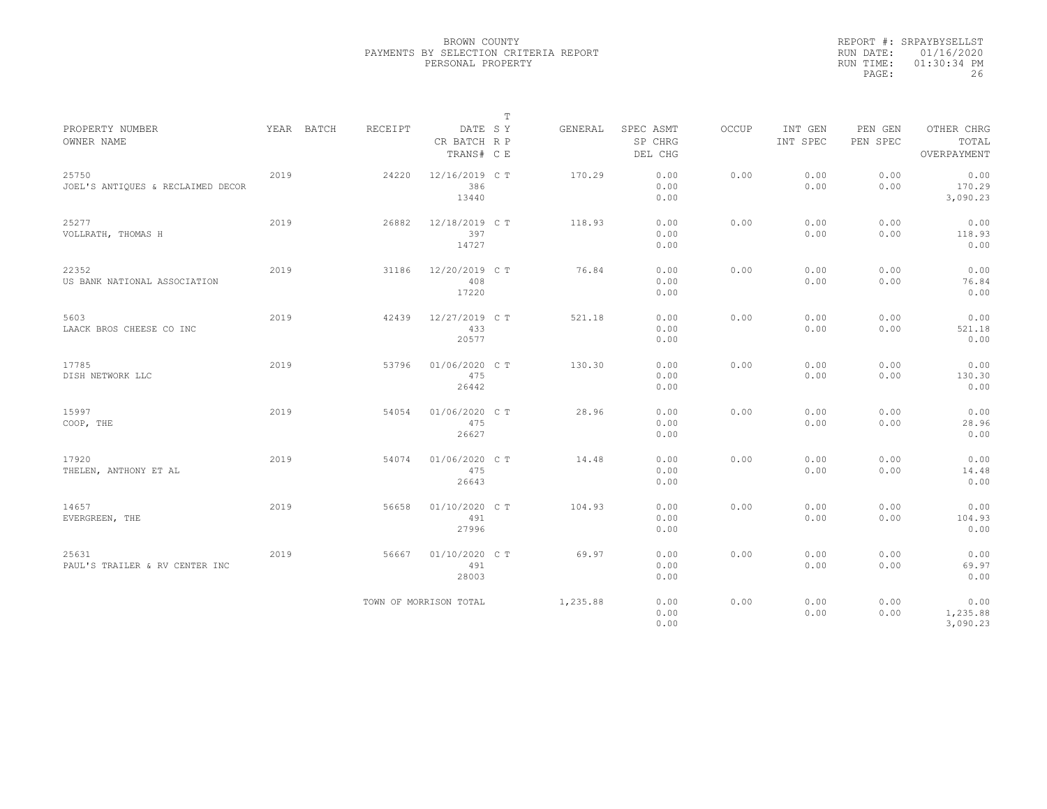BROWN COUNTY
PAYMENTS BY SELECTION CRITERIA REPORT
PERSONAL PROPERTY

REPORT #: SRPAYBYSELLST
RUN DATE: 01/16/2020
RUN TIME: 01:30:34 PM

| PROPERTY NUMBER<br>OWNER NAME | YEAR | BATCH | RECEIPT | DATE<br>CR BATCH<br>TRANS# | T S Y R P C E | GENERAL | SPEC ASMT<br>SP CHRG<br>DEL CHG | OCCUP | INT GEN<br>INT SPEC | PEN GEN<br>PEN SPEC | OTHER CHRG<br>TOTAL<br>OVERPAYMENT |
|---|---|---|---|---|---|---|---|---|---|---|---|
| 25750<br>JOEL'S ANTIQUES & RECLAIMED DECOR | 2019 | | 24220 | 12/16/2019<br>386<br>13440 | C T | 170.29 | 0.00<br>0.00<br>0.00 | 0.00 | 0.00<br>0.00 | 0.00<br>0.00 | 0.00<br>170.29<br>3,090.23 |
| 25277<br>VOLLRATH, THOMAS H | 2019 | | 26882 | 12/18/2019<br>397<br>14727 | C T | 118.93 | 0.00<br>0.00<br>0.00 | 0.00 | 0.00<br>0.00 | 0.00<br>0.00 | 0.00<br>118.93<br>0.00 |
| 22352<br>US BANK NATIONAL ASSOCIATION | 2019 | | 31186 | 12/20/2019<br>408<br>17220 | C T | 76.84 | 0.00<br>0.00<br>0.00 | 0.00 | 0.00<br>0.00 | 0.00<br>0.00 | 0.00<br>76.84<br>0.00 |
| 5603<br>LAACK BROS CHEESE CO INC | 2019 | | 42439 | 12/27/2019<br>433<br>20577 | C T | 521.18 | 0.00<br>0.00<br>0.00 | 0.00 | 0.00<br>0.00 | 0.00<br>0.00 | 0.00<br>521.18<br>0.00 |
| 17785<br>DISH NETWORK LLC | 2019 | | 53796 | 01/06/2020<br>475<br>26442 | C T | 130.30 | 0.00<br>0.00<br>0.00 | 0.00 | 0.00<br>0.00 | 0.00<br>0.00 | 0.00<br>130.30<br>0.00 |
| 15997<br>COOP, THE | 2019 | | 54054 | 01/06/2020<br>475<br>26627 | C T | 28.96 | 0.00<br>0.00<br>0.00 | 0.00 | 0.00<br>0.00 | 0.00<br>0.00 | 0.00<br>28.96<br>0.00 |
| 17920<br>THELEN, ANTHONY ET AL | 2019 | | 54074 | 01/06/2020<br>475<br>26643 | C T | 14.48 | 0.00<br>0.00<br>0.00 | 0.00 | 0.00<br>0.00 | 0.00<br>0.00 | 0.00<br>14.48<br>0.00 |
| 14657<br>EVERGREEN, THE | 2019 | | 56658 | 01/10/2020<br>491<br>27996 | C T | 104.93 | 0.00<br>0.00<br>0.00 | 0.00 | 0.00<br>0.00 | 0.00<br>0.00 | 0.00<br>104.93<br>0.00 |
| 25631<br>PAUL'S TRAILER & RV CENTER INC | 2019 | | 56667 | 01/10/2020<br>491<br>28003 | C T | 69.97 | 0.00<br>0.00<br>0.00 | 0.00 | 0.00<br>0.00 | 0.00<br>0.00 | 0.00<br>69.97<br>0.00 |
| | | | TOWN OF MORRISON TOTAL | | | 1,235.88 | 0.00<br>0.00<br>0.00 | 0.00 | 0.00<br>0.00 | 0.00<br>0.00 | 0.00<br>1,235.88<br>3,090.23 |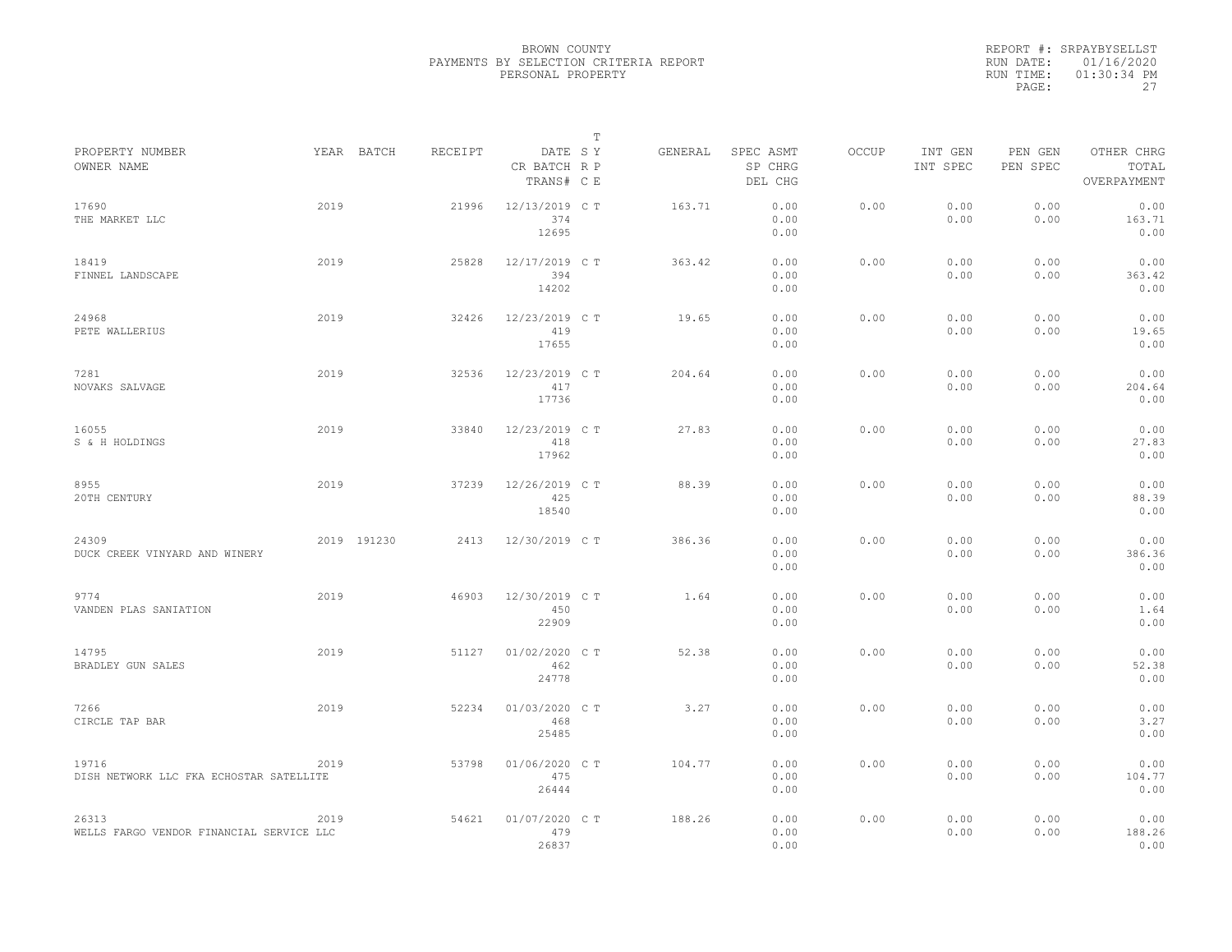BROWN COUNTY
PAYMENTS BY SELECTION CRITERIA REPORT
PERSONAL PROPERTY

REPORT #: SRPAYBYSELLST
RUN DATE: 01/16/2020
RUN TIME: 01:30:34 PM

| PROPERTY NUMBER<br>OWNER NAME | YEAR | BATCH | RECEIPT | DATE<br>CR BATCH<br>TRANS# | T<br>S Y<br>R P<br>C E | GENERAL | SPEC ASMT<br>SP CHRG<br>DEL CHG | OCCUP | INT GEN<br>INT SPEC | PEN GEN<br>PEN SPEC | OTHER CHRG<br>TOTAL<br>OVERPAYMENT |
|---|---|---|---|---|---|---|---|---|---|---|---|
| 17690<br>THE MARKET LLC | 2019 | | 21996 | 12/13/2019<br>374<br>12695 | C T | 163.71 | 0.00<br>0.00<br>0.00 | 0.00 | 0.00<br>0.00 | 0.00<br>0.00 | 0.00<br>163.71<br>0.00 |
| 18419<br>FINNEL LANDSCAPE | 2019 | | 25828 | 12/17/2019<br>394<br>14202 | C T | 363.42 | 0.00<br>0.00<br>0.00 | 0.00 | 0.00<br>0.00 | 0.00<br>0.00 | 0.00<br>363.42<br>0.00 |
| 24968<br>PETE WALLERIUS | 2019 | | 32426 | 12/23/2019<br>419<br>17655 | C T | 19.65 | 0.00<br>0.00<br>0.00 | 0.00 | 0.00<br>0.00 | 0.00<br>0.00 | 0.00<br>19.65<br>0.00 |
| 7281<br>NOVAKS SALVAGE | 2019 | | 32536 | 12/23/2019<br>417<br>17736 | C T | 204.64 | 0.00<br>0.00<br>0.00 | 0.00 | 0.00<br>0.00 | 0.00<br>0.00 | 0.00<br>204.64<br>0.00 |
| 16055<br>S & H HOLDINGS | 2019 | | 33840 | 12/23/2019<br>418<br>17962 | C T | 27.83 | 0.00<br>0.00<br>0.00 | 0.00 | 0.00<br>0.00 | 0.00<br>0.00 | 0.00<br>27.83<br>0.00 |
| 8955<br>20TH CENTURY | 2019 | | 37239 | 12/26/2019<br>425<br>18540 | C T | 88.39 | 0.00<br>0.00<br>0.00 | 0.00 | 0.00<br>0.00 | 0.00<br>0.00 | 0.00<br>88.39<br>0.00 |
| 24309<br>DUCK CREEK VINYARD AND WINERY | 2019 | 191230 | 2413 | 12/30/2019 | C T | 386.36 | 0.00<br>0.00<br>0.00 | 0.00 | 0.00<br>0.00 | 0.00<br>0.00 | 0.00<br>386.36<br>0.00 |
| 9774<br>VANDEN PLAS SANIATION | 2019 | | 46903 | 12/30/2019<br>450<br>22909 | C T | 1.64 | 0.00<br>0.00<br>0.00 | 0.00 | 0.00<br>0.00 | 0.00<br>0.00 | 0.00<br>1.64<br>0.00 |
| 14795<br>BRADLEY GUN SALES | 2019 | | 51127 | 01/02/2020<br>462<br>24778 | C T | 52.38 | 0.00<br>0.00<br>0.00 | 0.00 | 0.00<br>0.00 | 0.00<br>0.00 | 0.00<br>52.38<br>0.00 |
| 7266<br>CIRCLE TAP BAR | 2019 | | 52234 | 01/03/2020<br>468<br>25485 | C T | 3.27 | 0.00<br>0.00<br>0.00 | 0.00 | 0.00<br>0.00 | 0.00<br>0.00 | 0.00<br>3.27<br>0.00 |
| 19716<br>DISH NETWORK LLC FKA ECHOSTAR SATELLITE | 2019 | | 53798 | 01/06/2020<br>475<br>26444 | C T | 104.77 | 0.00<br>0.00<br>0.00 | 0.00 | 0.00<br>0.00 | 0.00<br>0.00 | 0.00<br>104.77<br>0.00 |
| 26313<br>WELLS FARGO VENDOR FINANCIAL SERVICE LLC | 2019 | | 54621 | 01/07/2020<br>479<br>26837 | C T | 188.26 | 0.00<br>0.00<br>0.00 | 0.00 | 0.00<br>0.00 | 0.00<br>0.00 | 0.00<br>188.26<br>0.00 |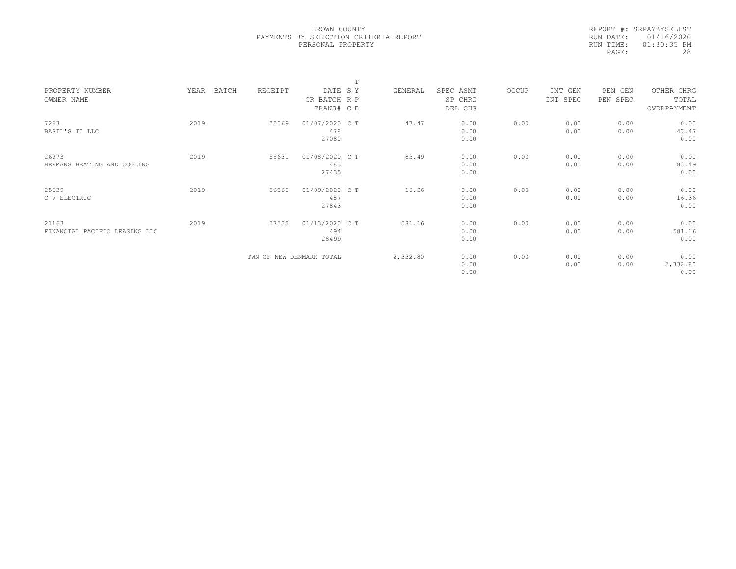BROWN COUNTY
PAYMENTS BY SELECTION CRITERIA REPORT
PERSONAL PROPERTY

REPORT #: SRPAYBYSELLST
RUN DATE: 01/16/2020
RUN TIME: 01:30:35 PM

| PROPERTY NUMBER<br>OWNER NAME | YEAR | BATCH | RECEIPT | DATE<br>CR BATCH<br>TRANS# | T S Y<br>R P<br>C E | GENERAL | SPEC ASMT<br>SP CHRG<br>DEL CHG | OCCUP | INT GEN<br>INT SPEC | PEN GEN<br>PEN SPEC | OTHER CHRG<br>TOTAL<br>OVERPAYMENT |
|---|---|---|---|---|---|---|---|---|---|---|---|
| 7263<br>BASIL'S II LLC | 2019 | | 55069 | 01/07/2020<br>478<br>27080 | C T | 47.47 | 0.00<br>0.00<br>0.00 | 0.00 | 0.00<br>0.00 | 0.00<br>0.00 | 0.00<br>47.47<br>0.00 |
| 26973<br>HERMANS HEATING AND COOLING | 2019 | | 55631 | 01/08/2020<br>483<br>27435 | C T | 83.49 | 0.00<br>0.00<br>0.00 | 0.00 | 0.00<br>0.00 | 0.00<br>0.00 | 0.00<br>83.49<br>0.00 |
| 25639<br>C V ELECTRIC | 2019 | | 56368 | 01/09/2020<br>487<br>27843 | C T | 16.36 | 0.00<br>0.00<br>0.00 | 0.00 | 0.00<br>0.00 | 0.00<br>0.00 | 0.00<br>16.36<br>0.00 |
| 21163<br>FINANCIAL PACIFIC LEASING LLC | 2019 | | 57533 | 01/13/2020<br>494<br>28499 | C T | 581.16 | 0.00<br>0.00<br>0.00 | 0.00 | 0.00<br>0.00 | 0.00<br>0.00 | 0.00<br>581.16<br>0.00 |
| | | | TWN OF NEW DENMARK TOTAL | | | 2,332.80 | 0.00<br>0.00<br>0.00 | 0.00 | 0.00<br>0.00 | 0.00<br>0.00 | 0.00<br>2,332.80<br>0.00 |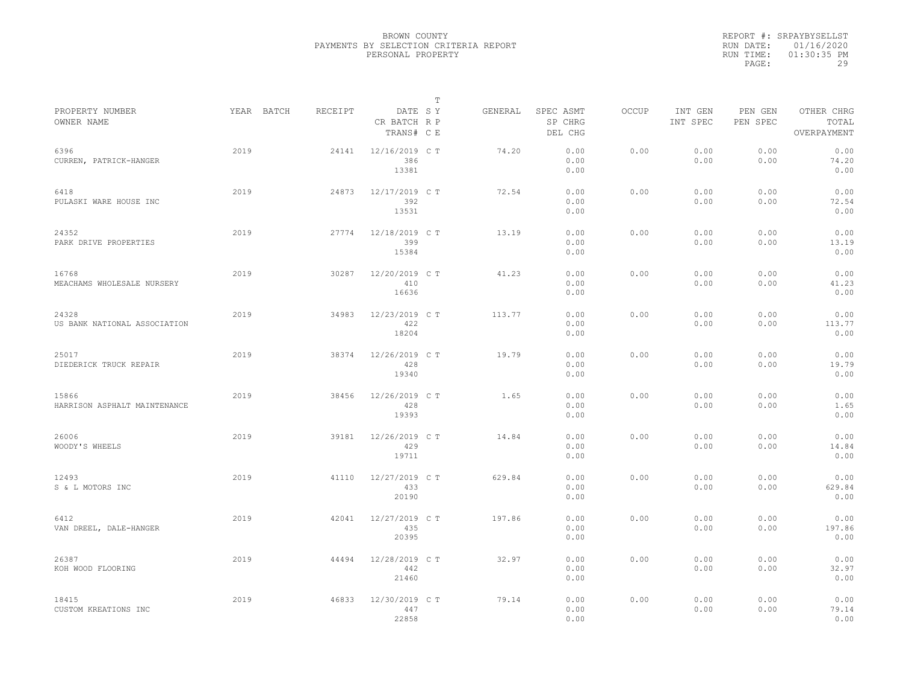BROWN COUNTY
PAYMENTS BY SELECTION CRITERIA REPORT
PERSONAL PROPERTY

REPORT #: SRPAYBYSELLST
RUN DATE: 01/16/2020
RUN TIME: 01:30:35 PM

| PROPERTY NUMBER<br>OWNER NAME | YEAR | BATCH | RECEIPT | DATE<br>CR BATCH<br>TRANS# | T S Y<br>R P<br>C E | GENERAL | SPEC ASMT<br>SP CHRG<br>DEL CHG | OCCUP | INT GEN<br>INT SPEC | PEN GEN<br>PEN SPEC | OTHER CHRG<br>TOTAL<br>OVERPAYMENT |
|---|---|---|---|---|---|---|---|---|---|---|---|
| 6396<br>CURREN, PATRICK-HANGER | 2019 | | 24141 | 12/16/2019<br>386<br>13381 | C T | 74.20 | 0.00<br>0.00<br>0.00 | 0.00 | 0.00<br>0.00 | 0.00<br>0.00 | 0.00<br>74.20<br>0.00 |
| 6418<br>PULASKI WARE HOUSE INC | 2019 | | 24873 | 12/17/2019<br>392<br>13531 | C T | 72.54 | 0.00<br>0.00<br>0.00 | 0.00 | 0.00<br>0.00 | 0.00<br>0.00 | 0.00<br>72.54<br>0.00 |
| 24352<br>PARK DRIVE PROPERTIES | 2019 | | 27774 | 12/18/2019<br>399<br>15384 | C T | 13.19 | 0.00<br>0.00<br>0.00 | 0.00 | 0.00<br>0.00 | 0.00<br>0.00 | 0.00<br>13.19<br>0.00 |
| 16768<br>MEACHAMS WHOLESALE NURSERY | 2019 | | 30287 | 12/20/2019<br>410<br>16636 | C T | 41.23 | 0.00<br>0.00<br>0.00 | 0.00 | 0.00<br>0.00 | 0.00<br>0.00 | 0.00<br>41.23<br>0.00 |
| 24328<br>US BANK NATIONAL ASSOCIATION | 2019 | | 34983 | 12/23/2019<br>422<br>18204 | C T | 113.77 | 0.00<br>0.00<br>0.00 | 0.00 | 0.00<br>0.00 | 0.00<br>0.00 | 0.00<br>113.77<br>0.00 |
| 25017<br>DIEDERICK TRUCK REPAIR | 2019 | | 38374 | 12/26/2019<br>428<br>19340 | C T | 19.79 | 0.00<br>0.00<br>0.00 | 0.00 | 0.00<br>0.00 | 0.00<br>0.00 | 0.00<br>19.79<br>0.00 |
| 15866<br>HARRISON ASPHALT MAINTENANCE | 2019 | | 38456 | 12/26/2019<br>428<br>19393 | C T | 1.65 | 0.00<br>0.00<br>0.00 | 0.00 | 0.00<br>0.00 | 0.00<br>0.00 | 0.00<br>1.65<br>0.00 |
| 26006<br>WOODY'S WHEELS | 2019 | | 39181 | 12/26/2019<br>429<br>19711 | C T | 14.84 | 0.00<br>0.00<br>0.00 | 0.00 | 0.00<br>0.00 | 0.00<br>0.00 | 0.00<br>14.84<br>0.00 |
| 12493<br>S & L MOTORS INC | 2019 | | 41110 | 12/27/2019<br>433<br>20190 | C T | 629.84 | 0.00<br>0.00<br>0.00 | 0.00 | 0.00<br>0.00 | 0.00<br>0.00 | 0.00<br>629.84<br>0.00 |
| 6412<br>VAN DREEL, DALE-HANGER | 2019 | | 42041 | 12/27/2019<br>435<br>20395 | C T | 197.86 | 0.00<br>0.00<br>0.00 | 0.00 | 0.00<br>0.00 | 0.00<br>0.00 | 0.00<br>197.86<br>0.00 |
| 26387<br>KOH WOOD FLOORING | 2019 | | 44494 | 12/28/2019<br>442<br>21460 | C T | 32.97 | 0.00<br>0.00<br>0.00 | 0.00 | 0.00<br>0.00 | 0.00<br>0.00 | 0.00<br>32.97<br>0.00 |
| 18415<br>CUSTOM KREATIONS INC | 2019 | | 46833 | 12/30/2019<br>447<br>22858 | C T | 79.14 | 0.00<br>0.00<br>0.00 | 0.00 | 0.00<br>0.00 | 0.00<br>0.00 | 0.00<br>79.14<br>0.00 |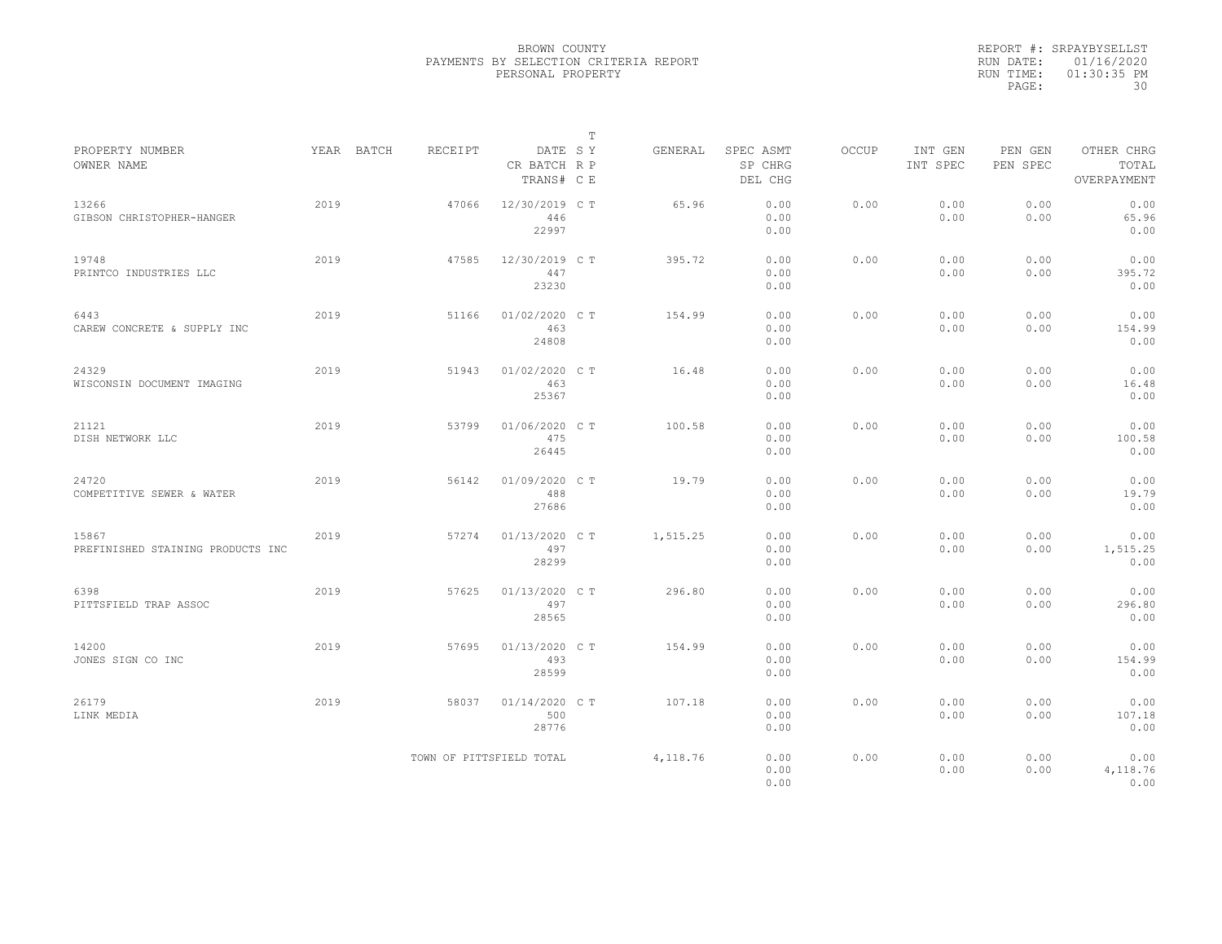BROWN COUNTY
PAYMENTS BY SELECTION CRITERIA REPORT
PERSONAL PROPERTY

REPORT #: SRPAYBYSELLST
RUN DATE: 01/16/2020
RUN TIME: 01:30:35 PM
PAGE: 30

| PROPERTY NUMBER / OWNER NAME | YEAR | BATCH | RECEIPT | DATE / CR BATCH / TRANS# | T SYP CE | GENERAL | SPEC ASMT / SP CHRG / DEL CHG | OCCUP | INT GEN / INT SPEC | PEN GEN / PEN SPEC | OTHER CHRG / TOTAL / OVERPAYMENT |
|---|---|---|---|---|---|---|---|---|---|---|---|
| 13266 GIBSON CHRISTOPHER-HANGER | 2019 | | 47066 | 12/30/2019 446 22997 | C T | 65.96 | 0.00 0.00 0.00 | 0.00 | 0.00 0.00 | 0.00 0.00 | 0.00 65.96 0.00 |
| 19748 PRINTCO INDUSTRIES LLC | 2019 | | 47585 | 12/30/2019 447 23230 | C T | 395.72 | 0.00 0.00 0.00 | 0.00 | 0.00 0.00 | 0.00 0.00 | 0.00 395.72 0.00 |
| 6443 CAREW CONCRETE & SUPPLY INC | 2019 | | 51166 | 01/02/2020 463 24808 | C T | 154.99 | 0.00 0.00 0.00 | 0.00 | 0.00 0.00 | 0.00 0.00 | 0.00 154.99 0.00 |
| 24329 WISCONSIN DOCUMENT IMAGING | 2019 | | 51943 | 01/02/2020 463 25367 | C T | 16.48 | 0.00 0.00 0.00 | 0.00 | 0.00 0.00 | 0.00 0.00 | 0.00 16.48 0.00 |
| 21121 DISH NETWORK LLC | 2019 | | 53799 | 01/06/2020 475 26445 | C T | 100.58 | 0.00 0.00 0.00 | 0.00 | 0.00 0.00 | 0.00 0.00 | 0.00 100.58 0.00 |
| 24720 COMPETITIVE SEWER & WATER | 2019 | | 56142 | 01/09/2020 488 27686 | C T | 19.79 | 0.00 0.00 0.00 | 0.00 | 0.00 0.00 | 0.00 0.00 | 0.00 19.79 0.00 |
| 15867 PREFINISHED STAINING PRODUCTS INC | 2019 | | 57274 | 01/13/2020 497 28299 | C T | 1,515.25 | 0.00 0.00 0.00 | 0.00 | 0.00 0.00 | 0.00 0.00 | 0.00 1,515.25 0.00 |
| 6398 PITTSFIELD TRAP ASSOC | 2019 | | 57625 | 01/13/2020 497 28565 | C T | 296.80 | 0.00 0.00 0.00 | 0.00 | 0.00 0.00 | 0.00 0.00 | 0.00 296.80 0.00 |
| 14200 JONES SIGN CO INC | 2019 | | 57695 | 01/13/2020 493 28599 | C T | 154.99 | 0.00 0.00 0.00 | 0.00 | 0.00 0.00 | 0.00 0.00 | 0.00 154.99 0.00 |
| 26179 LINK MEDIA | 2019 | | 58037 | 01/14/2020 500 28776 | C T | 107.18 | 0.00 0.00 0.00 | 0.00 | 0.00 0.00 | 0.00 0.00 | 0.00 107.18 0.00 |
| | | | TOWN OF PITTSFIELD TOTAL | | | 4,118.76 | 0.00 0.00 0.00 | 0.00 | 0.00 0.00 | 0.00 0.00 | 0.00 4,118.76 0.00 |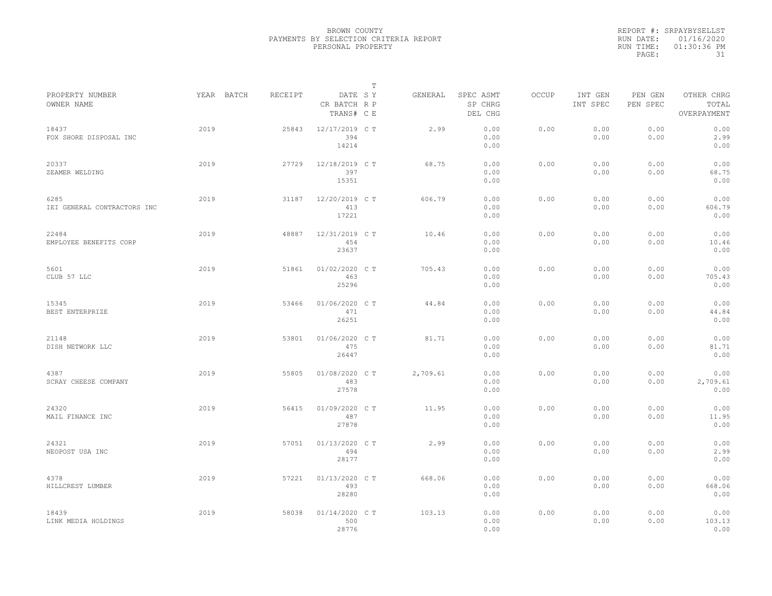BROWN COUNTY
PAYMENTS BY SELECTION CRITERIA REPORT
PERSONAL PROPERTY

REPORT #: SRPAYBYSELLST
RUN DATE: 01/16/2020
RUN TIME: 01:30:36 PM
PAGE: 31

| PROPERTY NUMBER / OWNER NAME | YEAR | BATCH | RECEIPT | DATE / CR BATCH / TRANS# | T SY RP CE | GENERAL | SPEC ASMT / SP CHRG / DEL CHG | OCCUP | INT GEN / INT SPEC | PEN GEN / PEN SPEC | OTHER CHRG / TOTAL / OVERPAYMENT |
|---|---|---|---|---|---|---|---|---|---|---|---|
| 18437 FOX SHORE DISPOSAL INC | 2019 | | 25843 | 12/17/2019 394 14214 | C T | 2.99 | 0.00 0.00 0.00 | 0.00 | 0.00 0.00 | 0.00 0.00 | 0.00 2.99 0.00 |
| 20337 ZEAMER WELDING | 2019 | | 27729 | 12/18/2019 397 15351 | C T | 68.75 | 0.00 0.00 0.00 | 0.00 | 0.00 0.00 | 0.00 0.00 | 0.00 68.75 0.00 |
| 6285 IEI GENERAL CONTRACTORS INC | 2019 | | 31187 | 12/20/2019 413 17221 | C T | 606.79 | 0.00 0.00 0.00 | 0.00 | 0.00 0.00 | 0.00 0.00 | 0.00 606.79 0.00 |
| 22484 EMPLOYEE BENEFITS CORP | 2019 | | 48887 | 12/31/2019 454 23637 | C T | 10.46 | 0.00 0.00 0.00 | 0.00 | 0.00 0.00 | 0.00 0.00 | 0.00 10.46 0.00 |
| 5601 CLUB 57 LLC | 2019 | | 51861 | 01/02/2020 463 25296 | C T | 705.43 | 0.00 0.00 0.00 | 0.00 | 0.00 0.00 | 0.00 0.00 | 0.00 705.43 0.00 |
| 15345 BEST ENTERPRIZE | 2019 | | 53466 | 01/06/2020 471 26251 | C T | 44.84 | 0.00 0.00 0.00 | 0.00 | 0.00 0.00 | 0.00 0.00 | 0.00 44.84 0.00 |
| 21148 DISH NETWORK LLC | 2019 | | 53801 | 01/06/2020 475 26447 | C T | 81.71 | 0.00 0.00 0.00 | 0.00 | 0.00 0.00 | 0.00 0.00 | 0.00 81.71 0.00 |
| 4387 SCRAY CHEESE COMPANY | 2019 | | 55805 | 01/08/2020 483 27578 | C T | 2,709.61 | 0.00 0.00 0.00 | 0.00 | 0.00 0.00 | 0.00 0.00 | 0.00 2,709.61 0.00 |
| 24320 MAIL FINANCE INC | 2019 | | 56415 | 01/09/2020 487 27878 | C T | 11.95 | 0.00 0.00 0.00 | 0.00 | 0.00 0.00 | 0.00 0.00 | 0.00 11.95 0.00 |
| 24321 NEOPOST USA INC | 2019 | | 57051 | 01/13/2020 494 28177 | C T | 2.99 | 0.00 0.00 0.00 | 0.00 | 0.00 0.00 | 0.00 0.00 | 0.00 2.99 0.00 |
| 4378 HILLCREST LUMBER | 2019 | | 57221 | 01/13/2020 493 28280 | C T | 668.06 | 0.00 0.00 0.00 | 0.00 | 0.00 0.00 | 0.00 0.00 | 0.00 668.06 0.00 |
| 18439 LINK MEDIA HOLDINGS | 2019 | | 58038 | 01/14/2020 500 28776 | C T | 103.13 | 0.00 0.00 0.00 | 0.00 | 0.00 0.00 | 0.00 0.00 | 0.00 103.13 0.00 |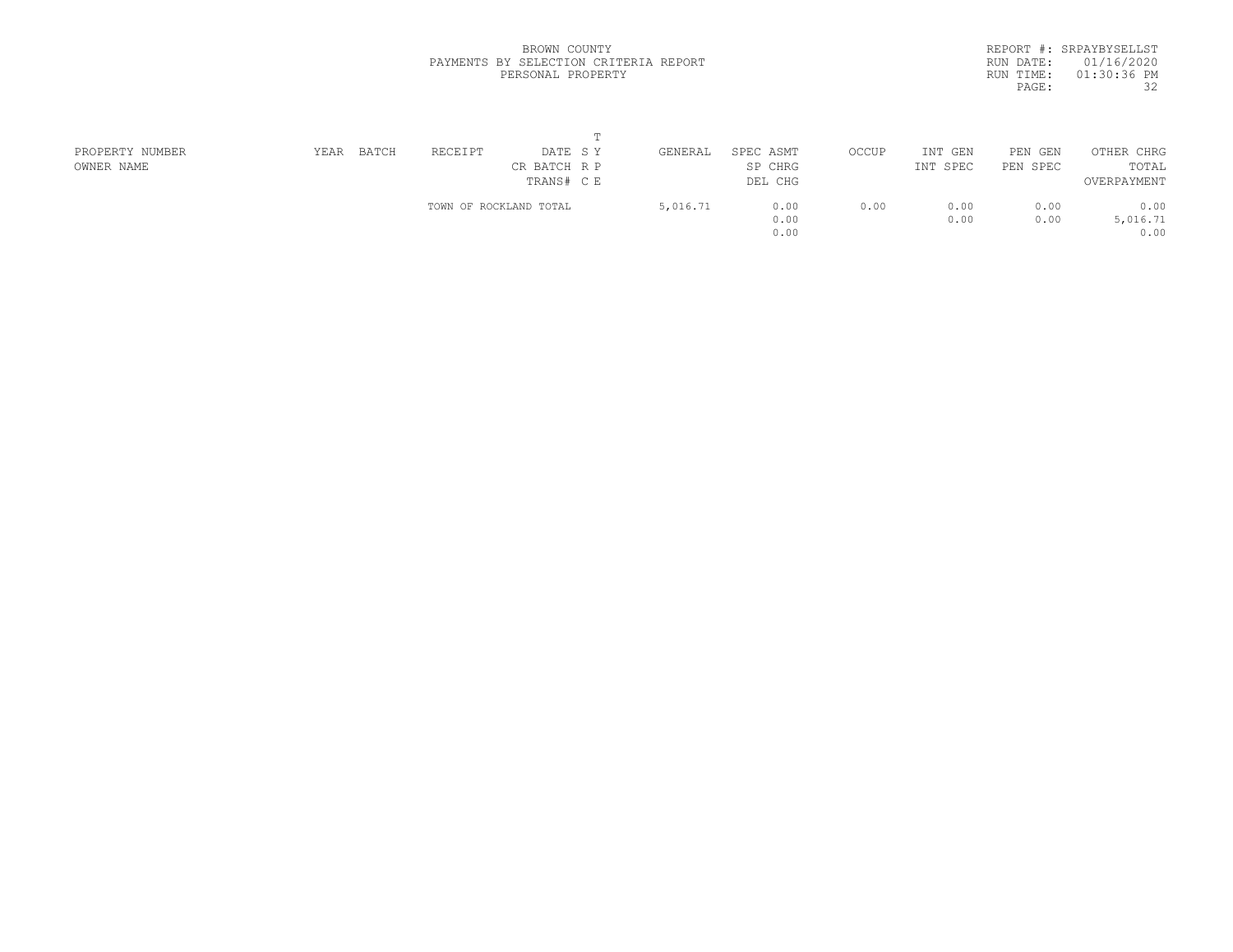BROWN COUNTY
PAYMENTS BY SELECTION CRITERIA REPORT
PERSONAL PROPERTY

REPORT #: SRPAYBYSELLST
RUN DATE: 01/16/2020
RUN TIME: 01:30:36 PM

| PROPERTY NUMBER<br>OWNER NAME | YEAR | BATCH | RECEIPT | DATE<br>CR BATCH<br>TRANS# | T<br>S Y<br>R P<br>C E | GENERAL | SPEC ASMT<br>SP CHRG<br>DEL CHG | OCCUP | INT GEN<br>INT SPEC | PEN GEN<br>PEN SPEC | OTHER CHRG<br>TOTAL<br>OVERPAYMENT |
|---|---|---|---|---|---|---|---|---|---|---|---|
| | | | TOWN OF ROCKLAND TOTAL | | | 5,016.71 | 0.00<br>0.00<br>0.00 | 0.00 | 0.00<br>0.00 | 0.00<br>0.00 | 0.00<br>5,016.71<br>0.00 |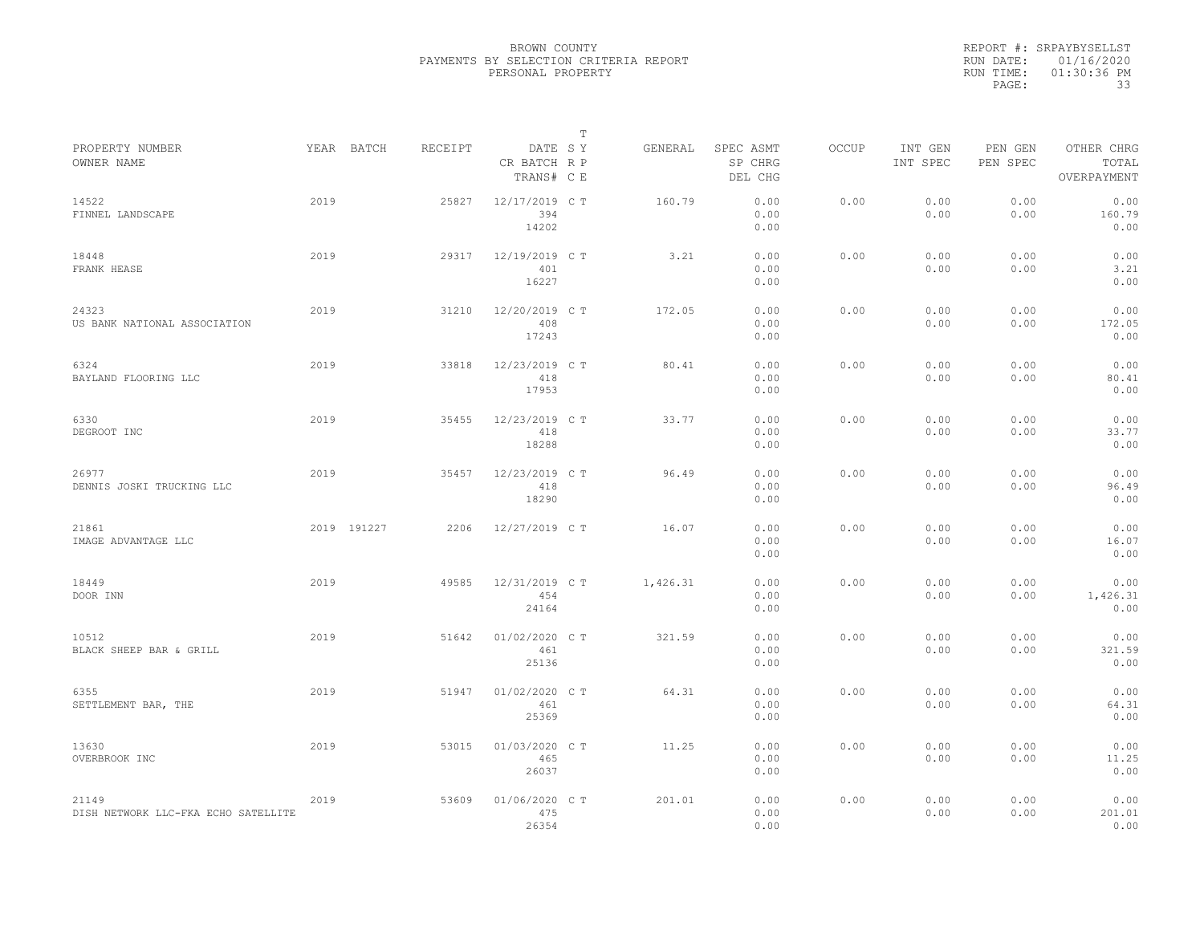BROWN COUNTY
PAYMENTS BY SELECTION CRITERIA REPORT
PERSONAL PROPERTY

REPORT #: SRPAYBYSELLST
RUN DATE: 01/16/2020
RUN TIME: 01:30:36 PM

| PROPERTY NUMBER<br>OWNER NAME | YEAR | BATCH | RECEIPT | DATE<br>CR BATCH<br>TRANS# | T S Y<br>R P<br>C E | GENERAL | SPEC ASMT<br>SP CHRG<br>DEL CHG | OCCUP | INT GEN<br>INT SPEC | PEN GEN<br>PEN SPEC | OTHER CHRG<br>TOTAL<br>OVERPAYMENT |
|---|---|---|---|---|---|---|---|---|---|---|---|
| 14522<br>FINNEL LANDSCAPE | 2019 | | 25827 | 12/17/2019<br>394<br>14202 | C T | 160.79 | 0.00<br>0.00<br>0.00 | 0.00 | 0.00<br>0.00 | 0.00<br>0.00 | 0.00<br>160.79<br>0.00 |
| 18448<br>FRANK HEASE | 2019 | | 29317 | 12/19/2019<br>401<br>16227 | C T | 3.21 | 0.00<br>0.00<br>0.00 | 0.00 | 0.00<br>0.00 | 0.00<br>0.00 | 0.00<br>3.21<br>0.00 |
| 24323<br>US BANK NATIONAL ASSOCIATION | 2019 | | 31210 | 12/20/2019<br>408<br>17243 | C T | 172.05 | 0.00<br>0.00<br>0.00 | 0.00 | 0.00<br>0.00 | 0.00<br>0.00 | 0.00<br>172.05<br>0.00 |
| 6324<br>BAYLAND FLOORING LLC | 2019 | | 33818 | 12/23/2019<br>418<br>17953 | C T | 80.41 | 0.00<br>0.00<br>0.00 | 0.00 | 0.00<br>0.00 | 0.00<br>0.00 | 0.00<br>80.41<br>0.00 |
| 6330<br>DEGROOT INC | 2019 | | 35455 | 12/23/2019<br>418<br>18288 | C T | 33.77 | 0.00<br>0.00<br>0.00 | 0.00 | 0.00<br>0.00 | 0.00<br>0.00 | 0.00<br>33.77<br>0.00 |
| 26977<br>DENNIS JOSKI TRUCKING LLC | 2019 | | 35457 | 12/23/2019<br>418<br>18290 | C T | 96.49 | 0.00<br>0.00<br>0.00 | 0.00 | 0.00<br>0.00 | 0.00<br>0.00 | 0.00<br>96.49<br>0.00 |
| 21861<br>IMAGE ADVANTAGE LLC | 2019 | 191227 | 2206 | 12/27/2019 | C T | 16.07 | 0.00<br>0.00<br>0.00 | 0.00 | 0.00<br>0.00 | 0.00<br>0.00 | 0.00<br>16.07<br>0.00 |
| 18449<br>DOOR INN | 2019 | | 49585 | 12/31/2019<br>454<br>24164 | C T | 1,426.31 | 0.00<br>0.00<br>0.00 | 0.00 | 0.00<br>0.00 | 0.00<br>0.00 | 0.00<br>1,426.31<br>0.00 |
| 10512<br>BLACK SHEEP BAR & GRILL | 2019 | | 51642 | 01/02/2020<br>461<br>25136 | C T | 321.59 | 0.00<br>0.00<br>0.00 | 0.00 | 0.00<br>0.00 | 0.00<br>0.00 | 0.00<br>321.59<br>0.00 |
| 6355<br>SETTLEMENT BAR, THE | 2019 | | 51947 | 01/02/2020<br>461<br>25369 | C T | 64.31 | 0.00<br>0.00<br>0.00 | 0.00 | 0.00<br>0.00 | 0.00<br>0.00 | 0.00<br>64.31<br>0.00 |
| 13630<br>OVERBROOK INC | 2019 | | 53015 | 01/03/2020<br>465<br>26037 | C T | 11.25 | 0.00<br>0.00<br>0.00 | 0.00 | 0.00<br>0.00 | 0.00<br>0.00 | 0.00<br>11.25<br>0.00 |
| 21149<br>DISH NETWORK LLC-FKA ECHO SATELLITE | 2019 | | 53609 | 01/06/2020<br>475<br>26354 | C T | 201.01 | 0.00<br>0.00<br>0.00 | 0.00 | 0.00<br>0.00 | 0.00<br>0.00 | 0.00<br>201.01<br>0.00 |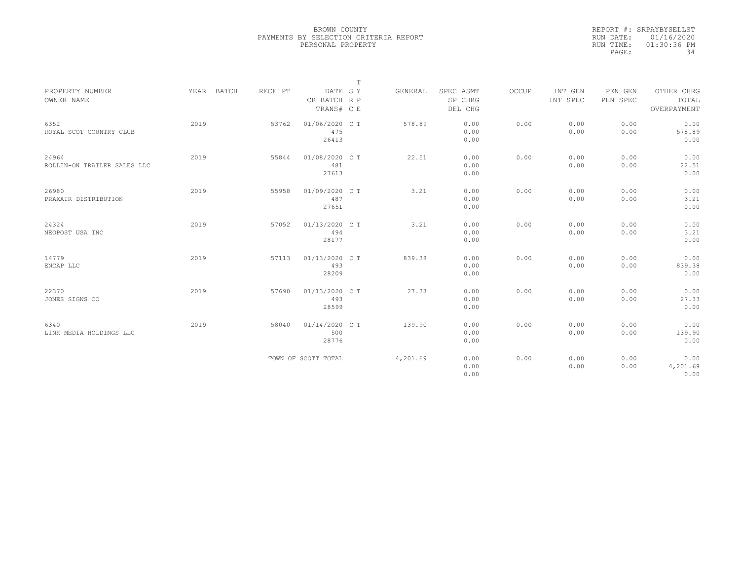BROWN COUNTY
PAYMENTS BY SELECTION CRITERIA REPORT
PERSONAL PROPERTY

REPORT #: SRPAYBYSELLST
RUN DATE: 01/16/2020
RUN TIME: 01:30:36 PM

| PROPERTY NUMBER / OWNER NAME | YEAR | BATCH | RECEIPT | DATE / CR BATCH / TRANS# | T SY / RP / CE | GENERAL | SPEC ASMT / SP CHRG / DEL CHG | OCCUP | INT GEN / INT SPEC | PEN GEN / PEN SPEC | OTHER CHRG / TOTAL / OVERPAYMENT |
|---|---|---|---|---|---|---|---|---|---|---|---|
| 6352 / ROYAL SCOT COUNTRY CLUB | 2019 | | 53762 | 01/06/2020 / 475 / 26413 | C T | 578.89 | 0.00 / 0.00 / 0.00 | 0.00 | 0.00 / 0.00 | 0.00 / 0.00 | 0.00 / 578.89 / 0.00 |
| 24964 / ROLLIN-ON TRAILER SALES LLC | 2019 | | 55844 | 01/08/2020 / 481 / 27613 | C T | 22.51 | 0.00 / 0.00 / 0.00 | 0.00 | 0.00 / 0.00 | 0.00 / 0.00 | 0.00 / 22.51 / 0.00 |
| 26980 / PRAXAIR DISTRIBUTION | 2019 | | 55958 | 01/09/2020 / 487 / 27651 | C T | 3.21 | 0.00 / 0.00 / 0.00 | 0.00 | 0.00 / 0.00 | 0.00 / 0.00 | 0.00 / 3.21 / 0.00 |
| 24324 / NEOPOST USA INC | 2019 | | 57052 | 01/13/2020 / 494 / 28177 | C T | 3.21 | 0.00 / 0.00 / 0.00 | 0.00 | 0.00 / 0.00 | 0.00 / 0.00 | 0.00 / 3.21 / 0.00 |
| 14779 / ENCAP LLC | 2019 | | 57113 | 01/13/2020 / 493 / 28209 | C T | 839.38 | 0.00 / 0.00 / 0.00 | 0.00 | 0.00 / 0.00 | 0.00 / 0.00 | 0.00 / 839.38 / 0.00 |
| 22370 / JONES SIGNS CO | 2019 | | 57690 | 01/13/2020 / 493 / 28599 | C T | 27.33 | 0.00 / 0.00 / 0.00 | 0.00 | 0.00 / 0.00 | 0.00 / 0.00 | 0.00 / 27.33 / 0.00 |
| 6340 / LINK MEDIA HOLDINGS LLC | 2019 | | 58040 | 01/14/2020 / 500 / 28776 | C T | 139.90 | 0.00 / 0.00 / 0.00 | 0.00 | 0.00 / 0.00 | 0.00 / 0.00 | 0.00 / 139.90 / 0.00 |
| | | | TOWN OF SCOTT TOTAL | | | 4,201.69 | 0.00 / 0.00 / 0.00 | 0.00 | 0.00 / 0.00 | 0.00 / 0.00 | 0.00 / 4,201.69 / 0.00 |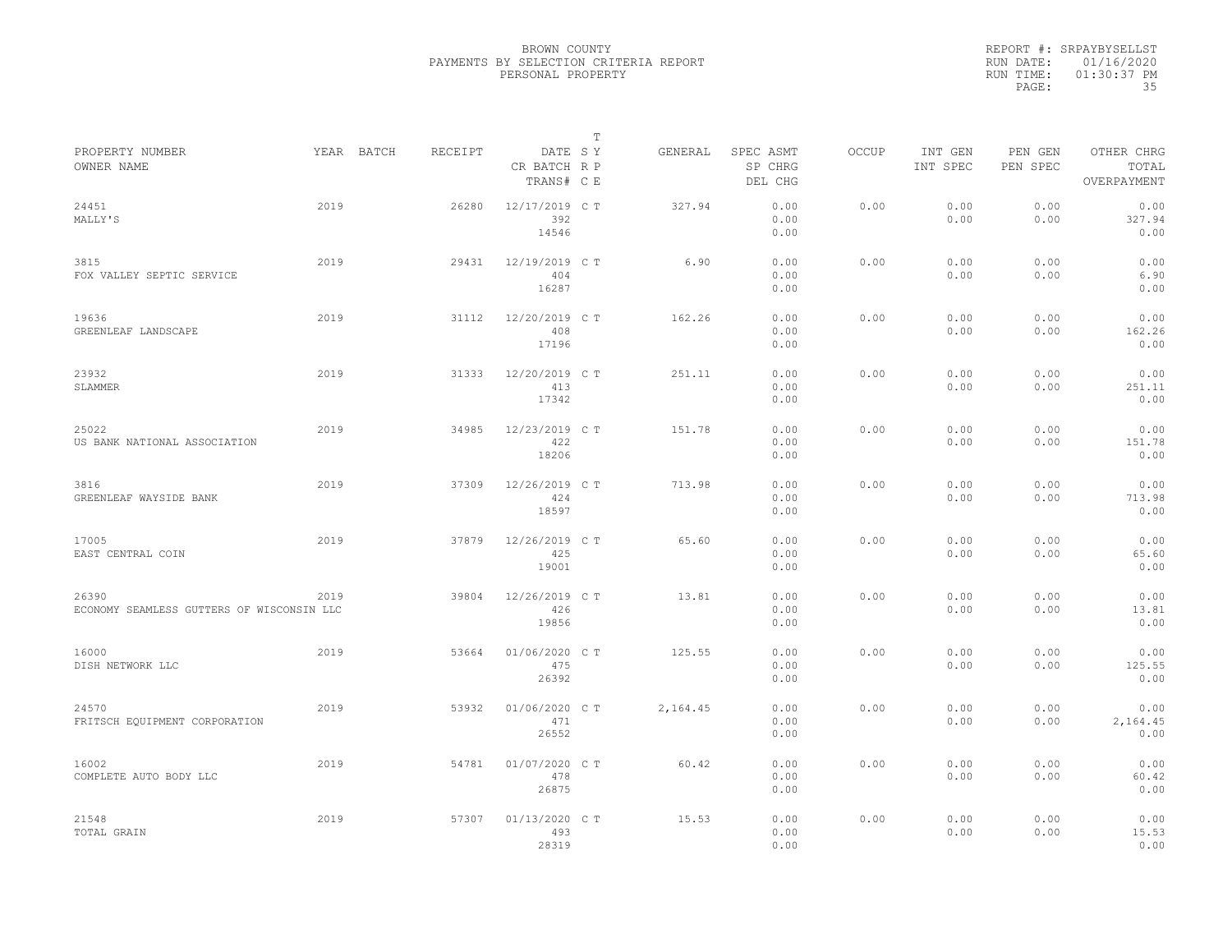BROWN COUNTY
PAYMENTS BY SELECTION CRITERIA REPORT
PERSONAL PROPERTY

REPORT #: SRPAYBYSELLST
RUN DATE: 01/16/2020
RUN TIME: 01:30:37 PM

| PROPERTY NUMBER / OWNER NAME | YEAR | BATCH | RECEIPT | DATE / CR BATCH / TRANS# | T SY RP CE | GENERAL | SPEC ASMT / SP CHRG / DEL CHG | OCCUP | INT GEN / INT SPEC | PEN GEN / PEN SPEC | OTHER CHRG / TOTAL / OVERPAYMENT |
|---|---|---|---|---|---|---|---|---|---|---|---|
| 24451 MALLY'S | 2019 | | 26280 | 12/17/2019 392 14546 | C T | 327.94 | 0.00 0.00 0.00 | 0.00 | 0.00 0.00 | 0.00 0.00 | 0.00 327.94 0.00 |
| 3815 FOX VALLEY SEPTIC SERVICE | 2019 | | 29431 | 12/19/2019 404 16287 | C T | 6.90 | 0.00 0.00 0.00 | 0.00 | 0.00 0.00 | 0.00 0.00 | 0.00 6.90 0.00 |
| 19636 GREENLEAF LANDSCAPE | 2019 | | 31112 | 12/20/2019 408 17196 | C T | 162.26 | 0.00 0.00 0.00 | 0.00 | 0.00 0.00 | 0.00 0.00 | 0.00 162.26 0.00 |
| 23932 SLAMMER | 2019 | | 31333 | 12/20/2019 413 17342 | C T | 251.11 | 0.00 0.00 0.00 | 0.00 | 0.00 0.00 | 0.00 0.00 | 0.00 251.11 0.00 |
| 25022 US BANK NATIONAL ASSOCIATION | 2019 | | 34985 | 12/23/2019 422 18206 | C T | 151.78 | 0.00 0.00 0.00 | 0.00 | 0.00 0.00 | 0.00 0.00 | 0.00 151.78 0.00 |
| 3816 GREENLEAF WAYSIDE BANK | 2019 | | 37309 | 12/26/2019 424 18597 | C T | 713.98 | 0.00 0.00 0.00 | 0.00 | 0.00 0.00 | 0.00 0.00 | 0.00 713.98 0.00 |
| 17005 EAST CENTRAL COIN | 2019 | | 37879 | 12/26/2019 425 19001 | C T | 65.60 | 0.00 0.00 0.00 | 0.00 | 0.00 0.00 | 0.00 0.00 | 0.00 65.60 0.00 |
| 26390 ECONOMY SEAMLESS GUTTERS OF WISCONSIN LLC | 2019 | | 39804 | 12/26/2019 426 19856 | C T | 13.81 | 0.00 0.00 0.00 | 0.00 | 0.00 0.00 | 0.00 0.00 | 0.00 13.81 0.00 |
| 16000 DISH NETWORK LLC | 2019 | | 53664 | 01/06/2020 475 26392 | C T | 125.55 | 0.00 0.00 0.00 | 0.00 | 0.00 0.00 | 0.00 0.00 | 0.00 125.55 0.00 |
| 24570 FRITSCH EQUIPMENT CORPORATION | 2019 | | 53932 | 01/06/2020 471 26552 | C T | 2,164.45 | 0.00 0.00 0.00 | 0.00 | 0.00 0.00 | 0.00 0.00 | 0.00 2,164.45 0.00 |
| 16002 COMPLETE AUTO BODY LLC | 2019 | | 54781 | 01/07/2020 478 26875 | C T | 60.42 | 0.00 0.00 0.00 | 0.00 | 0.00 0.00 | 0.00 0.00 | 0.00 60.42 0.00 |
| 21548 TOTAL GRAIN | 2019 | | 57307 | 01/13/2020 493 28319 | C T | 15.53 | 0.00 0.00 0.00 | 0.00 | 0.00 0.00 | 0.00 0.00 | 0.00 15.53 0.00 |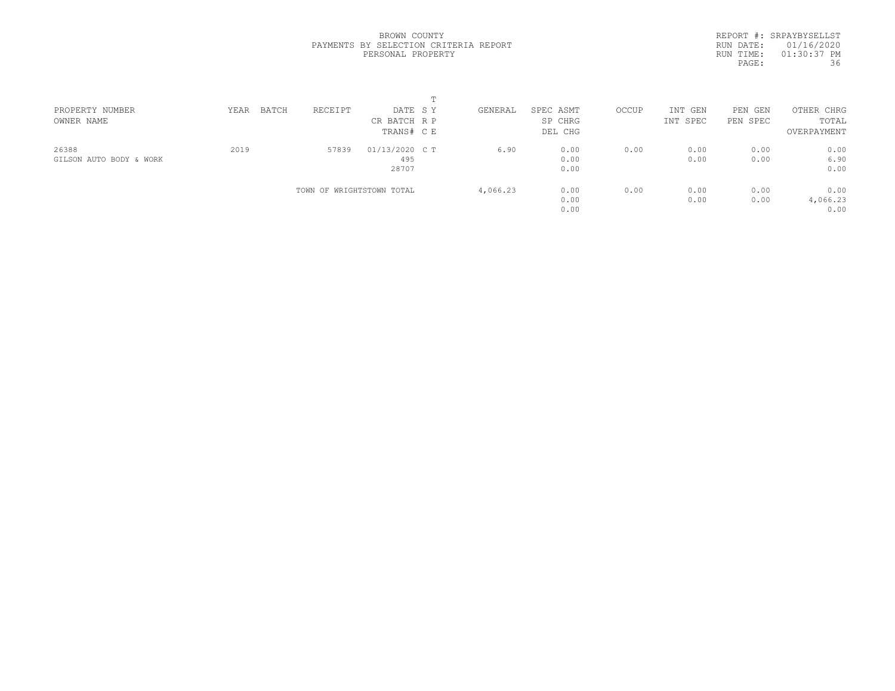BROWN COUNTY
PAYMENTS BY SELECTION CRITERIA REPORT
PERSONAL PROPERTY

REPORT #: SRPAYBYSELLST
RUN DATE: 01/16/2020
RUN TIME: 01:30:37 PM
PAGE: 36

| PROPERTY NUMBER<br>OWNER NAME | YEAR | BATCH | RECEIPT | DATE<br>CR BATCH<br>TRANS# | T S Y<br>R P<br>C E | GENERAL | SPEC ASMT<br>SP CHRG<br>DEL CHG | OCCUP | INT GEN<br>INT SPEC | PEN GEN<br>PEN SPEC | OTHER CHRG<br>TOTAL<br>OVERPAYMENT |
|---|---|---|---|---|---|---|---|---|---|---|---|
| 26388<br>GILSON AUTO BODY & WORK | 2019 | | 57839 | 01/13/2020<br>495<br>28707 | C T | 6.90 | 0.00<br>0.00<br>0.00 | 0.00 | 0.00<br>0.00 | 0.00<br>0.00 | 0.00<br>6.90<br>0.00 |
| | | | TOWN OF WRIGHTSTOWN TOTAL | | | 4,066.23 | 0.00<br>0.00<br>0.00 | 0.00 | 0.00<br>0.00 | 0.00<br>0.00 | 0.00<br>4,066.23<br>0.00 |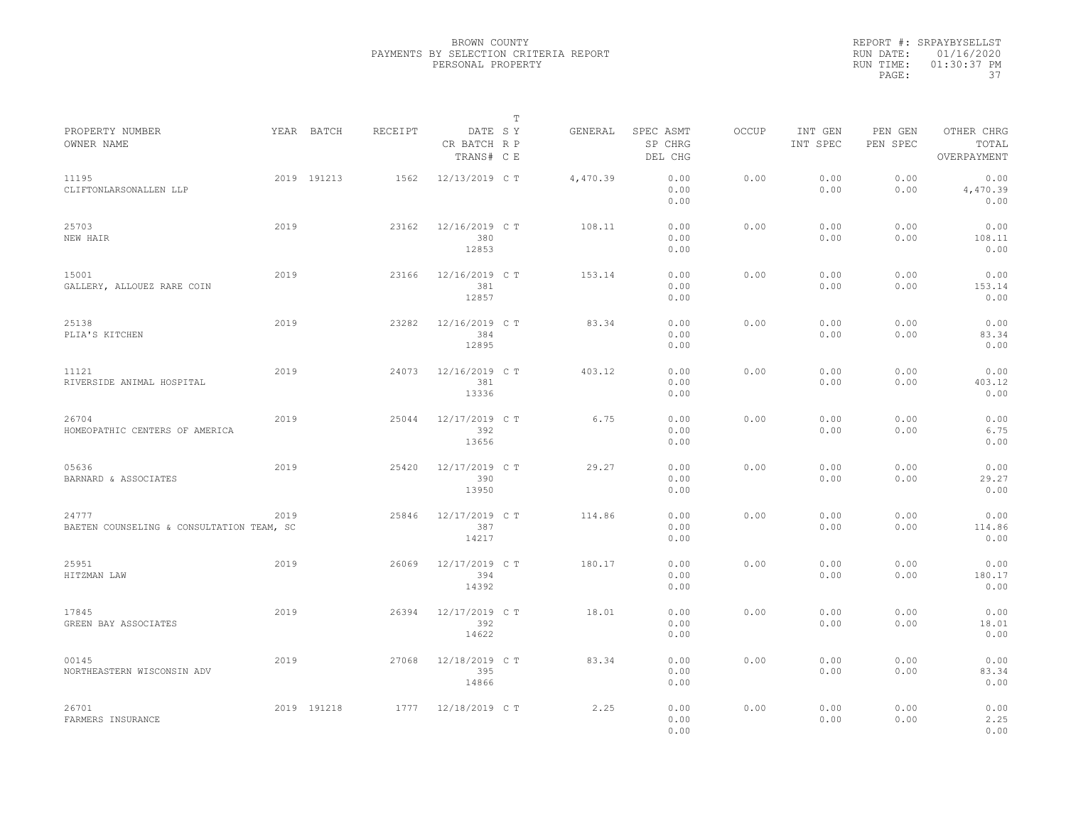# BROWN COUNTY
## PAYMENTS BY SELECTION CRITERIA REPORT
### PERSONAL PROPERTY

REPORT #: SRPAYBYSELLST
RUN DATE: 01/16/2020
RUN TIME: 01:30:37 PM

| PROPERTY NUMBER<br>OWNER NAME | YEAR | BATCH | RECEIPT | DATE<br>CR BATCH<br>TRANS# | T S Y<br>R P<br>C E | GENERAL | SPEC ASMT<br>SP CHRG<br>DEL CHG | OCCUP | INT GEN<br>INT SPEC | PEN GEN<br>PEN SPEC | OTHER CHRG<br>TOTAL<br>OVERPAYMENT |
|---|---|---|---|---|---|---|---|---|---|---|---|
| 11195<br>CLIFTONLARSONALLEN LLP | 2019 | 191213 | 1562 | 12/13/2019 | C T | 4,470.39 | 0.00<br>0.00<br>0.00 | 0.00 | 0.00<br>0.00 | 0.00<br>0.00 | 0.00<br>4,470.39<br>0.00 |
| 25703<br>NEW HAIR | 2019 | | 23162 | 12/16/2019<br>380<br>12853 | C T | 108.11 | 0.00<br>0.00<br>0.00 | 0.00 | 0.00<br>0.00 | 0.00<br>0.00 | 0.00<br>108.11<br>0.00 |
| 15001<br>GALLERY, ALLOUEZ RARE COIN | 2019 | | 23166 | 12/16/2019<br>381<br>12857 | C T | 153.14 | 0.00<br>0.00<br>0.00 | 0.00 | 0.00<br>0.00 | 0.00<br>0.00 | 0.00<br>153.14<br>0.00 |
| 25138<br>PLIA'S KITCHEN | 2019 | | 23282 | 12/16/2019<br>384<br>12895 | C T | 83.34 | 0.00<br>0.00<br>0.00 | 0.00 | 0.00<br>0.00 | 0.00<br>0.00 | 0.00<br>83.34<br>0.00 |
| 11121<br>RIVERSIDE ANIMAL HOSPITAL | 2019 | | 24073 | 12/16/2019<br>381<br>13336 | C T | 403.12 | 0.00<br>0.00<br>0.00 | 0.00 | 0.00<br>0.00 | 0.00<br>0.00 | 0.00<br>403.12<br>0.00 |
| 26704<br>HOMEOPATHIC CENTERS OF AMERICA | 2019 | | 25044 | 12/17/2019<br>392<br>13656 | C T | 6.75 | 0.00<br>0.00<br>0.00 | 0.00 | 0.00<br>0.00 | 0.00<br>0.00 | 0.00<br>6.75<br>0.00 |
| 05636<br>BARNARD & ASSOCIATES | 2019 | | 25420 | 12/17/2019<br>390<br>13950 | C T | 29.27 | 0.00<br>0.00<br>0.00 | 0.00 | 0.00<br>0.00 | 0.00<br>0.00 | 0.00<br>29.27<br>0.00 |
| 24777<br>BAETEN COUNSELING & CONSULTATION TEAM, SC | 2019 | | 25846 | 12/17/2019<br>387<br>14217 | C T | 114.86 | 0.00<br>0.00<br>0.00 | 0.00 | 0.00<br>0.00 | 0.00<br>0.00 | 0.00<br>114.86<br>0.00 |
| 25951<br>HITZMAN LAW | 2019 | | 26069 | 12/17/2019<br>394<br>14392 | C T | 180.17 | 0.00<br>0.00<br>0.00 | 0.00 | 0.00<br>0.00 | 0.00<br>0.00 | 0.00<br>180.17<br>0.00 |
| 17845<br>GREEN BAY ASSOCIATES | 2019 | | 26394 | 12/17/2019<br>392<br>14622 | C T | 18.01 | 0.00<br>0.00<br>0.00 | 0.00 | 0.00<br>0.00 | 0.00<br>0.00 | 0.00<br>18.01<br>0.00 |
| 00145<br>NORTHEASTERN WISCONSIN ADV | 2019 | | 27068 | 12/18/2019<br>395<br>14866 | C T | 83.34 | 0.00<br>0.00<br>0.00 | 0.00 | 0.00<br>0.00 | 0.00<br>0.00 | 0.00<br>83.34<br>0.00 |
| 26701<br>FARMERS INSURANCE | 2019 | 191218 | 1777 | 12/18/2019 | C T | 2.25 | 0.00<br>0.00<br>0.00 | 0.00 | 0.00<br>0.00 | 0.00<br>0.00 | 0.00<br>2.25<br>0.00 |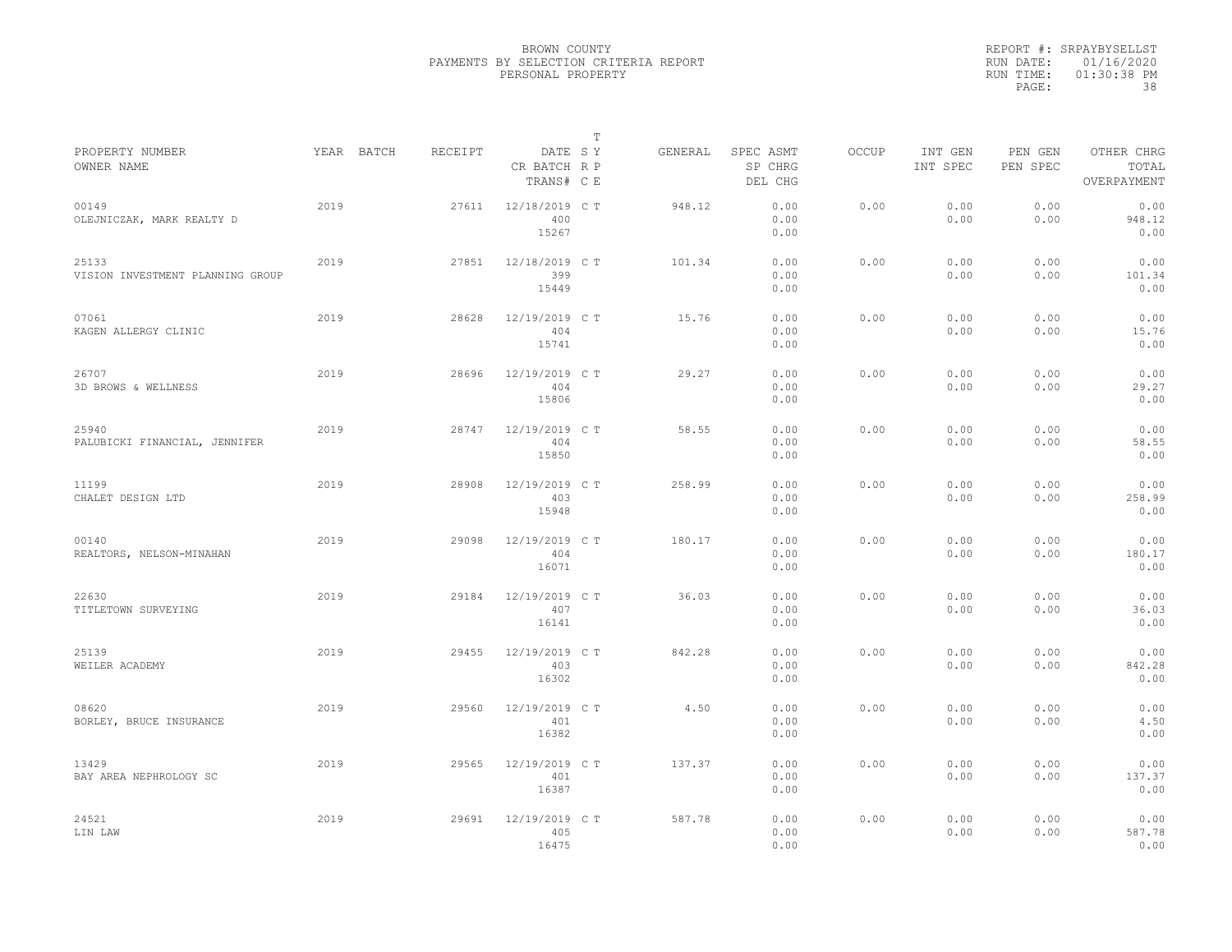BROWN COUNTY
PAYMENTS BY SELECTION CRITERIA REPORT
PERSONAL PROPERTY

REPORT #: SRPAYBYSELLST
RUN DATE: 01/16/2020
RUN TIME: 01:30:38 PM

| PROPERTY NUMBER<br>OWNER NAME | YEAR | BATCH | RECEIPT | DATE<br>CR BATCH<br>TRANS# | T<br>S Y<br>R P<br>C E | GENERAL | SPEC ASMT<br>SP CHRG<br>DEL CHG | OCCUP | INT GEN<br>INT SPEC | PEN GEN<br>PEN SPEC | OTHER CHRG<br>TOTAL<br>OVERPAYMENT |
|---|---|---|---|---|---|---|---|---|---|---|---|
| 00149<br>OLEJNICZAK, MARK REALTY D | 2019 | | 27611 | 12/18/2019<br>400<br>15267 | C T | 948.12 | 0.00<br>0.00<br>0.00 | 0.00 | 0.00<br>0.00 | 0.00<br>0.00 | 0.00<br>948.12<br>0.00 |
| 25133<br>VISION INVESTMENT PLANNING GROUP | 2019 | | 27851 | 12/18/2019<br>399<br>15449 | C T | 101.34 | 0.00<br>0.00<br>0.00 | 0.00 | 0.00<br>0.00 | 0.00<br>0.00 | 0.00<br>101.34<br>0.00 |
| 07061<br>KAGEN ALLERGY CLINIC | 2019 | | 28628 | 12/19/2019<br>404<br>15741 | C T | 15.76 | 0.00<br>0.00<br>0.00 | 0.00 | 0.00<br>0.00 | 0.00<br>0.00 | 0.00<br>15.76<br>0.00 |
| 26707<br>3D BROWS & WELLNESS | 2019 | | 28696 | 12/19/2019<br>404<br>15806 | C T | 29.27 | 0.00<br>0.00<br>0.00 | 0.00 | 0.00<br>0.00 | 0.00<br>0.00 | 0.00<br>29.27<br>0.00 |
| 25940<br>PALUBICKI FINANCIAL, JENNIFER | 2019 | | 28747 | 12/19/2019<br>404<br>15850 | C T | 58.55 | 0.00<br>0.00<br>0.00 | 0.00 | 0.00<br>0.00 | 0.00<br>0.00 | 0.00<br>58.55<br>0.00 |
| 11199<br>CHALET DESIGN LTD | 2019 | | 28908 | 12/19/2019<br>403<br>15948 | C T | 258.99 | 0.00<br>0.00<br>0.00 | 0.00 | 0.00<br>0.00 | 0.00<br>0.00 | 0.00<br>258.99<br>0.00 |
| 00140<br>REALTORS, NELSON-MINAHAN | 2019 | | 29098 | 12/19/2019<br>404<br>16071 | C T | 180.17 | 0.00<br>0.00<br>0.00 | 0.00 | 0.00<br>0.00 | 0.00<br>0.00 | 0.00<br>180.17<br>0.00 |
| 22630<br>TITLETOWN SURVEYING | 2019 | | 29184 | 12/19/2019<br>407<br>16141 | C T | 36.03 | 0.00<br>0.00<br>0.00 | 0.00 | 0.00<br>0.00 | 0.00<br>0.00 | 0.00<br>36.03<br>0.00 |
| 25139<br>WEILER ACADEMY | 2019 | | 29455 | 12/19/2019<br>403<br>16302 | C T | 842.28 | 0.00<br>0.00<br>0.00 | 0.00 | 0.00<br>0.00 | 0.00<br>0.00 | 0.00<br>842.28<br>0.00 |
| 08620<br>BORLEY, BRUCE INSURANCE | 2019 | | 29560 | 12/19/2019<br>401<br>16382 | C T | 4.50 | 0.00<br>0.00<br>0.00 | 0.00 | 0.00<br>0.00 | 0.00<br>0.00 | 0.00<br>4.50<br>0.00 |
| 13429<br>BAY AREA NEPHROLOGY SC | 2019 | | 29565 | 12/19/2019<br>401<br>16387 | C T | 137.37 | 0.00<br>0.00<br>0.00 | 0.00 | 0.00<br>0.00 | 0.00<br>0.00 | 0.00<br>137.37<br>0.00 |
| 24521<br>LIN LAW | 2019 | | 29691 | 12/19/2019<br>405<br>16475 | C T | 587.78 | 0.00<br>0.00<br>0.00 | 0.00 | 0.00<br>0.00 | 0.00<br>0.00 | 0.00<br>587.78<br>0.00 |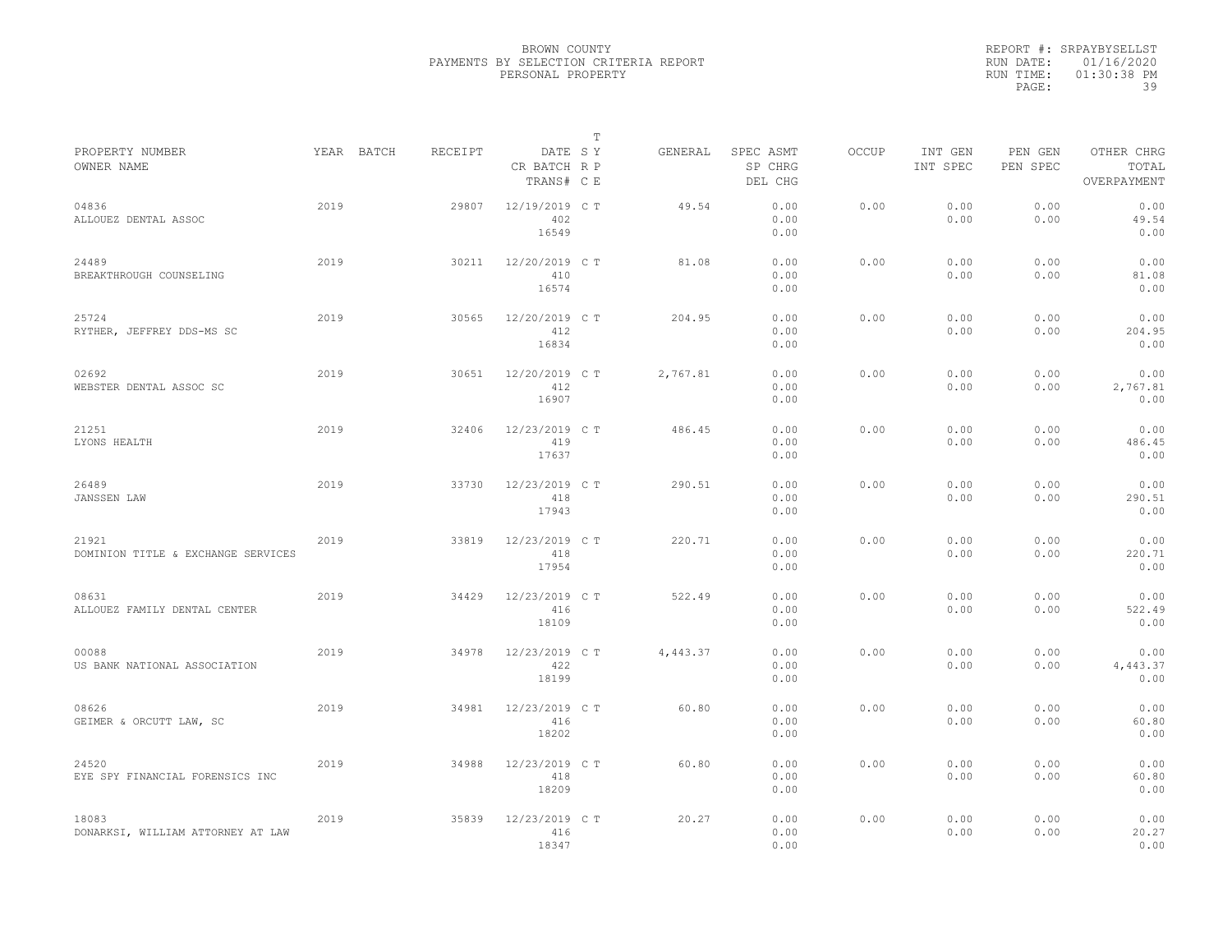BROWN COUNTY
PAYMENTS BY SELECTION CRITERIA REPORT
PERSONAL PROPERTY

REPORT #: SRPAYBYSELLST
RUN DATE: 01/16/2020
RUN TIME: 01:30:38 PM

| PROPERTY NUMBER OWNER NAME | YEAR | BATCH | RECEIPT | DATE CR BATCH TRANS# | T SY RP CE | GENERAL | SPEC ASMT SP CHRG DEL CHG | OCCUP | INT GEN INT SPEC | PEN GEN PEN SPEC | OTHER CHRG TOTAL OVERPAYMENT |
|---|---|---|---|---|---|---|---|---|---|---|---|
| 04836 ALLOUEZ DENTAL ASSOC | 2019 | | 29807 | 12/19/2019 402 16549 | C T | 49.54 | 0.00 0.00 0.00 | 0.00 | 0.00 0.00 | 0.00 0.00 | 0.00 49.54 0.00 |
| 24489 BREAKTHROUGH COUNSELING | 2019 | | 30211 | 12/20/2019 410 16574 | C T | 81.08 | 0.00 0.00 0.00 | 0.00 | 0.00 0.00 | 0.00 0.00 | 0.00 81.08 0.00 |
| 25724 RYTHER, JEFFREY DDS-MS SC | 2019 | | 30565 | 12/20/2019 412 16834 | C T | 204.95 | 0.00 0.00 0.00 | 0.00 | 0.00 0.00 | 0.00 0.00 | 0.00 204.95 0.00 |
| 02692 WEBSTER DENTAL ASSOC SC | 2019 | | 30651 | 12/20/2019 412 16907 | C T | 2,767.81 | 0.00 0.00 0.00 | 0.00 | 0.00 0.00 | 0.00 0.00 | 0.00 2,767.81 0.00 |
| 21251 LYONS HEALTH | 2019 | | 32406 | 12/23/2019 419 17637 | C T | 486.45 | 0.00 0.00 0.00 | 0.00 | 0.00 0.00 | 0.00 0.00 | 0.00 486.45 0.00 |
| 26489 JANSSEN LAW | 2019 | | 33730 | 12/23/2019 418 17943 | C T | 290.51 | 0.00 0.00 0.00 | 0.00 | 0.00 0.00 | 0.00 0.00 | 0.00 290.51 0.00 |
| 21921 DOMINION TITLE & EXCHANGE SERVICES | 2019 | | 33819 | 12/23/2019 418 17954 | C T | 220.71 | 0.00 0.00 0.00 | 0.00 | 0.00 0.00 | 0.00 0.00 | 0.00 220.71 0.00 |
| 08631 ALLOUEZ FAMILY DENTAL CENTER | 2019 | | 34429 | 12/23/2019 416 18109 | C T | 522.49 | 0.00 0.00 0.00 | 0.00 | 0.00 0.00 | 0.00 0.00 | 0.00 522.49 0.00 |
| 00088 US BANK NATIONAL ASSOCIATION | 2019 | | 34978 | 12/23/2019 422 18199 | C T | 4,443.37 | 0.00 0.00 0.00 | 0.00 | 0.00 0.00 | 0.00 0.00 | 0.00 4,443.37 0.00 |
| 08626 GEIMER & ORCUTT LAW, SC | 2019 | | 34981 | 12/23/2019 416 18202 | C T | 60.80 | 0.00 0.00 0.00 | 0.00 | 0.00 0.00 | 0.00 0.00 | 0.00 60.80 0.00 |
| 24520 EYE SPY FINANCIAL FORENSICS INC | 2019 | | 34988 | 12/23/2019 418 18209 | C T | 60.80 | 0.00 0.00 0.00 | 0.00 | 0.00 0.00 | 0.00 0.00 | 0.00 60.80 0.00 |
| 18083 DONARKSI, WILLIAM ATTORNEY AT LAW | 2019 | | 35839 | 12/23/2019 416 18347 | C T | 20.27 | 0.00 0.00 0.00 | 0.00 | 0.00 0.00 | 0.00 0.00 | 0.00 20.27 0.00 |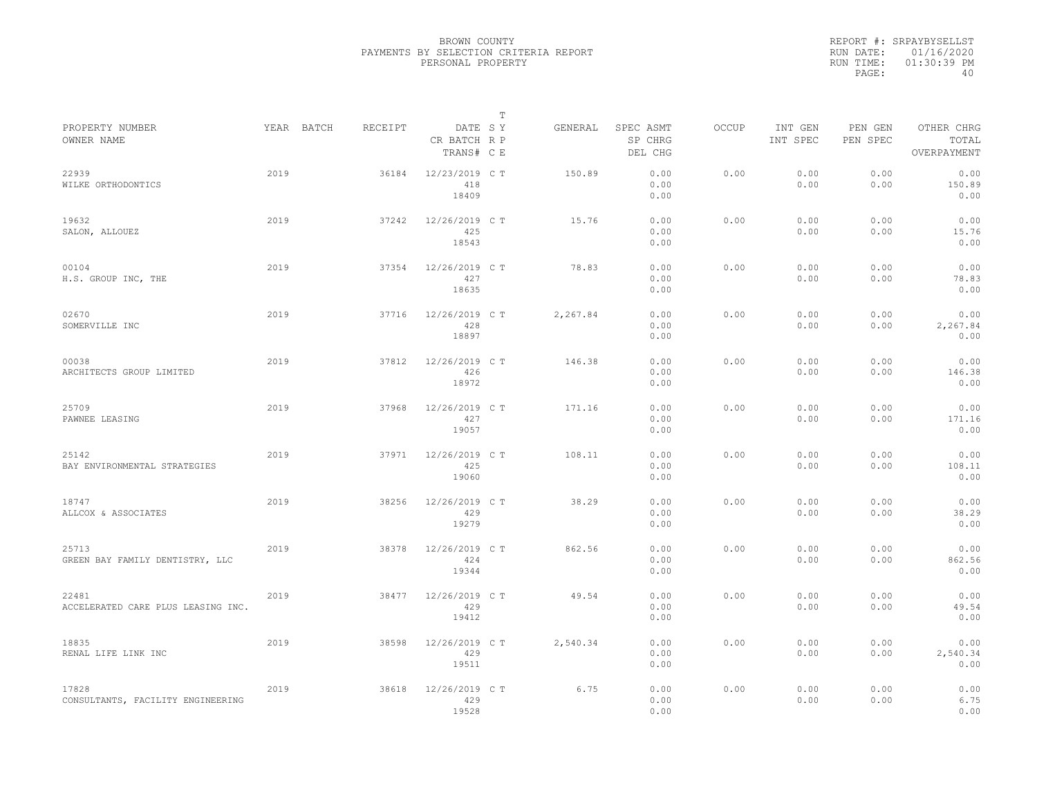BROWN COUNTY
PAYMENTS BY SELECTION CRITERIA REPORT
PERSONAL PROPERTY

REPORT #: SRPAYBYSELLST
RUN DATE: 01/16/2020
RUN TIME: 01:30:39 PM

| PROPERTY NUMBER / OWNER NAME | YEAR | BATCH | RECEIPT | DATE / CR BATCH / TRANS# | SY | TP / CE | GENERAL | SPEC ASMT / SP CHRG / DEL CHG | OCCUP | INT GEN / INT SPEC | PEN GEN / PEN SPEC | OTHER CHRG / TOTAL / OVERPAYMENT |
|---|---|---|---|---|---|---|---|---|---|---|---|---|
| 22939 WILKE ORTHODONTICS | 2019 | | 36184 | 12/23/2019 418 18409 | C | T | 150.89 | 0.00 0.00 0.00 | 0.00 | 0.00 0.00 | 0.00 0.00 | 0.00 150.89 0.00 |
| 19632 SALON, ALLOUEZ | 2019 | | 37242 | 12/26/2019 425 18543 | C | T | 15.76 | 0.00 0.00 0.00 | 0.00 | 0.00 0.00 | 0.00 0.00 | 0.00 15.76 0.00 |
| 00104 H.S. GROUP INC, THE | 2019 | | 37354 | 12/26/2019 427 18635 | C | T | 78.83 | 0.00 0.00 0.00 | 0.00 | 0.00 0.00 | 0.00 0.00 | 0.00 78.83 0.00 |
| 02670 SOMERVILLE INC | 2019 | | 37716 | 12/26/2019 428 18897 | C | T | 2,267.84 | 0.00 0.00 0.00 | 0.00 | 0.00 0.00 | 0.00 0.00 | 0.00 2,267.84 0.00 |
| 00038 ARCHITECTS GROUP LIMITED | 2019 | | 37812 | 12/26/2019 426 18972 | C | T | 146.38 | 0.00 0.00 0.00 | 0.00 | 0.00 0.00 | 0.00 0.00 | 0.00 146.38 0.00 |
| 25709 PAWNEE LEASING | 2019 | | 37968 | 12/26/2019 427 19057 | C | T | 171.16 | 0.00 0.00 0.00 | 0.00 | 0.00 0.00 | 0.00 0.00 | 0.00 171.16 0.00 |
| 25142 BAY ENVIRONMENTAL STRATEGIES | 2019 | | 37971 | 12/26/2019 425 19060 | C | T | 108.11 | 0.00 0.00 0.00 | 0.00 | 0.00 0.00 | 0.00 0.00 | 0.00 108.11 0.00 |
| 18747 ALLCOX & ASSOCIATES | 2019 | | 38256 | 12/26/2019 429 19279 | C | T | 38.29 | 0.00 0.00 0.00 | 0.00 | 0.00 0.00 | 0.00 0.00 | 0.00 38.29 0.00 |
| 25713 GREEN BAY FAMILY DENTISTRY, LLC | 2019 | | 38378 | 12/26/2019 424 19344 | C | T | 862.56 | 0.00 0.00 0.00 | 0.00 | 0.00 0.00 | 0.00 0.00 | 0.00 862.56 0.00 |
| 22481 ACCELERATED CARE PLUS LEASING INC. | 2019 | | 38477 | 12/26/2019 429 19412 | C | T | 49.54 | 0.00 0.00 0.00 | 0.00 | 0.00 0.00 | 0.00 0.00 | 0.00 49.54 0.00 |
| 18835 RENAL LIFE LINK INC | 2019 | | 38598 | 12/26/2019 429 19511 | C | T | 2,540.34 | 0.00 0.00 0.00 | 0.00 | 0.00 0.00 | 0.00 0.00 | 0.00 2,540.34 0.00 |
| 17828 CONSULTANTS, FACILITY ENGINEERING | 2019 | | 38618 | 12/26/2019 429 19528 | C | T | 6.75 | 0.00 0.00 0.00 | 0.00 | 0.00 0.00 | 0.00 0.00 | 0.00 6.75 0.00 |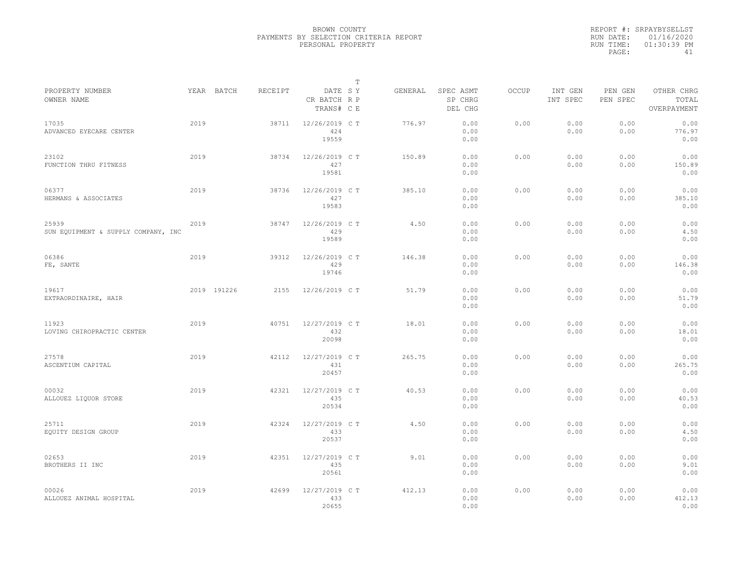BROWN COUNTY
PAYMENTS BY SELECTION CRITERIA REPORT
PERSONAL PROPERTY

REPORT #: SRPAYBYSELLST
RUN DATE: 01/16/2020
RUN TIME: 01:30:39 PM

| PROPERTY NUMBER / OWNER NAME | YEAR | BATCH | RECEIPT | DATE / CR BATCH / TRANS# | T S Y / R P / C E | GENERAL | SPEC ASMT / SP CHRG / DEL CHG | OCCUP | INT GEN / INT SPEC | PEN GEN / PEN SPEC | OTHER CHRG / TOTAL / OVERPAYMENT |
|---|---|---|---|---|---|---|---|---|---|---|---|
| 17035 ADVANCED EYECARE CENTER | 2019 | | 38711 | 12/26/2019 424 19559 | C T | 776.97 | 0.00 0.00 0.00 | 0.00 | 0.00 0.00 | 0.00 0.00 | 0.00 776.97 0.00 |
| 23102 FUNCTION THRU FITNESS | 2019 | | 38734 | 12/26/2019 427 19581 | C T | 150.89 | 0.00 0.00 0.00 | 0.00 | 0.00 0.00 | 0.00 0.00 | 0.00 150.89 0.00 |
| 06377 HERMANS & ASSOCIATES | 2019 | | 38736 | 12/26/2019 427 19583 | C T | 385.10 | 0.00 0.00 0.00 | 0.00 | 0.00 0.00 | 0.00 0.00 | 0.00 385.10 0.00 |
| 25939 SUN EQUIPMENT & SUPPLY COMPANY, INC | 2019 | | 38747 | 12/26/2019 429 19589 | C T | 4.50 | 0.00 0.00 0.00 | 0.00 | 0.00 0.00 | 0.00 0.00 | 0.00 4.50 0.00 |
| 06386 FE, SANTE | 2019 | | 39312 | 12/26/2019 429 19746 | C T | 146.38 | 0.00 0.00 0.00 | 0.00 | 0.00 0.00 | 0.00 0.00 | 0.00 146.38 0.00 |
| 19617 EXTRAORDINAIRE, HAIR | 2019 | 191226 | 2155 | 12/26/2019 | C T | 51.79 | 0.00 0.00 0.00 | 0.00 | 0.00 0.00 | 0.00 0.00 | 0.00 51.79 0.00 |
| 11923 LOVING CHIROPRACTIC CENTER | 2019 | | 40751 | 12/27/2019 432 20098 | C T | 18.01 | 0.00 0.00 0.00 | 0.00 | 0.00 0.00 | 0.00 0.00 | 0.00 18.01 0.00 |
| 27578 ASCENTIUM CAPITAL | 2019 | | 42112 | 12/27/2019 431 20457 | C T | 265.75 | 0.00 0.00 0.00 | 0.00 | 0.00 0.00 | 0.00 0.00 | 0.00 265.75 0.00 |
| 00032 ALLOUEZ LIQUOR STORE | 2019 | | 42321 | 12/27/2019 435 20534 | C T | 40.53 | 0.00 0.00 0.00 | 0.00 | 0.00 0.00 | 0.00 0.00 | 0.00 40.53 0.00 |
| 25711 EQUITY DESIGN GROUP | 2019 | | 42324 | 12/27/2019 433 20537 | C T | 4.50 | 0.00 0.00 0.00 | 0.00 | 0.00 0.00 | 0.00 0.00 | 0.00 4.50 0.00 |
| 02653 BROTHERS II INC | 2019 | | 42351 | 12/27/2019 435 20561 | C T | 9.01 | 0.00 0.00 0.00 | 0.00 | 0.00 0.00 | 0.00 0.00 | 0.00 9.01 0.00 |
| 00026 ALLOUEZ ANIMAL HOSPITAL | 2019 | | 42699 | 12/27/2019 433 20655 | C T | 412.13 | 0.00 0.00 0.00 | 0.00 | 0.00 0.00 | 0.00 0.00 | 0.00 412.13 0.00 |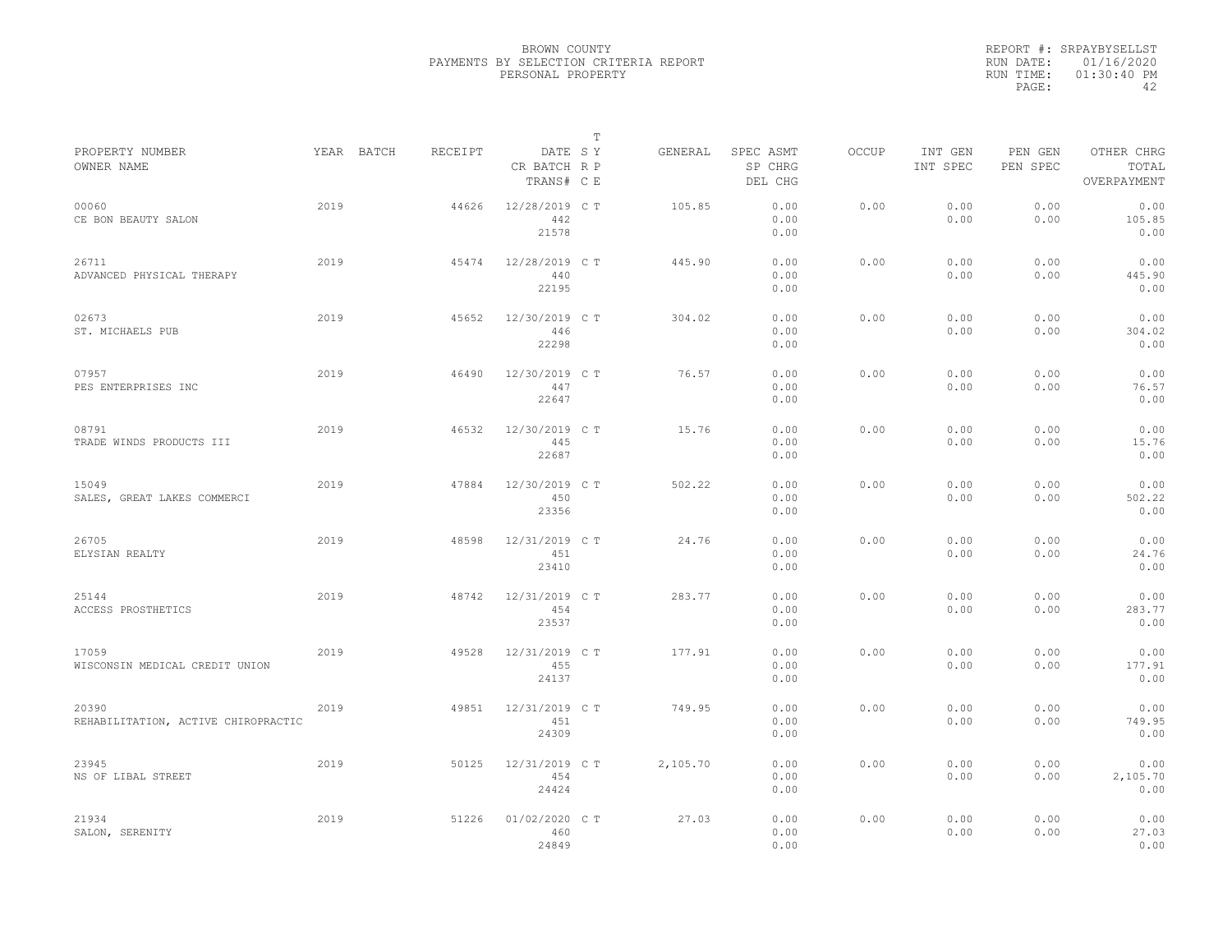BROWN COUNTY
PAYMENTS BY SELECTION CRITERIA REPORT
PERSONAL PROPERTY

REPORT #: SRPAYBYSELLST
RUN DATE: 01/16/2020
RUN TIME: 01:30:40 PM

| PROPERTY NUMBER<br>OWNER NAME | YEAR | BATCH | RECEIPT | DATE<br>CR BATCH<br>TRANS# | T S Y R P C E | GENERAL | SPEC ASMT<br>SP CHRG<br>DEL CHG | OCCUP | INT GEN<br>INT SPEC | PEN GEN<br>PEN SPEC | OTHER CHRG<br>TOTAL<br>OVERPAYMENT |
|---|---|---|---|---|---|---|---|---|---|---|---|
| 00060<br>CE BON BEAUTY SALON | 2019 | | 44626 | 12/28/2019<br>442<br>21578 | C T | 105.85 | 0.00<br>0.00<br>0.00 | 0.00 | 0.00<br>0.00 | 0.00<br>0.00 | 0.00<br>105.85<br>0.00 |
| 26711<br>ADVANCED PHYSICAL THERAPY | 2019 | | 45474 | 12/28/2019<br>440<br>22195 | C T | 445.90 | 0.00<br>0.00<br>0.00 | 0.00 | 0.00<br>0.00 | 0.00<br>0.00 | 0.00<br>445.90<br>0.00 |
| 02673<br>ST. MICHAELS PUB | 2019 | | 45652 | 12/30/2019<br>446<br>22298 | C T | 304.02 | 0.00<br>0.00<br>0.00 | 0.00 | 0.00<br>0.00 | 0.00<br>0.00 | 0.00<br>304.02<br>0.00 |
| 07957<br>PES ENTERPRISES INC | 2019 | | 46490 | 12/30/2019<br>447<br>22647 | C T | 76.57 | 0.00<br>0.00<br>0.00 | 0.00 | 0.00<br>0.00 | 0.00<br>0.00 | 0.00<br>76.57<br>0.00 |
| 08791<br>TRADE WINDS PRODUCTS III | 2019 | | 46532 | 12/30/2019<br>445<br>22687 | C T | 15.76 | 0.00<br>0.00<br>0.00 | 0.00 | 0.00<br>0.00 | 0.00<br>0.00 | 0.00<br>15.76<br>0.00 |
| 15049<br>SALES, GREAT LAKES COMMERCI | 2019 | | 47884 | 12/30/2019<br>450<br>23356 | C T | 502.22 | 0.00<br>0.00<br>0.00 | 0.00 | 0.00<br>0.00 | 0.00<br>0.00 | 0.00<br>502.22<br>0.00 |
| 26705<br>ELYSIAN REALTY | 2019 | | 48598 | 12/31/2019<br>451<br>23410 | C T | 24.76 | 0.00<br>0.00<br>0.00 | 0.00 | 0.00<br>0.00 | 0.00<br>0.00 | 0.00<br>24.76<br>0.00 |
| 25144<br>ACCESS PROSTHETICS | 2019 | | 48742 | 12/31/2019<br>454<br>23537 | C T | 283.77 | 0.00<br>0.00<br>0.00 | 0.00 | 0.00<br>0.00 | 0.00<br>0.00 | 0.00<br>283.77<br>0.00 |
| 17059<br>WISCONSIN MEDICAL CREDIT UNION | 2019 | | 49528 | 12/31/2019<br>455<br>24137 | C T | 177.91 | 0.00<br>0.00<br>0.00 | 0.00 | 0.00<br>0.00 | 0.00<br>0.00 | 0.00<br>177.91<br>0.00 |
| 20390<br>REHABILITATION, ACTIVE CHIROPRACTIC | 2019 | | 49851 | 12/31/2019<br>451<br>24309 | C T | 749.95 | 0.00<br>0.00<br>0.00 | 0.00 | 0.00<br>0.00 | 0.00<br>0.00 | 0.00<br>749.95<br>0.00 |
| 23945<br>NS OF LIBAL STREET | 2019 | | 50125 | 12/31/2019<br>454<br>24424 | C T | 2,105.70 | 0.00<br>0.00<br>0.00 | 0.00 | 0.00<br>0.00 | 0.00<br>0.00 | 0.00<br>2,105.70<br>0.00 |
| 21934<br>SALON, SERENITY | 2019 | | 51226 | 01/02/2020<br>460<br>24849 | C T | 27.03 | 0.00<br>0.00<br>0.00 | 0.00 | 0.00<br>0.00 | 0.00<br>0.00 | 0.00<br>27.03<br>0.00 |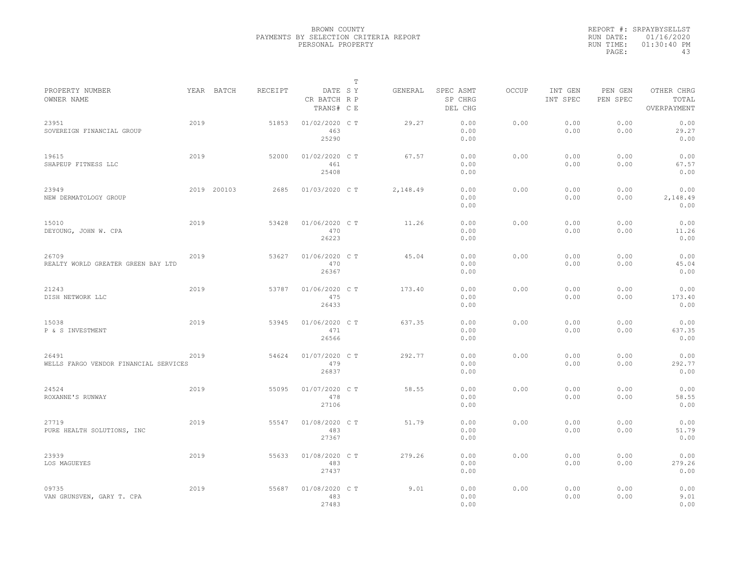BROWN COUNTY
PAYMENTS BY SELECTION CRITERIA REPORT
PERSONAL PROPERTY

REPORT #: SRPAYBYSELLST
RUN DATE: 01/16/2020
RUN TIME: 01:30:40 PM

| PROPERTY NUMBER / OWNER NAME | YEAR | BATCH | RECEIPT | DATE / CR BATCH / TRANS# | T S Y R P C E | GENERAL | SPEC ASMT / SP CHRG / DEL CHG | OCCUP | INT GEN / INT SPEC | PEN GEN / PEN SPEC | OTHER CHRG / TOTAL / OVERPAYMENT |
|---|---|---|---|---|---|---|---|---|---|---|---|
| 23951 SOVEREIGN FINANCIAL GROUP | 2019 | | 51853 | 01/02/2020 463 25290 | C T | 29.27 | 0.00 0.00 0.00 | 0.00 | 0.00 0.00 | 0.00 0.00 | 0.00 29.27 0.00 |
| 19615 SHAPEUP FITNESS LLC | 2019 | | 52000 | 01/02/2020 461 25408 | C T | 67.57 | 0.00 0.00 0.00 | 0.00 | 0.00 0.00 | 0.00 0.00 | 0.00 67.57 0.00 |
| 23949 NEW DERMATOLOGY GROUP | 2019 | 200103 | 2685 | 01/03/2020 | C T | 2,148.49 | 0.00 0.00 0.00 | 0.00 | 0.00 0.00 | 0.00 0.00 | 0.00 2,148.49 0.00 |
| 15010 DEYOUNG, JOHN W. CPA | 2019 | | 53428 | 01/06/2020 470 26223 | C T | 11.26 | 0.00 0.00 0.00 | 0.00 | 0.00 0.00 | 0.00 0.00 | 0.00 11.26 0.00 |
| 26709 REALTY WORLD GREATER GREEN BAY LTD | 2019 | | 53627 | 01/06/2020 470 26367 | C T | 45.04 | 0.00 0.00 0.00 | 0.00 | 0.00 0.00 | 0.00 0.00 | 0.00 45.04 0.00 |
| 21243 DISH NETWORK LLC | 2019 | | 53787 | 01/06/2020 475 26433 | C T | 173.40 | 0.00 0.00 0.00 | 0.00 | 0.00 0.00 | 0.00 0.00 | 0.00 173.40 0.00 |
| 15038 P & S INVESTMENT | 2019 | | 53945 | 01/06/2020 471 26566 | C T | 637.35 | 0.00 0.00 0.00 | 0.00 | 0.00 0.00 | 0.00 0.00 | 0.00 637.35 0.00 |
| 26491 WELLS FARGO VENDOR FINANCIAL SERVICES | 2019 | | 54624 | 01/07/2020 479 26837 | C T | 292.77 | 0.00 0.00 0.00 | 0.00 | 0.00 0.00 | 0.00 0.00 | 0.00 292.77 0.00 |
| 24524 ROXANNE'S RUNWAY | 2019 | | 55095 | 01/07/2020 478 27106 | C T | 58.55 | 0.00 0.00 0.00 | 0.00 | 0.00 0.00 | 0.00 0.00 | 0.00 58.55 0.00 |
| 27719 PURE HEALTH SOLUTIONS, INC | 2019 | | 55547 | 01/08/2020 483 27367 | C T | 51.79 | 0.00 0.00 0.00 | 0.00 | 0.00 0.00 | 0.00 0.00 | 0.00 51.79 0.00 |
| 23939 LOS MAGUEYES | 2019 | | 55633 | 01/08/2020 483 27437 | C T | 279.26 | 0.00 0.00 0.00 | 0.00 | 0.00 0.00 | 0.00 0.00 | 0.00 279.26 0.00 |
| 09735 VAN GRUNSVEN, GARY T. CPA | 2019 | | 55687 | 01/08/2020 483 27483 | C T | 9.01 | 0.00 0.00 0.00 | 0.00 | 0.00 0.00 | 0.00 0.00 | 0.00 9.01 0.00 |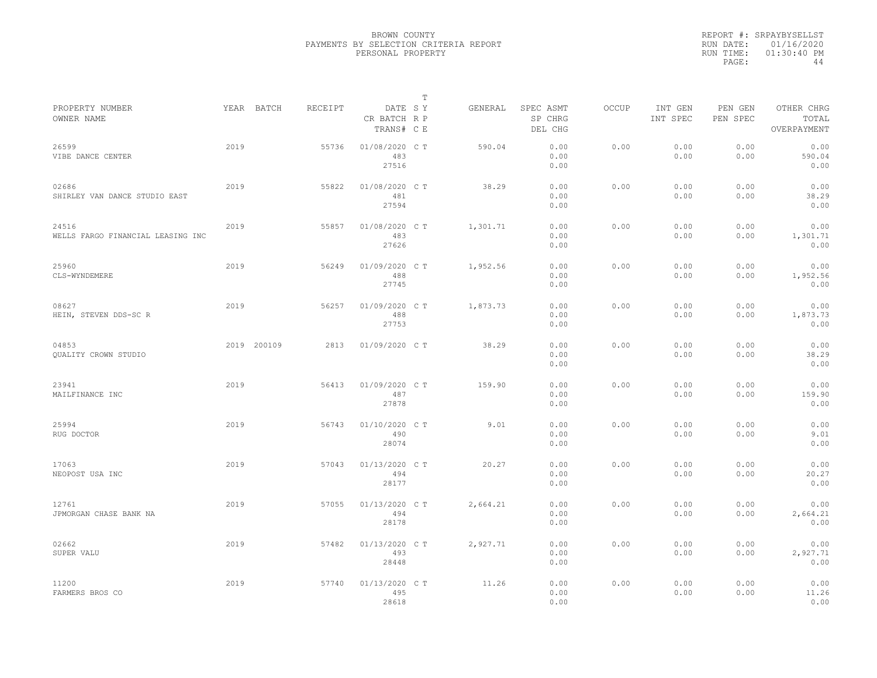BROWN COUNTY
PAYMENTS BY SELECTION CRITERIA REPORT
PERSONAL PROPERTY

REPORT #: SRPAYBYSELLST
RUN DATE: 01/16/2020
RUN TIME: 01:30:40 PM

| PROPERTY NUMBER OWNER NAME | YEAR | BATCH | RECEIPT | DATE CR BATCH TRANS# | T S R C | Y P E | GENERAL | SPEC ASMT SP CHRG DEL CHG | OCCUP | INT GEN INT SPEC | PEN GEN PEN SPEC | OTHER CHRG TOTAL OVERPAYMENT |
|---|---|---|---|---|---|---|---|---|---|---|---|---|
| 26599 VIBE DANCE CENTER | 2019 | | 55736 | 01/08/2020 483 27516 | C | T | 590.04 | 0.00 0.00 0.00 | 0.00 | 0.00 0.00 | 0.00 0.00 | 0.00 590.04 0.00 |
| 02686 SHIRLEY VAN DANCE STUDIO EAST | 2019 | | 55822 | 01/08/2020 481 27594 | C | T | 38.29 | 0.00 0.00 0.00 | 0.00 | 0.00 0.00 | 0.00 0.00 | 0.00 38.29 0.00 |
| 24516 WELLS FARGO FINANCIAL LEASING INC | 2019 | | 55857 | 01/08/2020 483 27626 | C | T | 1,301.71 | 0.00 0.00 0.00 | 0.00 | 0.00 0.00 | 0.00 0.00 | 0.00 1,301.71 0.00 |
| 25960 CLS-WYNDEMERE | 2019 | | 56249 | 01/09/2020 488 27745 | C | T | 1,952.56 | 0.00 0.00 0.00 | 0.00 | 0.00 0.00 | 0.00 0.00 | 0.00 1,952.56 0.00 |
| 08627 HEIN, STEVEN DDS-SC R | 2019 | | 56257 | 01/09/2020 488 27753 | C | T | 1,873.73 | 0.00 0.00 0.00 | 0.00 | 0.00 0.00 | 0.00 0.00 | 0.00 1,873.73 0.00 |
| 04853 QUALITY CROWN STUDIO | 2019 | 200109 | 2813 | 01/09/2020 | C | T | 38.29 | 0.00 0.00 0.00 | 0.00 | 0.00 0.00 | 0.00 0.00 | 0.00 38.29 0.00 |
| 23941 MAILFINANCE INC | 2019 | | 56413 | 01/09/2020 487 27878 | C | T | 159.90 | 0.00 0.00 0.00 | 0.00 | 0.00 0.00 | 0.00 0.00 | 0.00 159.90 0.00 |
| 25994 RUG DOCTOR | 2019 | | 56743 | 01/10/2020 490 28074 | C | T | 9.01 | 0.00 0.00 0.00 | 0.00 | 0.00 0.00 | 0.00 0.00 | 0.00 9.01 0.00 |
| 17063 NEOPOST USA INC | 2019 | | 57043 | 01/13/2020 494 28177 | C | T | 20.27 | 0.00 0.00 0.00 | 0.00 | 0.00 0.00 | 0.00 0.00 | 0.00 20.27 0.00 |
| 12761 JPMORGAN CHASE BANK NA | 2019 | | 57055 | 01/13/2020 494 28178 | C | T | 2,664.21 | 0.00 0.00 0.00 | 0.00 | 0.00 0.00 | 0.00 0.00 | 0.00 2,664.21 0.00 |
| 02662 SUPER VALU | 2019 | | 57482 | 01/13/2020 493 28448 | C | T | 2,927.71 | 0.00 0.00 0.00 | 0.00 | 0.00 0.00 | 0.00 0.00 | 0.00 2,927.71 0.00 |
| 11200 FARMERS BROS CO | 2019 | | 57740 | 01/13/2020 495 28618 | C | T | 11.26 | 0.00 0.00 0.00 | 0.00 | 0.00 0.00 | 0.00 0.00 | 0.00 11.26 0.00 |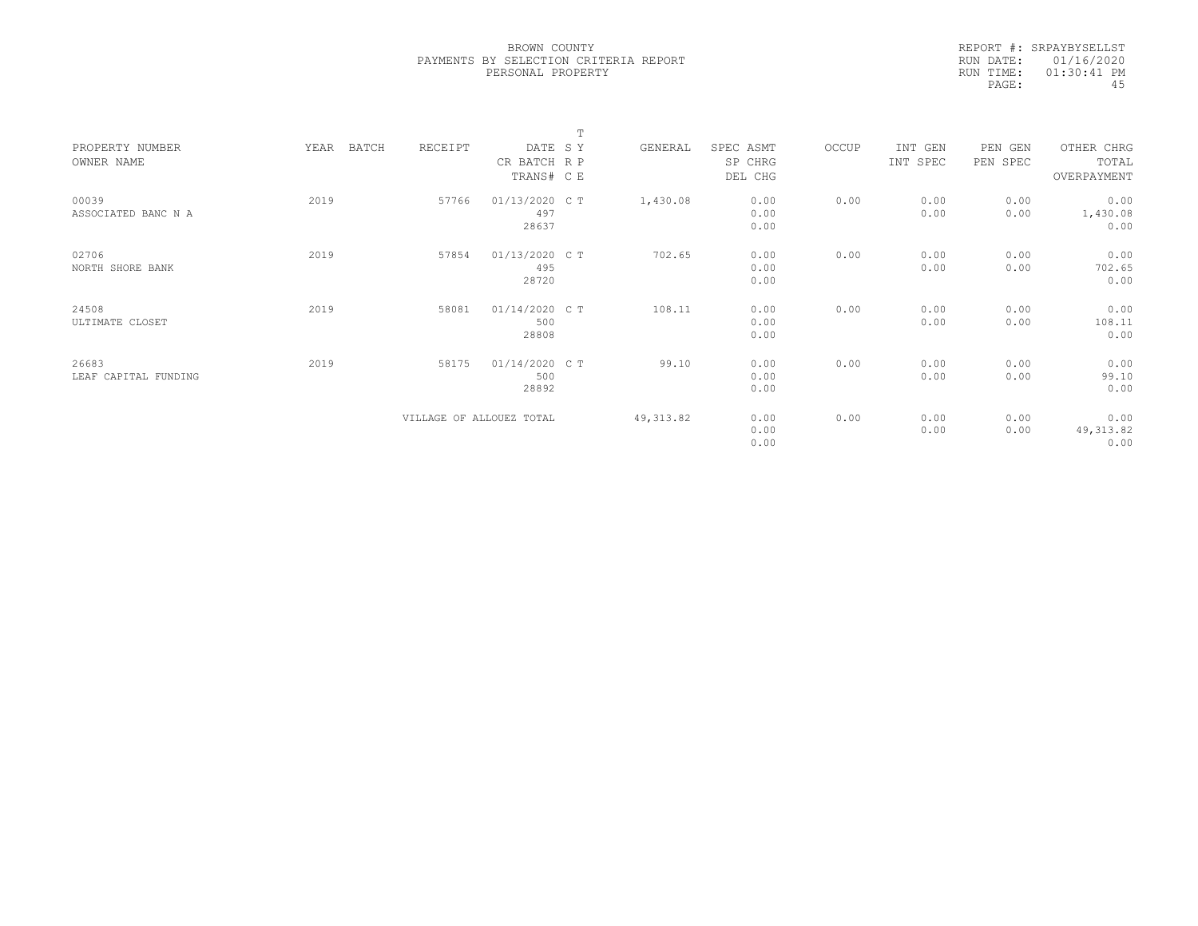BROWN COUNTY
PAYMENTS BY SELECTION CRITERIA REPORT
PERSONAL PROPERTY

REPORT #: SRPAYBYSELLST
RUN DATE: 01/16/2020
RUN TIME: 01:30:41 PM

| PROPERTY NUMBER<br>OWNER NAME | YEAR | BATCH | RECEIPT | DATE<br>CR BATCH<br>TRANS# | T<br>S Y<br>R P<br>C E | GENERAL | SPEC ASMT<br>SP CHRG<br>DEL CHG | OCCUP | INT GEN<br>INT SPEC | PEN GEN<br>PEN SPEC | OTHER CHRG<br>TOTAL<br>OVERPAYMENT |
|---|---|---|---|---|---|---|---|---|---|---|---|
| 00039<br>ASSOCIATED BANC N A | 2019 | | 57766 | 01/13/2020<br>497<br>28637 | C T | 1,430.08 | 0.00<br>0.00<br>0.00 | 0.00 | 0.00<br>0.00 | 0.00<br>0.00 | 0.00<br>1,430.08<br>0.00 |
| 02706<br>NORTH SHORE BANK | 2019 | | 57854 | 01/13/2020<br>495<br>28720 | C T | 702.65 | 0.00<br>0.00<br>0.00 | 0.00 | 0.00<br>0.00 | 0.00<br>0.00 | 0.00<br>702.65<br>0.00 |
| 24508<br>ULTIMATE CLOSET | 2019 | | 58081 | 01/14/2020<br>500<br>28808 | C T | 108.11 | 0.00<br>0.00<br>0.00 | 0.00 | 0.00<br>0.00 | 0.00<br>0.00 | 0.00<br>108.11<br>0.00 |
| 26683<br>LEAF CAPITAL FUNDING | 2019 | | 58175 | 01/14/2020<br>500<br>28892 | C T | 99.10 | 0.00<br>0.00<br>0.00 | 0.00 | 0.00<br>0.00 | 0.00<br>0.00 | 0.00<br>99.10<br>0.00 |
| | | | VILLAGE OF ALLOUEZ TOTAL | | | 49,313.82 | 0.00<br>0.00<br>0.00 | 0.00 | 0.00<br>0.00 | 0.00<br>0.00 | 0.00<br>49,313.82<br>0.00 |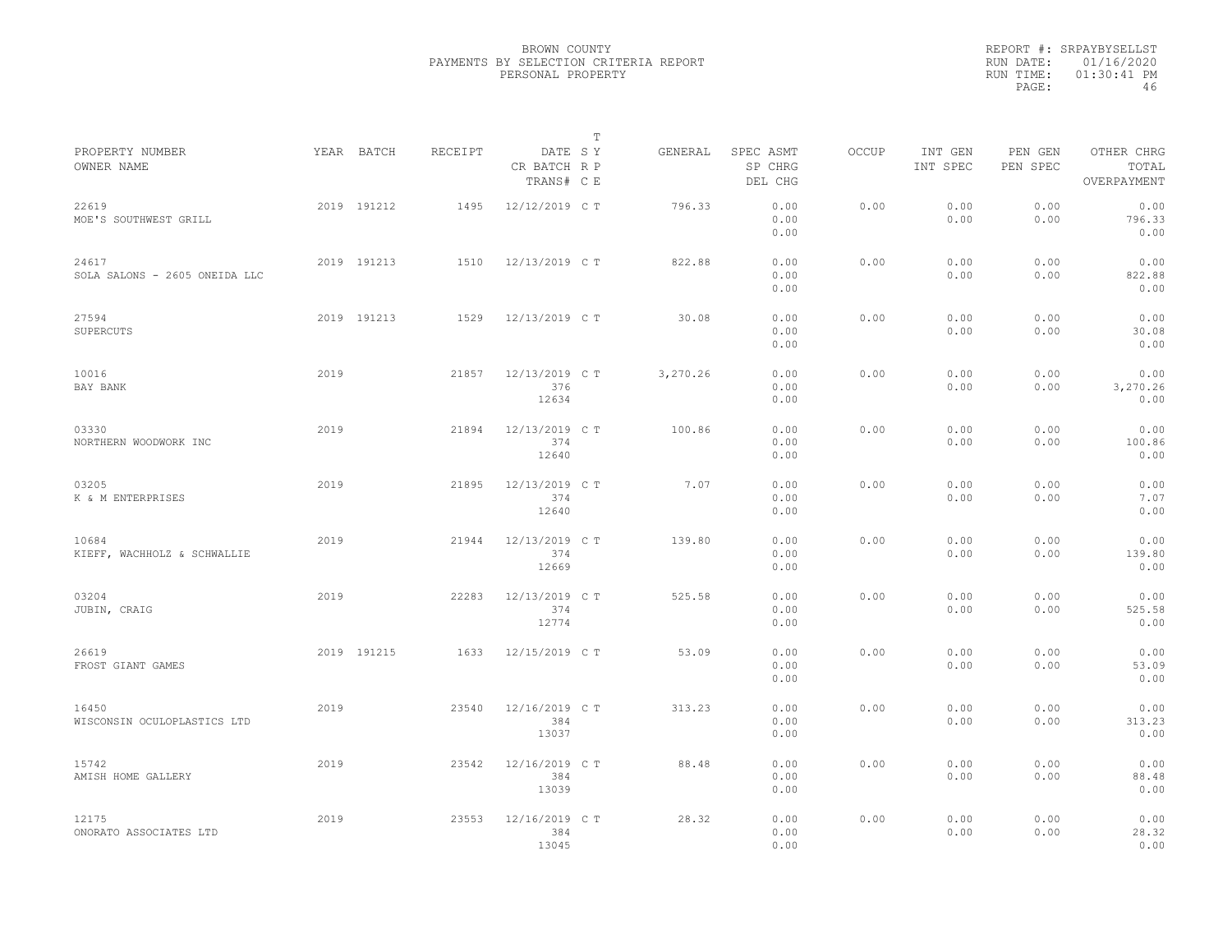BROWN COUNTY
PAYMENTS BY SELECTION CRITERIA REPORT
PERSONAL PROPERTY

REPORT #: SRPAYBYSELLST
RUN DATE: 01/16/2020
RUN TIME: 01:30:41 PM

| PROPERTY NUMBER / OWNER NAME | YEAR | BATCH | RECEIPT | DATE / CR BATCH / TRANS# | T SY RP CE | GENERAL | SPEC ASMT / SP CHRG / DEL CHG | OCCUP | INT GEN / INT SPEC | PEN GEN / PEN SPEC | OTHER CHRG / TOTAL / OVERPAYMENT |
|---|---|---|---|---|---|---|---|---|---|---|---|
| 22619 MOE'S SOUTHWEST GRILL | 2019 | 191212 | 1495 | 12/12/2019 | C T | 796.33 | 0.00 0.00 0.00 | 0.00 | 0.00 0.00 | 0.00 0.00 | 0.00 796.33 0.00 |
| 24617 SOLA SALONS - 2605 ONEIDA LLC | 2019 | 191213 | 1510 | 12/13/2019 | C T | 822.88 | 0.00 0.00 0.00 | 0.00 | 0.00 0.00 | 0.00 0.00 | 0.00 822.88 0.00 |
| 27594 SUPERCUTS | 2019 | 191213 | 1529 | 12/13/2019 | C T | 30.08 | 0.00 0.00 0.00 | 0.00 | 0.00 0.00 | 0.00 0.00 | 0.00 30.08 0.00 |
| 10016 BAY BANK | 2019 | | 21857 | 12/13/2019 376 12634 | C T | 3,270.26 | 0.00 0.00 0.00 | 0.00 | 0.00 0.00 | 0.00 0.00 | 0.00 3,270.26 0.00 |
| 03330 NORTHERN WOODWORK INC | 2019 | | 21894 | 12/13/2019 374 12640 | C T | 100.86 | 0.00 0.00 0.00 | 0.00 | 0.00 0.00 | 0.00 0.00 | 0.00 100.86 0.00 |
| 03205 K & M ENTERPRISES | 2019 | | 21895 | 12/13/2019 374 12640 | C T | 7.07 | 0.00 0.00 0.00 | 0.00 | 0.00 0.00 | 0.00 0.00 | 0.00 7.07 0.00 |
| 10684 KIEFF, WACHHOLZ & SCHWALLIE | 2019 | | 21944 | 12/13/2019 374 12669 | C T | 139.80 | 0.00 0.00 0.00 | 0.00 | 0.00 0.00 | 0.00 0.00 | 0.00 139.80 0.00 |
| 03204 JUBIN, CRAIG | 2019 | | 22283 | 12/13/2019 374 12774 | C T | 525.58 | 0.00 0.00 0.00 | 0.00 | 0.00 0.00 | 0.00 0.00 | 0.00 525.58 0.00 |
| 26619 FROST GIANT GAMES | 2019 | 191215 | 1633 | 12/15/2019 | C T | 53.09 | 0.00 0.00 0.00 | 0.00 | 0.00 0.00 | 0.00 0.00 | 0.00 53.09 0.00 |
| 16450 WISCONSIN OCULOPLASTICS LTD | 2019 | | 23540 | 12/16/2019 384 13037 | C T | 313.23 | 0.00 0.00 0.00 | 0.00 | 0.00 0.00 | 0.00 0.00 | 0.00 313.23 0.00 |
| 15742 AMISH HOME GALLERY | 2019 | | 23542 | 12/16/2019 384 13039 | C T | 88.48 | 0.00 0.00 0.00 | 0.00 | 0.00 0.00 | 0.00 0.00 | 0.00 88.48 0.00 |
| 12175 ONORATO ASSOCIATES LTD | 2019 | | 23553 | 12/16/2019 384 13045 | C T | 28.32 | 0.00 0.00 0.00 | 0.00 | 0.00 0.00 | 0.00 0.00 | 0.00 28.32 0.00 |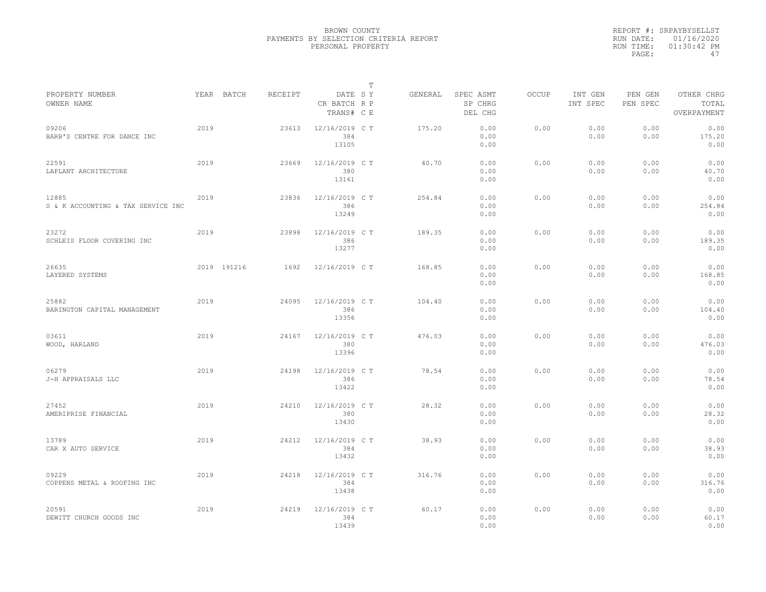BROWN COUNTY
PAYMENTS BY SELECTION CRITERIA REPORT
PERSONAL PROPERTY

REPORT #: SRPAYBYSELLST
RUN DATE: 01/16/2020
RUN TIME: 01:30:42 PM

| PROPERTY NUMBER / OWNER NAME | YEAR | BATCH | RECEIPT | DATE / CR BATCH / TRANS# | T SY RP CE | GENERAL | SPEC ASMT / SP CHRG / DEL CHG | OCCUP | INT GEN / INT SPEC | PEN GEN / PEN SPEC | OTHER CHRG / TOTAL / OVERPAYMENT |
|---|---|---|---|---|---|---|---|---|---|---|---|
| 09206 BARB'S CENTRE FOR DANCE INC | 2019 | | 23613 | 12/16/2019 384 13105 | C T | 175.20 | 0.00 0.00 0.00 | 0.00 | 0.00 0.00 | 0.00 0.00 | 0.00 175.20 0.00 |
| 22591 LAPLANT ARCHITECTURE | 2019 | | 23669 | 12/16/2019 380 13161 | C T | 40.70 | 0.00 0.00 0.00 | 0.00 | 0.00 0.00 | 0.00 0.00 | 0.00 40.70 0.00 |
| 12885 S & K ACCOUNTING & TAX SERVICE INC | 2019 | | 23836 | 12/16/2019 386 13249 | C T | 254.84 | 0.00 0.00 0.00 | 0.00 | 0.00 0.00 | 0.00 0.00 | 0.00 254.84 0.00 |
| 23272 SCHLEIS FLOOR COVERING INC | 2019 | | 23898 | 12/16/2019 386 13277 | C T | 189.35 | 0.00 0.00 0.00 | 0.00 | 0.00 0.00 | 0.00 0.00 | 0.00 189.35 0.00 |
| 26635 LAYERED SYSTEMS | 2019 | 191216 | 1692 | 12/16/2019 | C T | 168.85 | 0.00 0.00 0.00 | 0.00 | 0.00 0.00 | 0.00 0.00 | 0.00 168.85 0.00 |
| 25882 BARINGTON CAPITAL MANAGEMENT | 2019 | | 24095 | 12/16/2019 386 13356 | C T | 104.40 | 0.00 0.00 0.00 | 0.00 | 0.00 0.00 | 0.00 0.00 | 0.00 104.40 0.00 |
| 03611 WOOD, HARLAND | 2019 | | 24167 | 12/16/2019 380 13396 | C T | 476.03 | 0.00 0.00 0.00 | 0.00 | 0.00 0.00 | 0.00 0.00 | 0.00 476.03 0.00 |
| 06279 J-H APPRAISALS LLC | 2019 | | 24198 | 12/16/2019 386 13422 | C T | 78.54 | 0.00 0.00 0.00 | 0.00 | 0.00 0.00 | 0.00 0.00 | 0.00 78.54 0.00 |
| 27452 AMERIPRISE FINANCIAL | 2019 | | 24210 | 12/16/2019 380 13430 | C T | 28.32 | 0.00 0.00 0.00 | 0.00 | 0.00 0.00 | 0.00 0.00 | 0.00 28.32 0.00 |
| 13789 CAR X AUTO SERVICE | 2019 | | 24212 | 12/16/2019 384 13432 | C T | 38.93 | 0.00 0.00 0.00 | 0.00 | 0.00 0.00 | 0.00 0.00 | 0.00 38.93 0.00 |
| 09229 COPPENS METAL & ROOFING INC | 2019 | | 24218 | 12/16/2019 384 13438 | C T | 316.76 | 0.00 0.00 0.00 | 0.00 | 0.00 0.00 | 0.00 0.00 | 0.00 316.76 0.00 |
| 20591 DEWITT CHURCH GOODS INC | 2019 | | 24219 | 12/16/2019 384 13439 | C T | 60.17 | 0.00 0.00 0.00 | 0.00 | 0.00 0.00 | 0.00 0.00 | 0.00 60.17 0.00 |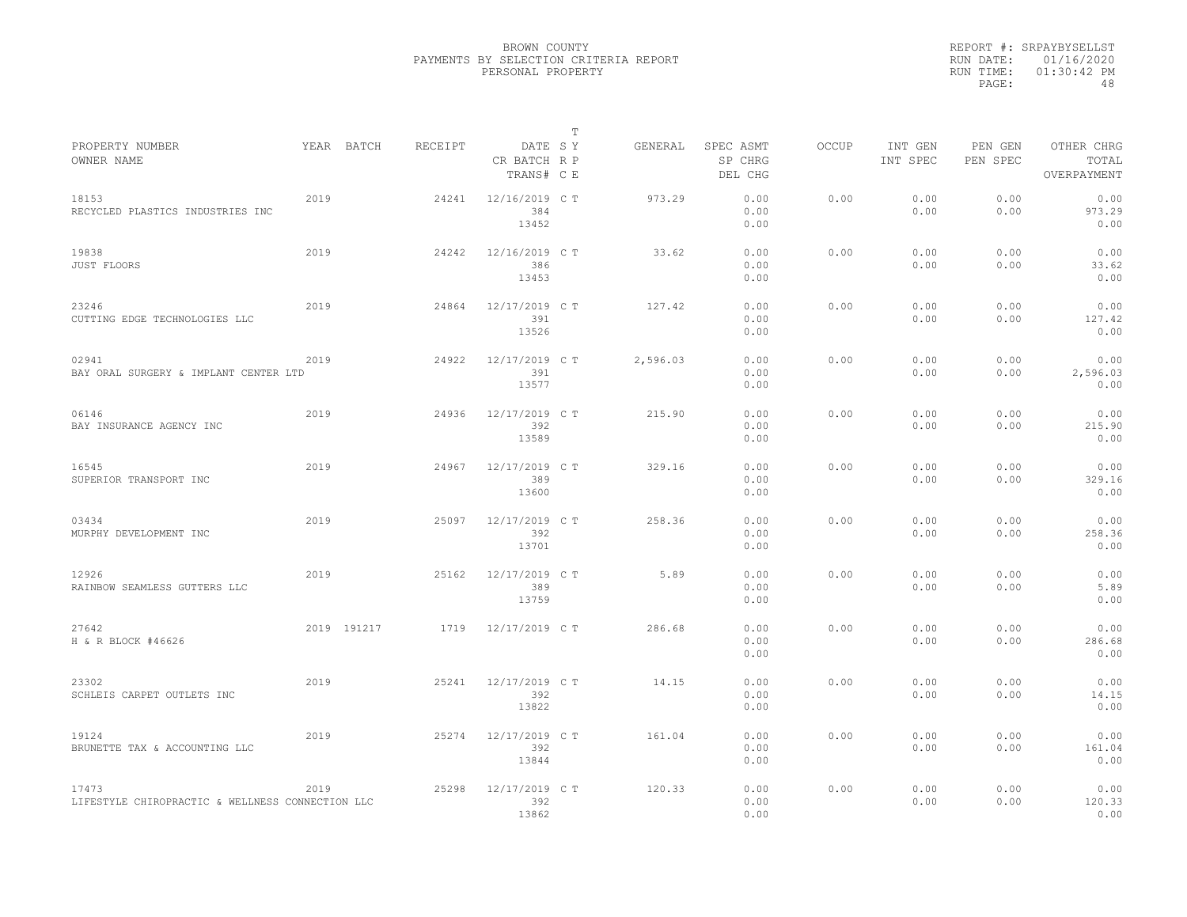BROWN COUNTY
PAYMENTS BY SELECTION CRITERIA REPORT
PERSONAL PROPERTY

REPORT #: SRPAYBYSELLST
RUN DATE: 01/16/2020
RUN TIME: 01:30:42 PM

| PROPERTY NUMBER / OWNER NAME | YEAR | BATCH | RECEIPT | DATE / CR BATCH / TRANS# | T S Y | R P | C E | GENERAL | SPEC ASMT / SP CHRG / DEL CHG | OCCUP | INT GEN / INT SPEC | PEN GEN / PEN SPEC | OTHER CHRG / TOTAL / OVERPAYMENT |
|---|---|---|---|---|---|---|---|---|---|---|---|---|---|
| 18153 RECYCLED PLASTICS INDUSTRIES INC | 2019 | | 24241 | 12/16/2019 384 13452 | C T | | | 973.29 | 0.00 0.00 0.00 | 0.00 | 0.00 0.00 | 0.00 0.00 | 0.00 973.29 0.00 |
| 19838 JUST FLOORS | 2019 | | 24242 | 12/16/2019 386 13453 | C T | | | 33.62 | 0.00 0.00 0.00 | 0.00 | 0.00 0.00 | 0.00 0.00 | 0.00 33.62 0.00 |
| 23246 CUTTING EDGE TECHNOLOGIES LLC | 2019 | | 24864 | 12/17/2019 391 13526 | C T | | | 127.42 | 0.00 0.00 0.00 | 0.00 | 0.00 0.00 | 0.00 0.00 | 0.00 127.42 0.00 |
| 02941 BAY ORAL SURGERY & IMPLANT CENTER LTD | 2019 | | 24922 | 12/17/2019 391 13577 | C T | | | 2,596.03 | 0.00 0.00 0.00 | 0.00 | 0.00 0.00 | 0.00 0.00 | 0.00 2,596.03 0.00 |
| 06146 BAY INSURANCE AGENCY INC | 2019 | | 24936 | 12/17/2019 392 13589 | C T | | | 215.90 | 0.00 0.00 0.00 | 0.00 | 0.00 0.00 | 0.00 0.00 | 0.00 215.90 0.00 |
| 16545 SUPERIOR TRANSPORT INC | 2019 | | 24967 | 12/17/2019 389 13600 | C T | | | 329.16 | 0.00 0.00 0.00 | 0.00 | 0.00 0.00 | 0.00 0.00 | 0.00 329.16 0.00 |
| 03434 MURPHY DEVELOPMENT INC | 2019 | | 25097 | 12/17/2019 392 13701 | C T | | | 258.36 | 0.00 0.00 0.00 | 0.00 | 0.00 0.00 | 0.00 0.00 | 0.00 258.36 0.00 |
| 12926 RAINBOW SEAMLESS GUTTERS LLC | 2019 | | 25162 | 12/17/2019 389 13759 | C T | | | 5.89 | 0.00 0.00 0.00 | 0.00 | 0.00 0.00 | 0.00 0.00 | 0.00 5.89 0.00 |
| 27642 H & R BLOCK #46626 | 2019 | 191217 | 1719 | 12/17/2019 | C T | | | 286.68 | 0.00 0.00 0.00 | 0.00 | 0.00 0.00 | 0.00 0.00 | 0.00 286.68 0.00 |
| 23302 SCHLEIS CARPET OUTLETS INC | 2019 | | 25241 | 12/17/2019 392 13822 | C T | | | 14.15 | 0.00 0.00 0.00 | 0.00 | 0.00 0.00 | 0.00 0.00 | 0.00 14.15 0.00 |
| 19124 BRUNETTE TAX & ACCOUNTING LLC | 2019 | | 25274 | 12/17/2019 392 13844 | C T | | | 161.04 | 0.00 0.00 0.00 | 0.00 | 0.00 0.00 | 0.00 0.00 | 0.00 161.04 0.00 |
| 17473 LIFESTYLE CHIROPRACTIC & WELLNESS CONNECTION LLC | 2019 | | 25298 | 12/17/2019 392 13862 | C T | | | 120.33 | 0.00 0.00 0.00 | 0.00 | 0.00 0.00 | 0.00 0.00 | 0.00 120.33 0.00 |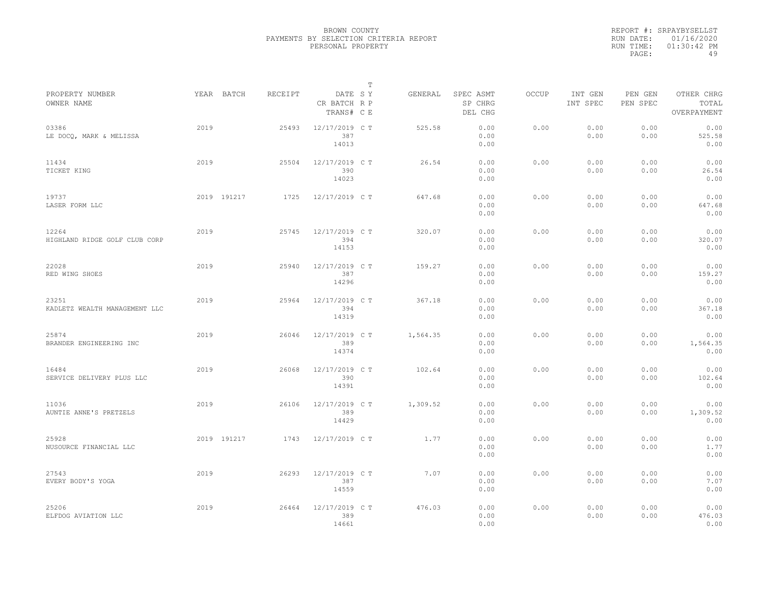BROWN COUNTY
PAYMENTS BY SELECTION CRITERIA REPORT
PERSONAL PROPERTY

REPORT #: SRPAYBYSELLST
RUN DATE: 01/16/2020
RUN TIME: 01:30:42 PM

| PROPERTY NUMBER<br>OWNER NAME | YEAR | BATCH | RECEIPT | DATE<br>CR BATCH<br>TRANS# | T S Y<br>R P<br>C E | GENERAL | SPEC ASMT<br>SP CHRG<br>DEL CHG | OCCUP | INT GEN<br>INT SPEC | PEN GEN<br>PEN SPEC | OTHER CHRG<br>TOTAL<br>OVERPAYMENT |
|---|---|---|---|---|---|---|---|---|---|---|---|
| 03386<br>LE DOCQ, MARK & MELISSA | 2019 | | 25493 | 12/17/2019<br>387<br>14013 | C T | 525.58 | 0.00<br>0.00<br>0.00 | 0.00 | 0.00<br>0.00 | 0.00<br>0.00 | 0.00<br>525.58<br>0.00 |
| 11434<br>TICKET KING | 2019 | | 25504 | 12/17/2019<br>390<br>14023 | C T | 26.54 | 0.00<br>0.00<br>0.00 | 0.00 | 0.00<br>0.00 | 0.00<br>0.00 | 0.00<br>26.54<br>0.00 |
| 19737<br>LASER FORM LLC | 2019 | 191217 | 1725 | 12/17/2019 | C T | 647.68 | 0.00<br>0.00<br>0.00 | 0.00 | 0.00<br>0.00 | 0.00<br>0.00 | 0.00<br>647.68<br>0.00 |
| 12264<br>HIGHLAND RIDGE GOLF CLUB CORP | 2019 | | 25745 | 12/17/2019<br>394<br>14153 | C T | 320.07 | 0.00<br>0.00<br>0.00 | 0.00 | 0.00<br>0.00 | 0.00<br>0.00 | 0.00<br>320.07<br>0.00 |
| 22028<br>RED WING SHOES | 2019 | | 25940 | 12/17/2019<br>387<br>14296 | C T | 159.27 | 0.00<br>0.00<br>0.00 | 0.00 | 0.00<br>0.00 | 0.00<br>0.00 | 0.00<br>159.27<br>0.00 |
| 23251<br>KADLETZ WEALTH MANAGEMENT LLC | 2019 | | 25964 | 12/17/2019<br>394<br>14319 | C T | 367.18 | 0.00<br>0.00<br>0.00 | 0.00 | 0.00<br>0.00 | 0.00<br>0.00 | 0.00<br>367.18<br>0.00 |
| 25874<br>BRANDER ENGINEERING INC | 2019 | | 26046 | 12/17/2019<br>389<br>14374 | C T | 1,564.35 | 0.00<br>0.00<br>0.00 | 0.00 | 0.00<br>0.00 | 0.00<br>0.00 | 0.00<br>1,564.35<br>0.00 |
| 16484<br>SERVICE DELIVERY PLUS LLC | 2019 | | 26068 | 12/17/2019<br>390<br>14391 | C T | 102.64 | 0.00<br>0.00<br>0.00 | 0.00 | 0.00<br>0.00 | 0.00<br>0.00 | 0.00<br>102.64<br>0.00 |
| 11036<br>AUNTIE ANNE'S PRETZELS | 2019 | | 26106 | 12/17/2019<br>389<br>14429 | C T | 1,309.52 | 0.00<br>0.00<br>0.00 | 0.00 | 0.00<br>0.00 | 0.00<br>0.00 | 0.00<br>1,309.52<br>0.00 |
| 25928<br>NUSOURCE FINANCIAL LLC | 2019 | 191217 | 1743 | 12/17/2019 | C T | 1.77 | 0.00<br>0.00<br>0.00 | 0.00 | 0.00<br>0.00 | 0.00<br>0.00 | 0.00<br>1.77<br>0.00 |
| 27543<br>EVERY BODY'S YOGA | 2019 | | 26293 | 12/17/2019<br>387<br>14559 | C T | 7.07 | 0.00<br>0.00<br>0.00 | 0.00 | 0.00<br>0.00 | 0.00<br>0.00 | 0.00<br>7.07<br>0.00 |
| 25206<br>ELFDOG AVIATION LLC | 2019 | | 26464 | 12/17/2019<br>389<br>14661 | C T | 476.03 | 0.00<br>0.00<br>0.00 | 0.00 | 0.00<br>0.00 | 0.00<br>0.00 | 0.00<br>476.03<br>0.00 |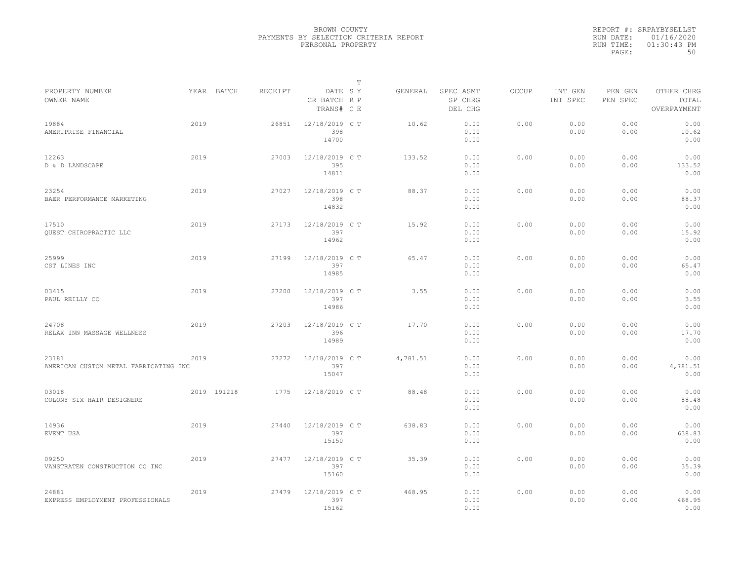BROWN COUNTY
PAYMENTS BY SELECTION CRITERIA REPORT
PERSONAL PROPERTY

REPORT #: SRPAYBYSELLST
RUN DATE: 01/16/2020
RUN TIME: 01:30:43 PM

| PROPERTY NUMBER / OWNER NAME | YEAR | BATCH | RECEIPT | DATE / CR BATCH / TRANS# | T S Y R P C E | GENERAL | SPEC ASMT / SP CHRG / DEL CHG | OCCUP | INT GEN / INT SPEC | PEN GEN / PEN SPEC | OTHER CHRG / TOTAL / OVERPAYMENT |
|---|---|---|---|---|---|---|---|---|---|---|---|
| 19884 AMERIPRISE FINANCIAL | 2019 | | 26851 | 12/18/2019 398 14700 | C T | 10.62 | 0.00 0.00 0.00 | 0.00 | 0.00 0.00 | 0.00 0.00 | 0.00 10.62 0.00 |
| 12263 D & D LANDSCAPE | 2019 | | 27003 | 12/18/2019 395 14811 | C T | 133.52 | 0.00 0.00 0.00 | 0.00 | 0.00 0.00 | 0.00 0.00 | 0.00 133.52 0.00 |
| 23254 BAER PERFORMANCE MARKETING | 2019 | | 27027 | 12/18/2019 398 14832 | C T | 88.37 | 0.00 0.00 0.00 | 0.00 | 0.00 0.00 | 0.00 0.00 | 0.00 88.37 0.00 |
| 17510 QUEST CHIROPRACTIC LLC | 2019 | | 27173 | 12/18/2019 397 14962 | C T | 15.92 | 0.00 0.00 0.00 | 0.00 | 0.00 0.00 | 0.00 0.00 | 0.00 15.92 0.00 |
| 25999 CST LINES INC | 2019 | | 27199 | 12/18/2019 397 14985 | C T | 65.47 | 0.00 0.00 0.00 | 0.00 | 0.00 0.00 | 0.00 0.00 | 0.00 65.47 0.00 |
| 03415 PAUL REILLY CO | 2019 | | 27200 | 12/18/2019 397 14986 | C T | 3.55 | 0.00 0.00 0.00 | 0.00 | 0.00 0.00 | 0.00 0.00 | 0.00 3.55 0.00 |
| 24708 RELAX INN MASSAGE WELLNESS | 2019 | | 27203 | 12/18/2019 396 14989 | C T | 17.70 | 0.00 0.00 0.00 | 0.00 | 0.00 0.00 | 0.00 0.00 | 0.00 17.70 0.00 |
| 23181 AMERICAN CUSTOM METAL FABRICATING INC | 2019 | | 27272 | 12/18/2019 397 15047 | C T | 4,781.51 | 0.00 0.00 0.00 | 0.00 | 0.00 0.00 | 0.00 0.00 | 0.00 4,781.51 0.00 |
| 03018 COLONY SIX HAIR DESIGNERS | 2019 | 191218 | 1775 | 12/18/2019 | C T | 88.48 | 0.00 0.00 0.00 | 0.00 | 0.00 0.00 | 0.00 0.00 | 0.00 88.48 0.00 |
| 14936 EVENT USA | 2019 | | 27440 | 12/18/2019 397 15150 | C T | 638.83 | 0.00 0.00 0.00 | 0.00 | 0.00 0.00 | 0.00 0.00 | 0.00 638.83 0.00 |
| 09250 VANSTRATEN CONSTRUCTION CO INC | 2019 | | 27477 | 12/18/2019 397 15160 | C T | 35.39 | 0.00 0.00 0.00 | 0.00 | 0.00 0.00 | 0.00 0.00 | 0.00 35.39 0.00 |
| 24881 EXPRESS EMPLOYMENT PROFESSIONALS | 2019 | | 27479 | 12/18/2019 397 15162 | C T | 468.95 | 0.00 0.00 0.00 | 0.00 | 0.00 0.00 | 0.00 0.00 | 0.00 468.95 0.00 |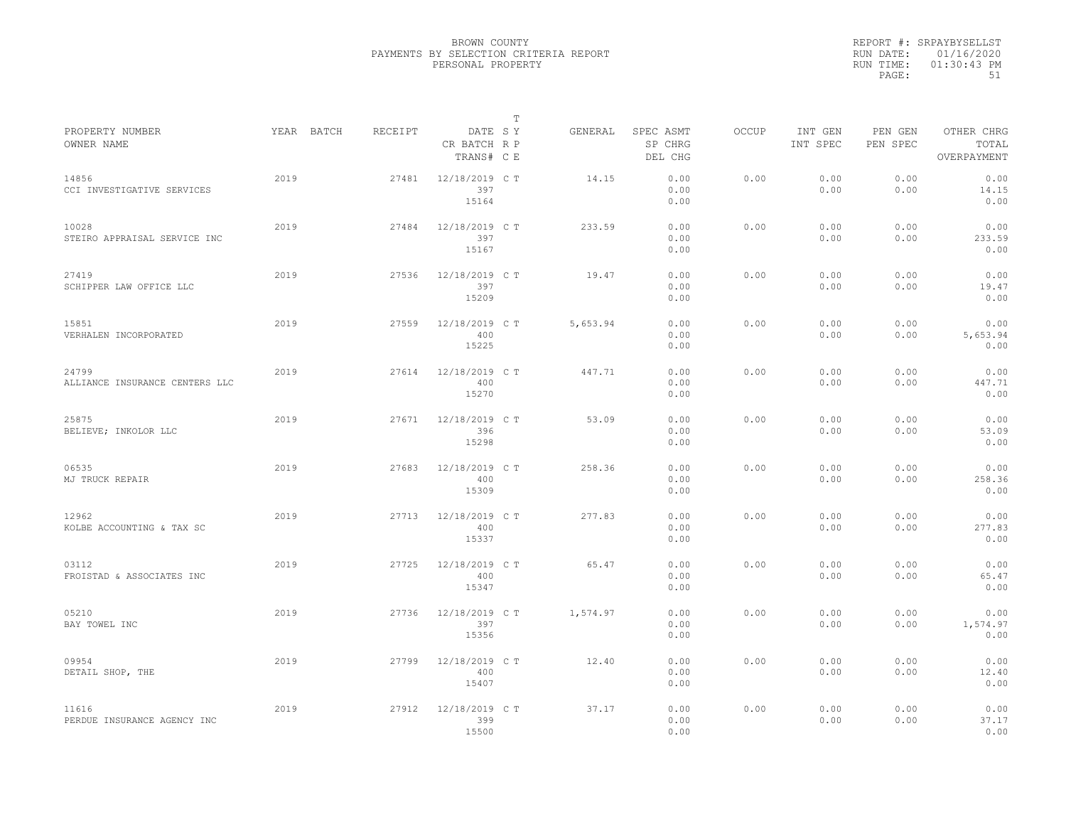BROWN COUNTY
PAYMENTS BY SELECTION CRITERIA REPORT
PERSONAL PROPERTY

REPORT #: SRPAYBYSELLST
RUN DATE: 01/16/2020
RUN TIME: 01:30:43 PM

| PROPERTY NUMBER<br>OWNER NAME | YEAR | BATCH | RECEIPT | DATE<br>CR BATCH<br>TRANS# | S<br>R<br>C | T<br>Y<br>P<br>E | GENERAL | SPEC ASMT<br>SP CHRG<br>DEL CHG | OCCUP | INT GEN<br>INT SPEC | PEN GEN<br>PEN SPEC | OTHER CHRG<br>TOTAL<br>OVERPAYMENT |
|---|---|---|---|---|---|---|---|---|---|---|---|---|
| 14856<br>CCI INVESTIGATIVE SERVICES | 2019 | | 27481 | 12/18/2019<br>397<br>15164 | C | T | 14.15 | 0.00<br>0.00<br>0.00 | 0.00 | 0.00<br>0.00 | 0.00<br>0.00 | 0.00<br>14.15<br>0.00 |
| 10028<br>STEIRO APPRAISAL SERVICE INC | 2019 | | 27484 | 12/18/2019<br>397<br>15167 | C | T | 233.59 | 0.00<br>0.00<br>0.00 | 0.00 | 0.00<br>0.00 | 0.00<br>0.00 | 0.00<br>233.59<br>0.00 |
| 27419<br>SCHIPPER LAW OFFICE LLC | 2019 | | 27536 | 12/18/2019<br>397<br>15209 | C | T | 19.47 | 0.00<br>0.00<br>0.00 | 0.00 | 0.00<br>0.00 | 0.00<br>0.00 | 0.00<br>19.47<br>0.00 |
| 15851<br>VERHALEN INCORPORATED | 2019 | | 27559 | 12/18/2019<br>400<br>15225 | C | T | 5,653.94 | 0.00<br>0.00<br>0.00 | 0.00 | 0.00<br>0.00 | 0.00<br>0.00 | 0.00<br>5,653.94<br>0.00 |
| 24799<br>ALLIANCE INSURANCE CENTERS LLC | 2019 | | 27614 | 12/18/2019<br>400<br>15270 | C | T | 447.71 | 0.00<br>0.00<br>0.00 | 0.00 | 0.00<br>0.00 | 0.00<br>0.00 | 0.00<br>447.71<br>0.00 |
| 25875<br>BELIEVE; INKOLOR LLC | 2019 | | 27671 | 12/18/2019<br>396<br>15298 | C | T | 53.09 | 0.00<br>0.00<br>0.00 | 0.00 | 0.00<br>0.00 | 0.00<br>0.00 | 0.00<br>53.09<br>0.00 |
| 06535<br>MJ TRUCK REPAIR | 2019 | | 27683 | 12/18/2019<br>400<br>15309 | C | T | 258.36 | 0.00<br>0.00<br>0.00 | 0.00 | 0.00<br>0.00 | 0.00<br>0.00 | 0.00<br>258.36<br>0.00 |
| 12962<br>KOLBE ACCOUNTING & TAX SC | 2019 | | 27713 | 12/18/2019<br>400<br>15337 | C | T | 277.83 | 0.00<br>0.00<br>0.00 | 0.00 | 0.00<br>0.00 | 0.00<br>0.00 | 0.00<br>277.83<br>0.00 |
| 03112<br>FROISTAD & ASSOCIATES INC | 2019 | | 27725 | 12/18/2019<br>400<br>15347 | C | T | 65.47 | 0.00<br>0.00<br>0.00 | 0.00 | 0.00<br>0.00 | 0.00<br>0.00 | 0.00<br>65.47<br>0.00 |
| 05210<br>BAY TOWEL INC | 2019 | | 27736 | 12/18/2019<br>397<br>15356 | C | T | 1,574.97 | 0.00<br>0.00<br>0.00 | 0.00 | 0.00<br>0.00 | 0.00<br>0.00 | 0.00<br>1,574.97<br>0.00 |
| 09954<br>DETAIL SHOP, THE | 2019 | | 27799 | 12/18/2019<br>400<br>15407 | C | T | 12.40 | 0.00<br>0.00<br>0.00 | 0.00 | 0.00<br>0.00 | 0.00<br>0.00 | 0.00<br>12.40<br>0.00 |
| 11616<br>PERDUE INSURANCE AGENCY INC | 2019 | | 27912 | 12/18/2019<br>399<br>15500 | C | T | 37.17 | 0.00<br>0.00<br>0.00 | 0.00 | 0.00<br>0.00 | 0.00<br>0.00 | 0.00<br>37.17<br>0.00 |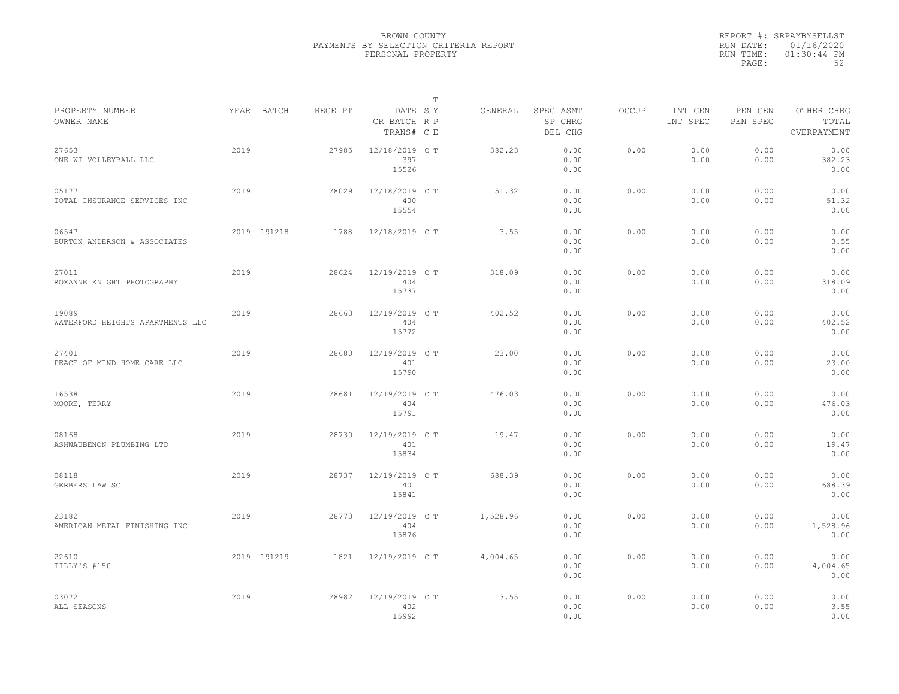BROWN COUNTY
PAYMENTS BY SELECTION CRITERIA REPORT
PERSONAL PROPERTY

REPORT #: SRPAYBYSELLST
RUN DATE: 01/16/2020
RUN TIME: 01:30:44 PM
PAGE: 52

| PROPERTY NUMBER / OWNER NAME | YEAR | BATCH | RECEIPT | DATE / CR BATCH / TRANS# | T SY RP CE | GENERAL | SPEC ASMT / SP CHRG / DEL CHG | OCCUP | INT GEN / INT SPEC | PEN GEN / PEN SPEC | OTHER CHRG / TOTAL / OVERPAYMENT |
|---|---|---|---|---|---|---|---|---|---|---|---|
| 27653<br>ONE WI VOLLEYBALL LLC | 2019 | | 27985 | 12/18/2019<br>397<br>15526 | C T | 382.23 | 0.00<br>0.00<br>0.00 | 0.00 | 0.00<br>0.00 | 0.00<br>0.00 | 0.00<br>382.23<br>0.00 |
| 05177<br>TOTAL INSURANCE SERVICES INC | 2019 | | 28029 | 12/18/2019<br>400<br>15554 | C T | 51.32 | 0.00<br>0.00<br>0.00 | 0.00 | 0.00<br>0.00 | 0.00<br>0.00 | 0.00<br>51.32<br>0.00 |
| 06547<br>BURTON ANDERSON & ASSOCIATES | 2019 | 191218 | 1788 | 12/18/2019 | C T | 3.55 | 0.00<br>0.00<br>0.00 | 0.00 | 0.00<br>0.00 | 0.00<br>0.00 | 0.00<br>3.55<br>0.00 |
| 27011<br>ROXANNE KNIGHT PHOTOGRAPHY | 2019 | | 28624 | 12/19/2019<br>404<br>15737 | C T | 318.09 | 0.00<br>0.00<br>0.00 | 0.00 | 0.00<br>0.00 | 0.00<br>0.00 | 0.00<br>318.09<br>0.00 |
| 19089<br>WATERFORD HEIGHTS APARTMENTS LLC | 2019 | | 28663 | 12/19/2019<br>404<br>15772 | C T | 402.52 | 0.00<br>0.00<br>0.00 | 0.00 | 0.00<br>0.00 | 0.00<br>0.00 | 0.00<br>402.52<br>0.00 |
| 27401<br>PEACE OF MIND HOME CARE LLC | 2019 | | 28680 | 12/19/2019<br>401<br>15790 | C T | 23.00 | 0.00<br>0.00<br>0.00 | 0.00 | 0.00<br>0.00 | 0.00<br>0.00 | 0.00<br>23.00<br>0.00 |
| 16538<br>MOORE, TERRY | 2019 | | 28681 | 12/19/2019<br>404<br>15791 | C T | 476.03 | 0.00<br>0.00<br>0.00 | 0.00 | 0.00<br>0.00 | 0.00<br>0.00 | 0.00<br>476.03<br>0.00 |
| 08168<br>ASHWAUBENON PLUMBING LTD | 2019 | | 28730 | 12/19/2019<br>401<br>15834 | C T | 19.47 | 0.00<br>0.00<br>0.00 | 0.00 | 0.00<br>0.00 | 0.00<br>0.00 | 0.00<br>19.47<br>0.00 |
| 08118<br>GERBERS LAW SC | 2019 | | 28737 | 12/19/2019<br>401<br>15841 | C T | 688.39 | 0.00<br>0.00<br>0.00 | 0.00 | 0.00<br>0.00 | 0.00<br>0.00 | 0.00<br>688.39<br>0.00 |
| 23182<br>AMERICAN METAL FINISHING INC | 2019 | | 28773 | 12/19/2019<br>404<br>15876 | C T | 1,528.96 | 0.00<br>0.00<br>0.00 | 0.00 | 0.00<br>0.00 | 0.00<br>0.00 | 0.00<br>1,528.96<br>0.00 |
| 22610<br>TILLY'S #150 | 2019 | 191219 | 1821 | 12/19/2019 | C T | 4,004.65 | 0.00<br>0.00<br>0.00 | 0.00 | 0.00<br>0.00 | 0.00<br>0.00 | 0.00<br>4,004.65<br>0.00 |
| 03072<br>ALL SEASONS | 2019 | | 28982 | 12/19/2019<br>402<br>15992 | C T | 3.55 | 0.00<br>0.00<br>0.00 | 0.00 | 0.00<br>0.00 | 0.00<br>0.00 | 0.00<br>3.55<br>0.00 |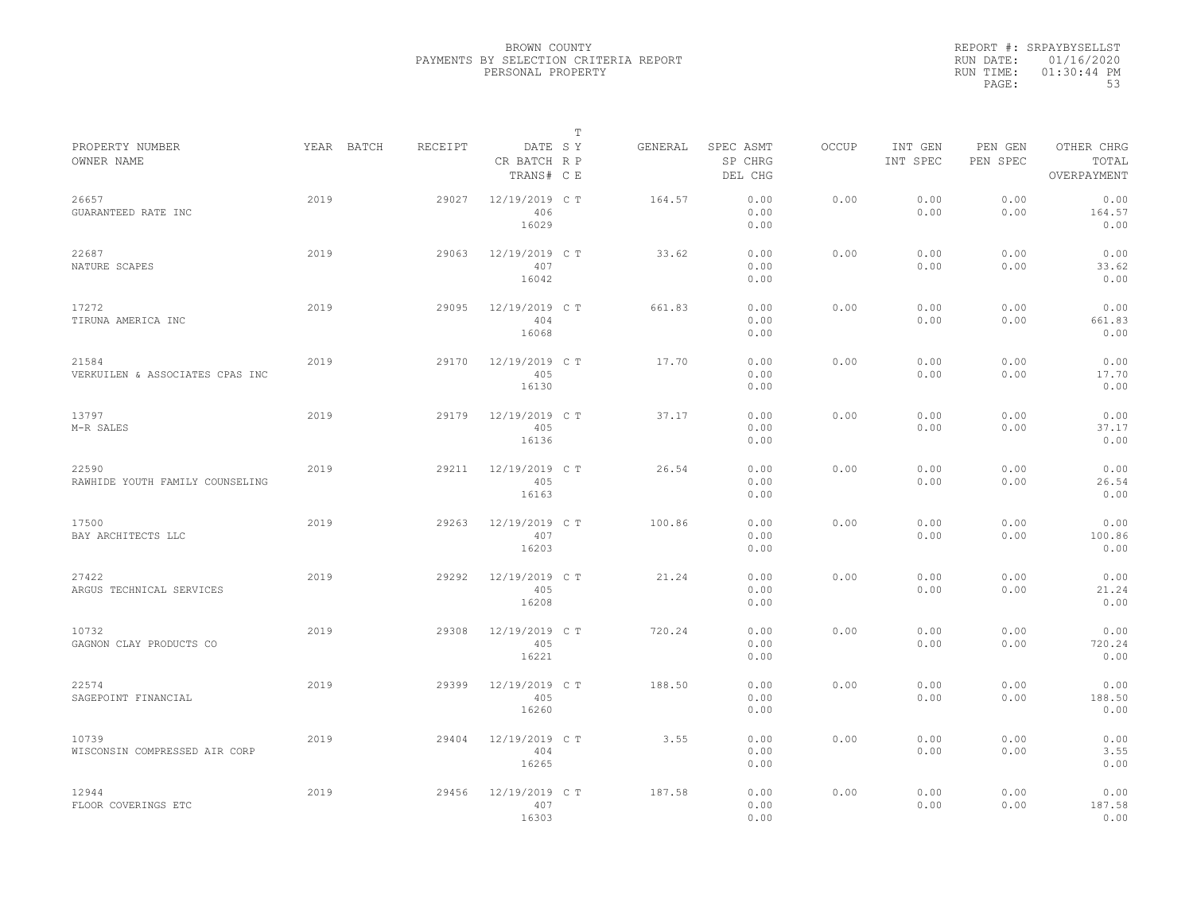BROWN COUNTY
PAYMENTS BY SELECTION CRITERIA REPORT
PERSONAL PROPERTY

REPORT #: SRPAYBYSELLST
RUN DATE: 01/16/2020
RUN TIME: 01:30:44 PM

| PROPERTY NUMBER<br>OWNER NAME | YEAR | BATCH | RECEIPT | DATE<br>CR BATCH<br>TRANS# | T S Y R P C E | GENERAL | SPEC ASMT<br>SP CHRG<br>DEL CHG | OCCUP | INT GEN<br>INT SPEC | PEN GEN<br>PEN SPEC | OTHER CHRG<br>TOTAL<br>OVERPAYMENT |
|---|---|---|---|---|---|---|---|---|---|---|---|
| 26657<br>GUARANTEED RATE INC | 2019 | | 29027 | 12/19/2019<br>406<br>16029 | C T | 164.57 | 0.00<br>0.00<br>0.00 | 0.00 | 0.00<br>0.00 | 0.00<br>0.00 | 0.00<br>164.57<br>0.00 |
| 22687<br>NATURE SCAPES | 2019 | | 29063 | 12/19/2019<br>407<br>16042 | C T | 33.62 | 0.00<br>0.00<br>0.00 | 0.00 | 0.00<br>0.00 | 0.00<br>0.00 | 0.00<br>33.62<br>0.00 |
| 17272<br>TIRUNA AMERICA INC | 2019 | | 29095 | 12/19/2019<br>404<br>16068 | C T | 661.83 | 0.00<br>0.00<br>0.00 | 0.00 | 0.00<br>0.00 | 0.00<br>0.00 | 0.00<br>661.83<br>0.00 |
| 21584<br>VERKUILEN & ASSOCIATES CPAS INC | 2019 | | 29170 | 12/19/2019<br>405<br>16130 | C T | 17.70 | 0.00<br>0.00<br>0.00 | 0.00 | 0.00<br>0.00 | 0.00<br>0.00 | 0.00<br>17.70<br>0.00 |
| 13797<br>M-R SALES | 2019 | | 29179 | 12/19/2019<br>405<br>16136 | C T | 37.17 | 0.00<br>0.00<br>0.00 | 0.00 | 0.00<br>0.00 | 0.00<br>0.00 | 0.00<br>37.17<br>0.00 |
| 22590<br>RAWHIDE YOUTH FAMILY COUNSELING | 2019 | | 29211 | 12/19/2019<br>405<br>16163 | C T | 26.54 | 0.00<br>0.00<br>0.00 | 0.00 | 0.00<br>0.00 | 0.00<br>0.00 | 0.00<br>26.54<br>0.00 |
| 17500<br>BAY ARCHITECTS LLC | 2019 | | 29263 | 12/19/2019<br>407<br>16203 | C T | 100.86 | 0.00<br>0.00<br>0.00 | 0.00 | 0.00<br>0.00 | 0.00<br>0.00 | 0.00<br>100.86<br>0.00 |
| 27422<br>ARGUS TECHNICAL SERVICES | 2019 | | 29292 | 12/19/2019<br>405<br>16208 | C T | 21.24 | 0.00<br>0.00<br>0.00 | 0.00 | 0.00<br>0.00 | 0.00<br>0.00 | 0.00<br>21.24<br>0.00 |
| 10732<br>GAGNON CLAY PRODUCTS CO | 2019 | | 29308 | 12/19/2019<br>405<br>16221 | C T | 720.24 | 0.00<br>0.00<br>0.00 | 0.00 | 0.00<br>0.00 | 0.00<br>0.00 | 0.00<br>720.24<br>0.00 |
| 22574<br>SAGEPOINT FINANCIAL | 2019 | | 29399 | 12/19/2019<br>405<br>16260 | C T | 188.50 | 0.00<br>0.00<br>0.00 | 0.00 | 0.00<br>0.00 | 0.00<br>0.00 | 0.00<br>188.50<br>0.00 |
| 10739<br>WISCONSIN COMPRESSED AIR CORP | 2019 | | 29404 | 12/19/2019<br>404<br>16265 | C T | 3.55 | 0.00<br>0.00<br>0.00 | 0.00 | 0.00<br>0.00 | 0.00<br>0.00 | 0.00<br>3.55<br>0.00 |
| 12944<br>FLOOR COVERINGS ETC | 2019 | | 29456 | 12/19/2019<br>407<br>16303 | C T | 187.58 | 0.00<br>0.00<br>0.00 | 0.00 | 0.00<br>0.00 | 0.00<br>0.00 | 0.00<br>187.58<br>0.00 |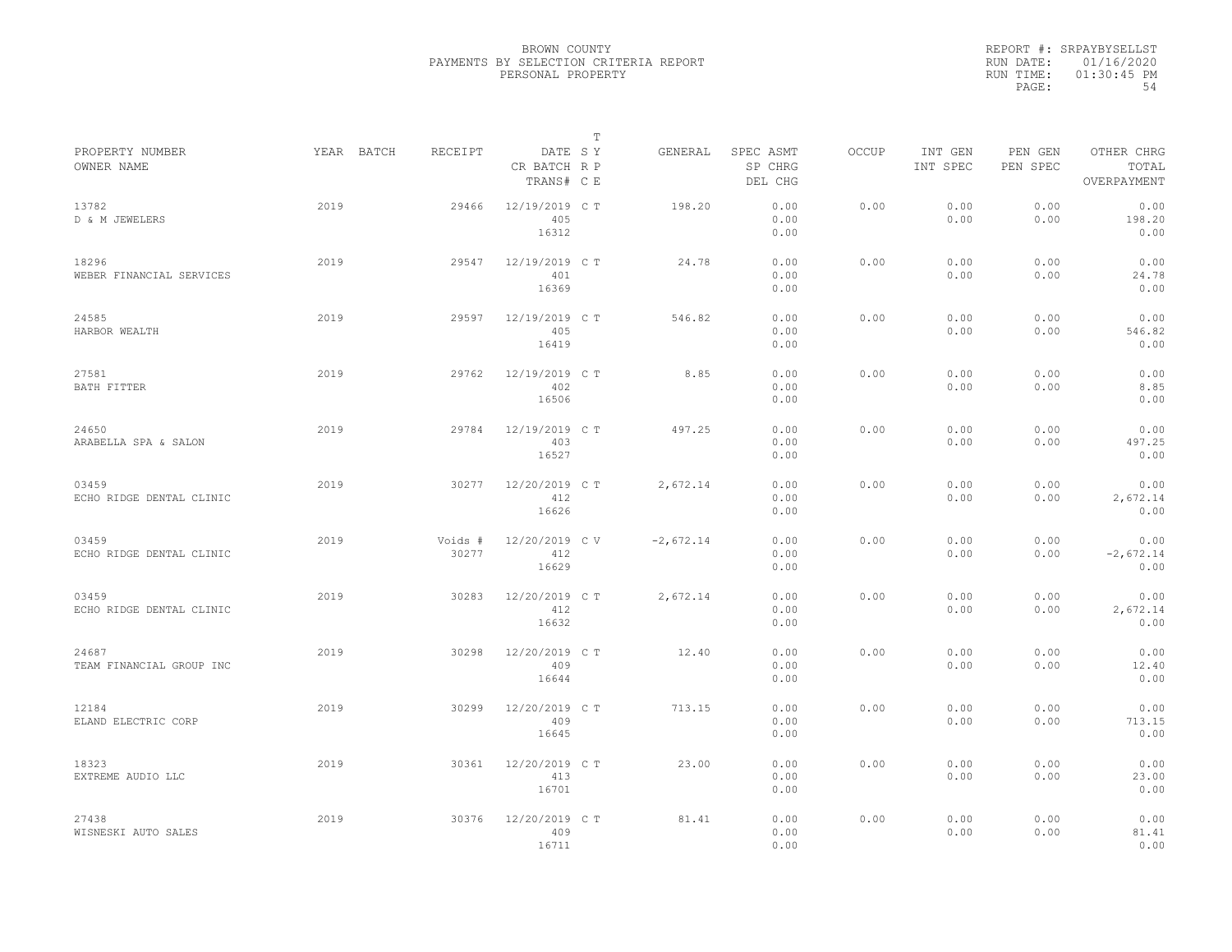BROWN COUNTY
PAYMENTS BY SELECTION CRITERIA REPORT
PERSONAL PROPERTY

REPORT #: SRPAYBYSELLST
RUN DATE: 01/16/2020
RUN TIME: 01:30:45 PM

| PROPERTY NUMBER<br>OWNER NAME | YEAR | BATCH | RECEIPT | DATE<br>CR BATCH<br>TRANS# | T S Y<br>R P<br>C E | GENERAL | SPEC ASMT<br>SP CHRG<br>DEL CHG | OCCUP | INT GEN<br>INT SPEC | PEN GEN<br>PEN SPEC | OTHER CHRG<br>TOTAL<br>OVERPAYMENT |
|---|---|---|---|---|---|---|---|---|---|---|---|
| 13782<br>D & M JEWELERS | 2019 | | 29466 | 12/19/2019<br>405<br>16312 | C T | 198.20 | 0.00<br>0.00<br>0.00 | 0.00 | 0.00<br>0.00 | 0.00<br>0.00 | 0.00<br>198.20<br>0.00 |
| 18296<br>WEBER FINANCIAL SERVICES | 2019 | | 29547 | 12/19/2019<br>401<br>16369 | C T | 24.78 | 0.00<br>0.00<br>0.00 | 0.00 | 0.00<br>0.00 | 0.00<br>0.00 | 0.00<br>24.78<br>0.00 |
| 24585<br>HARBOR WEALTH | 2019 | | 29597 | 12/19/2019<br>405<br>16419 | C T | 546.82 | 0.00<br>0.00<br>0.00 | 0.00 | 0.00<br>0.00 | 0.00<br>0.00 | 0.00<br>546.82<br>0.00 |
| 27581<br>BATH FITTER | 2019 | | 29762 | 12/19/2019<br>402<br>16506 | C T | 8.85 | 0.00<br>0.00<br>0.00 | 0.00 | 0.00<br>0.00 | 0.00<br>0.00 | 0.00<br>8.85<br>0.00 |
| 24650<br>ARABELLA SPA & SALON | 2019 | | 29784 | 12/19/2019<br>403<br>16527 | C T | 497.25 | 0.00<br>0.00<br>0.00 | 0.00 | 0.00<br>0.00 | 0.00<br>0.00 | 0.00<br>497.25<br>0.00 |
| 03459<br>ECHO RIDGE DENTAL CLINIC | 2019 | | 30277 | 12/20/2019<br>412<br>16626 | C T | 2,672.14 | 0.00<br>0.00<br>0.00 | 0.00 | 0.00<br>0.00 | 0.00<br>0.00 | 0.00<br>2,672.14<br>0.00 |
| 03459<br>ECHO RIDGE DENTAL CLINIC | 2019 | | Voids #<br>30277 | 12/20/2019<br>412<br>16629 | C V | -2,672.14 | 0.00<br>0.00<br>0.00 | 0.00 | 0.00<br>0.00 | 0.00<br>0.00 | 0.00<br>-2,672.14<br>0.00 |
| 03459<br>ECHO RIDGE DENTAL CLINIC | 2019 | | 30283 | 12/20/2019<br>412<br>16632 | C T | 2,672.14 | 0.00<br>0.00<br>0.00 | 0.00 | 0.00<br>0.00 | 0.00<br>0.00 | 0.00<br>2,672.14<br>0.00 |
| 24687<br>TEAM FINANCIAL GROUP INC | 2019 | | 30298 | 12/20/2019<br>409<br>16644 | C T | 12.40 | 0.00<br>0.00<br>0.00 | 0.00 | 0.00<br>0.00 | 0.00<br>0.00 | 0.00<br>12.40<br>0.00 |
| 12184<br>ELAND ELECTRIC CORP | 2019 | | 30299 | 12/20/2019<br>409<br>16645 | C T | 713.15 | 0.00<br>0.00<br>0.00 | 0.00 | 0.00<br>0.00 | 0.00<br>0.00 | 0.00<br>713.15<br>0.00 |
| 18323<br>EXTREME AUDIO LLC | 2019 | | 30361 | 12/20/2019<br>413<br>16701 | C T | 23.00 | 0.00<br>0.00<br>0.00 | 0.00 | 0.00<br>0.00 | 0.00<br>0.00 | 0.00<br>23.00<br>0.00 |
| 27438<br>WISNESKI AUTO SALES | 2019 | | 30376 | 12/20/2019<br>409<br>16711 | C T | 81.41 | 0.00<br>0.00<br>0.00 | 0.00 | 0.00<br>0.00 | 0.00<br>0.00 | 0.00<br>81.41<br>0.00 |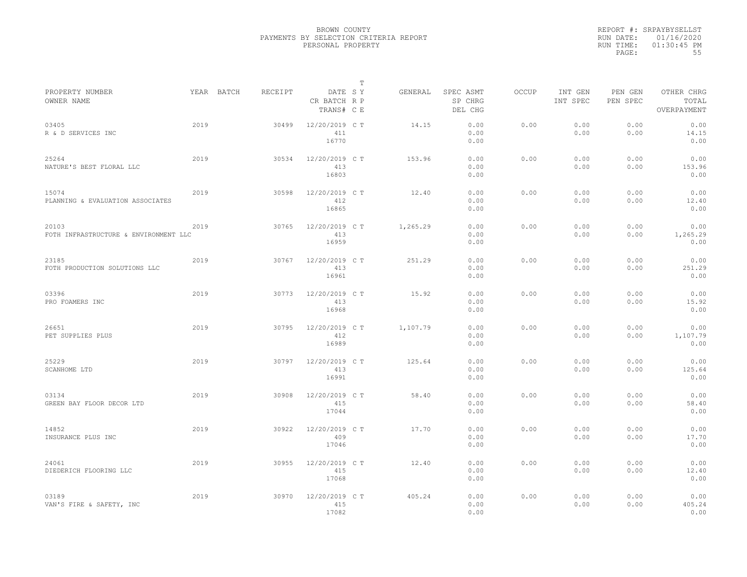BROWN COUNTY
PAYMENTS BY SELECTION CRITERIA REPORT
PERSONAL PROPERTY

REPORT #: SRPAYBYSELLST
RUN DATE: 01/16/2020
RUN TIME: 01:30:45 PM

| PROPERTY NUMBER / OWNER NAME | YEAR | BATCH | RECEIPT | DATE / CR BATCH / TRANS# | T S Y R P C E | GENERAL | SPEC ASMT / SP CHRG / DEL CHG | OCCUP | INT GEN / INT SPEC | PEN GEN / PEN SPEC | OTHER CHRG / TOTAL / OVERPAYMENT |
|---|---|---|---|---|---|---|---|---|---|---|---|
| 03405 R & D SERVICES INC | 2019 | | 30499 | 12/20/2019 411 16770 | C T | 14.15 | 0.00 0.00 0.00 | 0.00 | 0.00 0.00 | 0.00 0.00 | 0.00 14.15 0.00 |
| 25264 NATURE'S BEST FLORAL LLC | 2019 | | 30534 | 12/20/2019 413 16803 | C T | 153.96 | 0.00 0.00 0.00 | 0.00 | 0.00 0.00 | 0.00 0.00 | 0.00 153.96 0.00 |
| 15074 PLANNING & EVALUATION ASSOCIATES | 2019 | | 30598 | 12/20/2019 412 16865 | C T | 12.40 | 0.00 0.00 0.00 | 0.00 | 0.00 0.00 | 0.00 0.00 | 0.00 12.40 0.00 |
| 20103 FOTH INFRASTRUCTURE & ENVIRONMENT LLC | 2019 | | 30765 | 12/20/2019 413 16959 | C T | 1,265.29 | 0.00 0.00 0.00 | 0.00 | 0.00 0.00 | 0.00 0.00 | 0.00 1,265.29 0.00 |
| 23185 FOTH PRODUCTION SOLUTIONS LLC | 2019 | | 30767 | 12/20/2019 413 16961 | C T | 251.29 | 0.00 0.00 0.00 | 0.00 | 0.00 0.00 | 0.00 0.00 | 0.00 251.29 0.00 |
| 03396 PRO FOAMERS INC | 2019 | | 30773 | 12/20/2019 413 16968 | C T | 15.92 | 0.00 0.00 0.00 | 0.00 | 0.00 0.00 | 0.00 0.00 | 0.00 15.92 0.00 |
| 26651 PET SUPPLIES PLUS | 2019 | | 30795 | 12/20/2019 412 16989 | C T | 1,107.79 | 0.00 0.00 0.00 | 0.00 | 0.00 0.00 | 0.00 0.00 | 0.00 1,107.79 0.00 |
| 25229 SCANHOME LTD | 2019 | | 30797 | 12/20/2019 413 16991 | C T | 125.64 | 0.00 0.00 0.00 | 0.00 | 0.00 0.00 | 0.00 0.00 | 0.00 125.64 0.00 |
| 03134 GREEN BAY FLOOR DECOR LTD | 2019 | | 30908 | 12/20/2019 415 17044 | C T | 58.40 | 0.00 0.00 0.00 | 0.00 | 0.00 0.00 | 0.00 0.00 | 0.00 58.40 0.00 |
| 14852 INSURANCE PLUS INC | 2019 | | 30922 | 12/20/2019 409 17046 | C T | 17.70 | 0.00 0.00 0.00 | 0.00 | 0.00 0.00 | 0.00 0.00 | 0.00 17.70 0.00 |
| 24061 DIEDERICH FLOORING LLC | 2019 | | 30955 | 12/20/2019 415 17068 | C T | 12.40 | 0.00 0.00 0.00 | 0.00 | 0.00 0.00 | 0.00 0.00 | 0.00 12.40 0.00 |
| 03189 VAN'S FIRE & SAFETY, INC | 2019 | | 30970 | 12/20/2019 415 17082 | C T | 405.24 | 0.00 0.00 0.00 | 0.00 | 0.00 0.00 | 0.00 0.00 | 0.00 405.24 0.00 |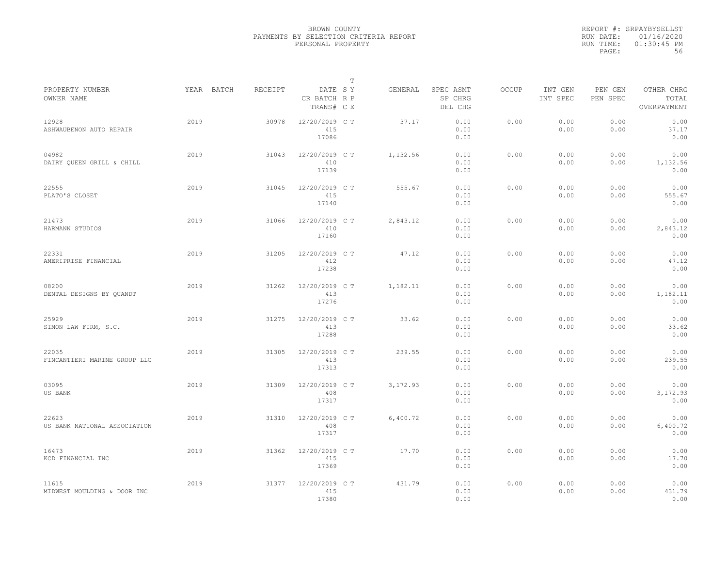BROWN COUNTY
PAYMENTS BY SELECTION CRITERIA REPORT
PERSONAL PROPERTY

REPORT #: SRPAYBYSELLST
RUN DATE: 01/16/2020
RUN TIME: 01:30:45 PM

| PROPERTY NUMBER / OWNER NAME | YEAR | BATCH | RECEIPT | DATE / CR BATCH / TRANS# | T S Y / R P / C E | GENERAL | SPEC ASMT / SP CHRG / DEL CHG | OCCUP | INT GEN / INT SPEC | PEN GEN / PEN SPEC | OTHER CHRG / TOTAL / OVERPAYMENT |
|---|---|---|---|---|---|---|---|---|---|---|---|
| 12928 ASHWAUBENON AUTO REPAIR | 2019 | | 30978 | 12/20/2019 415 17086 | C T | 37.17 | 0.00 0.00 0.00 | 0.00 | 0.00 0.00 | 0.00 0.00 | 0.00 37.17 0.00 |
| 04982 DAIRY QUEEN GRILL & CHILL | 2019 | | 31043 | 12/20/2019 410 17139 | C T | 1,132.56 | 0.00 0.00 0.00 | 0.00 | 0.00 0.00 | 0.00 0.00 | 0.00 1,132.56 0.00 |
| 22555 PLATO'S CLOSET | 2019 | | 31045 | 12/20/2019 415 17140 | C T | 555.67 | 0.00 0.00 0.00 | 0.00 | 0.00 0.00 | 0.00 0.00 | 0.00 555.67 0.00 |
| 21473 HARMANN STUDIOS | 2019 | | 31066 | 12/20/2019 410 17160 | C T | 2,843.12 | 0.00 0.00 0.00 | 0.00 | 0.00 0.00 | 0.00 0.00 | 0.00 2,843.12 0.00 |
| 22331 AMERIPRISE FINANCIAL | 2019 | | 31205 | 12/20/2019 412 17238 | C T | 47.12 | 0.00 0.00 0.00 | 0.00 | 0.00 0.00 | 0.00 0.00 | 0.00 47.12 0.00 |
| 08200 DENTAL DESIGNS BY QUANDT | 2019 | | 31262 | 12/20/2019 413 17276 | C T | 1,182.11 | 0.00 0.00 0.00 | 0.00 | 0.00 0.00 | 0.00 0.00 | 0.00 1,182.11 0.00 |
| 25929 SIMON LAW FIRM, S.C. | 2019 | | 31275 | 12/20/2019 413 17288 | C T | 33.62 | 0.00 0.00 0.00 | 0.00 | 0.00 0.00 | 0.00 0.00 | 0.00 33.62 0.00 |
| 22035 FINCANTIERI MARINE GROUP LLC | 2019 | | 31305 | 12/20/2019 413 17313 | C T | 239.55 | 0.00 0.00 0.00 | 0.00 | 0.00 0.00 | 0.00 0.00 | 0.00 239.55 0.00 |
| 03095 US BANK | 2019 | | 31309 | 12/20/2019 408 17317 | C T | 3,172.93 | 0.00 0.00 0.00 | 0.00 | 0.00 0.00 | 0.00 0.00 | 0.00 3,172.93 0.00 |
| 22623 US BANK NATIONAL ASSOCIATION | 2019 | | 31310 | 12/20/2019 408 17317 | C T | 6,400.72 | 0.00 0.00 0.00 | 0.00 | 0.00 0.00 | 0.00 0.00 | 0.00 6,400.72 0.00 |
| 16473 KCD FINANCIAL INC | 2019 | | 31362 | 12/20/2019 415 17369 | C T | 17.70 | 0.00 0.00 0.00 | 0.00 | 0.00 0.00 | 0.00 0.00 | 0.00 17.70 0.00 |
| 11615 MIDWEST MOULDING & DOOR INC | 2019 | | 31377 | 12/20/2019 415 17380 | C T | 431.79 | 0.00 0.00 0.00 | 0.00 | 0.00 0.00 | 0.00 0.00 | 0.00 431.79 0.00 |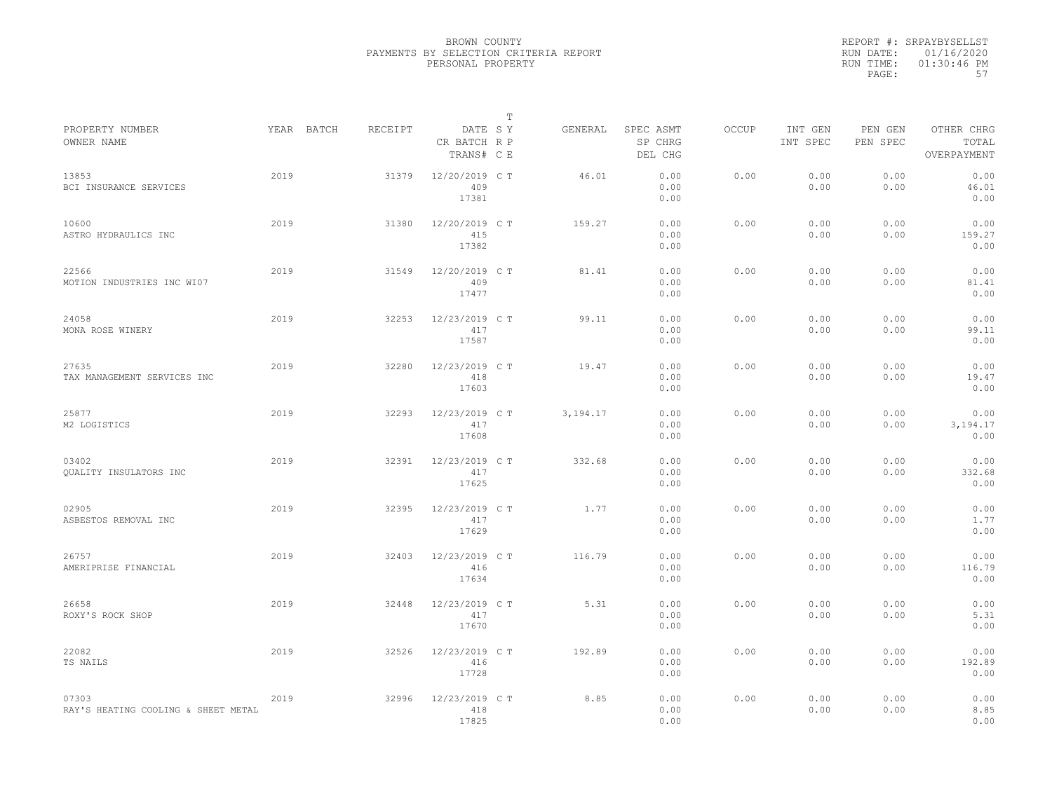BROWN COUNTY
PAYMENTS BY SELECTION CRITERIA REPORT
PERSONAL PROPERTY

REPORT #: SRPAYBYSELLST
RUN DATE: 01/16/2020
RUN TIME: 01:30:46 PM

| PROPERTY NUMBER<br>OWNER NAME | YEAR | BATCH | RECEIPT | DATE<br>CR BATCH<br>TRANS# | T S Y<br>R P<br>C E | GENERAL | SPEC ASMT<br>SP CHRG<br>DEL CHG | OCCUP | INT GEN<br>INT SPEC | PEN GEN<br>PEN SPEC | OTHER CHRG<br>TOTAL<br>OVERPAYMENT |
|---|---|---|---|---|---|---|---|---|---|---|---|
| 13853<br>BCI INSURANCE SERVICES | 2019 | | 31379 | 12/20/2019<br>409<br>17381 | C T | 46.01 | 0.00<br>0.00<br>0.00 | 0.00 | 0.00<br>0.00 | 0.00<br>0.00 | 0.00<br>46.01<br>0.00 |
| 10600<br>ASTRO HYDRAULICS INC | 2019 | | 31380 | 12/20/2019<br>415<br>17382 | C T | 159.27 | 0.00<br>0.00<br>0.00 | 0.00 | 0.00<br>0.00 | 0.00<br>0.00 | 0.00<br>159.27<br>0.00 |
| 22566<br>MOTION INDUSTRIES INC WI07 | 2019 | | 31549 | 12/20/2019<br>409<br>17477 | C T | 81.41 | 0.00<br>0.00<br>0.00 | 0.00 | 0.00<br>0.00 | 0.00<br>0.00 | 0.00<br>81.41<br>0.00 |
| 24058<br>MONA ROSE WINERY | 2019 | | 32253 | 12/23/2019<br>417<br>17587 | C T | 99.11 | 0.00<br>0.00<br>0.00 | 0.00 | 0.00<br>0.00 | 0.00<br>0.00 | 0.00<br>99.11<br>0.00 |
| 27635<br>TAX MANAGEMENT SERVICES INC | 2019 | | 32280 | 12/23/2019<br>418<br>17603 | C T | 19.47 | 0.00<br>0.00<br>0.00 | 0.00 | 0.00<br>0.00 | 0.00<br>0.00 | 0.00<br>19.47<br>0.00 |
| 25877<br>M2 LOGISTICS | 2019 | | 32293 | 12/23/2019<br>417<br>17608 | C T | 3,194.17 | 0.00<br>0.00<br>0.00 | 0.00 | 0.00<br>0.00 | 0.00<br>0.00 | 0.00<br>3,194.17<br>0.00 |
| 03402<br>QUALITY INSULATORS INC | 2019 | | 32391 | 12/23/2019<br>417<br>17625 | C T | 332.68 | 0.00<br>0.00<br>0.00 | 0.00 | 0.00<br>0.00 | 0.00<br>0.00 | 0.00<br>332.68<br>0.00 |
| 02905<br>ASBESTOS REMOVAL INC | 2019 | | 32395 | 12/23/2019<br>417<br>17629 | C T | 1.77 | 0.00<br>0.00<br>0.00 | 0.00 | 0.00<br>0.00 | 0.00<br>0.00 | 0.00<br>1.77<br>0.00 |
| 26757<br>AMERIPRISE FINANCIAL | 2019 | | 32403 | 12/23/2019<br>416<br>17634 | C T | 116.79 | 0.00<br>0.00<br>0.00 | 0.00 | 0.00<br>0.00 | 0.00<br>0.00 | 0.00<br>116.79<br>0.00 |
| 26658<br>ROXY'S ROCK SHOP | 2019 | | 32448 | 12/23/2019<br>417<br>17670 | C T | 5.31 | 0.00<br>0.00<br>0.00 | 0.00 | 0.00<br>0.00 | 0.00<br>0.00 | 0.00<br>5.31<br>0.00 |
| 22082<br>TS NAILS | 2019 | | 32526 | 12/23/2019<br>416<br>17728 | C T | 192.89 | 0.00<br>0.00<br>0.00 | 0.00 | 0.00<br>0.00 | 0.00<br>0.00 | 0.00<br>192.89<br>0.00 |
| 07303<br>RAY'S HEATING COOLING & SHEET METAL | 2019 | | 32996 | 12/23/2019<br>418<br>17825 | C T | 8.85 | 0.00<br>0.00<br>0.00 | 0.00 | 0.00<br>0.00 | 0.00<br>0.00 | 0.00<br>8.85<br>0.00 |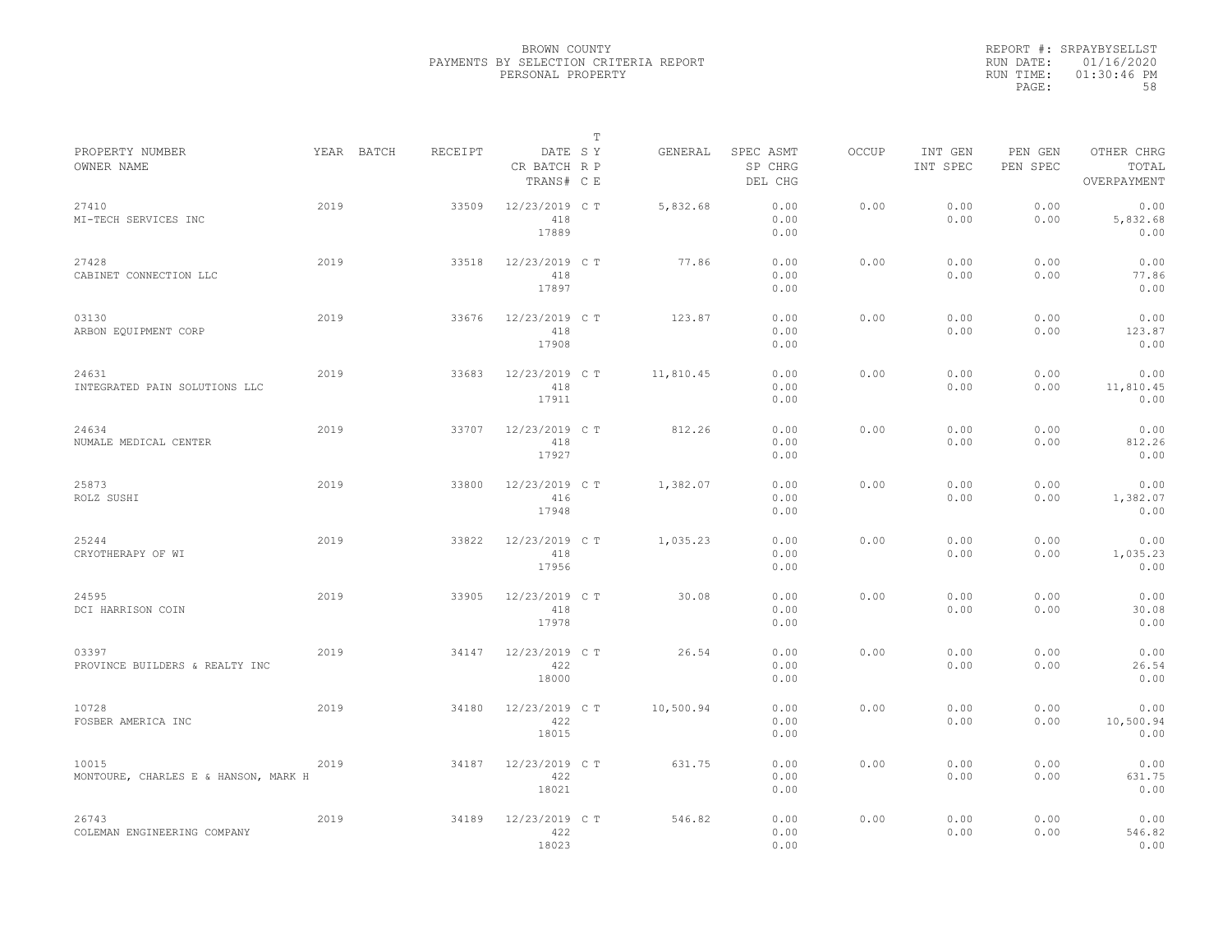BROWN COUNTY
PAYMENTS BY SELECTION CRITERIA REPORT
PERSONAL PROPERTY

REPORT #: SRPAYBYSELLST
RUN DATE: 01/16/2020
RUN TIME: 01:30:46 PM

| PROPERTY NUMBER<br>OWNER NAME | YEAR | BATCH | RECEIPT | DATE<br>CR BATCH<br>TRANS# | T SY RP CE | GENERAL | SPEC ASMT<br>SP CHRG<br>DEL CHG | OCCUP | INT GEN<br>INT SPEC | PEN GEN<br>PEN SPEC | OTHER CHRG<br>TOTAL<br>OVERPAYMENT |
|---|---|---|---|---|---|---|---|---|---|---|---|
| 27410<br>MI-TECH SERVICES INC | 2019 | | 33509 | 12/23/2019<br>418<br>17889 | C T | 5,832.68 | 0.00<br>0.00<br>0.00 | 0.00 | 0.00<br>0.00 | 0.00<br>0.00 | 0.00<br>5,832.68<br>0.00 |
| 27428<br>CABINET CONNECTION LLC | 2019 | | 33518 | 12/23/2019<br>418<br>17897 | C T | 77.86 | 0.00<br>0.00<br>0.00 | 0.00 | 0.00<br>0.00 | 0.00<br>0.00 | 0.00<br>77.86<br>0.00 |
| 03130<br>ARBON EQUIPMENT CORP | 2019 | | 33676 | 12/23/2019<br>418<br>17908 | C T | 123.87 | 0.00<br>0.00<br>0.00 | 0.00 | 0.00<br>0.00 | 0.00<br>0.00 | 0.00<br>123.87<br>0.00 |
| 24631<br>INTEGRATED PAIN SOLUTIONS LLC | 2019 | | 33683 | 12/23/2019<br>418<br>17911 | C T | 11,810.45 | 0.00<br>0.00<br>0.00 | 0.00 | 0.00<br>0.00 | 0.00<br>0.00 | 0.00<br>11,810.45<br>0.00 |
| 24634<br>NUMALE MEDICAL CENTER | 2019 | | 33707 | 12/23/2019<br>418<br>17927 | C T | 812.26 | 0.00<br>0.00<br>0.00 | 0.00 | 0.00<br>0.00 | 0.00<br>0.00 | 0.00<br>812.26<br>0.00 |
| 25873<br>ROLZ SUSHI | 2019 | | 33800 | 12/23/2019<br>416<br>17948 | C T | 1,382.07 | 0.00<br>0.00<br>0.00 | 0.00 | 0.00<br>0.00 | 0.00<br>0.00 | 0.00<br>1,382.07<br>0.00 |
| 25244<br>CRYOTHERAPY OF WI | 2019 | | 33822 | 12/23/2019<br>418<br>17956 | C T | 1,035.23 | 0.00<br>0.00<br>0.00 | 0.00 | 0.00<br>0.00 | 0.00<br>0.00 | 0.00<br>1,035.23<br>0.00 |
| 24595<br>DCI HARRISON COIN | 2019 | | 33905 | 12/23/2019<br>418<br>17978 | C T | 30.08 | 0.00<br>0.00<br>0.00 | 0.00 | 0.00<br>0.00 | 0.00<br>0.00 | 0.00<br>30.08<br>0.00 |
| 03397<br>PROVINCE BUILDERS & REALTY INC | 2019 | | 34147 | 12/23/2019<br>422<br>18000 | C T | 26.54 | 0.00<br>0.00<br>0.00 | 0.00 | 0.00<br>0.00 | 0.00<br>0.00 | 0.00<br>26.54<br>0.00 |
| 10728<br>FOSBER AMERICA INC | 2019 | | 34180 | 12/23/2019<br>422<br>18015 | C T | 10,500.94 | 0.00<br>0.00<br>0.00 | 0.00 | 0.00<br>0.00 | 0.00<br>0.00 | 0.00<br>10,500.94<br>0.00 |
| 10015<br>MONTOURE, CHARLES E & HANSON, MARK H | 2019 | | 34187 | 12/23/2019<br>422<br>18021 | C T | 631.75 | 0.00<br>0.00<br>0.00 | 0.00 | 0.00<br>0.00 | 0.00<br>0.00 | 0.00<br>631.75<br>0.00 |
| 26743<br>COLEMAN ENGINEERING COMPANY | 2019 | | 34189 | 12/23/2019<br>422<br>18023 | C T | 546.82 | 0.00<br>0.00<br>0.00 | 0.00 | 0.00<br>0.00 | 0.00<br>0.00 | 0.00<br>546.82<br>0.00 |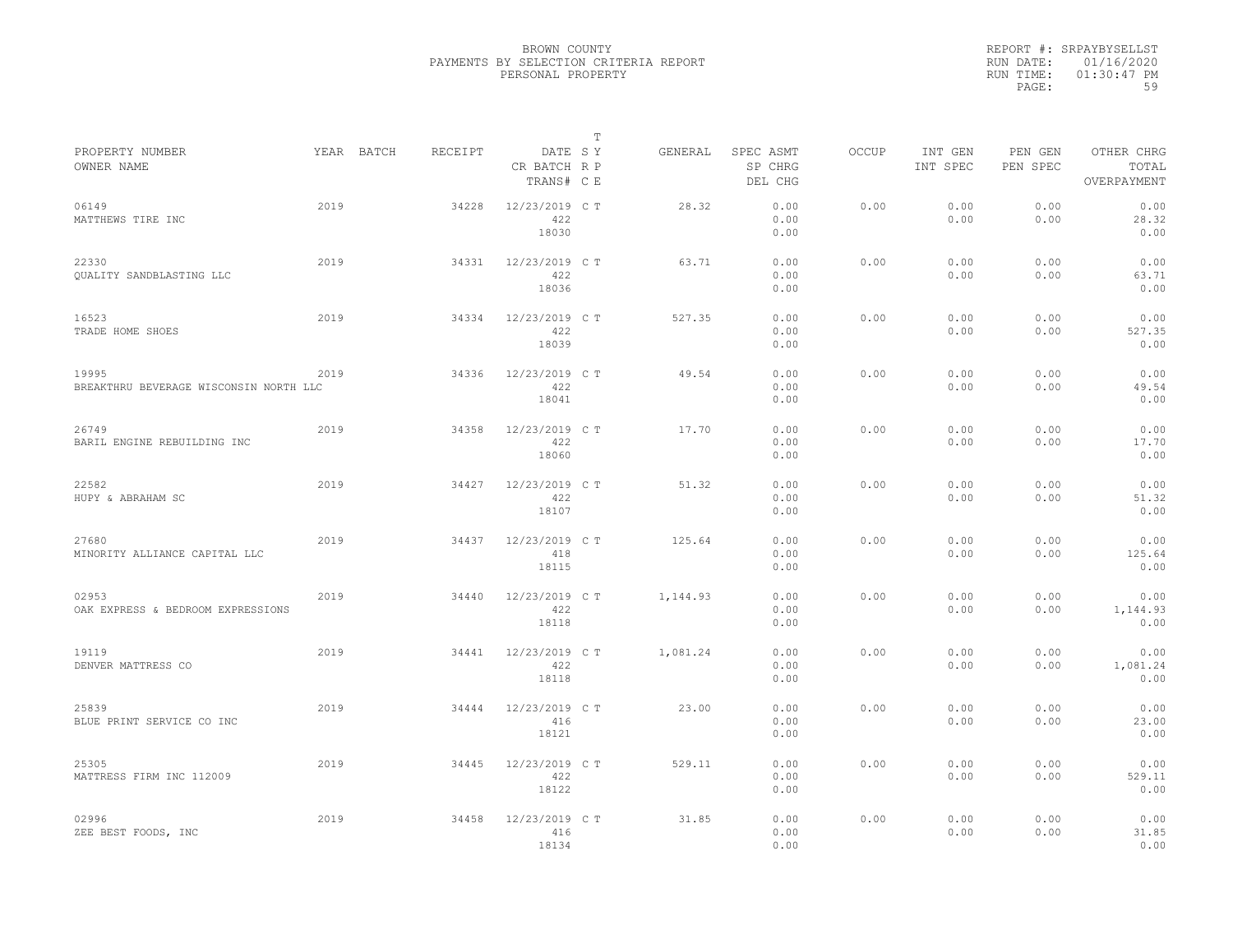BROWN COUNTY
PAYMENTS BY SELECTION CRITERIA REPORT
PERSONAL PROPERTY

REPORT #: SRPAYBYSELLST
RUN DATE: 01/16/2020
RUN TIME: 01:30:47 PM

| PROPERTY NUMBER<br>OWNER NAME | YEAR | BATCH | RECEIPT | DATE<br>CR BATCH<br>TRANS# | T S Y<br>R P<br>C E | GENERAL | SPEC ASMT<br>SP CHRG<br>DEL CHG | OCCUP | INT GEN<br>INT SPEC | PEN GEN<br>PEN SPEC | OTHER CHRG<br>TOTAL<br>OVERPAYMENT |
|---|---|---|---|---|---|---|---|---|---|---|---|
| 06149<br>MATTHEWS TIRE INC | 2019 | | 34228 | 12/23/2019<br>422<br>18030 | C T | 28.32 | 0.00<br>0.00<br>0.00 | 0.00 | 0.00<br>0.00 | 0.00<br>0.00 | 0.00<br>28.32<br>0.00 |
| 22330<br>QUALITY SANDBLASTING LLC | 2019 | | 34331 | 12/23/2019<br>422<br>18036 | C T | 63.71 | 0.00<br>0.00<br>0.00 | 0.00 | 0.00<br>0.00 | 0.00<br>0.00 | 0.00<br>63.71<br>0.00 |
| 16523<br>TRADE HOME SHOES | 2019 | | 34334 | 12/23/2019<br>422<br>18039 | C T | 527.35 | 0.00<br>0.00<br>0.00 | 0.00 | 0.00<br>0.00 | 0.00<br>0.00 | 0.00<br>527.35<br>0.00 |
| 19995<br>BREAKTHRU BEVERAGE WISCONSIN NORTH LLC | 2019 | | 34336 | 12/23/2019<br>422<br>18041 | C T | 49.54 | 0.00<br>0.00<br>0.00 | 0.00 | 0.00<br>0.00 | 0.00<br>0.00 | 0.00<br>49.54<br>0.00 |
| 26749<br>BARIL ENGINE REBUILDING INC | 2019 | | 34358 | 12/23/2019<br>422<br>18060 | C T | 17.70 | 0.00<br>0.00<br>0.00 | 0.00 | 0.00<br>0.00 | 0.00<br>0.00 | 0.00<br>17.70<br>0.00 |
| 22582<br>HUPY & ABRAHAM SC | 2019 | | 34427 | 12/23/2019<br>422<br>18107 | C T | 51.32 | 0.00<br>0.00<br>0.00 | 0.00 | 0.00<br>0.00 | 0.00<br>0.00 | 0.00<br>51.32<br>0.00 |
| 27680<br>MINORITY ALLIANCE CAPITAL LLC | 2019 | | 34437 | 12/23/2019<br>418<br>18115 | C T | 125.64 | 0.00<br>0.00<br>0.00 | 0.00 | 0.00<br>0.00 | 0.00<br>0.00 | 0.00<br>125.64<br>0.00 |
| 02953<br>OAK EXPRESS & BEDROOM EXPRESSIONS | 2019 | | 34440 | 12/23/2019<br>422<br>18118 | C T | 1,144.93 | 0.00<br>0.00<br>0.00 | 0.00 | 0.00<br>0.00 | 0.00<br>0.00 | 0.00<br>1,144.93<br>0.00 |
| 19119<br>DENVER MATTRESS CO | 2019 | | 34441 | 12/23/2019<br>422<br>18118 | C T | 1,081.24 | 0.00<br>0.00<br>0.00 | 0.00 | 0.00<br>0.00 | 0.00<br>0.00 | 0.00<br>1,081.24<br>0.00 |
| 25839<br>BLUE PRINT SERVICE CO INC | 2019 | | 34444 | 12/23/2019<br>416<br>18121 | C T | 23.00 | 0.00<br>0.00<br>0.00 | 0.00 | 0.00<br>0.00 | 0.00<br>0.00 | 0.00<br>23.00<br>0.00 |
| 25305<br>MATTRESS FIRM INC 112009 | 2019 | | 34445 | 12/23/2019<br>422<br>18122 | C T | 529.11 | 0.00<br>0.00<br>0.00 | 0.00 | 0.00<br>0.00 | 0.00<br>0.00 | 0.00<br>529.11<br>0.00 |
| 02996<br>ZEE BEST FOODS, INC | 2019 | | 34458 | 12/23/2019<br>416<br>18134 | C T | 31.85 | 0.00<br>0.00<br>0.00 | 0.00 | 0.00<br>0.00 | 0.00<br>0.00 | 0.00<br>31.85<br>0.00 |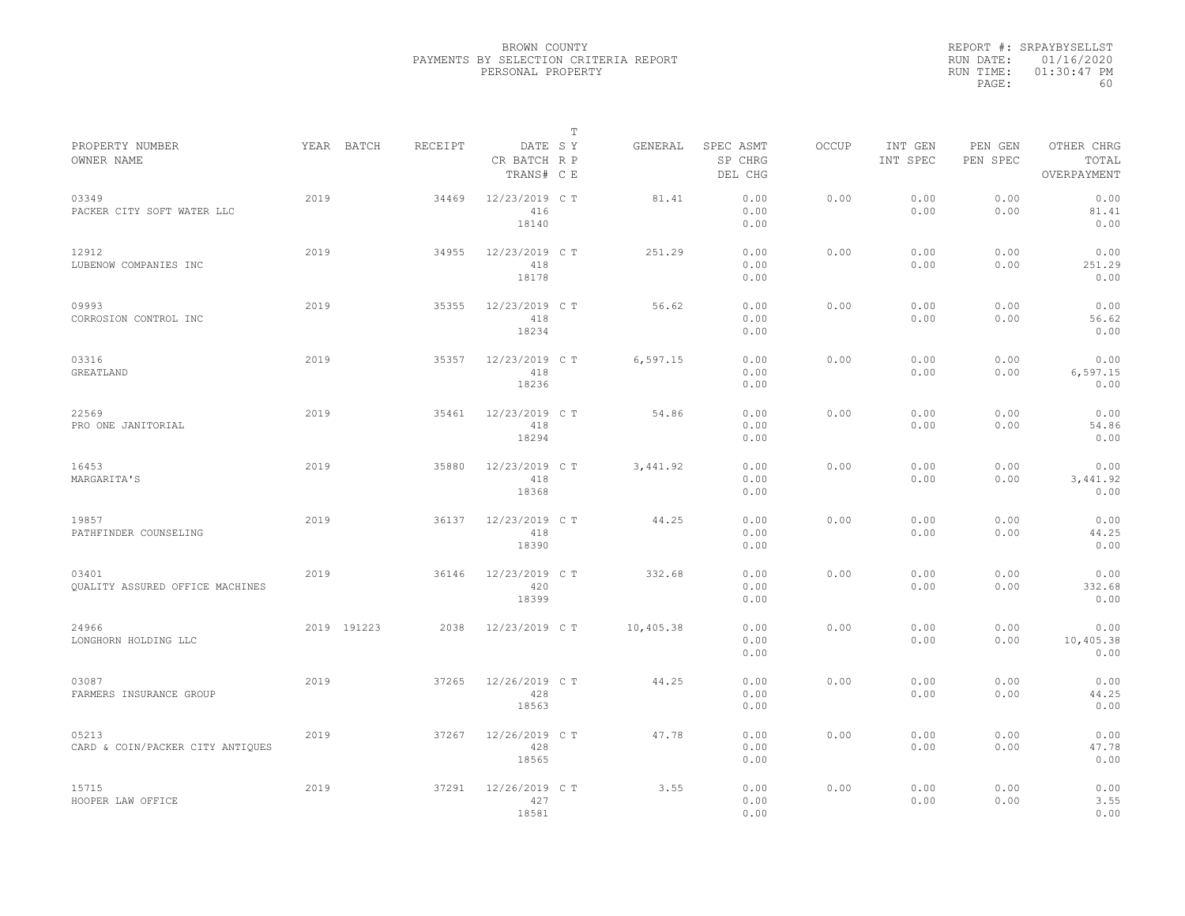BROWN COUNTY
PAYMENTS BY SELECTION CRITERIA REPORT
PERSONAL PROPERTY

REPORT #: SRPAYBYSELLST
RUN DATE: 01/16/2020
RUN TIME: 01:30:47 PM

| PROPERTY NUMBER / OWNER NAME | YEAR | BATCH | RECEIPT | DATE / CR BATCH / TRANS# | T S Y / R P / C E | GENERAL | SPEC ASMT / SP CHRG / DEL CHG | OCCUP | INT GEN / INT SPEC | PEN GEN / PEN SPEC | OTHER CHRG / TOTAL / OVERPAYMENT |
|---|---|---|---|---|---|---|---|---|---|---|---|
| 03349 / PACKER CITY SOFT WATER LLC | 2019 | | 34469 | 12/23/2019 / 416 / 18140 | C T | 81.41 | 0.00 / 0.00 / 0.00 | 0.00 | 0.00 / 0.00 | 0.00 / 0.00 | 0.00 / 81.41 / 0.00 |
| 12912 / LUBENOW COMPANIES INC | 2019 | | 34955 | 12/23/2019 / 418 / 18178 | C T | 251.29 | 0.00 / 0.00 / 0.00 | 0.00 | 0.00 / 0.00 | 0.00 / 0.00 | 0.00 / 251.29 / 0.00 |
| 09993 / CORROSION CONTROL INC | 2019 | | 35355 | 12/23/2019 / 418 / 18234 | C T | 56.62 | 0.00 / 0.00 / 0.00 | 0.00 | 0.00 / 0.00 | 0.00 / 0.00 | 0.00 / 56.62 / 0.00 |
| 03316 / GREATLAND | 2019 | | 35357 | 12/23/2019 / 418 / 18236 | C T | 6,597.15 | 0.00 / 0.00 / 0.00 | 0.00 | 0.00 / 0.00 | 0.00 / 0.00 | 0.00 / 6,597.15 / 0.00 |
| 22569 / PRO ONE JANITORIAL | 2019 | | 35461 | 12/23/2019 / 418 / 18294 | C T | 54.86 | 0.00 / 0.00 / 0.00 | 0.00 | 0.00 / 0.00 | 0.00 / 0.00 | 0.00 / 54.86 / 0.00 |
| 16453 / MARGARITA'S | 2019 | | 35880 | 12/23/2019 / 418 / 18368 | C T | 3,441.92 | 0.00 / 0.00 / 0.00 | 0.00 | 0.00 / 0.00 | 0.00 / 0.00 | 0.00 / 3,441.92 / 0.00 |
| 19857 / PATHFINDER COUNSELING | 2019 | | 36137 | 12/23/2019 / 418 / 18390 | C T | 44.25 | 0.00 / 0.00 / 0.00 | 0.00 | 0.00 / 0.00 | 0.00 / 0.00 | 0.00 / 44.25 / 0.00 |
| 03401 / QUALITY ASSURED OFFICE MACHINES | 2019 | | 36146 | 12/23/2019 / 420 / 18399 | C T | 332.68 | 0.00 / 0.00 / 0.00 | 0.00 | 0.00 / 0.00 | 0.00 / 0.00 | 0.00 / 332.68 / 0.00 |
| 24966 / LONGHORN HOLDING LLC | 2019 | 191223 | 2038 | 12/23/2019 | C T | 10,405.38 | 0.00 / 0.00 / 0.00 | 0.00 | 0.00 / 0.00 | 0.00 / 0.00 | 0.00 / 10,405.38 / 0.00 |
| 03087 / FARMERS INSURANCE GROUP | 2019 | | 37265 | 12/26/2019 / 428 / 18563 | C T | 44.25 | 0.00 / 0.00 / 0.00 | 0.00 | 0.00 / 0.00 | 0.00 / 0.00 | 0.00 / 44.25 / 0.00 |
| 05213 / CARD & COIN/PACKER CITY ANTIQUES | 2019 | | 37267 | 12/26/2019 / 428 / 18565 | C T | 47.78 | 0.00 / 0.00 / 0.00 | 0.00 | 0.00 / 0.00 | 0.00 / 0.00 | 0.00 / 47.78 / 0.00 |
| 15715 / HOOPER LAW OFFICE | 2019 | | 37291 | 12/26/2019 / 427 / 18581 | C T | 3.55 | 0.00 / 0.00 / 0.00 | 0.00 | 0.00 / 0.00 | 0.00 / 0.00 | 0.00 / 3.55 / 0.00 |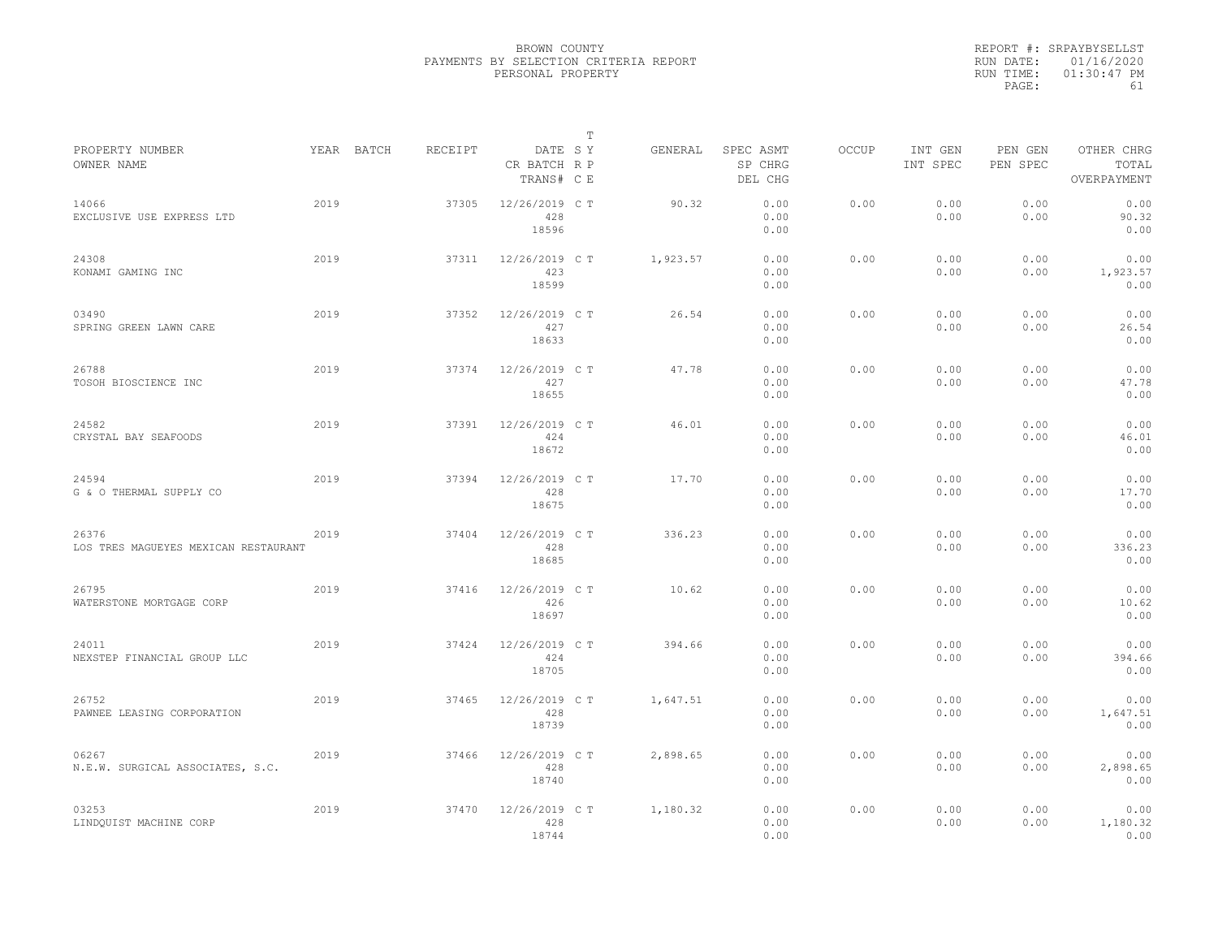BROWN COUNTY
PAYMENTS BY SELECTION CRITERIA REPORT
PERSONAL PROPERTY

REPORT #: SRPAYBYSELLST
RUN DATE: 01/16/2020
RUN TIME: 01:30:47 PM

| PROPERTY NUMBER / OWNER NAME | YEAR | BATCH | RECEIPT | DATE / CR BATCH / TRANS# | T S Y R P C E | GENERAL | SPEC ASMT / SP CHRG / DEL CHG | OCCUP | INT GEN / INT SPEC | PEN GEN / PEN SPEC | OTHER CHRG / TOTAL / OVERPAYMENT |
|---|---|---|---|---|---|---|---|---|---|---|---|
| 14066 EXCLUSIVE USE EXPRESS LTD | 2019 | | 37305 | 12/26/2019 428 18596 | C T | 90.32 | 0.00 0.00 0.00 | 0.00 | 0.00 0.00 | 0.00 0.00 | 0.00 90.32 0.00 |
| 24308 KONAMI GAMING INC | 2019 | | 37311 | 12/26/2019 423 18599 | C T | 1,923.57 | 0.00 0.00 0.00 | 0.00 | 0.00 0.00 | 0.00 0.00 | 0.00 1,923.57 0.00 |
| 03490 SPRING GREEN LAWN CARE | 2019 | | 37352 | 12/26/2019 427 18633 | C T | 26.54 | 0.00 0.00 0.00 | 0.00 | 0.00 0.00 | 0.00 0.00 | 0.00 26.54 0.00 |
| 26788 TOSOH BIOSCIENCE INC | 2019 | | 37374 | 12/26/2019 427 18655 | C T | 47.78 | 0.00 0.00 0.00 | 0.00 | 0.00 0.00 | 0.00 0.00 | 0.00 47.78 0.00 |
| 24582 CRYSTAL BAY SEAFOODS | 2019 | | 37391 | 12/26/2019 424 18672 | C T | 46.01 | 0.00 0.00 0.00 | 0.00 | 0.00 0.00 | 0.00 0.00 | 0.00 46.01 0.00 |
| 24594 G & O THERMAL SUPPLY CO | 2019 | | 37394 | 12/26/2019 428 18675 | C T | 17.70 | 0.00 0.00 0.00 | 0.00 | 0.00 0.00 | 0.00 0.00 | 0.00 17.70 0.00 |
| 26376 LOS TRES MAGUEYES MEXICAN RESTAURANT | 2019 | | 37404 | 12/26/2019 428 18685 | C T | 336.23 | 0.00 0.00 0.00 | 0.00 | 0.00 0.00 | 0.00 0.00 | 0.00 336.23 0.00 |
| 26795 WATERSTONE MORTGAGE CORP | 2019 | | 37416 | 12/26/2019 426 18697 | C T | 10.62 | 0.00 0.00 0.00 | 0.00 | 0.00 0.00 | 0.00 0.00 | 0.00 10.62 0.00 |
| 24011 NEXSTEP FINANCIAL GROUP LLC | 2019 | | 37424 | 12/26/2019 424 18705 | C T | 394.66 | 0.00 0.00 0.00 | 0.00 | 0.00 0.00 | 0.00 0.00 | 0.00 394.66 0.00 |
| 26752 PAWNEE LEASING CORPORATION | 2019 | | 37465 | 12/26/2019 428 18739 | C T | 1,647.51 | 0.00 0.00 0.00 | 0.00 | 0.00 0.00 | 0.00 0.00 | 0.00 1,647.51 0.00 |
| 06267 N.E.W. SURGICAL ASSOCIATES, S.C. | 2019 | | 37466 | 12/26/2019 428 18740 | C T | 2,898.65 | 0.00 0.00 0.00 | 0.00 | 0.00 0.00 | 0.00 0.00 | 0.00 2,898.65 0.00 |
| 03253 LINDQUIST MACHINE CORP | 2019 | | 37470 | 12/26/2019 428 18744 | C T | 1,180.32 | 0.00 0.00 0.00 | 0.00 | 0.00 0.00 | 0.00 0.00 | 0.00 1,180.32 0.00 |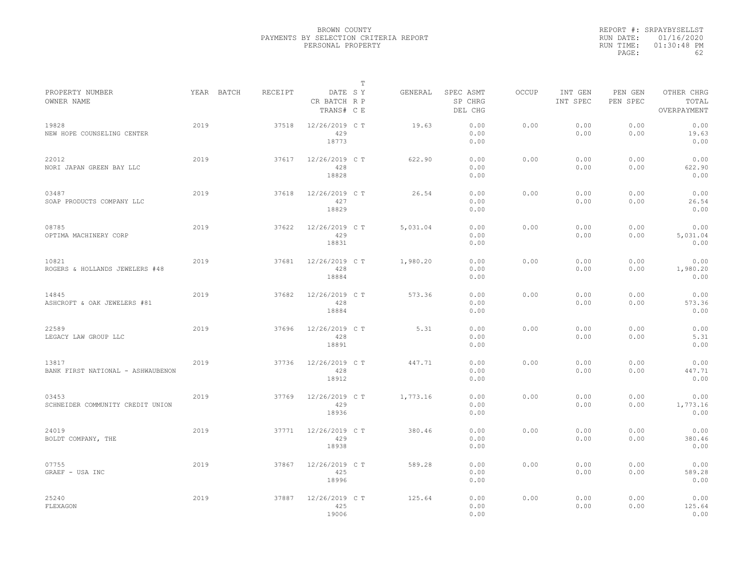# BROWN COUNTY
## PAYMENTS BY SELECTION CRITERIA REPORT
### PERSONAL PROPERTY

REPORT #: SRPAYBYSELLST
RUN DATE: 01/16/2020
RUN TIME: 01:30:48 PM
PAGE: 62

| PROPERTY NUMBER<br>OWNER NAME | YEAR | BATCH | RECEIPT | DATE<br>CR BATCH<br>TRANS# | T<br>S Y<br>R P<br>C E | GENERAL | SPEC ASMT<br>SP CHRG<br>DEL CHG | OCCUP | INT GEN<br>INT SPEC | PEN GEN<br>PEN SPEC | OTHER CHRG<br>TOTAL<br>OVERPAYMENT |
|---|---|---|---|---|---|---|---|---|---|---|---|
| 19828<br>NEW HOPE COUNSELING CENTER | 2019 | | 37518 | 12/26/2019<br>429<br>18773 | C T | 19.63 | 0.00<br>0.00<br>0.00 | 0.00 | 0.00<br>0.00 | 0.00<br>0.00 | 0.00<br>19.63<br>0.00 |
| 22012<br>NORI JAPAN GREEN BAY LLC | 2019 | | 37617 | 12/26/2019<br>428<br>18828 | C T | 622.90 | 0.00<br>0.00<br>0.00 | 0.00 | 0.00<br>0.00 | 0.00<br>0.00 | 0.00<br>622.90<br>0.00 |
| 03487<br>SOAP PRODUCTS COMPANY LLC | 2019 | | 37618 | 12/26/2019<br>427<br>18829 | C T | 26.54 | 0.00<br>0.00<br>0.00 | 0.00 | 0.00<br>0.00 | 0.00<br>0.00 | 0.00<br>26.54<br>0.00 |
| 08785<br>OPTIMA MACHINERY CORP | 2019 | | 37622 | 12/26/2019<br>429<br>18831 | C T | 5,031.04 | 0.00<br>0.00<br>0.00 | 0.00 | 0.00<br>0.00 | 0.00<br>0.00 | 0.00<br>5,031.04<br>0.00 |
| 10821<br>ROGERS & HOLLANDS JEWELERS #48 | 2019 | | 37681 | 12/26/2019<br>428<br>18884 | C T | 1,980.20 | 0.00<br>0.00<br>0.00 | 0.00 | 0.00<br>0.00 | 0.00<br>0.00 | 0.00<br>1,980.20<br>0.00 |
| 14845<br>ASHCROFT & OAK JEWELERS #81 | 2019 | | 37682 | 12/26/2019<br>428<br>18884 | C T | 573.36 | 0.00<br>0.00<br>0.00 | 0.00 | 0.00<br>0.00 | 0.00<br>0.00 | 0.00<br>573.36<br>0.00 |
| 22589<br>LEGACY LAW GROUP LLC | 2019 | | 37696 | 12/26/2019<br>428<br>18891 | C T | 5.31 | 0.00<br>0.00<br>0.00 | 0.00 | 0.00<br>0.00 | 0.00<br>0.00 | 0.00<br>5.31<br>0.00 |
| 13817<br>BANK FIRST NATIONAL - ASHWAUBENON | 2019 | | 37736 | 12/26/2019<br>428<br>18912 | C T | 447.71 | 0.00<br>0.00<br>0.00 | 0.00 | 0.00<br>0.00 | 0.00<br>0.00 | 0.00<br>447.71<br>0.00 |
| 03453<br>SCHNEIDER COMMUNITY CREDIT UNION | 2019 | | 37769 | 12/26/2019<br>429<br>18936 | C T | 1,773.16 | 0.00<br>0.00<br>0.00 | 0.00 | 0.00<br>0.00 | 0.00<br>0.00 | 0.00<br>1,773.16<br>0.00 |
| 24019<br>BOLDT COMPANY, THE | 2019 | | 37771 | 12/26/2019<br>429<br>18938 | C T | 380.46 | 0.00<br>0.00<br>0.00 | 0.00 | 0.00<br>0.00 | 0.00<br>0.00 | 0.00<br>380.46<br>0.00 |
| 07755<br>GRAEF - USA INC | 2019 | | 37867 | 12/26/2019<br>425<br>18996 | C T | 589.28 | 0.00<br>0.00<br>0.00 | 0.00 | 0.00<br>0.00 | 0.00<br>0.00 | 0.00<br>589.28<br>0.00 |
| 25240<br>FLEXAGON | 2019 | | 37887 | 12/26/2019<br>425<br>19006 | C T | 125.64 | 0.00<br>0.00<br>0.00 | 0.00 | 0.00<br>0.00 | 0.00<br>0.00 | 0.00<br>125.64<br>0.00 |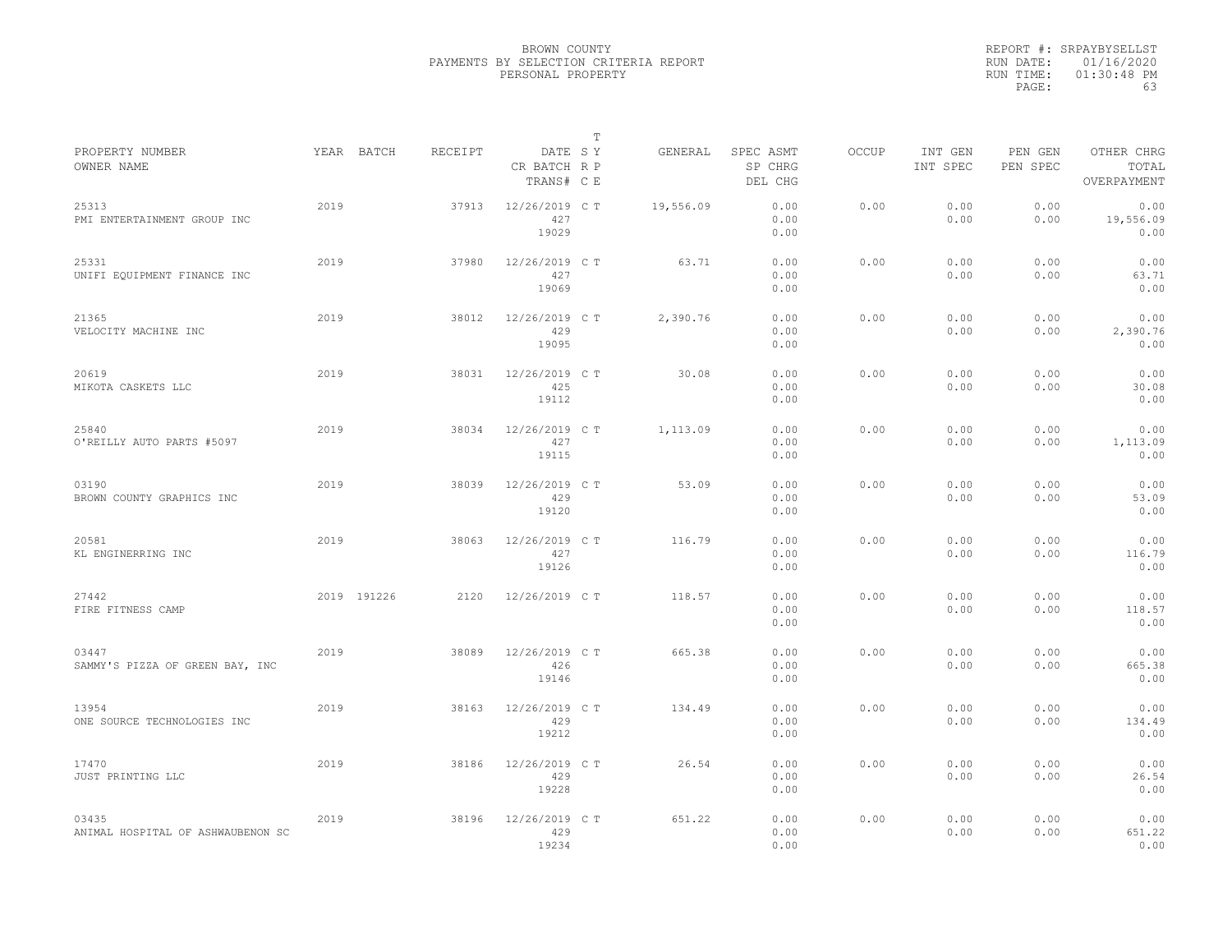BROWN COUNTY
PAYMENTS BY SELECTION CRITERIA REPORT
PERSONAL PROPERTY

REPORT #: SRPAYBYSELLST
RUN DATE: 01/16/2020
RUN TIME: 01:30:48 PM

| PROPERTY NUMBER<br>OWNER NAME | YEAR | BATCH | RECEIPT | DATE<br>CR BATCH<br>TRANS# | T S Y<br>R P<br>C E | GENERAL | SPEC ASMT<br>SP CHRG<br>DEL CHG | OCCUP | INT GEN<br>INT SPEC | PEN GEN<br>PEN SPEC | OTHER CHRG<br>TOTAL<br>OVERPAYMENT |
|---|---|---|---|---|---|---|---|---|---|---|---|
| 25313<br>PMI ENTERTAINMENT GROUP INC | 2019 | | 37913 | 12/26/2019<br>427<br>19029 | C T | 19,556.09 | 0.00<br>0.00<br>0.00 | 0.00 | 0.00<br>0.00 | 0.00<br>0.00 | 0.00<br>19,556.09<br>0.00 |
| 25331<br>UNIFI EQUIPMENT FINANCE INC | 2019 | | 37980 | 12/26/2019<br>427<br>19069 | C T | 63.71 | 0.00<br>0.00<br>0.00 | 0.00 | 0.00<br>0.00 | 0.00<br>0.00 | 0.00<br>63.71<br>0.00 |
| 21365<br>VELOCITY MACHINE INC | 2019 | | 38012 | 12/26/2019<br>429<br>19095 | C T | 2,390.76 | 0.00<br>0.00<br>0.00 | 0.00 | 0.00<br>0.00 | 0.00<br>0.00 | 0.00<br>2,390.76<br>0.00 |
| 20619<br>MIKOTA CASKETS LLC | 2019 | | 38031 | 12/26/2019<br>425<br>19112 | C T | 30.08 | 0.00<br>0.00<br>0.00 | 0.00 | 0.00<br>0.00 | 0.00<br>0.00 | 0.00<br>30.08<br>0.00 |
| 25840<br>O'REILLY AUTO PARTS #5097 | 2019 | | 38034 | 12/26/2019<br>427<br>19115 | C T | 1,113.09 | 0.00<br>0.00<br>0.00 | 0.00 | 0.00<br>0.00 | 0.00<br>0.00 | 0.00<br>1,113.09<br>0.00 |
| 03190<br>BROWN COUNTY GRAPHICS INC | 2019 | | 38039 | 12/26/2019<br>429<br>19120 | C T | 53.09 | 0.00<br>0.00<br>0.00 | 0.00 | 0.00<br>0.00 | 0.00<br>0.00 | 0.00<br>53.09<br>0.00 |
| 20581<br>KL ENGINERRING INC | 2019 | | 38063 | 12/26/2019<br>427<br>19126 | C T | 116.79 | 0.00<br>0.00<br>0.00 | 0.00 | 0.00<br>0.00 | 0.00<br>0.00 | 0.00<br>116.79<br>0.00 |
| 27442<br>FIRE FITNESS CAMP | 2019 | 191226 | 2120 | 12/26/2019 | C T | 118.57 | 0.00<br>0.00<br>0.00 | 0.00 | 0.00<br>0.00 | 0.00<br>0.00 | 0.00<br>118.57<br>0.00 |
| 03447<br>SAMMY'S PIZZA OF GREEN BAY, INC | 2019 | | 38089 | 12/26/2019<br>426<br>19146 | C T | 665.38 | 0.00<br>0.00<br>0.00 | 0.00 | 0.00<br>0.00 | 0.00<br>0.00 | 0.00<br>665.38<br>0.00 |
| 13954<br>ONE SOURCE TECHNOLOGIES INC | 2019 | | 38163 | 12/26/2019<br>429<br>19212 | C T | 134.49 | 0.00<br>0.00<br>0.00 | 0.00 | 0.00<br>0.00 | 0.00<br>0.00 | 0.00<br>134.49<br>0.00 |
| 17470<br>JUST PRINTING LLC | 2019 | | 38186 | 12/26/2019<br>429<br>19228 | C T | 26.54 | 0.00<br>0.00<br>0.00 | 0.00 | 0.00<br>0.00 | 0.00<br>0.00 | 0.00<br>26.54<br>0.00 |
| 03435<br>ANIMAL HOSPITAL OF ASHWAUBENON SC | 2019 | | 38196 | 12/26/2019<br>429<br>19234 | C T | 651.22 | 0.00<br>0.00<br>0.00 | 0.00 | 0.00<br>0.00 | 0.00<br>0.00 | 0.00<br>651.22<br>0.00 |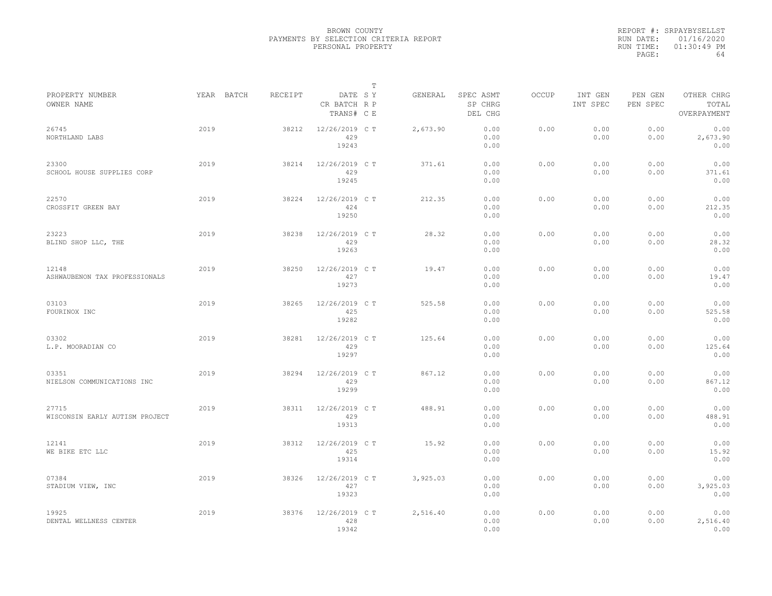BROWN COUNTY
PAYMENTS BY SELECTION CRITERIA REPORT
PERSONAL PROPERTY

REPORT #: SRPAYBYSELLST
RUN DATE: 01/16/2020
RUN TIME: 01:30:49 PM

| PROPERTY NUMBER<br>OWNER NAME | YEAR | BATCH | RECEIPT | DATE<br>CR BATCH<br>TRANS# | T S Y R P C E | GENERAL | SPEC ASMT<br>SP CHRG<br>DEL CHG | OCCUP | INT GEN<br>INT SPEC | PEN GEN<br>PEN SPEC | OTHER CHRG<br>TOTAL<br>OVERPAYMENT |
|---|---|---|---|---|---|---|---|---|---|---|---|
| 26745<br>NORTHLAND LABS | 2019 | | 38212 | 12/26/2019<br>429<br>19243 | C T | 2,673.90 | 0.00<br>0.00<br>0.00 | 0.00 | 0.00<br>0.00 | 0.00<br>0.00 | 0.00<br>2,673.90<br>0.00 |
| 23300<br>SCHOOL HOUSE SUPPLIES CORP | 2019 | | 38214 | 12/26/2019<br>429<br>19245 | C T | 371.61 | 0.00<br>0.00<br>0.00 | 0.00 | 0.00<br>0.00 | 0.00<br>0.00 | 0.00<br>371.61<br>0.00 |
| 22570<br>CROSSFIT GREEN BAY | 2019 | | 38224 | 12/26/2019<br>424<br>19250 | C T | 212.35 | 0.00<br>0.00<br>0.00 | 0.00 | 0.00<br>0.00 | 0.00<br>0.00 | 0.00<br>212.35<br>0.00 |
| 23223<br>BLIND SHOP LLC, THE | 2019 | | 38238 | 12/26/2019<br>429<br>19263 | C T | 28.32 | 0.00<br>0.00<br>0.00 | 0.00 | 0.00<br>0.00 | 0.00<br>0.00 | 0.00<br>28.32<br>0.00 |
| 12148<br>ASHWAUBENON TAX PROFESSIONALS | 2019 | | 38250 | 12/26/2019<br>427<br>19273 | C T | 19.47 | 0.00<br>0.00<br>0.00 | 0.00 | 0.00<br>0.00 | 0.00<br>0.00 | 0.00<br>19.47<br>0.00 |
| 03103<br>FOURINOX INC | 2019 | | 38265 | 12/26/2019<br>425<br>19282 | C T | 525.58 | 0.00<br>0.00<br>0.00 | 0.00 | 0.00<br>0.00 | 0.00<br>0.00 | 0.00<br>525.58<br>0.00 |
| 03302<br>L.P. MOORADIAN CO | 2019 | | 38281 | 12/26/2019<br>429<br>19297 | C T | 125.64 | 0.00<br>0.00<br>0.00 | 0.00 | 0.00<br>0.00 | 0.00<br>0.00 | 0.00<br>125.64<br>0.00 |
| 03351<br>NIELSON COMMUNICATIONS INC | 2019 | | 38294 | 12/26/2019<br>429<br>19299 | C T | 867.12 | 0.00<br>0.00<br>0.00 | 0.00 | 0.00<br>0.00 | 0.00<br>0.00 | 0.00<br>867.12<br>0.00 |
| 27715<br>WISCONSIN EARLY AUTISM PROJECT | 2019 | | 38311 | 12/26/2019<br>429<br>19313 | C T | 488.91 | 0.00<br>0.00<br>0.00 | 0.00 | 0.00<br>0.00 | 0.00<br>0.00 | 0.00<br>488.91<br>0.00 |
| 12141<br>WE BIKE ETC LLC | 2019 | | 38312 | 12/26/2019<br>425<br>19314 | C T | 15.92 | 0.00<br>0.00<br>0.00 | 0.00 | 0.00<br>0.00 | 0.00<br>0.00 | 0.00<br>15.92<br>0.00 |
| 07384<br>STADIUM VIEW, INC | 2019 | | 38326 | 12/26/2019<br>427<br>19323 | C T | 3,925.03 | 0.00<br>0.00<br>0.00 | 0.00 | 0.00<br>0.00 | 0.00<br>0.00 | 0.00<br>3,925.03<br>0.00 |
| 19925<br>DENTAL WELLNESS CENTER | 2019 | | 38376 | 12/26/2019<br>428<br>19342 | C T | 2,516.40 | 0.00<br>0.00<br>0.00 | 0.00 | 0.00<br>0.00 | 0.00<br>0.00 | 0.00<br>2,516.40<br>0.00 |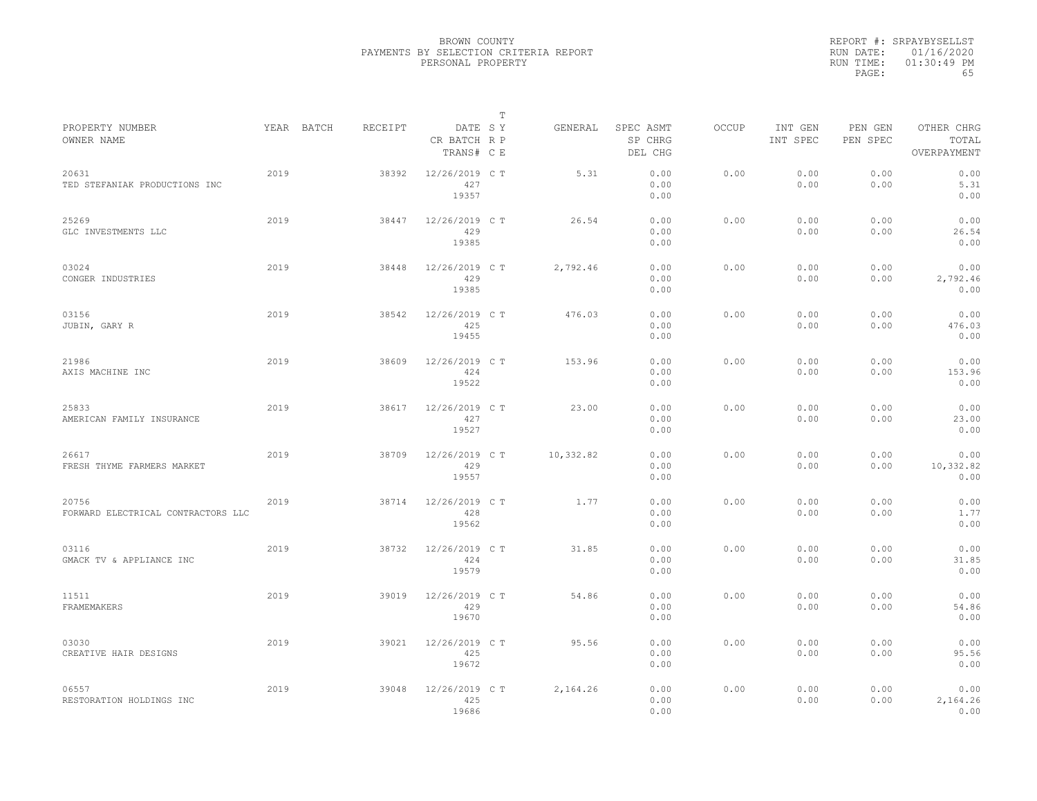BROWN COUNTY
PAYMENTS BY SELECTION CRITERIA REPORT
PERSONAL PROPERTY

REPORT #: SRPAYBYSELLST
RUN DATE: 01/16/2020
RUN TIME: 01:30:49 PM

| PROPERTY NUMBER / OWNER NAME | YEAR | BATCH | RECEIPT | DATE / CR BATCH / TRANS# | T SY RP CE | GENERAL | SPEC ASMT / SP CHRG / DEL CHG | OCCUP | INT GEN / INT SPEC | PEN GEN / PEN SPEC | OTHER CHRG / TOTAL / OVERPAYMENT |
|---|---|---|---|---|---|---|---|---|---|---|---|
| 20631 TED STEFANIAK PRODUCTIONS INC | 2019 | | 38392 | 12/26/2019 427 19357 | C T | 5.31 | 0.00 0.00 0.00 | 0.00 | 0.00 0.00 | 0.00 0.00 | 0.00 5.31 0.00 |
| 25269 GLC INVESTMENTS LLC | 2019 | | 38447 | 12/26/2019 429 19385 | C T | 26.54 | 0.00 0.00 0.00 | 0.00 | 0.00 0.00 | 0.00 0.00 | 0.00 26.54 0.00 |
| 03024 CONGER INDUSTRIES | 2019 | | 38448 | 12/26/2019 429 19385 | C T | 2,792.46 | 0.00 0.00 0.00 | 0.00 | 0.00 0.00 | 0.00 0.00 | 0.00 2,792.46 0.00 |
| 03156 JUBIN, GARY R | 2019 | | 38542 | 12/26/2019 425 19455 | C T | 476.03 | 0.00 0.00 0.00 | 0.00 | 0.00 0.00 | 0.00 0.00 | 0.00 476.03 0.00 |
| 21986 AXIS MACHINE INC | 2019 | | 38609 | 12/26/2019 424 19522 | C T | 153.96 | 0.00 0.00 0.00 | 0.00 | 0.00 0.00 | 0.00 0.00 | 0.00 153.96 0.00 |
| 25833 AMERICAN FAMILY INSURANCE | 2019 | | 38617 | 12/26/2019 427 19527 | C T | 23.00 | 0.00 0.00 0.00 | 0.00 | 0.00 0.00 | 0.00 0.00 | 0.00 23.00 0.00 |
| 26617 FRESH THYME FARMERS MARKET | 2019 | | 38709 | 12/26/2019 429 19557 | C T | 10,332.82 | 0.00 0.00 0.00 | 0.00 | 0.00 0.00 | 0.00 0.00 | 0.00 10,332.82 0.00 |
| 20756 FORWARD ELECTRICAL CONTRACTORS LLC | 2019 | | 38714 | 12/26/2019 428 19562 | C T | 1.77 | 0.00 0.00 0.00 | 0.00 | 0.00 0.00 | 0.00 0.00 | 0.00 1.77 0.00 |
| 03116 GMACK TV & APPLIANCE INC | 2019 | | 38732 | 12/26/2019 424 19579 | C T | 31.85 | 0.00 0.00 0.00 | 0.00 | 0.00 0.00 | 0.00 0.00 | 0.00 31.85 0.00 |
| 11511 FRAMEMAKERS | 2019 | | 39019 | 12/26/2019 429 19670 | C T | 54.86 | 0.00 0.00 0.00 | 0.00 | 0.00 0.00 | 0.00 0.00 | 0.00 54.86 0.00 |
| 03030 CREATIVE HAIR DESIGNS | 2019 | | 39021 | 12/26/2019 425 19672 | C T | 95.56 | 0.00 0.00 0.00 | 0.00 | 0.00 0.00 | 0.00 0.00 | 0.00 95.56 0.00 |
| 06557 RESTORATION HOLDINGS INC | 2019 | | 39048 | 12/26/2019 425 19686 | C T | 2,164.26 | 0.00 0.00 0.00 | 0.00 | 0.00 0.00 | 0.00 0.00 | 0.00 2,164.26 0.00 |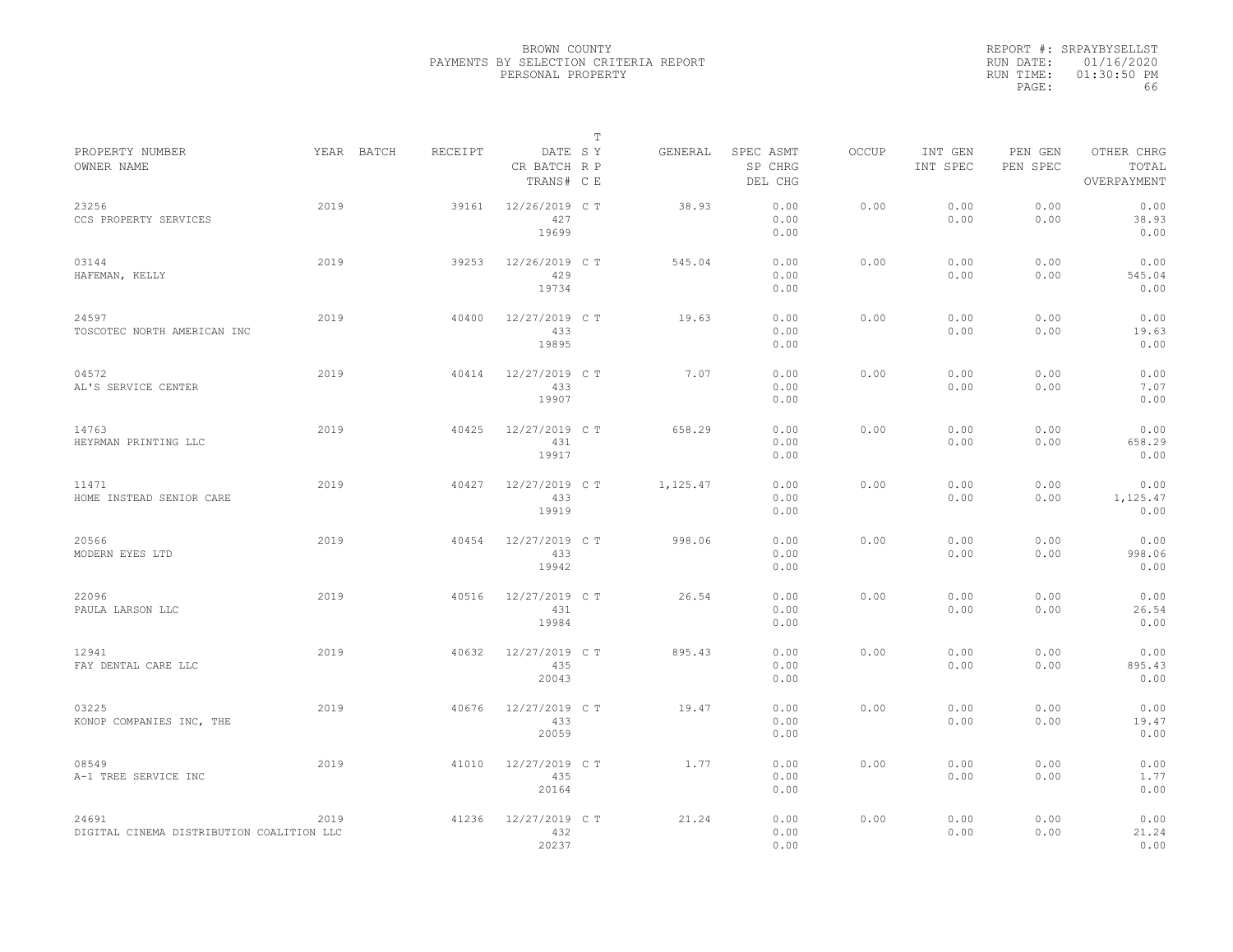BROWN COUNTY
PAYMENTS BY SELECTION CRITERIA REPORT
PERSONAL PROPERTY

REPORT #: SRPAYBYSELLST
RUN DATE: 01/16/2020
RUN TIME: 01:30:50 PM

| PROPERTY NUMBER<br>OWNER NAME | YEAR | BATCH | RECEIPT | DATE<br>CR BATCH<br>TRANS# | T<br>S Y<br>R P<br>C E | GENERAL | SPEC ASMT<br>SP CHRG<br>DEL CHG | OCCUP | INT GEN<br>INT SPEC | PEN GEN<br>PEN SPEC | OTHER CHRG<br>TOTAL<br>OVERPAYMENT |
|---|---|---|---|---|---|---|---|---|---|---|---|
| 23256<br>CCS PROPERTY SERVICES | 2019 | | 39161 | 12/26/2019<br>427<br>19699 | C T | 38.93 | 0.00<br>0.00<br>0.00 | 0.00 | 0.00<br>0.00 | 0.00<br>0.00 | 0.00<br>38.93<br>0.00 |
| 03144<br>HAFEMAN, KELLY | 2019 | | 39253 | 12/26/2019<br>429<br>19734 | C T | 545.04 | 0.00<br>0.00<br>0.00 | 0.00 | 0.00<br>0.00 | 0.00<br>0.00 | 0.00<br>545.04<br>0.00 |
| 24597<br>TOSCOTEC NORTH AMERICAN INC | 2019 | | 40400 | 12/27/2019<br>433<br>19895 | C T | 19.63 | 0.00<br>0.00<br>0.00 | 0.00 | 0.00<br>0.00 | 0.00<br>0.00 | 0.00<br>19.63<br>0.00 |
| 04572<br>AL'S SERVICE CENTER | 2019 | | 40414 | 12/27/2019<br>433<br>19907 | C T | 7.07 | 0.00<br>0.00<br>0.00 | 0.00 | 0.00<br>0.00 | 0.00<br>0.00 | 0.00<br>7.07<br>0.00 |
| 14763<br>HEYRMAN PRINTING LLC | 2019 | | 40425 | 12/27/2019<br>431<br>19917 | C T | 658.29 | 0.00<br>0.00<br>0.00 | 0.00 | 0.00<br>0.00 | 0.00<br>0.00 | 0.00<br>658.29<br>0.00 |
| 11471<br>HOME INSTEAD SENIOR CARE | 2019 | | 40427 | 12/27/2019<br>433<br>19919 | C T | 1,125.47 | 0.00<br>0.00<br>0.00 | 0.00 | 0.00<br>0.00 | 0.00<br>0.00 | 0.00<br>1,125.47<br>0.00 |
| 20566<br>MODERN EYES LTD | 2019 | | 40454 | 12/27/2019<br>433<br>19942 | C T | 998.06 | 0.00<br>0.00<br>0.00 | 0.00 | 0.00<br>0.00 | 0.00<br>0.00 | 0.00<br>998.06<br>0.00 |
| 22096<br>PAULA LARSON LLC | 2019 | | 40516 | 12/27/2019<br>431<br>19984 | C T | 26.54 | 0.00<br>0.00<br>0.00 | 0.00 | 0.00<br>0.00 | 0.00<br>0.00 | 0.00<br>26.54<br>0.00 |
| 12941<br>FAY DENTAL CARE LLC | 2019 | | 40632 | 12/27/2019<br>435<br>20043 | C T | 895.43 | 0.00<br>0.00<br>0.00 | 0.00 | 0.00<br>0.00 | 0.00<br>0.00 | 0.00<br>895.43<br>0.00 |
| 03225<br>KONOP COMPANIES INC, THE | 2019 | | 40676 | 12/27/2019<br>433<br>20059 | C T | 19.47 | 0.00<br>0.00<br>0.00 | 0.00 | 0.00<br>0.00 | 0.00<br>0.00 | 0.00<br>19.47<br>0.00 |
| 08549<br>A-1 TREE SERVICE INC | 2019 | | 41010 | 12/27/2019<br>435<br>20164 | C T | 1.77 | 0.00<br>0.00<br>0.00 | 0.00 | 0.00<br>0.00 | 0.00<br>0.00 | 0.00<br>1.77<br>0.00 |
| 24691<br>DIGITAL CINEMA DISTRIBUTION COALITION LLC | 2019 | | 41236 | 12/27/2019<br>432<br>20237 | C T | 21.24 | 0.00<br>0.00<br>0.00 | 0.00 | 0.00<br>0.00 | 0.00<br>0.00 | 0.00<br>21.24<br>0.00 |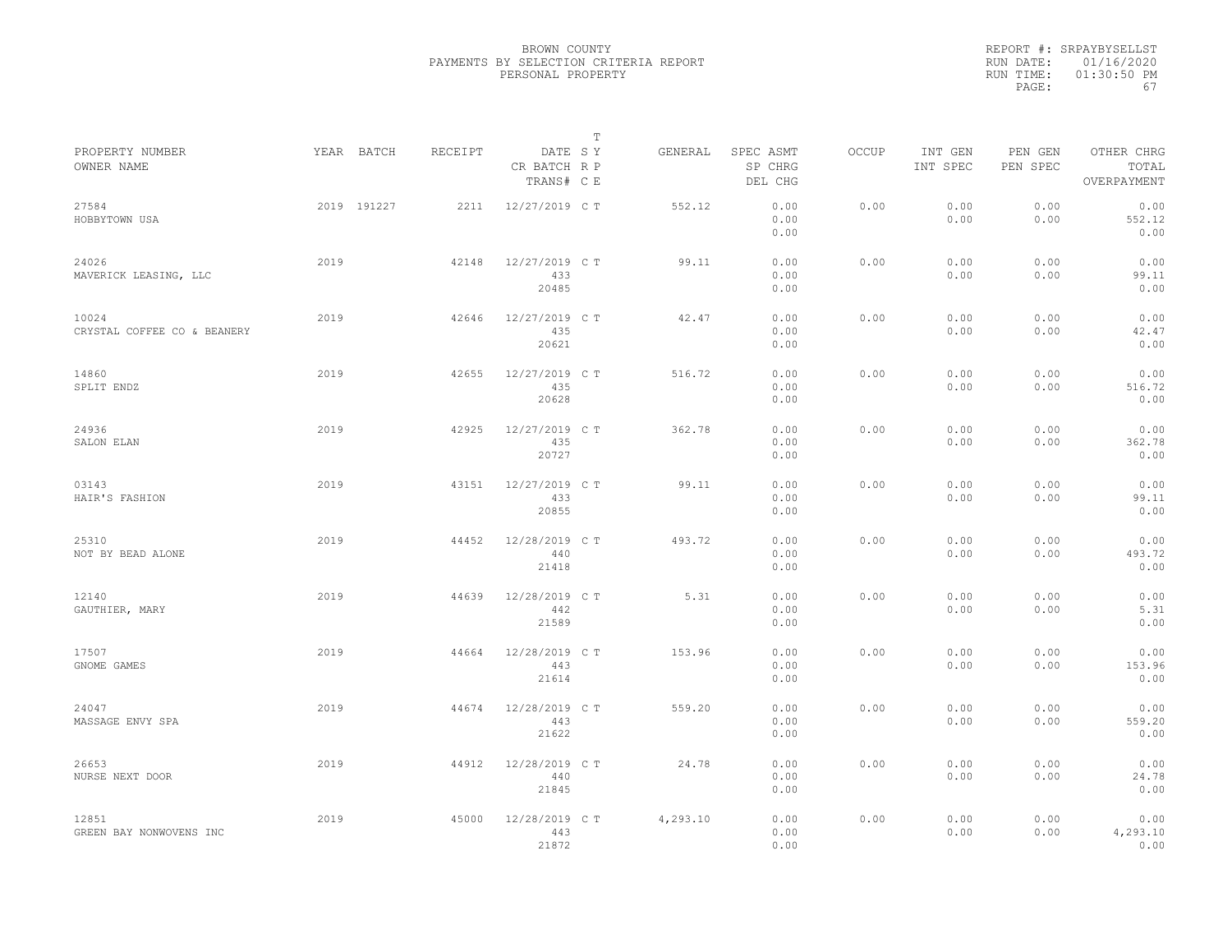BROWN COUNTY
PAYMENTS BY SELECTION CRITERIA REPORT
PERSONAL PROPERTY

REPORT #: SRPAYBYSELLST
RUN DATE: 01/16/2020
RUN TIME: 01:30:50 PM

| PROPERTY NUMBER<br>OWNER NAME | YEAR | BATCH | RECEIPT | DATE<br>CR BATCH<br>TRANS# | T<br>S Y<br>R P<br>C E | GENERAL | SPEC ASMT<br>SP CHRG<br>DEL CHG | OCCUP | INT GEN<br>INT SPEC | PEN GEN<br>PEN SPEC | OTHER CHRG<br>TOTAL<br>OVERPAYMENT |
|---|---|---|---|---|---|---|---|---|---|---|---|
| 27584<br>HOBBYTOWN USA | 2019 | 191227 | 2211 | 12/27/2019 | C T | 552.12 | 0.00<br>0.00<br>0.00 | 0.00 | 0.00<br>0.00 | 0.00<br>0.00 | 0.00<br>552.12<br>0.00 |
| 24026<br>MAVERICK LEASING, LLC | 2019 | | 42148 | 12/27/2019<br>433<br>20485 | C T | 99.11 | 0.00<br>0.00<br>0.00 | 0.00 | 0.00<br>0.00 | 0.00<br>0.00 | 0.00<br>99.11<br>0.00 |
| 10024<br>CRYSTAL COFFEE CO & BEANERY | 2019 | | 42646 | 12/27/2019<br>435<br>20621 | C T | 42.47 | 0.00<br>0.00<br>0.00 | 0.00 | 0.00<br>0.00 | 0.00<br>0.00 | 0.00<br>42.47<br>0.00 |
| 14860<br>SPLIT ENDZ | 2019 | | 42655 | 12/27/2019<br>435<br>20628 | C T | 516.72 | 0.00<br>0.00<br>0.00 | 0.00 | 0.00<br>0.00 | 0.00<br>0.00 | 0.00<br>516.72<br>0.00 |
| 24936<br>SALON ELAN | 2019 | | 42925 | 12/27/2019<br>435<br>20727 | C T | 362.78 | 0.00<br>0.00<br>0.00 | 0.00 | 0.00<br>0.00 | 0.00<br>0.00 | 0.00<br>362.78<br>0.00 |
| 03143<br>HAIR'S FASHION | 2019 | | 43151 | 12/27/2019<br>433<br>20855 | C T | 99.11 | 0.00<br>0.00<br>0.00 | 0.00 | 0.00<br>0.00 | 0.00<br>0.00 | 0.00<br>99.11<br>0.00 |
| 25310<br>NOT BY BEAD ALONE | 2019 | | 44452 | 12/28/2019<br>440<br>21418 | C T | 493.72 | 0.00<br>0.00<br>0.00 | 0.00 | 0.00<br>0.00 | 0.00<br>0.00 | 0.00<br>493.72<br>0.00 |
| 12140<br>GAUTHIER, MARY | 2019 | | 44639 | 12/28/2019<br>442<br>21589 | C T | 5.31 | 0.00<br>0.00<br>0.00 | 0.00 | 0.00<br>0.00 | 0.00<br>0.00 | 0.00<br>5.31<br>0.00 |
| 17507<br>GNOME GAMES | 2019 | | 44664 | 12/28/2019<br>443<br>21614 | C T | 153.96 | 0.00<br>0.00<br>0.00 | 0.00 | 0.00<br>0.00 | 0.00<br>0.00 | 0.00<br>153.96<br>0.00 |
| 24047<br>MASSAGE ENVY SPA | 2019 | | 44674 | 12/28/2019<br>443<br>21622 | C T | 559.20 | 0.00<br>0.00<br>0.00 | 0.00 | 0.00<br>0.00 | 0.00<br>0.00 | 0.00<br>559.20<br>0.00 |
| 26653<br>NURSE NEXT DOOR | 2019 | | 44912 | 12/28/2019<br>440<br>21845 | C T | 24.78 | 0.00<br>0.00<br>0.00 | 0.00 | 0.00<br>0.00 | 0.00<br>0.00 | 0.00<br>24.78<br>0.00 |
| 12851<br>GREEN BAY NONWOVENS INC | 2019 | | 45000 | 12/28/2019<br>443<br>21872 | C T | 4,293.10 | 0.00<br>0.00<br>0.00 | 0.00 | 0.00<br>0.00 | 0.00<br>0.00 | 0.00<br>4,293.10<br>0.00 |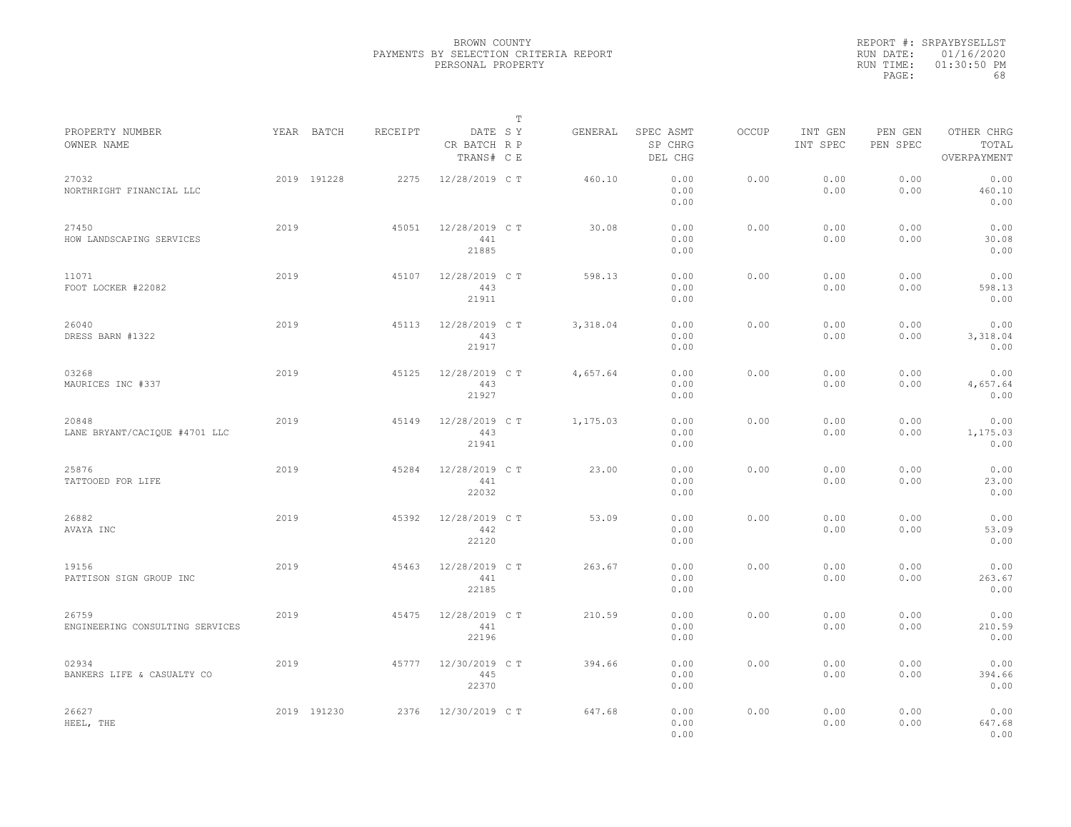BROWN COUNTY
PAYMENTS BY SELECTION CRITERIA REPORT
PERSONAL PROPERTY

REPORT #: SRPAYBYSELLST
RUN DATE: 01/16/2020
RUN TIME: 01:30:50 PM
PAGE: 68

| PROPERTY NUMBER<br>OWNER NAME | YEAR | BATCH | RECEIPT | DATE<br>CR BATCH<br>TRANS# | T S Y R P C E | GENERAL | SPEC ASMT<br>SP CHRG<br>DEL CHG | OCCUP | INT GEN<br>INT SPEC | PEN GEN<br>PEN SPEC | OTHER CHRG<br>TOTAL<br>OVERPAYMENT |
|---|---|---|---|---|---|---|---|---|---|---|---|
| 27032<br>NORTHRIGHT FINANCIAL LLC | 2019 | 191228 | 2275 | 12/28/2019 | C T | 460.10 | 0.00<br>0.00<br>0.00 | 0.00 | 0.00<br>0.00 | 0.00<br>0.00 | 0.00<br>460.10<br>0.00 |
| 27450<br>HOW LANDSCAPING SERVICES | 2019 | | 45051 | 12/28/2019<br>441<br>21885 | C T | 30.08 | 0.00<br>0.00<br>0.00 | 0.00 | 0.00<br>0.00 | 0.00<br>0.00 | 0.00<br>30.08<br>0.00 |
| 11071<br>FOOT LOCKER #22082 | 2019 | | 45107 | 12/28/2019<br>443<br>21911 | C T | 598.13 | 0.00<br>0.00<br>0.00 | 0.00 | 0.00<br>0.00 | 0.00<br>0.00 | 0.00<br>598.13<br>0.00 |
| 26040<br>DRESS BARN #1322 | 2019 | | 45113 | 12/28/2019<br>443<br>21917 | C T | 3,318.04 | 0.00<br>0.00<br>0.00 | 0.00 | 0.00<br>0.00 | 0.00<br>0.00 | 0.00<br>3,318.04<br>0.00 |
| 03268<br>MAURICES INC #337 | 2019 | | 45125 | 12/28/2019<br>443<br>21927 | C T | 4,657.64 | 0.00<br>0.00<br>0.00 | 0.00 | 0.00<br>0.00 | 0.00<br>0.00 | 0.00<br>4,657.64<br>0.00 |
| 20848<br>LANE BRYANT/CACIQUE #4701 LLC | 2019 | | 45149 | 12/28/2019<br>443<br>21941 | C T | 1,175.03 | 0.00<br>0.00<br>0.00 | 0.00 | 0.00<br>0.00 | 0.00<br>0.00 | 0.00<br>1,175.03<br>0.00 |
| 25876<br>TATTOOED FOR LIFE | 2019 | | 45284 | 12/28/2019<br>441<br>22032 | C T | 23.00 | 0.00<br>0.00<br>0.00 | 0.00 | 0.00<br>0.00 | 0.00<br>0.00 | 0.00<br>23.00<br>0.00 |
| 26882<br>AVAYA INC | 2019 | | 45392 | 12/28/2019<br>442<br>22120 | C T | 53.09 | 0.00<br>0.00<br>0.00 | 0.00 | 0.00<br>0.00 | 0.00<br>0.00 | 0.00<br>53.09<br>0.00 |
| 19156<br>PATTISON SIGN GROUP INC | 2019 | | 45463 | 12/28/2019<br>441<br>22185 | C T | 263.67 | 0.00<br>0.00<br>0.00 | 0.00 | 0.00<br>0.00 | 0.00<br>0.00 | 0.00<br>263.67<br>0.00 |
| 26759<br>ENGINEERING CONSULTING SERVICES | 2019 | | 45475 | 12/28/2019<br>441<br>22196 | C T | 210.59 | 0.00<br>0.00<br>0.00 | 0.00 | 0.00<br>0.00 | 0.00<br>0.00 | 0.00<br>210.59<br>0.00 |
| 02934<br>BANKERS LIFE & CASUALTY CO | 2019 | | 45777 | 12/30/2019<br>445<br>22370 | C T | 394.66 | 0.00<br>0.00<br>0.00 | 0.00 | 0.00<br>0.00 | 0.00<br>0.00 | 0.00<br>394.66<br>0.00 |
| 26627<br>HEEL, THE | 2019 | 191230 | 2376 | 12/30/2019 | C T | 647.68 | 0.00<br>0.00<br>0.00 | 0.00 | 0.00<br>0.00 | 0.00<br>0.00 | 0.00<br>647.68<br>0.00 |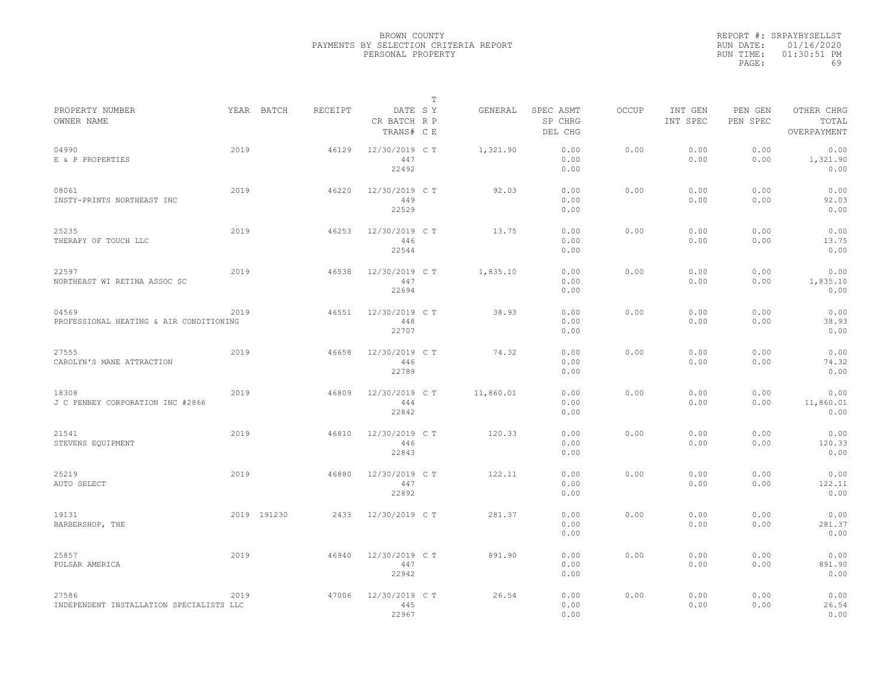BROWN COUNTY
PAYMENTS BY SELECTION CRITERIA REPORT
PERSONAL PROPERTY

REPORT #: SRPAYBYSELLST
RUN DATE: 01/16/2020
RUN TIME: 01:30:51 PM

| PROPERTY NUMBER<br>OWNER NAME | YEAR | BATCH | RECEIPT | DATE<br>CR BATCH<br>TRANS# | T S Y<br>R P<br>C E | GENERAL | SPEC ASMT<br>SP CHRG<br>DEL CHG | OCCUP | INT GEN<br>INT SPEC | PEN GEN<br>PEN SPEC | OTHER CHRG<br>TOTAL<br>OVERPAYMENT |
|---|---|---|---|---|---|---|---|---|---|---|---|
| 04990<br>E & P PROPERTIES | 2019 | | 46129 | 12/30/2019<br>447<br>22492 | C T | 1,321.90 | 0.00<br>0.00<br>0.00 | 0.00 | 0.00<br>0.00 | 0.00<br>0.00 | 0.00<br>1,321.90<br>0.00 |
| 08061<br>INSTY-PRINTS NORTHEAST INC | 2019 | | 46220 | 12/30/2019<br>449<br>22529 | C T | 92.03 | 0.00<br>0.00<br>0.00 | 0.00 | 0.00<br>0.00 | 0.00<br>0.00 | 0.00<br>92.03<br>0.00 |
| 25235<br>THERAPY OF TOUCH LLC | 2019 | | 46253 | 12/30/2019<br>446<br>22544 | C T | 13.75 | 0.00<br>0.00<br>0.00 | 0.00 | 0.00<br>0.00 | 0.00<br>0.00 | 0.00<br>13.75<br>0.00 |
| 22597<br>NORTHEAST WI RETINA ASSOC SC | 2019 | | 46538 | 12/30/2019<br>447<br>22694 | C T | 1,835.10 | 0.00<br>0.00<br>0.00 | 0.00 | 0.00<br>0.00 | 0.00<br>0.00 | 0.00<br>1,835.10<br>0.00 |
| 04569<br>PROFESSIONAL HEATING & AIR CONDITIONING | 2019 | | 46551 | 12/30/2019<br>448<br>22707 | C T | 38.93 | 0.00<br>0.00<br>0.00 | 0.00 | 0.00<br>0.00 | 0.00<br>0.00 | 0.00<br>38.93<br>0.00 |
| 27555<br>CAROLYN'S MANE ATTRACTION | 2019 | | 46658 | 12/30/2019<br>446<br>22789 | C T | 74.32 | 0.00<br>0.00<br>0.00 | 0.00 | 0.00<br>0.00 | 0.00<br>0.00 | 0.00<br>74.32<br>0.00 |
| 18308<br>J C PENNEY CORPORATION INC #2866 | 2019 | | 46809 | 12/30/2019<br>444<br>22842 | C T | 11,860.01 | 0.00<br>0.00<br>0.00 | 0.00 | 0.00<br>0.00 | 0.00<br>0.00 | 0.00<br>11,860.01<br>0.00 |
| 21541<br>STEVENS EQUIPMENT | 2019 | | 46810 | 12/30/2019<br>446<br>22843 | C T | 120.33 | 0.00<br>0.00<br>0.00 | 0.00 | 0.00<br>0.00 | 0.00<br>0.00 | 0.00<br>120.33<br>0.00 |
| 25219<br>AUTO SELECT | 2019 | | 46880 | 12/30/2019<br>447<br>22892 | C T | 122.11 | 0.00<br>0.00<br>0.00 | 0.00 | 0.00<br>0.00 | 0.00<br>0.00 | 0.00<br>122.11<br>0.00 |
| 19131<br>BARBERSHOP, THE | 2019 | 191230 | 2433 | 12/30/2019 | C T | 281.37 | 0.00<br>0.00<br>0.00 | 0.00 | 0.00<br>0.00 | 0.00<br>0.00 | 0.00<br>281.37<br>0.00 |
| 25857<br>PULSAR AMERICA | 2019 | | 46940 | 12/30/2019<br>447<br>22942 | C T | 891.90 | 0.00<br>0.00<br>0.00 | 0.00 | 0.00<br>0.00 | 0.00<br>0.00 | 0.00<br>891.90<br>0.00 |
| 27586<br>INDEPENDENT INSTALLATION SPECIALISTS LLC | 2019 | | 47006 | 12/30/2019<br>445<br>22967 | C T | 26.54 | 0.00<br>0.00<br>0.00 | 0.00 | 0.00<br>0.00 | 0.00<br>0.00 | 0.00<br>26.54<br>0.00 |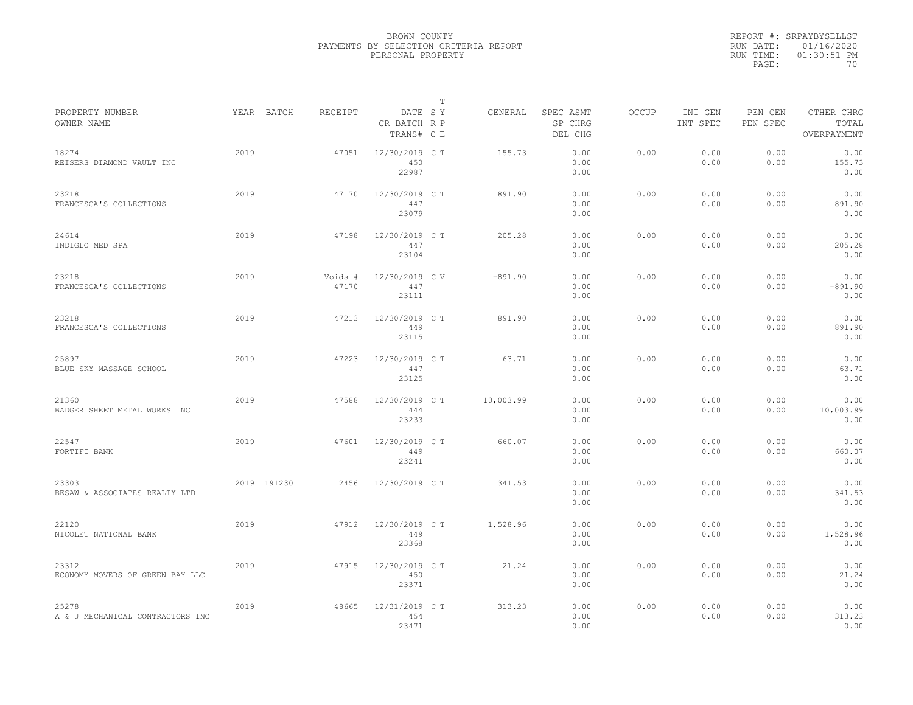BROWN COUNTY
PAYMENTS BY SELECTION CRITERIA REPORT
PERSONAL PROPERTY

REPORT #: SRPAYBYSELLST
RUN DATE: 01/16/2020
RUN TIME: 01:30:51 PM

| PROPERTY NUMBER<br>OWNER NAME | YEAR | BATCH | RECEIPT | DATE<br>CR BATCH<br>TRANS# | T S Y R P C E | GENERAL | SPEC ASMT<br>SP CHRG<br>DEL CHG | OCCUP | INT GEN<br>INT SPEC | PEN GEN<br>PEN SPEC | OTHER CHRG<br>TOTAL<br>OVERPAYMENT |
|---|---|---|---|---|---|---|---|---|---|---|---|
| 18274<br>REISERS DIAMOND VAULT INC | 2019 | | 47051 | 12/30/2019<br>450<br>22987 | C T | 155.73 | 0.00<br>0.00<br>0.00 | 0.00 | 0.00<br>0.00 | 0.00<br>0.00 | 0.00<br>155.73<br>0.00 |
| 23218<br>FRANCESCA'S COLLECTIONS | 2019 | | 47170 | 12/30/2019<br>447<br>23079 | C T | 891.90 | 0.00<br>0.00<br>0.00 | 0.00 | 0.00<br>0.00 | 0.00<br>0.00 | 0.00<br>891.90<br>0.00 |
| 24614<br>INDIGLO MED SPA | 2019 | | 47198 | 12/30/2019<br>447<br>23104 | C T | 205.28 | 0.00<br>0.00<br>0.00 | 0.00 | 0.00<br>0.00 | 0.00<br>0.00 | 0.00<br>205.28<br>0.00 |
| 23218<br>FRANCESCA'S COLLECTIONS | 2019 | | Voids #<br>47170 | 12/30/2019<br>447<br>23111 | C V | -891.90 | 0.00<br>0.00<br>0.00 | 0.00 | 0.00<br>0.00 | 0.00<br>0.00 | 0.00<br>-891.90<br>0.00 |
| 23218<br>FRANCESCA'S COLLECTIONS | 2019 | | 47213 | 12/30/2019<br>449<br>23115 | C T | 891.90 | 0.00<br>0.00<br>0.00 | 0.00 | 0.00<br>0.00 | 0.00<br>0.00 | 0.00<br>891.90<br>0.00 |
| 25897<br>BLUE SKY MASSAGE SCHOOL | 2019 | | 47223 | 12/30/2019<br>447<br>23125 | C T | 63.71 | 0.00<br>0.00<br>0.00 | 0.00 | 0.00<br>0.00 | 0.00<br>0.00 | 0.00<br>63.71<br>0.00 |
| 21360<br>BADGER SHEET METAL WORKS INC | 2019 | | 47588 | 12/30/2019<br>444<br>23233 | C T | 10,003.99 | 0.00<br>0.00<br>0.00 | 0.00 | 0.00<br>0.00 | 0.00<br>0.00 | 0.00<br>10,003.99<br>0.00 |
| 22547<br>FORTIFI BANK | 2019 | | 47601 | 12/30/2019<br>449<br>23241 | C T | 660.07 | 0.00<br>0.00<br>0.00 | 0.00 | 0.00<br>0.00 | 0.00<br>0.00 | 0.00<br>660.07<br>0.00 |
| 23303<br>BESAW & ASSOCIATES REALTY LTD | 2019 | 191230 | 2456 | 12/30/2019 | C T | 341.53 | 0.00<br>0.00<br>0.00 | 0.00 | 0.00<br>0.00 | 0.00<br>0.00 | 0.00<br>341.53<br>0.00 |
| 22120<br>NICOLET NATIONAL BANK | 2019 | | 47912 | 12/30/2019<br>449<br>23368 | C T | 1,528.96 | 0.00<br>0.00<br>0.00 | 0.00 | 0.00<br>0.00 | 0.00<br>0.00 | 0.00<br>1,528.96<br>0.00 |
| 23312<br>ECONOMY MOVERS OF GREEN BAY LLC | 2019 | | 47915 | 12/30/2019<br>450<br>23371 | C T | 21.24 | 0.00<br>0.00<br>0.00 | 0.00 | 0.00<br>0.00 | 0.00<br>0.00 | 0.00<br>21.24<br>0.00 |
| 25278<br>A & J MECHANICAL CONTRACTORS INC | 2019 | | 48665 | 12/31/2019<br>454<br>23471 | C T | 313.23 | 0.00<br>0.00<br>0.00 | 0.00 | 0.00<br>0.00 | 0.00<br>0.00 | 0.00<br>313.23<br>0.00 |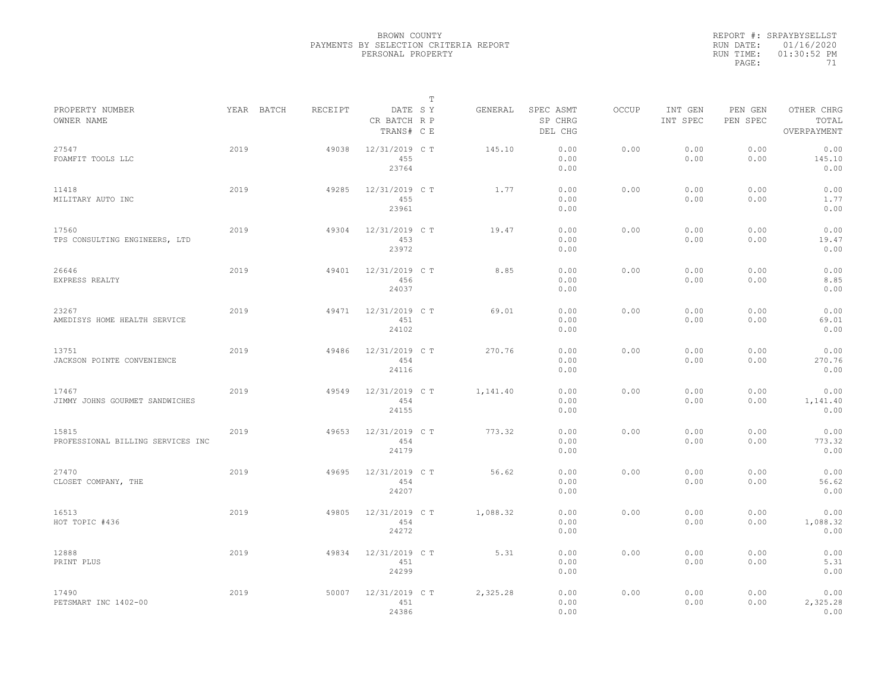BROWN COUNTY
PAYMENTS BY SELECTION CRITERIA REPORT
PERSONAL PROPERTY

REPORT #: SRPAYBYSELLST
RUN DATE: 01/16/2020
RUN TIME: 01:30:52 PM
PAGE: 71

| PROPERTY NUMBER<br>OWNER NAME | YEAR | BATCH | RECEIPT | DATE<br>CR BATCH<br>TRANS# | T<br>S Y<br>R P<br>C E | GENERAL | SPEC ASMT<br>SP CHRG<br>DEL CHG | OCCUP | INT GEN<br>INT SPEC | PEN GEN<br>PEN SPEC | OTHER CHRG<br>TOTAL<br>OVERPAYMENT |
|---|---|---|---|---|---|---|---|---|---|---|---|
| 27547<br>FOAMFIT TOOLS LLC | 2019 | | 49038 | 12/31/2019<br>455<br>23764 | C T | 145.10 | 0.00<br>0.00<br>0.00 | 0.00 | 0.00<br>0.00 | 0.00<br>0.00 | 0.00<br>145.10<br>0.00 |
| 11418<br>MILITARY AUTO INC | 2019 | | 49285 | 12/31/2019<br>455<br>23961 | C T | 1.77 | 0.00<br>0.00<br>0.00 | 0.00 | 0.00<br>0.00 | 0.00<br>0.00 | 0.00<br>1.77<br>0.00 |
| 17560<br>TPS CONSULTING ENGINEERS, LTD | 2019 | | 49304 | 12/31/2019<br>453<br>23972 | C T | 19.47 | 0.00<br>0.00<br>0.00 | 0.00 | 0.00<br>0.00 | 0.00<br>0.00 | 0.00<br>19.47<br>0.00 |
| 26646<br>EXPRESS REALTY | 2019 | | 49401 | 12/31/2019<br>456<br>24037 | C T | 8.85 | 0.00<br>0.00<br>0.00 | 0.00 | 0.00<br>0.00 | 0.00<br>0.00 | 0.00<br>8.85<br>0.00 |
| 23267<br>AMEDISYS HOME HEALTH SERVICE | 2019 | | 49471 | 12/31/2019<br>451<br>24102 | C T | 69.01 | 0.00<br>0.00<br>0.00 | 0.00 | 0.00<br>0.00 | 0.00<br>0.00 | 0.00<br>69.01<br>0.00 |
| 13751<br>JACKSON POINTE CONVENIENCE | 2019 | | 49486 | 12/31/2019<br>454<br>24116 | C T | 270.76 | 0.00<br>0.00<br>0.00 | 0.00 | 0.00<br>0.00 | 0.00<br>0.00 | 0.00<br>270.76<br>0.00 |
| 17467<br>JIMMY JOHNS GOURMET SANDWICHES | 2019 | | 49549 | 12/31/2019<br>454<br>24155 | C T | 1,141.40 | 0.00<br>0.00<br>0.00 | 0.00 | 0.00<br>0.00 | 0.00<br>0.00 | 0.00<br>1,141.40<br>0.00 |
| 15815<br>PROFESSIONAL BILLING SERVICES INC | 2019 | | 49653 | 12/31/2019<br>454<br>24179 | C T | 773.32 | 0.00<br>0.00<br>0.00 | 0.00 | 0.00<br>0.00 | 0.00<br>0.00 | 0.00<br>773.32<br>0.00 |
| 27470<br>CLOSET COMPANY, THE | 2019 | | 49695 | 12/31/2019<br>454<br>24207 | C T | 56.62 | 0.00<br>0.00<br>0.00 | 0.00 | 0.00<br>0.00 | 0.00<br>0.00 | 0.00<br>56.62<br>0.00 |
| 16513<br>HOT TOPIC #436 | 2019 | | 49805 | 12/31/2019<br>454<br>24272 | C T | 1,088.32 | 0.00<br>0.00<br>0.00 | 0.00 | 0.00<br>0.00 | 0.00<br>0.00 | 0.00<br>1,088.32<br>0.00 |
| 12888<br>PRINT PLUS | 2019 | | 49834 | 12/31/2019<br>451<br>24299 | C T | 5.31 | 0.00<br>0.00<br>0.00 | 0.00 | 0.00<br>0.00 | 0.00<br>0.00 | 0.00<br>5.31<br>0.00 |
| 17490<br>PETSMART INC 1402-00 | 2019 | | 50007 | 12/31/2019<br>451<br>24386 | C T | 2,325.28 | 0.00<br>0.00<br>0.00 | 0.00 | 0.00<br>0.00 | 0.00<br>0.00 | 0.00<br>2,325.28<br>0.00 |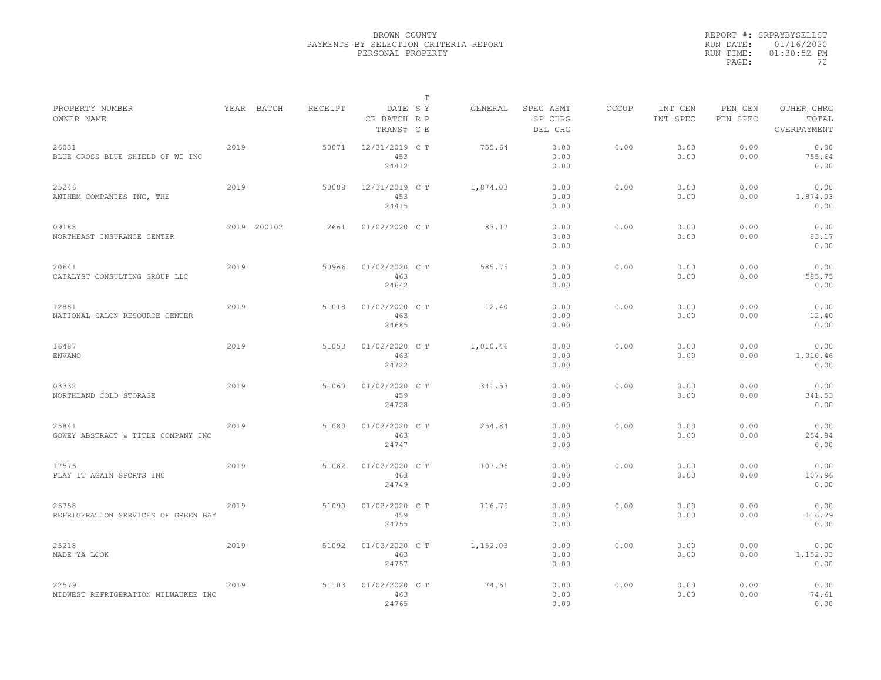# BROWN COUNTY
## PAYMENTS BY SELECTION CRITERIA REPORT
### PERSONAL PROPERTY

REPORT #: SRPAYBYSELLST
RUN DATE: 01/16/2020
RUN TIME: 01:30:52 PM
PAGE: 72

| PROPERTY NUMBER / OWNER NAME | YEAR | BATCH | RECEIPT | DATE / CR BATCH / TRANS# | T SY RP CE | GENERAL | SPEC ASMT / SP CHRG / DEL CHG | OCCUP | INT GEN / INT SPEC | PEN GEN / PEN SPEC | OTHER CHRG / TOTAL / OVERPAYMENT |
|---|---|---|---|---|---|---|---|---|---|---|---|
| 26031 BLUE CROSS BLUE SHIELD OF WI INC | 2019 | | 50071 | 12/31/2019 453 24412 | C T | 755.64 | 0.00 0.00 0.00 | 0.00 | 0.00 0.00 | 0.00 0.00 | 0.00 755.64 0.00 |
| 25246 ANTHEM COMPANIES INC, THE | 2019 | | 50088 | 12/31/2019 453 24415 | C T | 1,874.03 | 0.00 0.00 0.00 | 0.00 | 0.00 0.00 | 0.00 0.00 | 0.00 1,874.03 0.00 |
| 09188 NORTHEAST INSURANCE CENTER | 2019 | 200102 | 2661 | 01/02/2020 | C T | 83.17 | 0.00 0.00 0.00 | 0.00 | 0.00 0.00 | 0.00 0.00 | 0.00 83.17 0.00 |
| 20641 CATALYST CONSULTING GROUP LLC | 2019 | | 50966 | 01/02/2020 463 24642 | C T | 585.75 | 0.00 0.00 0.00 | 0.00 | 0.00 0.00 | 0.00 0.00 | 0.00 585.75 0.00 |
| 12881 NATIONAL SALON RESOURCE CENTER | 2019 | | 51018 | 01/02/2020 463 24685 | C T | 12.40 | 0.00 0.00 0.00 | 0.00 | 0.00 0.00 | 0.00 0.00 | 0.00 12.40 0.00 |
| 16487 ENVANO | 2019 | | 51053 | 01/02/2020 463 24722 | C T | 1,010.46 | 0.00 0.00 0.00 | 0.00 | 0.00 0.00 | 0.00 0.00 | 0.00 1,010.46 0.00 |
| 03332 NORTHLAND COLD STORAGE | 2019 | | 51060 | 01/02/2020 459 24728 | C T | 341.53 | 0.00 0.00 0.00 | 0.00 | 0.00 0.00 | 0.00 0.00 | 0.00 341.53 0.00 |
| 25841 GOWEY ABSTRACT & TITLE COMPANY INC | 2019 | | 51080 | 01/02/2020 463 24747 | C T | 254.84 | 0.00 0.00 0.00 | 0.00 | 0.00 0.00 | 0.00 0.00 | 0.00 254.84 0.00 |
| 17576 PLAY IT AGAIN SPORTS INC | 2019 | | 51082 | 01/02/2020 463 24749 | C T | 107.96 | 0.00 0.00 0.00 | 0.00 | 0.00 0.00 | 0.00 0.00 | 0.00 107.96 0.00 |
| 26758 REFRIGERATION SERVICES OF GREEN BAY | 2019 | | 51090 | 01/02/2020 459 24755 | C T | 116.79 | 0.00 0.00 0.00 | 0.00 | 0.00 0.00 | 0.00 0.00 | 0.00 116.79 0.00 |
| 25218 MADE YA LOOK | 2019 | | 51092 | 01/02/2020 463 24757 | C T | 1,152.03 | 0.00 0.00 0.00 | 0.00 | 0.00 0.00 | 0.00 0.00 | 0.00 1,152.03 0.00 |
| 22579 MIDWEST REFRIGERATION MILWAUKEE INC | 2019 | | 51103 | 01/02/2020 463 24765 | C T | 74.61 | 0.00 0.00 0.00 | 0.00 | 0.00 0.00 | 0.00 0.00 | 0.00 74.61 0.00 |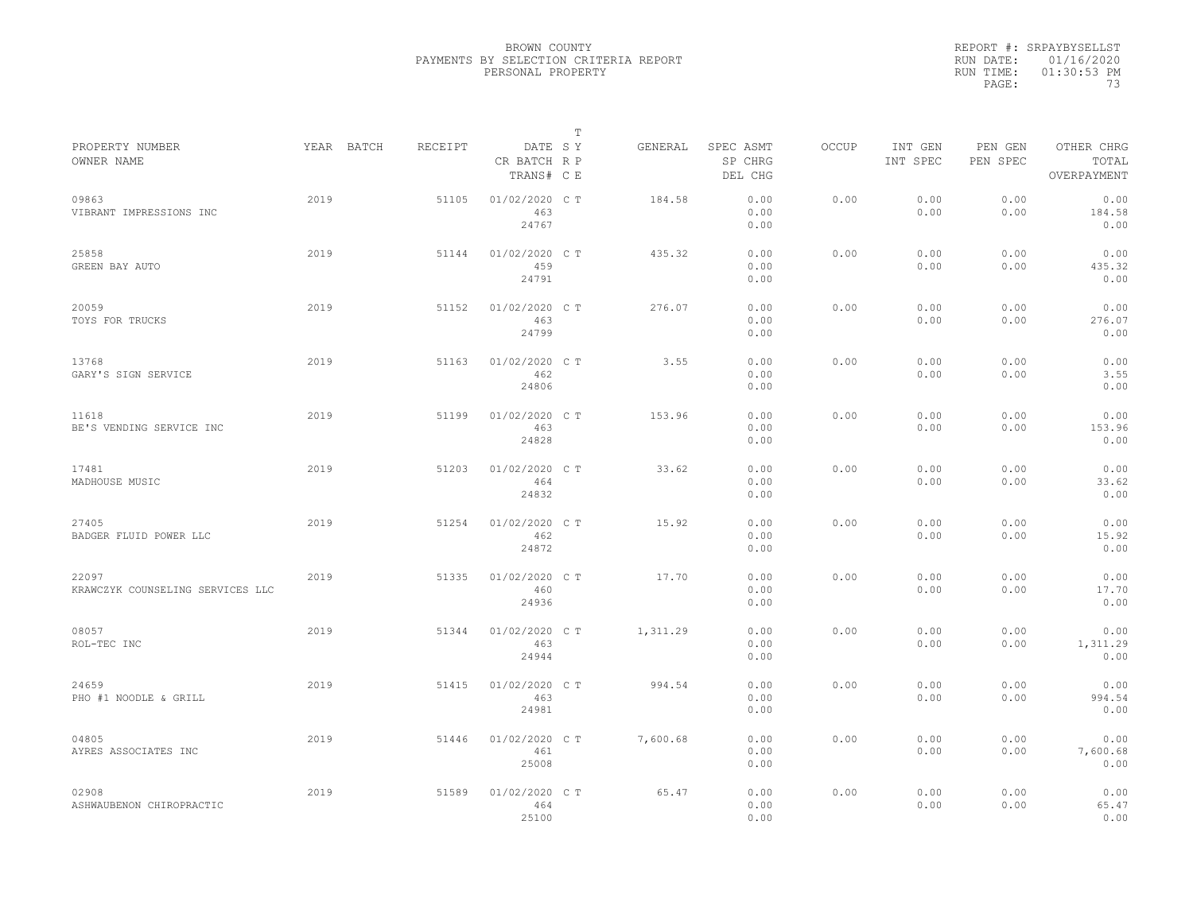BROWN COUNTY
PAYMENTS BY SELECTION CRITERIA REPORT
PERSONAL PROPERTY

REPORT #: SRPAYBYSELLST
RUN DATE: 01/16/2020
RUN TIME: 01:30:53 PM

| PROPERTY NUMBER<br>OWNER NAME | YEAR | BATCH | RECEIPT | DATE<br>CR BATCH<br>TRANS# | T<br>S Y<br>R P<br>C E | GENERAL | SPEC ASMT<br>SP CHRG<br>DEL CHG | OCCUP | INT GEN<br>INT SPEC | PEN GEN<br>PEN SPEC | OTHER CHRG<br>TOTAL<br>OVERPAYMENT |
|---|---|---|---|---|---|---|---|---|---|---|---|
| 09863<br>VIBRANT IMPRESSIONS INC | 2019 | | 51105 | 01/02/2020<br>463<br>24767 | C T | 184.58 | 0.00<br>0.00<br>0.00 | 0.00 | 0.00<br>0.00 | 0.00<br>0.00 | 0.00<br>184.58<br>0.00 |
| 25858<br>GREEN BAY AUTO | 2019 | | 51144 | 01/02/2020<br>459<br>24791 | C T | 435.32 | 0.00<br>0.00<br>0.00 | 0.00 | 0.00<br>0.00 | 0.00<br>0.00 | 0.00<br>435.32<br>0.00 |
| 20059<br>TOYS FOR TRUCKS | 2019 | | 51152 | 01/02/2020<br>463<br>24799 | C T | 276.07 | 0.00<br>0.00<br>0.00 | 0.00 | 0.00<br>0.00 | 0.00<br>0.00 | 0.00<br>276.07<br>0.00 |
| 13768<br>GARY'S SIGN SERVICE | 2019 | | 51163 | 01/02/2020<br>462<br>24806 | C T | 3.55 | 0.00<br>0.00<br>0.00 | 0.00 | 0.00<br>0.00 | 0.00<br>0.00 | 0.00<br>3.55<br>0.00 |
| 11618<br>BE'S VENDING SERVICE INC | 2019 | | 51199 | 01/02/2020<br>463<br>24828 | C T | 153.96 | 0.00<br>0.00<br>0.00 | 0.00 | 0.00<br>0.00 | 0.00<br>0.00 | 0.00<br>153.96<br>0.00 |
| 17481<br>MADHOUSE MUSIC | 2019 | | 51203 | 01/02/2020<br>464<br>24832 | C T | 33.62 | 0.00<br>0.00<br>0.00 | 0.00 | 0.00<br>0.00 | 0.00<br>0.00 | 0.00<br>33.62<br>0.00 |
| 27405<br>BADGER FLUID POWER LLC | 2019 | | 51254 | 01/02/2020<br>462<br>24872 | C T | 15.92 | 0.00<br>0.00<br>0.00 | 0.00 | 0.00<br>0.00 | 0.00<br>0.00 | 0.00<br>15.92<br>0.00 |
| 22097<br>KRAWCZYK COUNSELING SERVICES LLC | 2019 | | 51335 | 01/02/2020<br>460<br>24936 | C T | 17.70 | 0.00<br>0.00<br>0.00 | 0.00 | 0.00<br>0.00 | 0.00<br>0.00 | 0.00<br>17.70<br>0.00 |
| 08057<br>ROL-TEC INC | 2019 | | 51344 | 01/02/2020<br>463<br>24944 | C T | 1,311.29 | 0.00<br>0.00<br>0.00 | 0.00 | 0.00<br>0.00 | 0.00<br>0.00 | 0.00<br>1,311.29<br>0.00 |
| 24659<br>PHO #1 NOODLE & GRILL | 2019 | | 51415 | 01/02/2020<br>463<br>24981 | C T | 994.54 | 0.00<br>0.00<br>0.00 | 0.00 | 0.00<br>0.00 | 0.00<br>0.00 | 0.00<br>994.54<br>0.00 |
| 04805<br>AYRES ASSOCIATES INC | 2019 | | 51446 | 01/02/2020<br>461<br>25008 | C T | 7,600.68 | 0.00<br>0.00<br>0.00 | 0.00 | 0.00<br>0.00 | 0.00<br>0.00 | 0.00<br>7,600.68<br>0.00 |
| 02908<br>ASHWAUBENON CHIROPRACTIC | 2019 | | 51589 | 01/02/2020<br>464<br>25100 | C T | 65.47 | 0.00<br>0.00<br>0.00 | 0.00 | 0.00<br>0.00 | 0.00<br>0.00 | 0.00<br>65.47<br>0.00 |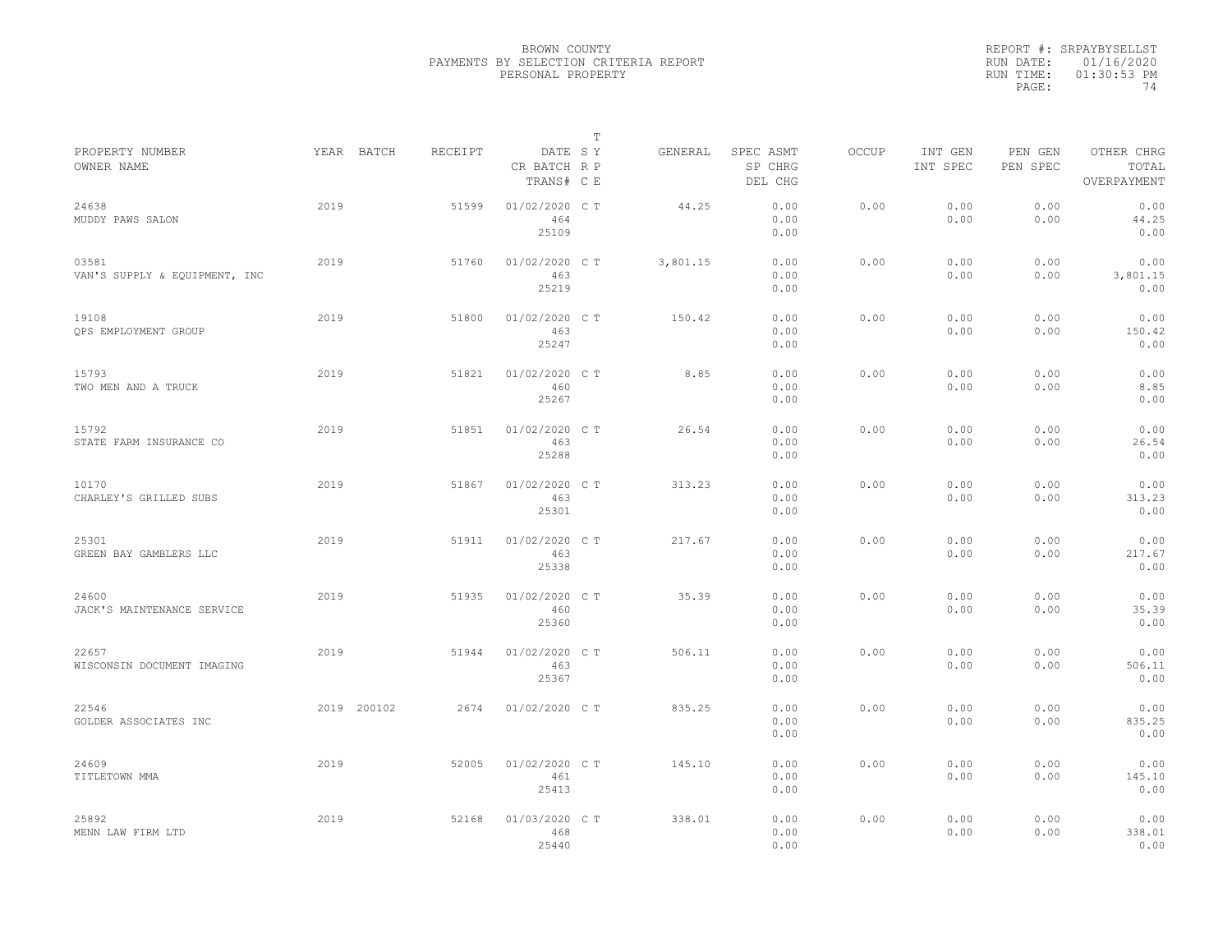BROWN COUNTY
PAYMENTS BY SELECTION CRITERIA REPORT
PERSONAL PROPERTY

REPORT #: SRPAYBYSELLST
RUN DATE: 01/16/2020
RUN TIME: 01:30:53 PM

| PROPERTY NUMBER<br>OWNER NAME | YEAR | BATCH | RECEIPT | DATE<br>CR BATCH<br>TRANS# | T S Y<br>R P<br>C E | GENERAL | SPEC ASMT<br>SP CHRG<br>DEL CHG | OCCUP | INT GEN<br>INT SPEC | PEN GEN<br>PEN SPEC | OTHER CHRG<br>TOTAL<br>OVERPAYMENT |
|---|---|---|---|---|---|---|---|---|---|---|---|
| 24638<br>MUDDY PAWS SALON | 2019 | | 51599 | 01/02/2020<br>464<br>25109 | C T | 44.25 | 0.00<br>0.00<br>0.00 | 0.00 | 0.00<br>0.00 | 0.00<br>0.00 | 0.00<br>44.25<br>0.00 |
| 03581<br>VAN'S SUPPLY & EQUIPMENT, INC | 2019 | | 51760 | 01/02/2020<br>463<br>25219 | C T | 3,801.15 | 0.00<br>0.00<br>0.00 | 0.00 | 0.00<br>0.00 | 0.00<br>0.00 | 0.00<br>3,801.15<br>0.00 |
| 19108<br>QPS EMPLOYMENT GROUP | 2019 | | 51800 | 01/02/2020<br>463<br>25247 | C T | 150.42 | 0.00<br>0.00<br>0.00 | 0.00 | 0.00<br>0.00 | 0.00<br>0.00 | 0.00<br>150.42<br>0.00 |
| 15793<br>TWO MEN AND A TRUCK | 2019 | | 51821 | 01/02/2020<br>460<br>25267 | C T | 8.85 | 0.00<br>0.00<br>0.00 | 0.00 | 0.00<br>0.00 | 0.00<br>0.00 | 0.00<br>8.85<br>0.00 |
| 15792<br>STATE FARM INSURANCE CO | 2019 | | 51851 | 01/02/2020<br>463<br>25288 | C T | 26.54 | 0.00<br>0.00<br>0.00 | 0.00 | 0.00<br>0.00 | 0.00<br>0.00 | 0.00<br>26.54<br>0.00 |
| 10170<br>CHARLEY'S GRILLED SUBS | 2019 | | 51867 | 01/02/2020<br>463<br>25301 | C T | 313.23 | 0.00<br>0.00<br>0.00 | 0.00 | 0.00<br>0.00 | 0.00<br>0.00 | 0.00<br>313.23<br>0.00 |
| 25301<br>GREEN BAY GAMBLERS LLC | 2019 | | 51911 | 01/02/2020<br>463<br>25338 | C T | 217.67 | 0.00<br>0.00<br>0.00 | 0.00 | 0.00<br>0.00 | 0.00<br>0.00 | 0.00<br>217.67<br>0.00 |
| 24600<br>JACK'S MAINTENANCE SERVICE | 2019 | | 51935 | 01/02/2020<br>460<br>25360 | C T | 35.39 | 0.00<br>0.00<br>0.00 | 0.00 | 0.00<br>0.00 | 0.00<br>0.00 | 0.00<br>35.39<br>0.00 |
| 22657<br>WISCONSIN DOCUMENT IMAGING | 2019 | | 51944 | 01/02/2020<br>463<br>25367 | C T | 506.11 | 0.00<br>0.00<br>0.00 | 0.00 | 0.00<br>0.00 | 0.00<br>0.00 | 0.00<br>506.11<br>0.00 |
| 22546<br>GOLDER ASSOCIATES INC | 2019 | 200102 | 2674 | 01/02/2020 | C T | 835.25 | 0.00<br>0.00<br>0.00 | 0.00 | 0.00<br>0.00 | 0.00<br>0.00 | 0.00<br>835.25<br>0.00 |
| 24609<br>TITLETOWN MMA | 2019 | | 52005 | 01/02/2020<br>461<br>25413 | C T | 145.10 | 0.00<br>0.00<br>0.00 | 0.00 | 0.00<br>0.00 | 0.00<br>0.00 | 0.00<br>145.10<br>0.00 |
| 25892<br>MENN LAW FIRM LTD | 2019 | | 52168 | 01/03/2020<br>468<br>25440 | C T | 338.01 | 0.00<br>0.00<br>0.00 | 0.00 | 0.00<br>0.00 | 0.00<br>0.00 | 0.00<br>338.01<br>0.00 |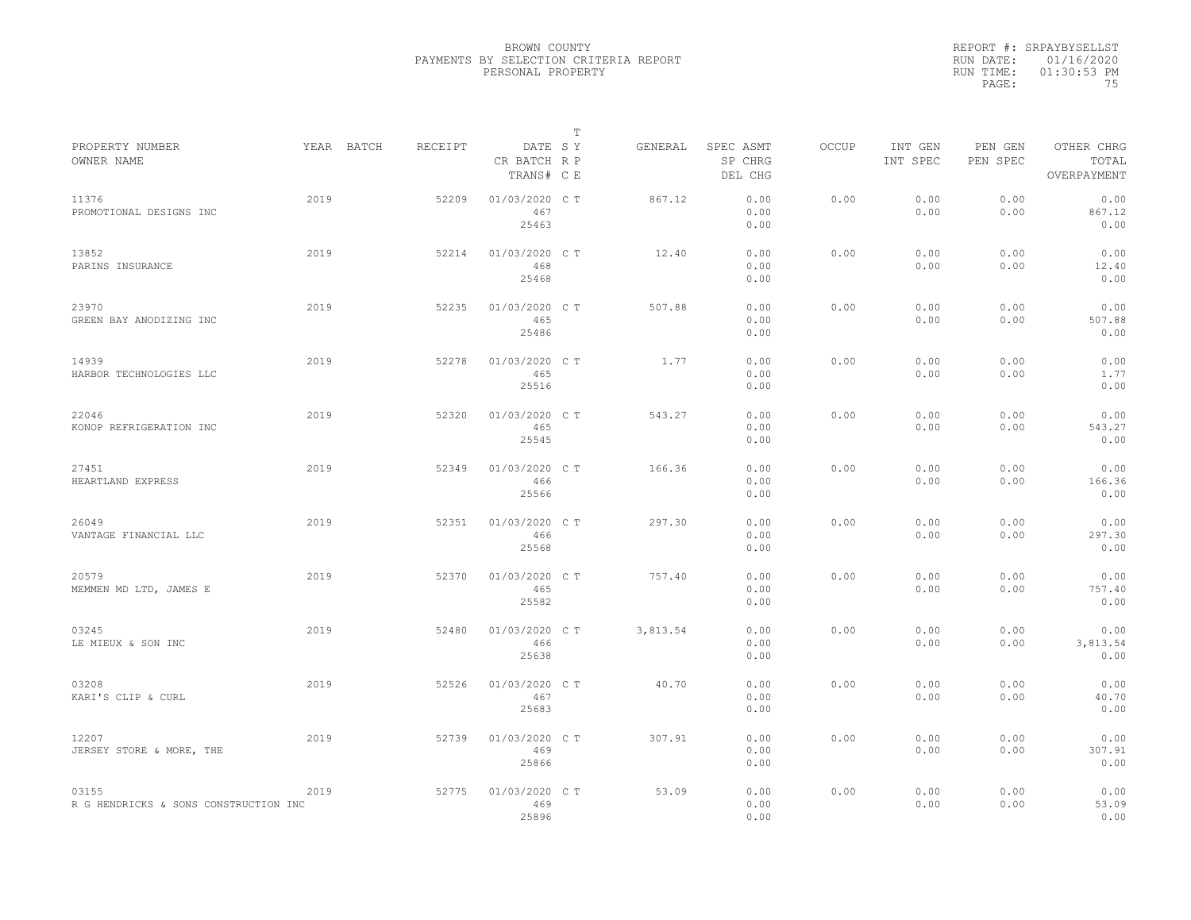BROWN COUNTY
PAYMENTS BY SELECTION CRITERIA REPORT
PERSONAL PROPERTY

REPORT #: SRPAYBYSELLST
RUN DATE: 01/16/2020
RUN TIME: 01:30:53 PM

| PROPERTY NUMBER / OWNER NAME | YEAR | BATCH | RECEIPT | DATE / CR BATCH / TRANS# | T S Y R P C E | GENERAL | SPEC ASMT / SP CHRG / DEL CHG | OCCUP | INT GEN / INT SPEC | PEN GEN / PEN SPEC | OTHER CHRG / TOTAL / OVERPAYMENT |
|---|---|---|---|---|---|---|---|---|---|---|---|
| 11376 PROMOTIONAL DESIGNS INC | 2019 | | 52209 | 01/03/2020 467 25463 | C T | 867.12 | 0.00 0.00 0.00 | 0.00 | 0.00 0.00 | 0.00 0.00 | 0.00 867.12 0.00 |
| 13852 PARINS INSURANCE | 2019 | | 52214 | 01/03/2020 468 25468 | C T | 12.40 | 0.00 0.00 0.00 | 0.00 | 0.00 0.00 | 0.00 0.00 | 0.00 12.40 0.00 |
| 23970 GREEN BAY ANODIZING INC | 2019 | | 52235 | 01/03/2020 465 25486 | C T | 507.88 | 0.00 0.00 0.00 | 0.00 | 0.00 0.00 | 0.00 0.00 | 0.00 507.88 0.00 |
| 14939 HARBOR TECHNOLOGIES LLC | 2019 | | 52278 | 01/03/2020 465 25516 | C T | 1.77 | 0.00 0.00 0.00 | 0.00 | 0.00 0.00 | 0.00 0.00 | 0.00 1.77 0.00 |
| 22046 KONOP REFRIGERATION INC | 2019 | | 52320 | 01/03/2020 465 25545 | C T | 543.27 | 0.00 0.00 0.00 | 0.00 | 0.00 0.00 | 0.00 0.00 | 0.00 543.27 0.00 |
| 27451 HEARTLAND EXPRESS | 2019 | | 52349 | 01/03/2020 466 25566 | C T | 166.36 | 0.00 0.00 0.00 | 0.00 | 0.00 0.00 | 0.00 0.00 | 0.00 166.36 0.00 |
| 26049 VANTAGE FINANCIAL LLC | 2019 | | 52351 | 01/03/2020 466 25568 | C T | 297.30 | 0.00 0.00 0.00 | 0.00 | 0.00 0.00 | 0.00 0.00 | 0.00 297.30 0.00 |
| 20579 MEMMEN MD LTD, JAMES E | 2019 | | 52370 | 01/03/2020 465 25582 | C T | 757.40 | 0.00 0.00 0.00 | 0.00 | 0.00 0.00 | 0.00 0.00 | 0.00 757.40 0.00 |
| 03245 LE MIEUX & SON INC | 2019 | | 52480 | 01/03/2020 466 25638 | C T | 3,813.54 | 0.00 0.00 0.00 | 0.00 | 0.00 0.00 | 0.00 0.00 | 0.00 3,813.54 0.00 |
| 03208 KARI'S CLIP & CURL | 2019 | | 52526 | 01/03/2020 467 25683 | C T | 40.70 | 0.00 0.00 0.00 | 0.00 | 0.00 0.00 | 0.00 0.00 | 0.00 40.70 0.00 |
| 12207 JERSEY STORE & MORE, THE | 2019 | | 52739 | 01/03/2020 469 25866 | C T | 307.91 | 0.00 0.00 0.00 | 0.00 | 0.00 0.00 | 0.00 0.00 | 0.00 307.91 0.00 |
| 03155 R G HENDRICKS & SONS CONSTRUCTION INC | 2019 | | 52775 | 01/03/2020 469 25896 | C T | 53.09 | 0.00 0.00 0.00 | 0.00 | 0.00 0.00 | 0.00 0.00 | 0.00 53.09 0.00 |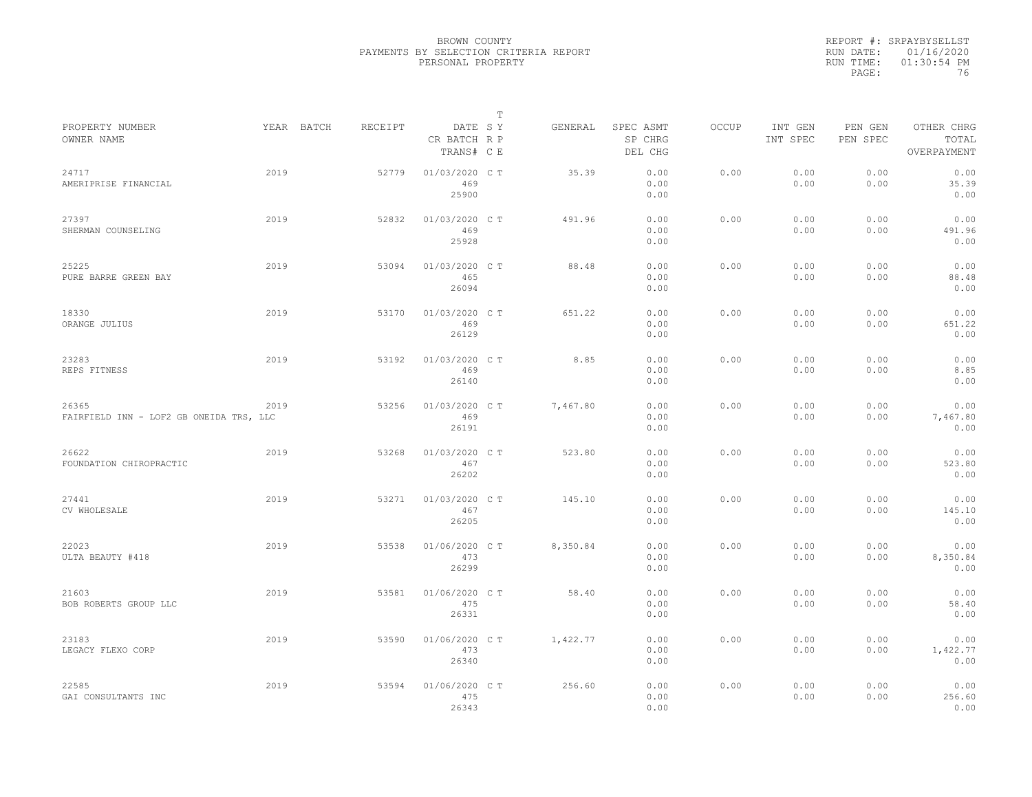BROWN COUNTY
PAYMENTS BY SELECTION CRITERIA REPORT
PERSONAL PROPERTY

REPORT #: SRPAYBYSELLST
RUN DATE: 01/16/2020
RUN TIME: 01:30:54 PM
PAGE: 76

| PROPERTY NUMBER / OWNER NAME | YEAR | BATCH | RECEIPT | DATE / CR BATCH / TRANS# | T SY RP CE | GENERAL | SPEC ASMT / SP CHRG / DEL CHG | OCCUP | INT GEN / INT SPEC | PEN GEN / PEN SPEC | OTHER CHRG / TOTAL / OVERPAYMENT |
|---|---|---|---|---|---|---|---|---|---|---|---|
| 24717 AMERIPRISE FINANCIAL | 2019 | | 52779 | 01/03/2020 469 25900 | C T | 35.39 | 0.00 0.00 0.00 | 0.00 | 0.00 0.00 | 0.00 0.00 | 0.00 35.39 0.00 |
| 27397 SHERMAN COUNSELING | 2019 | | 52832 | 01/03/2020 469 25928 | C T | 491.96 | 0.00 0.00 0.00 | 0.00 | 0.00 0.00 | 0.00 0.00 | 0.00 491.96 0.00 |
| 25225 PURE BARRE GREEN BAY | 2019 | | 53094 | 01/03/2020 465 26094 | C T | 88.48 | 0.00 0.00 0.00 | 0.00 | 0.00 0.00 | 0.00 0.00 | 0.00 88.48 0.00 |
| 18330 ORANGE JULIUS | 2019 | | 53170 | 01/03/2020 469 26129 | C T | 651.22 | 0.00 0.00 0.00 | 0.00 | 0.00 0.00 | 0.00 0.00 | 0.00 651.22 0.00 |
| 23283 REPS FITNESS | 2019 | | 53192 | 01/03/2020 469 26140 | C T | 8.85 | 0.00 0.00 0.00 | 0.00 | 0.00 0.00 | 0.00 0.00 | 0.00 8.85 0.00 |
| 26365 FAIRFIELD INN - LOF2 GB ONEIDA TRS, LLC | 2019 | | 53256 | 01/03/2020 469 26191 | C T | 7,467.80 | 0.00 0.00 0.00 | 0.00 | 0.00 0.00 | 0.00 0.00 | 0.00 7,467.80 0.00 |
| 26622 FOUNDATION CHIROPRACTIC | 2019 | | 53268 | 01/03/2020 467 26202 | C T | 523.80 | 0.00 0.00 0.00 | 0.00 | 0.00 0.00 | 0.00 0.00 | 0.00 523.80 0.00 |
| 27441 CV WHOLESALE | 2019 | | 53271 | 01/03/2020 467 26205 | C T | 145.10 | 0.00 0.00 0.00 | 0.00 | 0.00 0.00 | 0.00 0.00 | 0.00 145.10 0.00 |
| 22023 ULTA BEAUTY #418 | 2019 | | 53538 | 01/06/2020 473 26299 | C T | 8,350.84 | 0.00 0.00 0.00 | 0.00 | 0.00 0.00 | 0.00 0.00 | 0.00 8,350.84 0.00 |
| 21603 BOB ROBERTS GROUP LLC | 2019 | | 53581 | 01/06/2020 475 26331 | C T | 58.40 | 0.00 0.00 0.00 | 0.00 | 0.00 0.00 | 0.00 0.00 | 0.00 58.40 0.00 |
| 23183 LEGACY FLEXO CORP | 2019 | | 53590 | 01/06/2020 473 26340 | C T | 1,422.77 | 0.00 0.00 0.00 | 0.00 | 0.00 0.00 | 0.00 0.00 | 0.00 1,422.77 0.00 |
| 22585 GAI CONSULTANTS INC | 2019 | | 53594 | 01/06/2020 475 26343 | C T | 256.60 | 0.00 0.00 0.00 | 0.00 | 0.00 0.00 | 0.00 0.00 | 0.00 256.60 0.00 |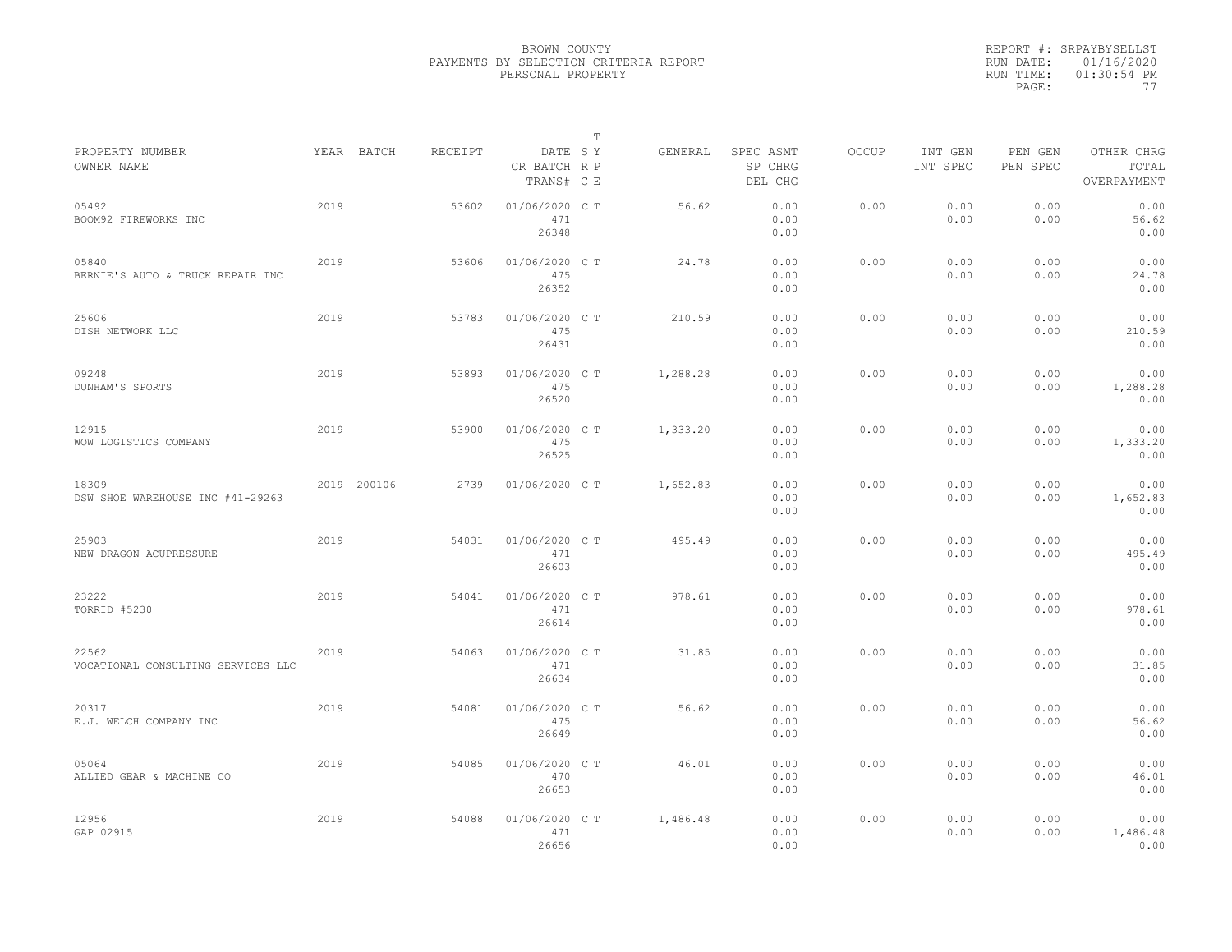BROWN COUNTY
PAYMENTS BY SELECTION CRITERIA REPORT
PERSONAL PROPERTY

REPORT #: SRPAYBYSELLST
RUN DATE: 01/16/2020
RUN TIME: 01:30:54 PM

| PROPERTY NUMBER / OWNER NAME | YEAR | BATCH | RECEIPT | DATE / CR BATCH / TRANS# | T SY RP CE | GENERAL | SPEC ASMT / SP CHRG / DEL CHG | OCCUP | INT GEN / INT SPEC | PEN GEN / PEN SPEC | OTHER CHRG / TOTAL / OVERPAYMENT |
|---|---|---|---|---|---|---|---|---|---|---|---|
| 05492 BOOM92 FIREWORKS INC | 2019 | | 53602 | 01/06/2020 471 26348 | C T | 56.62 | 0.00 0.00 0.00 | 0.00 | 0.00 0.00 | 0.00 0.00 | 0.00 56.62 0.00 |
| 05840 BERNIE'S AUTO & TRUCK REPAIR INC | 2019 | | 53606 | 01/06/2020 475 26352 | C T | 24.78 | 0.00 0.00 0.00 | 0.00 | 0.00 0.00 | 0.00 0.00 | 0.00 24.78 0.00 |
| 25606 DISH NETWORK LLC | 2019 | | 53783 | 01/06/2020 475 26431 | C T | 210.59 | 0.00 0.00 0.00 | 0.00 | 0.00 0.00 | 0.00 0.00 | 0.00 210.59 0.00 |
| 09248 DUNHAM'S SPORTS | 2019 | | 53893 | 01/06/2020 475 26520 | C T | 1,288.28 | 0.00 0.00 0.00 | 0.00 | 0.00 0.00 | 0.00 0.00 | 0.00 1,288.28 0.00 |
| 12915 WOW LOGISTICS COMPANY | 2019 | | 53900 | 01/06/2020 475 26525 | C T | 1,333.20 | 0.00 0.00 0.00 | 0.00 | 0.00 0.00 | 0.00 0.00 | 0.00 1,333.20 0.00 |
| 18309 DSW SHOE WAREHOUSE INC #41-29263 | 2019 | 200106 | 2739 | 01/06/2020 | C T | 1,652.83 | 0.00 0.00 0.00 | 0.00 | 0.00 0.00 | 0.00 0.00 | 0.00 1,652.83 0.00 |
| 25903 NEW DRAGON ACUPRESSURE | 2019 | | 54031 | 01/06/2020 471 26603 | C T | 495.49 | 0.00 0.00 0.00 | 0.00 | 0.00 0.00 | 0.00 0.00 | 0.00 495.49 0.00 |
| 23222 TORRID #5230 | 2019 | | 54041 | 01/06/2020 471 26614 | C T | 978.61 | 0.00 0.00 0.00 | 0.00 | 0.00 0.00 | 0.00 0.00 | 0.00 978.61 0.00 |
| 22562 VOCATIONAL CONSULTING SERVICES LLC | 2019 | | 54063 | 01/06/2020 471 26634 | C T | 31.85 | 0.00 0.00 0.00 | 0.00 | 0.00 0.00 | 0.00 0.00 | 0.00 31.85 0.00 |
| 20317 E.J. WELCH COMPANY INC | 2019 | | 54081 | 01/06/2020 475 26649 | C T | 56.62 | 0.00 0.00 0.00 | 0.00 | 0.00 0.00 | 0.00 0.00 | 0.00 56.62 0.00 |
| 05064 ALLIED GEAR & MACHINE CO | 2019 | | 54085 | 01/06/2020 470 26653 | C T | 46.01 | 0.00 0.00 0.00 | 0.00 | 0.00 0.00 | 0.00 0.00 | 0.00 46.01 0.00 |
| 12956 GAP 02915 | 2019 | | 54088 | 01/06/2020 471 26656 | C T | 1,486.48 | 0.00 0.00 0.00 | 0.00 | 0.00 0.00 | 0.00 0.00 | 0.00 1,486.48 0.00 |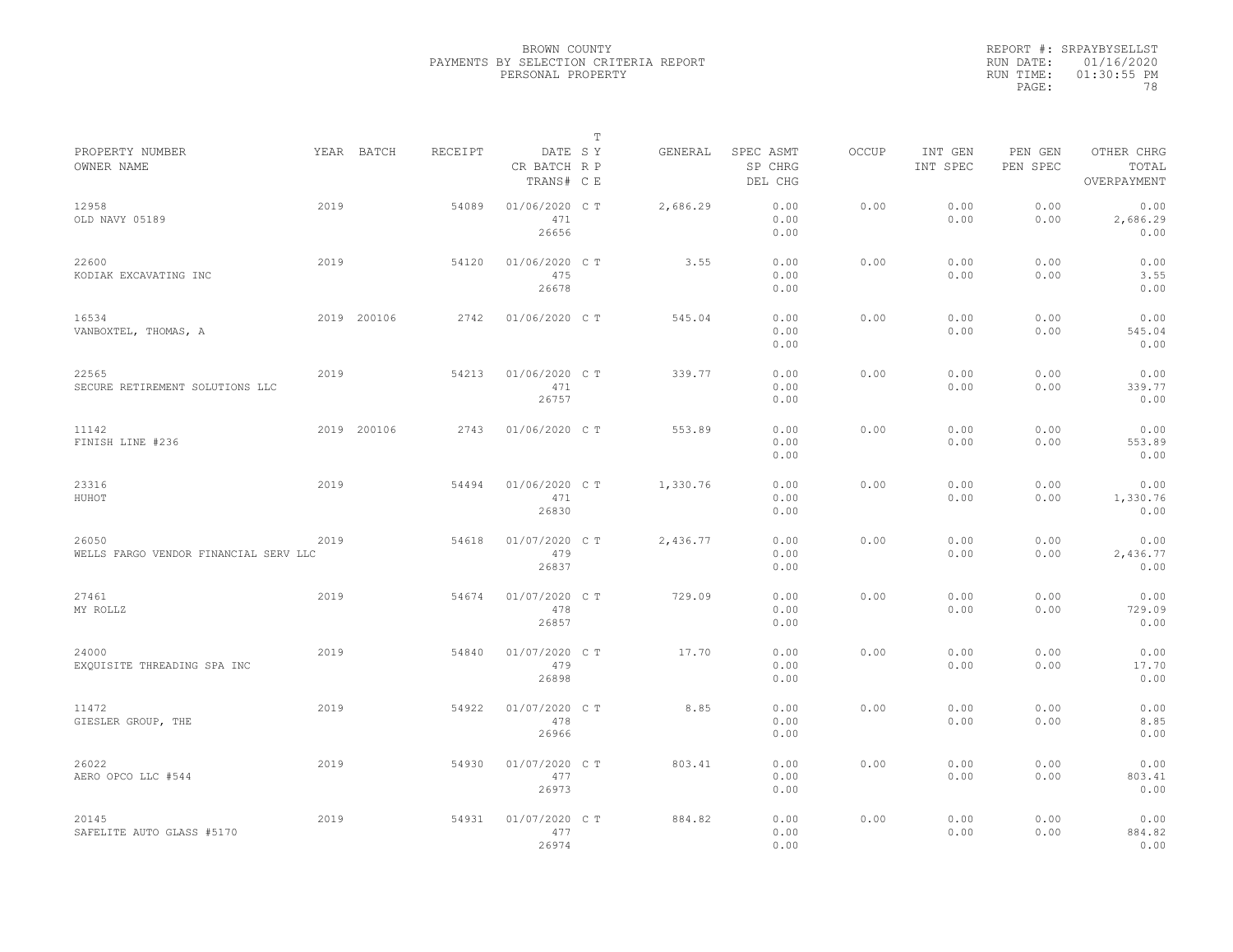BROWN COUNTY
PAYMENTS BY SELECTION CRITERIA REPORT
PERSONAL PROPERTY

REPORT #: SRPAYBYSELLST
RUN DATE: 01/16/2020
RUN TIME: 01:30:55 PM

| PROPERTY NUMBER<br>OWNER NAME | YEAR | BATCH | RECEIPT | DATE<br>CR BATCH<br>TRANS# | T<br>S Y<br>R P<br>C E | GENERAL | SPEC ASMT<br>SP CHRG<br>DEL CHG | OCCUP | INT GEN<br>INT SPEC | PEN GEN<br>PEN SPEC | OTHER CHRG<br>TOTAL<br>OVERPAYMENT |
|---|---|---|---|---|---|---|---|---|---|---|---|
| 12958<br>OLD NAVY 05189 | 2019 | | 54089 | 01/06/2020<br>471<br>26656 | C T | 2,686.29 | 0.00<br>0.00<br>0.00 | 0.00 | 0.00<br>0.00 | 0.00<br>0.00 | 0.00<br>2,686.29<br>0.00 |
| 22600<br>KODIAK EXCAVATING INC | 2019 | | 54120 | 01/06/2020<br>475<br>26678 | C T | 3.55 | 0.00<br>0.00<br>0.00 | 0.00 | 0.00<br>0.00 | 0.00<br>0.00 | 0.00<br>3.55<br>0.00 |
| 16534<br>VANBOXTEL, THOMAS, A | 2019 | 200106 | 2742 | 01/06/2020 | C T | 545.04 | 0.00<br>0.00<br>0.00 | 0.00 | 0.00<br>0.00 | 0.00<br>0.00 | 0.00<br>545.04<br>0.00 |
| 22565<br>SECURE RETIREMENT SOLUTIONS LLC | 2019 | | 54213 | 01/06/2020<br>471<br>26757 | C T | 339.77 | 0.00<br>0.00<br>0.00 | 0.00 | 0.00<br>0.00 | 0.00<br>0.00 | 0.00<br>339.77<br>0.00 |
| 11142<br>FINISH LINE #236 | 2019 | 200106 | 2743 | 01/06/2020 | C T | 553.89 | 0.00<br>0.00<br>0.00 | 0.00 | 0.00<br>0.00 | 0.00<br>0.00 | 0.00<br>553.89<br>0.00 |
| 23316<br>HUHOT | 2019 | | 54494 | 01/06/2020<br>471<br>26830 | C T | 1,330.76 | 0.00<br>0.00<br>0.00 | 0.00 | 0.00<br>0.00 | 0.00<br>0.00 | 0.00<br>1,330.76<br>0.00 |
| 26050<br>WELLS FARGO VENDOR FINANCIAL SERV LLC | 2019 | | 54618 | 01/07/2020<br>479<br>26837 | C T | 2,436.77 | 0.00<br>0.00<br>0.00 | 0.00 | 0.00<br>0.00 | 0.00<br>0.00 | 0.00<br>2,436.77<br>0.00 |
| 27461<br>MY ROLLZ | 2019 | | 54674 | 01/07/2020<br>478<br>26857 | C T | 729.09 | 0.00<br>0.00<br>0.00 | 0.00 | 0.00<br>0.00 | 0.00<br>0.00 | 0.00<br>729.09<br>0.00 |
| 24000<br>EXQUISITE THREADING SPA INC | 2019 | | 54840 | 01/07/2020<br>479<br>26898 | C T | 17.70 | 0.00<br>0.00<br>0.00 | 0.00 | 0.00<br>0.00 | 0.00<br>0.00 | 0.00<br>17.70<br>0.00 |
| 11472<br>GIESLER GROUP, THE | 2019 | | 54922 | 01/07/2020<br>478<br>26966 | C T | 8.85 | 0.00<br>0.00<br>0.00 | 0.00 | 0.00<br>0.00 | 0.00<br>0.00 | 0.00<br>8.85<br>0.00 |
| 26022<br>AERO OPCO LLC #544 | 2019 | | 54930 | 01/07/2020<br>477<br>26973 | C T | 803.41 | 0.00<br>0.00<br>0.00 | 0.00 | 0.00<br>0.00 | 0.00<br>0.00 | 0.00<br>803.41<br>0.00 |
| 20145<br>SAFELITE AUTO GLASS #5170 | 2019 | | 54931 | 01/07/2020<br>477<br>26974 | C T | 884.82 | 0.00<br>0.00<br>0.00 | 0.00 | 0.00<br>0.00 | 0.00<br>0.00 | 0.00<br>884.82<br>0.00 |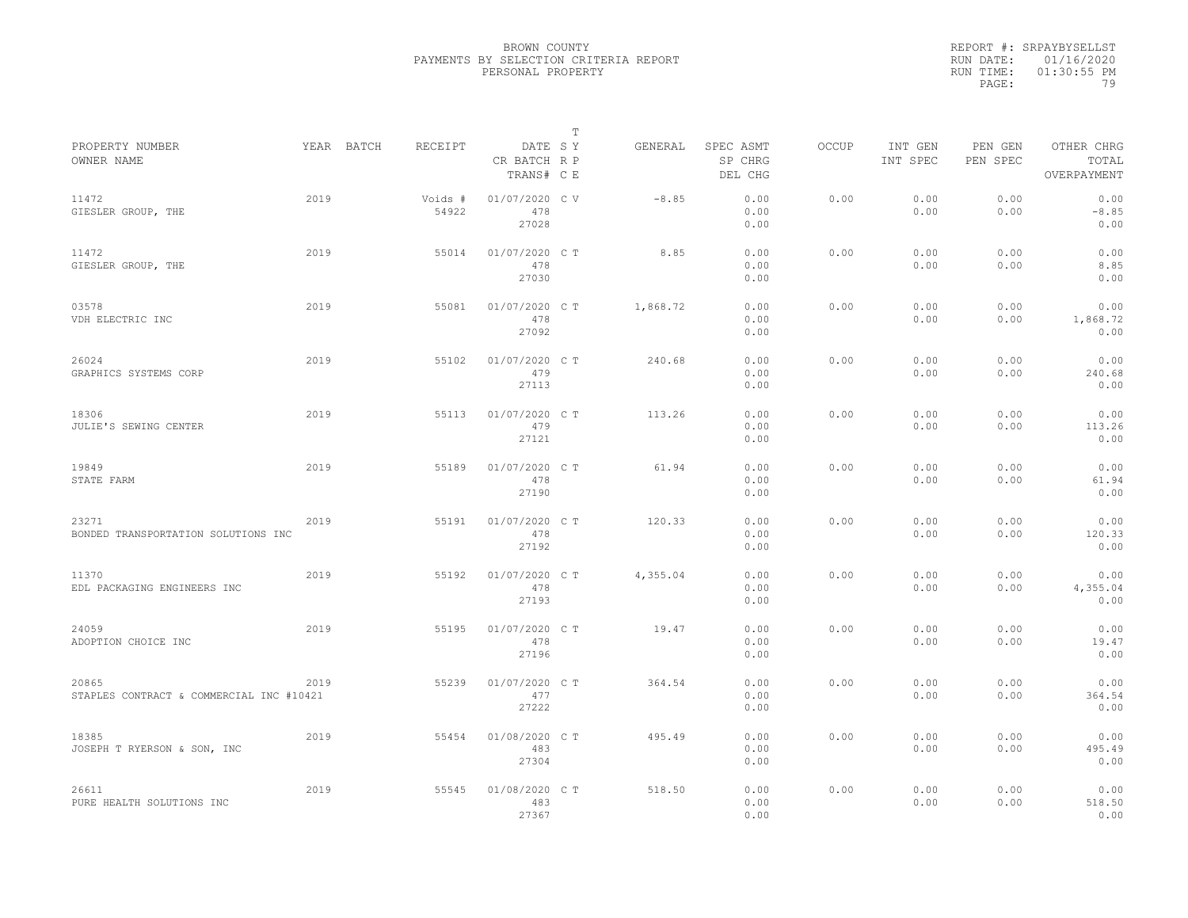BROWN COUNTY
PAYMENTS BY SELECTION CRITERIA REPORT
PERSONAL PROPERTY

REPORT #: SRPAYBYSELLST
RUN DATE: 01/16/2020
RUN TIME: 01:30:55 PM

| PROPERTY NUMBER<br>OWNER NAME | YEAR | BATCH | RECEIPT | DATE<br>CR BATCH<br>TRANS# | T S Y R P C E | GENERAL | SPEC ASMT<br>SP CHRG<br>DEL CHG | OCCUP | INT GEN<br>INT SPEC | PEN GEN<br>PEN SPEC | OTHER CHRG<br>TOTAL<br>OVERPAYMENT |
|---|---|---|---|---|---|---|---|---|---|---|---|
| 11472<br>GIESLER GROUP, THE | 2019 | | Voids #<br>54922 | 01/07/2020<br>478<br>27028 | C V | -8.85 | 0.00<br>0.00<br>0.00 | 0.00 | 0.00<br>0.00 | 0.00<br>0.00 | 0.00<br>-8.85<br>0.00 |
| 11472<br>GIESLER GROUP, THE | 2019 | | 55014 | 01/07/2020<br>478<br>27030 | C T | 8.85 | 0.00<br>0.00<br>0.00 | 0.00 | 0.00<br>0.00 | 0.00<br>0.00 | 0.00<br>8.85<br>0.00 |
| 03578<br>VDH ELECTRIC INC | 2019 | | 55081 | 01/07/2020<br>478<br>27092 | C T | 1,868.72 | 0.00<br>0.00<br>0.00 | 0.00 | 0.00<br>0.00 | 0.00<br>0.00 | 0.00<br>1,868.72<br>0.00 |
| 26024<br>GRAPHICS SYSTEMS CORP | 2019 | | 55102 | 01/07/2020<br>479<br>27113 | C T | 240.68 | 0.00<br>0.00<br>0.00 | 0.00 | 0.00<br>0.00 | 0.00<br>0.00 | 0.00<br>240.68<br>0.00 |
| 18306<br>JULIE'S SEWING CENTER | 2019 | | 55113 | 01/07/2020<br>479<br>27121 | C T | 113.26 | 0.00<br>0.00<br>0.00 | 0.00 | 0.00<br>0.00 | 0.00<br>0.00 | 0.00<br>113.26<br>0.00 |
| 19849<br>STATE FARM | 2019 | | 55189 | 01/07/2020<br>478<br>27190 | C T | 61.94 | 0.00<br>0.00<br>0.00 | 0.00 | 0.00<br>0.00 | 0.00<br>0.00 | 0.00<br>61.94<br>0.00 |
| 23271<br>BONDED TRANSPORTATION SOLUTIONS INC | 2019 | | 55191 | 01/07/2020<br>478<br>27192 | C T | 120.33 | 0.00<br>0.00<br>0.00 | 0.00 | 0.00<br>0.00 | 0.00<br>0.00 | 0.00<br>120.33<br>0.00 |
| 11370<br>EDL PACKAGING ENGINEERS INC | 2019 | | 55192 | 01/07/2020<br>478<br>27193 | C T | 4,355.04 | 0.00<br>0.00<br>0.00 | 0.00 | 0.00<br>0.00 | 0.00<br>0.00 | 0.00<br>4,355.04<br>0.00 |
| 24059<br>ADOPTION CHOICE INC | 2019 | | 55195 | 01/07/2020<br>478<br>27196 | C T | 19.47 | 0.00<br>0.00<br>0.00 | 0.00 | 0.00<br>0.00 | 0.00<br>0.00 | 0.00<br>19.47<br>0.00 |
| 20865<br>STAPLES CONTRACT & COMMERCIAL INC #10421 | 2019 | | 55239 | 01/07/2020<br>477<br>27222 | C T | 364.54 | 0.00<br>0.00<br>0.00 | 0.00 | 0.00<br>0.00 | 0.00<br>0.00 | 0.00<br>364.54<br>0.00 |
| 18385<br>JOSEPH T RYERSON & SON, INC | 2019 | | 55454 | 01/08/2020<br>483<br>27304 | C T | 495.49 | 0.00<br>0.00<br>0.00 | 0.00 | 0.00<br>0.00 | 0.00<br>0.00 | 0.00<br>495.49<br>0.00 |
| 26611<br>PURE HEALTH SOLUTIONS INC | 2019 | | 55545 | 01/08/2020<br>483<br>27367 | C T | 518.50 | 0.00<br>0.00<br>0.00 | 0.00 | 0.00<br>0.00 | 0.00<br>0.00 | 0.00<br>518.50<br>0.00 |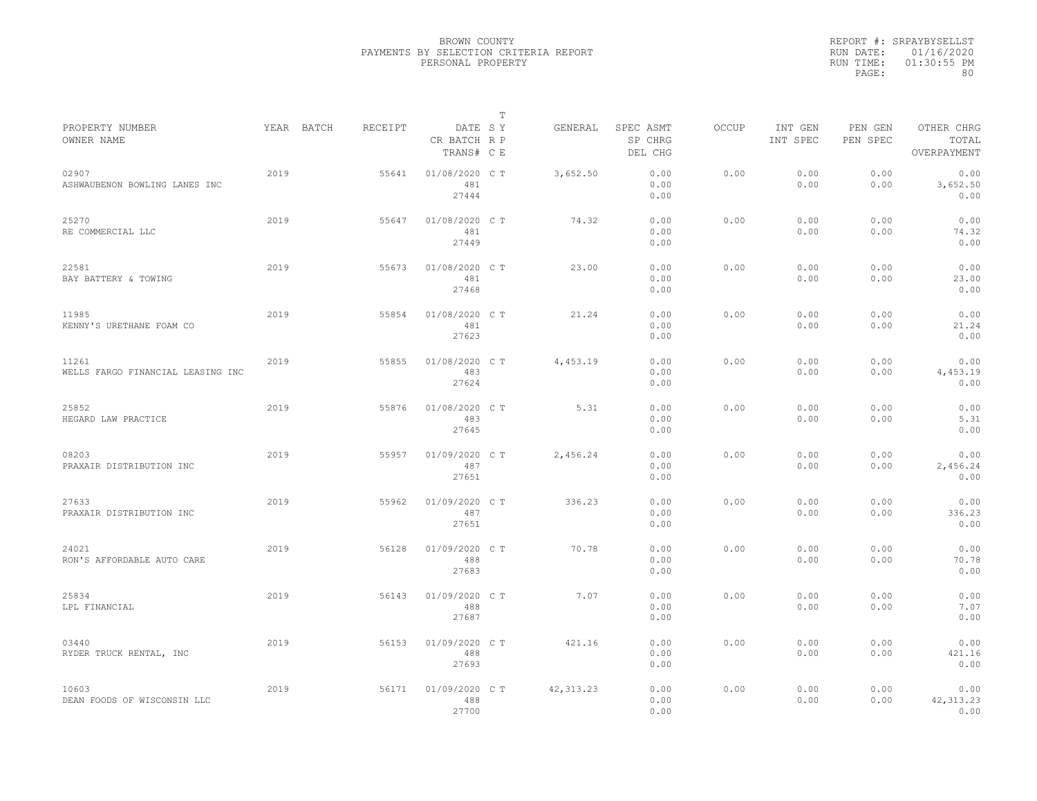BROWN COUNTY
PAYMENTS BY SELECTION CRITERIA REPORT
PERSONAL PROPERTY

REPORT #: SRPAYBYSELLST
RUN DATE: 01/16/2020
RUN TIME: 01:30:55 PM

| PROPERTY NUMBER<br>OWNER NAME | YEAR | BATCH | RECEIPT | DATE<br>CR BATCH<br>TRANS# | T<br>S Y<br>R P<br>C E | GENERAL | SPEC ASMT<br>SP CHRG<br>DEL CHG | OCCUP | INT GEN<br>INT SPEC | PEN GEN<br>PEN SPEC | OTHER CHRG<br>TOTAL<br>OVERPAYMENT |
|---|---|---|---|---|---|---|---|---|---|---|---|
| 02907<br>ASHWAUBENON BOWLING LANES INC | 2019 | | 55641 | 01/08/2020<br>481<br>27444 | C T | 3,652.50 | 0.00<br>0.00<br>0.00 | 0.00 | 0.00<br>0.00 | 0.00<br>0.00 | 0.00<br>3,652.50<br>0.00 |
| 25270<br>RE COMMERCIAL LLC | 2019 | | 55647 | 01/08/2020<br>481<br>27449 | C T | 74.32 | 0.00<br>0.00<br>0.00 | 0.00 | 0.00<br>0.00 | 0.00<br>0.00 | 0.00<br>74.32<br>0.00 |
| 22581<br>BAY BATTERY & TOWING | 2019 | | 55673 | 01/08/2020<br>481<br>27468 | C T | 23.00 | 0.00<br>0.00<br>0.00 | 0.00 | 0.00<br>0.00 | 0.00<br>0.00 | 0.00<br>23.00<br>0.00 |
| 11985<br>KENNY'S URETHANE FOAM CO | 2019 | | 55854 | 01/08/2020<br>481<br>27623 | C T | 21.24 | 0.00<br>0.00<br>0.00 | 0.00 | 0.00<br>0.00 | 0.00<br>0.00 | 0.00<br>21.24<br>0.00 |
| 11261<br>WELLS FARGO FINANCIAL LEASING INC | 2019 | | 55855 | 01/08/2020<br>483<br>27624 | C T | 4,453.19 | 0.00<br>0.00<br>0.00 | 0.00 | 0.00<br>0.00 | 0.00<br>0.00 | 0.00<br>4,453.19<br>0.00 |
| 25852<br>HEGARD LAW PRACTICE | 2019 | | 55876 | 01/08/2020<br>483<br>27645 | C T | 5.31 | 0.00<br>0.00<br>0.00 | 0.00 | 0.00<br>0.00 | 0.00<br>0.00 | 0.00<br>5.31<br>0.00 |
| 08203<br>PRAXAIR DISTRIBUTION INC | 2019 | | 55957 | 01/09/2020<br>487<br>27651 | C T | 2,456.24 | 0.00<br>0.00<br>0.00 | 0.00 | 0.00<br>0.00 | 0.00<br>0.00 | 0.00<br>2,456.24<br>0.00 |
| 27633<br>PRAXAIR DISTRIBUTION INC | 2019 | | 55962 | 01/09/2020<br>487<br>27651 | C T | 336.23 | 0.00<br>0.00<br>0.00 | 0.00 | 0.00<br>0.00 | 0.00<br>0.00 | 0.00<br>336.23<br>0.00 |
| 24021<br>RON'S AFFORDABLE AUTO CARE | 2019 | | 56128 | 01/09/2020<br>488<br>27683 | C T | 70.78 | 0.00<br>0.00<br>0.00 | 0.00 | 0.00<br>0.00 | 0.00<br>0.00 | 0.00<br>70.78<br>0.00 |
| 25834<br>LPL FINANCIAL | 2019 | | 56143 | 01/09/2020<br>488<br>27687 | C T | 7.07 | 0.00<br>0.00<br>0.00 | 0.00 | 0.00<br>0.00 | 0.00<br>0.00 | 0.00<br>7.07<br>0.00 |
| 03440<br>RYDER TRUCK RENTAL, INC | 2019 | | 56153 | 01/09/2020<br>488<br>27693 | C T | 421.16 | 0.00<br>0.00<br>0.00 | 0.00 | 0.00<br>0.00 | 0.00<br>0.00 | 0.00<br>421.16<br>0.00 |
| 10603<br>DEAN FOODS OF WISCONSIN LLC | 2019 | | 56171 | 01/09/2020<br>488<br>27700 | C T | 42,313.23 | 0.00<br>0.00<br>0.00 | 0.00 | 0.00<br>0.00 | 0.00<br>0.00 | 0.00<br>42,313.23<br>0.00 |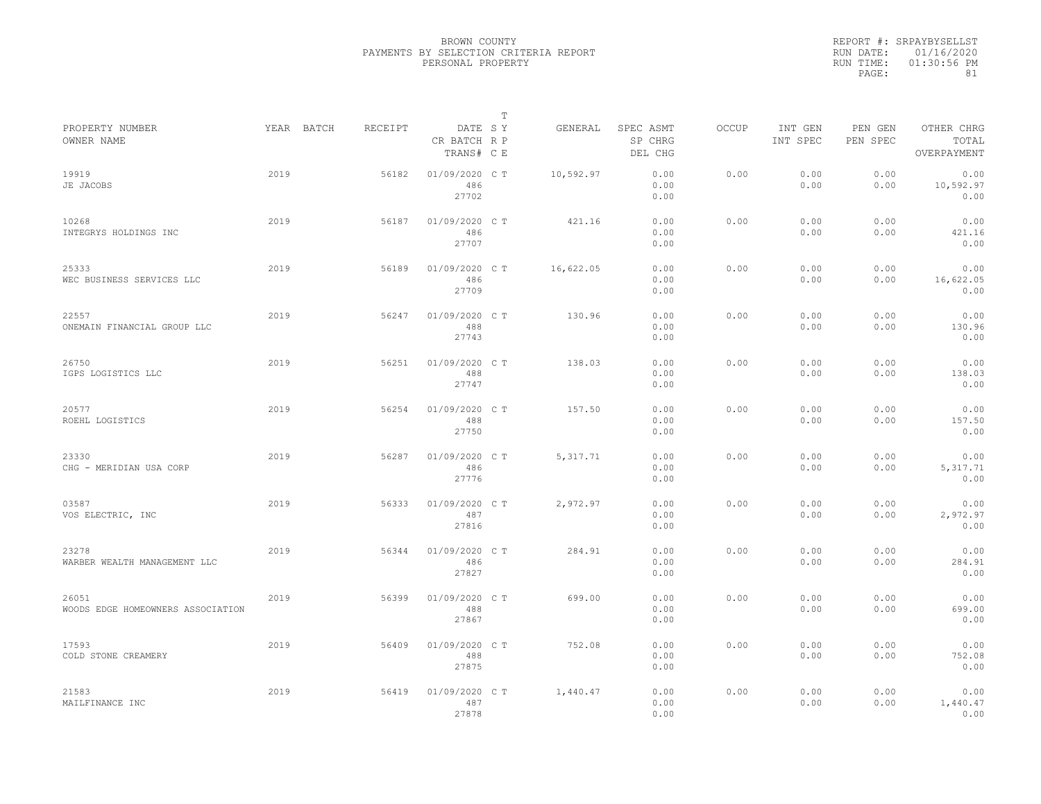BROWN COUNTY
PAYMENTS BY SELECTION CRITERIA REPORT
PERSONAL PROPERTY

REPORT #: SRPAYBYSELLST
RUN DATE: 01/16/2020
RUN TIME: 01:30:56 PM

| PROPERTY NUMBER<br>OWNER NAME | YEAR | BATCH | RECEIPT | DATE<br>CR BATCH<br>TRANS# | T<br>S Y<br>R P<br>C E | GENERAL | SPEC ASMT<br>SP CHRG<br>DEL CHG | OCCUP | INT GEN<br>INT SPEC | PEN GEN<br>PEN SPEC | OTHER CHRG<br>TOTAL<br>OVERPAYMENT |
|---|---|---|---|---|---|---|---|---|---|---|---|
| 19919<br>JE JACOBS | 2019 | | 56182 | 01/09/2020<br>486<br>27702 | C T | 10,592.97 | 0.00<br>0.00<br>0.00 | 0.00 | 0.00<br>0.00 | 0.00<br>0.00 | 0.00<br>10,592.97<br>0.00 |
| 10268<br>INTEGRYS HOLDINGS INC | 2019 | | 56187 | 01/09/2020<br>486<br>27707 | C T | 421.16 | 0.00<br>0.00<br>0.00 | 0.00 | 0.00<br>0.00 | 0.00<br>0.00 | 0.00<br>421.16<br>0.00 |
| 25333<br>WEC BUSINESS SERVICES LLC | 2019 | | 56189 | 01/09/2020<br>486<br>27709 | C T | 16,622.05 | 0.00<br>0.00<br>0.00 | 0.00 | 0.00<br>0.00 | 0.00<br>0.00 | 0.00<br>16,622.05<br>0.00 |
| 22557<br>ONEMAIN FINANCIAL GROUP LLC | 2019 | | 56247 | 01/09/2020<br>488<br>27743 | C T | 130.96 | 0.00<br>0.00<br>0.00 | 0.00 | 0.00<br>0.00 | 0.00<br>0.00 | 0.00<br>130.96<br>0.00 |
| 26750<br>IGPS LOGISTICS LLC | 2019 | | 56251 | 01/09/2020<br>488<br>27747 | C T | 138.03 | 0.00<br>0.00<br>0.00 | 0.00 | 0.00<br>0.00 | 0.00<br>0.00 | 0.00<br>138.03<br>0.00 |
| 20577<br>ROEHL LOGISTICS | 2019 | | 56254 | 01/09/2020<br>488<br>27750 | C T | 157.50 | 0.00<br>0.00<br>0.00 | 0.00 | 0.00<br>0.00 | 0.00<br>0.00 | 0.00<br>157.50<br>0.00 |
| 23330<br>CHG - MERIDIAN USA CORP | 2019 | | 56287 | 01/09/2020<br>486<br>27776 | C T | 5,317.71 | 0.00<br>0.00<br>0.00 | 0.00 | 0.00<br>0.00 | 0.00<br>0.00 | 0.00<br>5,317.71<br>0.00 |
| 03587<br>VOS ELECTRIC, INC | 2019 | | 56333 | 01/09/2020<br>487<br>27816 | C T | 2,972.97 | 0.00<br>0.00<br>0.00 | 0.00 | 0.00<br>0.00 | 0.00<br>0.00 | 0.00<br>2,972.97<br>0.00 |
| 23278<br>WARBER WEALTH MANAGEMENT LLC | 2019 | | 56344 | 01/09/2020<br>486<br>27827 | C T | 284.91 | 0.00<br>0.00<br>0.00 | 0.00 | 0.00<br>0.00 | 0.00<br>0.00 | 0.00<br>284.91<br>0.00 |
| 26051<br>WOODS EDGE HOMEOWNERS ASSOCIATION | 2019 | | 56399 | 01/09/2020<br>488<br>27867 | C T | 699.00 | 0.00<br>0.00<br>0.00 | 0.00 | 0.00<br>0.00 | 0.00<br>0.00 | 0.00<br>699.00<br>0.00 |
| 17593<br>COLD STONE CREAMERY | 2019 | | 56409 | 01/09/2020<br>488<br>27875 | C T | 752.08 | 0.00<br>0.00<br>0.00 | 0.00 | 0.00<br>0.00 | 0.00<br>0.00 | 0.00<br>752.08<br>0.00 |
| 21583<br>MAILFINANCE INC | 2019 | | 56419 | 01/09/2020<br>487<br>27878 | C T | 1,440.47 | 0.00<br>0.00<br>0.00 | 0.00 | 0.00<br>0.00 | 0.00<br>0.00 | 0.00<br>1,440.47<br>0.00 |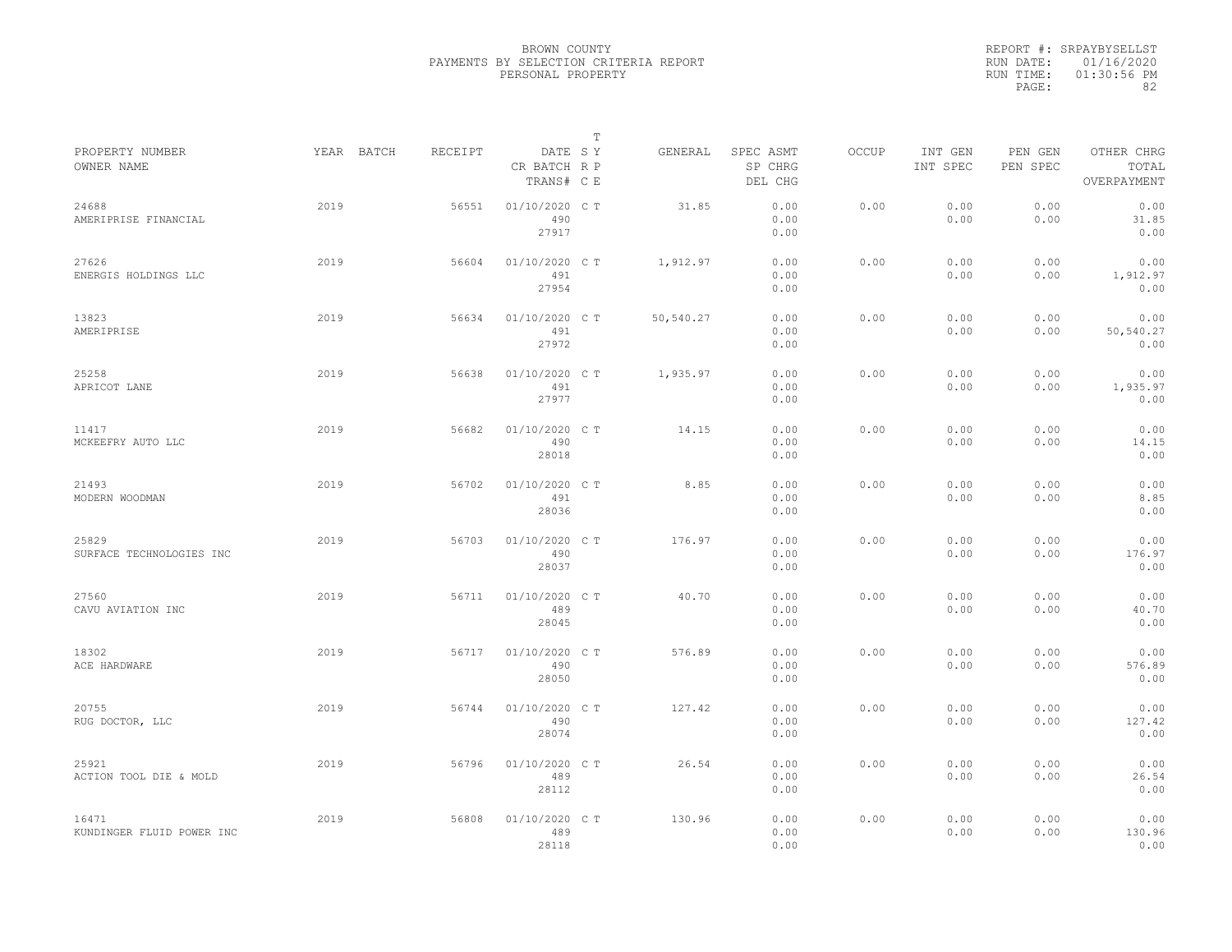BROWN COUNTY
PAYMENTS BY SELECTION CRITERIA REPORT
PERSONAL PROPERTY

REPORT #: SRPAYBYSELLST
RUN DATE: 01/16/2020
RUN TIME: 01:30:56 PM

| PROPERTY NUMBER / OWNER NAME | YEAR | BATCH | RECEIPT | DATE / CR BATCH / TRANS# | T S Y R P C E | GENERAL | SPEC ASMT / SP CHRG / DEL CHG | OCCUP | INT GEN / INT SPEC | PEN GEN / PEN SPEC | OTHER CHRG / TOTAL / OVERPAYMENT |
|---|---|---|---|---|---|---|---|---|---|---|---|
| 24688 AMERIPRISE FINANCIAL | 2019 | | 56551 | 01/10/2020 490 27917 | C T | 31.85 | 0.00 0.00 0.00 | 0.00 | 0.00 0.00 | 0.00 0.00 | 0.00 31.85 0.00 |
| 27626 ENERGIS HOLDINGS LLC | 2019 | | 56604 | 01/10/2020 491 27954 | C T | 1,912.97 | 0.00 0.00 0.00 | 0.00 | 0.00 0.00 | 0.00 0.00 | 0.00 1,912.97 0.00 |
| 13823 AMERIPRISE | 2019 | | 56634 | 01/10/2020 491 27972 | C T | 50,540.27 | 0.00 0.00 0.00 | 0.00 | 0.00 0.00 | 0.00 0.00 | 0.00 50,540.27 0.00 |
| 25258 APRICOT LANE | 2019 | | 56638 | 01/10/2020 491 27977 | C T | 1,935.97 | 0.00 0.00 0.00 | 0.00 | 0.00 0.00 | 0.00 0.00 | 0.00 1,935.97 0.00 |
| 11417 MCKEEFRY AUTO LLC | 2019 | | 56682 | 01/10/2020 490 28018 | C T | 14.15 | 0.00 0.00 0.00 | 0.00 | 0.00 0.00 | 0.00 0.00 | 0.00 14.15 0.00 |
| 21493 MODERN WOODMAN | 2019 | | 56702 | 01/10/2020 491 28036 | C T | 8.85 | 0.00 0.00 0.00 | 0.00 | 0.00 0.00 | 0.00 0.00 | 0.00 8.85 0.00 |
| 25829 SURFACE TECHNOLOGIES INC | 2019 | | 56703 | 01/10/2020 490 28037 | C T | 176.97 | 0.00 0.00 0.00 | 0.00 | 0.00 0.00 | 0.00 0.00 | 0.00 176.97 0.00 |
| 27560 CAVU AVIATION INC | 2019 | | 56711 | 01/10/2020 489 28045 | C T | 40.70 | 0.00 0.00 0.00 | 0.00 | 0.00 0.00 | 0.00 0.00 | 0.00 40.70 0.00 |
| 18302 ACE HARDWARE | 2019 | | 56717 | 01/10/2020 490 28050 | C T | 576.89 | 0.00 0.00 0.00 | 0.00 | 0.00 0.00 | 0.00 0.00 | 0.00 576.89 0.00 |
| 20755 RUG DOCTOR, LLC | 2019 | | 56744 | 01/10/2020 490 28074 | C T | 127.42 | 0.00 0.00 0.00 | 0.00 | 0.00 0.00 | 0.00 0.00 | 0.00 127.42 0.00 |
| 25921 ACTION TOOL DIE & MOLD | 2019 | | 56796 | 01/10/2020 489 28112 | C T | 26.54 | 0.00 0.00 0.00 | 0.00 | 0.00 0.00 | 0.00 0.00 | 0.00 26.54 0.00 |
| 16471 KUNDINGER FLUID POWER INC | 2019 | | 56808 | 01/10/2020 489 28118 | C T | 130.96 | 0.00 0.00 0.00 | 0.00 | 0.00 0.00 | 0.00 0.00 | 0.00 130.96 0.00 |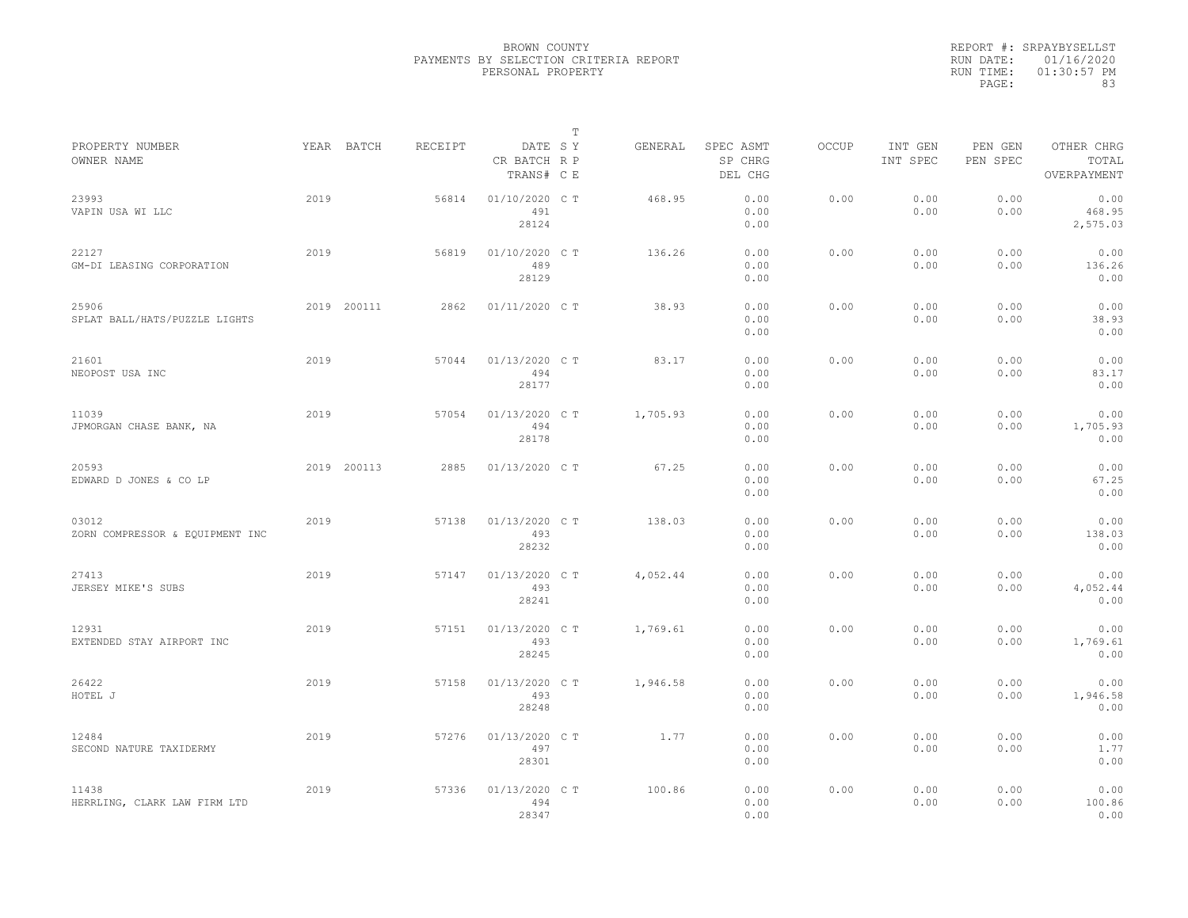BROWN COUNTY
PAYMENTS BY SELECTION CRITERIA REPORT
PERSONAL PROPERTY

REPORT #: SRPAYBYSELLST
RUN DATE: 01/16/2020
RUN TIME: 01:30:57 PM

| PROPERTY NUMBER / OWNER NAME | YEAR | BATCH | RECEIPT | DATE / CR BATCH / TRANS# | T S Y R P C E | GENERAL | SPEC ASMT / SP CHRG / DEL CHG | OCCUP | INT GEN / INT SPEC | PEN GEN / PEN SPEC | OTHER CHRG / TOTAL / OVERPAYMENT |
|---|---|---|---|---|---|---|---|---|---|---|---|
| 23993 VAPIN USA WI LLC | 2019 | | 56814 | 01/10/2020 491 28124 | C T | 468.95 | 0.00 0.00 0.00 | 0.00 | 0.00 0.00 | 0.00 0.00 | 0.00 468.95 2,575.03 |
| 22127 GM-DI LEASING CORPORATION | 2019 | | 56819 | 01/10/2020 489 28129 | C T | 136.26 | 0.00 0.00 0.00 | 0.00 | 0.00 0.00 | 0.00 0.00 | 0.00 136.26 0.00 |
| 25906 SPLAT BALL/HATS/PUZZLE LIGHTS | 2019 | 200111 | 2862 | 01/11/2020 | C T | 38.93 | 0.00 0.00 0.00 | 0.00 | 0.00 0.00 | 0.00 0.00 | 0.00 38.93 0.00 |
| 21601 NEOPOST USA INC | 2019 | | 57044 | 01/13/2020 494 28177 | C T | 83.17 | 0.00 0.00 0.00 | 0.00 | 0.00 0.00 | 0.00 0.00 | 0.00 83.17 0.00 |
| 11039 JPMORGAN CHASE BANK, NA | 2019 | | 57054 | 01/13/2020 494 28178 | C T | 1,705.93 | 0.00 0.00 0.00 | 0.00 | 0.00 0.00 | 0.00 0.00 | 0.00 1,705.93 0.00 |
| 20593 EDWARD D JONES & CO LP | 2019 | 200113 | 2885 | 01/13/2020 | C T | 67.25 | 0.00 0.00 0.00 | 0.00 | 0.00 0.00 | 0.00 0.00 | 0.00 67.25 0.00 |
| 03012 ZORN COMPRESSOR & EQUIPMENT INC | 2019 | | 57138 | 01/13/2020 493 28232 | C T | 138.03 | 0.00 0.00 0.00 | 0.00 | 0.00 0.00 | 0.00 0.00 | 0.00 138.03 0.00 |
| 27413 JERSEY MIKE'S SUBS | 2019 | | 57147 | 01/13/2020 493 28241 | C T | 4,052.44 | 0.00 0.00 0.00 | 0.00 | 0.00 0.00 | 0.00 0.00 | 0.00 4,052.44 0.00 |
| 12931 EXTENDED STAY AIRPORT INC | 2019 | | 57151 | 01/13/2020 493 28245 | C T | 1,769.61 | 0.00 0.00 0.00 | 0.00 | 0.00 0.00 | 0.00 0.00 | 0.00 1,769.61 0.00 |
| 26422 HOTEL J | 2019 | | 57158 | 01/13/2020 493 28248 | C T | 1,946.58 | 0.00 0.00 0.00 | 0.00 | 0.00 0.00 | 0.00 0.00 | 0.00 1,946.58 0.00 |
| 12484 SECOND NATURE TAXIDERMY | 2019 | | 57276 | 01/13/2020 497 28301 | C T | 1.77 | 0.00 0.00 0.00 | 0.00 | 0.00 0.00 | 0.00 0.00 | 0.00 1.77 0.00 |
| 11438 HERRLING, CLARK LAW FIRM LTD | 2019 | | 57336 | 01/13/2020 494 28347 | C T | 100.86 | 0.00 0.00 0.00 | 0.00 | 0.00 0.00 | 0.00 0.00 | 0.00 100.86 0.00 |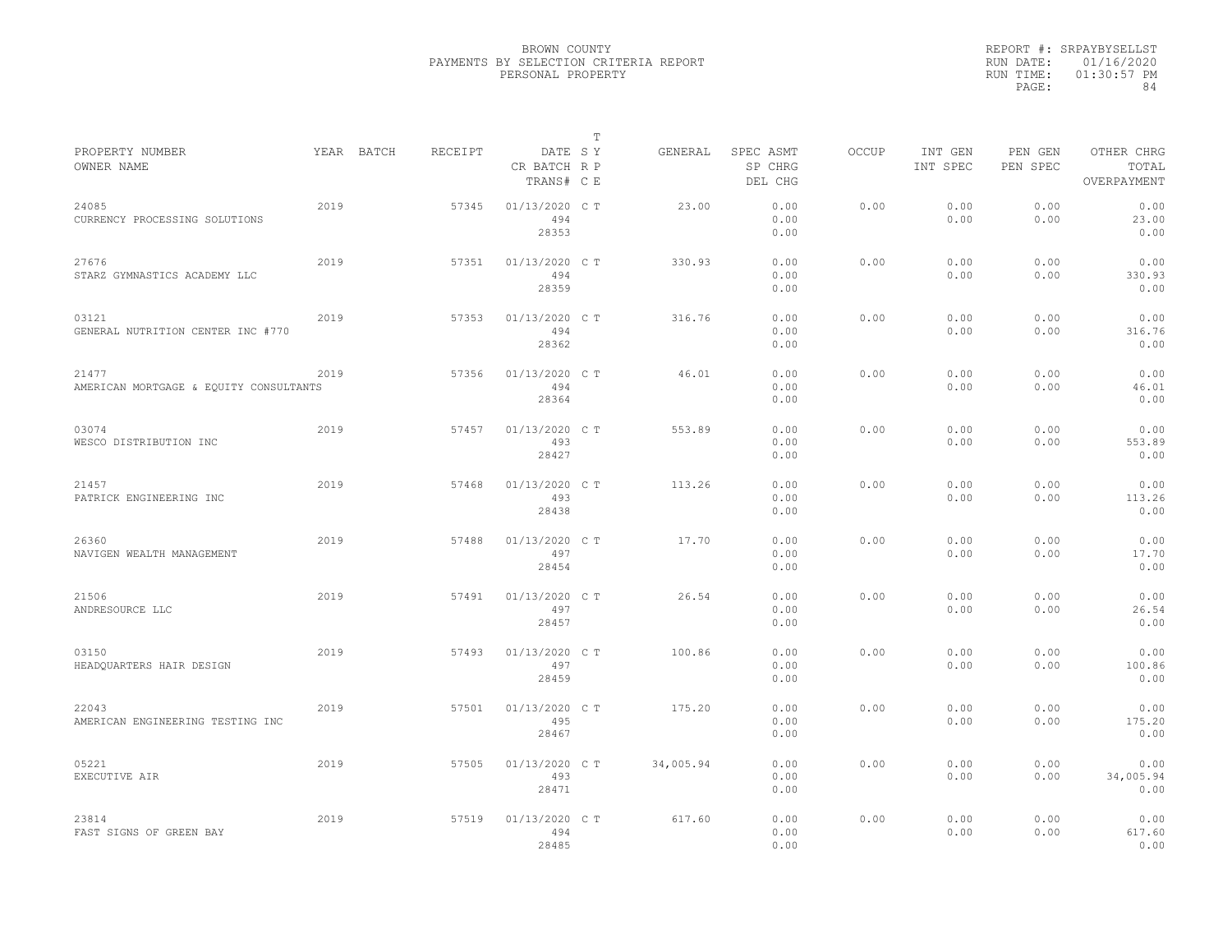BROWN COUNTY
PAYMENTS BY SELECTION CRITERIA REPORT
PERSONAL PROPERTY

REPORT #: SRPAYBYSELLST
RUN DATE: 01/16/2020
RUN TIME: 01:30:57 PM

| PROPERTY NUMBER / OWNER NAME | YEAR | BATCH | RECEIPT | DATE / CR BATCH / TRANS# | T S Y R P C E | GENERAL | SPEC ASMT / SP CHRG / DEL CHG | OCCUP | INT GEN / INT SPEC | PEN GEN / PEN SPEC | OTHER CHRG / TOTAL / OVERPAYMENT |
|---|---|---|---|---|---|---|---|---|---|---|---|
| 24085 CURRENCY PROCESSING SOLUTIONS | 2019 | | 57345 | 01/13/2020 494 28353 | C T | 23.00 | 0.00 0.00 0.00 | 0.00 | 0.00 0.00 | 0.00 0.00 | 0.00 23.00 0.00 |
| 27676 STARZ GYMNASTICS ACADEMY LLC | 2019 | | 57351 | 01/13/2020 494 28359 | C T | 330.93 | 0.00 0.00 0.00 | 0.00 | 0.00 0.00 | 0.00 0.00 | 0.00 330.93 0.00 |
| 03121 GENERAL NUTRITION CENTER INC #770 | 2019 | | 57353 | 01/13/2020 494 28362 | C T | 316.76 | 0.00 0.00 0.00 | 0.00 | 0.00 0.00 | 0.00 0.00 | 0.00 316.76 0.00 |
| 21477 AMERICAN MORTGAGE & EQUITY CONSULTANTS | 2019 | | 57356 | 01/13/2020 494 28364 | C T | 46.01 | 0.00 0.00 0.00 | 0.00 | 0.00 0.00 | 0.00 0.00 | 0.00 46.01 0.00 |
| 03074 WESCO DISTRIBUTION INC | 2019 | | 57457 | 01/13/2020 493 28427 | C T | 553.89 | 0.00 0.00 0.00 | 0.00 | 0.00 0.00 | 0.00 0.00 | 0.00 553.89 0.00 |
| 21457 PATRICK ENGINEERING INC | 2019 | | 57468 | 01/13/2020 493 28438 | C T | 113.26 | 0.00 0.00 0.00 | 0.00 | 0.00 0.00 | 0.00 0.00 | 0.00 113.26 0.00 |
| 26360 NAVIGEN WEALTH MANAGEMENT | 2019 | | 57488 | 01/13/2020 497 28454 | C T | 17.70 | 0.00 0.00 0.00 | 0.00 | 0.00 0.00 | 0.00 0.00 | 0.00 17.70 0.00 |
| 21506 ANDRESOURCE LLC | 2019 | | 57491 | 01/13/2020 497 28457 | C T | 26.54 | 0.00 0.00 0.00 | 0.00 | 0.00 0.00 | 0.00 0.00 | 0.00 26.54 0.00 |
| 03150 HEADQUARTERS HAIR DESIGN | 2019 | | 57493 | 01/13/2020 497 28459 | C T | 100.86 | 0.00 0.00 0.00 | 0.00 | 0.00 0.00 | 0.00 0.00 | 0.00 100.86 0.00 |
| 22043 AMERICAN ENGINEERING TESTING INC | 2019 | | 57501 | 01/13/2020 495 28467 | C T | 175.20 | 0.00 0.00 0.00 | 0.00 | 0.00 0.00 | 0.00 0.00 | 0.00 175.20 0.00 |
| 05221 EXECUTIVE AIR | 2019 | | 57505 | 01/13/2020 493 28471 | C T | 34,005.94 | 0.00 0.00 0.00 | 0.00 | 0.00 0.00 | 0.00 0.00 | 0.00 34,005.94 0.00 |
| 23814 FAST SIGNS OF GREEN BAY | 2019 | | 57519 | 01/13/2020 494 28485 | C T | 617.60 | 0.00 0.00 0.00 | 0.00 | 0.00 0.00 | 0.00 0.00 | 0.00 617.60 0.00 |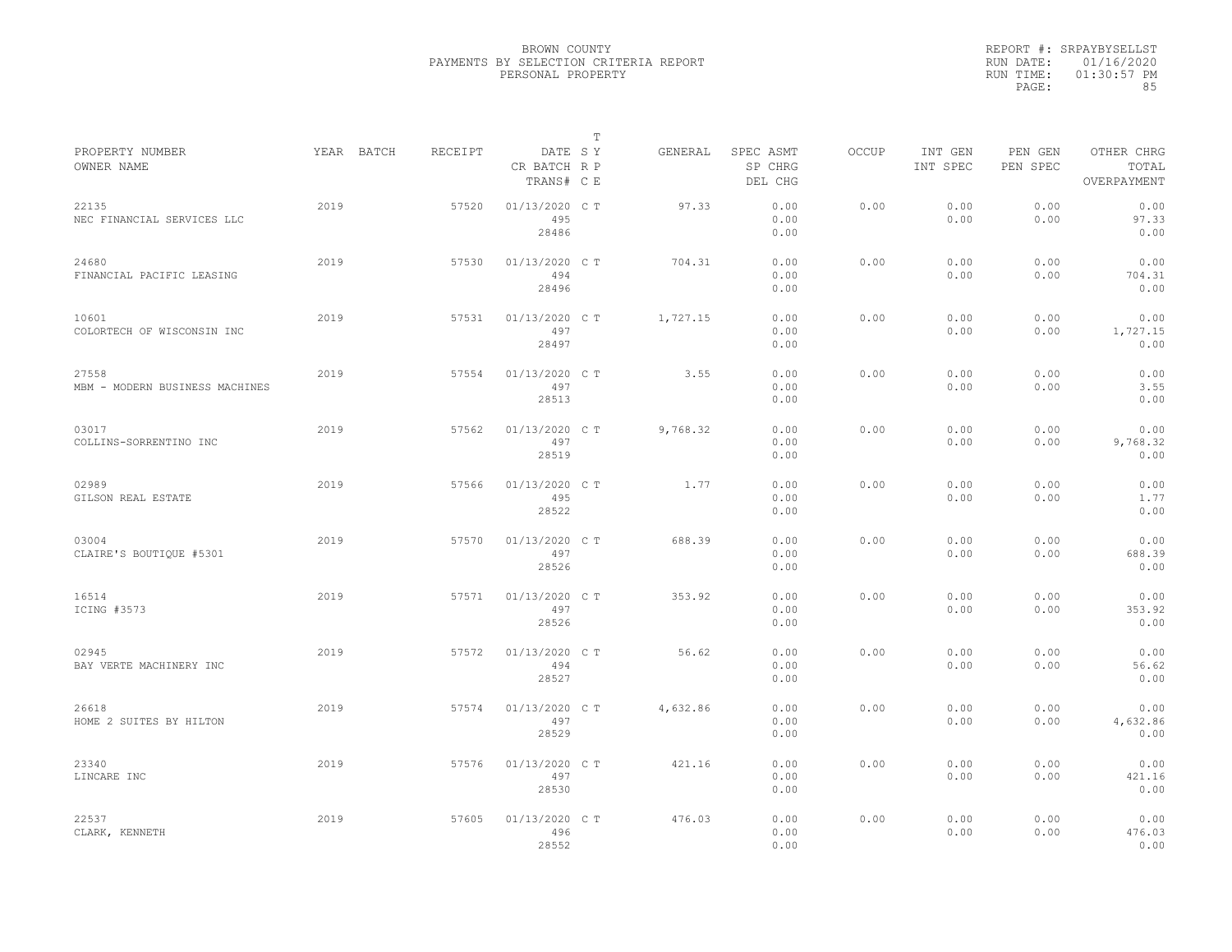BROWN COUNTY
PAYMENTS BY SELECTION CRITERIA REPORT
PERSONAL PROPERTY

REPORT #: SRPAYBYSELLST
RUN DATE: 01/16/2020
RUN TIME: 01:30:57 PM

| PROPERTY NUMBER<br>OWNER NAME | YEAR | BATCH | RECEIPT | DATE<br>CR BATCH<br>TRANS# | T<br>S Y<br>R P<br>C E | GENERAL | SPEC ASMT<br>SP CHRG<br>DEL CHG | OCCUP | INT GEN<br>INT SPEC | PEN GEN<br>PEN SPEC | OTHER CHRG<br>TOTAL<br>OVERPAYMENT |
|---|---|---|---|---|---|---|---|---|---|---|---|
| 22135<br>NEC FINANCIAL SERVICES LLC | 2019 | | 57520 | 01/13/2020<br>495<br>28486 | C T | 97.33 | 0.00<br>0.00<br>0.00 | 0.00 | 0.00<br>0.00 | 0.00<br>0.00 | 0.00<br>97.33<br>0.00 |
| 24680<br>FINANCIAL PACIFIC LEASING | 2019 | | 57530 | 01/13/2020<br>494<br>28496 | C T | 704.31 | 0.00<br>0.00<br>0.00 | 0.00 | 0.00<br>0.00 | 0.00<br>0.00 | 0.00<br>704.31<br>0.00 |
| 10601<br>COLORTECH OF WISCONSIN INC | 2019 | | 57531 | 01/13/2020<br>497<br>28497 | C T | 1,727.15 | 0.00<br>0.00<br>0.00 | 0.00 | 0.00<br>0.00 | 0.00<br>0.00 | 0.00<br>1,727.15<br>0.00 |
| 27558<br>MBM - MODERN BUSINESS MACHINES | 2019 | | 57554 | 01/13/2020<br>497<br>28513 | C T | 3.55 | 0.00<br>0.00<br>0.00 | 0.00 | 0.00<br>0.00 | 0.00<br>0.00 | 0.00<br>3.55<br>0.00 |
| 03017<br>COLLINS-SORRENTINO INC | 2019 | | 57562 | 01/13/2020<br>497<br>28519 | C T | 9,768.32 | 0.00<br>0.00<br>0.00 | 0.00 | 0.00<br>0.00 | 0.00<br>0.00 | 0.00<br>9,768.32<br>0.00 |
| 02989<br>GILSON REAL ESTATE | 2019 | | 57566 | 01/13/2020<br>495<br>28522 | C T | 1.77 | 0.00<br>0.00<br>0.00 | 0.00 | 0.00<br>0.00 | 0.00<br>0.00 | 0.00<br>1.77<br>0.00 |
| 03004<br>CLAIRE'S BOUTIQUE #5301 | 2019 | | 57570 | 01/13/2020<br>497<br>28526 | C T | 688.39 | 0.00<br>0.00<br>0.00 | 0.00 | 0.00<br>0.00 | 0.00<br>0.00 | 0.00<br>688.39<br>0.00 |
| 16514<br>ICING #3573 | 2019 | | 57571 | 01/13/2020<br>497<br>28526 | C T | 353.92 | 0.00<br>0.00<br>0.00 | 0.00 | 0.00<br>0.00 | 0.00<br>0.00 | 0.00<br>353.92<br>0.00 |
| 02945<br>BAY VERTE MACHINERY INC | 2019 | | 57572 | 01/13/2020<br>494<br>28527 | C T | 56.62 | 0.00<br>0.00<br>0.00 | 0.00 | 0.00<br>0.00 | 0.00<br>0.00 | 0.00<br>56.62<br>0.00 |
| 26618<br>HOME 2 SUITES BY HILTON | 2019 | | 57574 | 01/13/2020<br>497<br>28529 | C T | 4,632.86 | 0.00<br>0.00<br>0.00 | 0.00 | 0.00<br>0.00 | 0.00<br>0.00 | 0.00<br>4,632.86<br>0.00 |
| 23340<br>LINCARE INC | 2019 | | 57576 | 01/13/2020<br>497<br>28530 | C T | 421.16 | 0.00<br>0.00<br>0.00 | 0.00 | 0.00<br>0.00 | 0.00<br>0.00 | 0.00<br>421.16<br>0.00 |
| 22537<br>CLARK, KENNETH | 2019 | | 57605 | 01/13/2020<br>496<br>28552 | C T | 476.03 | 0.00<br>0.00<br>0.00 | 0.00 | 0.00<br>0.00 | 0.00<br>0.00 | 0.00<br>476.03<br>0.00 |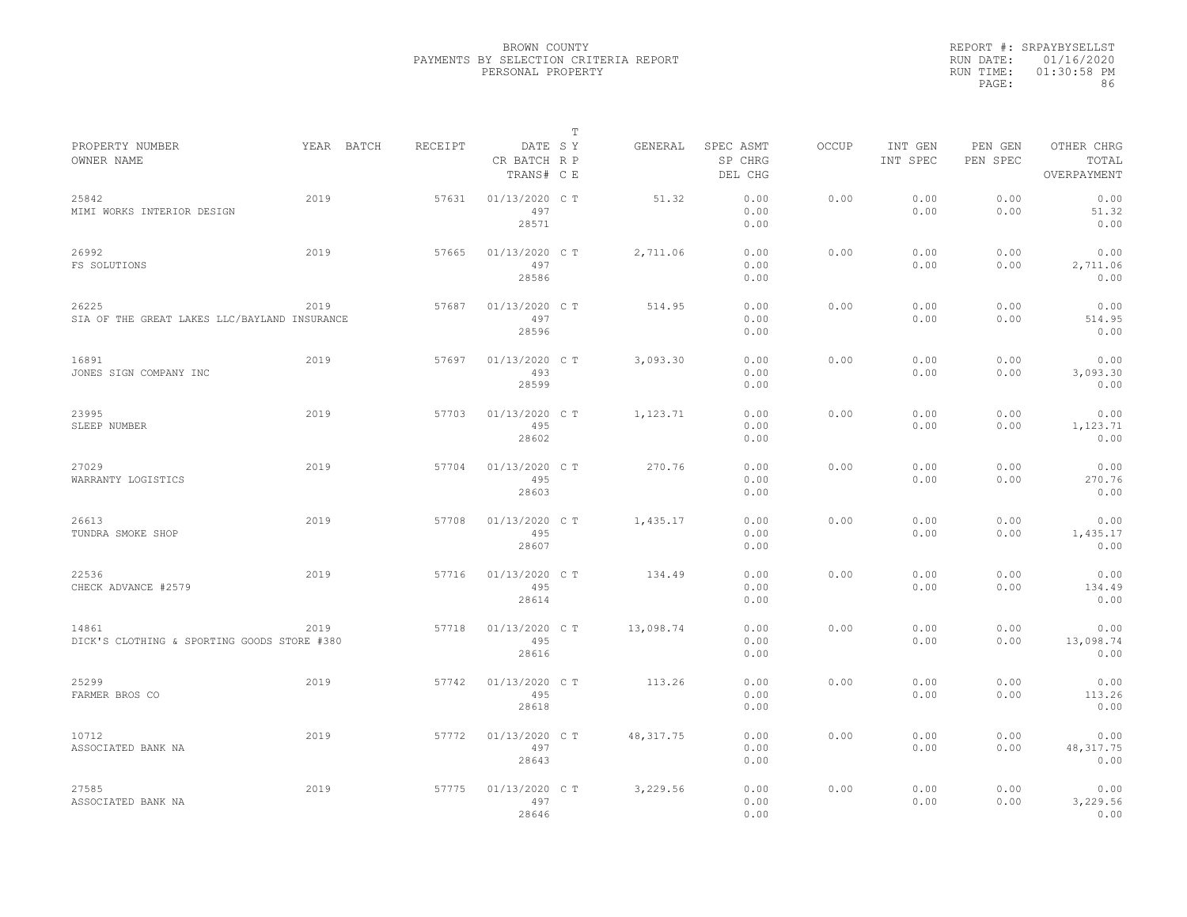BROWN COUNTY
PAYMENTS BY SELECTION CRITERIA REPORT
PERSONAL PROPERTY

REPORT #: SRPAYBYSELLST
RUN DATE: 01/16/2020
RUN TIME: 01:30:58 PM
PAGE: 86

| PROPERTY NUMBER / OWNER NAME | YEAR | BATCH | RECEIPT | DATE / CR BATCH / TRANS# | T SYPE | GENERAL | SPEC ASMT / SP CHRG / DEL CHG | OCCUP | INT GEN / INT SPEC | PEN GEN / PEN SPEC | OTHER CHRG / TOTAL / OVERPAYMENT |
|---|---|---|---|---|---|---|---|---|---|---|---|
| 25842 MIMI WORKS INTERIOR DESIGN | 2019 | | 57631 | 01/13/2020 497 28571 | C T | 51.32 | 0.00 0.00 0.00 | 0.00 | 0.00 0.00 | 0.00 0.00 | 0.00 51.32 0.00 |
| 26992 FS SOLUTIONS | 2019 | | 57665 | 01/13/2020 497 28586 | C T | 2,711.06 | 0.00 0.00 0.00 | 0.00 | 0.00 0.00 | 0.00 0.00 | 0.00 2,711.06 0.00 |
| 26225 SIA OF THE GREAT LAKES LLC/BAYLAND INSURANCE | 2019 | | 57687 | 01/13/2020 497 28596 | C T | 514.95 | 0.00 0.00 0.00 | 0.00 | 0.00 0.00 | 0.00 0.00 | 0.00 514.95 0.00 |
| 16891 JONES SIGN COMPANY INC | 2019 | | 57697 | 01/13/2020 493 28599 | C T | 3,093.30 | 0.00 0.00 0.00 | 0.00 | 0.00 0.00 | 0.00 0.00 | 0.00 3,093.30 0.00 |
| 23995 SLEEP NUMBER | 2019 | | 57703 | 01/13/2020 495 28602 | C T | 1,123.71 | 0.00 0.00 0.00 | 0.00 | 0.00 0.00 | 0.00 0.00 | 0.00 1,123.71 0.00 |
| 27029 WARRANTY LOGISTICS | 2019 | | 57704 | 01/13/2020 495 28603 | C T | 270.76 | 0.00 0.00 0.00 | 0.00 | 0.00 0.00 | 0.00 0.00 | 0.00 270.76 0.00 |
| 26613 TUNDRA SMOKE SHOP | 2019 | | 57708 | 01/13/2020 495 28607 | C T | 1,435.17 | 0.00 0.00 0.00 | 0.00 | 0.00 0.00 | 0.00 0.00 | 0.00 1,435.17 0.00 |
| 22536 CHECK ADVANCE #2579 | 2019 | | 57716 | 01/13/2020 495 28614 | C T | 134.49 | 0.00 0.00 0.00 | 0.00 | 0.00 0.00 | 0.00 0.00 | 0.00 134.49 0.00 |
| 14861 DICK'S CLOTHING & SPORTING GOODS STORE #380 | 2019 | | 57718 | 01/13/2020 495 28616 | C T | 13,098.74 | 0.00 0.00 0.00 | 0.00 | 0.00 0.00 | 0.00 0.00 | 0.00 13,098.74 0.00 |
| 25299 FARMER BROS CO | 2019 | | 57742 | 01/13/2020 495 28618 | C T | 113.26 | 0.00 0.00 0.00 | 0.00 | 0.00 0.00 | 0.00 0.00 | 0.00 113.26 0.00 |
| 10712 ASSOCIATED BANK NA | 2019 | | 57772 | 01/13/2020 497 28643 | C T | 48,317.75 | 0.00 0.00 0.00 | 0.00 | 0.00 0.00 | 0.00 0.00 | 0.00 48,317.75 0.00 |
| 27585 ASSOCIATED BANK NA | 2019 | | 57775 | 01/13/2020 497 28646 | C T | 3,229.56 | 0.00 0.00 0.00 | 0.00 | 0.00 0.00 | 0.00 0.00 | 0.00 3,229.56 0.00 |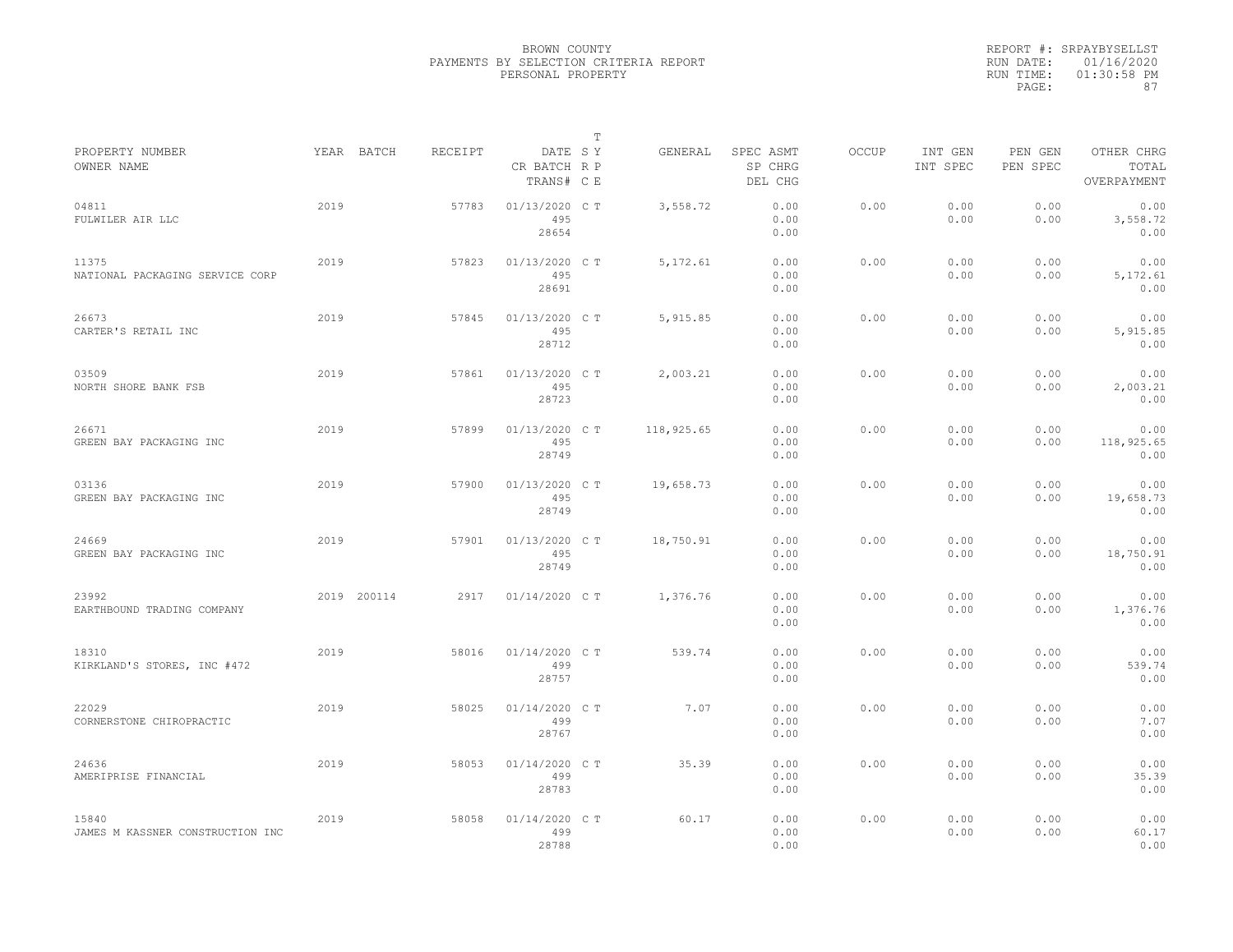BROWN COUNTY
PAYMENTS BY SELECTION CRITERIA REPORT
PERSONAL PROPERTY

REPORT #: SRPAYBYSELLST
RUN DATE: 01/16/2020
RUN TIME: 01:30:58 PM

| PROPERTY NUMBER<br>OWNER NAME | YEAR | BATCH | RECEIPT | DATE<br>CR BATCH<br>TRANS# | T<br>S Y<br>R P<br>C E | GENERAL | SPEC ASMT<br>SP CHRG<br>DEL CHG | OCCUP | INT GEN<br>INT SPEC | PEN GEN<br>PEN SPEC | OTHER CHRG<br>TOTAL<br>OVERPAYMENT |
|---|---|---|---|---|---|---|---|---|---|---|---|
| 04811<br>FULWILER AIR LLC | 2019 | | 57783 | 01/13/2020<br>495<br>28654 | C T | 3,558.72 | 0.00<br>0.00<br>0.00 | 0.00 | 0.00<br>0.00 | 0.00<br>0.00 | 0.00<br>3,558.72<br>0.00 |
| 11375<br>NATIONAL PACKAGING SERVICE CORP | 2019 | | 57823 | 01/13/2020<br>495<br>28691 | C T | 5,172.61 | 0.00<br>0.00<br>0.00 | 0.00 | 0.00<br>0.00 | 0.00<br>0.00 | 0.00<br>5,172.61<br>0.00 |
| 26673<br>CARTER'S RETAIL INC | 2019 | | 57845 | 01/13/2020<br>495<br>28712 | C T | 5,915.85 | 0.00<br>0.00<br>0.00 | 0.00 | 0.00<br>0.00 | 0.00<br>0.00 | 0.00<br>5,915.85<br>0.00 |
| 03509<br>NORTH SHORE BANK FSB | 2019 | | 57861 | 01/13/2020<br>495<br>28723 | C T | 2,003.21 | 0.00<br>0.00<br>0.00 | 0.00 | 0.00<br>0.00 | 0.00<br>0.00 | 0.00<br>2,003.21<br>0.00 |
| 26671<br>GREEN BAY PACKAGING INC | 2019 | | 57899 | 01/13/2020<br>495<br>28749 | C T | 118,925.65 | 0.00<br>0.00<br>0.00 | 0.00 | 0.00<br>0.00 | 0.00<br>0.00 | 0.00<br>118,925.65<br>0.00 |
| 03136<br>GREEN BAY PACKAGING INC | 2019 | | 57900 | 01/13/2020<br>495<br>28749 | C T | 19,658.73 | 0.00<br>0.00<br>0.00 | 0.00 | 0.00<br>0.00 | 0.00<br>0.00 | 0.00<br>19,658.73<br>0.00 |
| 24669<br>GREEN BAY PACKAGING INC | 2019 | | 57901 | 01/13/2020<br>495<br>28749 | C T | 18,750.91 | 0.00<br>0.00<br>0.00 | 0.00 | 0.00<br>0.00 | 0.00<br>0.00 | 0.00<br>18,750.91<br>0.00 |
| 23992<br>EARTHBOUND TRADING COMPANY | 2019 | 200114 | 2917 | 01/14/2020 | C T | 1,376.76 | 0.00<br>0.00<br>0.00 | 0.00 | 0.00<br>0.00 | 0.00<br>0.00 | 0.00<br>1,376.76<br>0.00 |
| 18310<br>KIRKLAND'S STORES, INC #472 | 2019 | | 58016 | 01/14/2020<br>499<br>28757 | C T | 539.74 | 0.00<br>0.00<br>0.00 | 0.00 | 0.00<br>0.00 | 0.00<br>0.00 | 0.00<br>539.74<br>0.00 |
| 22029<br>CORNERSTONE CHIROPRACTIC | 2019 | | 58025 | 01/14/2020<br>499<br>28767 | C T | 7.07 | 0.00<br>0.00<br>0.00 | 0.00 | 0.00<br>0.00 | 0.00<br>0.00 | 0.00<br>7.07<br>0.00 |
| 24636<br>AMERIPRISE FINANCIAL | 2019 | | 58053 | 01/14/2020<br>499<br>28783 | C T | 35.39 | 0.00<br>0.00<br>0.00 | 0.00 | 0.00<br>0.00 | 0.00<br>0.00 | 0.00<br>35.39<br>0.00 |
| 15840<br>JAMES M KASSNER CONSTRUCTION INC | 2019 | | 58058 | 01/14/2020<br>499<br>28788 | C T | 60.17 | 0.00<br>0.00<br>0.00 | 0.00 | 0.00<br>0.00 | 0.00<br>0.00 | 0.00<br>60.17<br>0.00 |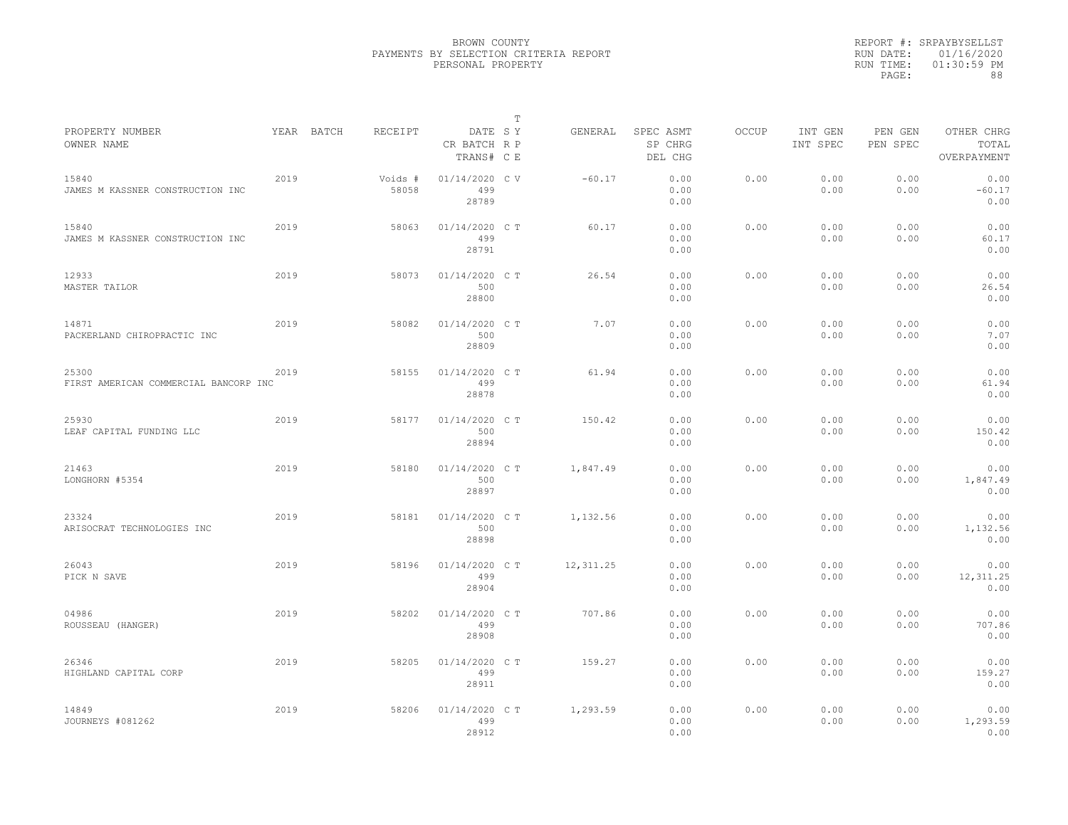BROWN COUNTY
PAYMENTS BY SELECTION CRITERIA REPORT
PERSONAL PROPERTY

REPORT #: SRPAYBYSELLST
RUN DATE: 01/16/2020
RUN TIME: 01:30:59 PM

| PROPERTY NUMBER<br>OWNER NAME | YEAR | BATCH | RECEIPT | DATE<br>CR BATCH<br>TRANS# | T<br>S Y<br>R P<br>C E | GENERAL | SPEC ASMT<br>SP CHRG<br>DEL CHG | OCCUP | INT GEN<br>INT SPEC | PEN GEN<br>PEN SPEC | OTHER CHRG<br>TOTAL<br>OVERPAYMENT |
|---|---|---|---|---|---|---|---|---|---|---|---|
| 15840<br>JAMES M KASSNER CONSTRUCTION INC | 2019 | | Voids # 58058 | 01/14/2020<br>499<br>28789 | C V | -60.17 | 0.00<br>0.00<br>0.00 | 0.00 | 0.00<br>0.00 | 0.00<br>0.00 | 0.00<br>-60.17<br>0.00 |
| 15840<br>JAMES M KASSNER CONSTRUCTION INC | 2019 | | 58063 | 01/14/2020<br>499<br>28791 | C T | 60.17 | 0.00<br>0.00<br>0.00 | 0.00 | 0.00<br>0.00 | 0.00<br>0.00 | 0.00<br>60.17<br>0.00 |
| 12933<br>MASTER TAILOR | 2019 | | 58073 | 01/14/2020<br>500<br>28800 | C T | 26.54 | 0.00<br>0.00<br>0.00 | 0.00 | 0.00<br>0.00 | 0.00<br>0.00 | 0.00<br>26.54<br>0.00 |
| 14871<br>PACKERLAND CHIROPRACTIC INC | 2019 | | 58082 | 01/14/2020<br>500<br>28809 | C T | 7.07 | 0.00<br>0.00<br>0.00 | 0.00 | 0.00<br>0.00 | 0.00<br>0.00 | 0.00<br>7.07<br>0.00 |
| 25300<br>FIRST AMERICAN COMMERCIAL BANCORP INC | 2019 | | 58155 | 01/14/2020<br>499<br>28878 | C T | 61.94 | 0.00<br>0.00<br>0.00 | 0.00 | 0.00<br>0.00 | 0.00<br>0.00 | 0.00<br>61.94<br>0.00 |
| 25930<br>LEAF CAPITAL FUNDING LLC | 2019 | | 58177 | 01/14/2020<br>500<br>28894 | C T | 150.42 | 0.00<br>0.00<br>0.00 | 0.00 | 0.00<br>0.00 | 0.00<br>0.00 | 0.00<br>150.42<br>0.00 |
| 21463<br>LONGHORN #5354 | 2019 | | 58180 | 01/14/2020<br>500<br>28897 | C T | 1,847.49 | 0.00<br>0.00<br>0.00 | 0.00 | 0.00<br>0.00 | 0.00<br>0.00 | 0.00<br>1,847.49<br>0.00 |
| 23324<br>ARISOCRAT TECHNOLOGIES INC | 2019 | | 58181 | 01/14/2020<br>500<br>28898 | C T | 1,132.56 | 0.00<br>0.00<br>0.00 | 0.00 | 0.00<br>0.00 | 0.00<br>0.00 | 0.00<br>1,132.56<br>0.00 |
| 26043<br>PICK N SAVE | 2019 | | 58196 | 01/14/2020<br>499<br>28904 | C T | 12,311.25 | 0.00<br>0.00<br>0.00 | 0.00 | 0.00<br>0.00 | 0.00<br>0.00 | 0.00<br>12,311.25<br>0.00 |
| 04986<br>ROUSSEAU (HANGER) | 2019 | | 58202 | 01/14/2020<br>499<br>28908 | C T | 707.86 | 0.00<br>0.00<br>0.00 | 0.00 | 0.00<br>0.00 | 0.00<br>0.00 | 0.00<br>707.86<br>0.00 |
| 26346<br>HIGHLAND CAPITAL CORP | 2019 | | 58205 | 01/14/2020<br>499<br>28911 | C T | 159.27 | 0.00<br>0.00<br>0.00 | 0.00 | 0.00<br>0.00 | 0.00<br>0.00 | 0.00<br>159.27<br>0.00 |
| 14849<br>JOURNEYS #081262 | 2019 | | 58206 | 01/14/2020<br>499<br>28912 | C T | 1,293.59 | 0.00<br>0.00<br>0.00 | 0.00 | 0.00<br>0.00 | 0.00<br>0.00 | 0.00<br>1,293.59<br>0.00 |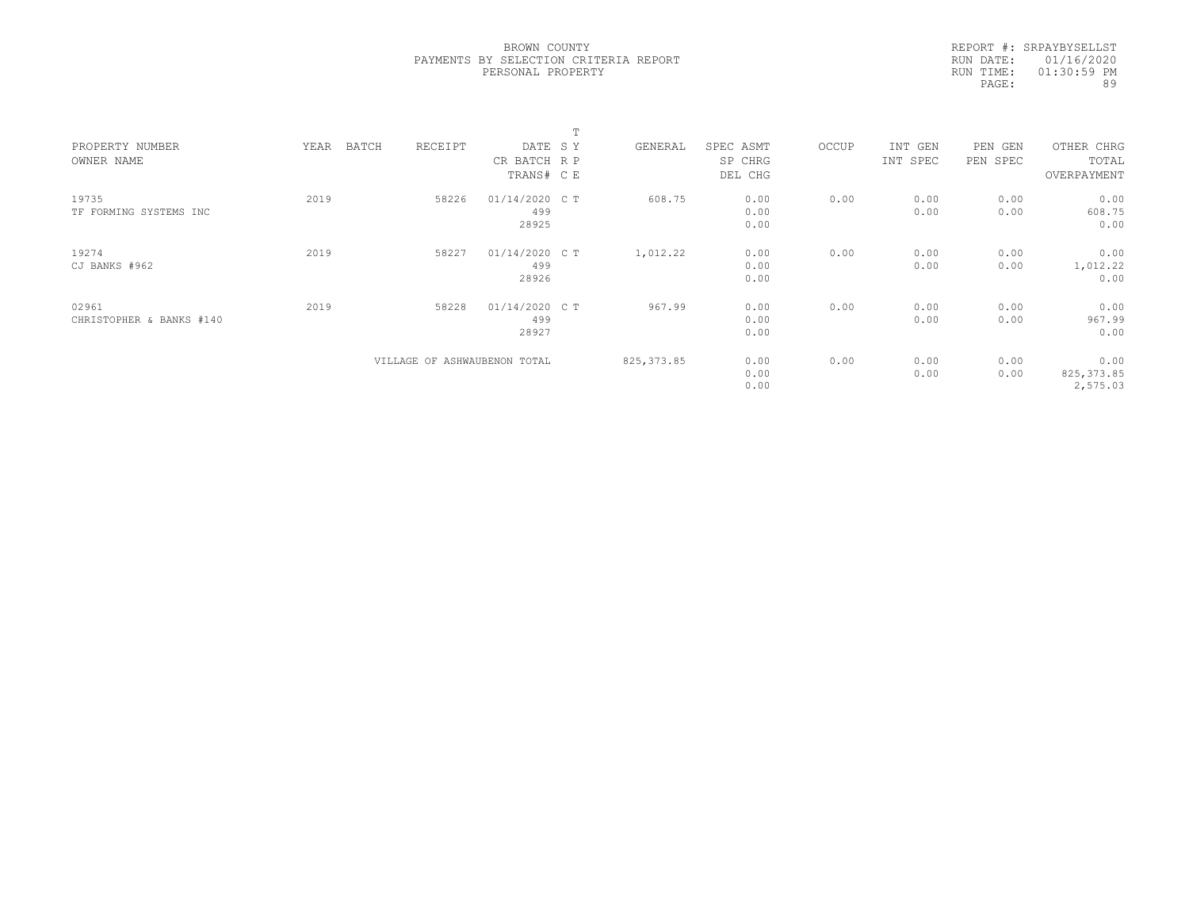BROWN COUNTY
PAYMENTS BY SELECTION CRITERIA REPORT
PERSONAL PROPERTY

REPORT #: SRPAYBYSELLST
RUN DATE: 01/16/2020
RUN TIME: 01:30:59 PM

| PROPERTY NUMBER<br>OWNER NAME | YEAR | BATCH | RECEIPT | DATE<br>CR BATCH<br>TRANS# | S<br>R<br>C | T<br>Y<br>P<br>E | GENERAL | SPEC ASMT<br>SP CHRG<br>DEL CHG | OCCUP | INT GEN<br>INT SPEC | PEN GEN<br>PEN SPEC | OTHER CHRG<br>TOTAL<br>OVERPAYMENT |
|---|---|---|---|---|---|---|---|---|---|---|---|---|
| 19735<br>TF FORMING SYSTEMS INC | 2019 | | 58226 | 01/14/2020<br>499<br>28925 | C | T | 608.75 | 0.00<br>0.00<br>0.00 | 0.00 | 0.00<br>0.00 | 0.00<br>0.00 | 0.00<br>608.75<br>0.00 |
| 19274<br>CJ BANKS #962 | 2019 | | 58227 | 01/14/2020<br>499<br>28926 | C | T | 1,012.22 | 0.00<br>0.00<br>0.00 | 0.00 | 0.00<br>0.00 | 0.00<br>0.00 | 0.00<br>1,012.22<br>0.00 |
| 02961<br>CHRISTOPHER & BANKS #140 | 2019 | | 58228 | 01/14/2020<br>499<br>28927 | C | T | 967.99 | 0.00<br>0.00<br>0.00 | 0.00 | 0.00<br>0.00 | 0.00<br>0.00 | 0.00<br>967.99<br>0.00 |
| | | | VILLAGE OF ASHWAUBENON TOTAL | | | | 825,373.85 | 0.00<br>0.00<br>0.00 | 0.00 | 0.00<br>0.00 | 0.00<br>0.00 | 0.00<br>825,373.85<br>2,575.03 |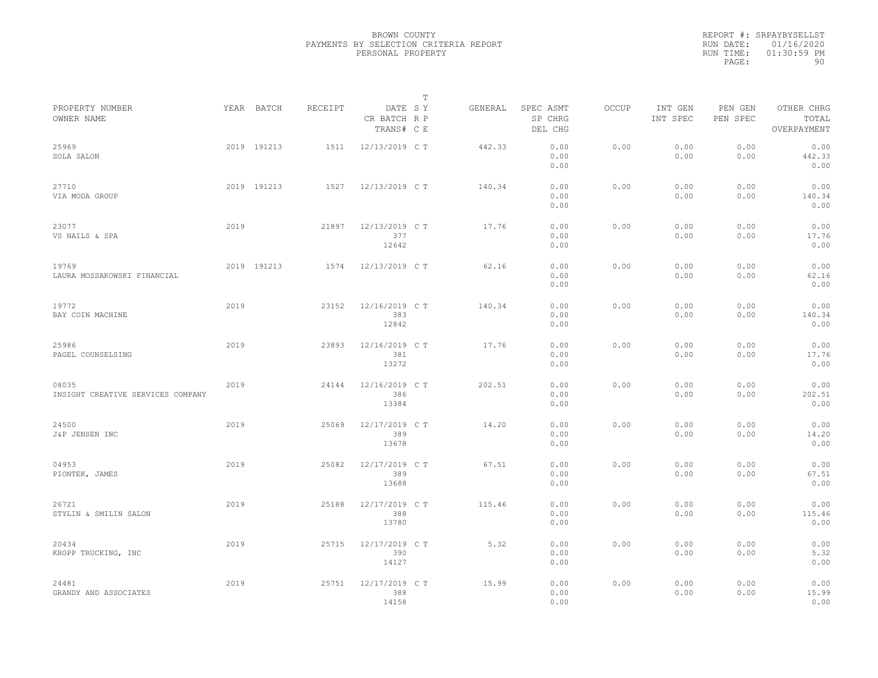BROWN COUNTY
PAYMENTS BY SELECTION CRITERIA REPORT
PERSONAL PROPERTY

REPORT #: SRPAYBYSELLST
RUN DATE: 01/16/2020
RUN TIME: 01:30:59 PM

| PROPERTY NUMBER<br>OWNER NAME | YEAR | BATCH | RECEIPT | DATE<br>CR BATCH<br>TRANS# | T<br>S Y<br>R P<br>C E | GENERAL | SPEC ASMT<br>SP CHRG<br>DEL CHG | OCCUP | INT GEN<br>INT SPEC | PEN GEN<br>PEN SPEC | OTHER CHRG<br>TOTAL<br>OVERPAYMENT |
|---|---|---|---|---|---|---|---|---|---|---|---|
| 25969<br>SOLA SALON | 2019 | 191213 | 1511 | 12/13/2019 | C T | 442.33 | 0.00<br>0.00<br>0.00 | 0.00 | 0.00<br>0.00 | 0.00<br>0.00 | 0.00<br>442.33<br>0.00 |
| 27710<br>VIA MODA GROUP | 2019 | 191213 | 1527 | 12/13/2019 | C T | 140.34 | 0.00<br>0.00<br>0.00 | 0.00 | 0.00<br>0.00 | 0.00<br>0.00 | 0.00<br>140.34<br>0.00 |
| 23077<br>VS NAILS & SPA | 2019 | | 21897 | 12/13/2019<br>377<br>12642 | C T | 17.76 | 0.00<br>0.00<br>0.00 | 0.00 | 0.00<br>0.00 | 0.00<br>0.00 | 0.00<br>17.76<br>0.00 |
| 19769<br>LAURA MOSSAKOWSKI FINANCIAL | 2019 | 191213 | 1574 | 12/13/2019 | C T | 62.16 | 0.00<br>0.00<br>0.00 | 0.00 | 0.00<br>0.00 | 0.00<br>0.00 | 0.00<br>62.16<br>0.00 |
| 19772<br>BAY COIN MACHINE | 2019 | | 23152 | 12/16/2019<br>383<br>12842 | C T | 140.34 | 0.00<br>0.00<br>0.00 | 0.00 | 0.00<br>0.00 | 0.00<br>0.00 | 0.00<br>140.34<br>0.00 |
| 25986<br>PAGEL COUNSELSING | 2019 | | 23893 | 12/16/2019<br>381<br>13272 | C T | 17.76 | 0.00<br>0.00<br>0.00 | 0.00 | 0.00<br>0.00 | 0.00<br>0.00 | 0.00<br>17.76<br>0.00 |
| 08035<br>INSIGHT CREATIVE SERVICES COMPANY | 2019 | | 24144 | 12/16/2019<br>386<br>13384 | C T | 202.51 | 0.00<br>0.00<br>0.00 | 0.00 | 0.00<br>0.00 | 0.00<br>0.00 | 0.00<br>202.51<br>0.00 |
| 24500<br>J&P JENSEN INC | 2019 | | 25069 | 12/17/2019<br>389<br>13678 | C T | 14.20 | 0.00<br>0.00<br>0.00 | 0.00 | 0.00<br>0.00 | 0.00<br>0.00 | 0.00<br>14.20<br>0.00 |
| 04953<br>PIONTEK, JAMES | 2019 | | 25082 | 12/17/2019<br>389<br>13688 | C T | 67.51 | 0.00<br>0.00<br>0.00 | 0.00 | 0.00<br>0.00 | 0.00<br>0.00 | 0.00<br>67.51<br>0.00 |
| 26721<br>STYLIN & SMILIN SALON | 2019 | | 25188 | 12/17/2019<br>388<br>13780 | C T | 115.46 | 0.00<br>0.00<br>0.00 | 0.00 | 0.00<br>0.00 | 0.00<br>0.00 | 0.00<br>115.46<br>0.00 |
| 20434<br>KROPP TRUCKING, INC | 2019 | | 25715 | 12/17/2019<br>390<br>14127 | C T | 5.32 | 0.00<br>0.00<br>0.00 | 0.00 | 0.00<br>0.00 | 0.00<br>0.00 | 0.00<br>5.32<br>0.00 |
| 24481<br>GRANDY AND ASSOCIATES | 2019 | | 25751 | 12/17/2019<br>388<br>14158 | C T | 15.99 | 0.00<br>0.00<br>0.00 | 0.00 | 0.00<br>0.00 | 0.00<br>0.00 | 0.00<br>15.99<br>0.00 |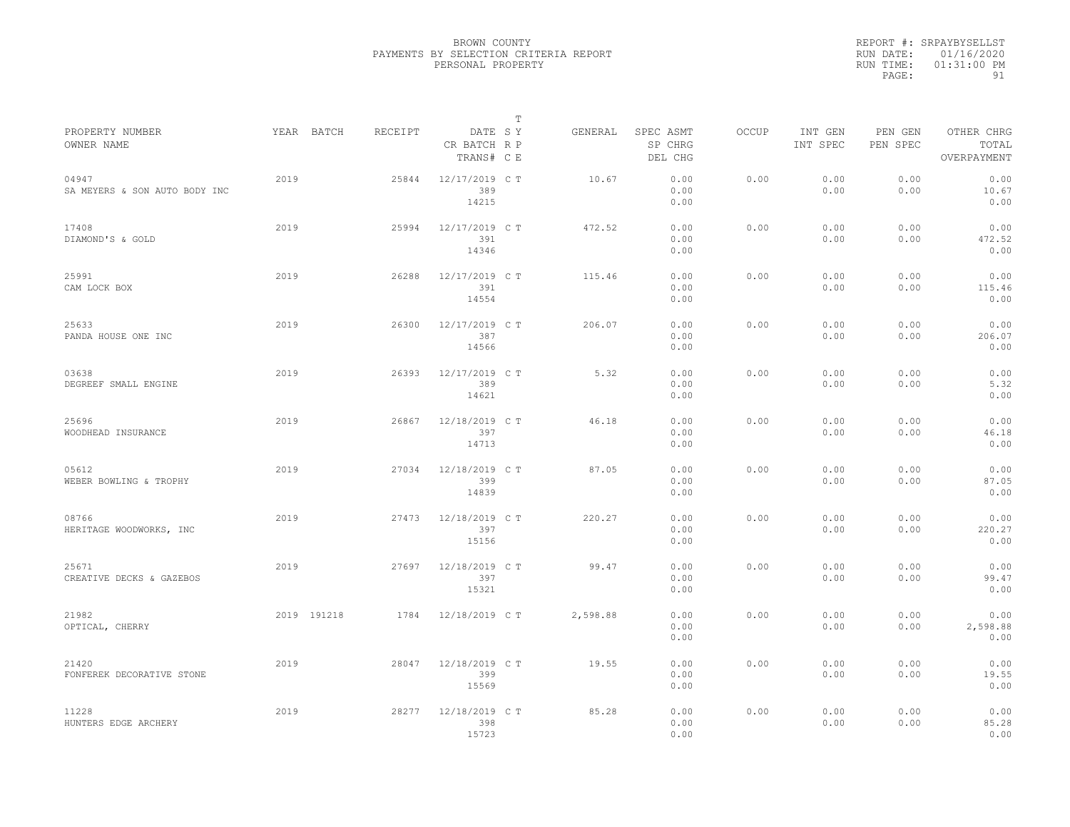BROWN COUNTY
PAYMENTS BY SELECTION CRITERIA REPORT
PERSONAL PROPERTY

REPORT #: SRPAYBYSELLST
RUN DATE: 01/16/2020
RUN TIME: 01:31:00 PM
PAGE: 91

| PROPERTY NUMBER<br>OWNER NAME | YEAR | BATCH | RECEIPT | DATE<br>CR BATCH<br>TRANS# | T<br>S Y<br>R P<br>C E | GENERAL | SPEC ASMT<br>SP CHRG<br>DEL CHG | OCCUP | INT GEN<br>INT SPEC | PEN GEN<br>PEN SPEC | OTHER CHRG<br>TOTAL<br>OVERPAYMENT |
|---|---|---|---|---|---|---|---|---|---|---|---|
| 04947<br>SA MEYERS & SON AUTO BODY INC | 2019 | | 25844 | 12/17/2019<br>389<br>14215 | C T | 10.67 | 0.00<br>0.00<br>0.00 | 0.00 | 0.00<br>0.00 | 0.00<br>0.00 | 0.00<br>10.67<br>0.00 |
| 17408<br>DIAMOND'S & GOLD | 2019 | | 25994 | 12/17/2019<br>391<br>14346 | C T | 472.52 | 0.00<br>0.00<br>0.00 | 0.00 | 0.00<br>0.00 | 0.00<br>0.00 | 0.00<br>472.52<br>0.00 |
| 25991<br>CAM LOCK BOX | 2019 | | 26288 | 12/17/2019<br>391<br>14554 | C T | 115.46 | 0.00<br>0.00<br>0.00 | 0.00 | 0.00<br>0.00 | 0.00<br>0.00 | 0.00<br>115.46<br>0.00 |
| 25633<br>PANDA HOUSE ONE INC | 2019 | | 26300 | 12/17/2019<br>387<br>14566 | C T | 206.07 | 0.00<br>0.00<br>0.00 | 0.00 | 0.00<br>0.00 | 0.00<br>0.00 | 0.00<br>206.07<br>0.00 |
| 03638<br>DEGREEF SMALL ENGINE | 2019 | | 26393 | 12/17/2019<br>389<br>14621 | C T | 5.32 | 0.00<br>0.00<br>0.00 | 0.00 | 0.00<br>0.00 | 0.00<br>0.00 | 0.00<br>5.32<br>0.00 |
| 25696<br>WOODHEAD INSURANCE | 2019 | | 26867 | 12/18/2019<br>397<br>14713 | C T | 46.18 | 0.00<br>0.00<br>0.00 | 0.00 | 0.00<br>0.00 | 0.00<br>0.00 | 0.00<br>46.18<br>0.00 |
| 05612<br>WEBER BOWLING & TROPHY | 2019 | | 27034 | 12/18/2019<br>399<br>14839 | C T | 87.05 | 0.00<br>0.00<br>0.00 | 0.00 | 0.00<br>0.00 | 0.00<br>0.00 | 0.00<br>87.05<br>0.00 |
| 08766<br>HERITAGE WOODWORKS, INC | 2019 | | 27473 | 12/18/2019<br>397<br>15156 | C T | 220.27 | 0.00<br>0.00<br>0.00 | 0.00 | 0.00<br>0.00 | 0.00<br>0.00 | 0.00<br>220.27<br>0.00 |
| 25671<br>CREATIVE DECKS & GAZEBOS | 2019 | | 27697 | 12/18/2019<br>397<br>15321 | C T | 99.47 | 0.00<br>0.00<br>0.00 | 0.00 | 0.00<br>0.00 | 0.00<br>0.00 | 0.00<br>99.47<br>0.00 |
| 21982<br>OPTICAL, CHERRY | 2019 | 191218 | 1784 | 12/18/2019 | C T | 2,598.88 | 0.00<br>0.00<br>0.00 | 0.00 | 0.00<br>0.00 | 0.00<br>0.00 | 0.00<br>2,598.88<br>0.00 |
| 21420<br>FONFEREK DECORATIVE STONE | 2019 | | 28047 | 12/18/2019<br>399<br>15569 | C T | 19.55 | 0.00<br>0.00<br>0.00 | 0.00 | 0.00<br>0.00 | 0.00<br>0.00 | 0.00<br>19.55<br>0.00 |
| 11228<br>HUNTERS EDGE ARCHERY | 2019 | | 28277 | 12/18/2019<br>398<br>15723 | C T | 85.28 | 0.00<br>0.00<br>0.00 | 0.00 | 0.00<br>0.00 | 0.00<br>0.00 | 0.00<br>85.28<br>0.00 |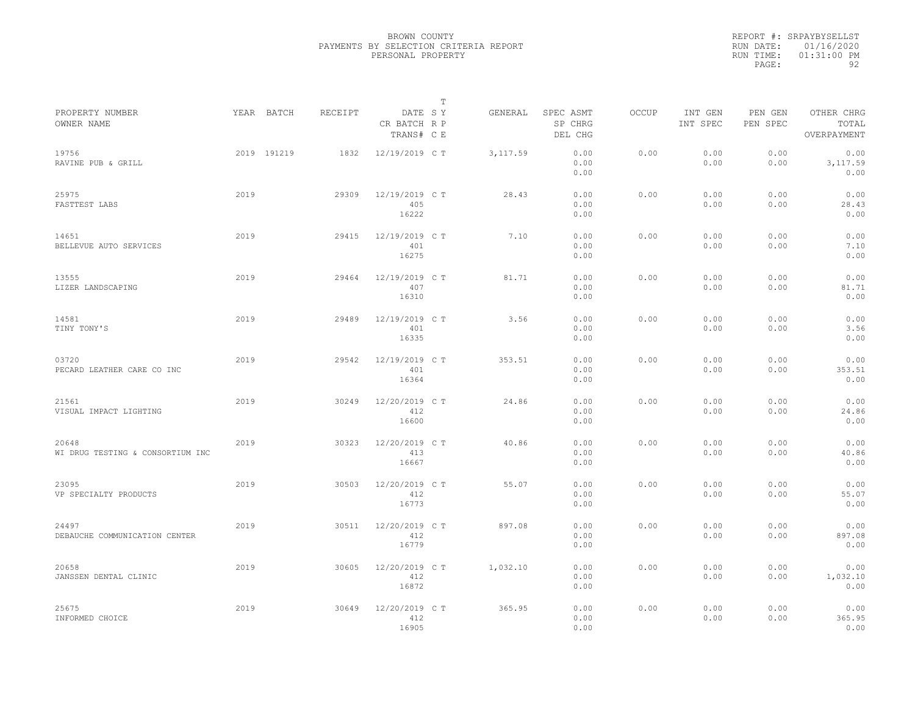BROWN COUNTY
PAYMENTS BY SELECTION CRITERIA REPORT
PERSONAL PROPERTY

REPORT #: SRPAYBYSELLST
RUN DATE: 01/16/2020
RUN TIME: 01:31:00 PM

| PROPERTY NUMBER<br>OWNER NAME | YEAR | BATCH | RECEIPT | DATE<br>CR BATCH<br>TRANS# | T<br>S Y<br>R P<br>C E | GENERAL | SPEC ASMT<br>SP CHRG<br>DEL CHG | OCCUP | INT GEN<br>INT SPEC | PEN GEN<br>PEN SPEC | OTHER CHRG<br>TOTAL<br>OVERPAYMENT |
|---|---|---|---|---|---|---|---|---|---|---|---|
| 19756<br>RAVINE PUB & GRILL | 2019 | 191219 | 1832 | 12/19/2019 | C T | 3,117.59 | 0.00<br>0.00<br>0.00 | 0.00 | 0.00<br>0.00 | 0.00<br>0.00 | 0.00<br>3,117.59<br>0.00 |
| 25975<br>FASTTEST LABS | 2019 | | 29309 | 12/19/2019<br>405<br>16222 | C T | 28.43 | 0.00<br>0.00<br>0.00 | 0.00 | 0.00<br>0.00 | 0.00<br>0.00 | 0.00<br>28.43<br>0.00 |
| 14651<br>BELLEVUE AUTO SERVICES | 2019 | | 29415 | 12/19/2019<br>401<br>16275 | C T | 7.10 | 0.00<br>0.00<br>0.00 | 0.00 | 0.00<br>0.00 | 0.00<br>0.00 | 0.00<br>7.10<br>0.00 |
| 13555<br>LIZER LANDSCAPING | 2019 | | 29464 | 12/19/2019<br>407<br>16310 | C T | 81.71 | 0.00<br>0.00<br>0.00 | 0.00 | 0.00<br>0.00 | 0.00<br>0.00 | 0.00<br>81.71<br>0.00 |
| 14581<br>TINY TONY'S | 2019 | | 29489 | 12/19/2019<br>401<br>16335 | C T | 3.56 | 0.00<br>0.00<br>0.00 | 0.00 | 0.00<br>0.00 | 0.00<br>0.00 | 0.00<br>3.56<br>0.00 |
| 03720<br>PECARD LEATHER CARE CO INC | 2019 | | 29542 | 12/19/2019<br>401<br>16364 | C T | 353.51 | 0.00<br>0.00<br>0.00 | 0.00 | 0.00<br>0.00 | 0.00<br>0.00 | 0.00<br>353.51<br>0.00 |
| 21561<br>VISUAL IMPACT LIGHTING | 2019 | | 30249 | 12/20/2019<br>412<br>16600 | C T | 24.86 | 0.00<br>0.00<br>0.00 | 0.00 | 0.00<br>0.00 | 0.00<br>0.00 | 0.00<br>24.86<br>0.00 |
| 20648<br>WI DRUG TESTING & CONSORTIUM INC | 2019 | | 30323 | 12/20/2019<br>413<br>16667 | C T | 40.86 | 0.00<br>0.00<br>0.00 | 0.00 | 0.00<br>0.00 | 0.00<br>0.00 | 0.00<br>40.86<br>0.00 |
| 23095<br>VP SPECIALTY PRODUCTS | 2019 | | 30503 | 12/20/2019<br>412<br>16773 | C T | 55.07 | 0.00<br>0.00<br>0.00 | 0.00 | 0.00<br>0.00 | 0.00<br>0.00 | 0.00<br>55.07<br>0.00 |
| 24497<br>DEBAUCHE COMMUNICATION CENTER | 2019 | | 30511 | 12/20/2019<br>412<br>16779 | C T | 897.08 | 0.00<br>0.00<br>0.00 | 0.00 | 0.00<br>0.00 | 0.00<br>0.00 | 0.00<br>897.08<br>0.00 |
| 20658<br>JANSSEN DENTAL CLINIC | 2019 | | 30605 | 12/20/2019<br>412<br>16872 | C T | 1,032.10 | 0.00<br>0.00<br>0.00 | 0.00 | 0.00<br>0.00 | 0.00<br>0.00 | 0.00<br>1,032.10<br>0.00 |
| 25675<br>INFORMED CHOICE | 2019 | | 30649 | 12/20/2019<br>412<br>16905 | C T | 365.95 | 0.00<br>0.00<br>0.00 | 0.00 | 0.00<br>0.00 | 0.00<br>0.00 | 0.00<br>365.95<br>0.00 |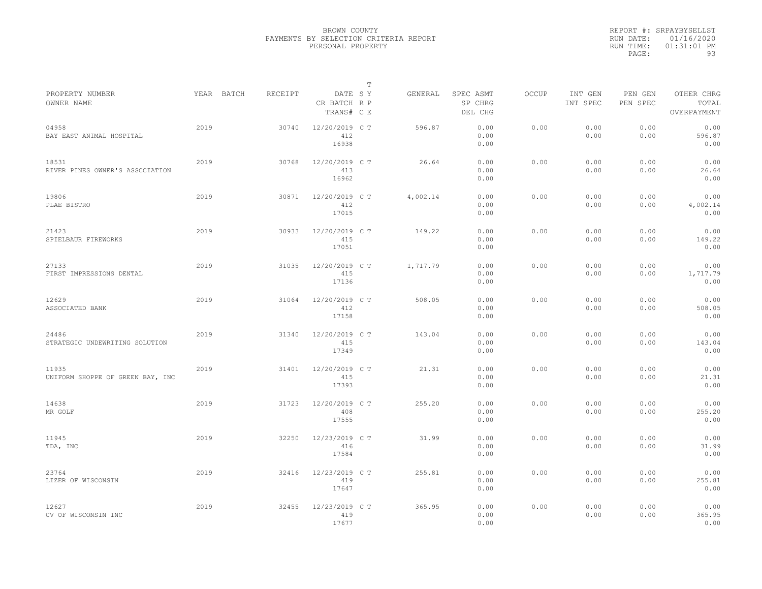BROWN COUNTY
PAYMENTS BY SELECTION CRITERIA REPORT
PERSONAL PROPERTY

REPORT #: SRPAYBYSELLST
RUN DATE: 01/16/2020
RUN TIME: 01:31:01 PM

| PROPERTY NUMBER / OWNER NAME | YEAR | BATCH | RECEIPT | DATE / CR BATCH / TRANS# | T S Y R P C E | GENERAL | SPEC ASMT / SP CHRG / DEL CHG | OCCUP | INT GEN / INT SPEC | PEN GEN / PEN SPEC | OTHER CHRG / TOTAL / OVERPAYMENT |
|---|---|---|---|---|---|---|---|---|---|---|---|
| 04958 BAY EAST ANIMAL HOSPITAL | 2019 | | 30740 | 12/20/2019 412 16938 | C T | 596.87 | 0.00 0.00 0.00 | 0.00 | 0.00 0.00 | 0.00 0.00 | 0.00 596.87 0.00 |
| 18531 RIVER PINES OWNER'S ASSCCIATION | 2019 | | 30768 | 12/20/2019 413 16962 | C T | 26.64 | 0.00 0.00 0.00 | 0.00 | 0.00 0.00 | 0.00 0.00 | 0.00 26.64 0.00 |
| 19806 PLAE BISTRO | 2019 | | 30871 | 12/20/2019 412 17015 | C T | 4,002.14 | 0.00 0.00 0.00 | 0.00 | 0.00 0.00 | 0.00 0.00 | 0.00 4,002.14 0.00 |
| 21423 SPIELBAUR FIREWORKS | 2019 | | 30933 | 12/20/2019 415 17051 | C T | 149.22 | 0.00 0.00 0.00 | 0.00 | 0.00 0.00 | 0.00 0.00 | 0.00 149.22 0.00 |
| 27133 FIRST IMPRESSIONS DENTAL | 2019 | | 31035 | 12/20/2019 415 17136 | C T | 1,717.79 | 0.00 0.00 0.00 | 0.00 | 0.00 0.00 | 0.00 0.00 | 0.00 1,717.79 0.00 |
| 12629 ASSOCIATED BANK | 2019 | | 31064 | 12/20/2019 412 17158 | C T | 508.05 | 0.00 0.00 0.00 | 0.00 | 0.00 0.00 | 0.00 0.00 | 0.00 508.05 0.00 |
| 24486 STRATEGIC UNDEWRITING SOLUTION | 2019 | | 31340 | 12/20/2019 415 17349 | C T | 143.04 | 0.00 0.00 0.00 | 0.00 | 0.00 0.00 | 0.00 0.00 | 0.00 143.04 0.00 |
| 11935 UNIFORM SHOPPE OF GREEN BAY, INC | 2019 | | 31401 | 12/20/2019 415 17393 | C T | 21.31 | 0.00 0.00 0.00 | 0.00 | 0.00 0.00 | 0.00 0.00 | 0.00 21.31 0.00 |
| 14638 MR GOLF | 2019 | | 31723 | 12/20/2019 408 17555 | C T | 255.20 | 0.00 0.00 0.00 | 0.00 | 0.00 0.00 | 0.00 0.00 | 0.00 255.20 0.00 |
| 11945 TDA, INC | 2019 | | 32250 | 12/23/2019 416 17584 | C T | 31.99 | 0.00 0.00 0.00 | 0.00 | 0.00 0.00 | 0.00 0.00 | 0.00 31.99 0.00 |
| 23764 LIZER OF WISCONSIN | 2019 | | 32416 | 12/23/2019 419 17647 | C T | 255.81 | 0.00 0.00 0.00 | 0.00 | 0.00 0.00 | 0.00 0.00 | 0.00 255.81 0.00 |
| 12627 CV OF WISCONSIN INC | 2019 | | 32455 | 12/23/2019 419 17677 | C T | 365.95 | 0.00 0.00 0.00 | 0.00 | 0.00 0.00 | 0.00 0.00 | 0.00 365.95 0.00 |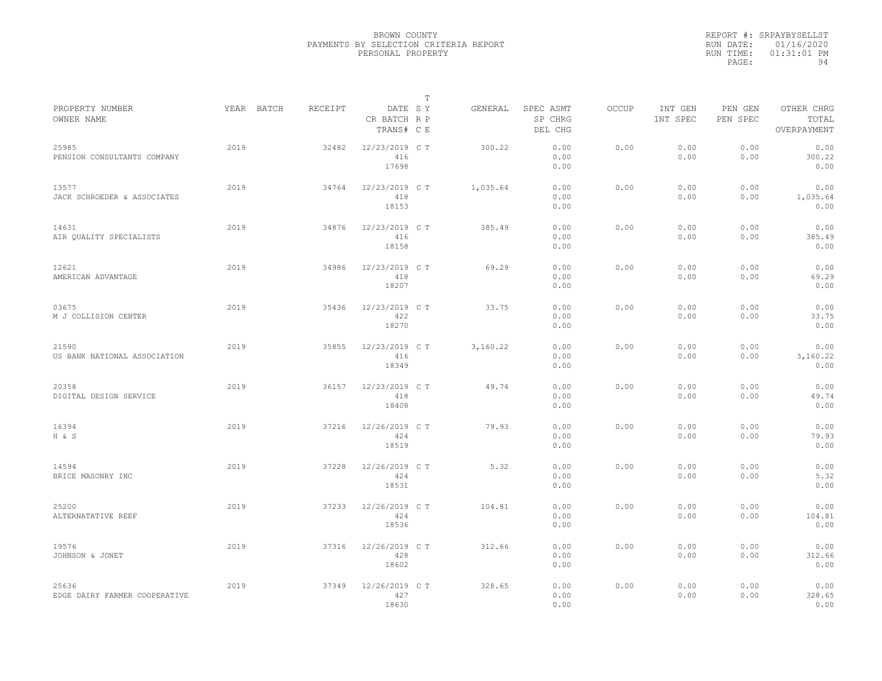BROWN COUNTY
PAYMENTS BY SELECTION CRITERIA REPORT
PERSONAL PROPERTY

REPORT #: SRPAYBYSELLST
RUN DATE: 01/16/2020
RUN TIME: 01:31:01 PM

| PROPERTY NUMBER / OWNER NAME | YEAR | BATCH | RECEIPT | DATE / CR BATCH / TRANS# | T S Y R P C E | GENERAL | SPEC ASMT / SP CHRG / DEL CHG | OCCUP | INT GEN / INT SPEC | PEN GEN / PEN SPEC | OTHER CHRG / TOTAL / OVERPAYMENT |
|---|---|---|---|---|---|---|---|---|---|---|---|
| 25985 / PENSION CONSULTANTS COMPANY | 2019 | | 32482 | 12/23/2019 / 416 / 17698 | C T | 300.22 | 0.00 / 0.00 / 0.00 | 0.00 | 0.00 / 0.00 | 0.00 / 0.00 | 0.00 / 300.22 / 0.00 |
| 13577 / JACK SCHROEDER & ASSOCIATES | 2019 | | 34764 | 12/23/2019 / 418 / 18153 | C T | 1,035.64 | 0.00 / 0.00 / 0.00 | 0.00 | 0.00 / 0.00 | 0.00 / 0.00 | 0.00 / 1,035.64 / 0.00 |
| 14631 / AIR QUALITY SPECIALISTS | 2019 | | 34876 | 12/23/2019 / 416 / 18158 | C T | 385.49 | 0.00 / 0.00 / 0.00 | 0.00 | 0.00 / 0.00 | 0.00 / 0.00 | 0.00 / 385.49 / 0.00 |
| 12621 / AMERICAN ADVANTAGE | 2019 | | 34986 | 12/23/2019 / 418 / 18207 | C T | 69.29 | 0.00 / 0.00 / 0.00 | 0.00 | 0.00 / 0.00 | 0.00 / 0.00 | 0.00 / 69.29 / 0.00 |
| 03675 / M J COLLISION CENTER | 2019 | | 35436 | 12/23/2019 / 422 / 18270 | C T | 33.75 | 0.00 / 0.00 / 0.00 | 0.00 | 0.00 / 0.00 | 0.00 / 0.00 | 0.00 / 33.75 / 0.00 |
| 21590 / US BANK NATIONAL ASSOCIATION | 2019 | | 35855 | 12/23/2019 / 416 / 18349 | C T | 3,160.22 | 0.00 / 0.00 / 0.00 | 0.00 | 0.00 / 0.00 | 0.00 / 0.00 | 0.00 / 3,160.22 / 0.00 |
| 20358 / DIGITAL DESIGN SERVICE | 2019 | | 36157 | 12/23/2019 / 418 / 18408 | C T | 49.74 | 0.00 / 0.00 / 0.00 | 0.00 | 0.00 / 0.00 | 0.00 / 0.00 | 0.00 / 49.74 / 0.00 |
| 16394 / H & S | 2019 | | 37216 | 12/26/2019 / 424 / 18519 | C T | 79.93 | 0.00 / 0.00 / 0.00 | 0.00 | 0.00 / 0.00 | 0.00 / 0.00 | 0.00 / 79.93 / 0.00 |
| 14594 / BRICE MASONRY INC | 2019 | | 37228 | 12/26/2019 / 424 / 18531 | C T | 5.32 | 0.00 / 0.00 / 0.00 | 0.00 | 0.00 / 0.00 | 0.00 / 0.00 | 0.00 / 5.32 / 0.00 |
| 25200 / ALTERNATATIVE REEF | 2019 | | 37233 | 12/26/2019 / 424 / 18536 | C T | 104.81 | 0.00 / 0.00 / 0.00 | 0.00 | 0.00 / 0.00 | 0.00 / 0.00 | 0.00 / 104.81 / 0.00 |
| 19576 / JOHNSON & JONET | 2019 | | 37316 | 12/26/2019 / 428 / 18602 | C T | 312.66 | 0.00 / 0.00 / 0.00 | 0.00 | 0.00 / 0.00 | 0.00 / 0.00 | 0.00 / 312.66 / 0.00 |
| 25636 / EDGE DAIRY FARMER COOPERATIVE | 2019 | | 37349 | 12/26/2019 / 427 / 18630 | C T | 328.65 | 0.00 / 0.00 / 0.00 | 0.00 | 0.00 / 0.00 | 0.00 / 0.00 | 0.00 / 328.65 / 0.00 |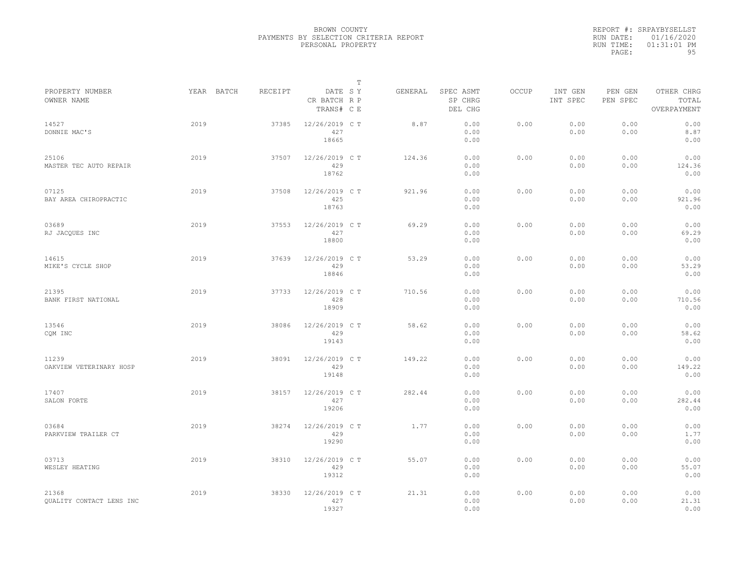BROWN COUNTY
PAYMENTS BY SELECTION CRITERIA REPORT
PERSONAL PROPERTY

REPORT #: SRPAYBYSELLST
RUN DATE: 01/16/2020
RUN TIME: 01:31:01 PM

| PROPERTY NUMBER / OWNER NAME | YEAR | BATCH | RECEIPT | DATE / CR BATCH / TRANS# | T SY RP CE | GENERAL | SPEC ASMT / SP CHRG / DEL CHG | OCCUP | INT GEN / INT SPEC | PEN GEN / PEN SPEC | OTHER CHRG / TOTAL / OVERPAYMENT |
|---|---|---|---|---|---|---|---|---|---|---|---|
| 14527 DONNIE MAC'S | 2019 | | 37385 | 12/26/2019 427 18665 | C T | 8.87 | 0.00 0.00 0.00 | 0.00 | 0.00 0.00 | 0.00 0.00 | 0.00 8.87 0.00 |
| 25106 MASTER TEC AUTO REPAIR | 2019 | | 37507 | 12/26/2019 429 18762 | C T | 124.36 | 0.00 0.00 0.00 | 0.00 | 0.00 0.00 | 0.00 0.00 | 0.00 124.36 0.00 |
| 07125 BAY AREA CHIROPRACTIC | 2019 | | 37508 | 12/26/2019 425 18763 | C T | 921.96 | 0.00 0.00 0.00 | 0.00 | 0.00 0.00 | 0.00 0.00 | 0.00 921.96 0.00 |
| 03689 RJ JACQUES INC | 2019 | | 37553 | 12/26/2019 427 18800 | C T | 69.29 | 0.00 0.00 0.00 | 0.00 | 0.00 0.00 | 0.00 0.00 | 0.00 69.29 0.00 |
| 14615 MIKE'S CYCLE SHOP | 2019 | | 37639 | 12/26/2019 429 18846 | C T | 53.29 | 0.00 0.00 0.00 | 0.00 | 0.00 0.00 | 0.00 0.00 | 0.00 53.29 0.00 |
| 21395 BANK FIRST NATIONAL | 2019 | | 37733 | 12/26/2019 428 18909 | C T | 710.56 | 0.00 0.00 0.00 | 0.00 | 0.00 0.00 | 0.00 0.00 | 0.00 710.56 0.00 |
| 13546 CQM INC | 2019 | | 38086 | 12/26/2019 429 19143 | C T | 58.62 | 0.00 0.00 0.00 | 0.00 | 0.00 0.00 | 0.00 0.00 | 0.00 58.62 0.00 |
| 11239 OAKVIEW VETERINARY HOSP | 2019 | | 38091 | 12/26/2019 429 19148 | C T | 149.22 | 0.00 0.00 0.00 | 0.00 | 0.00 0.00 | 0.00 0.00 | 0.00 149.22 0.00 |
| 17407 SALON FORTE | 2019 | | 38157 | 12/26/2019 427 19206 | C T | 282.44 | 0.00 0.00 0.00 | 0.00 | 0.00 0.00 | 0.00 0.00 | 0.00 282.44 0.00 |
| 03684 PARKVIEW TRAILER CT | 2019 | | 38274 | 12/26/2019 429 19290 | C T | 1.77 | 0.00 0.00 0.00 | 0.00 | 0.00 0.00 | 0.00 0.00 | 0.00 1.77 0.00 |
| 03713 WESLEY HEATING | 2019 | | 38310 | 12/26/2019 429 19312 | C T | 55.07 | 0.00 0.00 0.00 | 0.00 | 0.00 0.00 | 0.00 0.00 | 0.00 55.07 0.00 |
| 21368 QUALITY CONTACT LENS INC | 2019 | | 38330 | 12/26/2019 427 19327 | C T | 21.31 | 0.00 0.00 0.00 | 0.00 | 0.00 0.00 | 0.00 0.00 | 0.00 21.31 0.00 |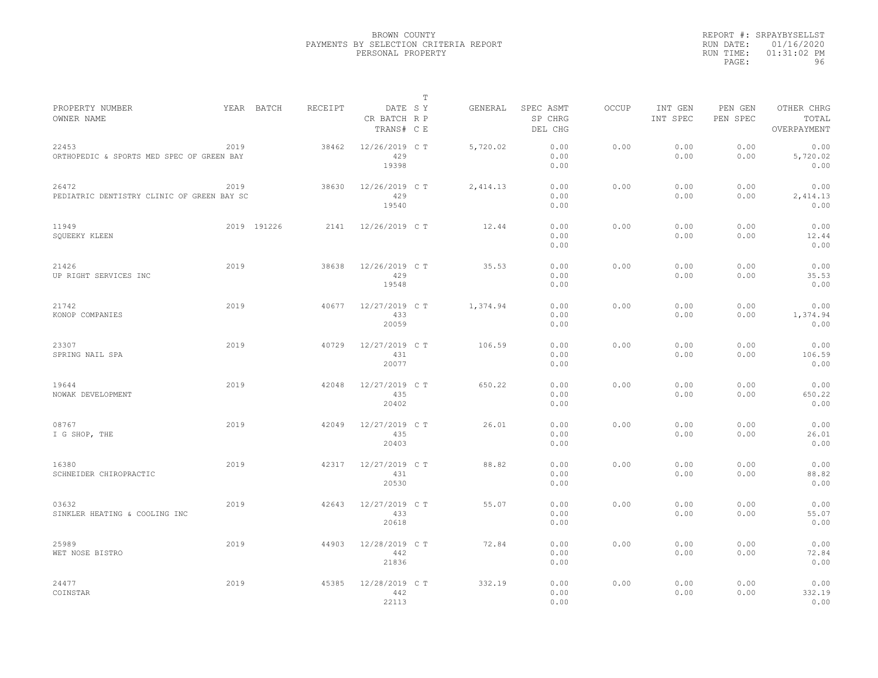BROWN COUNTY
PAYMENTS BY SELECTION CRITERIA REPORT
PERSONAL PROPERTY

REPORT #: SRPAYBYSELLST
RUN DATE: 01/16/2020
RUN TIME: 01:31:02 PM

| PROPERTY NUMBER / OWNER NAME | YEAR | BATCH | RECEIPT | DATE / CR BATCH / TRANS# | T S Y / R P / C E | GENERAL | SPEC ASMT / SP CHRG / DEL CHG | OCCUP | INT GEN / INT SPEC | PEN GEN / PEN SPEC | OTHER CHRG / TOTAL / OVERPAYMENT |
|---|---|---|---|---|---|---|---|---|---|---|---|
| 22453 ORTHOPEDIC & SPORTS MED SPEC OF GREEN BAY | 2019 | | 38462 | 12/26/2019 429 19398 | C T | 5,720.02 | 0.00 0.00 0.00 | 0.00 | 0.00 0.00 | 0.00 0.00 | 0.00 5,720.02 0.00 |
| 26472 PEDIATRIC DENTISTRY CLINIC OF GREEN BAY SC | 2019 | | 38630 | 12/26/2019 429 19540 | C T | 2,414.13 | 0.00 0.00 0.00 | 0.00 | 0.00 0.00 | 0.00 0.00 | 0.00 2,414.13 0.00 |
| 11949 SQUEEKY KLEEN | 2019 | 191226 | 2141 | 12/26/2019 | C T | 12.44 | 0.00 0.00 0.00 | 0.00 | 0.00 0.00 | 0.00 0.00 | 0.00 12.44 0.00 |
| 21426 UP RIGHT SERVICES INC | 2019 | | 38638 | 12/26/2019 429 19548 | C T | 35.53 | 0.00 0.00 0.00 | 0.00 | 0.00 0.00 | 0.00 0.00 | 0.00 35.53 0.00 |
| 21742 KONOP COMPANIES | 2019 | | 40677 | 12/27/2019 433 20059 | C T | 1,374.94 | 0.00 0.00 0.00 | 0.00 | 0.00 0.00 | 0.00 0.00 | 0.00 1,374.94 0.00 |
| 23307 SPRING NAIL SPA | 2019 | | 40729 | 12/27/2019 431 20077 | C T | 106.59 | 0.00 0.00 0.00 | 0.00 | 0.00 0.00 | 0.00 0.00 | 0.00 106.59 0.00 |
| 19644 NOWAK DEVELOPMENT | 2019 | | 42048 | 12/27/2019 435 20402 | C T | 650.22 | 0.00 0.00 0.00 | 0.00 | 0.00 0.00 | 0.00 0.00 | 0.00 650.22 0.00 |
| 08767 I G SHOP, THE | 2019 | | 42049 | 12/27/2019 435 20403 | C T | 26.01 | 0.00 0.00 0.00 | 0.00 | 0.00 0.00 | 0.00 0.00 | 0.00 26.01 0.00 |
| 16380 SCHNEIDER CHIROPRACTIC | 2019 | | 42317 | 12/27/2019 431 20530 | C T | 88.82 | 0.00 0.00 0.00 | 0.00 | 0.00 0.00 | 0.00 0.00 | 0.00 88.82 0.00 |
| 03632 SINKLER HEATING & COOLING INC | 2019 | | 42643 | 12/27/2019 433 20618 | C T | 55.07 | 0.00 0.00 0.00 | 0.00 | 0.00 0.00 | 0.00 0.00 | 0.00 55.07 0.00 |
| 25989 WET NOSE BISTRO | 2019 | | 44903 | 12/28/2019 442 21836 | C T | 72.84 | 0.00 0.00 0.00 | 0.00 | 0.00 0.00 | 0.00 0.00 | 0.00 72.84 0.00 |
| 24477 COINSTAR | 2019 | | 45385 | 12/28/2019 442 22113 | C T | 332.19 | 0.00 0.00 0.00 | 0.00 | 0.00 0.00 | 0.00 0.00 | 0.00 332.19 0.00 |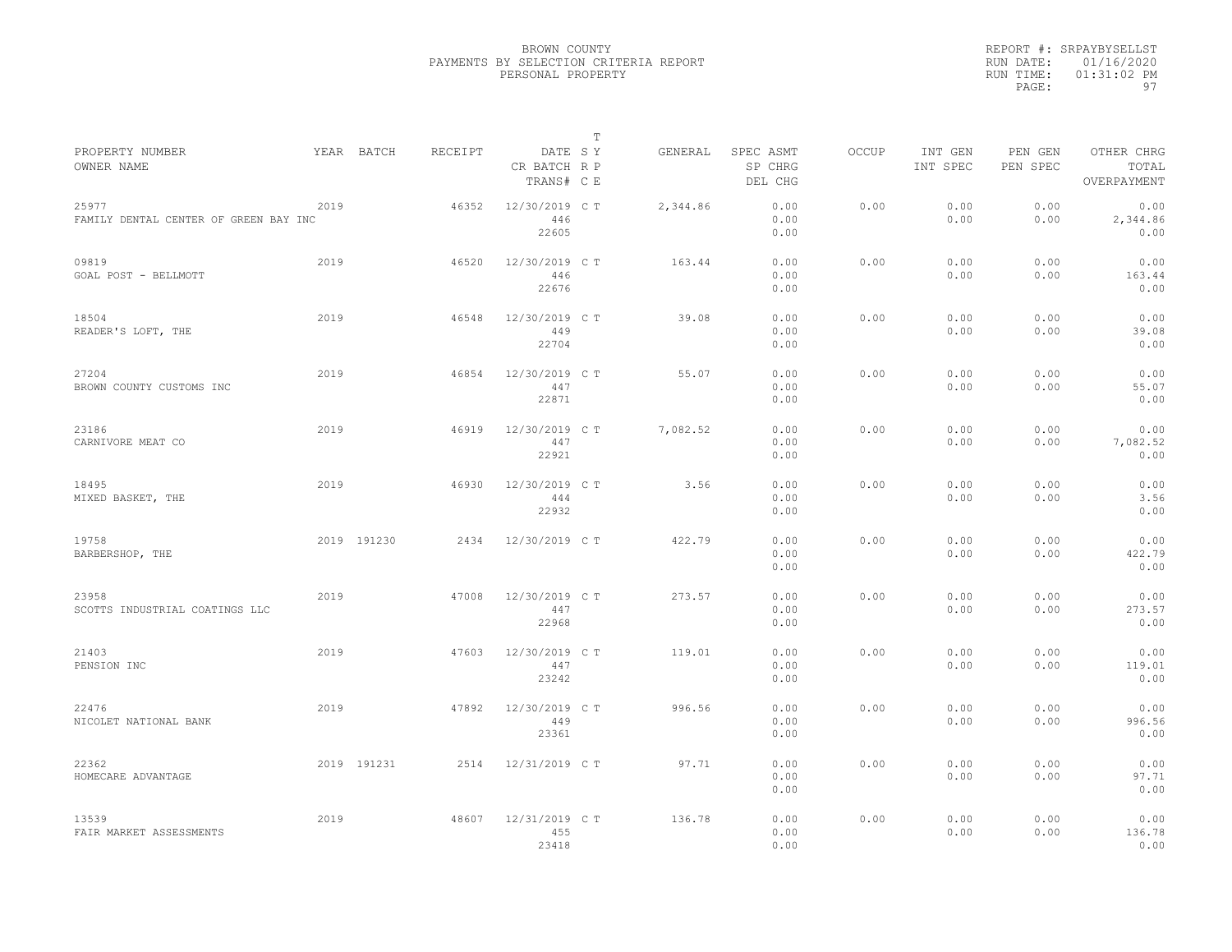BROWN COUNTY
PAYMENTS BY SELECTION CRITERIA REPORT
PERSONAL PROPERTY

REPORT #: SRPAYBYSELLST
RUN DATE: 01/16/2020
RUN TIME: 01:31:02 PM

| PROPERTY NUMBER / OWNER NAME | YEAR | BATCH | RECEIPT | DATE / CR BATCH / TRANS# | T S Y R P C E | GENERAL | SPEC ASMT / SP CHRG / DEL CHG | OCCUP | INT GEN / INT SPEC | PEN GEN / PEN SPEC | OTHER CHRG / TOTAL / OVERPAYMENT |
|---|---|---|---|---|---|---|---|---|---|---|---|
| 25977 FAMILY DENTAL CENTER OF GREEN BAY INC | 2019 | | 46352 | 12/30/2019 446 22605 | C T | 2,344.86 | 0.00 0.00 0.00 | 0.00 | 0.00 0.00 | 0.00 0.00 | 0.00 2,344.86 0.00 |
| 09819 GOAL POST - BELLMOTT | 2019 | | 46520 | 12/30/2019 446 22676 | C T | 163.44 | 0.00 0.00 0.00 | 0.00 | 0.00 0.00 | 0.00 0.00 | 0.00 163.44 0.00 |
| 18504 READER'S LOFT, THE | 2019 | | 46548 | 12/30/2019 449 22704 | C T | 39.08 | 0.00 0.00 0.00 | 0.00 | 0.00 0.00 | 0.00 0.00 | 0.00 39.08 0.00 |
| 27204 BROWN COUNTY CUSTOMS INC | 2019 | | 46854 | 12/30/2019 447 22871 | C T | 55.07 | 0.00 0.00 0.00 | 0.00 | 0.00 0.00 | 0.00 0.00 | 0.00 55.07 0.00 |
| 23186 CARNIVORE MEAT CO | 2019 | | 46919 | 12/30/2019 447 22921 | C T | 7,082.52 | 0.00 0.00 0.00 | 0.00 | 0.00 0.00 | 0.00 0.00 | 0.00 7,082.52 0.00 |
| 18495 MIXED BASKET, THE | 2019 | | 46930 | 12/30/2019 444 22932 | C T | 3.56 | 0.00 0.00 0.00 | 0.00 | 0.00 0.00 | 0.00 0.00 | 0.00 3.56 0.00 |
| 19758 BARBERSHOP, THE | 2019 | 191230 | 2434 | 12/30/2019 | C T | 422.79 | 0.00 0.00 0.00 | 0.00 | 0.00 0.00 | 0.00 0.00 | 0.00 422.79 0.00 |
| 23958 SCOTTS INDUSTRIAL COATINGS LLC | 2019 | | 47008 | 12/30/2019 447 22968 | C T | 273.57 | 0.00 0.00 0.00 | 0.00 | 0.00 0.00 | 0.00 0.00 | 0.00 273.57 0.00 |
| 21403 PENSION INC | 2019 | | 47603 | 12/30/2019 447 23242 | C T | 119.01 | 0.00 0.00 0.00 | 0.00 | 0.00 0.00 | 0.00 0.00 | 0.00 119.01 0.00 |
| 22476 NICOLET NATIONAL BANK | 2019 | | 47892 | 12/30/2019 449 23361 | C T | 996.56 | 0.00 0.00 0.00 | 0.00 | 0.00 0.00 | 0.00 0.00 | 0.00 996.56 0.00 |
| 22362 HOMECARE ADVANTAGE | 2019 | 191231 | 2514 | 12/31/2019 | C T | 97.71 | 0.00 0.00 0.00 | 0.00 | 0.00 0.00 | 0.00 0.00 | 0.00 97.71 0.00 |
| 13539 FAIR MARKET ASSESSMENTS | 2019 | | 48607 | 12/31/2019 455 23418 | C T | 136.78 | 0.00 0.00 0.00 | 0.00 | 0.00 0.00 | 0.00 0.00 | 0.00 136.78 0.00 |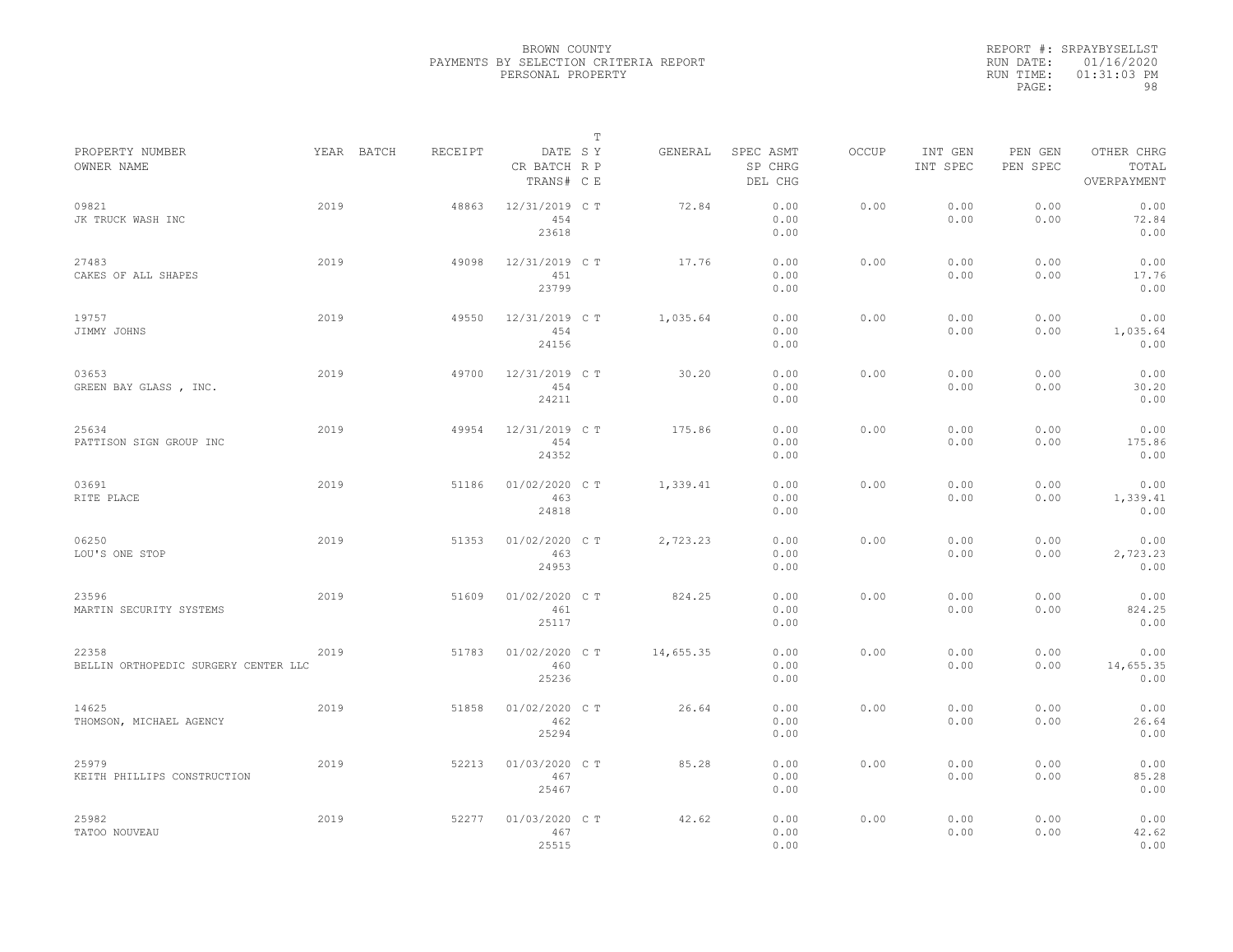BROWN COUNTY
PAYMENTS BY SELECTION CRITERIA REPORT
PERSONAL PROPERTY

REPORT #: SRPAYBYSELLST
RUN DATE: 01/16/2020
RUN TIME: 01:31:03 PM

| PROPERTY NUMBER / OWNER NAME | YEAR | BATCH | RECEIPT | DATE / CR BATCH / TRANS# | S R C | T Y P E | GENERAL | SPEC ASMT / SP CHRG / DEL CHG | OCCUP | INT GEN / INT SPEC | PEN GEN / PEN SPEC | OTHER CHRG / TOTAL / OVERPAYMENT |
|---|---|---|---|---|---|---|---|---|---|---|---|---|
| 09821 JK TRUCK WASH INC | 2019 | | 48863 | 12/31/2019 454 23618 | C | T | 72.84 | 0.00 0.00 0.00 | 0.00 | 0.00 0.00 | 0.00 0.00 | 0.00 72.84 0.00 |
| 27483 CAKES OF ALL SHAPES | 2019 | | 49098 | 12/31/2019 451 23799 | C | T | 17.76 | 0.00 0.00 0.00 | 0.00 | 0.00 0.00 | 0.00 0.00 | 0.00 17.76 0.00 |
| 19757 JIMMY JOHNS | 2019 | | 49550 | 12/31/2019 454 24156 | C | T | 1,035.64 | 0.00 0.00 0.00 | 0.00 | 0.00 0.00 | 0.00 0.00 | 0.00 1,035.64 0.00 |
| 03653 GREEN BAY GLASS , INC. | 2019 | | 49700 | 12/31/2019 454 24211 | C | T | 30.20 | 0.00 0.00 0.00 | 0.00 | 0.00 0.00 | 0.00 0.00 | 0.00 30.20 0.00 |
| 25634 PATTISON SIGN GROUP INC | 2019 | | 49954 | 12/31/2019 454 24352 | C | T | 175.86 | 0.00 0.00 0.00 | 0.00 | 0.00 0.00 | 0.00 0.00 | 0.00 175.86 0.00 |
| 03691 RITE PLACE | 2019 | | 51186 | 01/02/2020 463 24818 | C | T | 1,339.41 | 0.00 0.00 0.00 | 0.00 | 0.00 0.00 | 0.00 0.00 | 0.00 1,339.41 0.00 |
| 06250 LOU'S ONE STOP | 2019 | | 51353 | 01/02/2020 463 24953 | C | T | 2,723.23 | 0.00 0.00 0.00 | 0.00 | 0.00 0.00 | 0.00 0.00 | 0.00 2,723.23 0.00 |
| 23596 MARTIN SECURITY SYSTEMS | 2019 | | 51609 | 01/02/2020 461 25117 | C | T | 824.25 | 0.00 0.00 0.00 | 0.00 | 0.00 0.00 | 0.00 0.00 | 0.00 824.25 0.00 |
| 22358 BELLIN ORTHOPEDIC SURGERY CENTER LLC | 2019 | | 51783 | 01/02/2020 460 25236 | C | T | 14,655.35 | 0.00 0.00 0.00 | 0.00 | 0.00 0.00 | 0.00 0.00 | 0.00 14,655.35 0.00 |
| 14625 THOMSON, MICHAEL AGENCY | 2019 | | 51858 | 01/02/2020 462 25294 | C | T | 26.64 | 0.00 0.00 0.00 | 0.00 | 0.00 0.00 | 0.00 0.00 | 0.00 26.64 0.00 |
| 25979 KEITH PHILLIPS CONSTRUCTION | 2019 | | 52213 | 01/03/2020 467 25467 | C | T | 85.28 | 0.00 0.00 0.00 | 0.00 | 0.00 0.00 | 0.00 0.00 | 0.00 85.28 0.00 |
| 25982 TATOO NOUVEAU | 2019 | | 52277 | 01/03/2020 467 25515 | C | T | 42.62 | 0.00 0.00 0.00 | 0.00 | 0.00 0.00 | 0.00 0.00 | 0.00 42.62 0.00 |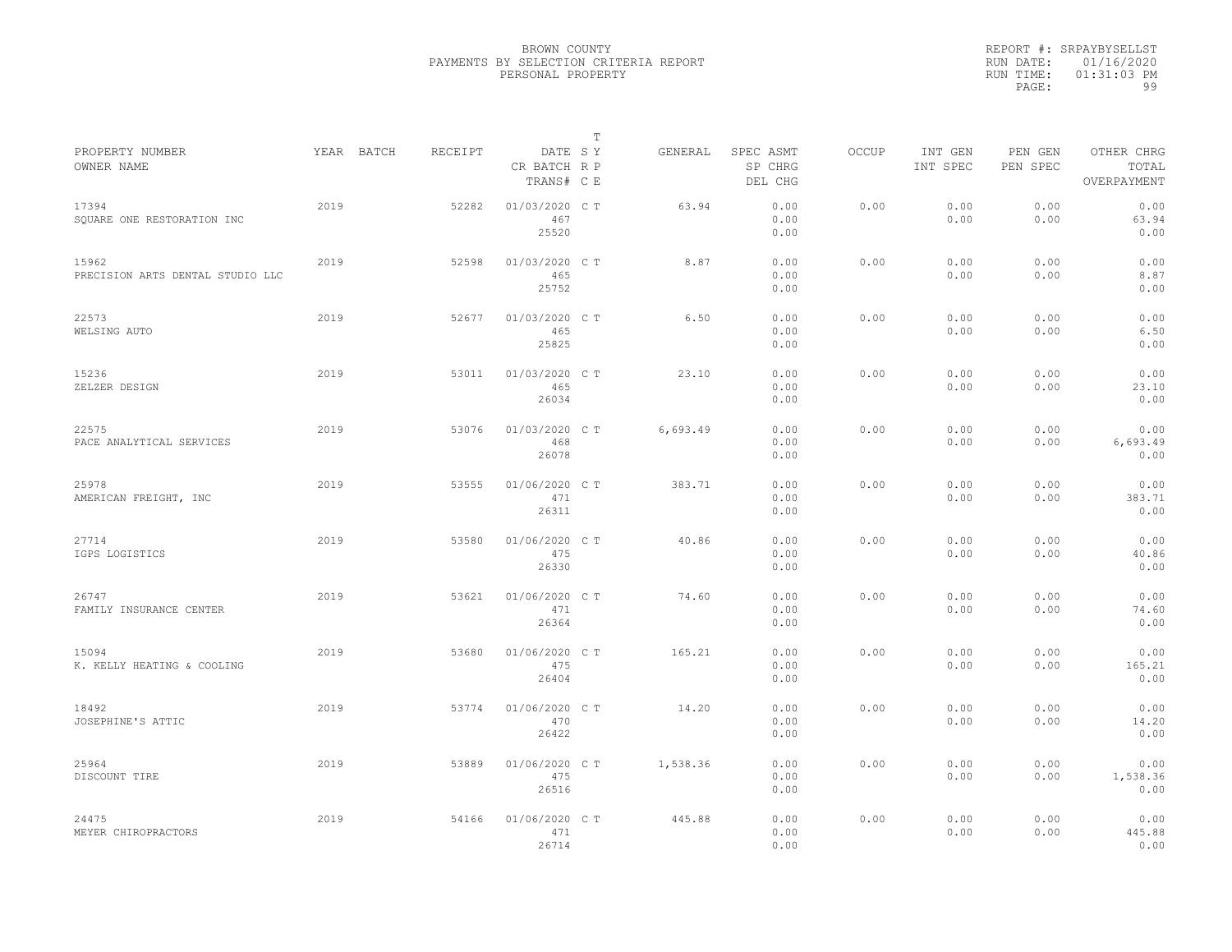BROWN COUNTY
PAYMENTS BY SELECTION CRITERIA REPORT
PERSONAL PROPERTY

REPORT #: SRPAYBYSELLST
RUN DATE: 01/16/2020
RUN TIME: 01:31:03 PM

| PROPERTY NUMBER<br>OWNER NAME | YEAR | BATCH | RECEIPT | DATE<br>CR BATCH<br>TRANS# | T S Y<br>R P<br>C E | GENERAL | SPEC ASMT<br>SP CHRG<br>DEL CHG | OCCUP | INT GEN<br>INT SPEC | PEN GEN<br>PEN SPEC | OTHER CHRG<br>TOTAL<br>OVERPAYMENT |
|---|---|---|---|---|---|---|---|---|---|---|---|
| 17394<br>SQUARE ONE RESTORATION INC | 2019 | | 52282 | 01/03/2020<br>467<br>25520 | C T | 63.94 | 0.00<br>0.00<br>0.00 | 0.00 | 0.00<br>0.00 | 0.00<br>0.00 | 0.00<br>63.94<br>0.00 |
| 15962<br>PRECISION ARTS DENTAL STUDIO LLC | 2019 | | 52598 | 01/03/2020<br>465<br>25752 | C T | 8.87 | 0.00<br>0.00<br>0.00 | 0.00 | 0.00<br>0.00 | 0.00<br>0.00 | 0.00<br>8.87<br>0.00 |
| 22573<br>WELSING AUTO | 2019 | | 52677 | 01/03/2020<br>465<br>25825 | C T | 6.50 | 0.00<br>0.00<br>0.00 | 0.00 | 0.00<br>0.00 | 0.00<br>0.00 | 0.00<br>6.50<br>0.00 |
| 15236<br>ZELZER DESIGN | 2019 | | 53011 | 01/03/2020<br>465<br>26034 | C T | 23.10 | 0.00<br>0.00<br>0.00 | 0.00 | 0.00<br>0.00 | 0.00<br>0.00 | 0.00<br>23.10<br>0.00 |
| 22575<br>PACE ANALYTICAL SERVICES | 2019 | | 53076 | 01/03/2020<br>468<br>26078 | C T | 6,693.49 | 0.00<br>0.00<br>0.00 | 0.00 | 0.00<br>0.00 | 0.00<br>0.00 | 0.00<br>6,693.49<br>0.00 |
| 25978<br>AMERICAN FREIGHT, INC | 2019 | | 53555 | 01/06/2020<br>471<br>26311 | C T | 383.71 | 0.00<br>0.00<br>0.00 | 0.00 | 0.00<br>0.00 | 0.00<br>0.00 | 0.00<br>383.71<br>0.00 |
| 27714<br>IGPS LOGISTICS | 2019 | | 53580 | 01/06/2020<br>475<br>26330 | C T | 40.86 | 0.00<br>0.00<br>0.00 | 0.00 | 0.00<br>0.00 | 0.00<br>0.00 | 0.00<br>40.86<br>0.00 |
| 26747<br>FAMILY INSURANCE CENTER | 2019 | | 53621 | 01/06/2020<br>471<br>26364 | C T | 74.60 | 0.00<br>0.00<br>0.00 | 0.00 | 0.00<br>0.00 | 0.00<br>0.00 | 0.00<br>74.60<br>0.00 |
| 15094<br>K. KELLY HEATING & COOLING | 2019 | | 53680 | 01/06/2020<br>475<br>26404 | C T | 165.21 | 0.00<br>0.00<br>0.00 | 0.00 | 0.00<br>0.00 | 0.00<br>0.00 | 0.00<br>165.21<br>0.00 |
| 18492<br>JOSEPHINE'S ATTIC | 2019 | | 53774 | 01/06/2020<br>470<br>26422 | C T | 14.20 | 0.00<br>0.00<br>0.00 | 0.00 | 0.00<br>0.00 | 0.00<br>0.00 | 0.00<br>14.20<br>0.00 |
| 25964<br>DISCOUNT TIRE | 2019 | | 53889 | 01/06/2020<br>475<br>26516 | C T | 1,538.36 | 0.00<br>0.00<br>0.00 | 0.00 | 0.00<br>0.00 | 0.00<br>0.00 | 0.00<br>1,538.36<br>0.00 |
| 24475<br>MEYER CHIROPRACTORS | 2019 | | 54166 | 01/06/2020<br>471<br>26714 | C T | 445.88 | 0.00<br>0.00<br>0.00 | 0.00 | 0.00<br>0.00 | 0.00<br>0.00 | 0.00<br>445.88<br>0.00 |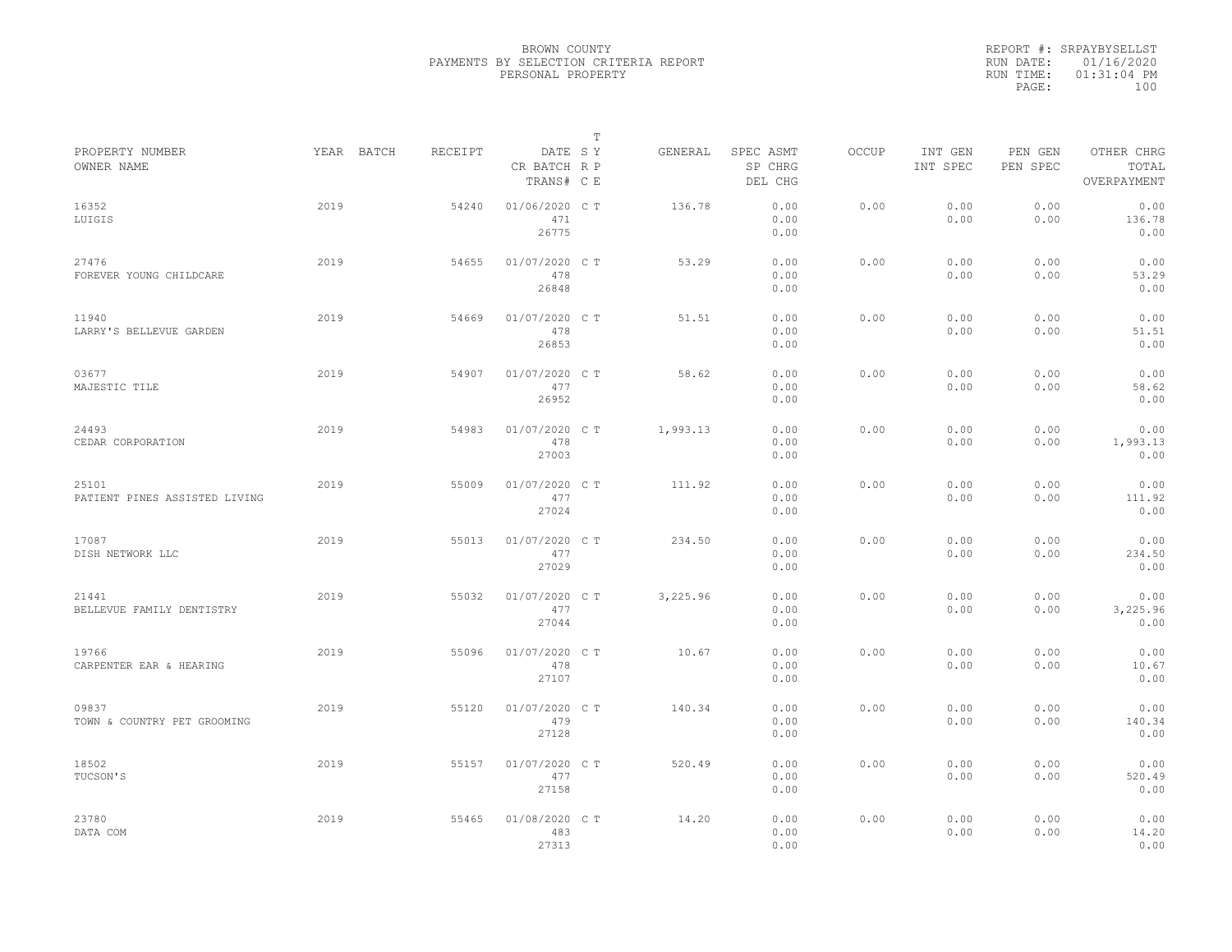BROWN COUNTY
PAYMENTS BY SELECTION CRITERIA REPORT
PERSONAL PROPERTY

REPORT #: SRPAYBYSELLST
RUN DATE: 01/16/2020
RUN TIME: 01:31:04 PM

| PROPERTY NUMBER / OWNER NAME | YEAR | BATCH | RECEIPT | DATE / CR BATCH / TRANS# | T S Y / R P / C E | GENERAL | SPEC ASMT / SP CHRG / DEL CHG | OCCUP | INT GEN / INT SPEC | PEN GEN / PEN SPEC | OTHER CHRG / TOTAL / OVERPAYMENT |
|---|---|---|---|---|---|---|---|---|---|---|---|
| 16352 LUIGIS | 2019 | | 54240 | 01/06/2020 471 26775 | C T | 136.78 | 0.00 0.00 0.00 | 0.00 | 0.00 0.00 | 0.00 0.00 | 0.00 136.78 0.00 |
| 27476 FOREVER YOUNG CHILDCARE | 2019 | | 54655 | 01/07/2020 478 26848 | C T | 53.29 | 0.00 0.00 0.00 | 0.00 | 0.00 0.00 | 0.00 0.00 | 0.00 53.29 0.00 |
| 11940 LARRY'S BELLEVUE GARDEN | 2019 | | 54669 | 01/07/2020 478 26853 | C T | 51.51 | 0.00 0.00 0.00 | 0.00 | 0.00 0.00 | 0.00 0.00 | 0.00 51.51 0.00 |
| 03677 MAJESTIC TILE | 2019 | | 54907 | 01/07/2020 477 26952 | C T | 58.62 | 0.00 0.00 0.00 | 0.00 | 0.00 0.00 | 0.00 0.00 | 0.00 58.62 0.00 |
| 24493 CEDAR CORPORATION | 2019 | | 54983 | 01/07/2020 478 27003 | C T | 1,993.13 | 0.00 0.00 0.00 | 0.00 | 0.00 0.00 | 0.00 0.00 | 0.00 1,993.13 0.00 |
| 25101 PATIENT PINES ASSISTED LIVING | 2019 | | 55009 | 01/07/2020 477 27024 | C T | 111.92 | 0.00 0.00 0.00 | 0.00 | 0.00 0.00 | 0.00 0.00 | 0.00 111.92 0.00 |
| 17087 DISH NETWORK LLC | 2019 | | 55013 | 01/07/2020 477 27029 | C T | 234.50 | 0.00 0.00 0.00 | 0.00 | 0.00 0.00 | 0.00 0.00 | 0.00 234.50 0.00 |
| 21441 BELLEVUE FAMILY DENTISTRY | 2019 | | 55032 | 01/07/2020 477 27044 | C T | 3,225.96 | 0.00 0.00 0.00 | 0.00 | 0.00 0.00 | 0.00 0.00 | 0.00 3,225.96 0.00 |
| 19766 CARPENTER EAR & HEARING | 2019 | | 55096 | 01/07/2020 478 27107 | C T | 10.67 | 0.00 0.00 0.00 | 0.00 | 0.00 0.00 | 0.00 0.00 | 0.00 10.67 0.00 |
| 09837 TOWN & COUNTRY PET GROOMING | 2019 | | 55120 | 01/07/2020 479 27128 | C T | 140.34 | 0.00 0.00 0.00 | 0.00 | 0.00 0.00 | 0.00 0.00 | 0.00 140.34 0.00 |
| 18502 TUCSON'S | 2019 | | 55157 | 01/07/2020 477 27158 | C T | 520.49 | 0.00 0.00 0.00 | 0.00 | 0.00 0.00 | 0.00 0.00 | 0.00 520.49 0.00 |
| 23780 DATA COM | 2019 | | 55465 | 01/08/2020 483 27313 | C T | 14.20 | 0.00 0.00 0.00 | 0.00 | 0.00 0.00 | 0.00 0.00 | 0.00 14.20 0.00 |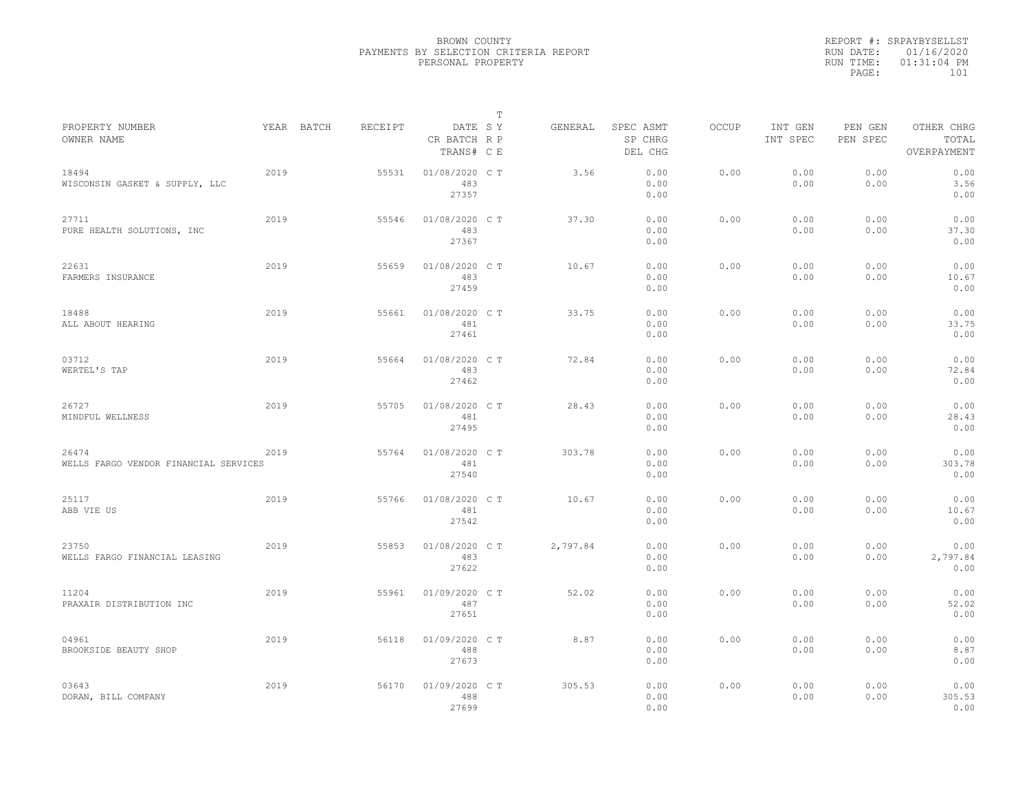BROWN COUNTY
PAYMENTS BY SELECTION CRITERIA REPORT
PERSONAL PROPERTY

REPORT #: SRPAYBYSELLST
RUN DATE: 01/16/2020
RUN TIME: 01:31:04 PM

| PROPERTY NUMBER<br>OWNER NAME | YEAR | BATCH | RECEIPT | DATE<br>CR BATCH<br>TRANS# | T SY RP CE | GENERAL | SPEC ASMT<br>SP CHRG<br>DEL CHG | OCCUP | INT GEN<br>INT SPEC | PEN GEN<br>PEN SPEC | OTHER CHRG<br>TOTAL<br>OVERPAYMENT |
|---|---|---|---|---|---|---|---|---|---|---|---|
| 18494<br>WISCONSIN GASKET & SUPPLY, LLC | 2019 | | 55531 | 01/08/2020<br>483<br>27357 | C T | 3.56 | 0.00<br>0.00<br>0.00 | 0.00 | 0.00<br>0.00 | 0.00<br>0.00 | 0.00<br>3.56<br>0.00 |
| 27711<br>PURE HEALTH SOLUTIONS, INC | 2019 | | 55546 | 01/08/2020<br>483<br>27367 | C T | 37.30 | 0.00<br>0.00<br>0.00 | 0.00 | 0.00<br>0.00 | 0.00<br>0.00 | 0.00<br>37.30<br>0.00 |
| 22631<br>FARMERS INSURANCE | 2019 | | 55659 | 01/08/2020<br>483<br>27459 | C T | 10.67 | 0.00<br>0.00<br>0.00 | 0.00 | 0.00<br>0.00 | 0.00<br>0.00 | 0.00<br>10.67<br>0.00 |
| 18488<br>ALL ABOUT HEARING | 2019 | | 55661 | 01/08/2020<br>481<br>27461 | C T | 33.75 | 0.00<br>0.00<br>0.00 | 0.00 | 0.00<br>0.00 | 0.00<br>0.00 | 0.00<br>33.75<br>0.00 |
| 03712<br>WERTEL'S TAP | 2019 | | 55664 | 01/08/2020<br>483<br>27462 | C T | 72.84 | 0.00<br>0.00<br>0.00 | 0.00 | 0.00<br>0.00 | 0.00<br>0.00 | 0.00<br>72.84<br>0.00 |
| 26727<br>MINDFUL WELLNESS | 2019 | | 55705 | 01/08/2020<br>481<br>27495 | C T | 28.43 | 0.00<br>0.00<br>0.00 | 0.00 | 0.00<br>0.00 | 0.00<br>0.00 | 0.00<br>28.43<br>0.00 |
| 26474<br>WELLS FARGO VENDOR FINANCIAL SERVICES | 2019 | | 55764 | 01/08/2020<br>481<br>27540 | C T | 303.78 | 0.00<br>0.00<br>0.00 | 0.00 | 0.00<br>0.00 | 0.00<br>0.00 | 0.00<br>303.78<br>0.00 |
| 25117<br>ABB VIE US | 2019 | | 55766 | 01/08/2020<br>481<br>27542 | C T | 10.67 | 0.00<br>0.00<br>0.00 | 0.00 | 0.00<br>0.00 | 0.00<br>0.00 | 0.00<br>10.67<br>0.00 |
| 23750<br>WELLS FARGO FINANCIAL LEASING | 2019 | | 55853 | 01/08/2020<br>483<br>27622 | C T | 2,797.84 | 0.00<br>0.00<br>0.00 | 0.00 | 0.00<br>0.00 | 0.00<br>0.00 | 0.00<br>2,797.84<br>0.00 |
| 11204<br>PRAXAIR DISTRIBUTION INC | 2019 | | 55961 | 01/09/2020<br>487<br>27651 | C T | 52.02 | 0.00<br>0.00<br>0.00 | 0.00 | 0.00<br>0.00 | 0.00<br>0.00 | 0.00<br>52.02<br>0.00 |
| 04961<br>BROOKSIDE BEAUTY SHOP | 2019 | | 56118 | 01/09/2020<br>488<br>27673 | C T | 8.87 | 0.00<br>0.00<br>0.00 | 0.00 | 0.00<br>0.00 | 0.00<br>0.00 | 0.00<br>8.87<br>0.00 |
| 03643<br>DORAN, BILL COMPANY | 2019 | | 56170 | 01/09/2020<br>488<br>27699 | C T | 305.53 | 0.00<br>0.00<br>0.00 | 0.00 | 0.00<br>0.00 | 0.00<br>0.00 | 0.00<br>305.53<br>0.00 |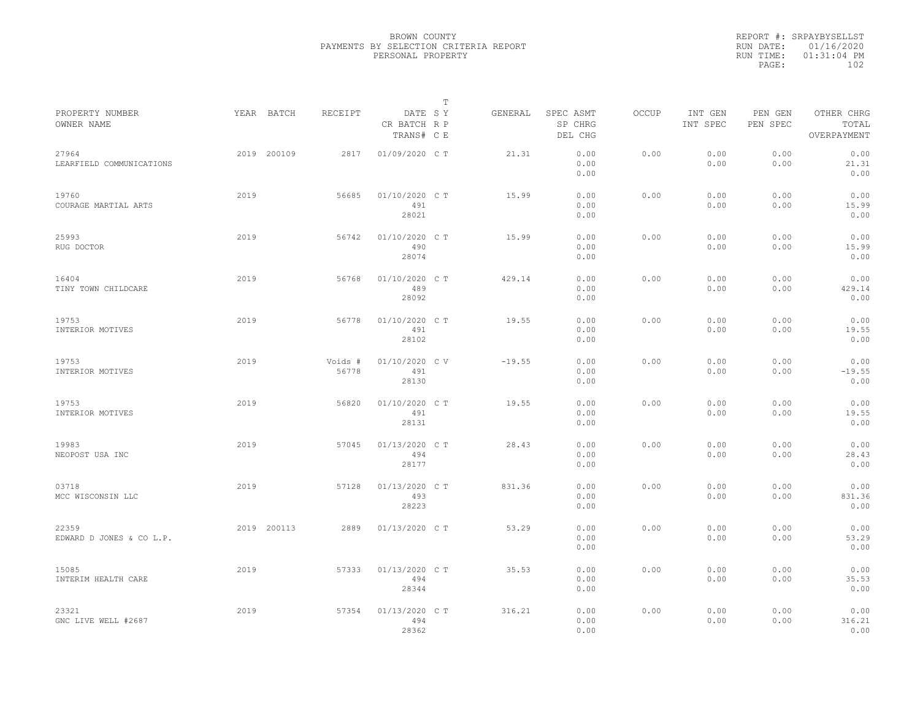BROWN COUNTY
PAYMENTS BY SELECTION CRITERIA REPORT
PERSONAL PROPERTY

REPORT #: SRPAYBYSELLST
RUN DATE: 01/16/2020
RUN TIME: 01:31:04 PM

| PROPERTY NUMBER<br>OWNER NAME | YEAR | BATCH | RECEIPT | DATE<br>CR BATCH<br>TRANS# | T S Y R P C E | GENERAL | SPEC ASMT<br>SP CHRG<br>DEL CHG | OCCUP | INT GEN<br>INT SPEC | PEN GEN<br>PEN SPEC | OTHER CHRG<br>TOTAL<br>OVERPAYMENT |
|---|---|---|---|---|---|---|---|---|---|---|---|
| 27964<br>LEARFIELD COMMUNICATIONS | 2019 | 200109 | 2817 | 01/09/2020 | C T | 21.31 | 0.00<br>0.00<br>0.00 | 0.00 | 0.00<br>0.00 | 0.00<br>0.00 | 0.00<br>21.31<br>0.00 |
| 19760<br>COURAGE MARTIAL ARTS | 2019 | | 56685 | 01/10/2020<br>491<br>28021 | C T | 15.99 | 0.00<br>0.00<br>0.00 | 0.00 | 0.00<br>0.00 | 0.00<br>0.00 | 0.00<br>15.99<br>0.00 |
| 25993<br>RUG DOCTOR | 2019 | | 56742 | 01/10/2020<br>490<br>28074 | C T | 15.99 | 0.00<br>0.00<br>0.00 | 0.00 | 0.00<br>0.00 | 0.00<br>0.00 | 0.00<br>15.99<br>0.00 |
| 16404<br>TINY TOWN CHILDCARE | 2019 | | 56768 | 01/10/2020<br>489<br>28092 | C T | 429.14 | 0.00<br>0.00<br>0.00 | 0.00 | 0.00<br>0.00 | 0.00<br>0.00 | 0.00<br>429.14<br>0.00 |
| 19753<br>INTERIOR MOTIVES | 2019 | | 56778 | 01/10/2020<br>491<br>28102 | C T | 19.55 | 0.00<br>0.00<br>0.00 | 0.00 | 0.00<br>0.00 | 0.00<br>0.00 | 0.00<br>19.55<br>0.00 |
| 19753<br>INTERIOR MOTIVES | 2019 | | Voids #<br>56778 | 01/10/2020<br>491<br>28130 | C V | -19.55 | 0.00<br>0.00<br>0.00 | 0.00 | 0.00<br>0.00 | 0.00<br>0.00 | 0.00<br>-19.55<br>0.00 |
| 19753<br>INTERIOR MOTIVES | 2019 | | 56820 | 01/10/2020<br>491<br>28131 | C T | 19.55 | 0.00<br>0.00<br>0.00 | 0.00 | 0.00<br>0.00 | 0.00<br>0.00 | 0.00<br>19.55<br>0.00 |
| 19983<br>NEOPOST USA INC | 2019 | | 57045 | 01/13/2020<br>494<br>28177 | C T | 28.43 | 0.00<br>0.00<br>0.00 | 0.00 | 0.00<br>0.00 | 0.00<br>0.00 | 0.00<br>28.43<br>0.00 |
| 03718<br>MCC WISCONSIN LLC | 2019 | | 57128 | 01/13/2020<br>493<br>28223 | C T | 831.36 | 0.00<br>0.00<br>0.00 | 0.00 | 0.00<br>0.00 | 0.00<br>0.00 | 0.00<br>831.36<br>0.00 |
| 22359<br>EDWARD D JONES & CO L.P. | 2019 | 200113 | 2889 | 01/13/2020 | C T | 53.29 | 0.00<br>0.00<br>0.00 | 0.00 | 0.00<br>0.00 | 0.00<br>0.00 | 0.00<br>53.29<br>0.00 |
| 15085<br>INTERIM HEALTH CARE | 2019 | | 57333 | 01/13/2020<br>494<br>28344 | C T | 35.53 | 0.00<br>0.00<br>0.00 | 0.00 | 0.00<br>0.00 | 0.00<br>0.00 | 0.00<br>35.53<br>0.00 |
| 23321<br>GNC LIVE WELL #2687 | 2019 | | 57354 | 01/13/2020<br>494<br>28362 | C T | 316.21 | 0.00<br>0.00<br>0.00 | 0.00 | 0.00<br>0.00 | 0.00<br>0.00 | 0.00<br>316.21<br>0.00 |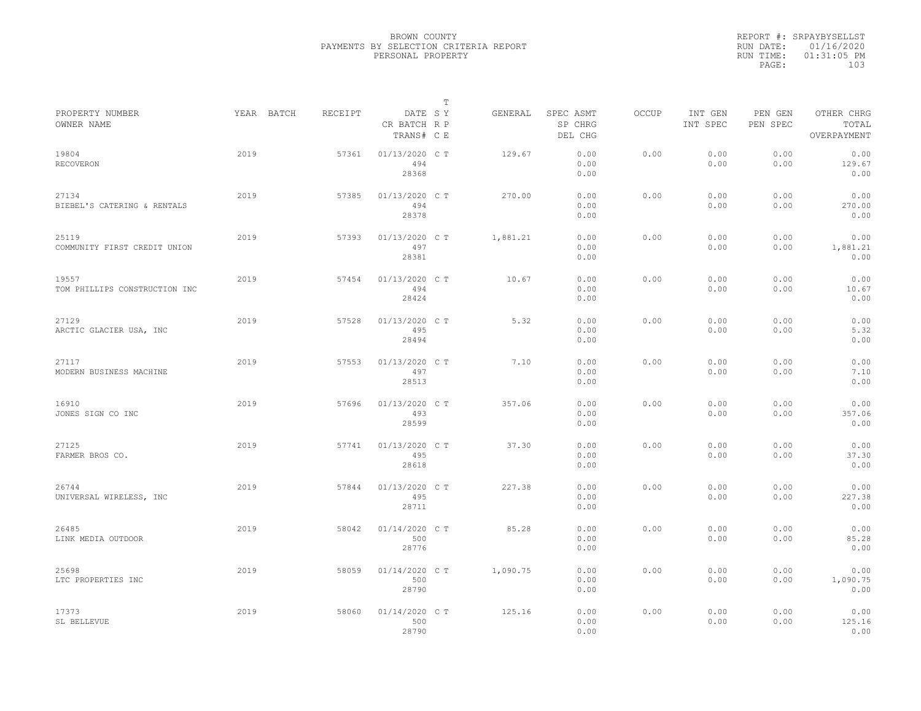BROWN COUNTY
PAYMENTS BY SELECTION CRITERIA REPORT
PERSONAL PROPERTY

REPORT #: SRPAYBYSELLST
RUN DATE: 01/16/2020
RUN TIME: 01:31:05 PM

| PROPERTY NUMBER<br>OWNER NAME | YEAR | BATCH | RECEIPT | DATE<br>CR BATCH<br>TRANS# | T<br>S Y<br>R P<br>C E | GENERAL | SPEC ASMT<br>SP CHRG<br>DEL CHG | OCCUP | INT GEN<br>INT SPEC | PEN GEN<br>PEN SPEC | OTHER CHRG<br>TOTAL<br>OVERPAYMENT |
|---|---|---|---|---|---|---|---|---|---|---|---|
| 19804<br>RECOVERON | 2019 | | 57361 | 01/13/2020<br>494<br>28368 | C T | 129.67 | 0.00<br>0.00<br>0.00 | 0.00 | 0.00<br>0.00 | 0.00<br>0.00 | 0.00<br>129.67<br>0.00 |
| 27134<br>BIEBEL'S CATERING & RENTALS | 2019 | | 57385 | 01/13/2020<br>494<br>28378 | C T | 270.00 | 0.00<br>0.00<br>0.00 | 0.00 | 0.00<br>0.00 | 0.00<br>0.00 | 0.00<br>270.00<br>0.00 |
| 25119<br>COMMUNITY FIRST CREDIT UNION | 2019 | | 57393 | 01/13/2020<br>497<br>28381 | C T | 1,881.21 | 0.00<br>0.00<br>0.00 | 0.00 | 0.00<br>0.00 | 0.00<br>0.00 | 0.00<br>1,881.21<br>0.00 |
| 19557<br>TOM PHILLIPS CONSTRUCTION INC | 2019 | | 57454 | 01/13/2020<br>494<br>28424 | C T | 10.67 | 0.00<br>0.00<br>0.00 | 0.00 | 0.00<br>0.00 | 0.00<br>0.00 | 0.00<br>10.67<br>0.00 |
| 27129<br>ARCTIC GLACIER USA, INC | 2019 | | 57528 | 01/13/2020<br>495<br>28494 | C T | 5.32 | 0.00<br>0.00<br>0.00 | 0.00 | 0.00<br>0.00 | 0.00<br>0.00 | 0.00<br>5.32<br>0.00 |
| 27117<br>MODERN BUSINESS MACHINE | 2019 | | 57553 | 01/13/2020<br>497<br>28513 | C T | 7.10 | 0.00<br>0.00<br>0.00 | 0.00 | 0.00<br>0.00 | 0.00<br>0.00 | 0.00<br>7.10<br>0.00 |
| 16910<br>JONES SIGN CO INC | 2019 | | 57696 | 01/13/2020<br>493<br>28599 | C T | 357.06 | 0.00<br>0.00<br>0.00 | 0.00 | 0.00<br>0.00 | 0.00<br>0.00 | 0.00<br>357.06<br>0.00 |
| 27125<br>FARMER BROS CO. | 2019 | | 57741 | 01/13/2020<br>495<br>28618 | C T | 37.30 | 0.00<br>0.00<br>0.00 | 0.00 | 0.00<br>0.00 | 0.00<br>0.00 | 0.00<br>37.30<br>0.00 |
| 26744<br>UNIVERSAL WIRELESS, INC | 2019 | | 57844 | 01/13/2020<br>495<br>28711 | C T | 227.38 | 0.00<br>0.00<br>0.00 | 0.00 | 0.00<br>0.00 | 0.00<br>0.00 | 0.00<br>227.38<br>0.00 |
| 26485<br>LINK MEDIA OUTDOOR | 2019 | | 58042 | 01/14/2020<br>500<br>28776 | C T | 85.28 | 0.00<br>0.00<br>0.00 | 0.00 | 0.00<br>0.00 | 0.00<br>0.00 | 0.00<br>85.28<br>0.00 |
| 25698<br>LTC PROPERTIES INC | 2019 | | 58059 | 01/14/2020<br>500<br>28790 | C T | 1,090.75 | 0.00<br>0.00<br>0.00 | 0.00 | 0.00<br>0.00 | 0.00<br>0.00 | 0.00<br>1,090.75<br>0.00 |
| 17373<br>SL BELLEVUE | 2019 | | 58060 | 01/14/2020<br>500<br>28790 | C T | 125.16 | 0.00<br>0.00<br>0.00 | 0.00 | 0.00<br>0.00 | 0.00<br>0.00 | 0.00<br>125.16<br>0.00 |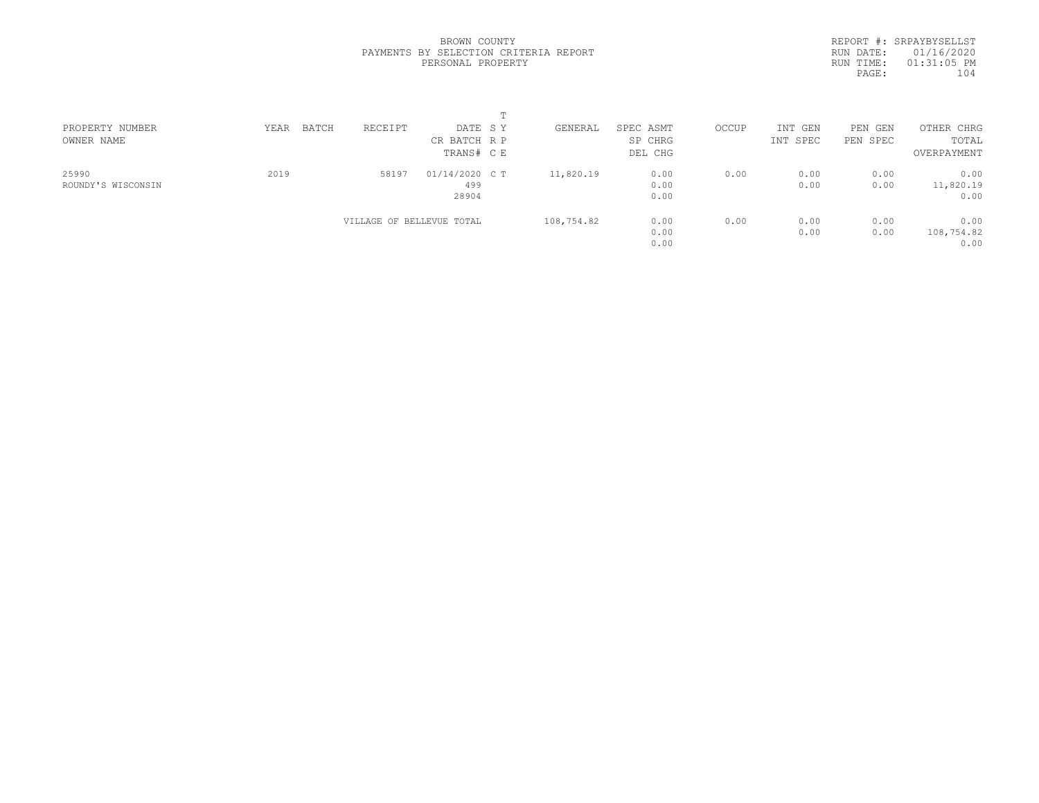BROWN COUNTY
PAYMENTS BY SELECTION CRITERIA REPORT
PERSONAL PROPERTY

REPORT #: SRPAYBYSELLST
RUN DATE: 01/16/2020
RUN TIME: 01:31:05 PM

| PROPERTY NUMBER<br>OWNER NAME | YEAR | BATCH | RECEIPT | DATE<br>CR BATCH<br>TRANS# | T<br>S Y<br>R P<br>C E | GENERAL | SPEC ASMT<br>SP CHRG<br>DEL CHG | OCCUP | INT GEN<br>INT SPEC | PEN GEN<br>PEN SPEC | OTHER CHRG<br>TOTAL<br>OVERPAYMENT |
|---|---|---|---|---|---|---|---|---|---|---|---|
| 25990<br>ROUNDY'S WISCONSIN | 2019 | | 58197 | 01/14/2020<br>499<br>28904 | C T | 11,820.19 | 0.00<br>0.00<br>0.00 | 0.00 | 0.00<br>0.00 | 0.00<br>0.00 | 0.00<br>11,820.19<br>0.00 |
| | | | VILLAGE OF BELLEVUE TOTAL | | | 108,754.82 | 0.00<br>0.00<br>0.00 | 0.00 | 0.00<br>0.00 | 0.00<br>0.00 | 0.00<br>108,754.82<br>0.00 |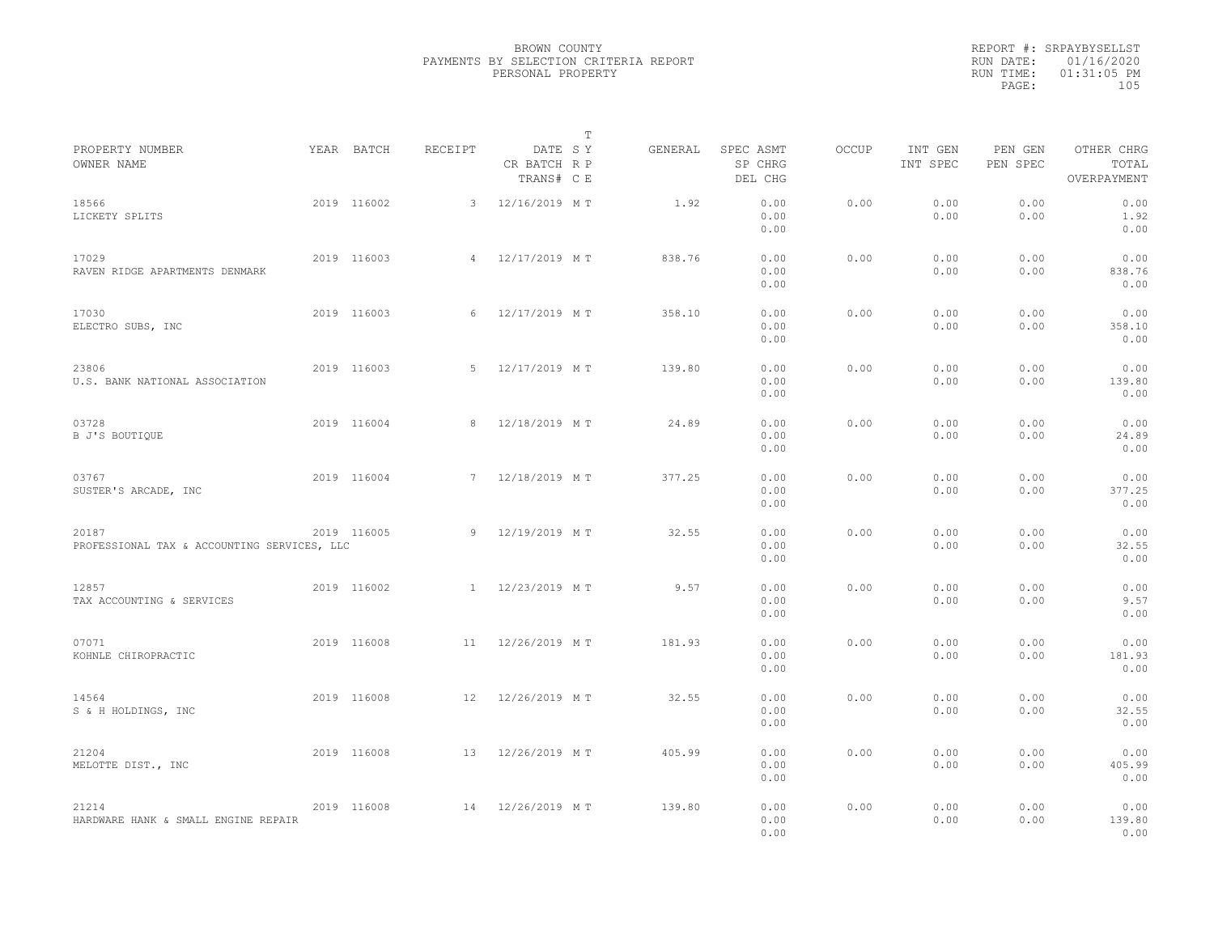BROWN COUNTY
PAYMENTS BY SELECTION CRITERIA REPORT
PERSONAL PROPERTY

REPORT #: SRPAYBYSELLST
RUN DATE: 01/16/2020
RUN TIME: 01:31:05 PM

| PROPERTY NUMBER / OWNER NAME | YEAR | BATCH | RECEIPT | DATE / CR BATCH / TRANS# | T SY RP CE | GENERAL | SPEC ASMT / SP CHRG / DEL CHG | OCCUP | INT GEN / INT SPEC | PEN GEN / PEN SPEC | OTHER CHRG / TOTAL / OVERPAYMENT |
|---|---|---|---|---|---|---|---|---|---|---|---|
| 18566 LICKETY SPLITS | 2019 | 116002 | 3 | 12/16/2019 | M T | 1.92 | 0.00 0.00 0.00 | 0.00 | 0.00 0.00 | 0.00 0.00 | 0.00 1.92 0.00 |
| 17029 RAVEN RIDGE APARTMENTS DENMARK | 2019 | 116003 | 4 | 12/17/2019 | M T | 838.76 | 0.00 0.00 0.00 | 0.00 | 0.00 0.00 | 0.00 0.00 | 0.00 838.76 0.00 |
| 17030 ELECTRO SUBS, INC | 2019 | 116003 | 6 | 12/17/2019 | M T | 358.10 | 0.00 0.00 0.00 | 0.00 | 0.00 0.00 | 0.00 0.00 | 0.00 358.10 0.00 |
| 23806 U.S. BANK NATIONAL ASSOCIATION | 2019 | 116003 | 5 | 12/17/2019 | M T | 139.80 | 0.00 0.00 0.00 | 0.00 | 0.00 0.00 | 0.00 0.00 | 0.00 139.80 0.00 |
| 03728 B J'S BOUTIQUE | 2019 | 116004 | 8 | 12/18/2019 | M T | 24.89 | 0.00 0.00 0.00 | 0.00 | 0.00 0.00 | 0.00 0.00 | 0.00 24.89 0.00 |
| 03767 SUSTER'S ARCADE, INC | 2019 | 116004 | 7 | 12/18/2019 | M T | 377.25 | 0.00 0.00 0.00 | 0.00 | 0.00 0.00 | 0.00 0.00 | 0.00 377.25 0.00 |
| 20187 PROFESSIONAL TAX & ACCOUNTING SERVICES, LLC | 2019 | 116005 | 9 | 12/19/2019 | M T | 32.55 | 0.00 0.00 0.00 | 0.00 | 0.00 0.00 | 0.00 0.00 | 0.00 32.55 0.00 |
| 12857 TAX ACCOUNTING & SERVICES | 2019 | 116002 | 1 | 12/23/2019 | M T | 9.57 | 0.00 0.00 0.00 | 0.00 | 0.00 0.00 | 0.00 0.00 | 0.00 9.57 0.00 |
| 07071 KOHNLE CHIROPRACTIC | 2019 | 116008 | 11 | 12/26/2019 | M T | 181.93 | 0.00 0.00 0.00 | 0.00 | 0.00 0.00 | 0.00 0.00 | 0.00 181.93 0.00 |
| 14564 S & H HOLDINGS, INC | 2019 | 116008 | 12 | 12/26/2019 | M T | 32.55 | 0.00 0.00 0.00 | 0.00 | 0.00 0.00 | 0.00 0.00 | 0.00 32.55 0.00 |
| 21204 MELOTTE DIST., INC | 2019 | 116008 | 13 | 12/26/2019 | M T | 405.99 | 0.00 0.00 0.00 | 0.00 | 0.00 0.00 | 0.00 0.00 | 0.00 405.99 0.00 |
| 21214 HARDWARE HANK & SMALL ENGINE REPAIR | 2019 | 116008 | 14 | 12/26/2019 | M T | 139.80 | 0.00 0.00 0.00 | 0.00 | 0.00 0.00 | 0.00 0.00 | 0.00 139.80 0.00 |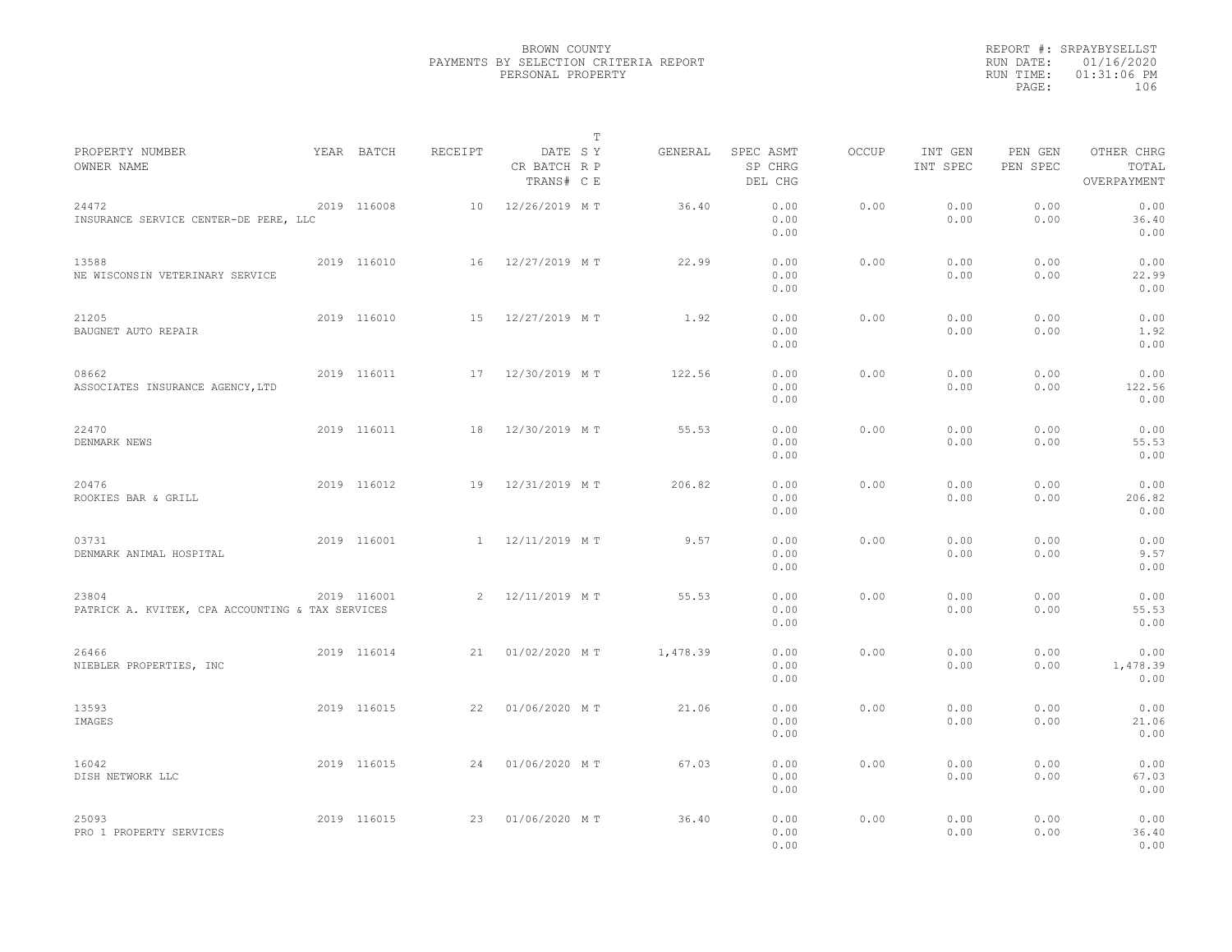BROWN COUNTY
PAYMENTS BY SELECTION CRITERIA REPORT
PERSONAL PROPERTY

REPORT #: SRPAYBYSELLST
RUN DATE: 01/16/2020
RUN TIME: 01:31:06 PM

| PROPERTY NUMBER / OWNER NAME | YEAR | BATCH | RECEIPT | DATE / CR BATCH / TRANS# | T S Y / R P / C E | GENERAL | SPEC ASMT / SP CHRG / DEL CHG | OCCUP | INT GEN / INT SPEC | PEN GEN / PEN SPEC | OTHER CHRG / TOTAL / OVERPAYMENT |
|---|---|---|---|---|---|---|---|---|---|---|---|
| 24472 INSURANCE SERVICE CENTER-DE PERE, LLC | 2019 | 116008 | 10 | 12/26/2019 | M T | 36.40 | 0.00 0.00 0.00 | 0.00 | 0.00 0.00 | 0.00 0.00 | 0.00 36.40 0.00 |
| 13588 NE WISCONSIN VETERINARY SERVICE | 2019 | 116010 | 16 | 12/27/2019 | M T | 22.99 | 0.00 0.00 0.00 | 0.00 | 0.00 0.00 | 0.00 0.00 | 0.00 22.99 0.00 |
| 21205 BAUGNET AUTO REPAIR | 2019 | 116010 | 15 | 12/27/2019 | M T | 1.92 | 0.00 0.00 0.00 | 0.00 | 0.00 0.00 | 0.00 0.00 | 0.00 1.92 0.00 |
| 08662 ASSOCIATES INSURANCE AGENCY,LTD | 2019 | 116011 | 17 | 12/30/2019 | M T | 122.56 | 0.00 0.00 0.00 | 0.00 | 0.00 0.00 | 0.00 0.00 | 0.00 122.56 0.00 |
| 22470 DENMARK NEWS | 2019 | 116011 | 18 | 12/30/2019 | M T | 55.53 | 0.00 0.00 0.00 | 0.00 | 0.00 0.00 | 0.00 0.00 | 0.00 55.53 0.00 |
| 20476 ROOKIES BAR & GRILL | 2019 | 116012 | 19 | 12/31/2019 | M T | 206.82 | 0.00 0.00 0.00 | 0.00 | 0.00 0.00 | 0.00 0.00 | 0.00 206.82 0.00 |
| 03731 DENMARK ANIMAL HOSPITAL | 2019 | 116001 | 1 | 12/11/2019 | M T | 9.57 | 0.00 0.00 0.00 | 0.00 | 0.00 0.00 | 0.00 0.00 | 0.00 9.57 0.00 |
| 23804 PATRICK A. KVITEK, CPA ACCOUNTING & TAX SERVICES | 2019 | 116001 | 2 | 12/11/2019 | M T | 55.53 | 0.00 0.00 0.00 | 0.00 | 0.00 0.00 | 0.00 0.00 | 0.00 55.53 0.00 |
| 26466 NIEBLER PROPERTIES, INC | 2019 | 116014 | 21 | 01/02/2020 | M T | 1,478.39 | 0.00 0.00 0.00 | 0.00 | 0.00 0.00 | 0.00 0.00 | 0.00 1,478.39 0.00 |
| 13593 IMAGES | 2019 | 116015 | 22 | 01/06/2020 | M T | 21.06 | 0.00 0.00 0.00 | 0.00 | 0.00 0.00 | 0.00 0.00 | 0.00 21.06 0.00 |
| 16042 DISH NETWORK LLC | 2019 | 116015 | 24 | 01/06/2020 | M T | 67.03 | 0.00 0.00 0.00 | 0.00 | 0.00 0.00 | 0.00 0.00 | 0.00 67.03 0.00 |
| 25093 PRO 1 PROPERTY SERVICES | 2019 | 116015 | 23 | 01/06/2020 | M T | 36.40 | 0.00 0.00 0.00 | 0.00 | 0.00 0.00 | 0.00 0.00 | 0.00 36.40 0.00 |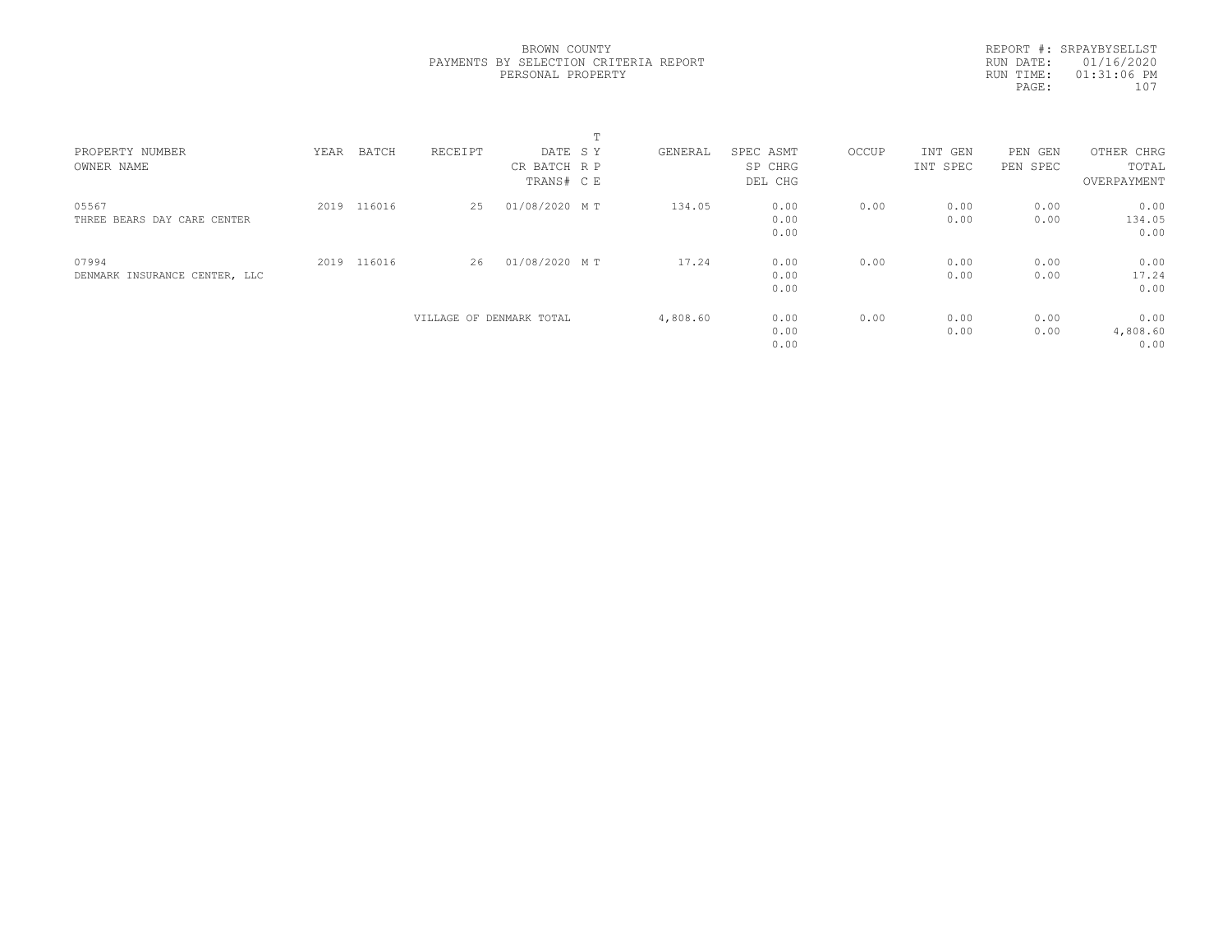BROWN COUNTY
PAYMENTS BY SELECTION CRITERIA REPORT
PERSONAL PROPERTY

REPORT #: SRPAYBYSELLST
RUN DATE: 01/16/2020
RUN TIME: 01:31:06 PM

| PROPERTY NUMBER<br>OWNER NAME | YEAR | BATCH | RECEIPT | DATE<br>CR BATCH<br>TRANS# | T<br>S Y<br>R P<br>C E | GENERAL | SPEC ASMT<br>SP CHRG<br>DEL CHG | OCCUP | INT GEN<br>INT SPEC | PEN GEN<br>PEN SPEC | OTHER CHRG<br>TOTAL<br>OVERPAYMENT |
|---|---|---|---|---|---|---|---|---|---|---|---|
| 05567<br>THREE BEARS DAY CARE CENTER | 2019 | 116016 | 25 | 01/08/2020 | M T | 134.05 | 0.00<br>0.00<br>0.00 | 0.00 | 0.00<br>0.00 | 0.00<br>0.00 | 0.00<br>134.05<br>0.00 |
| 07994<br>DENMARK INSURANCE CENTER, LLC | 2019 | 116016 | 26 | 01/08/2020 | M T | 17.24 | 0.00<br>0.00<br>0.00 | 0.00 | 0.00<br>0.00 | 0.00<br>0.00 | 0.00<br>17.24<br>0.00 |
| | | | VILLAGE OF DENMARK TOTAL | | | 4,808.60 | 0.00<br>0.00<br>0.00 | 0.00 | 0.00<br>0.00 | 0.00<br>0.00 | 0.00<br>4,808.60<br>0.00 |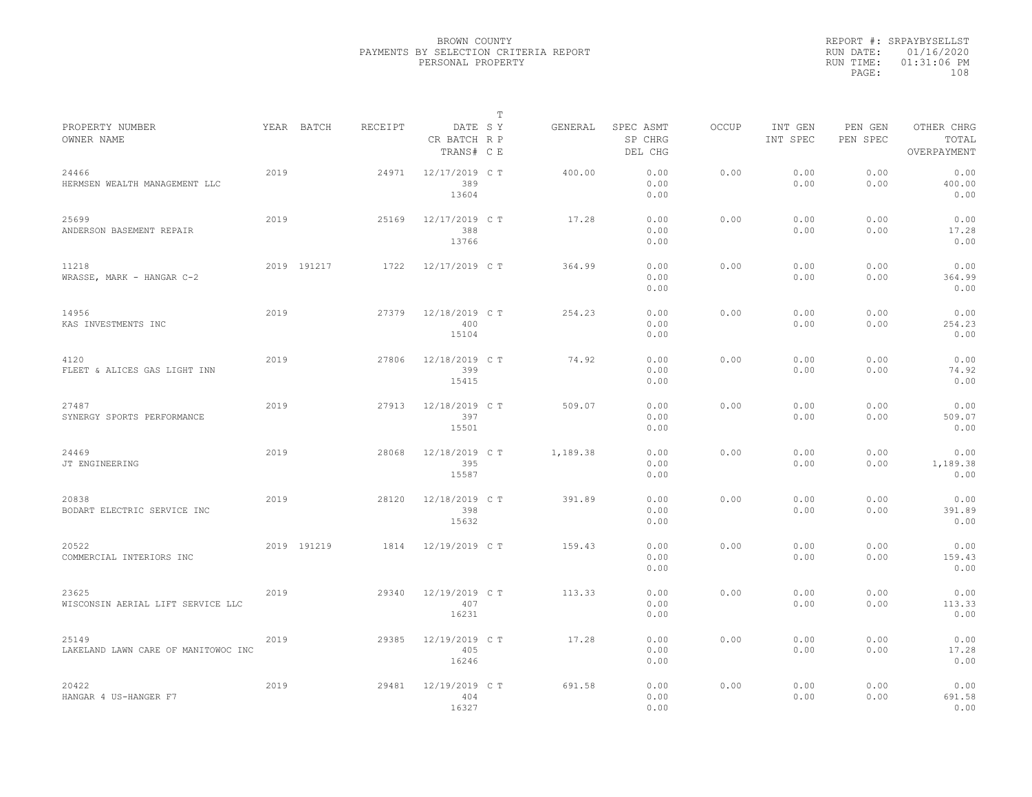BROWN COUNTY
PAYMENTS BY SELECTION CRITERIA REPORT
PERSONAL PROPERTY

REPORT #: SRPAYBYSELLST
RUN DATE: 01/16/2020
RUN TIME: 01:31:06 PM

| PROPERTY NUMBER<br>OWNER NAME | YEAR | BATCH | RECEIPT | DATE<br>CR BATCH<br>TRANS# | T S Y<br>R P<br>C E | GENERAL | SPEC ASMT<br>SP CHRG<br>DEL CHG | OCCUP | INT GEN<br>INT SPEC | PEN GEN<br>PEN SPEC | OTHER CHRG<br>TOTAL<br>OVERPAYMENT |
|---|---|---|---|---|---|---|---|---|---|---|---|
| 24466<br>HERMSEN WEALTH MANAGEMENT LLC | 2019 | | 24971 | 12/17/2019<br>389<br>13604 | C T | 400.00 | 0.00<br>0.00<br>0.00 | 0.00 | 0.00<br>0.00 | 0.00<br>0.00 | 0.00<br>400.00<br>0.00 |
| 25699<br>ANDERSON BASEMENT REPAIR | 2019 | | 25169 | 12/17/2019<br>388<br>13766 | C T | 17.28 | 0.00<br>0.00<br>0.00 | 0.00 | 0.00<br>0.00 | 0.00<br>0.00 | 0.00<br>17.28<br>0.00 |
| 11218<br>WRASSE, MARK - HANGAR C-2 | 2019 | 191217 | 1722 | 12/17/2019 | C T | 364.99 | 0.00<br>0.00<br>0.00 | 0.00 | 0.00<br>0.00 | 0.00<br>0.00 | 0.00<br>364.99<br>0.00 |
| 14956<br>KAS INVESTMENTS INC | 2019 | | 27379 | 12/18/2019<br>400<br>15104 | C T | 254.23 | 0.00<br>0.00<br>0.00 | 0.00 | 0.00<br>0.00 | 0.00<br>0.00 | 0.00<br>254.23<br>0.00 |
| 4120<br>FLEET & ALICES GAS LIGHT INN | 2019 | | 27806 | 12/18/2019<br>399<br>15415 | C T | 74.92 | 0.00<br>0.00<br>0.00 | 0.00 | 0.00<br>0.00 | 0.00<br>0.00 | 0.00<br>74.92<br>0.00 |
| 27487<br>SYNERGY SPORTS PERFORMANCE | 2019 | | 27913 | 12/18/2019<br>397<br>15501 | C T | 509.07 | 0.00<br>0.00<br>0.00 | 0.00 | 0.00<br>0.00 | 0.00<br>0.00 | 0.00<br>509.07<br>0.00 |
| 24469<br>JT ENGINEERING | 2019 | | 28068 | 12/18/2019<br>395<br>15587 | C T | 1,189.38 | 0.00<br>0.00<br>0.00 | 0.00 | 0.00<br>0.00 | 0.00<br>0.00 | 0.00<br>1,189.38<br>0.00 |
| 20838<br>BODART ELECTRIC SERVICE INC | 2019 | | 28120 | 12/18/2019<br>398<br>15632 | C T | 391.89 | 0.00<br>0.00<br>0.00 | 0.00 | 0.00<br>0.00 | 0.00<br>0.00 | 0.00<br>391.89<br>0.00 |
| 20522<br>COMMERCIAL INTERIORS INC | 2019 | 191219 | 1814 | 12/19/2019 | C T | 159.43 | 0.00<br>0.00<br>0.00 | 0.00 | 0.00<br>0.00 | 0.00<br>0.00 | 0.00<br>159.43<br>0.00 |
| 23625<br>WISCONSIN AERIAL LIFT SERVICE LLC | 2019 | | 29340 | 12/19/2019<br>407<br>16231 | C T | 113.33 | 0.00<br>0.00<br>0.00 | 0.00 | 0.00<br>0.00 | 0.00<br>0.00 | 0.00<br>113.33<br>0.00 |
| 25149<br>LAKELAND LAWN CARE OF MANITOWOC INC | 2019 | | 29385 | 12/19/2019<br>405<br>16246 | C T | 17.28 | 0.00<br>0.00<br>0.00 | 0.00 | 0.00<br>0.00 | 0.00<br>0.00 | 0.00<br>17.28<br>0.00 |
| 20422<br>HANGAR 4 US-HANGER F7 | 2019 | | 29481 | 12/19/2019<br>404<br>16327 | C T | 691.58 | 0.00<br>0.00<br>0.00 | 0.00 | 0.00<br>0.00 | 0.00<br>0.00 | 0.00<br>691.58<br>0.00 |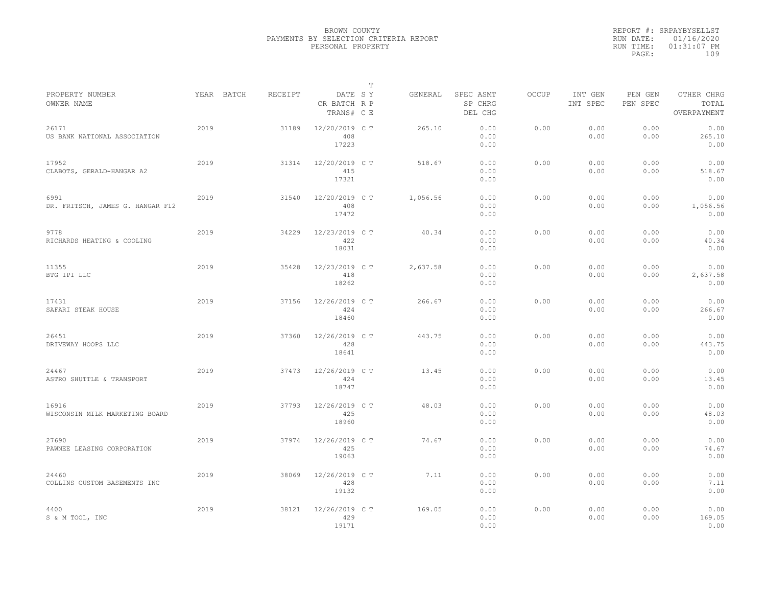BROWN COUNTY
PAYMENTS BY SELECTION CRITERIA REPORT
PERSONAL PROPERTY

REPORT #: SRPAYBYSELLST
RUN DATE: 01/16/2020
RUN TIME: 01:31:07 PM

| PROPERTY NUMBER<br>OWNER NAME | YEAR | BATCH | RECEIPT | DATE<br>CR BATCH<br>TRANS# | T<br>S Y<br>R P<br>C E | GENERAL | SPEC ASMT<br>SP CHRG<br>DEL CHG | OCCUP | INT GEN<br>INT SPEC | PEN GEN<br>PEN SPEC | OTHER CHRG<br>TOTAL<br>OVERPAYMENT |
|---|---|---|---|---|---|---|---|---|---|---|---|
| 26171<br>US BANK NATIONAL ASSOCIATION | 2019 | | 31189 | 12/20/2019<br>408<br>17223 | C T | 265.10 | 0.00<br>0.00<br>0.00 | 0.00 | 0.00<br>0.00 | 0.00<br>0.00 | 0.00<br>265.10<br>0.00 |
| 17952<br>CLABOTS, GERALD-HANGAR A2 | 2019 | | 31314 | 12/20/2019<br>415<br>17321 | C T | 518.67 | 0.00<br>0.00<br>0.00 | 0.00 | 0.00<br>0.00 | 0.00<br>0.00 | 0.00<br>518.67<br>0.00 |
| 6991<br>DR. FRITSCH, JAMES G. HANGAR F12 | 2019 | | 31540 | 12/20/2019<br>408<br>17472 | C T | 1,056.56 | 0.00<br>0.00<br>0.00 | 0.00 | 0.00<br>0.00 | 0.00<br>0.00 | 0.00<br>1,056.56<br>0.00 |
| 9778<br>RICHARDS HEATING & COOLING | 2019 | | 34229 | 12/23/2019<br>422<br>18031 | C T | 40.34 | 0.00<br>0.00<br>0.00 | 0.00 | 0.00<br>0.00 | 0.00<br>0.00 | 0.00<br>40.34<br>0.00 |
| 11355<br>BTG IPI LLC | 2019 | | 35428 | 12/23/2019<br>418<br>18262 | C T | 2,637.58 | 0.00<br>0.00<br>0.00 | 0.00 | 0.00<br>0.00 | 0.00<br>0.00 | 0.00<br>2,637.58<br>0.00 |
| 17431<br>SAFARI STEAK HOUSE | 2019 | | 37156 | 12/26/2019<br>424<br>18460 | C T | 266.67 | 0.00<br>0.00<br>0.00 | 0.00 | 0.00<br>0.00 | 0.00<br>0.00 | 0.00<br>266.67<br>0.00 |
| 26451<br>DRIVEWAY HOOPS LLC | 2019 | | 37360 | 12/26/2019<br>428<br>18641 | C T | 443.75 | 0.00<br>0.00<br>0.00 | 0.00 | 0.00<br>0.00 | 0.00<br>0.00 | 0.00<br>443.75<br>0.00 |
| 24467<br>ASTRO SHUTTLE & TRANSPORT | 2019 | | 37473 | 12/26/2019<br>424<br>18747 | C T | 13.45 | 0.00<br>0.00<br>0.00 | 0.00 | 0.00<br>0.00 | 0.00<br>0.00 | 0.00<br>13.45<br>0.00 |
| 16916<br>WISCONSIN MILK MARKETING BOARD | 2019 | | 37793 | 12/26/2019<br>425<br>18960 | C T | 48.03 | 0.00<br>0.00<br>0.00 | 0.00 | 0.00<br>0.00 | 0.00<br>0.00 | 0.00<br>48.03<br>0.00 |
| 27690<br>PAWNEE LEASING CORPORATION | 2019 | | 37974 | 12/26/2019<br>425<br>19063 | C T | 74.67 | 0.00<br>0.00<br>0.00 | 0.00 | 0.00<br>0.00 | 0.00<br>0.00 | 0.00<br>74.67<br>0.00 |
| 24460<br>COLLINS CUSTOM BASEMENTS INC | 2019 | | 38069 | 12/26/2019<br>428<br>19132 | C T | 7.11 | 0.00<br>0.00<br>0.00 | 0.00 | 0.00<br>0.00 | 0.00<br>0.00 | 0.00<br>7.11<br>0.00 |
| 4400<br>S & M TOOL, INC | 2019 | | 38121 | 12/26/2019<br>429<br>19171 | C T | 169.05 | 0.00<br>0.00<br>0.00 | 0.00 | 0.00<br>0.00 | 0.00<br>0.00 | 0.00<br>169.05<br>0.00 |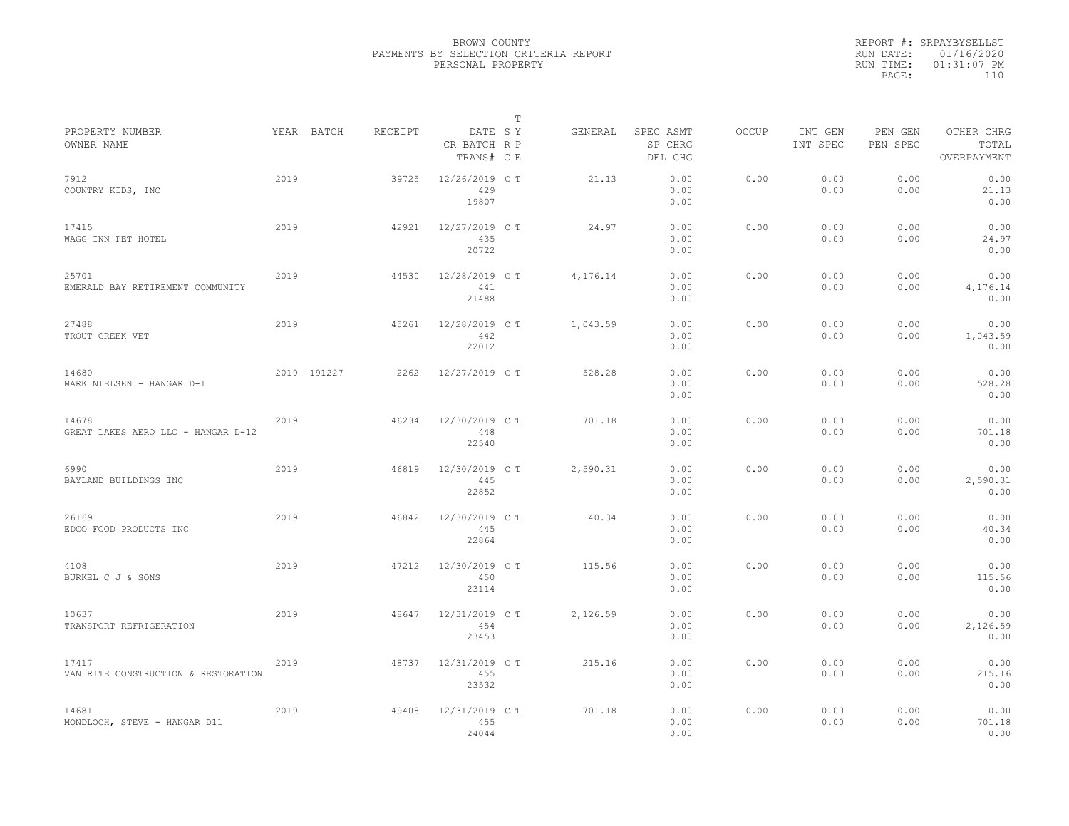BROWN COUNTY
PAYMENTS BY SELECTION CRITERIA REPORT
PERSONAL PROPERTY

REPORT #: SRPAYBYSELLST
RUN DATE: 01/16/2020
RUN TIME: 01:31:07 PM
PAGE: 110

| PROPERTY NUMBER / OWNER NAME | YEAR | BATCH | RECEIPT | DATE / CR BATCH / TRANS# | T S Y R P C E | GENERAL | SPEC ASMT / SP CHRG / DEL CHG | OCCUP | INT GEN / INT SPEC | PEN GEN / PEN SPEC | OTHER CHRG / TOTAL / OVERPAYMENT |
|---|---|---|---|---|---|---|---|---|---|---|---|
| 7912 COUNTRY KIDS, INC | 2019 | | 39725 | 12/26/2019 429 19807 | C T | 21.13 | 0.00 0.00 0.00 | 0.00 | 0.00 0.00 | 0.00 0.00 | 0.00 21.13 0.00 |
| 17415 WAGG INN PET HOTEL | 2019 | | 42921 | 12/27/2019 435 20722 | C T | 24.97 | 0.00 0.00 0.00 | 0.00 | 0.00 0.00 | 0.00 0.00 | 0.00 24.97 0.00 |
| 25701 EMERALD BAY RETIREMENT COMMUNITY | 2019 | | 44530 | 12/28/2019 441 21488 | C T | 4,176.14 | 0.00 0.00 0.00 | 0.00 | 0.00 0.00 | 0.00 0.00 | 0.00 4,176.14 0.00 |
| 27488 TROUT CREEK VET | 2019 | | 45261 | 12/28/2019 442 22012 | C T | 1,043.59 | 0.00 0.00 0.00 | 0.00 | 0.00 0.00 | 0.00 0.00 | 0.00 1,043.59 0.00 |
| 14680 MARK NIELSEN - HANGAR D-1 | 2019 | 191227 | 2262 | 12/27/2019 | C T | 528.28 | 0.00 0.00 0.00 | 0.00 | 0.00 0.00 | 0.00 0.00 | 0.00 528.28 0.00 |
| 14678 GREAT LAKES AERO LLC - HANGAR D-12 | 2019 | | 46234 | 12/30/2019 448 22540 | C T | 701.18 | 0.00 0.00 0.00 | 0.00 | 0.00 0.00 | 0.00 0.00 | 0.00 701.18 0.00 |
| 6990 BAYLAND BUILDINGS INC | 2019 | | 46819 | 12/30/2019 445 22852 | C T | 2,590.31 | 0.00 0.00 0.00 | 0.00 | 0.00 0.00 | 0.00 0.00 | 0.00 2,590.31 0.00 |
| 26169 EDCO FOOD PRODUCTS INC | 2019 | | 46842 | 12/30/2019 445 22864 | C T | 40.34 | 0.00 0.00 0.00 | 0.00 | 0.00 0.00 | 0.00 0.00 | 0.00 40.34 0.00 |
| 4108 BURKEL C J & SONS | 2019 | | 47212 | 12/30/2019 450 23114 | C T | 115.56 | 0.00 0.00 0.00 | 0.00 | 0.00 0.00 | 0.00 0.00 | 0.00 115.56 0.00 |
| 10637 TRANSPORT REFRIGERATION | 2019 | | 48647 | 12/31/2019 454 23453 | C T | 2,126.59 | 0.00 0.00 0.00 | 0.00 | 0.00 0.00 | 0.00 0.00 | 0.00 2,126.59 0.00 |
| 17417 VAN RITE CONSTRUCTION & RESTORATION | 2019 | | 48737 | 12/31/2019 455 23532 | C T | 215.16 | 0.00 0.00 0.00 | 0.00 | 0.00 0.00 | 0.00 0.00 | 0.00 215.16 0.00 |
| 14681 MONDLOCH, STEVE - HANGAR D11 | 2019 | | 49408 | 12/31/2019 455 24044 | C T | 701.18 | 0.00 0.00 0.00 | 0.00 | 0.00 0.00 | 0.00 0.00 | 0.00 701.18 0.00 |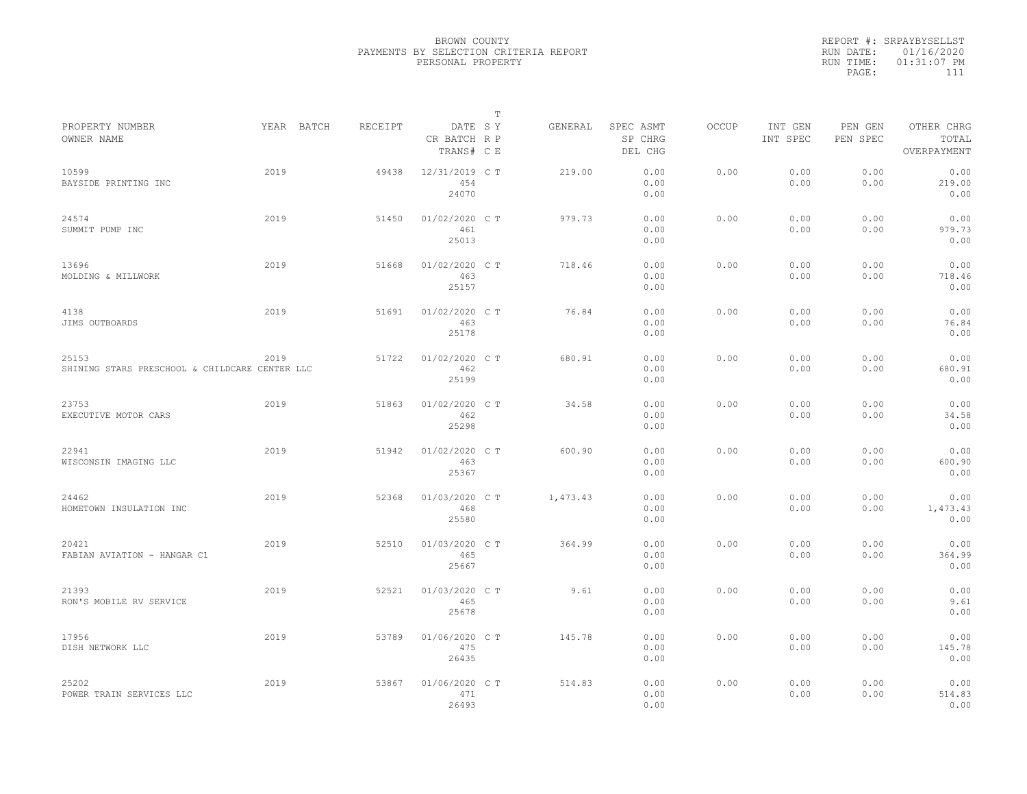BROWN COUNTY
PAYMENTS BY SELECTION CRITERIA REPORT
PERSONAL PROPERTY

REPORT #: SRPAYBYSELLST
RUN DATE: 01/16/2020
RUN TIME: 01:31:07 PM
PAGE: 111

| PROPERTY NUMBER<br>OWNER NAME | YEAR | BATCH | RECEIPT | DATE<br>CR BATCH<br>TRANS# | T S R C | Y P E | GENERAL | SPEC ASMT<br>SP CHRG<br>DEL CHG | OCCUP | INT GEN<br>INT SPEC | PEN GEN<br>PEN SPEC | OTHER CHRG<br>TOTAL<br>OVERPAYMENT |
|---|---|---|---|---|---|---|---|---|---|---|---|---|
| 10599<br>BAYSIDE PRINTING INC | 2019 | | 49438 | 12/31/2019<br>454<br>24070 | C | T | 219.00 | 0.00<br>0.00<br>0.00 | 0.00 | 0.00<br>0.00 | 0.00<br>0.00 | 0.00<br>219.00<br>0.00 |
| 24574<br>SUMMIT PUMP INC | 2019 | | 51450 | 01/02/2020<br>461<br>25013 | C | T | 979.73 | 0.00<br>0.00<br>0.00 | 0.00 | 0.00<br>0.00 | 0.00<br>0.00 | 0.00<br>979.73<br>0.00 |
| 13696<br>MOLDING & MILLWORK | 2019 | | 51668 | 01/02/2020<br>463<br>25157 | C | T | 718.46 | 0.00<br>0.00<br>0.00 | 0.00 | 0.00<br>0.00 | 0.00<br>0.00 | 0.00<br>718.46<br>0.00 |
| 4138<br>JIMS OUTBOARDS | 2019 | | 51691 | 01/02/2020<br>463<br>25178 | C | T | 76.84 | 0.00<br>0.00<br>0.00 | 0.00 | 0.00<br>0.00 | 0.00<br>0.00 | 0.00<br>76.84<br>0.00 |
| 25153<br>SHINING STARS PRESCHOOL & CHILDCARE CENTER LLC | 2019 | | 51722 | 01/02/2020<br>462<br>25199 | C | T | 680.91 | 0.00<br>0.00<br>0.00 | 0.00 | 0.00<br>0.00 | 0.00<br>0.00 | 0.00<br>680.91<br>0.00 |
| 23753<br>EXECUTIVE MOTOR CARS | 2019 | | 51863 | 01/02/2020<br>462<br>25298 | C | T | 34.58 | 0.00<br>0.00<br>0.00 | 0.00 | 0.00<br>0.00 | 0.00<br>0.00 | 0.00<br>34.58<br>0.00 |
| 22941<br>WISCONSIN IMAGING LLC | 2019 | | 51942 | 01/02/2020<br>463<br>25367 | C | T | 600.90 | 0.00<br>0.00<br>0.00 | 0.00 | 0.00<br>0.00 | 0.00<br>0.00 | 0.00<br>600.90<br>0.00 |
| 24462<br>HOMETOWN INSULATION INC | 2019 | | 52368 | 01/03/2020<br>468<br>25580 | C | T | 1,473.43 | 0.00<br>0.00<br>0.00 | 0.00 | 0.00<br>0.00 | 0.00<br>0.00 | 0.00<br>1,473.43<br>0.00 |
| 20421<br>FABIAN AVIATION - HANGAR C1 | 2019 | | 52510 | 01/03/2020<br>465<br>25667 | C | T | 364.99 | 0.00<br>0.00<br>0.00 | 0.00 | 0.00<br>0.00 | 0.00<br>0.00 | 0.00<br>364.99<br>0.00 |
| 21393<br>RON'S MOBILE RV SERVICE | 2019 | | 52521 | 01/03/2020<br>465<br>25678 | C | T | 9.61 | 0.00<br>0.00<br>0.00 | 0.00 | 0.00<br>0.00 | 0.00<br>0.00 | 0.00<br>9.61<br>0.00 |
| 17956<br>DISH NETWORK LLC | 2019 | | 53789 | 01/06/2020<br>475<br>26435 | C | T | 145.78 | 0.00<br>0.00<br>0.00 | 0.00 | 0.00<br>0.00 | 0.00<br>0.00 | 0.00<br>145.78<br>0.00 |
| 25202<br>POWER TRAIN SERVICES LLC | 2019 | | 53867 | 01/06/2020<br>471<br>26493 | C | T | 514.83 | 0.00<br>0.00<br>0.00 | 0.00 | 0.00<br>0.00 | 0.00<br>0.00 | 0.00<br>514.83<br>0.00 |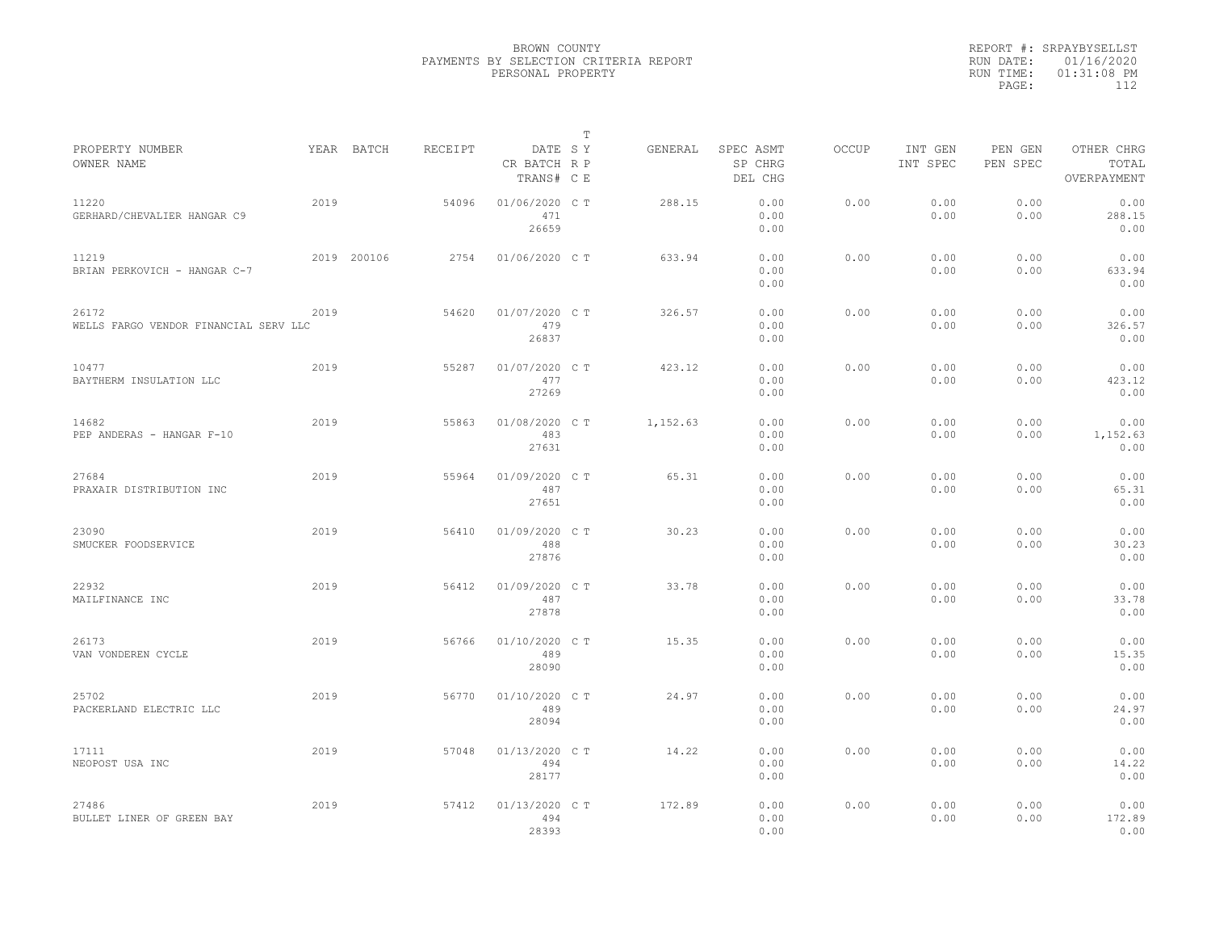BROWN COUNTY
PAYMENTS BY SELECTION CRITERIA REPORT
PERSONAL PROPERTY

REPORT #: SRPAYBYSELLST
RUN DATE: 01/16/2020
RUN TIME: 01:31:08 PM
PAGE: 112

| PROPERTY NUMBER / OWNER NAME | YEAR | BATCH | RECEIPT | DATE / CR BATCH / TRANS# | T SY RP CE | GENERAL | SPEC ASMT / SP CHRG / DEL CHG | OCCUP | INT GEN / INT SPEC | PEN GEN / PEN SPEC | OTHER CHRG / TOTAL / OVERPAYMENT |
|---|---|---|---|---|---|---|---|---|---|---|---|
| 11220 GERHARD/CHEVALIER HANGAR C9 | 2019 | | 54096 | 01/06/2020 471 26659 | C T | 288.15 | 0.00 0.00 0.00 | 0.00 | 0.00 0.00 | 0.00 0.00 | 0.00 288.15 0.00 |
| 11219 BRIAN PERKOVICH - HANGAR C-7 | 2019 | 200106 | 2754 | 01/06/2020 | C T | 633.94 | 0.00 0.00 0.00 | 0.00 | 0.00 0.00 | 0.00 0.00 | 0.00 633.94 0.00 |
| 26172 WELLS FARGO VENDOR FINANCIAL SERV LLC | 2019 | | 54620 | 01/07/2020 479 26837 | C T | 326.57 | 0.00 0.00 0.00 | 0.00 | 0.00 0.00 | 0.00 0.00 | 0.00 326.57 0.00 |
| 10477 BAYTHERM INSULATION LLC | 2019 | | 55287 | 01/07/2020 477 27269 | C T | 423.12 | 0.00 0.00 0.00 | 0.00 | 0.00 0.00 | 0.00 0.00 | 0.00 423.12 0.00 |
| 14682 PEP ANDERAS - HANGAR F-10 | 2019 | | 55863 | 01/08/2020 483 27631 | C T | 1,152.63 | 0.00 0.00 0.00 | 0.00 | 0.00 0.00 | 0.00 0.00 | 0.00 1,152.63 0.00 |
| 27684 PRAXAIR DISTRIBUTION INC | 2019 | | 55964 | 01/09/2020 487 27651 | C T | 65.31 | 0.00 0.00 0.00 | 0.00 | 0.00 0.00 | 0.00 0.00 | 0.00 65.31 0.00 |
| 23090 SMUCKER FOODSERVICE | 2019 | | 56410 | 01/09/2020 488 27876 | C T | 30.23 | 0.00 0.00 0.00 | 0.00 | 0.00 0.00 | 0.00 0.00 | 0.00 30.23 0.00 |
| 22932 MAILFINANCE INC | 2019 | | 56412 | 01/09/2020 487 27878 | C T | 33.78 | 0.00 0.00 0.00 | 0.00 | 0.00 0.00 | 0.00 0.00 | 0.00 33.78 0.00 |
| 26173 VAN VONDEREN CYCLE | 2019 | | 56766 | 01/10/2020 489 28090 | C T | 15.35 | 0.00 0.00 0.00 | 0.00 | 0.00 0.00 | 0.00 0.00 | 0.00 15.35 0.00 |
| 25702 PACKERLAND ELECTRIC LLC | 2019 | | 56770 | 01/10/2020 489 28094 | C T | 24.97 | 0.00 0.00 0.00 | 0.00 | 0.00 0.00 | 0.00 0.00 | 0.00 24.97 0.00 |
| 17111 NEOPOST USA INC | 2019 | | 57048 | 01/13/2020 494 28177 | C T | 14.22 | 0.00 0.00 0.00 | 0.00 | 0.00 0.00 | 0.00 0.00 | 0.00 14.22 0.00 |
| 27486 BULLET LINER OF GREEN BAY | 2019 | | 57412 | 01/13/2020 494 28393 | C T | 172.89 | 0.00 0.00 0.00 | 0.00 | 0.00 0.00 | 0.00 0.00 | 0.00 172.89 0.00 |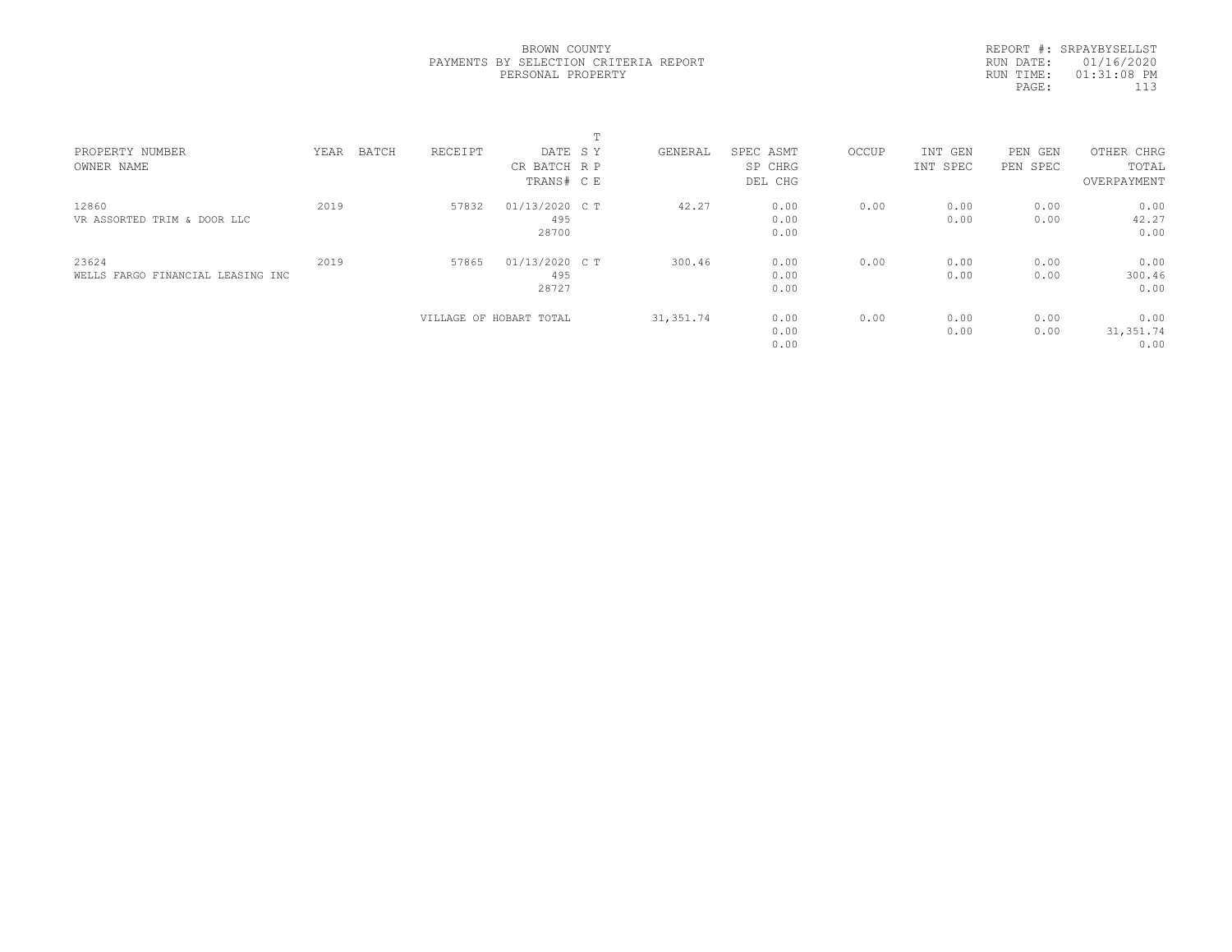BROWN COUNTY
PAYMENTS BY SELECTION CRITERIA REPORT
PERSONAL PROPERTY

REPORT #: SRPAYBYSELLST
RUN DATE: 01/16/2020
RUN TIME: 01:31:08 PM

| PROPERTY NUMBER<br>OWNER NAME | YEAR | BATCH | RECEIPT | DATE<br>CR BATCH<br>TRANS# | T<br>S Y<br>R P<br>C E | GENERAL | SPEC ASMT<br>SP CHRG<br>DEL CHG | OCCUP | INT GEN<br>INT SPEC | PEN GEN<br>PEN SPEC | OTHER CHRG<br>TOTAL<br>OVERPAYMENT |
|---|---|---|---|---|---|---|---|---|---|---|---|
| 12860<br>VR ASSORTED TRIM & DOOR LLC | 2019 | | 57832 | 01/13/2020<br>495<br>28700 | C T | 42.27 | 0.00<br>0.00<br>0.00 | 0.00 | 0.00<br>0.00 | 0.00<br>0.00 | 0.00<br>42.27<br>0.00 |
| 23624<br>WELLS FARGO FINANCIAL LEASING INC | 2019 | | 57865 | 01/13/2020<br>495<br>28727 | C T | 300.46 | 0.00<br>0.00<br>0.00 | 0.00 | 0.00<br>0.00 | 0.00<br>0.00 | 0.00<br>300.46<br>0.00 |
| | | | VILLAGE OF HOBART TOTAL | | | 31,351.74 | 0.00<br>0.00<br>0.00 | 0.00 | 0.00<br>0.00 | 0.00<br>0.00 | 0.00<br>31,351.74<br>0.00 |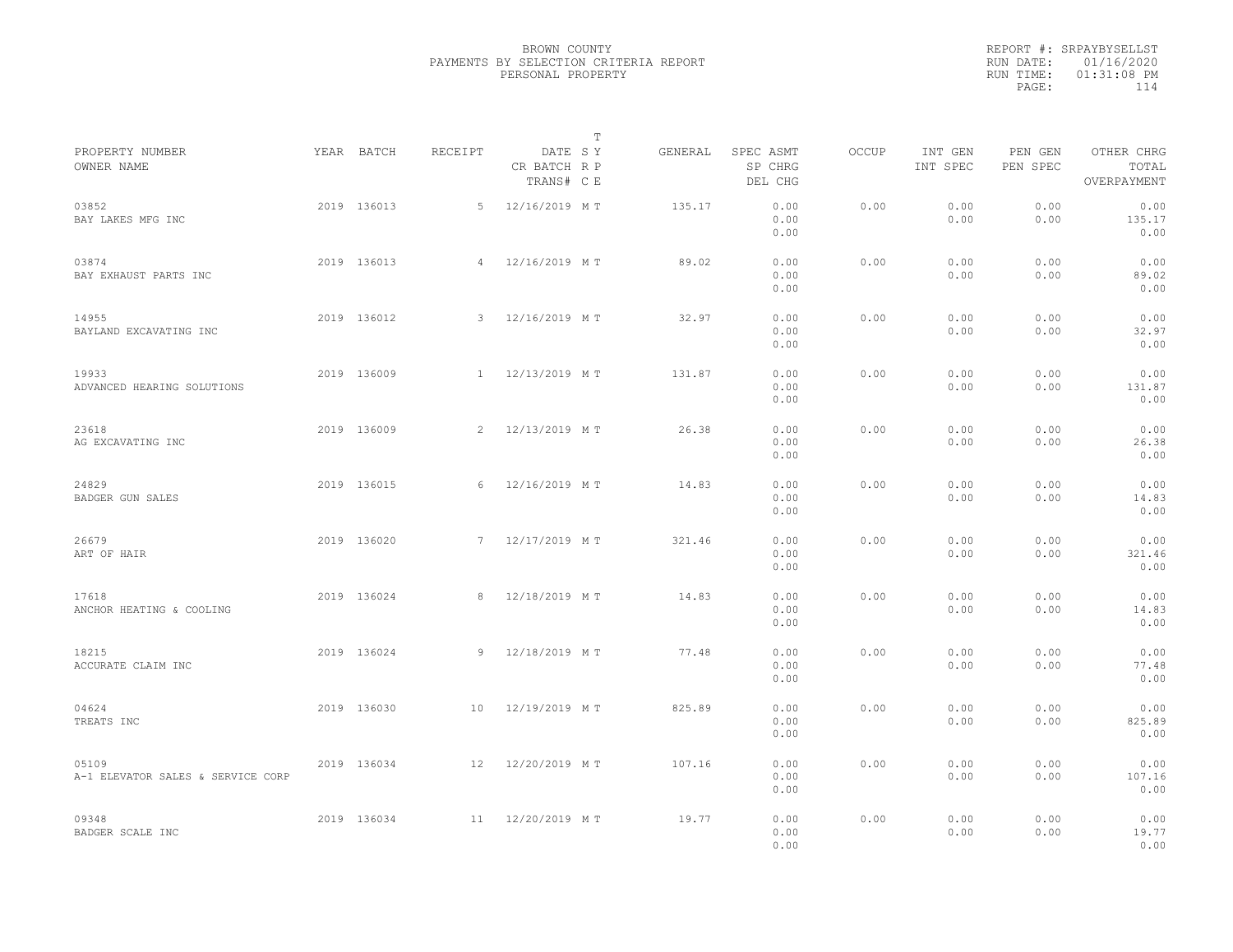BROWN COUNTY
PAYMENTS BY SELECTION CRITERIA REPORT
PERSONAL PROPERTY

REPORT #: SRPAYBYSELLST
RUN DATE: 01/16/2020
RUN TIME: 01:31:08 PM

| PROPERTY NUMBER<br>OWNER NAME | YEAR | BATCH | RECEIPT | DATE<br>CR BATCH<br>TRANS# | T<br>SY<br>RP<br>CE | GENERAL | SPEC ASMT<br>SP CHRG<br>DEL CHG | OCCUP | INT GEN<br>INT SPEC | PEN GEN<br>PEN SPEC | OTHER CHRG<br>TOTAL<br>OVERPAYMENT |
|---|---|---|---|---|---|---|---|---|---|---|---|
| 03852<br>BAY LAKES MFG INC | 2019 | 136013 | 5 | 12/16/2019 | M T | 135.17 | 0.00<br>0.00<br>0.00 | 0.00 | 0.00<br>0.00 | 0.00<br>0.00 | 0.00<br>135.17<br>0.00 |
| 03874<br>BAY EXHAUST PARTS INC | 2019 | 136013 | 4 | 12/16/2019 | M T | 89.02 | 0.00<br>0.00<br>0.00 | 0.00 | 0.00<br>0.00 | 0.00<br>0.00 | 0.00<br>89.02<br>0.00 |
| 14955<br>BAYLAND EXCAVATING INC | 2019 | 136012 | 3 | 12/16/2019 | M T | 32.97 | 0.00<br>0.00<br>0.00 | 0.00 | 0.00<br>0.00 | 0.00<br>0.00 | 0.00<br>32.97<br>0.00 |
| 19933<br>ADVANCED HEARING SOLUTIONS | 2019 | 136009 | 1 | 12/13/2019 | M T | 131.87 | 0.00<br>0.00<br>0.00 | 0.00 | 0.00<br>0.00 | 0.00<br>0.00 | 0.00<br>131.87<br>0.00 |
| 23618<br>AG EXCAVATING INC | 2019 | 136009 | 2 | 12/13/2019 | M T | 26.38 | 0.00<br>0.00<br>0.00 | 0.00 | 0.00<br>0.00 | 0.00<br>0.00 | 0.00<br>26.38<br>0.00 |
| 24829<br>BADGER GUN SALES | 2019 | 136015 | 6 | 12/16/2019 | M T | 14.83 | 0.00<br>0.00<br>0.00 | 0.00 | 0.00<br>0.00 | 0.00<br>0.00 | 0.00<br>14.83<br>0.00 |
| 26679<br>ART OF HAIR | 2019 | 136020 | 7 | 12/17/2019 | M T | 321.46 | 0.00<br>0.00<br>0.00 | 0.00 | 0.00<br>0.00 | 0.00<br>0.00 | 0.00<br>321.46<br>0.00 |
| 17618<br>ANCHOR HEATING & COOLING | 2019 | 136024 | 8 | 12/18/2019 | M T | 14.83 | 0.00<br>0.00<br>0.00 | 0.00 | 0.00<br>0.00 | 0.00<br>0.00 | 0.00<br>14.83<br>0.00 |
| 18215<br>ACCURATE CLAIM INC | 2019 | 136024 | 9 | 12/18/2019 | M T | 77.48 | 0.00<br>0.00<br>0.00 | 0.00 | 0.00<br>0.00 | 0.00<br>0.00 | 0.00<br>77.48<br>0.00 |
| 04624<br>TREATS INC | 2019 | 136030 | 10 | 12/19/2019 | M T | 825.89 | 0.00<br>0.00<br>0.00 | 0.00 | 0.00<br>0.00 | 0.00<br>0.00 | 0.00<br>825.89<br>0.00 |
| 05109<br>A-1 ELEVATOR SALES & SERVICE CORP | 2019 | 136034 | 12 | 12/20/2019 | M T | 107.16 | 0.00<br>0.00<br>0.00 | 0.00 | 0.00<br>0.00 | 0.00<br>0.00 | 0.00<br>107.16<br>0.00 |
| 09348<br>BADGER SCALE INC | 2019 | 136034 | 11 | 12/20/2019 | M T | 19.77 | 0.00<br>0.00<br>0.00 | 0.00 | 0.00<br>0.00 | 0.00<br>0.00 | 0.00<br>19.77<br>0.00 |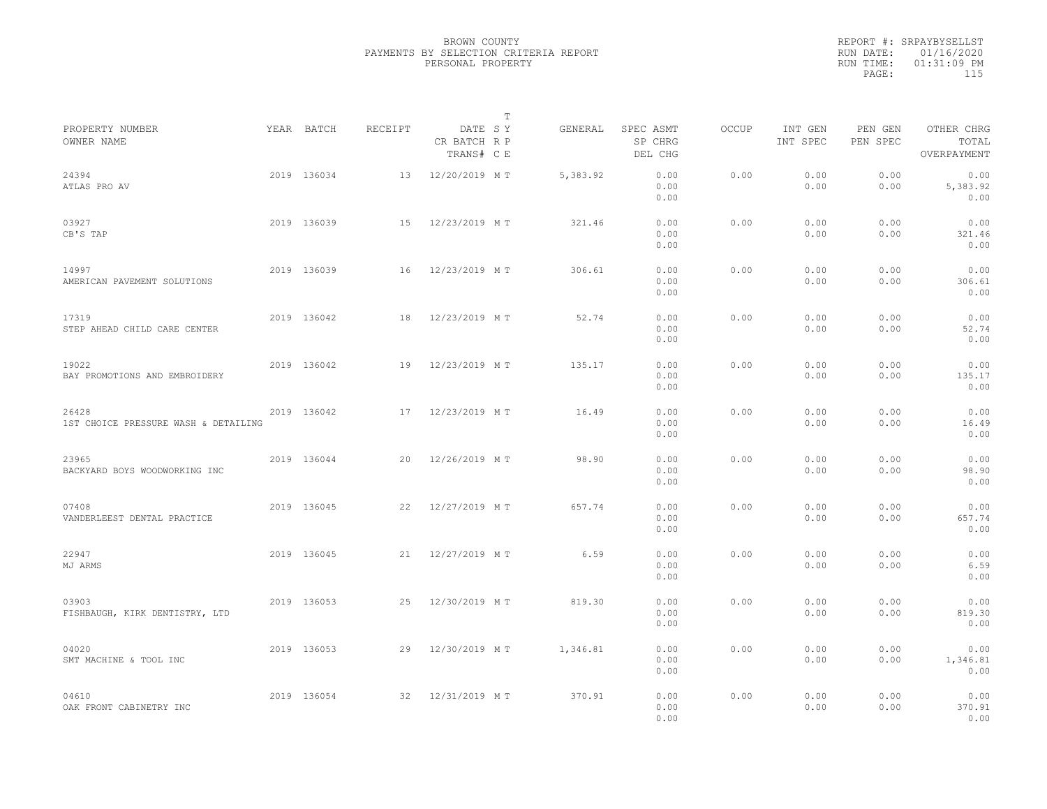BROWN COUNTY
PAYMENTS BY SELECTION CRITERIA REPORT
PERSONAL PROPERTY

REPORT #: SRPAYBYSELLST
RUN DATE: 01/16/2020
RUN TIME: 01:31:09 PM

| PROPERTY NUMBER / OWNER NAME | YEAR | BATCH | RECEIPT | DATE / CR BATCH / TRANS# | T SY RP CE | GENERAL | SPEC ASMT / SP CHRG / DEL CHG | OCCUP | INT GEN / INT SPEC | PEN GEN / PEN SPEC | OTHER CHRG / TOTAL / OVERPAYMENT |
|---|---|---|---|---|---|---|---|---|---|---|---|
| 24394 ATLAS PRO AV | 2019 | 136034 | 13 | 12/20/2019 | M T | 5,383.92 | 0.00 0.00 0.00 | 0.00 | 0.00 0.00 | 0.00 0.00 | 0.00 5,383.92 0.00 |
| 03927 CB'S TAP | 2019 | 136039 | 15 | 12/23/2019 | M T | 321.46 | 0.00 0.00 0.00 | 0.00 | 0.00 0.00 | 0.00 0.00 | 0.00 321.46 0.00 |
| 14997 AMERICAN PAVEMENT SOLUTIONS | 2019 | 136039 | 16 | 12/23/2019 | M T | 306.61 | 0.00 0.00 0.00 | 0.00 | 0.00 0.00 | 0.00 0.00 | 0.00 306.61 0.00 |
| 17319 STEP AHEAD CHILD CARE CENTER | 2019 | 136042 | 18 | 12/23/2019 | M T | 52.74 | 0.00 0.00 0.00 | 0.00 | 0.00 0.00 | 0.00 0.00 | 0.00 52.74 0.00 |
| 19022 BAY PROMOTIONS AND EMBROIDERY | 2019 | 136042 | 19 | 12/23/2019 | M T | 135.17 | 0.00 0.00 0.00 | 0.00 | 0.00 0.00 | 0.00 0.00 | 0.00 135.17 0.00 |
| 26428 1ST CHOICE PRESSURE WASH & DETAILING | 2019 | 136042 | 17 | 12/23/2019 | M T | 16.49 | 0.00 0.00 0.00 | 0.00 | 0.00 0.00 | 0.00 0.00 | 0.00 16.49 0.00 |
| 23965 BACKYARD BOYS WOODWORKING INC | 2019 | 136044 | 20 | 12/26/2019 | M T | 98.90 | 0.00 0.00 0.00 | 0.00 | 0.00 0.00 | 0.00 0.00 | 0.00 98.90 0.00 |
| 07408 VANDERLEEST DENTAL PRACTICE | 2019 | 136045 | 22 | 12/27/2019 | M T | 657.74 | 0.00 0.00 0.00 | 0.00 | 0.00 0.00 | 0.00 0.00 | 0.00 657.74 0.00 |
| 22947 MJ ARMS | 2019 | 136045 | 21 | 12/27/2019 | M T | 6.59 | 0.00 0.00 0.00 | 0.00 | 0.00 0.00 | 0.00 0.00 | 0.00 6.59 0.00 |
| 03903 FISHBAUGH, KIRK DENTISTRY, LTD | 2019 | 136053 | 25 | 12/30/2019 | M T | 819.30 | 0.00 0.00 0.00 | 0.00 | 0.00 0.00 | 0.00 0.00 | 0.00 819.30 0.00 |
| 04020 SMT MACHINE & TOOL INC | 2019 | 136053 | 29 | 12/30/2019 | M T | 1,346.81 | 0.00 0.00 0.00 | 0.00 | 0.00 0.00 | 0.00 0.00 | 0.00 1,346.81 0.00 |
| 04610 OAK FRONT CABINETRY INC | 2019 | 136054 | 32 | 12/31/2019 | M T | 370.91 | 0.00 0.00 0.00 | 0.00 | 0.00 0.00 | 0.00 0.00 | 0.00 370.91 0.00 |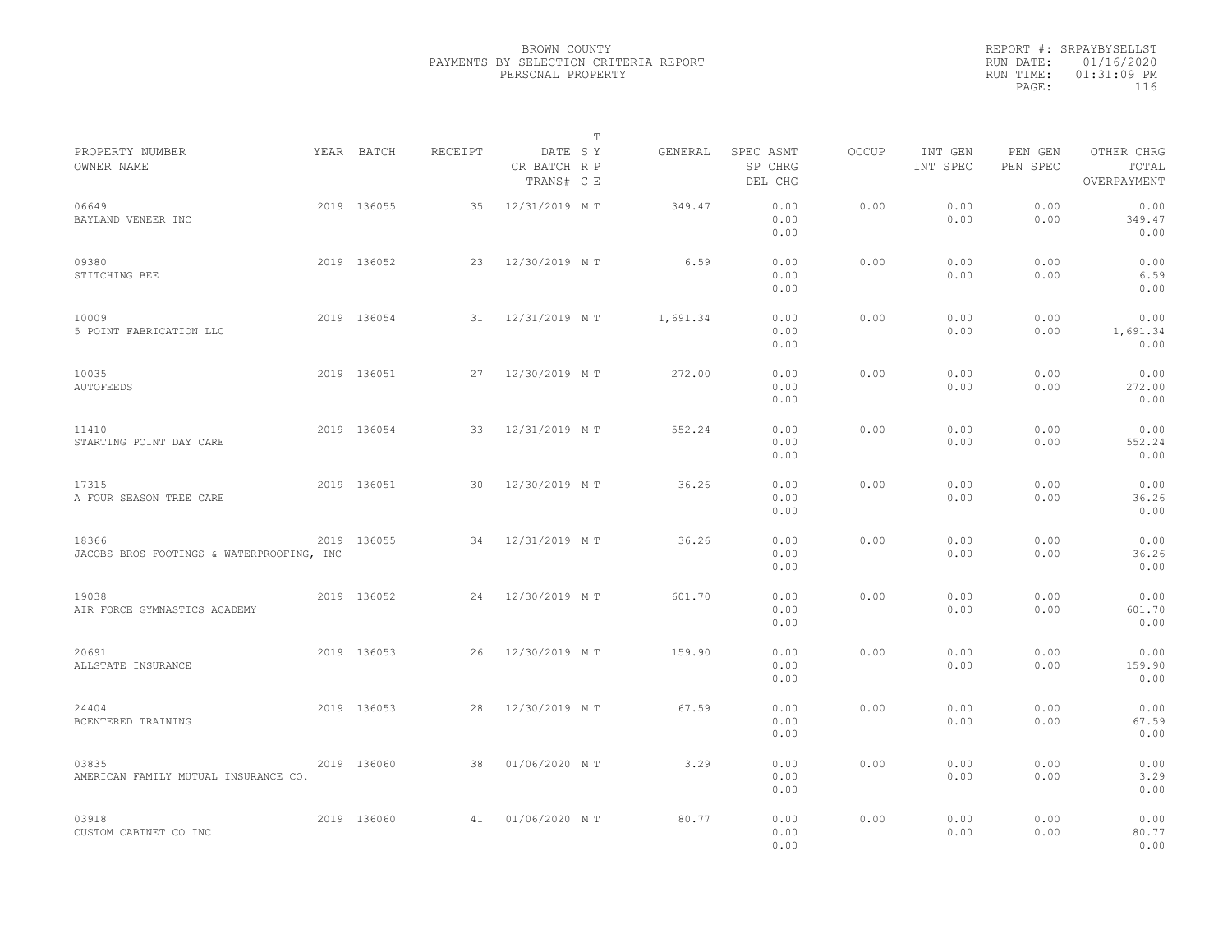BROWN COUNTY
PAYMENTS BY SELECTION CRITERIA REPORT
PERSONAL PROPERTY

REPORT #: SRPAYBYSELLST
RUN DATE: 01/16/2020
RUN TIME: 01:31:09 PM

| PROPERTY NUMBER<br>OWNER NAME | YEAR | BATCH | RECEIPT | DATE<br>CR BATCH<br>TRANS# | T<br>S Y<br>R P<br>C E | GENERAL | SPEC ASMT<br>SP CHRG<br>DEL CHG | OCCUP | INT GEN<br>INT SPEC | PEN GEN<br>PEN SPEC | OTHER CHRG<br>TOTAL<br>OVERPAYMENT |
|---|---|---|---|---|---|---|---|---|---|---|---|
| 06649<br>BAYLAND VENEER INC | 2019 | 136055 | 35 | 12/31/2019 | M T | 349.47 | 0.00<br>0.00<br>0.00 | 0.00 | 0.00<br>0.00 | 0.00<br>0.00 | 0.00<br>349.47<br>0.00 |
| 09380<br>STITCHING BEE | 2019 | 136052 | 23 | 12/30/2019 | M T | 6.59 | 0.00<br>0.00<br>0.00 | 0.00 | 0.00<br>0.00 | 0.00<br>0.00 | 0.00<br>6.59<br>0.00 |
| 10009<br>5 POINT FABRICATION LLC | 2019 | 136054 | 31 | 12/31/2019 | M T | 1,691.34 | 0.00<br>0.00<br>0.00 | 0.00 | 0.00<br>0.00 | 0.00<br>0.00 | 0.00<br>1,691.34<br>0.00 |
| 10035<br>AUTOFEEDS | 2019 | 136051 | 27 | 12/30/2019 | M T | 272.00 | 0.00<br>0.00<br>0.00 | 0.00 | 0.00<br>0.00 | 0.00<br>0.00 | 0.00<br>272.00<br>0.00 |
| 11410<br>STARTING POINT DAY CARE | 2019 | 136054 | 33 | 12/31/2019 | M T | 552.24 | 0.00<br>0.00<br>0.00 | 0.00 | 0.00<br>0.00 | 0.00<br>0.00 | 0.00<br>552.24<br>0.00 |
| 17315<br>A FOUR SEASON TREE CARE | 2019 | 136051 | 30 | 12/30/2019 | M T | 36.26 | 0.00<br>0.00<br>0.00 | 0.00 | 0.00<br>0.00 | 0.00<br>0.00 | 0.00<br>36.26<br>0.00 |
| 18366<br>JACOBS BROS FOOTINGS & WATERPROOFING, INC | 2019 | 136055 | 34 | 12/31/2019 | M T | 36.26 | 0.00<br>0.00<br>0.00 | 0.00 | 0.00<br>0.00 | 0.00<br>0.00 | 0.00<br>36.26<br>0.00 |
| 19038<br>AIR FORCE GYMNASTICS ACADEMY | 2019 | 136052 | 24 | 12/30/2019 | M T | 601.70 | 0.00<br>0.00<br>0.00 | 0.00 | 0.00<br>0.00 | 0.00<br>0.00 | 0.00<br>601.70<br>0.00 |
| 20691<br>ALLSTATE INSURANCE | 2019 | 136053 | 26 | 12/30/2019 | M T | 159.90 | 0.00<br>0.00<br>0.00 | 0.00 | 0.00<br>0.00 | 0.00<br>0.00 | 0.00<br>159.90<br>0.00 |
| 24404<br>BCENTERED TRAINING | 2019 | 136053 | 28 | 12/30/2019 | M T | 67.59 | 0.00<br>0.00<br>0.00 | 0.00 | 0.00<br>0.00 | 0.00<br>0.00 | 0.00<br>67.59<br>0.00 |
| 03835<br>AMERICAN FAMILY MUTUAL INSURANCE CO. | 2019 | 136060 | 38 | 01/06/2020 | M T | 3.29 | 0.00<br>0.00<br>0.00 | 0.00 | 0.00<br>0.00 | 0.00<br>0.00 | 0.00<br>3.29<br>0.00 |
| 03918<br>CUSTOM CABINET CO INC | 2019 | 136060 | 41 | 01/06/2020 | M T | 80.77 | 0.00<br>0.00<br>0.00 | 0.00 | 0.00<br>0.00 | 0.00<br>0.00 | 0.00<br>80.77<br>0.00 |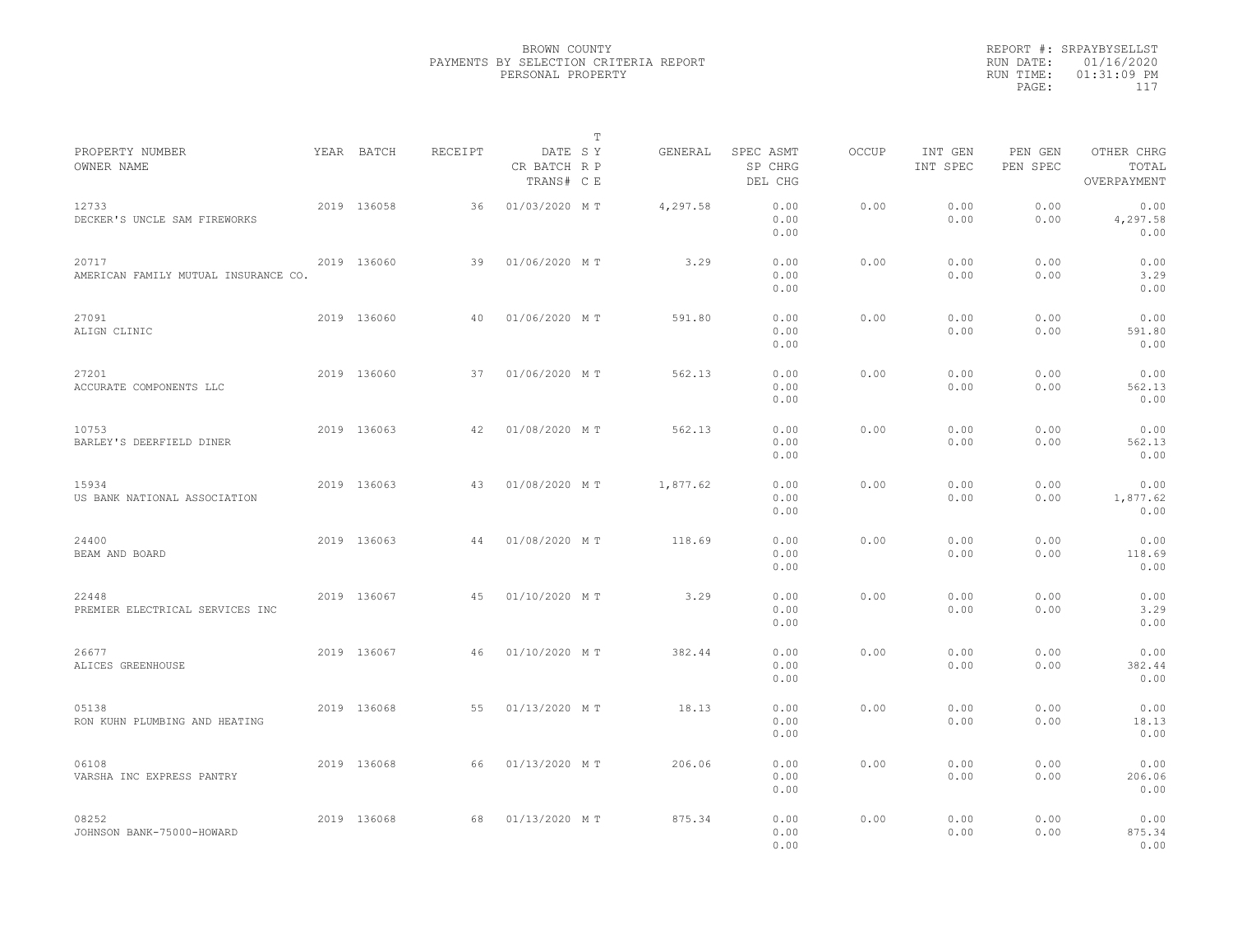BROWN COUNTY
PAYMENTS BY SELECTION CRITERIA REPORT
PERSONAL PROPERTY

REPORT #: SRPAYBYSELLST
RUN DATE: 01/16/2020
RUN TIME: 01:31:09 PM

| PROPERTY NUMBER<br>OWNER NAME | YEAR | BATCH | RECEIPT | DATE<br>CR BATCH<br>TRANS# | T S Y<br>R P<br>C E | GENERAL | SPEC ASMT<br>SP CHRG<br>DEL CHG | OCCUP | INT GEN<br>INT SPEC | PEN GEN<br>PEN SPEC | OTHER CHRG<br>TOTAL<br>OVERPAYMENT |
|---|---|---|---|---|---|---|---|---|---|---|---|
| 12733<br>DECKER'S UNCLE SAM FIREWORKS | 2019 | 136058 | 36 | 01/03/2020 | M T | 4,297.58 | 0.00<br>0.00<br>0.00 | 0.00 | 0.00<br>0.00 | 0.00<br>0.00 | 0.00<br>4,297.58<br>0.00 |
| 20717<br>AMERICAN FAMILY MUTUAL INSURANCE CO. | 2019 | 136060 | 39 | 01/06/2020 | M T | 3.29 | 0.00<br>0.00<br>0.00 | 0.00 | 0.00<br>0.00 | 0.00<br>0.00 | 0.00<br>3.29<br>0.00 |
| 27091<br>ALIGN CLINIC | 2019 | 136060 | 40 | 01/06/2020 | M T | 591.80 | 0.00<br>0.00<br>0.00 | 0.00 | 0.00<br>0.00 | 0.00<br>0.00 | 0.00<br>591.80<br>0.00 |
| 27201<br>ACCURATE COMPONENTS LLC | 2019 | 136060 | 37 | 01/06/2020 | M T | 562.13 | 0.00<br>0.00<br>0.00 | 0.00 | 0.00<br>0.00 | 0.00<br>0.00 | 0.00<br>562.13<br>0.00 |
| 10753<br>BARLEY'S DEERFIELD DINER | 2019 | 136063 | 42 | 01/08/2020 | M T | 562.13 | 0.00<br>0.00<br>0.00 | 0.00 | 0.00<br>0.00 | 0.00<br>0.00 | 0.00<br>562.13<br>0.00 |
| 15934<br>US BANK NATIONAL ASSOCIATION | 2019 | 136063 | 43 | 01/08/2020 | M T | 1,877.62 | 0.00<br>0.00<br>0.00 | 0.00 | 0.00<br>0.00 | 0.00<br>0.00 | 0.00<br>1,877.62<br>0.00 |
| 24400<br>BEAM AND BOARD | 2019 | 136063 | 44 | 01/08/2020 | M T | 118.69 | 0.00<br>0.00<br>0.00 | 0.00 | 0.00<br>0.00 | 0.00<br>0.00 | 0.00<br>118.69<br>0.00 |
| 22448<br>PREMIER ELECTRICAL SERVICES INC | 2019 | 136067 | 45 | 01/10/2020 | M T | 3.29 | 0.00<br>0.00<br>0.00 | 0.00 | 0.00<br>0.00 | 0.00<br>0.00 | 0.00<br>3.29<br>0.00 |
| 26677<br>ALICES GREENHOUSE | 2019 | 136067 | 46 | 01/10/2020 | M T | 382.44 | 0.00<br>0.00<br>0.00 | 0.00 | 0.00<br>0.00 | 0.00<br>0.00 | 0.00<br>382.44<br>0.00 |
| 05138<br>RON KUHN PLUMBING AND HEATING | 2019 | 136068 | 55 | 01/13/2020 | M T | 18.13 | 0.00<br>0.00<br>0.00 | 0.00 | 0.00<br>0.00 | 0.00<br>0.00 | 0.00<br>18.13<br>0.00 |
| 06108<br>VARSHA INC EXPRESS PANTRY | 2019 | 136068 | 66 | 01/13/2020 | M T | 206.06 | 0.00<br>0.00<br>0.00 | 0.00 | 0.00<br>0.00 | 0.00<br>0.00 | 0.00<br>206.06<br>0.00 |
| 08252<br>JOHNSON BANK-75000-HOWARD | 2019 | 136068 | 68 | 01/13/2020 | M T | 875.34 | 0.00<br>0.00<br>0.00 | 0.00 | 0.00<br>0.00 | 0.00<br>0.00 | 0.00<br>875.34<br>0.00 |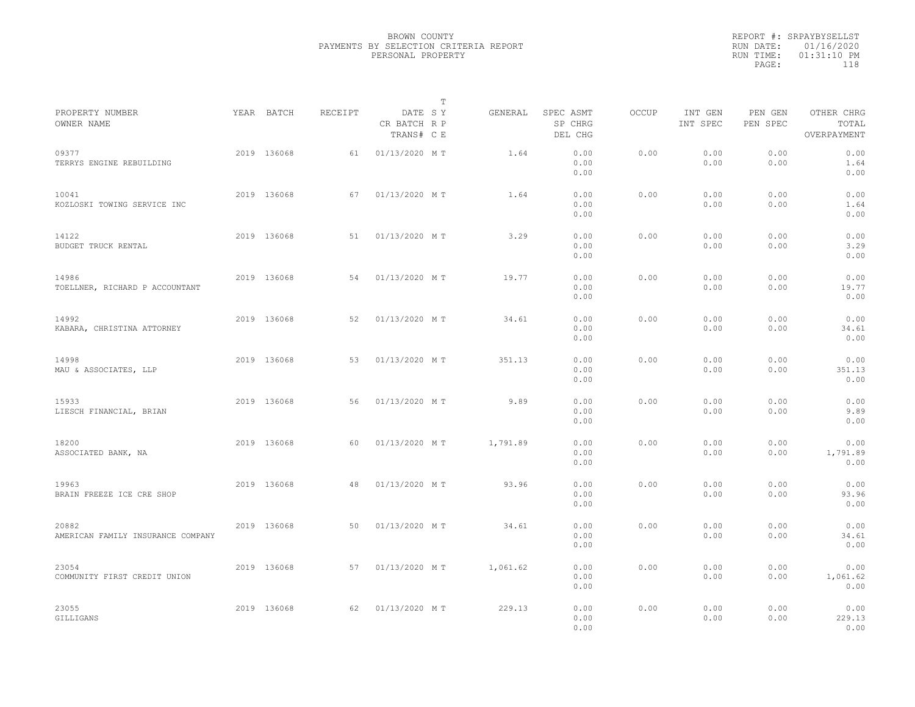BROWN COUNTY
PAYMENTS BY SELECTION CRITERIA REPORT
PERSONAL PROPERTY

REPORT #: SRPAYBYSELLST
RUN DATE: 01/16/2020
RUN TIME: 01:31:10 PM
PAGE: 118

| PROPERTY NUMBER<br>OWNER NAME | YEAR | BATCH | RECEIPT | DATE<br>CR BATCH<br>TRANS# | T<br>S Y<br>R P<br>C E | GENERAL | SPEC ASMT<br>SP CHRG<br>DEL CHG | OCCUP | INT GEN<br>INT SPEC | PEN GEN<br>PEN SPEC | OTHER CHRG<br>TOTAL<br>OVERPAYMENT |
|---|---|---|---|---|---|---|---|---|---|---|---|
| 09377<br>TERRYS ENGINE REBUILDING | 2019 | 136068 | 61 | 01/13/2020 | M T | 1.64 | 0.00<br>0.00<br>0.00 | 0.00 | 0.00<br>0.00 | 0.00<br>0.00 | 0.00<br>1.64<br>0.00 |
| 10041<br>KOZLOSKI TOWING SERVICE INC | 2019 | 136068 | 67 | 01/13/2020 | M T | 1.64 | 0.00<br>0.00<br>0.00 | 0.00 | 0.00<br>0.00 | 0.00<br>0.00 | 0.00<br>1.64<br>0.00 |
| 14122<br>BUDGET TRUCK RENTAL | 2019 | 136068 | 51 | 01/13/2020 | M T | 3.29 | 0.00<br>0.00<br>0.00 | 0.00 | 0.00<br>0.00 | 0.00<br>0.00 | 0.00<br>3.29<br>0.00 |
| 14986<br>TOELLNER, RICHARD P ACCOUNTANT | 2019 | 136068 | 54 | 01/13/2020 | M T | 19.77 | 0.00<br>0.00<br>0.00 | 0.00 | 0.00<br>0.00 | 0.00<br>0.00 | 0.00<br>19.77<br>0.00 |
| 14992<br>KABARA, CHRISTINA ATTORNEY | 2019 | 136068 | 52 | 01/13/2020 | M T | 34.61 | 0.00<br>0.00<br>0.00 | 0.00 | 0.00<br>0.00 | 0.00<br>0.00 | 0.00<br>34.61<br>0.00 |
| 14998<br>MAU & ASSOCIATES, LLP | 2019 | 136068 | 53 | 01/13/2020 | M T | 351.13 | 0.00<br>0.00<br>0.00 | 0.00 | 0.00<br>0.00 | 0.00<br>0.00 | 0.00<br>351.13<br>0.00 |
| 15933<br>LIESCH FINANCIAL, BRIAN | 2019 | 136068 | 56 | 01/13/2020 | M T | 9.89 | 0.00<br>0.00<br>0.00 | 0.00 | 0.00<br>0.00 | 0.00<br>0.00 | 0.00<br>9.89<br>0.00 |
| 18200<br>ASSOCIATED BANK, NA | 2019 | 136068 | 60 | 01/13/2020 | M T | 1,791.89 | 0.00<br>0.00<br>0.00 | 0.00 | 0.00<br>0.00 | 0.00<br>0.00 | 0.00<br>1,791.89<br>0.00 |
| 19963<br>BRAIN FREEZE ICE CRE SHOP | 2019 | 136068 | 48 | 01/13/2020 | M T | 93.96 | 0.00<br>0.00<br>0.00 | 0.00 | 0.00<br>0.00 | 0.00<br>0.00 | 0.00<br>93.96<br>0.00 |
| 20882<br>AMERICAN FAMILY INSURANCE COMPANY | 2019 | 136068 | 50 | 01/13/2020 | M T | 34.61 | 0.00<br>0.00<br>0.00 | 0.00 | 0.00<br>0.00 | 0.00<br>0.00 | 0.00<br>34.61<br>0.00 |
| 23054<br>COMMUNITY FIRST CREDIT UNION | 2019 | 136068 | 57 | 01/13/2020 | M T | 1,061.62 | 0.00<br>0.00<br>0.00 | 0.00 | 0.00<br>0.00 | 0.00<br>0.00 | 0.00<br>1,061.62<br>0.00 |
| 23055<br>GILLIGANS | 2019 | 136068 | 62 | 01/13/2020 | M T | 229.13 | 0.00<br>0.00<br>0.00 | 0.00 | 0.00<br>0.00 | 0.00<br>0.00 | 0.00<br>229.13<br>0.00 |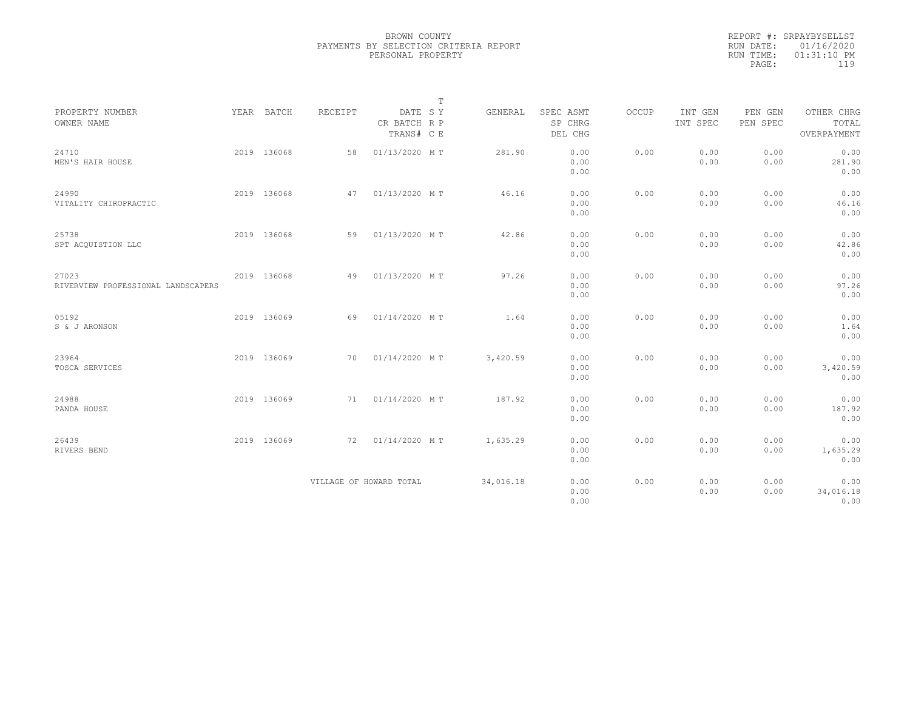BROWN COUNTY
PAYMENTS BY SELECTION CRITERIA REPORT
PERSONAL PROPERTY

REPORT #: SRPAYBYSELLST
RUN DATE: 01/16/2020
RUN TIME: 01:31:10 PM

| PROPERTY NUMBER<br>OWNER NAME | YEAR | BATCH | RECEIPT | DATE<br>CR BATCH<br>TRANS# | T<br>S Y<br>R P<br>C E | GENERAL | SPEC ASMT<br>SP CHRG<br>DEL CHG | OCCUP | INT GEN<br>INT SPEC | PEN GEN<br>PEN SPEC | OTHER CHRG<br>TOTAL<br>OVERPAYMENT |
|---|---|---|---|---|---|---|---|---|---|---|---|
| 24710<br>MEN'S HAIR HOUSE | 2019 | 136068 | 58 | 01/13/2020 | M T | 281.90 | 0.00<br>0.00<br>0.00 | 0.00 | 0.00<br>0.00 | 0.00<br>0.00 | 0.00<br>281.90<br>0.00 |
| 24990<br>VITALITY CHIROPRACTIC | 2019 | 136068 | 47 | 01/13/2020 | M T | 46.16 | 0.00<br>0.00<br>0.00 | 0.00 | 0.00<br>0.00 | 0.00<br>0.00 | 0.00<br>46.16<br>0.00 |
| 25738<br>SPT ACQUISTION LLC | 2019 | 136068 | 59 | 01/13/2020 | M T | 42.86 | 0.00<br>0.00<br>0.00 | 0.00 | 0.00<br>0.00 | 0.00<br>0.00 | 0.00<br>42.86<br>0.00 |
| 27023<br>RIVERVIEW PROFESSIONAL LANDSCAPERS | 2019 | 136068 | 49 | 01/13/2020 | M T | 97.26 | 0.00<br>0.00<br>0.00 | 0.00 | 0.00<br>0.00 | 0.00<br>0.00 | 0.00<br>97.26<br>0.00 |
| 05192<br>S & J ARONSON | 2019 | 136069 | 69 | 01/14/2020 | M T | 1.64 | 0.00<br>0.00<br>0.00 | 0.00 | 0.00<br>0.00 | 0.00<br>0.00 | 0.00<br>1.64<br>0.00 |
| 23964<br>TOSCA SERVICES | 2019 | 136069 | 70 | 01/14/2020 | M T | 3,420.59 | 0.00<br>0.00<br>0.00 | 0.00 | 0.00<br>0.00 | 0.00<br>0.00 | 0.00<br>3,420.59<br>0.00 |
| 24988<br>PANDA HOUSE | 2019 | 136069 | 71 | 01/14/2020 | M T | 187.92 | 0.00<br>0.00<br>0.00 | 0.00 | 0.00<br>0.00 | 0.00<br>0.00 | 0.00<br>187.92<br>0.00 |
| 26439<br>RIVERS BEND | 2019 | 136069 | 72 | 01/14/2020 | M T | 1,635.29 | 0.00<br>0.00<br>0.00 | 0.00 | 0.00<br>0.00 | 0.00<br>0.00 | 0.00<br>1,635.29<br>0.00 |
| | | | VILLAGE OF HOWARD TOTAL | | | 34,016.18 | 0.00<br>0.00<br>0.00 | 0.00 | 0.00<br>0.00 | 0.00<br>0.00 | 0.00<br>34,016.18<br>0.00 |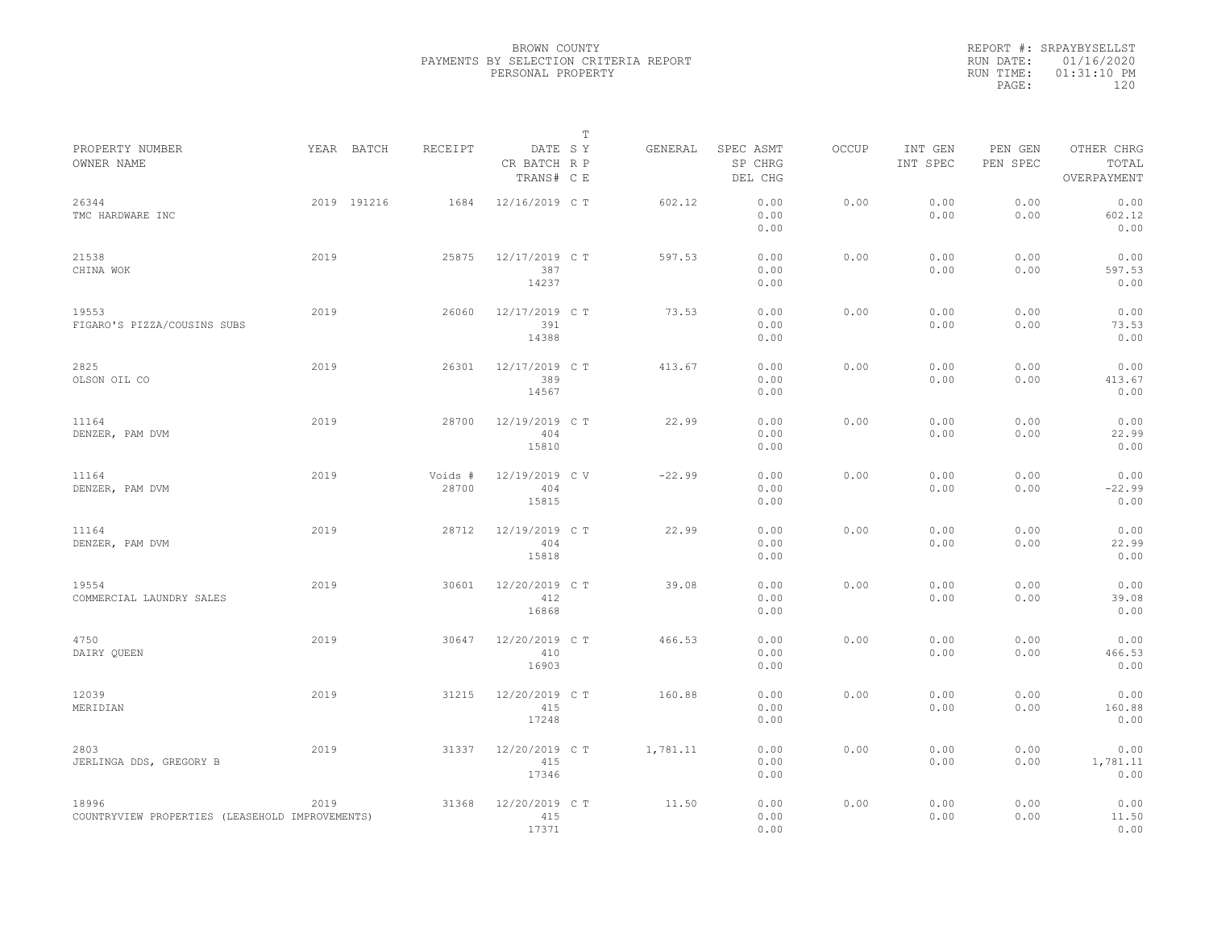BROWN COUNTY
PAYMENTS BY SELECTION CRITERIA REPORT
PERSONAL PROPERTY

REPORT #: SRPAYBYSELLST
RUN DATE: 01/16/2020
RUN TIME: 01:31:10 PM

| PROPERTY NUMBER / OWNER NAME | YEAR | BATCH | RECEIPT | DATE / CR BATCH / TRANS# | T SY RP CE | GENERAL | SPEC ASMT / SP CHRG / DEL CHG | OCCUP | INT GEN / INT SPEC | PEN GEN / PEN SPEC | OTHER CHRG / TOTAL / OVERPAYMENT |
|---|---|---|---|---|---|---|---|---|---|---|---|
| 26344 / TMC HARDWARE INC | 2019 | 191216 | 1684 | 12/16/2019 | C T | 602.12 | 0.00 / 0.00 / 0.00 | 0.00 | 0.00 / 0.00 | 0.00 / 0.00 | 0.00 / 602.12 / 0.00 |
| 21538 / CHINA WOK | 2019 | | 25875 | 12/17/2019 / 387 / 14237 | C T | 597.53 | 0.00 / 0.00 / 0.00 | 0.00 | 0.00 / 0.00 | 0.00 / 0.00 | 0.00 / 597.53 / 0.00 |
| 19553 / FIGARO'S PIZZA/COUSINS SUBS | 2019 | | 26060 | 12/17/2019 / 391 / 14388 | C T | 73.53 | 0.00 / 0.00 / 0.00 | 0.00 | 0.00 / 0.00 | 0.00 / 0.00 | 0.00 / 73.53 / 0.00 |
| 2825 / OLSON OIL CO | 2019 | | 26301 | 12/17/2019 / 389 / 14567 | C T | 413.67 | 0.00 / 0.00 / 0.00 | 0.00 | 0.00 / 0.00 | 0.00 / 0.00 | 0.00 / 413.67 / 0.00 |
| 11164 / DENZER, PAM DVM | 2019 | | 28700 | 12/19/2019 / 404 / 15810 | C T | 22.99 | 0.00 / 0.00 / 0.00 | 0.00 | 0.00 / 0.00 | 0.00 / 0.00 | 0.00 / 22.99 / 0.00 |
| 11164 / DENZER, PAM DVM | 2019 | | Voids # 28700 | 12/19/2019 / 404 / 15815 | C V | -22.99 | 0.00 / 0.00 / 0.00 | 0.00 | 0.00 / 0.00 | 0.00 / 0.00 | 0.00 / -22.99 / 0.00 |
| 11164 / DENZER, PAM DVM | 2019 | | 28712 | 12/19/2019 / 404 / 15818 | C T | 22.99 | 0.00 / 0.00 / 0.00 | 0.00 | 0.00 / 0.00 | 0.00 / 0.00 | 0.00 / 22.99 / 0.00 |
| 19554 / COMMERCIAL LAUNDRY SALES | 2019 | | 30601 | 12/20/2019 / 412 / 16868 | C T | 39.08 | 0.00 / 0.00 / 0.00 | 0.00 | 0.00 / 0.00 | 0.00 / 0.00 | 0.00 / 39.08 / 0.00 |
| 4750 / DAIRY QUEEN | 2019 | | 30647 | 12/20/2019 / 410 / 16903 | C T | 466.53 | 0.00 / 0.00 / 0.00 | 0.00 | 0.00 / 0.00 | 0.00 / 0.00 | 0.00 / 466.53 / 0.00 |
| 12039 / MERIDIAN | 2019 | | 31215 | 12/20/2019 / 415 / 17248 | C T | 160.88 | 0.00 / 0.00 / 0.00 | 0.00 | 0.00 / 0.00 | 0.00 / 0.00 | 0.00 / 160.88 / 0.00 |
| 2803 / JERLINGA DDS, GREGORY B | 2019 | | 31337 | 12/20/2019 / 415 / 17346 | C T | 1,781.11 | 0.00 / 0.00 / 0.00 | 0.00 | 0.00 / 0.00 | 0.00 / 0.00 | 0.00 / 1,781.11 / 0.00 |
| 18996 / COUNTRYVIEW PROPERTIES (LEASEHOLD IMPROVEMENTS) | 2019 | | 31368 | 12/20/2019 / 415 / 17371 | C T | 11.50 | 0.00 / 0.00 / 0.00 | 0.00 | 0.00 / 0.00 | 0.00 / 0.00 | 0.00 / 11.50 / 0.00 |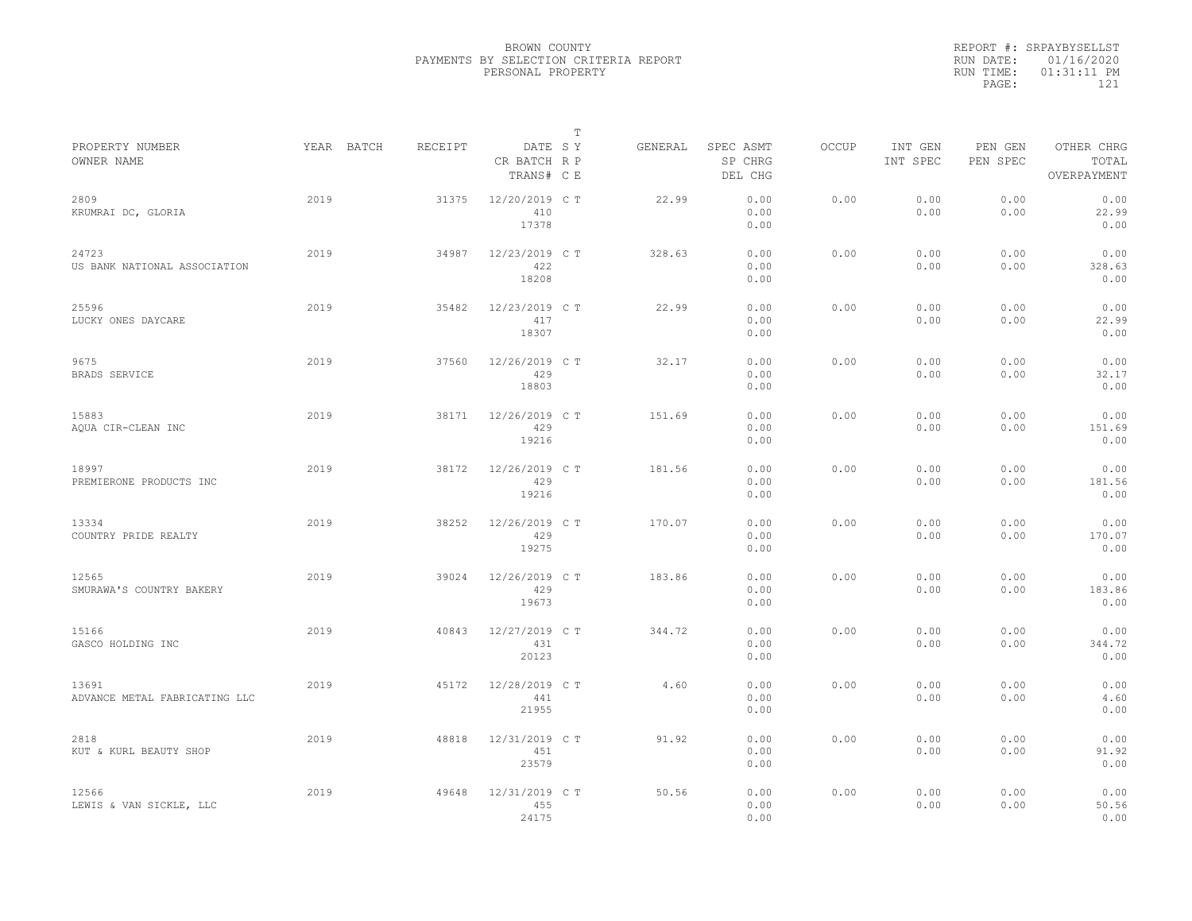BROWN COUNTY
PAYMENTS BY SELECTION CRITERIA REPORT
PERSONAL PROPERTY

REPORT #: SRPAYBYSELLST
RUN DATE: 01/16/2020
RUN TIME: 01:31:11 PM

| PROPERTY NUMBER / OWNER NAME | YEAR | BATCH | RECEIPT | DATE / CR BATCH / TRANS# | T S Y R P C E | GENERAL | SPEC ASMT / SP CHRG / DEL CHG | OCCUP | INT GEN / INT SPEC | PEN GEN / PEN SPEC | OTHER CHRG / TOTAL / OVERPAYMENT |
|---|---|---|---|---|---|---|---|---|---|---|---|
| 2809 KRUMRAI DC, GLORIA | 2019 | | 31375 | 12/20/2019 410 17378 | C T | 22.99 | 0.00 0.00 0.00 | 0.00 | 0.00 0.00 | 0.00 0.00 | 0.00 22.99 0.00 |
| 24723 US BANK NATIONAL ASSOCIATION | 2019 | | 34987 | 12/23/2019 422 18208 | C T | 328.63 | 0.00 0.00 0.00 | 0.00 | 0.00 0.00 | 0.00 0.00 | 0.00 328.63 0.00 |
| 25596 LUCKY ONES DAYCARE | 2019 | | 35482 | 12/23/2019 417 18307 | C T | 22.99 | 0.00 0.00 0.00 | 0.00 | 0.00 0.00 | 0.00 0.00 | 0.00 22.99 0.00 |
| 9675 BRADS SERVICE | 2019 | | 37560 | 12/26/2019 429 18803 | C T | 32.17 | 0.00 0.00 0.00 | 0.00 | 0.00 0.00 | 0.00 0.00 | 0.00 32.17 0.00 |
| 15883 AQUA CIR-CLEAN INC | 2019 | | 38171 | 12/26/2019 429 19216 | C T | 151.69 | 0.00 0.00 0.00 | 0.00 | 0.00 0.00 | 0.00 0.00 | 0.00 151.69 0.00 |
| 18997 PREMIERONE PRODUCTS INC | 2019 | | 38172 | 12/26/2019 429 19216 | C T | 181.56 | 0.00 0.00 0.00 | 0.00 | 0.00 0.00 | 0.00 0.00 | 0.00 181.56 0.00 |
| 13334 COUNTRY PRIDE REALTY | 2019 | | 38252 | 12/26/2019 429 19275 | C T | 170.07 | 0.00 0.00 0.00 | 0.00 | 0.00 0.00 | 0.00 0.00 | 0.00 170.07 0.00 |
| 12565 SMURAWA'S COUNTRY BAKERY | 2019 | | 39024 | 12/26/2019 429 19673 | C T | 183.86 | 0.00 0.00 0.00 | 0.00 | 0.00 0.00 | 0.00 0.00 | 0.00 183.86 0.00 |
| 15166 GASCO HOLDING INC | 2019 | | 40843 | 12/27/2019 431 20123 | C T | 344.72 | 0.00 0.00 0.00 | 0.00 | 0.00 0.00 | 0.00 0.00 | 0.00 344.72 0.00 |
| 13691 ADVANCE METAL FABRICATING LLC | 2019 | | 45172 | 12/28/2019 441 21955 | C T | 4.60 | 0.00 0.00 0.00 | 0.00 | 0.00 0.00 | 0.00 0.00 | 0.00 4.60 0.00 |
| 2818 KUT & KURL BEAUTY SHOP | 2019 | | 48818 | 12/31/2019 451 23579 | C T | 91.92 | 0.00 0.00 0.00 | 0.00 | 0.00 0.00 | 0.00 0.00 | 0.00 91.92 0.00 |
| 12566 LEWIS & VAN SICKLE, LLC | 2019 | | 49648 | 12/31/2019 455 24175 | C T | 50.56 | 0.00 0.00 0.00 | 0.00 | 0.00 0.00 | 0.00 0.00 | 0.00 50.56 0.00 |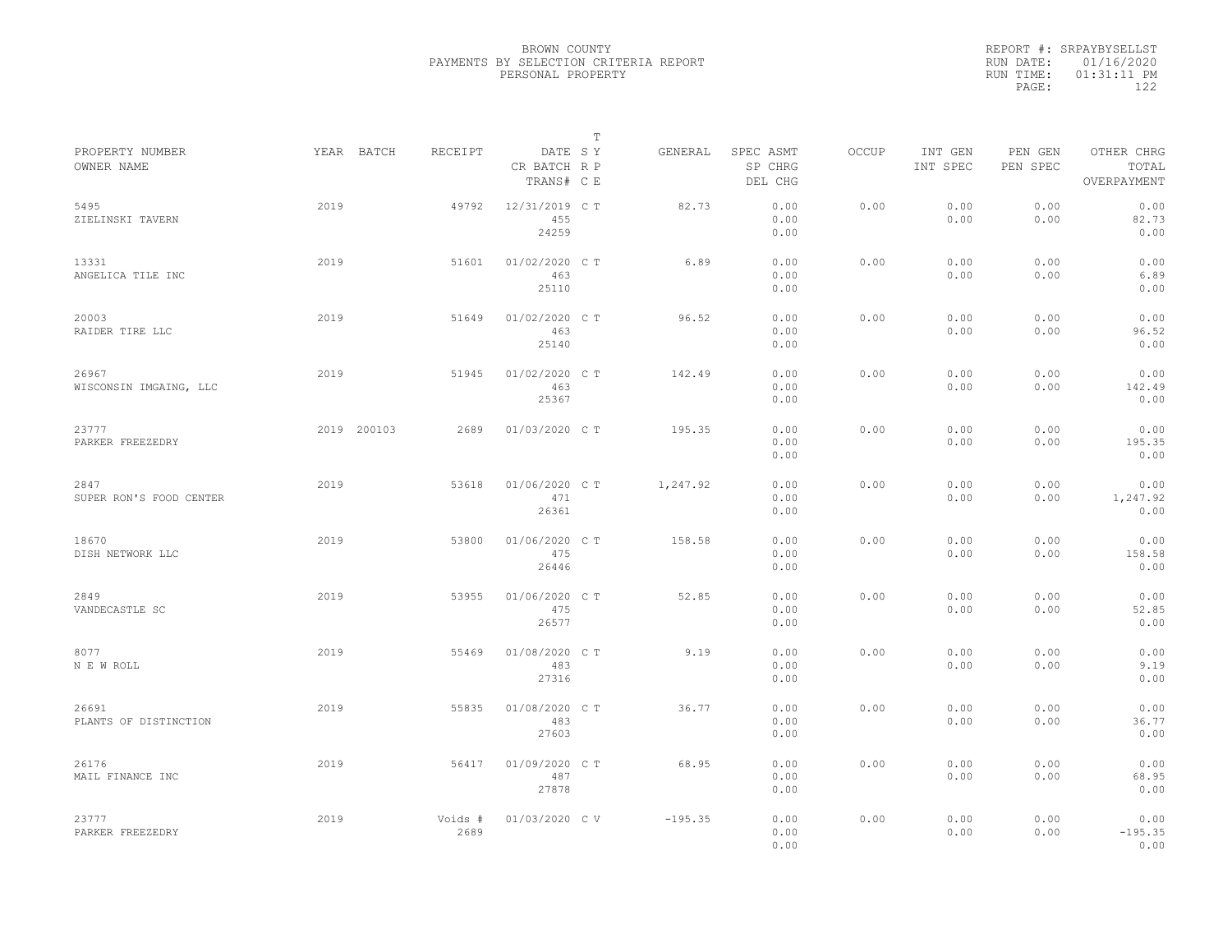BROWN COUNTY
PAYMENTS BY SELECTION CRITERIA REPORT
PERSONAL PROPERTY

REPORT #: SRPAYBYSELLST
RUN DATE: 01/16/2020
RUN TIME: 01:31:11 PM
PAGE: 122

| PROPERTY NUMBER<br>OWNER NAME | YEAR | BATCH | RECEIPT | DATE<br>CR BATCH<br>TRANS# | T S R C | T Y P E | GENERAL | SPEC ASMT<br>SP CHRG<br>DEL CHG | OCCUP | INT GEN<br>INT SPEC | PEN GEN<br>PEN SPEC | OTHER CHRG<br>TOTAL<br>OVERPAYMENT |
|---|---|---|---|---|---|---|---|---|---|---|---|---|
| 5495<br>ZIELINSKI TAVERN | 2019 | | 49792 | 12/31/2019<br>455<br>24259 | C | T | 82.73 | 0.00<br>0.00<br>0.00 | 0.00 | 0.00<br>0.00 | 0.00<br>0.00 | 0.00<br>82.73<br>0.00 |
| 13331<br>ANGELICA TILE INC | 2019 | | 51601 | 01/02/2020<br>463<br>25110 | C | T | 6.89 | 0.00<br>0.00<br>0.00 | 0.00 | 0.00<br>0.00 | 0.00<br>0.00 | 0.00<br>6.89<br>0.00 |
| 20003<br>RAIDER TIRE LLC | 2019 | | 51649 | 01/02/2020<br>463<br>25140 | C | T | 96.52 | 0.00<br>0.00<br>0.00 | 0.00 | 0.00<br>0.00 | 0.00<br>0.00 | 0.00<br>96.52<br>0.00 |
| 26967<br>WISCONSIN IMGAING, LLC | 2019 | | 51945 | 01/02/2020<br>463<br>25367 | C | T | 142.49 | 0.00<br>0.00<br>0.00 | 0.00 | 0.00<br>0.00 | 0.00<br>0.00 | 0.00<br>142.49<br>0.00 |
| 23777<br>PARKER FREEZEDRY | 2019 | 200103 | 2689 | 01/03/2020 | C | T | 195.35 | 0.00<br>0.00<br>0.00 | 0.00 | 0.00<br>0.00 | 0.00<br>0.00 | 0.00<br>195.35<br>0.00 |
| 2847<br>SUPER RON'S FOOD CENTER | 2019 | | 53618 | 01/06/2020<br>471<br>26361 | C | T | 1,247.92 | 0.00<br>0.00<br>0.00 | 0.00 | 0.00<br>0.00 | 0.00<br>0.00 | 0.00<br>1,247.92<br>0.00 |
| 18670<br>DISH NETWORK LLC | 2019 | | 53800 | 01/06/2020<br>475<br>26446 | C | T | 158.58 | 0.00<br>0.00<br>0.00 | 0.00 | 0.00<br>0.00 | 0.00<br>0.00 | 0.00<br>158.58<br>0.00 |
| 2849<br>VANDECASTLE SC | 2019 | | 53955 | 01/06/2020<br>475<br>26577 | C | T | 52.85 | 0.00<br>0.00<br>0.00 | 0.00 | 0.00<br>0.00 | 0.00<br>0.00 | 0.00<br>52.85<br>0.00 |
| 8077<br>N E W ROLL | 2019 | | 55469 | 01/08/2020<br>483<br>27316 | C | T | 9.19 | 0.00<br>0.00<br>0.00 | 0.00 | 0.00<br>0.00 | 0.00<br>0.00 | 0.00<br>9.19<br>0.00 |
| 26691<br>PLANTS OF DISTINCTION | 2019 | | 55835 | 01/08/2020<br>483<br>27603 | C | T | 36.77 | 0.00<br>0.00<br>0.00 | 0.00 | 0.00<br>0.00 | 0.00<br>0.00 | 0.00<br>36.77<br>0.00 |
| 26176<br>MAIL FINANCE INC | 2019 | | 56417 | 01/09/2020<br>487<br>27878 | C | T | 68.95 | 0.00<br>0.00<br>0.00 | 0.00 | 0.00<br>0.00 | 0.00<br>0.00 | 0.00<br>68.95<br>0.00 |
| 23777<br>PARKER FREEZEDRY | 2019 | | Voids #<br>2689 | 01/03/2020 | C | V | -195.35 | 0.00<br>0.00<br>0.00 | 0.00 | 0.00<br>0.00 | 0.00<br>0.00 | 0.00<br>-195.35<br>0.00 |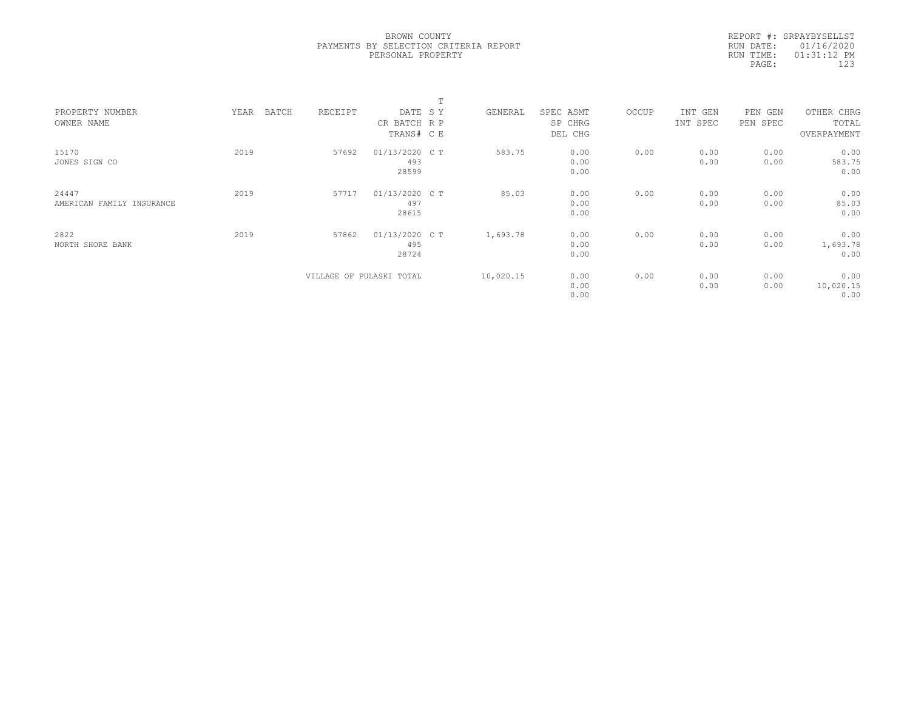BROWN COUNTY
PAYMENTS BY SELECTION CRITERIA REPORT
PERSONAL PROPERTY

REPORT #: SRPAYBYSELLST
RUN DATE: 01/16/2020
RUN TIME: 01:31:12 PM

| PROPERTY NUMBER<br>OWNER NAME | YEAR | BATCH | RECEIPT | DATE<br>CR BATCH<br>TRANS# | T<br>S Y<br>R P<br>C E | GENERAL | SPEC ASMT<br>SP CHRG<br>DEL CHG | OCCUP | INT GEN<br>INT SPEC | PEN GEN<br>PEN SPEC | OTHER CHRG<br>TOTAL<br>OVERPAYMENT |
|---|---|---|---|---|---|---|---|---|---|---|---|
| 15170<br>JONES SIGN CO | 2019 | | 57692 | 01/13/2020<br>493<br>28599 | C T | 583.75 | 0.00<br>0.00<br>0.00 | 0.00 | 0.00<br>0.00 | 0.00<br>0.00 | 0.00<br>583.75<br>0.00 |
| 24447<br>AMERICAN FAMILY INSURANCE | 2019 | | 57717 | 01/13/2020<br>497<br>28615 | C T | 85.03 | 0.00<br>0.00<br>0.00 | 0.00 | 0.00<br>0.00 | 0.00<br>0.00 | 0.00<br>85.03<br>0.00 |
| 2822<br>NORTH SHORE BANK | 2019 | | 57862 | 01/13/2020<br>495<br>28724 | C T | 1,693.78 | 0.00<br>0.00<br>0.00 | 0.00 | 0.00<br>0.00 | 0.00<br>0.00 | 0.00<br>1,693.78<br>0.00 |
| | | | VILLAGE OF PULASKI TOTAL | | | 10,020.15 | 0.00<br>0.00<br>0.00 | 0.00 | 0.00<br>0.00 | 0.00<br>0.00 | 0.00<br>10,020.15<br>0.00 |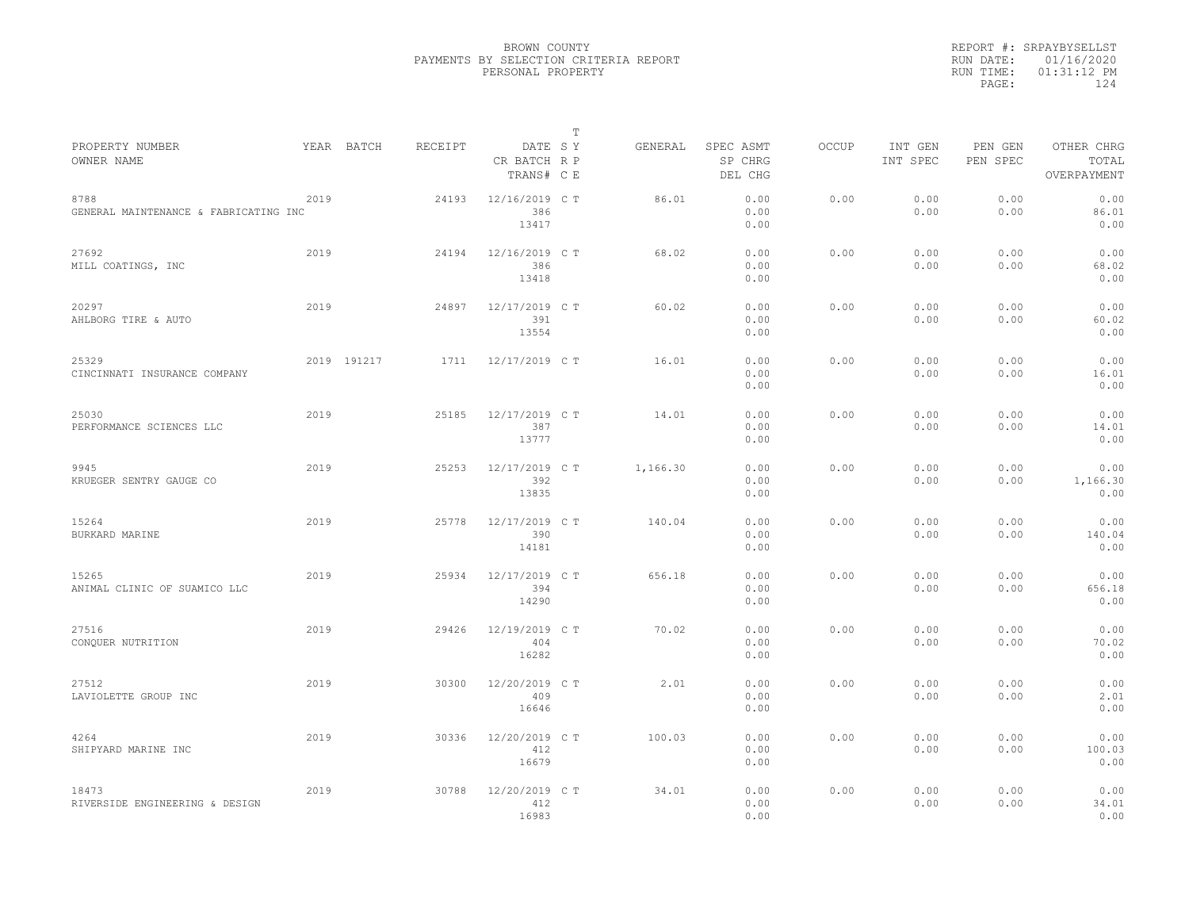BROWN COUNTY
PAYMENTS BY SELECTION CRITERIA REPORT
PERSONAL PROPERTY

REPORT #: SRPAYBYSELLST
RUN DATE: 01/16/2020
RUN TIME: 01:31:12 PM

| PROPERTY NUMBER / OWNER NAME | YEAR | BATCH | RECEIPT | DATE / CR BATCH / TRANS# | T S Y R P C E | GENERAL | SPEC ASMT / SP CHRG / DEL CHG | OCCUP | INT GEN / INT SPEC | PEN GEN / PEN SPEC | OTHER CHRG / TOTAL / OVERPAYMENT |
|---|---|---|---|---|---|---|---|---|---|---|---|
| 8788 GENERAL MAINTENANCE & FABRICATING INC | 2019 | | 24193 | 12/16/2019 386 13417 | C T | 86.01 | 0.00 0.00 0.00 | 0.00 | 0.00 0.00 | 0.00 0.00 | 0.00 86.01 0.00 |
| 27692 MILL COATINGS, INC | 2019 | | 24194 | 12/16/2019 386 13418 | C T | 68.02 | 0.00 0.00 0.00 | 0.00 | 0.00 0.00 | 0.00 0.00 | 0.00 68.02 0.00 |
| 20297 AHLBORG TIRE & AUTO | 2019 | | 24897 | 12/17/2019 391 13554 | C T | 60.02 | 0.00 0.00 0.00 | 0.00 | 0.00 0.00 | 0.00 0.00 | 0.00 60.02 0.00 |
| 25329 CINCINNATI INSURANCE COMPANY | 2019 | 191217 | 1711 | 12/17/2019 | C T | 16.01 | 0.00 0.00 0.00 | 0.00 | 0.00 0.00 | 0.00 0.00 | 0.00 16.01 0.00 |
| 25030 PERFORMANCE SCIENCES LLC | 2019 | | 25185 | 12/17/2019 387 13777 | C T | 14.01 | 0.00 0.00 0.00 | 0.00 | 0.00 0.00 | 0.00 0.00 | 0.00 14.01 0.00 |
| 9945 KRUEGER SENTRY GAUGE CO | 2019 | | 25253 | 12/17/2019 392 13835 | C T | 1,166.30 | 0.00 0.00 0.00 | 0.00 | 0.00 0.00 | 0.00 0.00 | 0.00 1,166.30 0.00 |
| 15264 BURKARD MARINE | 2019 | | 25778 | 12/17/2019 390 14181 | C T | 140.04 | 0.00 0.00 0.00 | 0.00 | 0.00 0.00 | 0.00 0.00 | 0.00 140.04 0.00 |
| 15265 ANIMAL CLINIC OF SUAMICO LLC | 2019 | | 25934 | 12/17/2019 394 14290 | C T | 656.18 | 0.00 0.00 0.00 | 0.00 | 0.00 0.00 | 0.00 0.00 | 0.00 656.18 0.00 |
| 27516 CONQUER NUTRITION | 2019 | | 29426 | 12/19/2019 404 16282 | C T | 70.02 | 0.00 0.00 0.00 | 0.00 | 0.00 0.00 | 0.00 0.00 | 0.00 70.02 0.00 |
| 27512 LAVIOLETTE GROUP INC | 2019 | | 30300 | 12/20/2019 409 16646 | C T | 2.01 | 0.00 0.00 0.00 | 0.00 | 0.00 0.00 | 0.00 0.00 | 0.00 2.01 0.00 |
| 4264 SHIPYARD MARINE INC | 2019 | | 30336 | 12/20/2019 412 16679 | C T | 100.03 | 0.00 0.00 0.00 | 0.00 | 0.00 0.00 | 0.00 0.00 | 0.00 100.03 0.00 |
| 18473 RIVERSIDE ENGINEERING & DESIGN | 2019 | | 30788 | 12/20/2019 412 16983 | C T | 34.01 | 0.00 0.00 0.00 | 0.00 | 0.00 0.00 | 0.00 0.00 | 0.00 34.01 0.00 |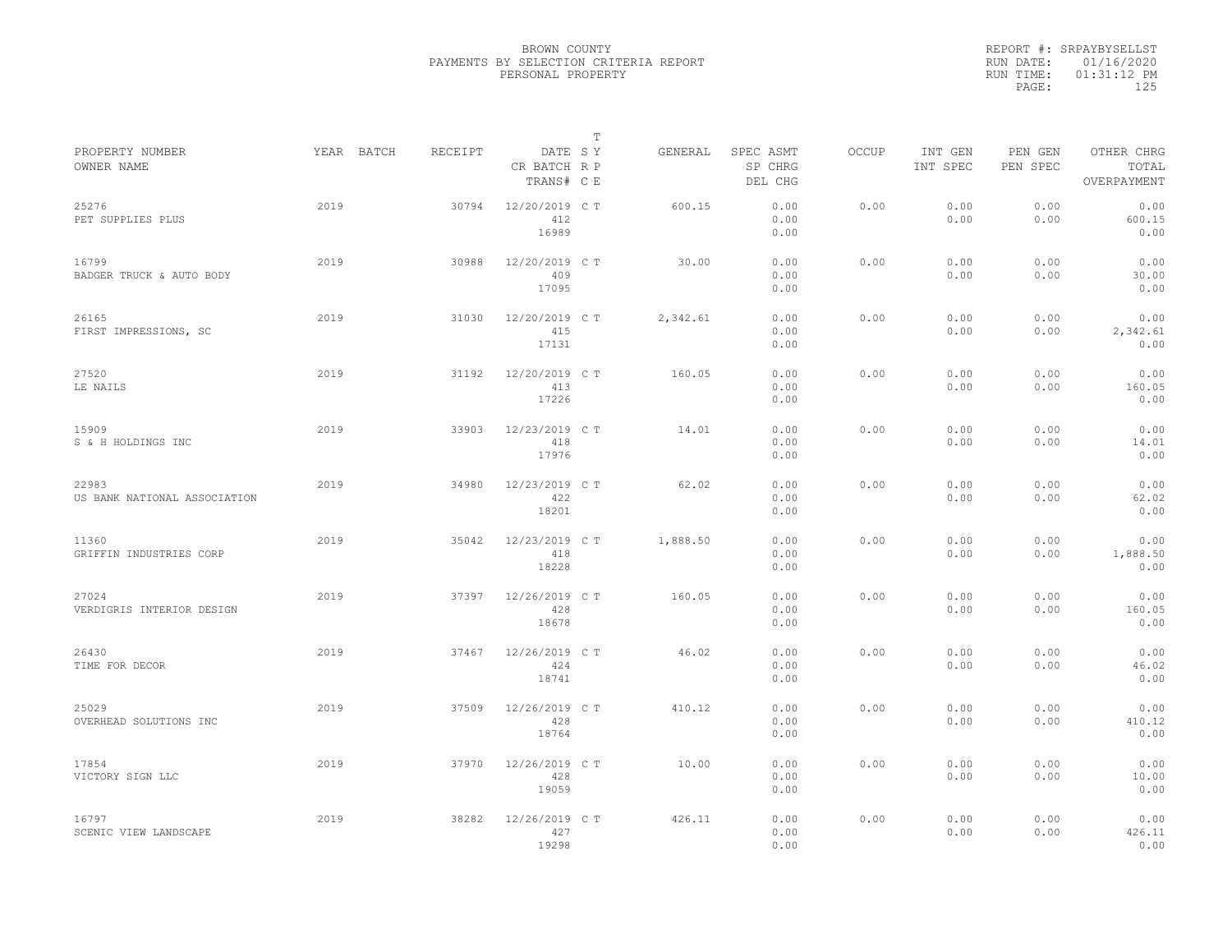BROWN COUNTY
PAYMENTS BY SELECTION CRITERIA REPORT
PERSONAL PROPERTY

REPORT #: SRPAYBYSELLST
RUN DATE: 01/16/2020
RUN TIME: 01:31:12 PM

| PROPERTY NUMBER<br>OWNER NAME | YEAR | BATCH | RECEIPT | DATE<br>CR BATCH<br>TRANS# | T S Y R P C E | GENERAL | SPEC ASMT<br>SP CHRG<br>DEL CHG | OCCUP | INT GEN<br>INT SPEC | PEN GEN<br>PEN SPEC | OTHER CHRG<br>TOTAL<br>OVERPAYMENT |
|---|---|---|---|---|---|---|---|---|---|---|---|
| 25276<br>PET SUPPLIES PLUS | 2019 | | 30794 | 12/20/2019<br>412<br>16989 | C T | 600.15 | 0.00<br>0.00<br>0.00 | 0.00 | 0.00<br>0.00 | 0.00<br>0.00 | 0.00<br>600.15<br>0.00 |
| 16799<br>BADGER TRUCK & AUTO BODY | 2019 | | 30988 | 12/20/2019<br>409<br>17095 | C T | 30.00 | 0.00<br>0.00<br>0.00 | 0.00 | 0.00<br>0.00 | 0.00<br>0.00 | 0.00<br>30.00<br>0.00 |
| 26165<br>FIRST IMPRESSIONS, SC | 2019 | | 31030 | 12/20/2019<br>415<br>17131 | C T | 2,342.61 | 0.00<br>0.00<br>0.00 | 0.00 | 0.00<br>0.00 | 0.00<br>0.00 | 0.00<br>2,342.61<br>0.00 |
| 27520<br>LE NAILS | 2019 | | 31192 | 12/20/2019<br>413<br>17226 | C T | 160.05 | 0.00<br>0.00<br>0.00 | 0.00 | 0.00<br>0.00 | 0.00<br>0.00 | 0.00<br>160.05<br>0.00 |
| 15909<br>S & H HOLDINGS INC | 2019 | | 33903 | 12/23/2019<br>418<br>17976 | C T | 14.01 | 0.00<br>0.00<br>0.00 | 0.00 | 0.00<br>0.00 | 0.00<br>0.00 | 0.00<br>14.01<br>0.00 |
| 22983<br>US BANK NATIONAL ASSOCIATION | 2019 | | 34980 | 12/23/2019<br>422<br>18201 | C T | 62.02 | 0.00<br>0.00<br>0.00 | 0.00 | 0.00<br>0.00 | 0.00<br>0.00 | 0.00<br>62.02<br>0.00 |
| 11360<br>GRIFFIN INDUSTRIES CORP | 2019 | | 35042 | 12/23/2019<br>418<br>18228 | C T | 1,888.50 | 0.00<br>0.00<br>0.00 | 0.00 | 0.00<br>0.00 | 0.00<br>0.00 | 0.00<br>1,888.50<br>0.00 |
| 27024<br>VERDIGRIS INTERIOR DESIGN | 2019 | | 37397 | 12/26/2019<br>428<br>18678 | C T | 160.05 | 0.00<br>0.00<br>0.00 | 0.00 | 0.00<br>0.00 | 0.00<br>0.00 | 0.00<br>160.05<br>0.00 |
| 26430<br>TIME FOR DECOR | 2019 | | 37467 | 12/26/2019<br>424<br>18741 | C T | 46.02 | 0.00<br>0.00<br>0.00 | 0.00 | 0.00<br>0.00 | 0.00<br>0.00 | 0.00<br>46.02<br>0.00 |
| 25029<br>OVERHEAD SOLUTIONS INC | 2019 | | 37509 | 12/26/2019<br>428<br>18764 | C T | 410.12 | 0.00<br>0.00<br>0.00 | 0.00 | 0.00<br>0.00 | 0.00<br>0.00 | 0.00<br>410.12<br>0.00 |
| 17854<br>VICTORY SIGN LLC | 2019 | | 37970 | 12/26/2019<br>428<br>19059 | C T | 10.00 | 0.00<br>0.00<br>0.00 | 0.00 | 0.00<br>0.00 | 0.00<br>0.00 | 0.00<br>10.00<br>0.00 |
| 16797<br>SCENIC VIEW LANDSCAPE | 2019 | | 38282 | 12/26/2019<br>427<br>19298 | C T | 426.11 | 0.00<br>0.00<br>0.00 | 0.00 | 0.00<br>0.00 | 0.00<br>0.00 | 0.00<br>426.11<br>0.00 |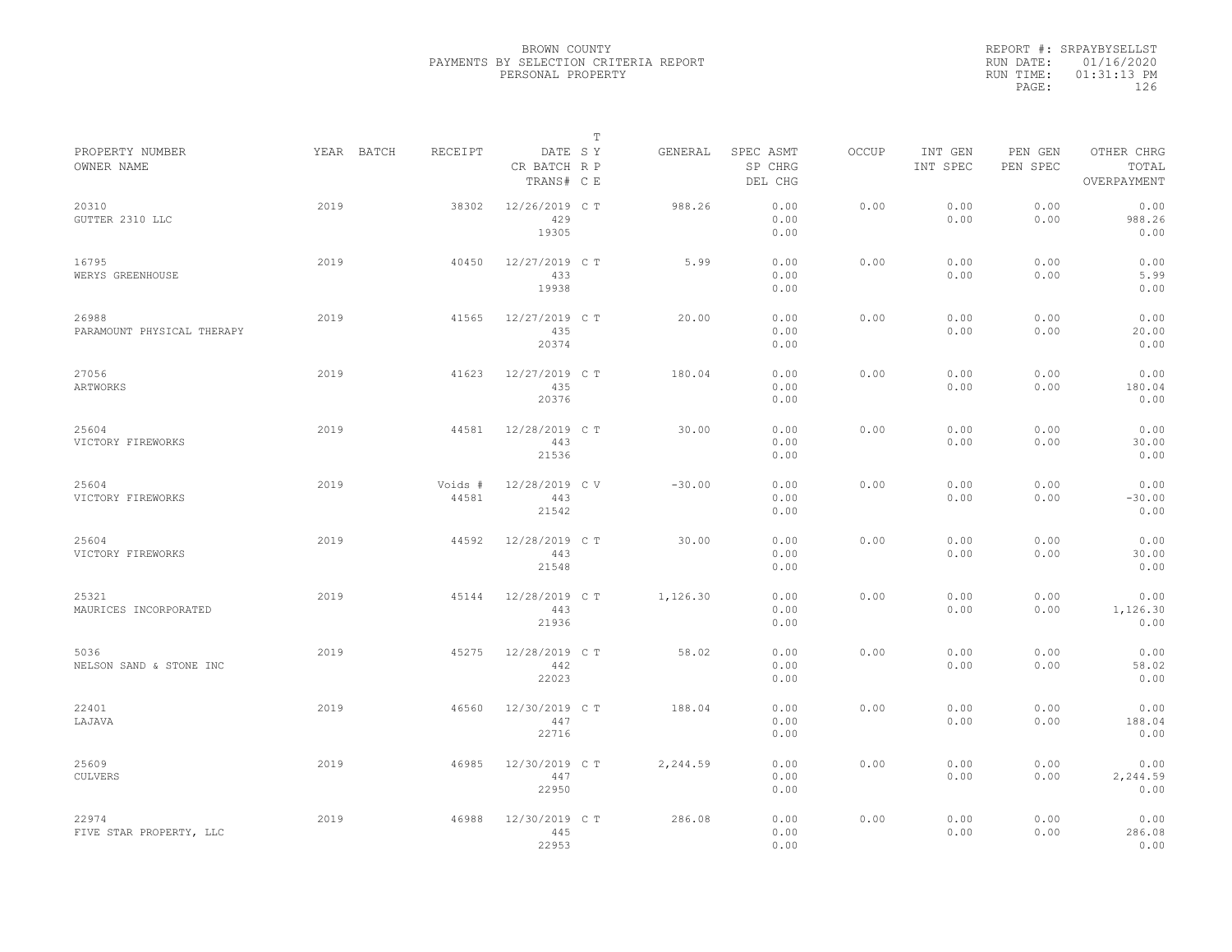BROWN COUNTY
PAYMENTS BY SELECTION CRITERIA REPORT
PERSONAL PROPERTY

REPORT #: SRPAYBYSELLST
RUN DATE: 01/16/2020
RUN TIME: 01:31:13 PM

| PROPERTY NUMBER<br>OWNER NAME | YEAR | BATCH | RECEIPT | DATE<br>CR BATCH<br>TRANS# | T S Y<br>R P<br>C E | GENERAL | SPEC ASMT<br>SP CHRG<br>DEL CHG | OCCUP | INT GEN<br>INT SPEC | PEN GEN<br>PEN SPEC | OTHER CHRG<br>TOTAL<br>OVERPAYMENT |
|---|---|---|---|---|---|---|---|---|---|---|---|
| 20310<br>GUTTER 2310 LLC | 2019 | | 38302 | 12/26/2019<br>429<br>19305 | C T | 988.26 | 0.00<br>0.00<br>0.00 | 0.00 | 0.00<br>0.00 | 0.00<br>0.00 | 0.00<br>988.26<br>0.00 |
| 16795<br>WERYS GREENHOUSE | 2019 | | 40450 | 12/27/2019<br>433<br>19938 | C T | 5.99 | 0.00<br>0.00<br>0.00 | 0.00 | 0.00<br>0.00 | 0.00<br>0.00 | 0.00<br>5.99<br>0.00 |
| 26988<br>PARAMOUNT PHYSICAL THERAPY | 2019 | | 41565 | 12/27/2019<br>435<br>20374 | C T | 20.00 | 0.00<br>0.00<br>0.00 | 0.00 | 0.00<br>0.00 | 0.00<br>0.00 | 0.00<br>20.00<br>0.00 |
| 27056<br>ARTWORKS | 2019 | | 41623 | 12/27/2019<br>435<br>20376 | C T | 180.04 | 0.00<br>0.00<br>0.00 | 0.00 | 0.00<br>0.00 | 0.00<br>0.00 | 0.00<br>180.04<br>0.00 |
| 25604<br>VICTORY FIREWORKS | 2019 | | 44581 | 12/28/2019<br>443<br>21536 | C T | 30.00 | 0.00<br>0.00<br>0.00 | 0.00 | 0.00<br>0.00 | 0.00<br>0.00 | 0.00<br>30.00<br>0.00 |
| 25604<br>VICTORY FIREWORKS | 2019 | | Voids #<br>44581 | 12/28/2019<br>443<br>21542 | C V | -30.00 | 0.00<br>0.00<br>0.00 | 0.00 | 0.00<br>0.00 | 0.00<br>0.00 | 0.00<br>-30.00<br>0.00 |
| 25604<br>VICTORY FIREWORKS | 2019 | | 44592 | 12/28/2019<br>443<br>21548 | C T | 30.00 | 0.00<br>0.00<br>0.00 | 0.00 | 0.00<br>0.00 | 0.00<br>0.00 | 0.00<br>30.00<br>0.00 |
| 25321<br>MAURICES INCORPORATED | 2019 | | 45144 | 12/28/2019<br>443<br>21936 | C T | 1,126.30 | 0.00<br>0.00<br>0.00 | 0.00 | 0.00<br>0.00 | 0.00<br>0.00 | 0.00<br>1,126.30<br>0.00 |
| 5036<br>NELSON SAND & STONE INC | 2019 | | 45275 | 12/28/2019<br>442<br>22023 | C T | 58.02 | 0.00<br>0.00<br>0.00 | 0.00 | 0.00<br>0.00 | 0.00<br>0.00 | 0.00<br>58.02<br>0.00 |
| 22401<br>LAJAVA | 2019 | | 46560 | 12/30/2019<br>447<br>22716 | C T | 188.04 | 0.00<br>0.00<br>0.00 | 0.00 | 0.00<br>0.00 | 0.00<br>0.00 | 0.00<br>188.04<br>0.00 |
| 25609<br>CULVERS | 2019 | | 46985 | 12/30/2019<br>447<br>22950 | C T | 2,244.59 | 0.00<br>0.00<br>0.00 | 0.00 | 0.00<br>0.00 | 0.00<br>0.00 | 0.00<br>2,244.59<br>0.00 |
| 22974<br>FIVE STAR PROPERTY, LLC | 2019 | | 46988 | 12/30/2019<br>445<br>22953 | C T | 286.08 | 0.00<br>0.00<br>0.00 | 0.00 | 0.00<br>0.00 | 0.00<br>0.00 | 0.00<br>286.08<br>0.00 |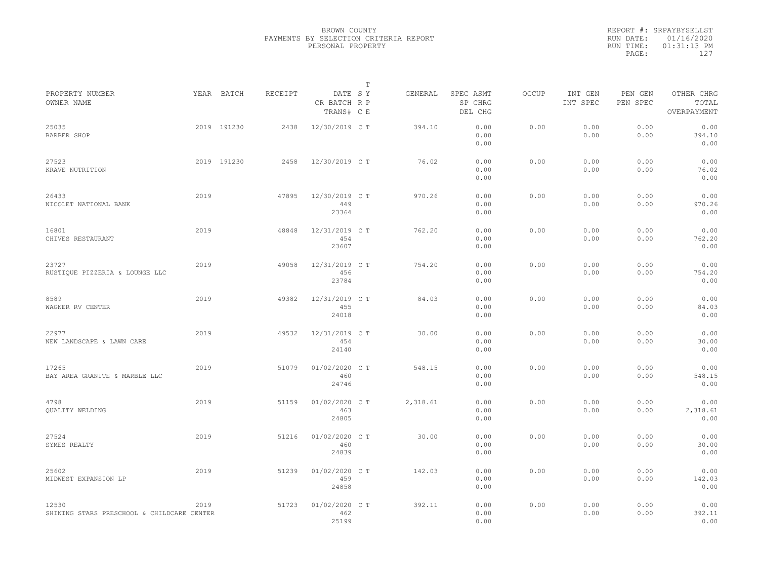BROWN COUNTY
PAYMENTS BY SELECTION CRITERIA REPORT
PERSONAL PROPERTY

REPORT #: SRPAYBYSELLST
RUN DATE: 01/16/2020
RUN TIME: 01:31:13 PM

| PROPERTY NUMBER / OWNER NAME | YEAR | BATCH | RECEIPT | DATE / CR BATCH / TRANS# | T SY RP CE | GENERAL | SPEC ASMT / SP CHRG / DEL CHG | OCCUP | INT GEN / INT SPEC | PEN GEN / PEN SPEC | OTHER CHRG / TOTAL / OVERPAYMENT |
|---|---|---|---|---|---|---|---|---|---|---|---|
| 25035 BARBER SHOP | 2019 | 191230 | 2438 | 12/30/2019 | C T | 394.10 | 0.00 0.00 0.00 | 0.00 | 0.00 0.00 | 0.00 0.00 | 0.00 394.10 0.00 |
| 27523 KRAVE NUTRITION | 2019 | 191230 | 2458 | 12/30/2019 | C T | 76.02 | 0.00 0.00 0.00 | 0.00 | 0.00 0.00 | 0.00 0.00 | 0.00 76.02 0.00 |
| 26433 NICOLET NATIONAL BANK | 2019 | | 47895 | 12/30/2019 449 23364 | C T | 970.26 | 0.00 0.00 0.00 | 0.00 | 0.00 0.00 | 0.00 0.00 | 0.00 970.26 0.00 |
| 16801 CHIVES RESTAURANT | 2019 | | 48848 | 12/31/2019 454 23607 | C T | 762.20 | 0.00 0.00 0.00 | 0.00 | 0.00 0.00 | 0.00 0.00 | 0.00 762.20 0.00 |
| 23727 RUSTIQUE PIZZERIA & LOUNGE LLC | 2019 | | 49058 | 12/31/2019 456 23784 | C T | 754.20 | 0.00 0.00 0.00 | 0.00 | 0.00 0.00 | 0.00 0.00 | 0.00 754.20 0.00 |
| 8589 WAGNER RV CENTER | 2019 | | 49382 | 12/31/2019 455 24018 | C T | 84.03 | 0.00 0.00 0.00 | 0.00 | 0.00 0.00 | 0.00 0.00 | 0.00 84.03 0.00 |
| 22977 NEW LANDSCAPE & LAWN CARE | 2019 | | 49532 | 12/31/2019 454 24140 | C T | 30.00 | 0.00 0.00 0.00 | 0.00 | 0.00 0.00 | 0.00 0.00 | 0.00 30.00 0.00 |
| 17265 BAY AREA GRANITE & MARBLE LLC | 2019 | | 51079 | 01/02/2020 460 24746 | C T | 548.15 | 0.00 0.00 0.00 | 0.00 | 0.00 0.00 | 0.00 0.00 | 0.00 548.15 0.00 |
| 4798 QUALITY WELDING | 2019 | | 51159 | 01/02/2020 463 24805 | C T | 2,318.61 | 0.00 0.00 0.00 | 0.00 | 0.00 0.00 | 0.00 0.00 | 0.00 2,318.61 0.00 |
| 27524 SYMES REALTY | 2019 | | 51216 | 01/02/2020 460 24839 | C T | 30.00 | 0.00 0.00 0.00 | 0.00 | 0.00 0.00 | 0.00 0.00 | 0.00 30.00 0.00 |
| 25602 MIDWEST EXPANSION LP | 2019 | | 51239 | 01/02/2020 459 24858 | C T | 142.03 | 0.00 0.00 0.00 | 0.00 | 0.00 0.00 | 0.00 0.00 | 0.00 142.03 0.00 |
| 12530 SHINING STARS PRESCHOOL & CHILDCARE CENTER | 2019 | | 51723 | 01/02/2020 462 25199 | C T | 392.11 | 0.00 0.00 0.00 | 0.00 | 0.00 0.00 | 0.00 0.00 | 0.00 392.11 0.00 |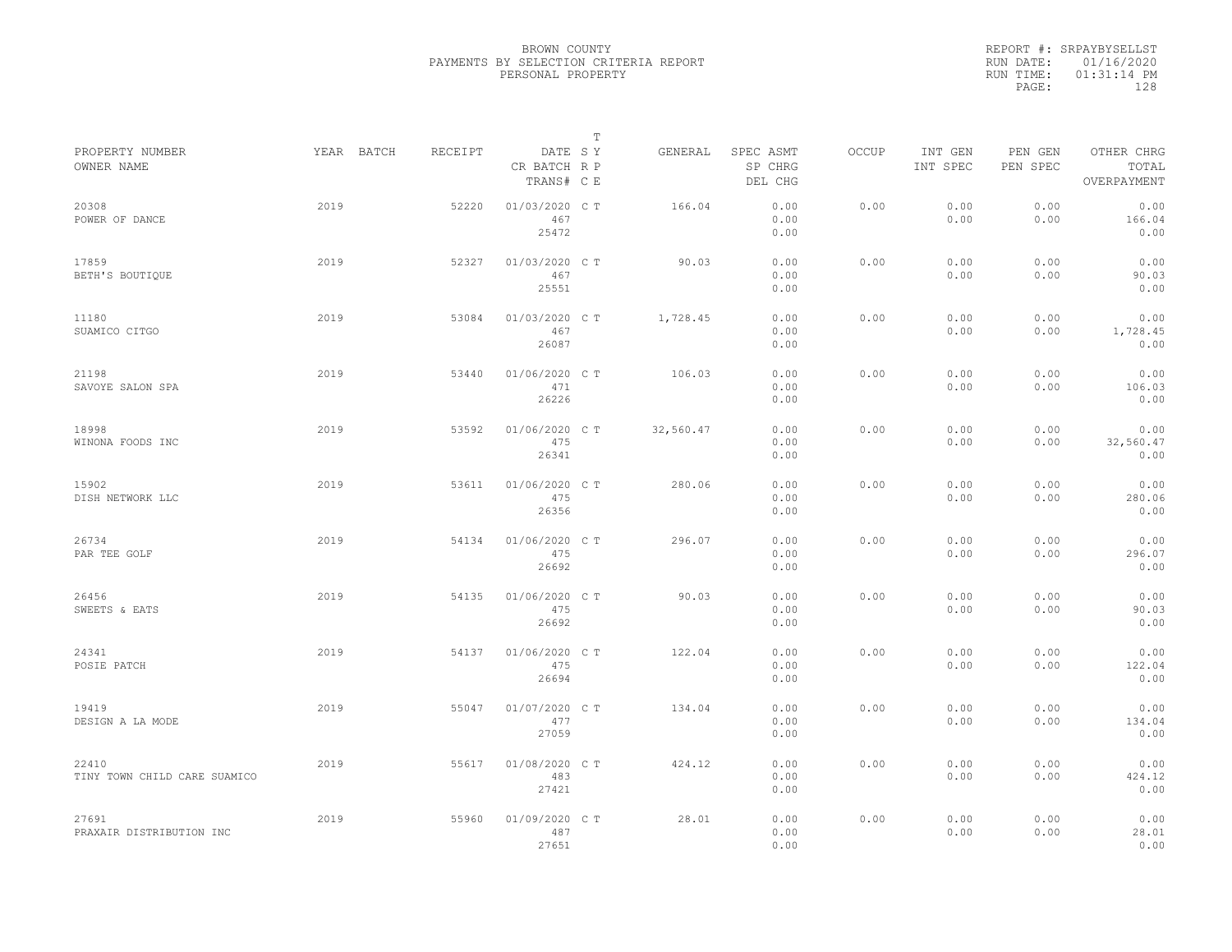BROWN COUNTY
PAYMENTS BY SELECTION CRITERIA REPORT
PERSONAL PROPERTY

REPORT #: SRPAYBYSELLST
RUN DATE: 01/16/2020
RUN TIME: 01:31:14 PM

| PROPERTY NUMBER<br>OWNER NAME | YEAR | BATCH | RECEIPT | DATE<br>CR BATCH<br>TRANS# | T<br>S Y<br>R P<br>C E | GENERAL | SPEC ASMT<br>SP CHRG<br>DEL CHG | OCCUP | INT GEN<br>INT SPEC | PEN GEN<br>PEN SPEC | OTHER CHRG<br>TOTAL<br>OVERPAYMENT |
|---|---|---|---|---|---|---|---|---|---|---|---|
| 20308<br>POWER OF DANCE | 2019 | | 52220 | 01/03/2020<br>467<br>25472 | C T | 166.04 | 0.00<br>0.00<br>0.00 | 0.00 | 0.00<br>0.00 | 0.00<br>0.00 | 0.00<br>166.04<br>0.00 |
| 17859<br>BETH'S BOUTIQUE | 2019 | | 52327 | 01/03/2020<br>467<br>25551 | C T | 90.03 | 0.00<br>0.00<br>0.00 | 0.00 | 0.00<br>0.00 | 0.00<br>0.00 | 0.00<br>90.03<br>0.00 |
| 11180<br>SUAMICO CITGO | 2019 | | 53084 | 01/03/2020<br>467<br>26087 | C T | 1,728.45 | 0.00<br>0.00<br>0.00 | 0.00 | 0.00<br>0.00 | 0.00<br>0.00 | 0.00<br>1,728.45<br>0.00 |
| 21198<br>SAVOYE SALON SPA | 2019 | | 53440 | 01/06/2020<br>471<br>26226 | C T | 106.03 | 0.00<br>0.00<br>0.00 | 0.00 | 0.00<br>0.00 | 0.00<br>0.00 | 0.00<br>106.03<br>0.00 |
| 18998<br>WINONA FOODS INC | 2019 | | 53592 | 01/06/2020<br>475<br>26341 | C T | 32,560.47 | 0.00<br>0.00<br>0.00 | 0.00 | 0.00<br>0.00 | 0.00<br>0.00 | 0.00<br>32,560.47<br>0.00 |
| 15902<br>DISH NETWORK LLC | 2019 | | 53611 | 01/06/2020<br>475<br>26356 | C T | 280.06 | 0.00<br>0.00<br>0.00 | 0.00 | 0.00<br>0.00 | 0.00<br>0.00 | 0.00<br>280.06<br>0.00 |
| 26734<br>PAR TEE GOLF | 2019 | | 54134 | 01/06/2020<br>475<br>26692 | C T | 296.07 | 0.00<br>0.00<br>0.00 | 0.00 | 0.00<br>0.00 | 0.00<br>0.00 | 0.00<br>296.07<br>0.00 |
| 26456<br>SWEETS & EATS | 2019 | | 54135 | 01/06/2020<br>475<br>26692 | C T | 90.03 | 0.00<br>0.00<br>0.00 | 0.00 | 0.00<br>0.00 | 0.00<br>0.00 | 0.00<br>90.03<br>0.00 |
| 24341<br>POSIE PATCH | 2019 | | 54137 | 01/06/2020<br>475<br>26694 | C T | 122.04 | 0.00<br>0.00<br>0.00 | 0.00 | 0.00<br>0.00 | 0.00<br>0.00 | 0.00<br>122.04<br>0.00 |
| 19419<br>DESIGN A LA MODE | 2019 | | 55047 | 01/07/2020<br>477<br>27059 | C T | 134.04 | 0.00<br>0.00<br>0.00 | 0.00 | 0.00<br>0.00 | 0.00<br>0.00 | 0.00<br>134.04<br>0.00 |
| 22410<br>TINY TOWN CHILD CARE SUAMICO | 2019 | | 55617 | 01/08/2020<br>483<br>27421 | C T | 424.12 | 0.00<br>0.00<br>0.00 | 0.00 | 0.00<br>0.00 | 0.00<br>0.00 | 0.00<br>424.12<br>0.00 |
| 27691<br>PRAXAIR DISTRIBUTION INC | 2019 | | 55960 | 01/09/2020<br>487<br>27651 | C T | 28.01 | 0.00<br>0.00<br>0.00 | 0.00 | 0.00<br>0.00 | 0.00<br>0.00 | 0.00<br>28.01<br>0.00 |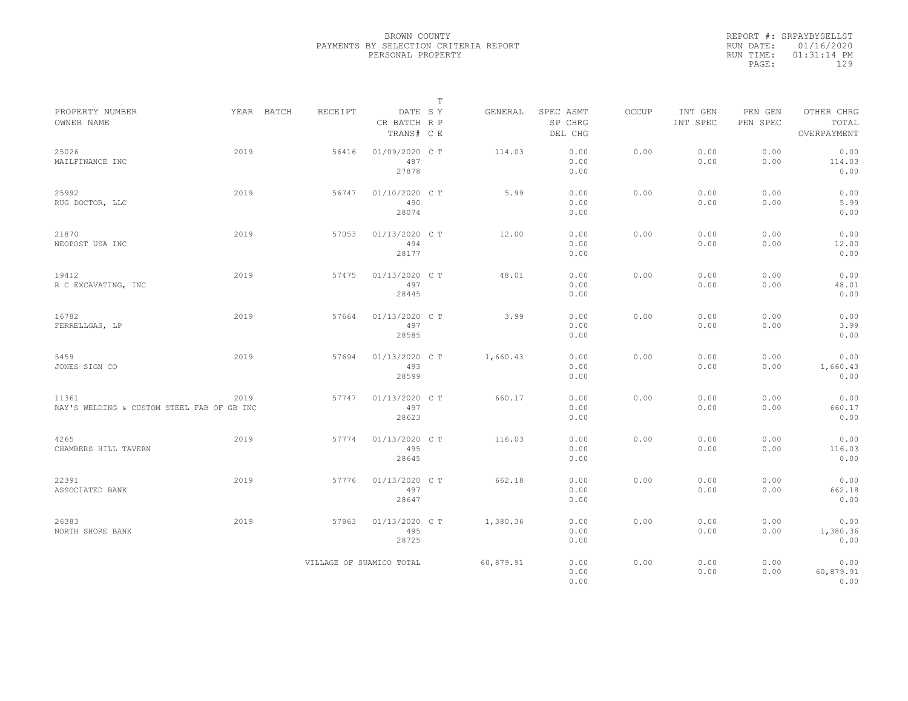BROWN COUNTY
PAYMENTS BY SELECTION CRITERIA REPORT
PERSONAL PROPERTY

REPORT #: SRPAYBYSELLST
RUN DATE: 01/16/2020
RUN TIME: 01:31:14 PM

| PROPERTY NUMBER<br>OWNER NAME | YEAR | BATCH | RECEIPT | DATE<br>CR BATCH<br>TRANS# | T<br>S Y<br>R P<br>C E | GENERAL | SPEC ASMT<br>SP CHRG<br>DEL CHG | OCCUP | INT GEN<br>INT SPEC | PEN GEN<br>PEN SPEC | OTHER CHRG<br>TOTAL<br>OVERPAYMENT |
|---|---|---|---|---|---|---|---|---|---|---|---|
| 25026<br>MAILFINANCE INC | 2019 | | 56416 | 01/09/2020<br>487<br>27878 | C T | 114.03 | 0.00<br>0.00<br>0.00 | 0.00 | 0.00<br>0.00 | 0.00<br>0.00 | 0.00<br>114.03<br>0.00 |
| 25992<br>RUG DOCTOR, LLC | 2019 | | 56747 | 01/10/2020<br>490<br>28074 | C T | 5.99 | 0.00<br>0.00<br>0.00 | 0.00 | 0.00<br>0.00 | 0.00<br>0.00 | 0.00<br>5.99<br>0.00 |
| 21870<br>NEOPOST USA INC | 2019 | | 57053 | 01/13/2020<br>494<br>28177 | C T | 12.00 | 0.00<br>0.00<br>0.00 | 0.00 | 0.00<br>0.00 | 0.00<br>0.00 | 0.00<br>12.00<br>0.00 |
| 19412<br>R C EXCAVATING, INC | 2019 | | 57475 | 01/13/2020<br>497<br>28445 | C T | 48.01 | 0.00<br>0.00<br>0.00 | 0.00 | 0.00<br>0.00 | 0.00<br>0.00 | 0.00<br>48.01<br>0.00 |
| 16782<br>FERRELLGAS, LP | 2019 | | 57664 | 01/13/2020<br>497<br>28585 | C T | 3.99 | 0.00<br>0.00<br>0.00 | 0.00 | 0.00<br>0.00 | 0.00<br>0.00 | 0.00<br>3.99<br>0.00 |
| 5459<br>JONES SIGN CO | 2019 | | 57694 | 01/13/2020<br>493<br>28599 | C T | 1,660.43 | 0.00<br>0.00<br>0.00 | 0.00 | 0.00<br>0.00 | 0.00<br>0.00 | 0.00<br>1,660.43<br>0.00 |
| 11361<br>RAY'S WELDING & CUSTOM STEEL FAB OF GB INC | 2019 | | 57747 | 01/13/2020<br>497<br>28623 | C T | 660.17 | 0.00<br>0.00<br>0.00 | 0.00 | 0.00<br>0.00 | 0.00<br>0.00 | 0.00<br>660.17<br>0.00 |
| 4265<br>CHAMBERS HILL TAVERN | 2019 | | 57774 | 01/13/2020<br>495<br>28645 | C T | 116.03 | 0.00<br>0.00<br>0.00 | 0.00 | 0.00<br>0.00 | 0.00<br>0.00 | 0.00<br>116.03<br>0.00 |
| 22391<br>ASSOCIATED BANK | 2019 | | 57776 | 01/13/2020<br>497<br>28647 | C T | 662.18 | 0.00<br>0.00<br>0.00 | 0.00 | 0.00<br>0.00 | 0.00<br>0.00 | 0.00<br>662.18<br>0.00 |
| 26383<br>NORTH SHORE BANK | 2019 | | 57863 | 01/13/2020<br>495<br>28725 | C T | 1,380.36 | 0.00<br>0.00<br>0.00 | 0.00 | 0.00<br>0.00 | 0.00<br>0.00 | 0.00<br>1,380.36<br>0.00 |
| | | | VILLAGE OF SUAMICO TOTAL | | | 60,879.91 | 0.00<br>0.00<br>0.00 | 0.00 | 0.00<br>0.00 | 0.00<br>0.00 | 0.00<br>60,879.91<br>0.00 |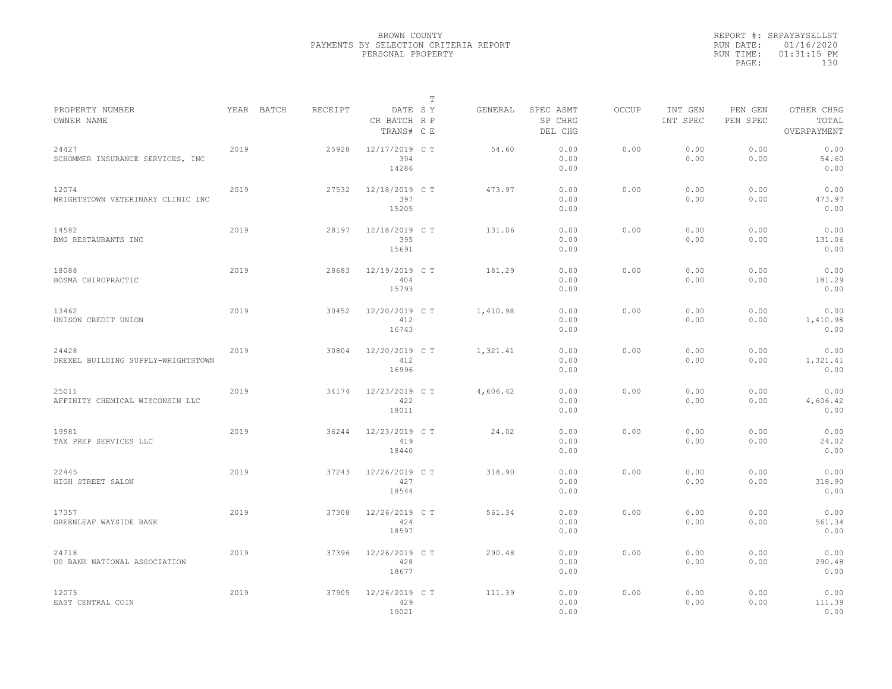BROWN COUNTY
PAYMENTS BY SELECTION CRITERIA REPORT
PERSONAL PROPERTY

REPORT #: SRPAYBYSELLST
RUN DATE: 01/16/2020
RUN TIME: 01:31:15 PM

| PROPERTY NUMBER<br>OWNER NAME | YEAR | BATCH | RECEIPT | DATE<br>CR BATCH<br>TRANS# | T<br>S Y<br>R P<br>C E | GENERAL | SPEC ASMT<br>SP CHRG<br>DEL CHG | OCCUP | INT GEN<br>INT SPEC | PEN GEN<br>PEN SPEC | OTHER CHRG<br>TOTAL<br>OVERPAYMENT |
|---|---|---|---|---|---|---|---|---|---|---|---|
| 24427<br>SCHOMMER INSURANCE SERVICES, INC | 2019 | | 25928 | 12/17/2019<br>394<br>14286 | C T | 54.60 | 0.00<br>0.00<br>0.00 | 0.00 | 0.00<br>0.00 | 0.00<br>0.00 | 0.00<br>54.60<br>0.00 |
| 12074<br>WRIGHTSTOWN VETERINARY CLINIC INC | 2019 | | 27532 | 12/18/2019<br>397<br>15205 | C T | 473.97 | 0.00<br>0.00<br>0.00 | 0.00 | 0.00<br>0.00 | 0.00<br>0.00 | 0.00<br>473.97<br>0.00 |
| 14582<br>BMG RESTAURANTS INC | 2019 | | 28197 | 12/18/2019<br>395<br>15691 | C T | 131.06 | 0.00<br>0.00<br>0.00 | 0.00 | 0.00<br>0.00 | 0.00<br>0.00 | 0.00<br>131.06<br>0.00 |
| 18088<br>BOSMA CHIROPRACTIC | 2019 | | 28683 | 12/19/2019<br>404<br>15793 | C T | 181.29 | 0.00<br>0.00<br>0.00 | 0.00 | 0.00<br>0.00 | 0.00<br>0.00 | 0.00<br>181.29<br>0.00 |
| 13462<br>UNISON CREDIT UNION | 2019 | | 30452 | 12/20/2019<br>412<br>16743 | C T | 1,410.98 | 0.00<br>0.00<br>0.00 | 0.00 | 0.00<br>0.00 | 0.00<br>0.00 | 0.00<br>1,410.98<br>0.00 |
| 24428<br>DREXEL BUILDING SUPPLY-WRIGHTSTOWN | 2019 | | 30804 | 12/20/2019<br>412<br>16996 | C T | 1,321.41 | 0.00<br>0.00<br>0.00 | 0.00 | 0.00<br>0.00 | 0.00<br>0.00 | 0.00<br>1,321.41<br>0.00 |
| 25011<br>AFFINITY CHEMICAL WISCONSIN LLC | 2019 | | 34174 | 12/23/2019<br>422<br>18011 | C T | 4,606.42 | 0.00<br>0.00<br>0.00 | 0.00 | 0.00<br>0.00 | 0.00<br>0.00 | 0.00<br>4,606.42<br>0.00 |
| 19981<br>TAX PREP SERVICES LLC | 2019 | | 36244 | 12/23/2019<br>419<br>18440 | C T | 24.02 | 0.00<br>0.00<br>0.00 | 0.00 | 0.00<br>0.00 | 0.00<br>0.00 | 0.00<br>24.02<br>0.00 |
| 22445<br>HIGH STREET SALON | 2019 | | 37243 | 12/26/2019<br>427<br>18544 | C T | 318.90 | 0.00<br>0.00<br>0.00 | 0.00 | 0.00<br>0.00 | 0.00<br>0.00 | 0.00<br>318.90<br>0.00 |
| 17357<br>GREENLEAF WAYSIDE BANK | 2019 | | 37308 | 12/26/2019<br>424<br>18597 | C T | 561.34 | 0.00<br>0.00<br>0.00 | 0.00 | 0.00<br>0.00 | 0.00<br>0.00 | 0.00<br>561.34<br>0.00 |
| 24718<br>US BANK NATIONAL ASSOCIATION | 2019 | | 37396 | 12/26/2019<br>428<br>18677 | C T | 290.48 | 0.00<br>0.00<br>0.00 | 0.00 | 0.00<br>0.00 | 0.00<br>0.00 | 0.00<br>290.48<br>0.00 |
| 12075<br>EAST CENTRAL COIN | 2019 | | 37905 | 12/26/2019<br>429<br>19021 | C T | 111.39 | 0.00<br>0.00<br>0.00 | 0.00 | 0.00<br>0.00 | 0.00<br>0.00 | 0.00<br>111.39<br>0.00 |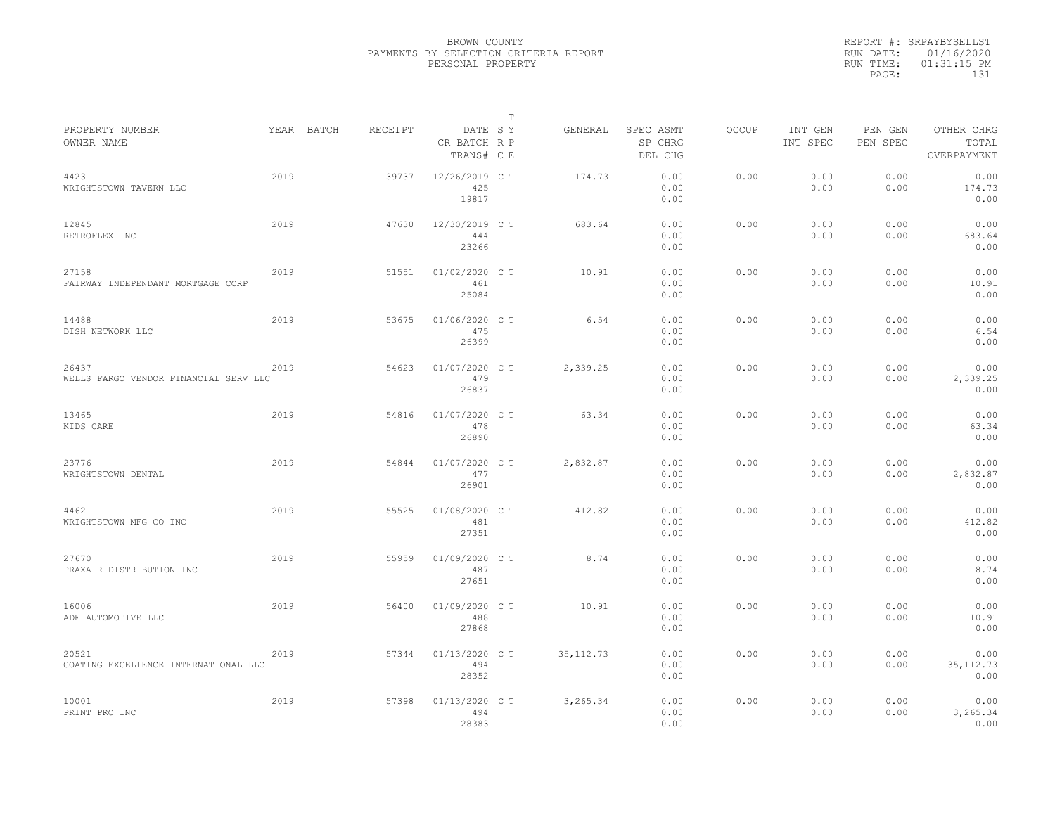BROWN COUNTY
PAYMENTS BY SELECTION CRITERIA REPORT
PERSONAL PROPERTY

REPORT #: SRPAYBYSELLST
RUN DATE: 01/16/2020
RUN TIME: 01:31:15 PM

| PROPERTY NUMBER<br>OWNER NAME | YEAR | BATCH | RECEIPT | DATE<br>CR BATCH<br>TRANS# | T<br>S Y<br>R P<br>C E | GENERAL | SPEC ASMT<br>SP CHRG<br>DEL CHG | OCCUP | INT GEN<br>INT SPEC | PEN GEN<br>PEN SPEC | OTHER CHRG<br>TOTAL<br>OVERPAYMENT |
|---|---|---|---|---|---|---|---|---|---|---|---|
| 4423<br>WRIGHTSTOWN TAVERN LLC | 2019 | | 39737 | 12/26/2019<br>425<br>19817 | C T | 174.73 | 0.00<br>0.00<br>0.00 | 0.00 | 0.00<br>0.00 | 0.00<br>0.00 | 0.00<br>174.73<br>0.00 |
| 12845<br>RETROFLEX INC | 2019 | | 47630 | 12/30/2019<br>444<br>23266 | C T | 683.64 | 0.00<br>0.00<br>0.00 | 0.00 | 0.00<br>0.00 | 0.00<br>0.00 | 0.00<br>683.64<br>0.00 |
| 27158<br>FAIRWAY INDEPENDANT MORTGAGE CORP | 2019 | | 51551 | 01/02/2020<br>461<br>25084 | C T | 10.91 | 0.00<br>0.00<br>0.00 | 0.00 | 0.00<br>0.00 | 0.00<br>0.00 | 0.00<br>10.91<br>0.00 |
| 14488<br>DISH NETWORK LLC | 2019 | | 53675 | 01/06/2020<br>475<br>26399 | C T | 6.54 | 0.00<br>0.00<br>0.00 | 0.00 | 0.00<br>0.00 | 0.00<br>0.00 | 0.00<br>6.54<br>0.00 |
| 26437<br>WELLS FARGO VENDOR FINANCIAL SERV LLC | 2019 | | 54623 | 01/07/2020<br>479<br>26837 | C T | 2,339.25 | 0.00<br>0.00<br>0.00 | 0.00 | 0.00<br>0.00 | 0.00<br>0.00 | 0.00<br>2,339.25<br>0.00 |
| 13465<br>KIDS CARE | 2019 | | 54816 | 01/07/2020<br>478<br>26890 | C T | 63.34 | 0.00<br>0.00<br>0.00 | 0.00 | 0.00<br>0.00 | 0.00<br>0.00 | 0.00<br>63.34<br>0.00 |
| 23776<br>WRIGHTSTOWN DENTAL | 2019 | | 54844 | 01/07/2020<br>477<br>26901 | C T | 2,832.87 | 0.00<br>0.00<br>0.00 | 0.00 | 0.00<br>0.00 | 0.00<br>0.00 | 0.00<br>2,832.87<br>0.00 |
| 4462<br>WRIGHTSTOWN MFG CO INC | 2019 | | 55525 | 01/08/2020<br>481<br>27351 | C T | 412.82 | 0.00<br>0.00<br>0.00 | 0.00 | 0.00<br>0.00 | 0.00<br>0.00 | 0.00<br>412.82<br>0.00 |
| 27670<br>PRAXAIR DISTRIBUTION INC | 2019 | | 55959 | 01/09/2020<br>487<br>27651 | C T | 8.74 | 0.00<br>0.00<br>0.00 | 0.00 | 0.00<br>0.00 | 0.00<br>0.00 | 0.00<br>8.74<br>0.00 |
| 16006<br>ADE AUTOMOTIVE LLC | 2019 | | 56400 | 01/09/2020<br>488<br>27868 | C T | 10.91 | 0.00<br>0.00<br>0.00 | 0.00 | 0.00<br>0.00 | 0.00<br>0.00 | 0.00<br>10.91<br>0.00 |
| 20521<br>COATING EXCELLENCE INTERNATIONAL LLC | 2019 | | 57344 | 01/13/2020<br>494<br>28352 | C T | 35,112.73 | 0.00<br>0.00<br>0.00 | 0.00 | 0.00<br>0.00 | 0.00<br>0.00 | 0.00<br>35,112.73<br>0.00 |
| 10001<br>PRINT PRO INC | 2019 | | 57398 | 01/13/2020<br>494<br>28383 | C T | 3,265.34 | 0.00<br>0.00<br>0.00 | 0.00 | 0.00<br>0.00 | 0.00<br>0.00 | 0.00<br>3,265.34<br>0.00 |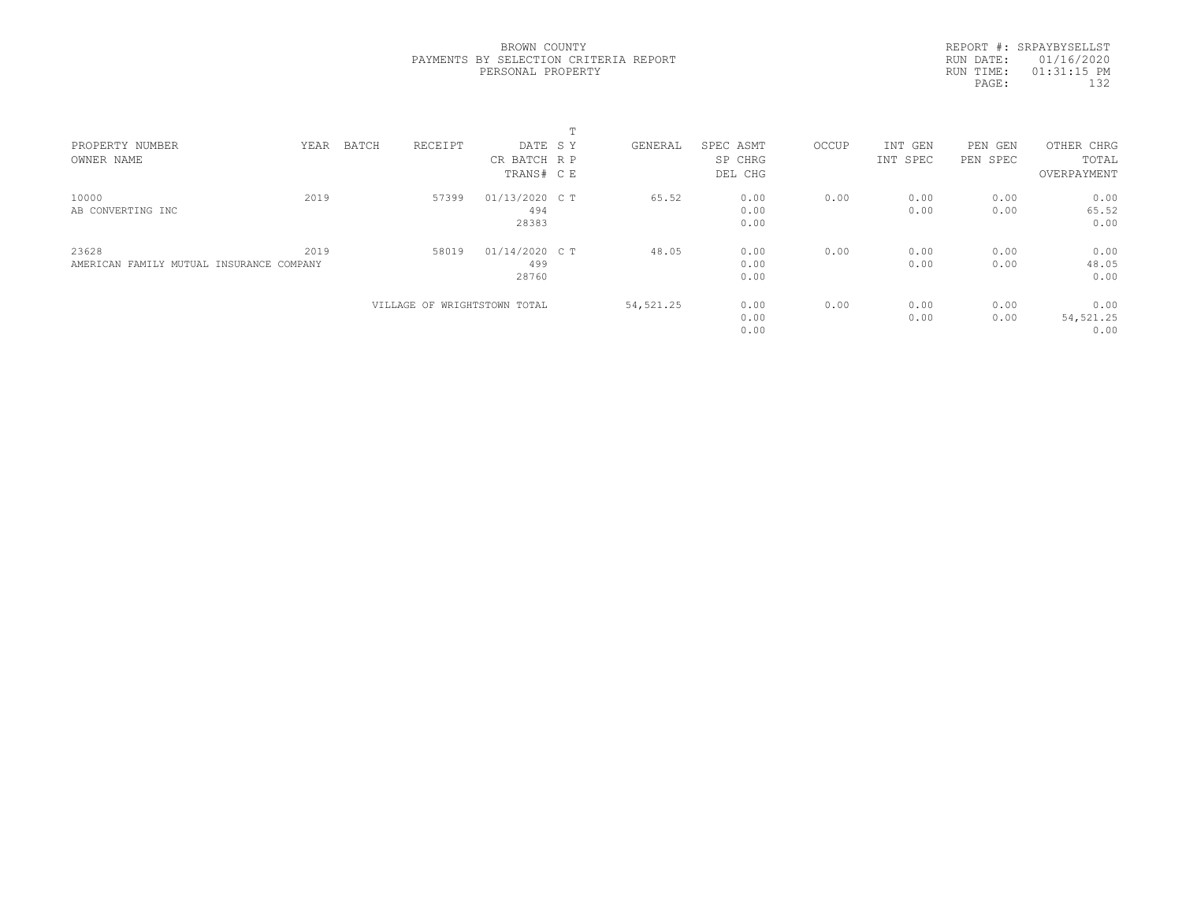BROWN COUNTY
PAYMENTS BY SELECTION CRITERIA REPORT
PERSONAL PROPERTY

REPORT #: SRPAYBYSELLST
RUN DATE: 01/16/2020
RUN TIME: 01:31:15 PM

| PROPERTY NUMBER / OWNER NAME | YEAR | BATCH | RECEIPT | DATE / CR BATCH / TRANS# | T SY / RP / CE | GENERAL | SPEC ASMT / SP CHRG / DEL CHG | OCCUP | INT GEN / INT SPEC | PEN GEN / PEN SPEC | OTHER CHRG / TOTAL / OVERPAYMENT |
|---|---|---|---|---|---|---|---|---|---|---|---|
| 10000 / AB CONVERTING INC | 2019 | | 57399 | 01/13/2020 / 494 / 28383 | C T | 65.52 | 0.00 / 0.00 / 0.00 | 0.00 | 0.00 / 0.00 | 0.00 / 0.00 | 0.00 / 65.52 / 0.00 |
| 23628 / AMERICAN FAMILY MUTUAL INSURANCE COMPANY | 2019 | | 58019 | 01/14/2020 / 499 / 28760 | C T | 48.05 | 0.00 / 0.00 / 0.00 | 0.00 | 0.00 / 0.00 | 0.00 / 0.00 | 0.00 / 48.05 / 0.00 |
| VILLAGE OF WRIGHTSTOWN TOTAL | | | | | | 54,521.25 | 0.00 / 0.00 / 0.00 | 0.00 | 0.00 / 0.00 | 0.00 / 0.00 | 0.00 / 54,521.25 / 0.00 |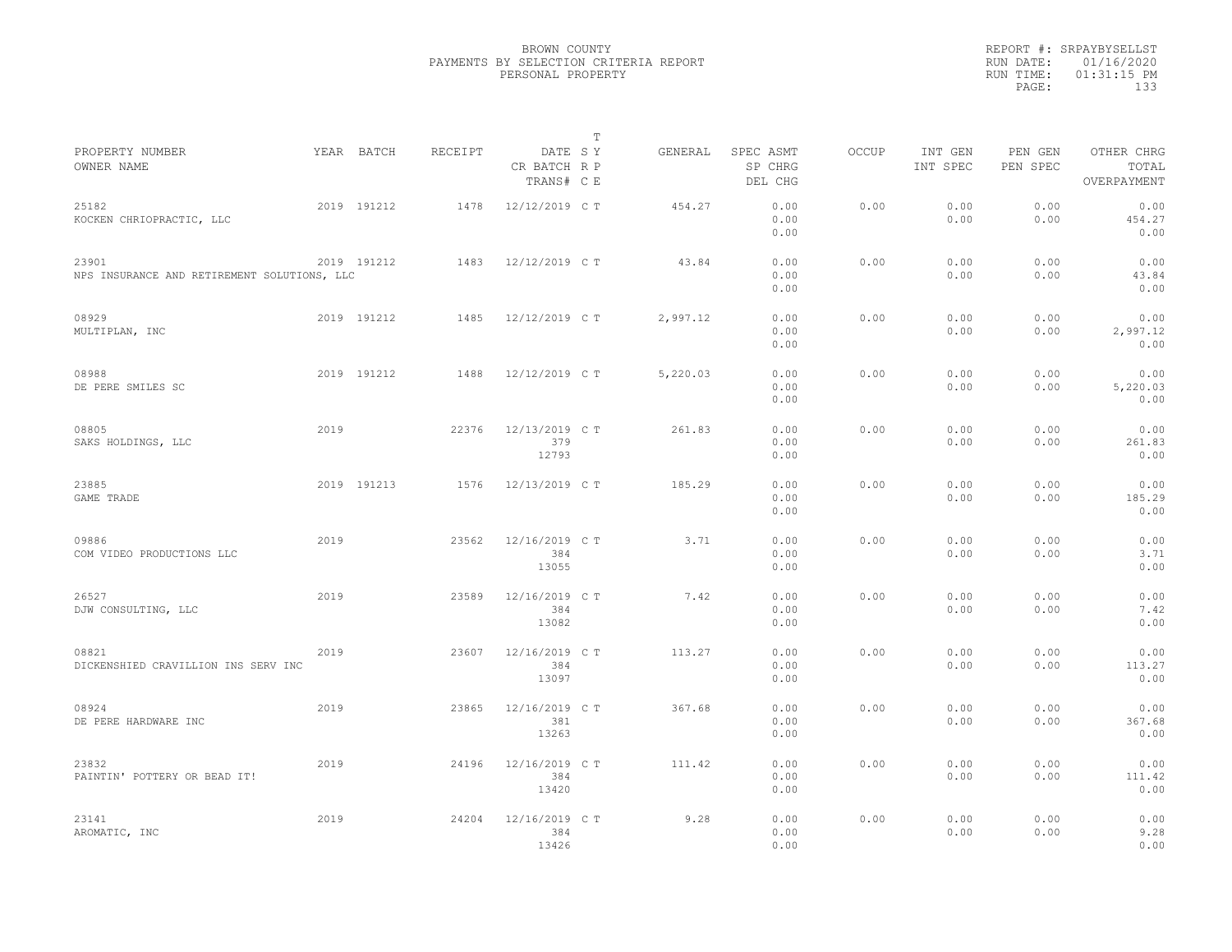BROWN COUNTY
PAYMENTS BY SELECTION CRITERIA REPORT
PERSONAL PROPERTY

REPORT #: SRPAYBYSELLST
RUN DATE: 01/16/2020
RUN TIME: 01:31:15 PM
PAGE: 133

| PROPERTY NUMBER<br>OWNER NAME | YEAR | BATCH | RECEIPT | DATE<br>CR BATCH<br>TRANS# | T<br>S Y<br>R P<br>C E | GENERAL | SPEC ASMT<br>SP CHRG<br>DEL CHG | OCCUP | INT GEN<br>INT SPEC | PEN GEN<br>PEN SPEC | OTHER CHRG<br>TOTAL<br>OVERPAYMENT |
|---|---|---|---|---|---|---|---|---|---|---|---|
| 25182<br>KOCKEN CHRIOPRACTIC, LLC | 2019 | 191212 | 1478 | 12/12/2019 | C T | 454.27 | 0.00<br>0.00<br>0.00 | 0.00 | 0.00<br>0.00 | 0.00<br>0.00 | 0.00<br>454.27<br>0.00 |
| 23901<br>NPS INSURANCE AND RETIREMENT SOLUTIONS, LLC | 2019 | 191212 | 1483 | 12/12/2019 | C T | 43.84 | 0.00<br>0.00<br>0.00 | 0.00 | 0.00<br>0.00 | 0.00<br>0.00 | 0.00<br>43.84<br>0.00 |
| 08929<br>MULTIPLAN, INC | 2019 | 191212 | 1485 | 12/12/2019 | C T | 2,997.12 | 0.00<br>0.00<br>0.00 | 0.00 | 0.00<br>0.00 | 0.00<br>0.00 | 0.00<br>2,997.12<br>0.00 |
| 08988<br>DE PERE SMILES SC | 2019 | 191212 | 1488 | 12/12/2019 | C T | 5,220.03 | 0.00<br>0.00<br>0.00 | 0.00 | 0.00<br>0.00 | 0.00<br>0.00 | 0.00<br>5,220.03<br>0.00 |
| 08805<br>SAKS HOLDINGS, LLC | 2019 | | 22376 | 12/13/2019<br>379<br>12793 | C T | 261.83 | 0.00<br>0.00<br>0.00 | 0.00 | 0.00<br>0.00 | 0.00<br>0.00 | 0.00<br>261.83<br>0.00 |
| 23885<br>GAME TRADE | 2019 | 191213 | 1576 | 12/13/2019 | C T | 185.29 | 0.00<br>0.00<br>0.00 | 0.00 | 0.00<br>0.00 | 0.00<br>0.00 | 0.00<br>185.29<br>0.00 |
| 09886<br>COM VIDEO PRODUCTIONS LLC | 2019 | | 23562 | 12/16/2019<br>384<br>13055 | C T | 3.71 | 0.00<br>0.00<br>0.00 | 0.00 | 0.00<br>0.00 | 0.00<br>0.00 | 0.00<br>3.71<br>0.00 |
| 26527<br>DJW CONSULTING, LLC | 2019 | | 23589 | 12/16/2019<br>384<br>13082 | C T | 7.42 | 0.00<br>0.00<br>0.00 | 0.00 | 0.00<br>0.00 | 0.00<br>0.00 | 0.00<br>7.42<br>0.00 |
| 08821<br>DICKENSHIED CRAVILLION INS SERV INC | 2019 | | 23607 | 12/16/2019<br>384<br>13097 | C T | 113.27 | 0.00<br>0.00<br>0.00 | 0.00 | 0.00<br>0.00 | 0.00<br>0.00 | 0.00<br>113.27<br>0.00 |
| 08924<br>DE PERE HARDWARE INC | 2019 | | 23865 | 12/16/2019<br>381<br>13263 | C T | 367.68 | 0.00<br>0.00<br>0.00 | 0.00 | 0.00<br>0.00 | 0.00<br>0.00 | 0.00<br>367.68<br>0.00 |
| 23832<br>PAINTIN' POTTERY OR BEAD IT! | 2019 | | 24196 | 12/16/2019<br>384<br>13420 | C T | 111.42 | 0.00<br>0.00<br>0.00 | 0.00 | 0.00<br>0.00 | 0.00<br>0.00 | 0.00<br>111.42<br>0.00 |
| 23141<br>AROMATIC, INC | 2019 | | 24204 | 12/16/2019<br>384<br>13426 | C T | 9.28 | 0.00<br>0.00<br>0.00 | 0.00 | 0.00<br>0.00 | 0.00<br>0.00 | 0.00<br>9.28<br>0.00 |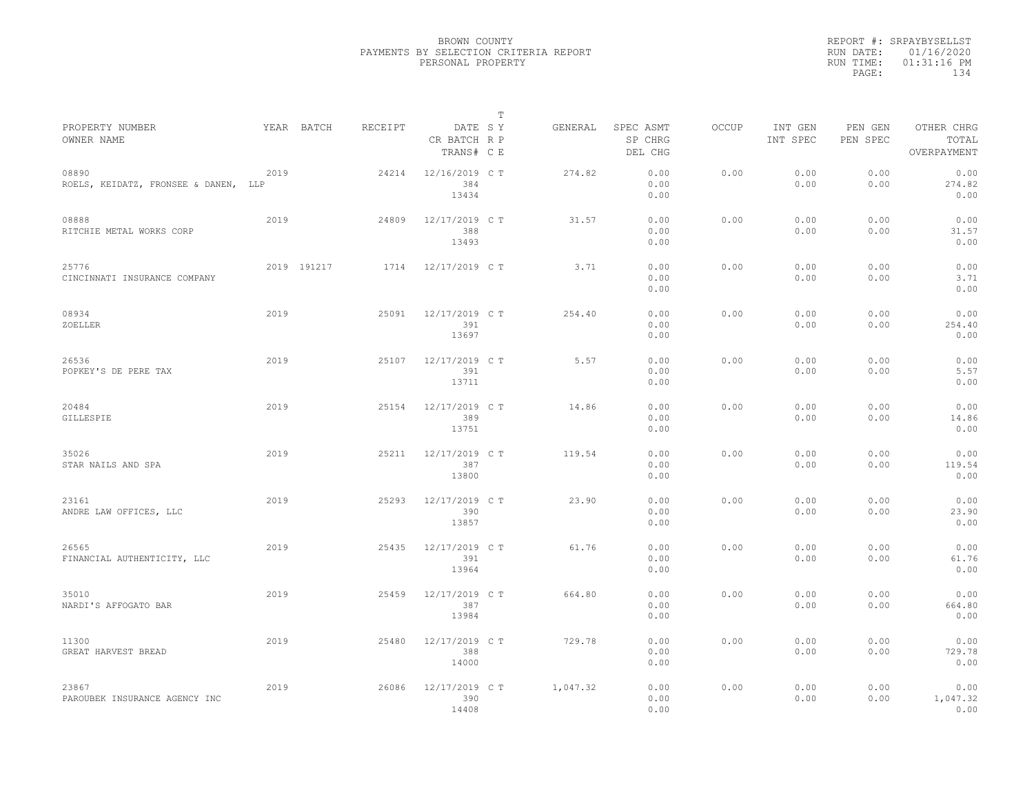BROWN COUNTY
PAYMENTS BY SELECTION CRITERIA REPORT
PERSONAL PROPERTY

REPORT #: SRPAYBYSELLST
RUN DATE: 01/16/2020
RUN TIME: 01:31:16 PM

| PROPERTY NUMBER<br>OWNER NAME | YEAR | BATCH | RECEIPT | DATE<br>CR BATCH<br>TRANS# | T S Y<br>R P<br>C E | GENERAL | SPEC ASMT<br>SP CHRG<br>DEL CHG | OCCUP | INT GEN<br>INT SPEC | PEN GEN<br>PEN SPEC | OTHER CHRG<br>TOTAL<br>OVERPAYMENT |
|---|---|---|---|---|---|---|---|---|---|---|---|
| 08890<br>ROELS, KEIDATZ, FRONSEE & DANEN, LLP | 2019 | | 24214 | 12/16/2019<br>384<br>13434 | C T | 274.82 | 0.00<br>0.00<br>0.00 | 0.00 | 0.00<br>0.00 | 0.00<br>0.00 | 0.00<br>274.82<br>0.00 |
| 08888<br>RITCHIE METAL WORKS CORP | 2019 | | 24809 | 12/17/2019<br>388<br>13493 | C T | 31.57 | 0.00<br>0.00<br>0.00 | 0.00 | 0.00<br>0.00 | 0.00<br>0.00 | 0.00<br>31.57<br>0.00 |
| 25776<br>CINCINNATI INSURANCE COMPANY | 2019 | 191217 | 1714 | 12/17/2019 | C T | 3.71 | 0.00<br>0.00<br>0.00 | 0.00 | 0.00<br>0.00 | 0.00<br>0.00 | 0.00<br>3.71<br>0.00 |
| 08934<br>ZOELLER | 2019 | | 25091 | 12/17/2019<br>391<br>13697 | C T | 254.40 | 0.00<br>0.00<br>0.00 | 0.00 | 0.00<br>0.00 | 0.00<br>0.00 | 0.00<br>254.40<br>0.00 |
| 26536<br>POPKEY'S DE PERE TAX | 2019 | | 25107 | 12/17/2019<br>391<br>13711 | C T | 5.57 | 0.00<br>0.00<br>0.00 | 0.00 | 0.00<br>0.00 | 0.00<br>0.00 | 0.00<br>5.57<br>0.00 |
| 20484<br>GILLESPIE | 2019 | | 25154 | 12/17/2019<br>389<br>13751 | C T | 14.86 | 0.00<br>0.00<br>0.00 | 0.00 | 0.00<br>0.00 | 0.00<br>0.00 | 0.00<br>14.86<br>0.00 |
| 35026<br>STAR NAILS AND SPA | 2019 | | 25211 | 12/17/2019<br>387<br>13800 | C T | 119.54 | 0.00<br>0.00<br>0.00 | 0.00 | 0.00<br>0.00 | 0.00<br>0.00 | 0.00<br>119.54<br>0.00 |
| 23161<br>ANDRE LAW OFFICES, LLC | 2019 | | 25293 | 12/17/2019<br>390<br>13857 | C T | 23.90 | 0.00<br>0.00<br>0.00 | 0.00 | 0.00<br>0.00 | 0.00<br>0.00 | 0.00<br>23.90<br>0.00 |
| 26565<br>FINANCIAL AUTHENTICITY, LLC | 2019 | | 25435 | 12/17/2019<br>391<br>13964 | C T | 61.76 | 0.00<br>0.00<br>0.00 | 0.00 | 0.00<br>0.00 | 0.00<br>0.00 | 0.00<br>61.76<br>0.00 |
| 35010<br>NARDI'S AFFOGATO BAR | 2019 | | 25459 | 12/17/2019<br>387<br>13984 | C T | 664.80 | 0.00<br>0.00<br>0.00 | 0.00 | 0.00<br>0.00 | 0.00<br>0.00 | 0.00<br>664.80<br>0.00 |
| 11300<br>GREAT HARVEST BREAD | 2019 | | 25480 | 12/17/2019<br>388<br>14000 | C T | 729.78 | 0.00<br>0.00<br>0.00 | 0.00 | 0.00<br>0.00 | 0.00<br>0.00 | 0.00<br>729.78<br>0.00 |
| 23867<br>PAROUBEK INSURANCE AGENCY INC | 2019 | | 26086 | 12/17/2019<br>390<br>14408 | C T | 1,047.32 | 0.00<br>0.00<br>0.00 | 0.00 | 0.00<br>0.00 | 0.00<br>0.00 | 0.00<br>1,047.32<br>0.00 |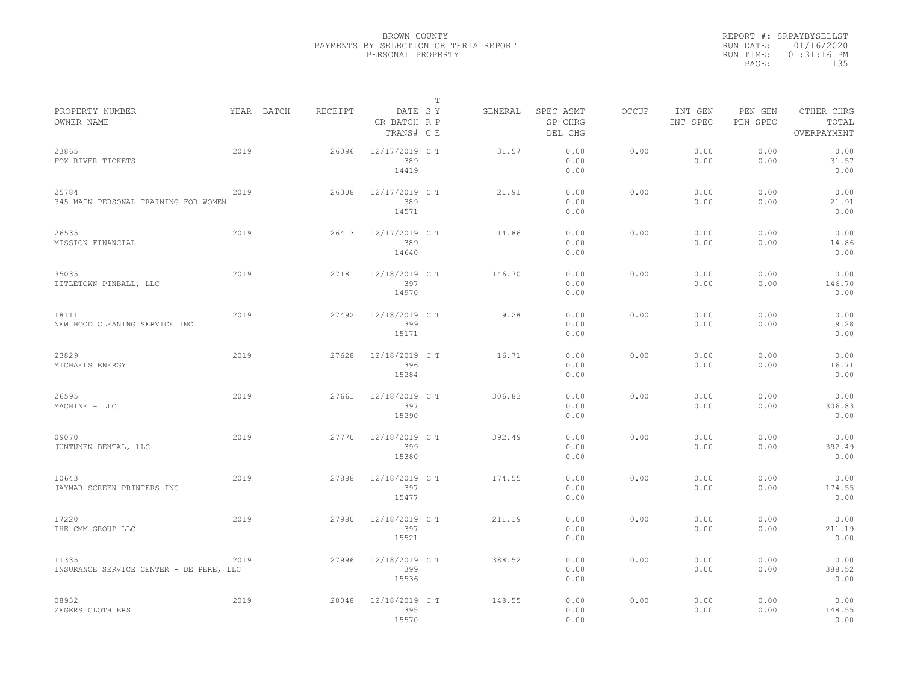BROWN COUNTY
PAYMENTS BY SELECTION CRITERIA REPORT
PERSONAL PROPERTY

REPORT #: SRPAYBYSELLST
RUN DATE: 01/16/2020
RUN TIME: 01:31:16 PM

| PROPERTY NUMBER / OWNER NAME | YEAR | BATCH | RECEIPT | DATE / CR BATCH / TRANS# | T S Y / R P / C E | GENERAL | SPEC ASMT / SP CHRG / DEL CHG | OCCUP | INT GEN / INT SPEC | PEN GEN / PEN SPEC | OTHER CHRG / TOTAL / OVERPAYMENT |
|---|---|---|---|---|---|---|---|---|---|---|---|
| 23865 FOX RIVER TICKETS | 2019 | | 26096 | 12/17/2019 389 14419 | C T | 31.57 | 0.00 0.00 0.00 | 0.00 | 0.00 0.00 | 0.00 0.00 | 0.00 31.57 0.00 |
| 25784 345 MAIN PERSONAL TRAINING FOR WOMEN | 2019 | | 26308 | 12/17/2019 389 14571 | C T | 21.91 | 0.00 0.00 0.00 | 0.00 | 0.00 0.00 | 0.00 0.00 | 0.00 21.91 0.00 |
| 26535 MISSION FINANCIAL | 2019 | | 26413 | 12/17/2019 389 14640 | C T | 14.86 | 0.00 0.00 0.00 | 0.00 | 0.00 0.00 | 0.00 0.00 | 0.00 14.86 0.00 |
| 35035 TITLETOWN PINBALL, LLC | 2019 | | 27181 | 12/18/2019 397 14970 | C T | 146.70 | 0.00 0.00 0.00 | 0.00 | 0.00 0.00 | 0.00 0.00 | 0.00 146.70 0.00 |
| 18111 NEW HOOD CLEANING SERVICE INC | 2019 | | 27492 | 12/18/2019 399 15171 | C T | 9.28 | 0.00 0.00 0.00 | 0.00 | 0.00 0.00 | 0.00 0.00 | 0.00 9.28 0.00 |
| 23829 MICHAELS ENERGY | 2019 | | 27628 | 12/18/2019 396 15284 | C T | 16.71 | 0.00 0.00 0.00 | 0.00 | 0.00 0.00 | 0.00 0.00 | 0.00 16.71 0.00 |
| 26595 MACHINE + LLC | 2019 | | 27661 | 12/18/2019 397 15290 | C T | 306.83 | 0.00 0.00 0.00 | 0.00 | 0.00 0.00 | 0.00 0.00 | 0.00 306.83 0.00 |
| 09070 JUNTUNEN DENTAL, LLC | 2019 | | 27770 | 12/18/2019 399 15380 | C T | 392.49 | 0.00 0.00 0.00 | 0.00 | 0.00 0.00 | 0.00 0.00 | 0.00 392.49 0.00 |
| 10643 JAYMAR SCREEN PRINTERS INC | 2019 | | 27888 | 12/18/2019 397 15477 | C T | 174.55 | 0.00 0.00 0.00 | 0.00 | 0.00 0.00 | 0.00 0.00 | 0.00 174.55 0.00 |
| 17220 THE CMM GROUP LLC | 2019 | | 27980 | 12/18/2019 397 15521 | C T | 211.19 | 0.00 0.00 0.00 | 0.00 | 0.00 0.00 | 0.00 0.00 | 0.00 211.19 0.00 |
| 11335 INSURANCE SERVICE CENTER - DE PERE, LLC | 2019 | | 27996 | 12/18/2019 399 15536 | C T | 388.52 | 0.00 0.00 0.00 | 0.00 | 0.00 0.00 | 0.00 0.00 | 0.00 388.52 0.00 |
| 08932 ZEGERS CLOTHIERS | 2019 | | 28048 | 12/18/2019 395 15570 | C T | 148.55 | 0.00 0.00 0.00 | 0.00 | 0.00 0.00 | 0.00 0.00 | 0.00 148.55 0.00 |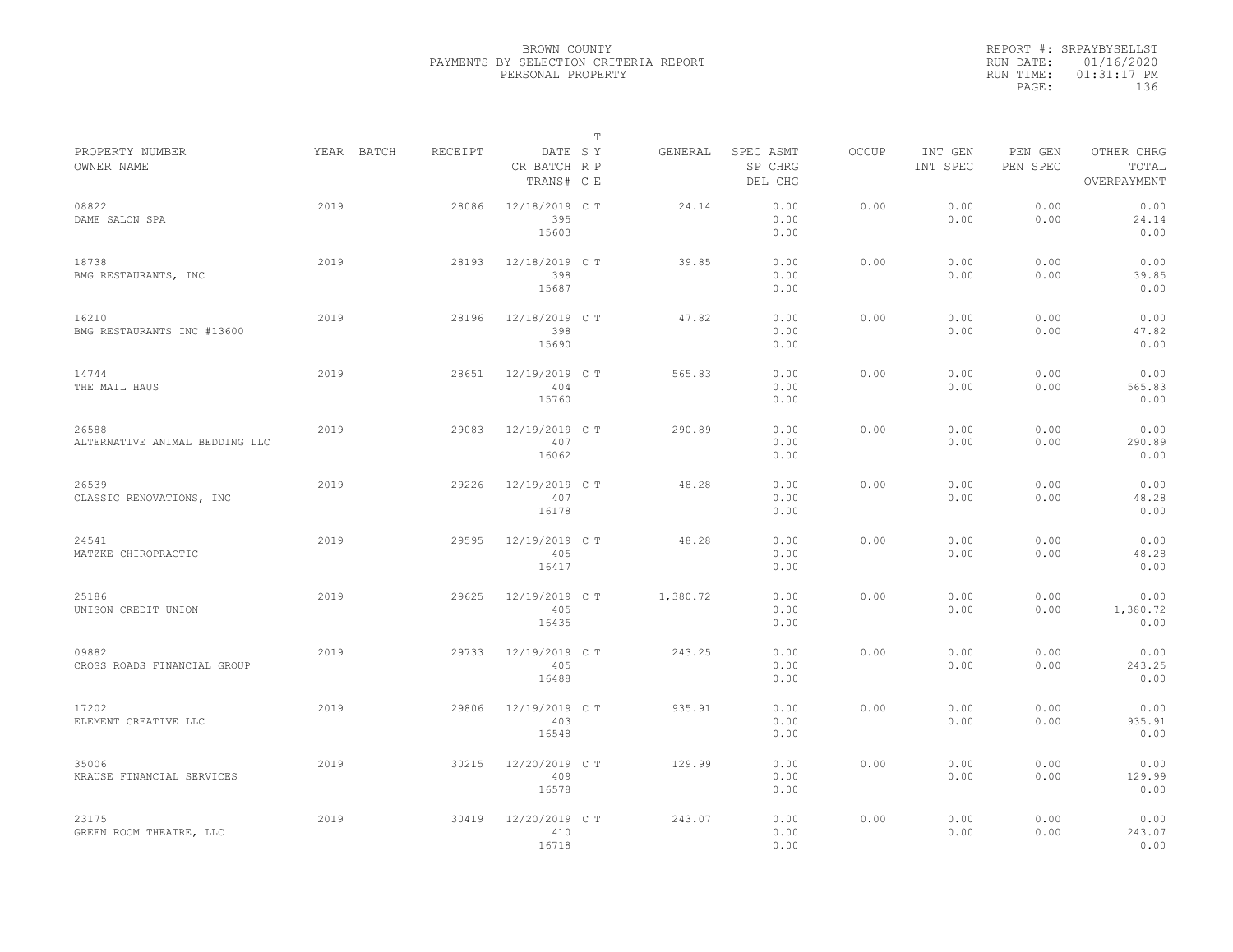# BROWN COUNTY
## PAYMENTS BY SELECTION CRITERIA REPORT
### PERSONAL PROPERTY

REPORT #: SRPAYBYSELLST
RUN DATE: 01/16/2020
RUN TIME: 01:31:17 PM

| PROPERTY NUMBER<br>OWNER NAME | YEAR | BATCH | RECEIPT | DATE<br>CR BATCH<br>TRANS# | T SY RP CE | GENERAL | SPEC ASMT<br>SP CHRG<br>DEL CHG | OCCUP | INT GEN<br>INT SPEC | PEN GEN<br>PEN SPEC | OTHER CHRG<br>TOTAL<br>OVERPAYMENT |
|---|---|---|---|---|---|---|---|---|---|---|---|
| 08822<br>DAME SALON SPA | 2019 | | 28086 | 12/18/2019<br>395<br>15603 | C T | 24.14 | 0.00<br>0.00<br>0.00 | 0.00 | 0.00<br>0.00 | 0.00<br>0.00 | 0.00<br>24.14<br>0.00 |
| 18738<br>BMG RESTAURANTS, INC | 2019 | | 28193 | 12/18/2019<br>398<br>15687 | C T | 39.85 | 0.00<br>0.00<br>0.00 | 0.00 | 0.00<br>0.00 | 0.00<br>0.00 | 0.00<br>39.85<br>0.00 |
| 16210<br>BMG RESTAURANTS INC #13600 | 2019 | | 28196 | 12/18/2019<br>398<br>15690 | C T | 47.82 | 0.00<br>0.00<br>0.00 | 0.00 | 0.00<br>0.00 | 0.00<br>0.00 | 0.00<br>47.82<br>0.00 |
| 14744<br>THE MAIL HAUS | 2019 | | 28651 | 12/19/2019<br>404<br>15760 | C T | 565.83 | 0.00<br>0.00<br>0.00 | 0.00 | 0.00<br>0.00 | 0.00<br>0.00 | 0.00<br>565.83<br>0.00 |
| 26588<br>ALTERNATIVE ANIMAL BEDDING LLC | 2019 | | 29083 | 12/19/2019<br>407<br>16062 | C T | 290.89 | 0.00<br>0.00<br>0.00 | 0.00 | 0.00<br>0.00 | 0.00<br>0.00 | 0.00<br>290.89<br>0.00 |
| 26539<br>CLASSIC RENOVATIONS, INC | 2019 | | 29226 | 12/19/2019<br>407<br>16178 | C T | 48.28 | 0.00<br>0.00<br>0.00 | 0.00 | 0.00<br>0.00 | 0.00<br>0.00 | 0.00<br>48.28<br>0.00 |
| 24541<br>MATZKE CHIROPRACTIC | 2019 | | 29595 | 12/19/2019<br>405<br>16417 | C T | 48.28 | 0.00<br>0.00<br>0.00 | 0.00 | 0.00<br>0.00 | 0.00<br>0.00 | 0.00<br>48.28<br>0.00 |
| 25186<br>UNISON CREDIT UNION | 2019 | | 29625 | 12/19/2019<br>405<br>16435 | C T | 1,380.72 | 0.00<br>0.00<br>0.00 | 0.00 | 0.00<br>0.00 | 0.00<br>0.00 | 0.00<br>1,380.72<br>0.00 |
| 09882<br>CROSS ROADS FINANCIAL GROUP | 2019 | | 29733 | 12/19/2019<br>405<br>16488 | C T | 243.25 | 0.00<br>0.00<br>0.00 | 0.00 | 0.00<br>0.00 | 0.00<br>0.00 | 0.00<br>243.25<br>0.00 |
| 17202<br>ELEMENT CREATIVE LLC | 2019 | | 29806 | 12/19/2019<br>403<br>16548 | C T | 935.91 | 0.00<br>0.00<br>0.00 | 0.00 | 0.00<br>0.00 | 0.00<br>0.00 | 0.00<br>935.91<br>0.00 |
| 35006<br>KRAUSE FINANCIAL SERVICES | 2019 | | 30215 | 12/20/2019<br>409<br>16578 | C T | 129.99 | 0.00<br>0.00<br>0.00 | 0.00 | 0.00<br>0.00 | 0.00<br>0.00 | 0.00<br>129.99<br>0.00 |
| 23175<br>GREEN ROOM THEATRE, LLC | 2019 | | 30419 | 12/20/2019<br>410<br>16718 | C T | 243.07 | 0.00<br>0.00<br>0.00 | 0.00 | 0.00<br>0.00 | 0.00<br>0.00 | 0.00<br>243.07<br>0.00 |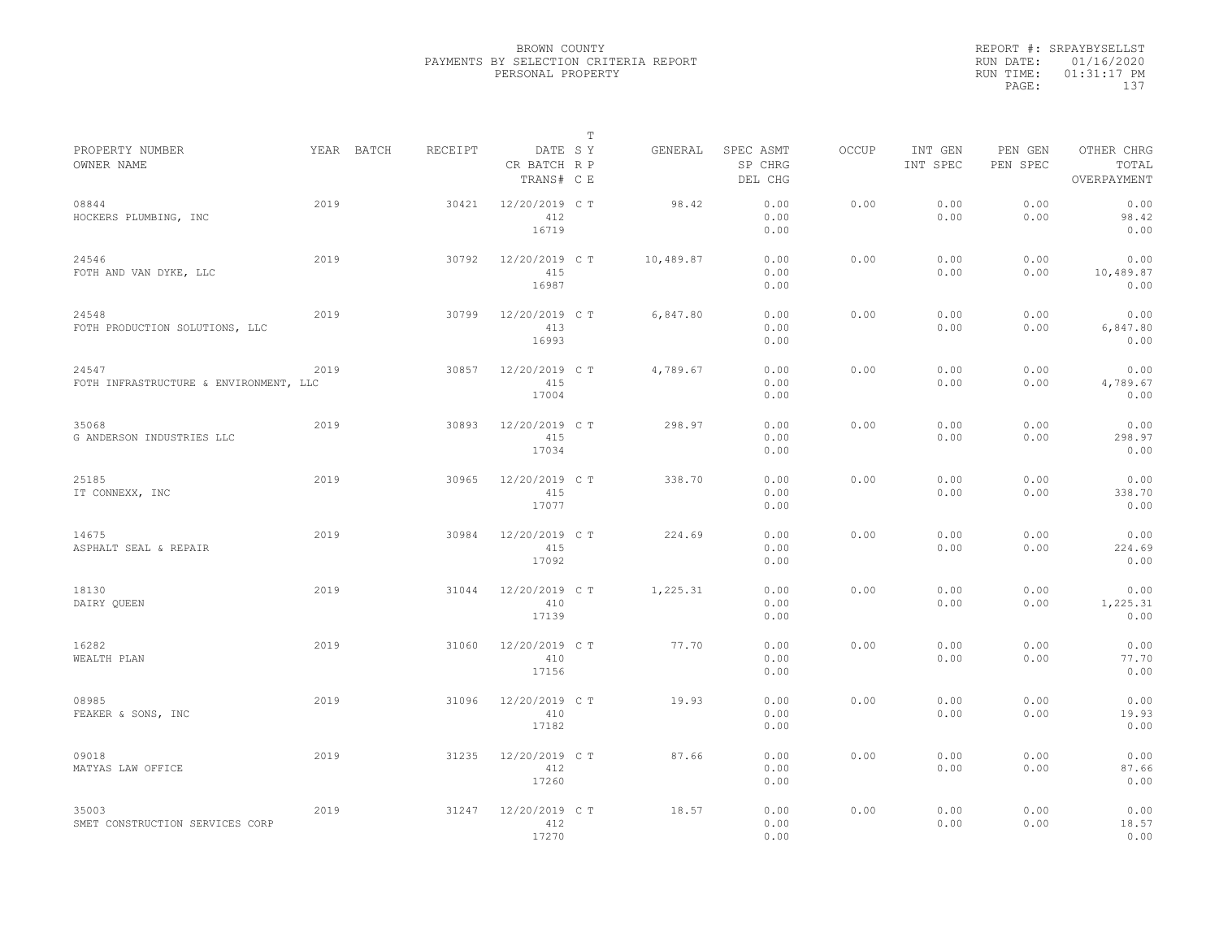BROWN COUNTY
PAYMENTS BY SELECTION CRITERIA REPORT
PERSONAL PROPERTY

REPORT #: SRPAYBYSELLST
RUN DATE: 01/16/2020
RUN TIME: 01:31:17 PM

| PROPERTY NUMBER / OWNER NAME | YEAR | BATCH | RECEIPT | DATE / CR BATCH / TRANS# | T SY / RP / CE | GENERAL | SPEC ASMT / SP CHRG / DEL CHG | OCCUP | INT GEN / INT SPEC | PEN GEN / PEN SPEC | OTHER CHRG / TOTAL / OVERPAYMENT |
|---|---|---|---|---|---|---|---|---|---|---|---|
| 08844 HOCKERS PLUMBING, INC | 2019 | | 30421 | 12/20/2019 412 16719 | C T | 98.42 | 0.00 0.00 0.00 | 0.00 | 0.00 0.00 | 0.00 0.00 | 0.00 98.42 0.00 |
| 24546 FOTH AND VAN DYKE, LLC | 2019 | | 30792 | 12/20/2019 415 16987 | C T | 10,489.87 | 0.00 0.00 0.00 | 0.00 | 0.00 0.00 | 0.00 0.00 | 0.00 10,489.87 0.00 |
| 24548 FOTH PRODUCTION SOLUTIONS, LLC | 2019 | | 30799 | 12/20/2019 413 16993 | C T | 6,847.80 | 0.00 0.00 0.00 | 0.00 | 0.00 0.00 | 0.00 0.00 | 0.00 6,847.80 0.00 |
| 24547 FOTH INFRASTRUCTURE & ENVIRONMENT, LLC | 2019 | | 30857 | 12/20/2019 415 17004 | C T | 4,789.67 | 0.00 0.00 0.00 | 0.00 | 0.00 0.00 | 0.00 0.00 | 0.00 4,789.67 0.00 |
| 35068 G ANDERSON INDUSTRIES LLC | 2019 | | 30893 | 12/20/2019 415 17034 | C T | 298.97 | 0.00 0.00 0.00 | 0.00 | 0.00 0.00 | 0.00 0.00 | 0.00 298.97 0.00 |
| 25185 IT CONNEXX, INC | 2019 | | 30965 | 12/20/2019 415 17077 | C T | 338.70 | 0.00 0.00 0.00 | 0.00 | 0.00 0.00 | 0.00 0.00 | 0.00 338.70 0.00 |
| 14675 ASPHALT SEAL & REPAIR | 2019 | | 30984 | 12/20/2019 415 17092 | C T | 224.69 | 0.00 0.00 0.00 | 0.00 | 0.00 0.00 | 0.00 0.00 | 0.00 224.69 0.00 |
| 18130 DAIRY QUEEN | 2019 | | 31044 | 12/20/2019 410 17139 | C T | 1,225.31 | 0.00 0.00 0.00 | 0.00 | 0.00 0.00 | 0.00 0.00 | 0.00 1,225.31 0.00 |
| 16282 WEALTH PLAN | 2019 | | 31060 | 12/20/2019 410 17156 | C T | 77.70 | 0.00 0.00 0.00 | 0.00 | 0.00 0.00 | 0.00 0.00 | 0.00 77.70 0.00 |
| 08985 FEAKER & SONS, INC | 2019 | | 31096 | 12/20/2019 410 17182 | C T | 19.93 | 0.00 0.00 0.00 | 0.00 | 0.00 0.00 | 0.00 0.00 | 0.00 19.93 0.00 |
| 09018 MATYAS LAW OFFICE | 2019 | | 31235 | 12/20/2019 412 17260 | C T | 87.66 | 0.00 0.00 0.00 | 0.00 | 0.00 0.00 | 0.00 0.00 | 0.00 87.66 0.00 |
| 35003 SMET CONSTRUCTION SERVICES CORP | 2019 | | 31247 | 12/20/2019 412 17270 | C T | 18.57 | 0.00 0.00 0.00 | 0.00 | 0.00 0.00 | 0.00 0.00 | 0.00 18.57 0.00 |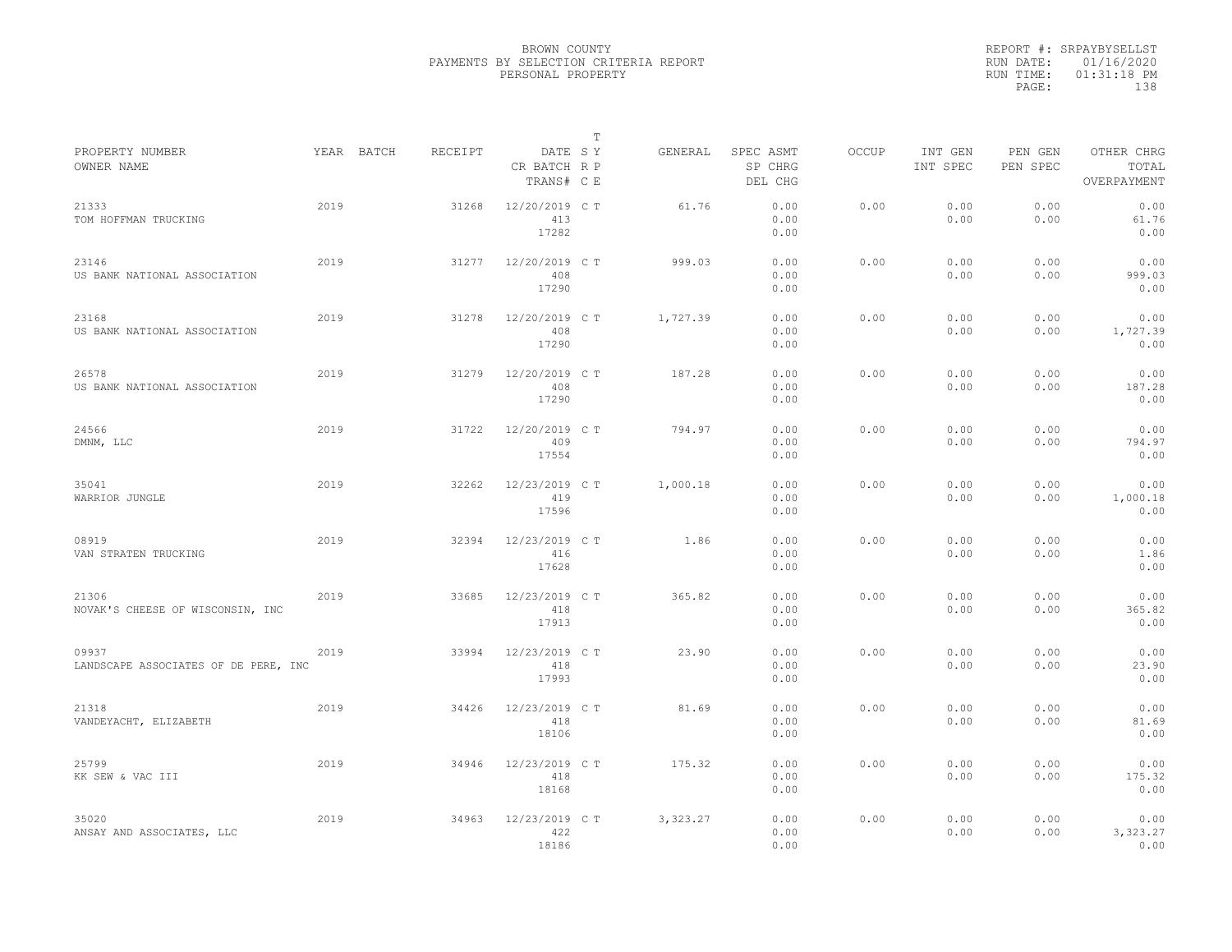BROWN COUNTY
PAYMENTS BY SELECTION CRITERIA REPORT
PERSONAL PROPERTY

REPORT #: SRPAYBYSELLST
RUN DATE: 01/16/2020
RUN TIME: 01:31:18 PM

| PROPERTY NUMBER / OWNER NAME | YEAR | BATCH | RECEIPT | DATE / CR BATCH / TRANS# | T S Y / R P / C E | GENERAL | SPEC ASMT / SP CHRG / DEL CHG | OCCUP | INT GEN / INT SPEC | PEN GEN / PEN SPEC | OTHER CHRG / TOTAL / OVERPAYMENT |
|---|---|---|---|---|---|---|---|---|---|---|---|
| 21333 TOM HOFFMAN TRUCKING | 2019 | | 31268 | 12/20/2019 413 17282 | C T | 61.76 | 0.00 0.00 0.00 | 0.00 | 0.00 0.00 | 0.00 0.00 | 0.00 61.76 0.00 |
| 23146 US BANK NATIONAL ASSOCIATION | 2019 | | 31277 | 12/20/2019 408 17290 | C T | 999.03 | 0.00 0.00 0.00 | 0.00 | 0.00 0.00 | 0.00 0.00 | 0.00 999.03 0.00 |
| 23168 US BANK NATIONAL ASSOCIATION | 2019 | | 31278 | 12/20/2019 408 17290 | C T | 1,727.39 | 0.00 0.00 0.00 | 0.00 | 0.00 0.00 | 0.00 0.00 | 0.00 1,727.39 0.00 |
| 26578 US BANK NATIONAL ASSOCIATION | 2019 | | 31279 | 12/20/2019 408 17290 | C T | 187.28 | 0.00 0.00 0.00 | 0.00 | 0.00 0.00 | 0.00 0.00 | 0.00 187.28 0.00 |
| 24566 DMNM, LLC | 2019 | | 31722 | 12/20/2019 409 17554 | C T | 794.97 | 0.00 0.00 0.00 | 0.00 | 0.00 0.00 | 0.00 0.00 | 0.00 794.97 0.00 |
| 35041 WARRIOR JUNGLE | 2019 | | 32262 | 12/23/2019 419 17596 | C T | 1,000.18 | 0.00 0.00 0.00 | 0.00 | 0.00 0.00 | 0.00 0.00 | 0.00 1,000.18 0.00 |
| 08919 VAN STRATEN TRUCKING | 2019 | | 32394 | 12/23/2019 416 17628 | C T | 1.86 | 0.00 0.00 0.00 | 0.00 | 0.00 0.00 | 0.00 0.00 | 0.00 1.86 0.00 |
| 21306 NOVAK'S CHEESE OF WISCONSIN, INC | 2019 | | 33685 | 12/23/2019 418 17913 | C T | 365.82 | 0.00 0.00 0.00 | 0.00 | 0.00 0.00 | 0.00 0.00 | 0.00 365.82 0.00 |
| 09937 LANDSCAPE ASSOCIATES OF DE PERE, INC | 2019 | | 33994 | 12/23/2019 418 17993 | C T | 23.90 | 0.00 0.00 0.00 | 0.00 | 0.00 0.00 | 0.00 0.00 | 0.00 23.90 0.00 |
| 21318 VANDEYACHT, ELIZABETH | 2019 | | 34426 | 12/23/2019 418 18106 | C T | 81.69 | 0.00 0.00 0.00 | 0.00 | 0.00 0.00 | 0.00 0.00 | 0.00 81.69 0.00 |
| 25799 KK SEW & VAC III | 2019 | | 34946 | 12/23/2019 418 18168 | C T | 175.32 | 0.00 0.00 0.00 | 0.00 | 0.00 0.00 | 0.00 0.00 | 0.00 175.32 0.00 |
| 35020 ANSAY AND ASSOCIATES, LLC | 2019 | | 34963 | 12/23/2019 422 18186 | C T | 3,323.27 | 0.00 0.00 0.00 | 0.00 | 0.00 0.00 | 0.00 0.00 | 0.00 3,323.27 0.00 |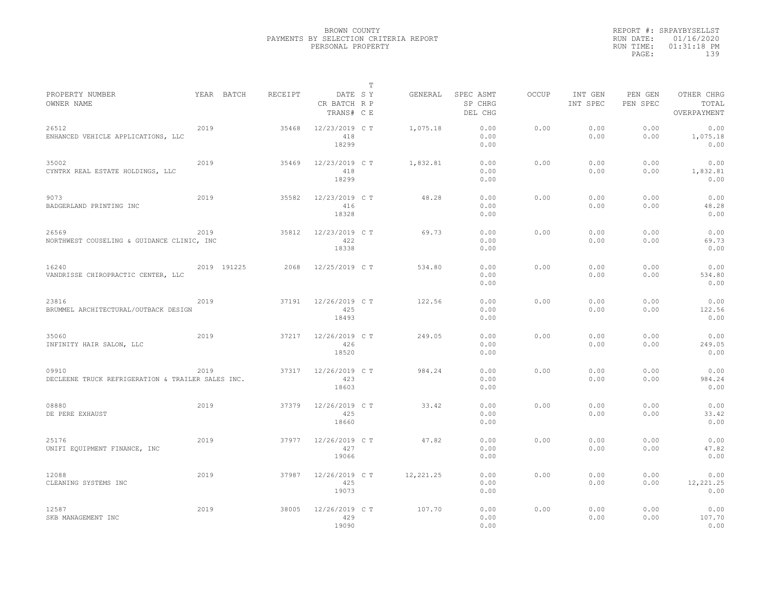BROWN COUNTY
PAYMENTS BY SELECTION CRITERIA REPORT
PERSONAL PROPERTY

REPORT #: SRPAYBYSELLST
RUN DATE: 01/16/2020
RUN TIME: 01:31:18 PM

| PROPERTY NUMBER<br>OWNER NAME | YEAR | BATCH | RECEIPT | DATE<br>CR BATCH<br>TRANS# | T<br>S Y<br>R P<br>C E | GENERAL | SPEC ASMT<br>SP CHRG<br>DEL CHG | OCCUP | INT GEN<br>INT SPEC | PEN GEN<br>PEN SPEC | OTHER CHRG<br>TOTAL<br>OVERPAYMENT |
|---|---|---|---|---|---|---|---|---|---|---|---|
| 26512<br>ENHANCED VEHICLE APPLICATIONS, LLC | 2019 | | 35468 | 12/23/2019<br>418<br>18299 | C T | 1,075.18 | 0.00<br>0.00<br>0.00 | 0.00 | 0.00<br>0.00 | 0.00<br>0.00 | 0.00<br>1,075.18<br>0.00 |
| 35002<br>CYNTRX REAL ESTATE HOLDINGS, LLC | 2019 | | 35469 | 12/23/2019<br>418<br>18299 | C T | 1,832.81 | 0.00<br>0.00<br>0.00 | 0.00 | 0.00<br>0.00 | 0.00<br>0.00 | 0.00<br>1,832.81<br>0.00 |
| 9073<br>BADGERLAND PRINTING INC | 2019 | | 35582 | 12/23/2019<br>416<br>18328 | C T | 48.28 | 0.00<br>0.00<br>0.00 | 0.00 | 0.00<br>0.00 | 0.00<br>0.00 | 0.00<br>48.28<br>0.00 |
| 26569<br>NORTHWEST COUSELING & GUIDANCE CLINIC, INC | 2019 | | 35812 | 12/23/2019<br>422<br>18338 | C T | 69.73 | 0.00<br>0.00<br>0.00 | 0.00 | 0.00<br>0.00 | 0.00<br>0.00 | 0.00<br>69.73<br>0.00 |
| 16240<br>VANDRISSE CHIROPRACTIC CENTER, LLC | 2019 | 191225 | 2068 | 12/25/2019 | C T | 534.80 | 0.00<br>0.00<br>0.00 | 0.00 | 0.00<br>0.00 | 0.00<br>0.00 | 0.00<br>534.80<br>0.00 |
| 23816<br>BRUMMEL ARCHITECTURAL/OUTBACK DESIGN | 2019 | | 37191 | 12/26/2019<br>425<br>18493 | C T | 122.56 | 0.00<br>0.00<br>0.00 | 0.00 | 0.00<br>0.00 | 0.00<br>0.00 | 0.00<br>122.56<br>0.00 |
| 35060<br>INFINITY HAIR SALON, LLC | 2019 | | 37217 | 12/26/2019<br>426<br>18520 | C T | 249.05 | 0.00<br>0.00<br>0.00 | 0.00 | 0.00<br>0.00 | 0.00<br>0.00 | 0.00<br>249.05<br>0.00 |
| 09910<br>DECLEENE TRUCK REFRIGERATION & TRAILER SALES INC. | 2019 | | 37317 | 12/26/2019<br>423<br>18603 | C T | 984.24 | 0.00<br>0.00<br>0.00 | 0.00 | 0.00<br>0.00 | 0.00<br>0.00 | 0.00<br>984.24<br>0.00 |
| 08880<br>DE PERE EXHAUST | 2019 | | 37379 | 12/26/2019<br>425<br>18660 | C T | 33.42 | 0.00<br>0.00<br>0.00 | 0.00 | 0.00<br>0.00 | 0.00<br>0.00 | 0.00<br>33.42<br>0.00 |
| 25176<br>UNIFI EQUIPMENT FINANCE, INC | 2019 | | 37977 | 12/26/2019<br>427<br>19066 | C T | 47.82 | 0.00<br>0.00<br>0.00 | 0.00 | 0.00<br>0.00 | 0.00<br>0.00 | 0.00<br>47.82<br>0.00 |
| 12088<br>CLEANING SYSTEMS INC | 2019 | | 37987 | 12/26/2019<br>425<br>19073 | C T | 12,221.25 | 0.00<br>0.00<br>0.00 | 0.00 | 0.00<br>0.00 | 0.00<br>0.00 | 0.00<br>12,221.25<br>0.00 |
| 12587<br>SKB MANAGEMENT INC | 2019 | | 38005 | 12/26/2019<br>429<br>19090 | C T | 107.70 | 0.00<br>0.00<br>0.00 | 0.00 | 0.00<br>0.00 | 0.00<br>0.00 | 0.00<br>107.70<br>0.00 |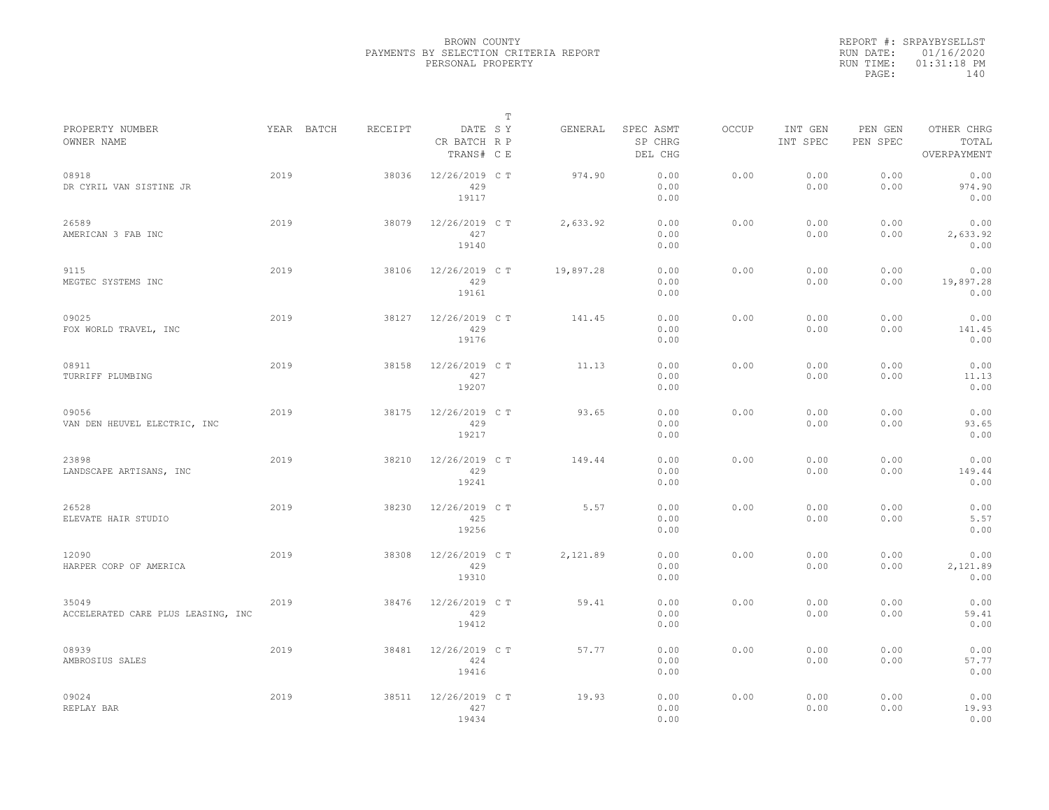BROWN COUNTY
PAYMENTS BY SELECTION CRITERIA REPORT
PERSONAL PROPERTY

REPORT #: SRPAYBYSELLST
RUN DATE: 01/16/2020
RUN TIME: 01:31:18 PM

| PROPERTY NUMBER<br>OWNER NAME | YEAR | BATCH | RECEIPT | DATE<br>CR BATCH<br>TRANS# | T<br>S Y<br>R P<br>C E | GENERAL | SPEC ASMT<br>SP CHRG<br>DEL CHG | OCCUP | INT GEN<br>INT SPEC | PEN GEN<br>PEN SPEC | OTHER CHRG<br>TOTAL<br>OVERPAYMENT |
|---|---|---|---|---|---|---|---|---|---|---|---|
| 08918<br>DR CYRIL VAN SISTINE JR | 2019 | | 38036 | 12/26/2019<br>429<br>19117 | C T | 974.90 | 0.00<br>0.00<br>0.00 | 0.00 | 0.00<br>0.00 | 0.00<br>0.00 | 0.00<br>974.90<br>0.00 |
| 26589<br>AMERICAN 3 FAB INC | 2019 | | 38079 | 12/26/2019<br>427<br>19140 | C T | 2,633.92 | 0.00<br>0.00<br>0.00 | 0.00 | 0.00<br>0.00 | 0.00<br>0.00 | 0.00<br>2,633.92<br>0.00 |
| 9115<br>MEGTEC SYSTEMS INC | 2019 | | 38106 | 12/26/2019<br>429<br>19161 | C T | 19,897.28 | 0.00<br>0.00<br>0.00 | 0.00 | 0.00<br>0.00 | 0.00<br>0.00 | 0.00<br>19,897.28<br>0.00 |
| 09025<br>FOX WORLD TRAVEL, INC | 2019 | | 38127 | 12/26/2019<br>429<br>19176 | C T | 141.45 | 0.00<br>0.00<br>0.00 | 0.00 | 0.00<br>0.00 | 0.00<br>0.00 | 0.00<br>141.45<br>0.00 |
| 08911<br>TURRIFF PLUMBING | 2019 | | 38158 | 12/26/2019<br>427<br>19207 | C T | 11.13 | 0.00<br>0.00<br>0.00 | 0.00 | 0.00<br>0.00 | 0.00<br>0.00 | 0.00<br>11.13<br>0.00 |
| 09056<br>VAN DEN HEUVEL ELECTRIC, INC | 2019 | | 38175 | 12/26/2019<br>429<br>19217 | C T | 93.65 | 0.00<br>0.00<br>0.00 | 0.00 | 0.00<br>0.00 | 0.00<br>0.00 | 0.00<br>93.65<br>0.00 |
| 23898<br>LANDSCAPE ARTISANS, INC | 2019 | | 38210 | 12/26/2019<br>429<br>19241 | C T | 149.44 | 0.00<br>0.00<br>0.00 | 0.00 | 0.00<br>0.00 | 0.00<br>0.00 | 0.00<br>149.44<br>0.00 |
| 26528<br>ELEVATE HAIR STUDIO | 2019 | | 38230 | 12/26/2019<br>425<br>19256 | C T | 5.57 | 0.00<br>0.00<br>0.00 | 0.00 | 0.00<br>0.00 | 0.00<br>0.00 | 0.00<br>5.57<br>0.00 |
| 12090<br>HARPER CORP OF AMERICA | 2019 | | 38308 | 12/26/2019<br>429<br>19310 | C T | 2,121.89 | 0.00<br>0.00<br>0.00 | 0.00 | 0.00<br>0.00 | 0.00<br>0.00 | 0.00<br>2,121.89<br>0.00 |
| 35049<br>ACCELERATED CARE PLUS LEASING, INC | 2019 | | 38476 | 12/26/2019<br>429<br>19412 | C T | 59.41 | 0.00<br>0.00<br>0.00 | 0.00 | 0.00<br>0.00 | 0.00<br>0.00 | 0.00<br>59.41<br>0.00 |
| 08939<br>AMBROSIUS SALES | 2019 | | 38481 | 12/26/2019<br>424<br>19416 | C T | 57.77 | 0.00<br>0.00<br>0.00 | 0.00 | 0.00<br>0.00 | 0.00<br>0.00 | 0.00<br>57.77<br>0.00 |
| 09024<br>REPLAY BAR | 2019 | | 38511 | 12/26/2019<br>427<br>19434 | C T | 19.93 | 0.00<br>0.00<br>0.00 | 0.00 | 0.00<br>0.00 | 0.00<br>0.00 | 0.00<br>19.93<br>0.00 |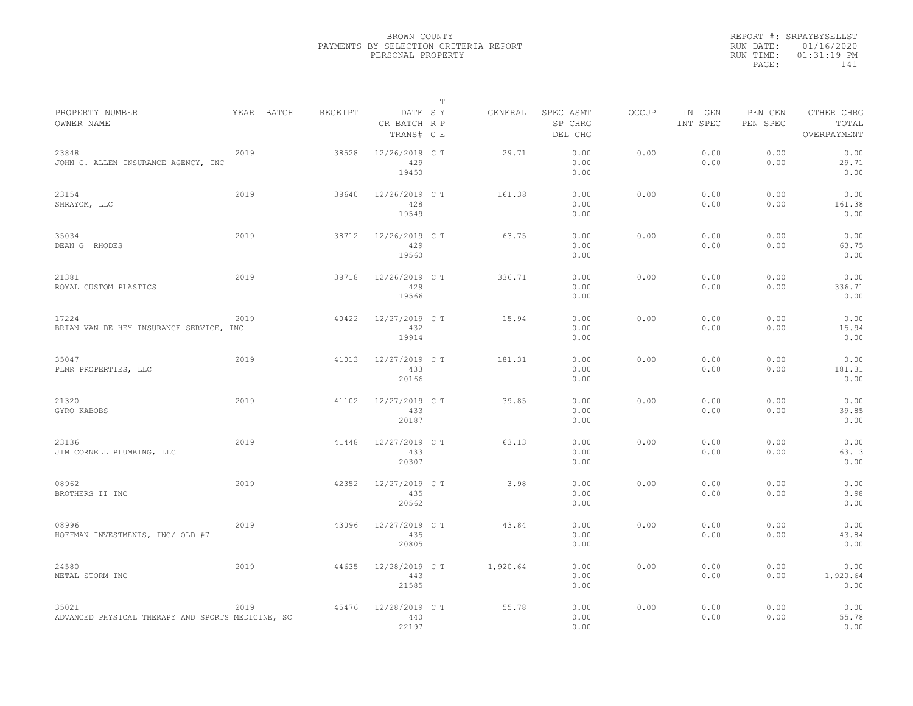BROWN COUNTY
PAYMENTS BY SELECTION CRITERIA REPORT
PERSONAL PROPERTY

REPORT #: SRPAYBYSELLST
RUN DATE: 01/16/2020
RUN TIME: 01:31:19 PM

| PROPERTY NUMBER / OWNER NAME | YEAR | BATCH | RECEIPT | DATE / CR BATCH / TRANS# | T SY RP CE | GENERAL | SPEC ASMT / SP CHRG / DEL CHG | OCCUP | INT GEN / INT SPEC | PEN GEN / PEN SPEC | OTHER CHRG / TOTAL / OVERPAYMENT |
|---|---|---|---|---|---|---|---|---|---|---|---|
| 23848 JOHN C. ALLEN INSURANCE AGENCY, INC | 2019 | | 38528 | 12/26/2019 429 19450 | C T | 29.71 | 0.00 0.00 0.00 | 0.00 | 0.00 0.00 | 0.00 0.00 | 0.00 29.71 0.00 |
| 23154 SHRAYOM, LLC | 2019 | | 38640 | 12/26/2019 428 19549 | C T | 161.38 | 0.00 0.00 0.00 | 0.00 | 0.00 0.00 | 0.00 0.00 | 0.00 161.38 0.00 |
| 35034 DEAN G RHODES | 2019 | | 38712 | 12/26/2019 429 19560 | C T | 63.75 | 0.00 0.00 0.00 | 0.00 | 0.00 0.00 | 0.00 0.00 | 0.00 63.75 0.00 |
| 21381 ROYAL CUSTOM PLASTICS | 2019 | | 38718 | 12/26/2019 429 19566 | C T | 336.71 | 0.00 0.00 0.00 | 0.00 | 0.00 0.00 | 0.00 0.00 | 0.00 336.71 0.00 |
| 17224 BRIAN VAN DE HEY INSURANCE SERVICE, INC | 2019 | | 40422 | 12/27/2019 432 19914 | C T | 15.94 | 0.00 0.00 0.00 | 0.00 | 0.00 0.00 | 0.00 0.00 | 0.00 15.94 0.00 |
| 35047 PLNR PROPERTIES, LLC | 2019 | | 41013 | 12/27/2019 433 20166 | C T | 181.31 | 0.00 0.00 0.00 | 0.00 | 0.00 0.00 | 0.00 0.00 | 0.00 181.31 0.00 |
| 21320 GYRO KABOBS | 2019 | | 41102 | 12/27/2019 433 20187 | C T | 39.85 | 0.00 0.00 0.00 | 0.00 | 0.00 0.00 | 0.00 0.00 | 0.00 39.85 0.00 |
| 23136 JIM CORNELL PLUMBING, LLC | 2019 | | 41448 | 12/27/2019 433 20307 | C T | 63.13 | 0.00 0.00 0.00 | 0.00 | 0.00 0.00 | 0.00 0.00 | 0.00 63.13 0.00 |
| 08962 BROTHERS II INC | 2019 | | 42352 | 12/27/2019 435 20562 | C T | 3.98 | 0.00 0.00 0.00 | 0.00 | 0.00 0.00 | 0.00 0.00 | 0.00 3.98 0.00 |
| 08996 HOFFMAN INVESTMENTS, INC/ OLD #7 | 2019 | | 43096 | 12/27/2019 435 20805 | C T | 43.84 | 0.00 0.00 0.00 | 0.00 | 0.00 0.00 | 0.00 0.00 | 0.00 43.84 0.00 |
| 24580 METAL STORM INC | 2019 | | 44635 | 12/28/2019 443 21585 | C T | 1,920.64 | 0.00 0.00 0.00 | 0.00 | 0.00 0.00 | 0.00 0.00 | 0.00 1,920.64 0.00 |
| 35021 ADVANCED PHYSICAL THERAPY AND SPORTS MEDICINE, SC | 2019 | | 45476 | 12/28/2019 440 22197 | C T | 55.78 | 0.00 0.00 0.00 | 0.00 | 0.00 0.00 | 0.00 0.00 | 0.00 55.78 0.00 |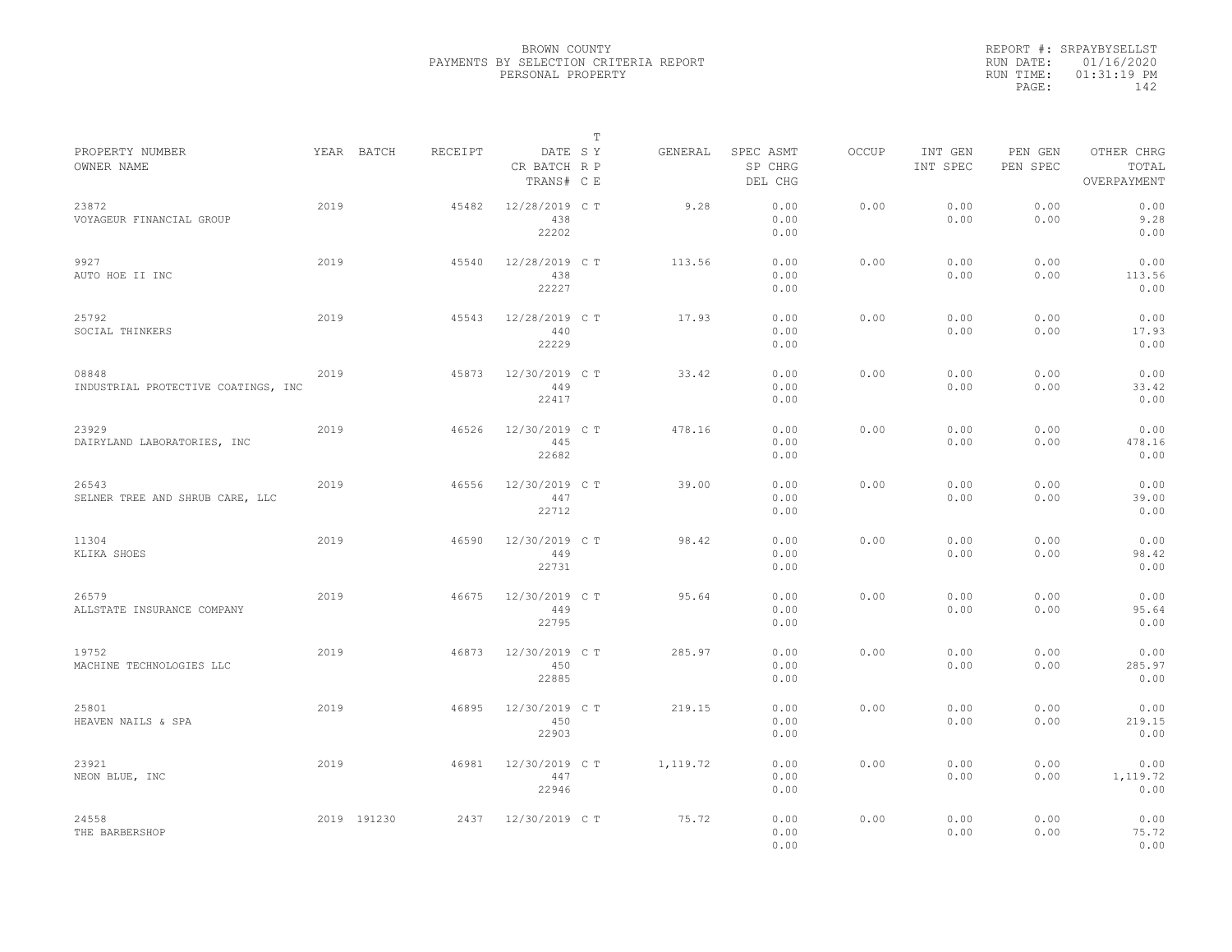BROWN COUNTY
PAYMENTS BY SELECTION CRITERIA REPORT
PERSONAL PROPERTY

REPORT #: SRPAYBYSELLST
RUN DATE: 01/16/2020
RUN TIME: 01:31:19 PM

| PROPERTY NUMBER<br>OWNER NAME | YEAR | BATCH | RECEIPT | DATE<br>CR BATCH<br>TRANS# | T S Y<br>R P<br>C E | GENERAL | SPEC ASMT<br>SP CHRG<br>DEL CHG | OCCUP | INT GEN<br>INT SPEC | PEN GEN<br>PEN SPEC | OTHER CHRG<br>TOTAL<br>OVERPAYMENT |
|---|---|---|---|---|---|---|---|---|---|---|---|
| 23872<br>VOYAGEUR FINANCIAL GROUP | 2019 | | 45482 | 12/28/2019<br>438<br>22202 | C T | 9.28 | 0.00<br>0.00<br>0.00 | 0.00 | 0.00<br>0.00 | 0.00<br>0.00 | 0.00<br>9.28<br>0.00 |
| 9927<br>AUTO HOE II INC | 2019 | | 45540 | 12/28/2019<br>438<br>22227 | C T | 113.56 | 0.00<br>0.00<br>0.00 | 0.00 | 0.00<br>0.00 | 0.00<br>0.00 | 0.00<br>113.56<br>0.00 |
| 25792<br>SOCIAL THINKERS | 2019 | | 45543 | 12/28/2019<br>440<br>22229 | C T | 17.93 | 0.00<br>0.00<br>0.00 | 0.00 | 0.00<br>0.00 | 0.00<br>0.00 | 0.00<br>17.93<br>0.00 |
| 08848<br>INDUSTRIAL PROTECTIVE COATINGS, INC | 2019 | | 45873 | 12/30/2019<br>449<br>22417 | C T | 33.42 | 0.00<br>0.00<br>0.00 | 0.00 | 0.00<br>0.00 | 0.00<br>0.00 | 0.00<br>33.42<br>0.00 |
| 23929<br>DAIRYLAND LABORATORIES, INC | 2019 | | 46526 | 12/30/2019<br>445<br>22682 | C T | 478.16 | 0.00<br>0.00<br>0.00 | 0.00 | 0.00<br>0.00 | 0.00<br>0.00 | 0.00<br>478.16<br>0.00 |
| 26543<br>SELNER TREE AND SHRUB CARE, LLC | 2019 | | 46556 | 12/30/2019<br>447<br>22712 | C T | 39.00 | 0.00<br>0.00<br>0.00 | 0.00 | 0.00<br>0.00 | 0.00<br>0.00 | 0.00<br>39.00<br>0.00 |
| 11304<br>KLIKA SHOES | 2019 | | 46590 | 12/30/2019<br>449<br>22731 | C T | 98.42 | 0.00<br>0.00<br>0.00 | 0.00 | 0.00<br>0.00 | 0.00<br>0.00 | 0.00<br>98.42<br>0.00 |
| 26579<br>ALLSTATE INSURANCE COMPANY | 2019 | | 46675 | 12/30/2019<br>449<br>22795 | C T | 95.64 | 0.00<br>0.00<br>0.00 | 0.00 | 0.00<br>0.00 | 0.00<br>0.00 | 0.00<br>95.64<br>0.00 |
| 19752<br>MACHINE TECHNOLOGIES LLC | 2019 | | 46873 | 12/30/2019<br>450<br>22885 | C T | 285.97 | 0.00<br>0.00<br>0.00 | 0.00 | 0.00<br>0.00 | 0.00<br>0.00 | 0.00<br>285.97<br>0.00 |
| 25801<br>HEAVEN NAILS & SPA | 2019 | | 46895 | 12/30/2019<br>450<br>22903 | C T | 219.15 | 0.00<br>0.00<br>0.00 | 0.00 | 0.00<br>0.00 | 0.00<br>0.00 | 0.00<br>219.15<br>0.00 |
| 23921<br>NEON BLUE, INC | 2019 | | 46981 | 12/30/2019<br>447<br>22946 | C T | 1,119.72 | 0.00<br>0.00<br>0.00 | 0.00 | 0.00<br>0.00 | 0.00<br>0.00 | 0.00<br>1,119.72<br>0.00 |
| 24558<br>THE BARBERSHOP | 2019 | 191230 | 2437 | 12/30/2019 | C T | 75.72 | 0.00<br>0.00<br>0.00 | 0.00 | 0.00<br>0.00 | 0.00<br>0.00 | 0.00<br>75.72<br>0.00 |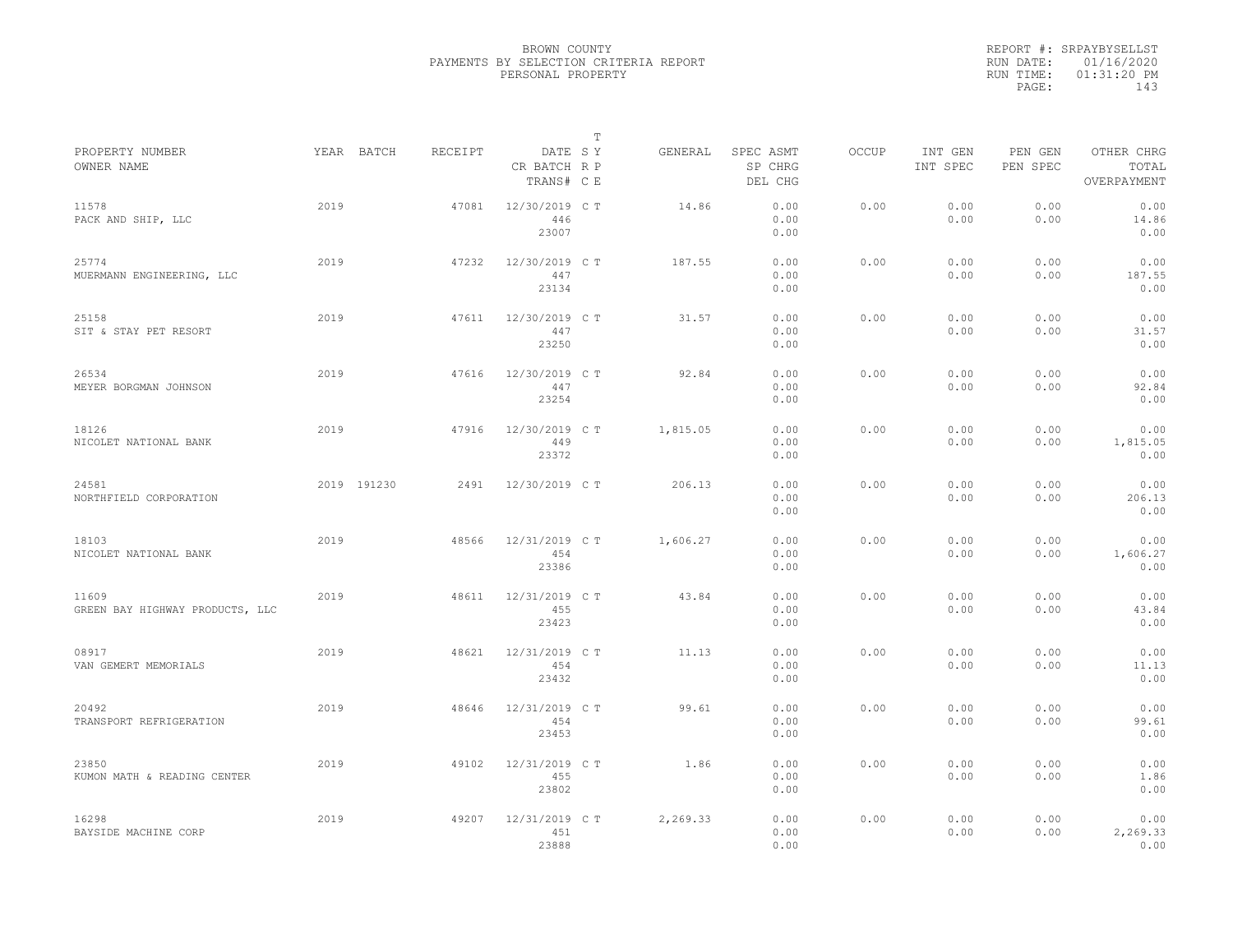BROWN COUNTY
PAYMENTS BY SELECTION CRITERIA REPORT
PERSONAL PROPERTY

REPORT #: SRPAYBYSELLST
RUN DATE: 01/16/2020
RUN TIME: 01:31:20 PM

| PROPERTY NUMBER / OWNER NAME | YEAR | BATCH | RECEIPT | DATE / CR BATCH / TRANS# | T SY RP CE | GENERAL | SPEC ASMT / SP CHRG / DEL CHG | OCCUP | INT GEN / INT SPEC | PEN GEN / PEN SPEC | OTHER CHRG / TOTAL / OVERPAYMENT |
|---|---|---|---|---|---|---|---|---|---|---|---|
| 11578 PACK AND SHIP, LLC | 2019 | | 47081 | 12/30/2019 446 23007 | C T | 14.86 | 0.00 0.00 0.00 | 0.00 | 0.00 0.00 | 0.00 0.00 | 0.00 14.86 0.00 |
| 25774 MUERMANN ENGINEERING, LLC | 2019 | | 47232 | 12/30/2019 447 23134 | C T | 187.55 | 0.00 0.00 0.00 | 0.00 | 0.00 0.00 | 0.00 0.00 | 0.00 187.55 0.00 |
| 25158 SIT & STAY PET RESORT | 2019 | | 47611 | 12/30/2019 447 23250 | C T | 31.57 | 0.00 0.00 0.00 | 0.00 | 0.00 0.00 | 0.00 0.00 | 0.00 31.57 0.00 |
| 26534 MEYER BORGMAN JOHNSON | 2019 | | 47616 | 12/30/2019 447 23254 | C T | 92.84 | 0.00 0.00 0.00 | 0.00 | 0.00 0.00 | 0.00 0.00 | 0.00 92.84 0.00 |
| 18126 NICOLET NATIONAL BANK | 2019 | | 47916 | 12/30/2019 449 23372 | C T | 1,815.05 | 0.00 0.00 0.00 | 0.00 | 0.00 0.00 | 0.00 0.00 | 0.00 1,815.05 0.00 |
| 24581 NORTHFIELD CORPORATION | 2019 | 191230 | 2491 | 12/30/2019 | C T | 206.13 | 0.00 0.00 0.00 | 0.00 | 0.00 0.00 | 0.00 0.00 | 0.00 206.13 0.00 |
| 18103 NICOLET NATIONAL BANK | 2019 | | 48566 | 12/31/2019 454 23386 | C T | 1,606.27 | 0.00 0.00 0.00 | 0.00 | 0.00 0.00 | 0.00 0.00 | 0.00 1,606.27 0.00 |
| 11609 GREEN BAY HIGHWAY PRODUCTS, LLC | 2019 | | 48611 | 12/31/2019 455 23423 | C T | 43.84 | 0.00 0.00 0.00 | 0.00 | 0.00 0.00 | 0.00 0.00 | 0.00 43.84 0.00 |
| 08917 VAN GEMERT MEMORIALS | 2019 | | 48621 | 12/31/2019 454 23432 | C T | 11.13 | 0.00 0.00 0.00 | 0.00 | 0.00 0.00 | 0.00 0.00 | 0.00 11.13 0.00 |
| 20492 TRANSPORT REFRIGERATION | 2019 | | 48646 | 12/31/2019 454 23453 | C T | 99.61 | 0.00 0.00 0.00 | 0.00 | 0.00 0.00 | 0.00 0.00 | 0.00 99.61 0.00 |
| 23850 KUMON MATH & READING CENTER | 2019 | | 49102 | 12/31/2019 455 23802 | C T | 1.86 | 0.00 0.00 0.00 | 0.00 | 0.00 0.00 | 0.00 0.00 | 0.00 1.86 0.00 |
| 16298 BAYSIDE MACHINE CORP | 2019 | | 49207 | 12/31/2019 451 23888 | C T | 2,269.33 | 0.00 0.00 0.00 | 0.00 | 0.00 0.00 | 0.00 0.00 | 0.00 2,269.33 0.00 |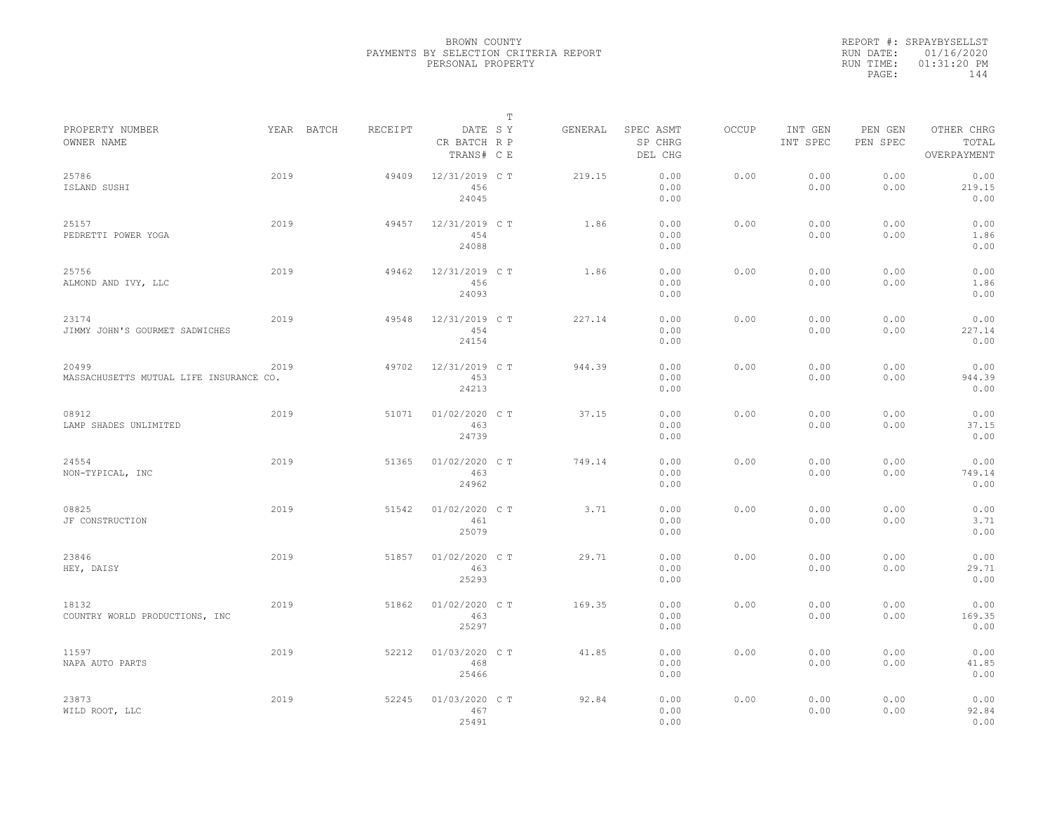BROWN COUNTY
PAYMENTS BY SELECTION CRITERIA REPORT
PERSONAL PROPERTY

REPORT #: SRPAYBYSELLST
RUN DATE: 01/16/2020
RUN TIME: 01:31:20 PM

| PROPERTY NUMBER<br>OWNER NAME | YEAR | BATCH | RECEIPT | DATE<br>CR BATCH<br>TRANS# | T S Y R P C E | GENERAL | SPEC ASMT<br>SP CHRG<br>DEL CHG | OCCUP | INT GEN<br>INT SPEC | PEN GEN<br>PEN SPEC | OTHER CHRG<br>TOTAL<br>OVERPAYMENT |
|---|---|---|---|---|---|---|---|---|---|---|---|
| 25786<br>ISLAND SUSHI | 2019 | | 49409 | 12/31/2019<br>456<br>24045 | C T | 219.15 | 0.00<br>0.00<br>0.00 | 0.00 | 0.00<br>0.00 | 0.00<br>0.00 | 0.00<br>219.15<br>0.00 |
| 25157<br>PEDRETTI POWER YOGA | 2019 | | 49457 | 12/31/2019<br>454<br>24088 | C T | 1.86 | 0.00<br>0.00<br>0.00 | 0.00 | 0.00<br>0.00 | 0.00<br>0.00 | 0.00<br>1.86<br>0.00 |
| 25756<br>ALMOND AND IVY, LLC | 2019 | | 49462 | 12/31/2019<br>456<br>24093 | C T | 1.86 | 0.00<br>0.00<br>0.00 | 0.00 | 0.00<br>0.00 | 0.00<br>0.00 | 0.00<br>1.86<br>0.00 |
| 23174<br>JIMMY JOHN'S GOURMET SADWICHES | 2019 | | 49548 | 12/31/2019<br>454<br>24154 | C T | 227.14 | 0.00<br>0.00<br>0.00 | 0.00 | 0.00<br>0.00 | 0.00<br>0.00 | 0.00<br>227.14<br>0.00 |
| 20499<br>MASSACHUSETTS MUTUAL LIFE INSURANCE CO. | 2019 | | 49702 | 12/31/2019<br>453<br>24213 | C T | 944.39 | 0.00<br>0.00<br>0.00 | 0.00 | 0.00<br>0.00 | 0.00<br>0.00 | 0.00<br>944.39<br>0.00 |
| 08912<br>LAMP SHADES UNLIMITED | 2019 | | 51071 | 01/02/2020<br>463<br>24739 | C T | 37.15 | 0.00<br>0.00<br>0.00 | 0.00 | 0.00<br>0.00 | 0.00<br>0.00 | 0.00<br>37.15<br>0.00 |
| 24554<br>NON-TYPICAL, INC | 2019 | | 51365 | 01/02/2020<br>463<br>24962 | C T | 749.14 | 0.00<br>0.00<br>0.00 | 0.00 | 0.00<br>0.00 | 0.00<br>0.00 | 0.00<br>749.14<br>0.00 |
| 08825<br>JF CONSTRUCTION | 2019 | | 51542 | 01/02/2020<br>461<br>25079 | C T | 3.71 | 0.00<br>0.00<br>0.00 | 0.00 | 0.00<br>0.00 | 0.00<br>0.00 | 0.00<br>3.71<br>0.00 |
| 23846<br>HEY, DAISY | 2019 | | 51857 | 01/02/2020<br>463<br>25293 | C T | 29.71 | 0.00<br>0.00<br>0.00 | 0.00 | 0.00<br>0.00 | 0.00<br>0.00 | 0.00<br>29.71<br>0.00 |
| 18132<br>COUNTRY WORLD PRODUCTIONS, INC | 2019 | | 51862 | 01/02/2020<br>463<br>25297 | C T | 169.35 | 0.00<br>0.00<br>0.00 | 0.00 | 0.00<br>0.00 | 0.00<br>0.00 | 0.00<br>169.35<br>0.00 |
| 11597<br>NAPA AUTO PARTS | 2019 | | 52212 | 01/03/2020<br>468<br>25466 | C T | 41.85 | 0.00<br>0.00<br>0.00 | 0.00 | 0.00<br>0.00 | 0.00<br>0.00 | 0.00<br>41.85<br>0.00 |
| 23873<br>WILD ROOT, LLC | 2019 | | 52245 | 01/03/2020<br>467<br>25491 | C T | 92.84 | 0.00<br>0.00<br>0.00 | 0.00 | 0.00<br>0.00 | 0.00<br>0.00 | 0.00<br>92.84<br>0.00 |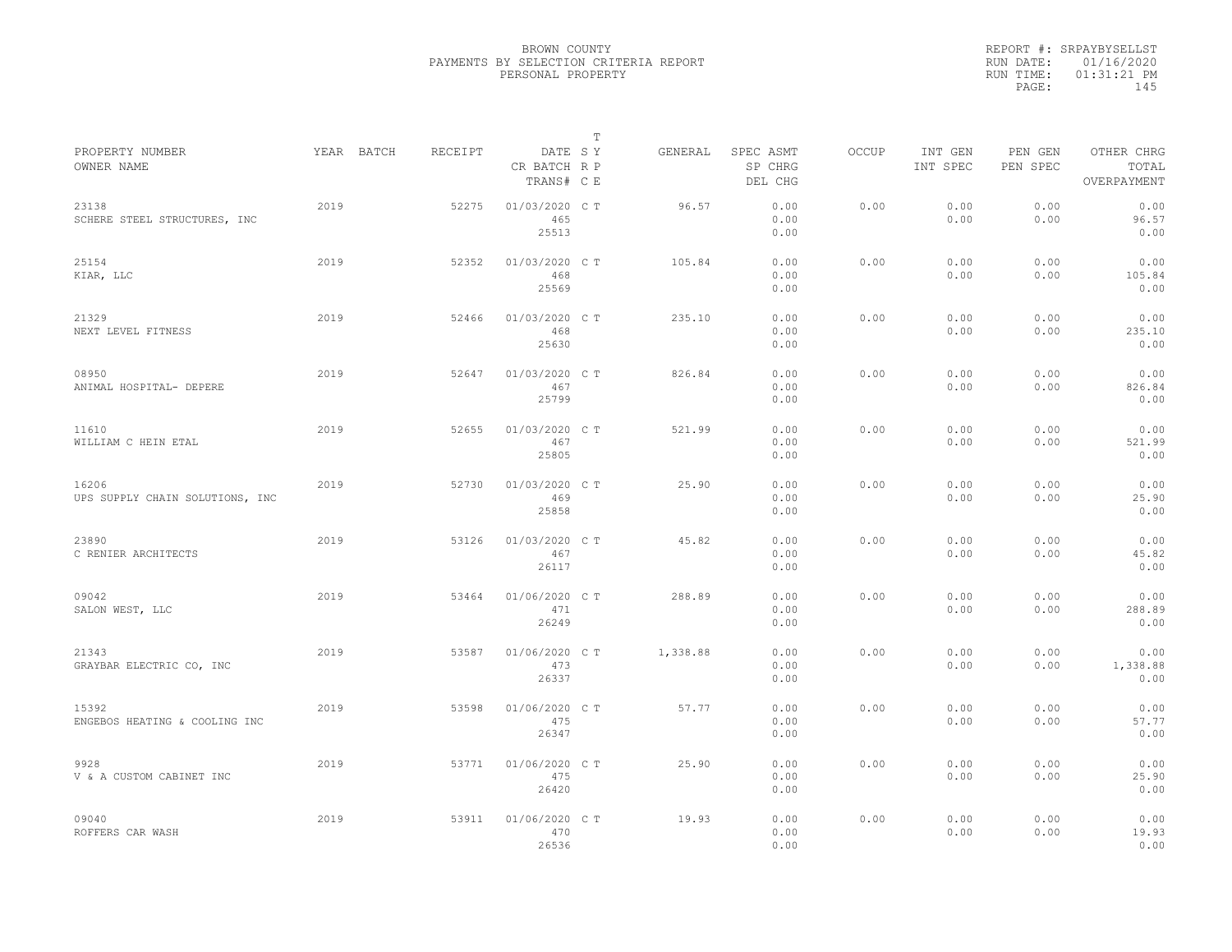BROWN COUNTY
PAYMENTS BY SELECTION CRITERIA REPORT
PERSONAL PROPERTY

REPORT #: SRPAYBYSELLST
RUN DATE: 01/16/2020
RUN TIME: 01:31:21 PM

| PROPERTY NUMBER / OWNER NAME | YEAR | BATCH | RECEIPT | DATE / CR BATCH / TRANS# | T SY RP CE | GENERAL | SPEC ASMT / SP CHRG / DEL CHG | OCCUP | INT GEN / INT SPEC | PEN GEN / PEN SPEC | OTHER CHRG / TOTAL / OVERPAYMENT |
|---|---|---|---|---|---|---|---|---|---|---|---|
| 23138 SCHERE STEEL STRUCTURES, INC | 2019 | | 52275 | 01/03/2020 465 25513 | C T | 96.57 | 0.00 0.00 0.00 | 0.00 | 0.00 0.00 | 0.00 0.00 | 0.00 96.57 0.00 |
| 25154 KIAR, LLC | 2019 | | 52352 | 01/03/2020 468 25569 | C T | 105.84 | 0.00 0.00 0.00 | 0.00 | 0.00 0.00 | 0.00 0.00 | 0.00 105.84 0.00 |
| 21329 NEXT LEVEL FITNESS | 2019 | | 52466 | 01/03/2020 468 25630 | C T | 235.10 | 0.00 0.00 0.00 | 0.00 | 0.00 0.00 | 0.00 0.00 | 0.00 235.10 0.00 |
| 08950 ANIMAL HOSPITAL- DEPERE | 2019 | | 52647 | 01/03/2020 467 25799 | C T | 826.84 | 0.00 0.00 0.00 | 0.00 | 0.00 0.00 | 0.00 0.00 | 0.00 826.84 0.00 |
| 11610 WILLIAM C HEIN ETAL | 2019 | | 52655 | 01/03/2020 467 25805 | C T | 521.99 | 0.00 0.00 0.00 | 0.00 | 0.00 0.00 | 0.00 0.00 | 0.00 521.99 0.00 |
| 16206 UPS SUPPLY CHAIN SOLUTIONS, INC | 2019 | | 52730 | 01/03/2020 469 25858 | C T | 25.90 | 0.00 0.00 0.00 | 0.00 | 0.00 0.00 | 0.00 0.00 | 0.00 25.90 0.00 |
| 23890 C RENIER ARCHITECTS | 2019 | | 53126 | 01/03/2020 467 26117 | C T | 45.82 | 0.00 0.00 0.00 | 0.00 | 0.00 0.00 | 0.00 0.00 | 0.00 45.82 0.00 |
| 09042 SALON WEST, LLC | 2019 | | 53464 | 01/06/2020 471 26249 | C T | 288.89 | 0.00 0.00 0.00 | 0.00 | 0.00 0.00 | 0.00 0.00 | 0.00 288.89 0.00 |
| 21343 GRAYBAR ELECTRIC CO, INC | 2019 | | 53587 | 01/06/2020 473 26337 | C T | 1,338.88 | 0.00 0.00 0.00 | 0.00 | 0.00 0.00 | 0.00 0.00 | 0.00 1,338.88 0.00 |
| 15392 ENGEBOS HEATING & COOLING INC | 2019 | | 53598 | 01/06/2020 475 26347 | C T | 57.77 | 0.00 0.00 0.00 | 0.00 | 0.00 0.00 | 0.00 0.00 | 0.00 57.77 0.00 |
| 9928 V & A CUSTOM CABINET INC | 2019 | | 53771 | 01/06/2020 475 26420 | C T | 25.90 | 0.00 0.00 0.00 | 0.00 | 0.00 0.00 | 0.00 0.00 | 0.00 25.90 0.00 |
| 09040 ROFFERS CAR WASH | 2019 | | 53911 | 01/06/2020 470 26536 | C T | 19.93 | 0.00 0.00 0.00 | 0.00 | 0.00 0.00 | 0.00 0.00 | 0.00 19.93 0.00 |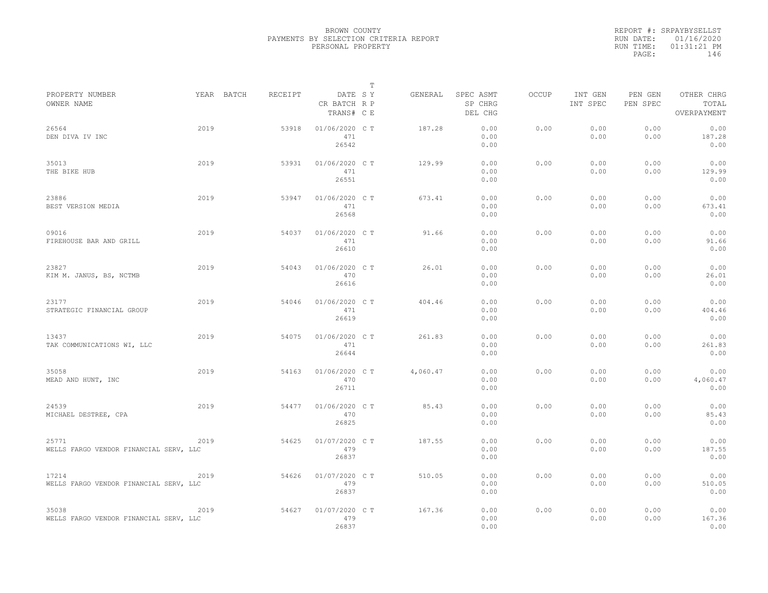BROWN COUNTY
PAYMENTS BY SELECTION CRITERIA REPORT
PERSONAL PROPERTY

REPORT #: SRPAYBYSELLST
RUN DATE: 01/16/2020
RUN TIME: 01:31:21 PM

| PROPERTY NUMBER / OWNER NAME | YEAR | BATCH | RECEIPT | DATE / CR BATCH / TRANS# | T S Y / R P / C E | GENERAL | SPEC ASMT / SP CHRG / DEL CHG | OCCUP | INT GEN / INT SPEC | PEN GEN / PEN SPEC | OTHER CHRG / TOTAL / OVERPAYMENT |
|---|---|---|---|---|---|---|---|---|---|---|---|
| 26564 DEN DIVA IV INC | 2019 | | 53918 | 01/06/2020 471 26542 | C T | 187.28 | 0.00 0.00 0.00 | 0.00 | 0.00 0.00 | 0.00 0.00 | 0.00 187.28 0.00 |
| 35013 THE BIKE HUB | 2019 | | 53931 | 01/06/2020 471 26551 | C T | 129.99 | 0.00 0.00 0.00 | 0.00 | 0.00 0.00 | 0.00 0.00 | 0.00 129.99 0.00 |
| 23886 BEST VERSION MEDIA | 2019 | | 53947 | 01/06/2020 471 26568 | C T | 673.41 | 0.00 0.00 0.00 | 0.00 | 0.00 0.00 | 0.00 0.00 | 0.00 673.41 0.00 |
| 09016 FIREHOUSE BAR AND GRILL | 2019 | | 54037 | 01/06/2020 471 26610 | C T | 91.66 | 0.00 0.00 0.00 | 0.00 | 0.00 0.00 | 0.00 0.00 | 0.00 91.66 0.00 |
| 23827 KIM M. JANUS, BS, NCTMB | 2019 | | 54043 | 01/06/2020 470 26616 | C T | 26.01 | 0.00 0.00 0.00 | 0.00 | 0.00 0.00 | 0.00 0.00 | 0.00 26.01 0.00 |
| 23177 STRATEGIC FINANCIAL GROUP | 2019 | | 54046 | 01/06/2020 471 26619 | C T | 404.46 | 0.00 0.00 0.00 | 0.00 | 0.00 0.00 | 0.00 0.00 | 0.00 404.46 0.00 |
| 13437 TAK COMMUNICATIONS WI, LLC | 2019 | | 54075 | 01/06/2020 471 26644 | C T | 261.83 | 0.00 0.00 0.00 | 0.00 | 0.00 0.00 | 0.00 0.00 | 0.00 261.83 0.00 |
| 35058 MEAD AND HUNT, INC | 2019 | | 54163 | 01/06/2020 470 26711 | C T | 4,060.47 | 0.00 0.00 0.00 | 0.00 | 0.00 0.00 | 0.00 0.00 | 0.00 4,060.47 0.00 |
| 24539 MICHAEL DESTREE, CPA | 2019 | | 54477 | 01/06/2020 470 26825 | C T | 85.43 | 0.00 0.00 0.00 | 0.00 | 0.00 0.00 | 0.00 0.00 | 0.00 85.43 0.00 |
| 25771 WELLS FARGO VENDOR FINANCIAL SERV, LLC | 2019 | | 54625 | 01/07/2020 479 26837 | C T | 187.55 | 0.00 0.00 0.00 | 0.00 | 0.00 0.00 | 0.00 0.00 | 0.00 187.55 0.00 |
| 17214 WELLS FARGO VENDOR FINANCIAL SERV, LLC | 2019 | | 54626 | 01/07/2020 479 26837 | C T | 510.05 | 0.00 0.00 0.00 | 0.00 | 0.00 0.00 | 0.00 0.00 | 0.00 510.05 0.00 |
| 35038 WELLS FARGO VENDOR FINANCIAL SERV, LLC | 2019 | | 54627 | 01/07/2020 479 26837 | C T | 167.36 | 0.00 0.00 0.00 | 0.00 | 0.00 0.00 | 0.00 0.00 | 0.00 167.36 0.00 |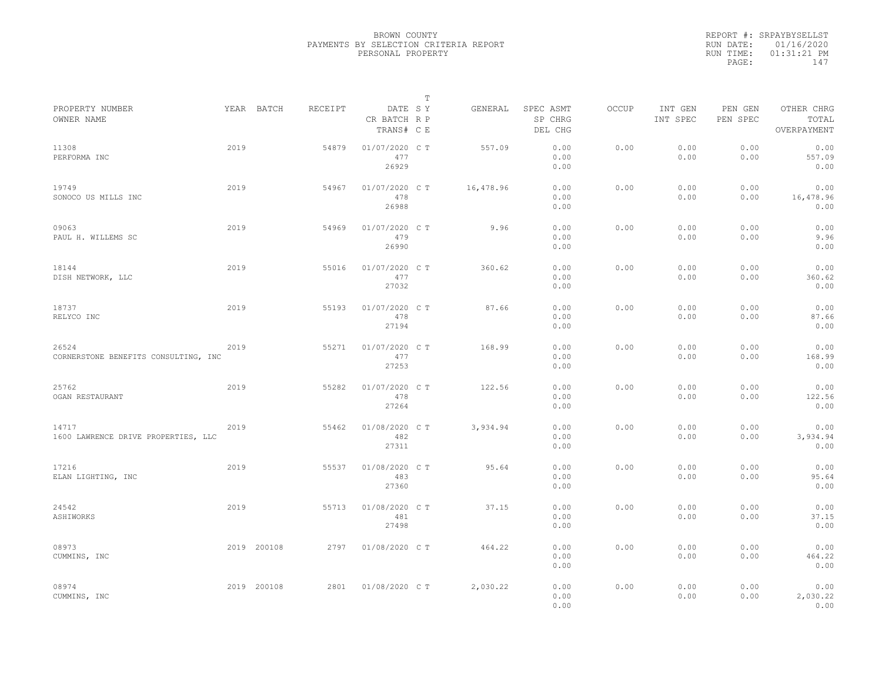BROWN COUNTY
PAYMENTS BY SELECTION CRITERIA REPORT
PERSONAL PROPERTY

REPORT #: SRPAYBYSELLST
RUN DATE: 01/16/2020
RUN TIME: 01:31:21 PM

| PROPERTY NUMBER / OWNER NAME | YEAR | BATCH | RECEIPT | DATE / CR BATCH / TRANS# | T S R Y P C E | GENERAL | SPEC ASMT / SP CHRG / DEL CHG | OCCUP | INT GEN / INT SPEC | PEN GEN / PEN SPEC | OTHER CHRG / TOTAL / OVERPAYMENT |
|---|---|---|---|---|---|---|---|---|---|---|---|
| 11308 PERFORMA INC | 2019 | | 54879 | 01/07/2020 477 26929 | C T | 557.09 | 0.00 0.00 0.00 | 0.00 | 0.00 0.00 | 0.00 0.00 | 0.00 557.09 0.00 |
| 19749 SONOCO US MILLS INC | 2019 | | 54967 | 01/07/2020 478 26988 | C T | 16,478.96 | 0.00 0.00 0.00 | 0.00 | 0.00 0.00 | 0.00 0.00 | 0.00 16,478.96 0.00 |
| 09063 PAUL H. WILLEMS SC | 2019 | | 54969 | 01/07/2020 479 26990 | C T | 9.96 | 0.00 0.00 0.00 | 0.00 | 0.00 0.00 | 0.00 0.00 | 0.00 9.96 0.00 |
| 18144 DISH NETWORK, LLC | 2019 | | 55016 | 01/07/2020 477 27032 | C T | 360.62 | 0.00 0.00 0.00 | 0.00 | 0.00 0.00 | 0.00 0.00 | 0.00 360.62 0.00 |
| 18737 RELYCO INC | 2019 | | 55193 | 01/07/2020 478 27194 | C T | 87.66 | 0.00 0.00 0.00 | 0.00 | 0.00 0.00 | 0.00 0.00 | 0.00 87.66 0.00 |
| 26524 CORNERSTONE BENEFITS CONSULTING, INC | 2019 | | 55271 | 01/07/2020 477 27253 | C T | 168.99 | 0.00 0.00 0.00 | 0.00 | 0.00 0.00 | 0.00 0.00 | 0.00 168.99 0.00 |
| 25762 OGAN RESTAURANT | 2019 | | 55282 | 01/07/2020 478 27264 | C T | 122.56 | 0.00 0.00 0.00 | 0.00 | 0.00 0.00 | 0.00 0.00 | 0.00 122.56 0.00 |
| 14717 1600 LAWRENCE DRIVE PROPERTIES, LLC | 2019 | | 55462 | 01/08/2020 482 27311 | C T | 3,934.94 | 0.00 0.00 0.00 | 0.00 | 0.00 0.00 | 0.00 0.00 | 0.00 3,934.94 0.00 |
| 17216 ELAN LIGHTING, INC | 2019 | | 55537 | 01/08/2020 483 27360 | C T | 95.64 | 0.00 0.00 0.00 | 0.00 | 0.00 0.00 | 0.00 0.00 | 0.00 95.64 0.00 |
| 24542 ASHIWORKS | 2019 | | 55713 | 01/08/2020 481 27498 | C T | 37.15 | 0.00 0.00 0.00 | 0.00 | 0.00 0.00 | 0.00 0.00 | 0.00 37.15 0.00 |
| 08973 CUMMINS, INC | 2019 | 200108 | 2797 | 01/08/2020 | C T | 464.22 | 0.00 0.00 0.00 | 0.00 | 0.00 0.00 | 0.00 0.00 | 0.00 464.22 0.00 |
| 08974 CUMMINS, INC | 2019 | 200108 | 2801 | 01/08/2020 | C T | 2,030.22 | 0.00 0.00 0.00 | 0.00 | 0.00 0.00 | 0.00 0.00 | 0.00 2,030.22 0.00 |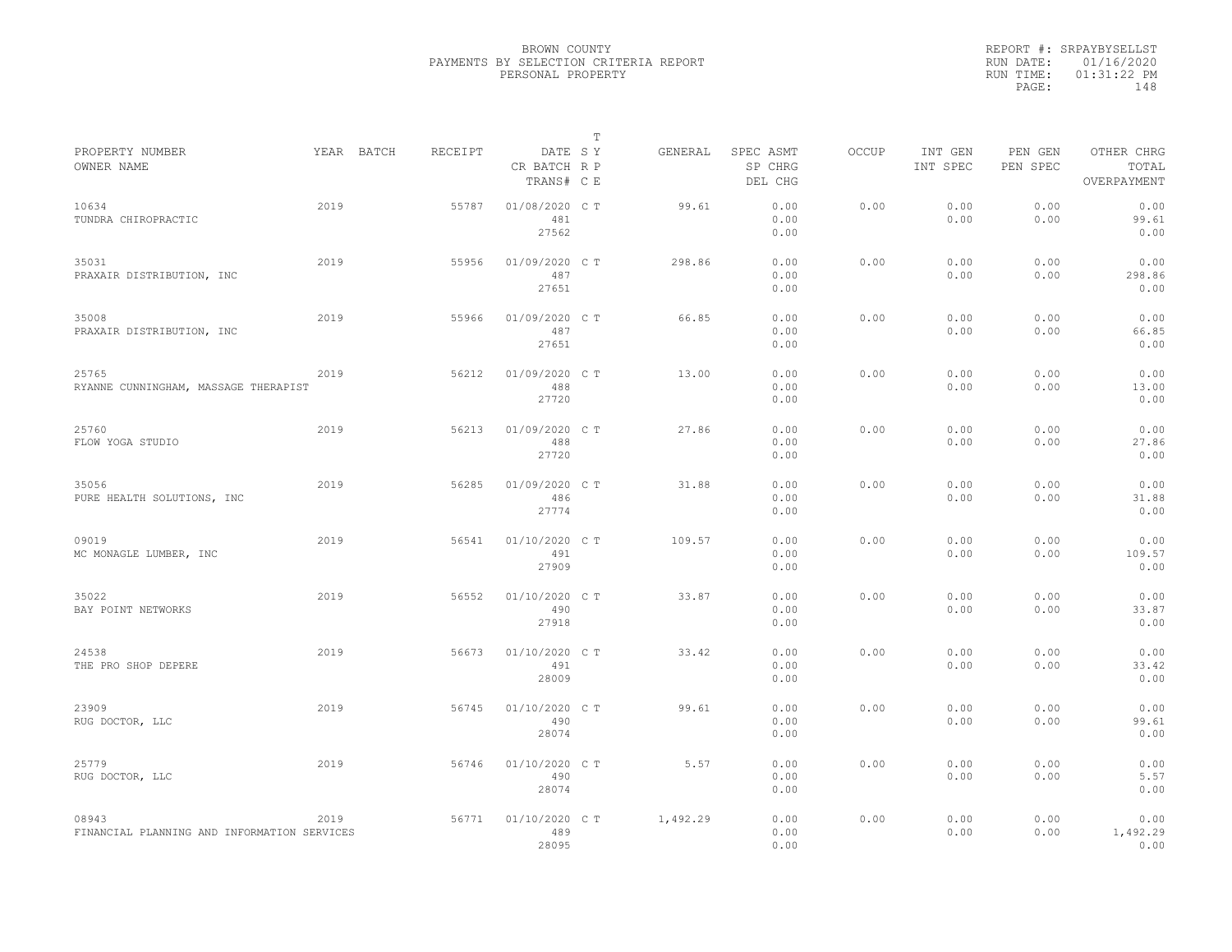BROWN COUNTY
PAYMENTS BY SELECTION CRITERIA REPORT
PERSONAL PROPERTY

REPORT #: SRPAYBYSELLST
RUN DATE: 01/16/2020
RUN TIME: 01:31:22 PM

| PROPERTY NUMBER / OWNER NAME | YEAR | BATCH | RECEIPT | DATE / CR BATCH / TRANS# | S R C | T Y P E | GENERAL | SPEC ASMT / SP CHRG / DEL CHG | OCCUP | INT GEN / INT SPEC | PEN GEN / PEN SPEC | OTHER CHRG / TOTAL / OVERPAYMENT |
|---|---|---|---|---|---|---|---|---|---|---|---|---|
| 10634 TUNDRA CHIROPRACTIC | 2019 | | 55787 | 01/08/2020 481 27562 | C | T | 99.61 | 0.00 0.00 0.00 | 0.00 | 0.00 0.00 | 0.00 0.00 | 0.00 99.61 0.00 |
| 35031 PRAXAIR DISTRIBUTION, INC | 2019 | | 55956 | 01/09/2020 487 27651 | C | T | 298.86 | 0.00 0.00 0.00 | 0.00 | 0.00 0.00 | 0.00 0.00 | 0.00 298.86 0.00 |
| 35008 PRAXAIR DISTRIBUTION, INC | 2019 | | 55966 | 01/09/2020 487 27651 | C | T | 66.85 | 0.00 0.00 0.00 | 0.00 | 0.00 0.00 | 0.00 0.00 | 0.00 66.85 0.00 |
| 25765 RYANNE CUNNINGHAM, MASSAGE THERAPIST | 2019 | | 56212 | 01/09/2020 488 27720 | C | T | 13.00 | 0.00 0.00 0.00 | 0.00 | 0.00 0.00 | 0.00 0.00 | 0.00 13.00 0.00 |
| 25760 FLOW YOGA STUDIO | 2019 | | 56213 | 01/09/2020 488 27720 | C | T | 27.86 | 0.00 0.00 0.00 | 0.00 | 0.00 0.00 | 0.00 0.00 | 0.00 27.86 0.00 |
| 35056 PURE HEALTH SOLUTIONS, INC | 2019 | | 56285 | 01/09/2020 486 27774 | C | T | 31.88 | 0.00 0.00 0.00 | 0.00 | 0.00 0.00 | 0.00 0.00 | 0.00 31.88 0.00 |
| 09019 MC MONAGLE LUMBER, INC | 2019 | | 56541 | 01/10/2020 491 27909 | C | T | 109.57 | 0.00 0.00 0.00 | 0.00 | 0.00 0.00 | 0.00 0.00 | 0.00 109.57 0.00 |
| 35022 BAY POINT NETWORKS | 2019 | | 56552 | 01/10/2020 490 27918 | C | T | 33.87 | 0.00 0.00 0.00 | 0.00 | 0.00 0.00 | 0.00 0.00 | 0.00 33.87 0.00 |
| 24538 THE PRO SHOP DEPERE | 2019 | | 56673 | 01/10/2020 491 28009 | C | T | 33.42 | 0.00 0.00 0.00 | 0.00 | 0.00 0.00 | 0.00 0.00 | 0.00 33.42 0.00 |
| 23909 RUG DOCTOR, LLC | 2019 | | 56745 | 01/10/2020 490 28074 | C | T | 99.61 | 0.00 0.00 0.00 | 0.00 | 0.00 0.00 | 0.00 0.00 | 0.00 99.61 0.00 |
| 25779 RUG DOCTOR, LLC | 2019 | | 56746 | 01/10/2020 490 28074 | C | T | 5.57 | 0.00 0.00 0.00 | 0.00 | 0.00 0.00 | 0.00 0.00 | 0.00 5.57 0.00 |
| 08943 FINANCIAL PLANNING AND INFORMATION SERVICES | 2019 | | 56771 | 01/10/2020 489 28095 | C | T | 1,492.29 | 0.00 0.00 0.00 | 0.00 | 0.00 0.00 | 0.00 0.00 | 0.00 1,492.29 0.00 |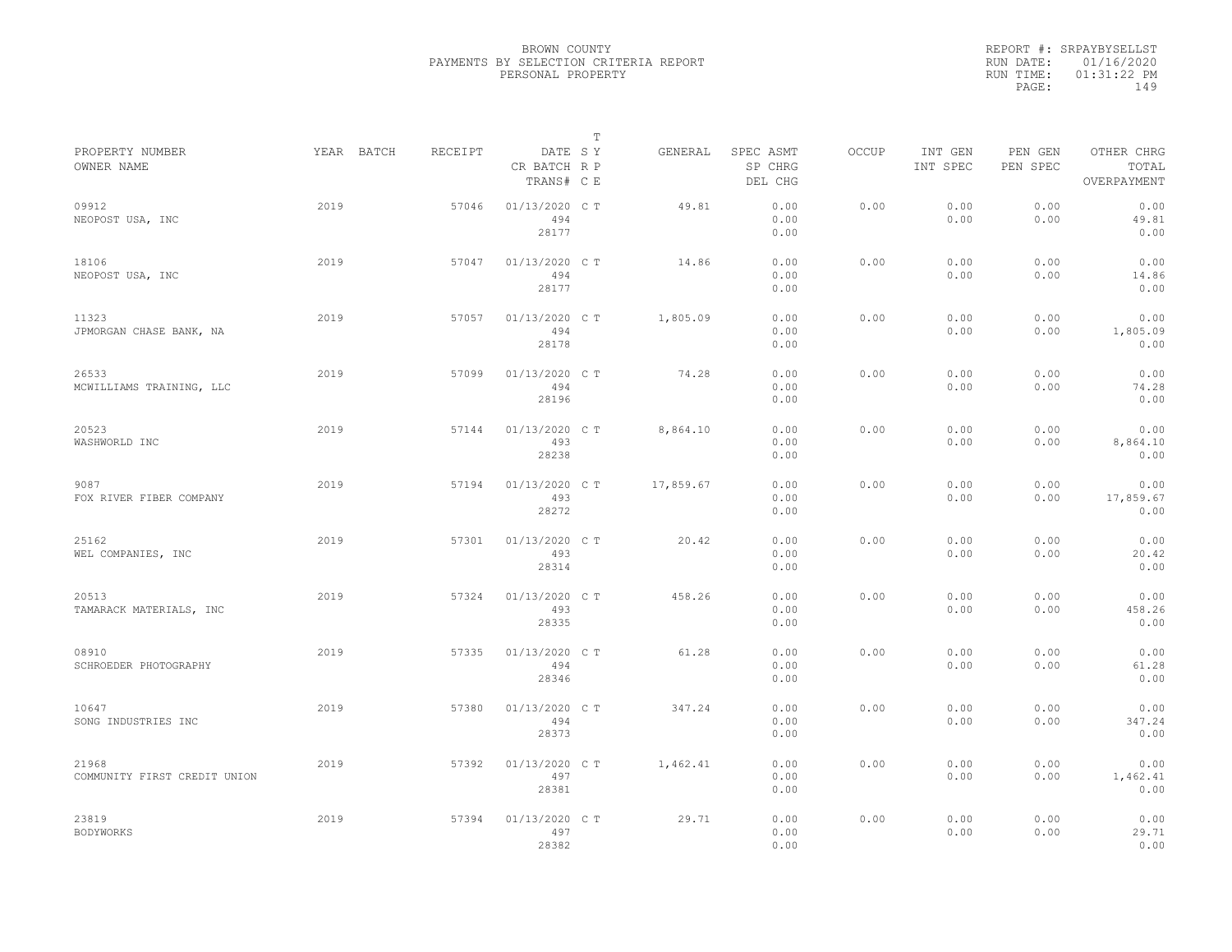# BROWN COUNTY
## PAYMENTS BY SELECTION CRITERIA REPORT
## PERSONAL PROPERTY

REPORT #: SRPAYBYSELLST
RUN DATE: 01/16/2020
RUN TIME: 01:31:22 PM
PAGE: 149

| PROPERTY NUMBER<br>OWNER NAME | YEAR | BATCH | RECEIPT | DATE<br>CR BATCH<br>TRANS# | T S Y R P C E | GENERAL | SPEC ASMT<br>SP CHRG<br>DEL CHG | OCCUP | INT GEN<br>INT SPEC | PEN GEN<br>PEN SPEC | OTHER CHRG<br>TOTAL<br>OVERPAYMENT |
|---|---|---|---|---|---|---|---|---|---|---|---|
| 09912<br>NEOPOST USA, INC | 2019 | | 57046 | 01/13/2020<br>494<br>28177 | C T | 49.81 | 0.00<br>0.00<br>0.00 | 0.00 | 0.00<br>0.00 | 0.00<br>0.00 | 0.00<br>49.81<br>0.00 |
| 18106<br>NEOPOST USA, INC | 2019 | | 57047 | 01/13/2020<br>494<br>28177 | C T | 14.86 | 0.00<br>0.00<br>0.00 | 0.00 | 0.00<br>0.00 | 0.00<br>0.00 | 0.00<br>14.86<br>0.00 |
| 11323<br>JPMORGAN CHASE BANK, NA | 2019 | | 57057 | 01/13/2020<br>494<br>28178 | C T | 1,805.09 | 0.00<br>0.00<br>0.00 | 0.00 | 0.00<br>0.00 | 0.00<br>0.00 | 0.00<br>1,805.09<br>0.00 |
| 26533<br>MCWILLIAMS TRAINING, LLC | 2019 | | 57099 | 01/13/2020<br>494<br>28196 | C T | 74.28 | 0.00<br>0.00<br>0.00 | 0.00 | 0.00<br>0.00 | 0.00<br>0.00 | 0.00<br>74.28<br>0.00 |
| 20523<br>WASHWORLD INC | 2019 | | 57144 | 01/13/2020<br>493<br>28238 | C T | 8,864.10 | 0.00<br>0.00<br>0.00 | 0.00 | 0.00<br>0.00 | 0.00<br>0.00 | 0.00<br>8,864.10<br>0.00 |
| 9087<br>FOX RIVER FIBER COMPANY | 2019 | | 57194 | 01/13/2020<br>493<br>28272 | C T | 17,859.67 | 0.00<br>0.00<br>0.00 | 0.00 | 0.00<br>0.00 | 0.00<br>0.00 | 0.00<br>17,859.67<br>0.00 |
| 25162<br>WEL COMPANIES, INC | 2019 | | 57301 | 01/13/2020<br>493<br>28314 | C T | 20.42 | 0.00<br>0.00<br>0.00 | 0.00 | 0.00<br>0.00 | 0.00<br>0.00 | 0.00<br>20.42<br>0.00 |
| 20513<br>TAMARACK MATERIALS, INC | 2019 | | 57324 | 01/13/2020<br>493<br>28335 | C T | 458.26 | 0.00<br>0.00<br>0.00 | 0.00 | 0.00<br>0.00 | 0.00<br>0.00 | 0.00<br>458.26<br>0.00 |
| 08910<br>SCHROEDER PHOTOGRAPHY | 2019 | | 57335 | 01/13/2020<br>494<br>28346 | C T | 61.28 | 0.00<br>0.00<br>0.00 | 0.00 | 0.00<br>0.00 | 0.00<br>0.00 | 0.00<br>61.28<br>0.00 |
| 10647<br>SONG INDUSTRIES INC | 2019 | | 57380 | 01/13/2020<br>494<br>28373 | C T | 347.24 | 0.00<br>0.00<br>0.00 | 0.00 | 0.00<br>0.00 | 0.00<br>0.00 | 0.00<br>347.24<br>0.00 |
| 21968<br>COMMUNITY FIRST CREDIT UNION | 2019 | | 57392 | 01/13/2020<br>497<br>28381 | C T | 1,462.41 | 0.00<br>0.00<br>0.00 | 0.00 | 0.00<br>0.00 | 0.00<br>0.00 | 0.00<br>1,462.41<br>0.00 |
| 23819<br>BODYWORKS | 2019 | | 57394 | 01/13/2020<br>497<br>28382 | C T | 29.71 | 0.00<br>0.00<br>0.00 | 0.00 | 0.00<br>0.00 | 0.00<br>0.00 | 0.00<br>29.71<br>0.00 |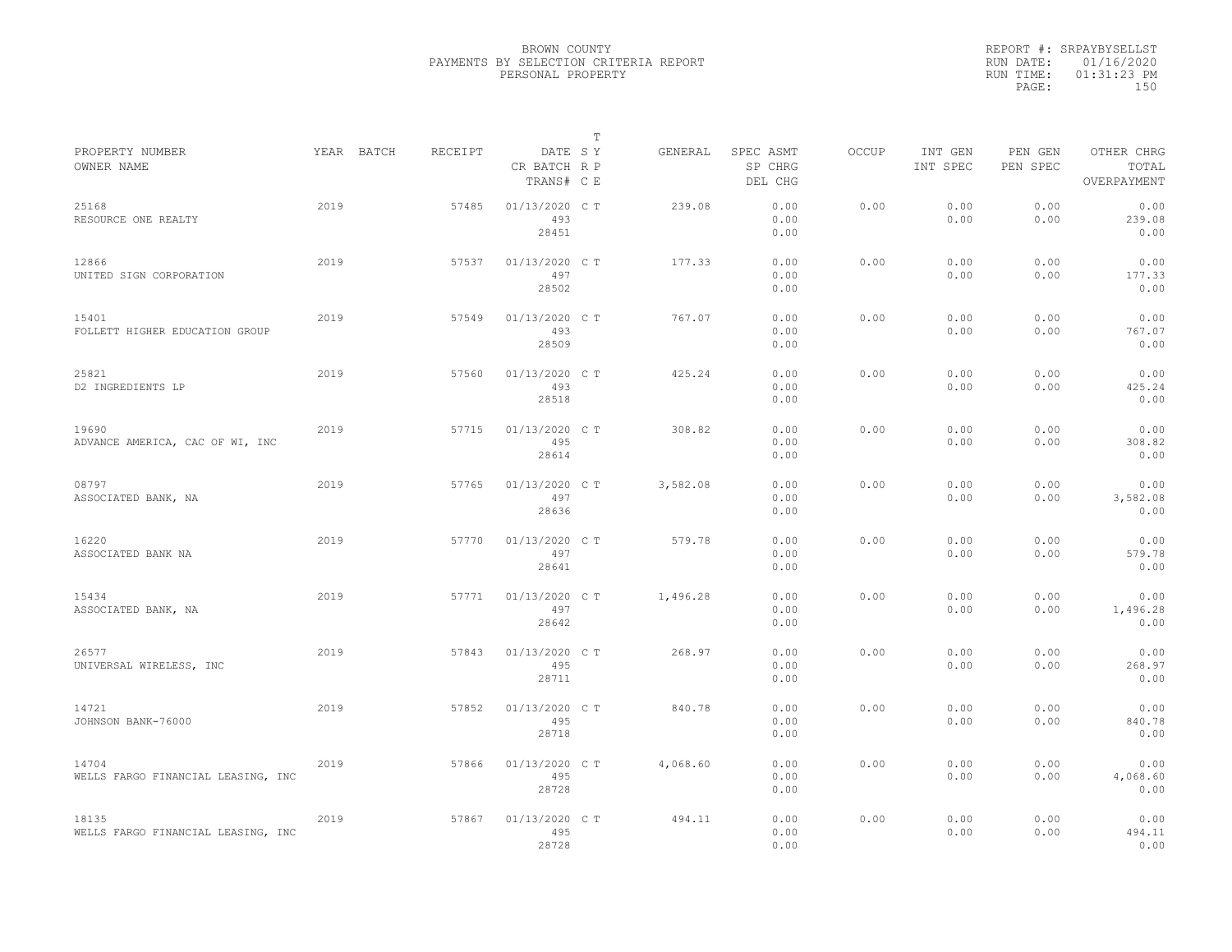BROWN COUNTY
PAYMENTS BY SELECTION CRITERIA REPORT
PERSONAL PROPERTY

REPORT #: SRPAYBYSELLST
RUN DATE: 01/16/2020
RUN TIME: 01:31:23 PM

| PROPERTY NUMBER / OWNER NAME | YEAR | BATCH | RECEIPT | DATE / CR BATCH / TRANS# | T S Y R P C E | GENERAL | SPEC ASMT / SP CHRG / DEL CHG | OCCUP | INT GEN / INT SPEC | PEN GEN / PEN SPEC | OTHER CHRG / TOTAL / OVERPAYMENT |
|---|---|---|---|---|---|---|---|---|---|---|---|
| 25168 RESOURCE ONE REALTY | 2019 | | 57485 | 01/13/2020 493 28451 | C T | 239.08 | 0.00 0.00 0.00 | 0.00 | 0.00 0.00 | 0.00 0.00 | 0.00 239.08 0.00 |
| 12866 UNITED SIGN CORPORATION | 2019 | | 57537 | 01/13/2020 497 28502 | C T | 177.33 | 0.00 0.00 0.00 | 0.00 | 0.00 0.00 | 0.00 0.00 | 0.00 177.33 0.00 |
| 15401 FOLLETT HIGHER EDUCATION GROUP | 2019 | | 57549 | 01/13/2020 493 28509 | C T | 767.07 | 0.00 0.00 0.00 | 0.00 | 0.00 0.00 | 0.00 0.00 | 0.00 767.07 0.00 |
| 25821 D2 INGREDIENTS LP | 2019 | | 57560 | 01/13/2020 493 28518 | C T | 425.24 | 0.00 0.00 0.00 | 0.00 | 0.00 0.00 | 0.00 0.00 | 0.00 425.24 0.00 |
| 19690 ADVANCE AMERICA, CAC OF WI, INC | 2019 | | 57715 | 01/13/2020 495 28614 | C T | 308.82 | 0.00 0.00 0.00 | 0.00 | 0.00 0.00 | 0.00 0.00 | 0.00 308.82 0.00 |
| 08797 ASSOCIATED BANK, NA | 2019 | | 57765 | 01/13/2020 497 28636 | C T | 3,582.08 | 0.00 0.00 0.00 | 0.00 | 0.00 0.00 | 0.00 0.00 | 0.00 3,582.08 0.00 |
| 16220 ASSOCIATED BANK NA | 2019 | | 57770 | 01/13/2020 497 28641 | C T | 579.78 | 0.00 0.00 0.00 | 0.00 | 0.00 0.00 | 0.00 0.00 | 0.00 579.78 0.00 |
| 15434 ASSOCIATED BANK, NA | 2019 | | 57771 | 01/13/2020 497 28642 | C T | 1,496.28 | 0.00 0.00 0.00 | 0.00 | 0.00 0.00 | 0.00 0.00 | 0.00 1,496.28 0.00 |
| 26577 UNIVERSAL WIRELESS, INC | 2019 | | 57843 | 01/13/2020 495 28711 | C T | 268.97 | 0.00 0.00 0.00 | 0.00 | 0.00 0.00 | 0.00 0.00 | 0.00 268.97 0.00 |
| 14721 JOHNSON BANK-76000 | 2019 | | 57852 | 01/13/2020 495 28718 | C T | 840.78 | 0.00 0.00 0.00 | 0.00 | 0.00 0.00 | 0.00 0.00 | 0.00 840.78 0.00 |
| 14704 WELLS FARGO FINANCIAL LEASING, INC | 2019 | | 57866 | 01/13/2020 495 28728 | C T | 4,068.60 | 0.00 0.00 0.00 | 0.00 | 0.00 0.00 | 0.00 0.00 | 0.00 4,068.60 0.00 |
| 18135 WELLS FARGO FINANCIAL LEASING, INC | 2019 | | 57867 | 01/13/2020 495 28728 | C T | 494.11 | 0.00 0.00 0.00 | 0.00 | 0.00 0.00 | 0.00 0.00 | 0.00 494.11 0.00 |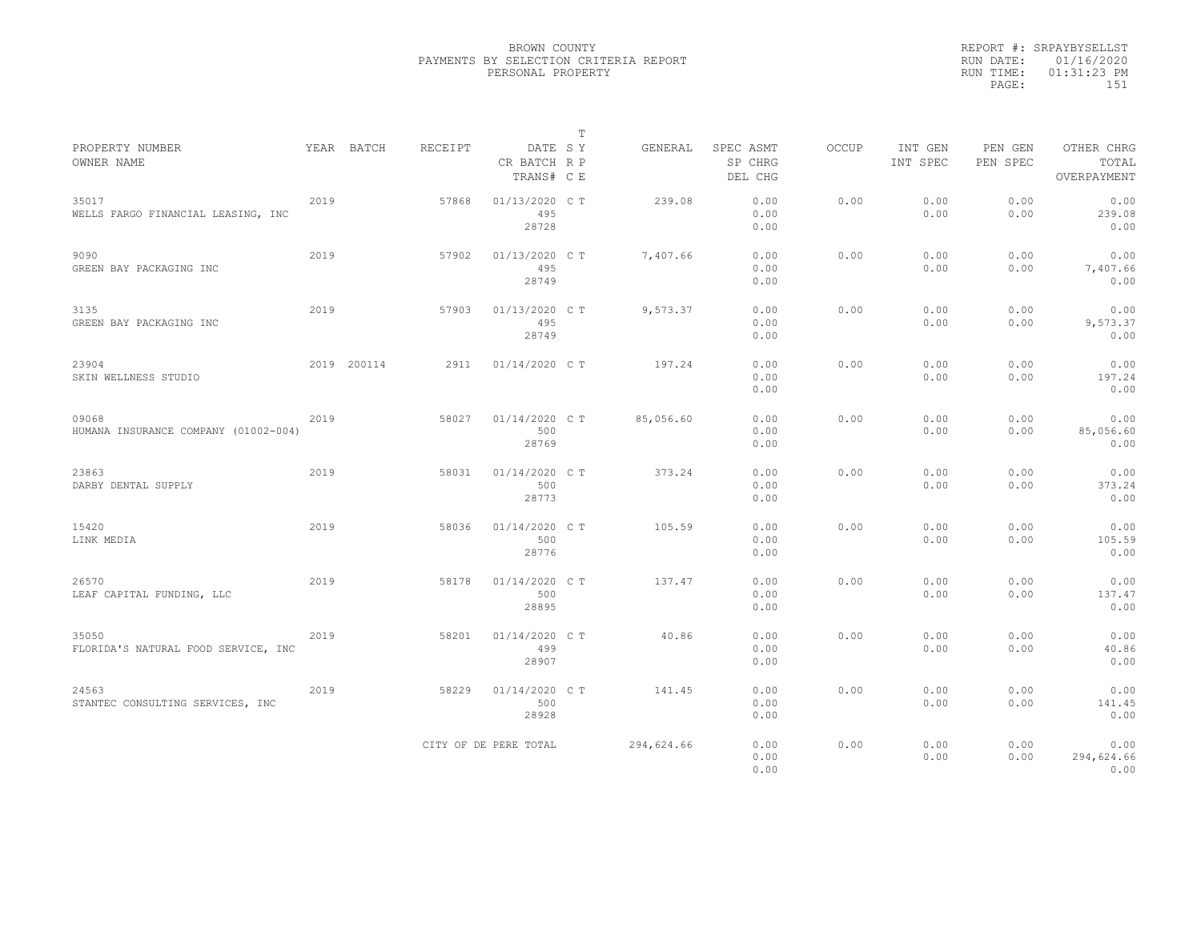BROWN COUNTY
PAYMENTS BY SELECTION CRITERIA REPORT
PERSONAL PROPERTY

REPORT #: SRPAYBYSELLST
RUN DATE: 01/16/2020
RUN TIME: 01:31:23 PM

| PROPERTY NUMBER / OWNER NAME | YEAR | BATCH | RECEIPT | DATE / CR BATCH / TRANS# | T S Y / R P / C E | GENERAL | SPEC ASMT / SP CHRG / DEL CHG | OCCUP | INT GEN / INT SPEC | PEN GEN / PEN SPEC | OTHER CHRG / TOTAL / OVERPAYMENT |
|---|---|---|---|---|---|---|---|---|---|---|---|
| 35017 / WELLS FARGO FINANCIAL LEASING, INC | 2019 | | 57868 | 01/13/2020 / 495 / 28728 | C T | 239.08 | 0.00 / 0.00 / 0.00 | 0.00 | 0.00 / 0.00 | 0.00 / 0.00 | 0.00 / 239.08 / 0.00 |
| 9090 / GREEN BAY PACKAGING INC | 2019 | | 57902 | 01/13/2020 / 495 / 28749 | C T | 7,407.66 | 0.00 / 0.00 / 0.00 | 0.00 | 0.00 / 0.00 | 0.00 / 0.00 | 0.00 / 7,407.66 / 0.00 |
| 3135 / GREEN BAY PACKAGING INC | 2019 | | 57903 | 01/13/2020 / 495 / 28749 | C T | 9,573.37 | 0.00 / 0.00 / 0.00 | 0.00 | 0.00 / 0.00 | 0.00 / 0.00 | 0.00 / 9,573.37 / 0.00 |
| 23904 / SKIN WELLNESS STUDIO | 2019 | 200114 | 2911 | 01/14/2020 | C T | 197.24 | 0.00 / 0.00 / 0.00 | 0.00 | 0.00 / 0.00 | 0.00 / 0.00 | 0.00 / 197.24 / 0.00 |
| 09068 / HUMANA INSURANCE COMPANY (01002-004) | 2019 | | 58027 | 01/14/2020 / 500 / 28769 | C T | 85,056.60 | 0.00 / 0.00 / 0.00 | 0.00 | 0.00 / 0.00 | 0.00 / 0.00 | 0.00 / 85,056.60 / 0.00 |
| 23863 / DARBY DENTAL SUPPLY | 2019 | | 58031 | 01/14/2020 / 500 / 28773 | C T | 373.24 | 0.00 / 0.00 / 0.00 | 0.00 | 0.00 / 0.00 | 0.00 / 0.00 | 0.00 / 373.24 / 0.00 |
| 15420 / LINK MEDIA | 2019 | | 58036 | 01/14/2020 / 500 / 28776 | C T | 105.59 | 0.00 / 0.00 / 0.00 | 0.00 | 0.00 / 0.00 | 0.00 / 0.00 | 0.00 / 105.59 / 0.00 |
| 26570 / LEAF CAPITAL FUNDING, LLC | 2019 | | 58178 | 01/14/2020 / 500 / 28895 | C T | 137.47 | 0.00 / 0.00 / 0.00 | 0.00 | 0.00 / 0.00 | 0.00 / 0.00 | 0.00 / 137.47 / 0.00 |
| 35050 / FLORIDA'S NATURAL FOOD SERVICE, INC | 2019 | | 58201 | 01/14/2020 / 499 / 28907 | C T | 40.86 | 0.00 / 0.00 / 0.00 | 0.00 | 0.00 / 0.00 | 0.00 / 0.00 | 0.00 / 40.86 / 0.00 |
| 24563 / STANTEC CONSULTING SERVICES, INC | 2019 | | 58229 | 01/14/2020 / 500 / 28928 | C T | 141.45 | 0.00 / 0.00 / 0.00 | 0.00 | 0.00 / 0.00 | 0.00 / 0.00 | 0.00 / 141.45 / 0.00 |
| | | | CITY OF DE PERE TOTAL | | | 294,624.66 | 0.00 / 0.00 / 0.00 | 0.00 | 0.00 / 0.00 | 0.00 / 0.00 | 0.00 / 294,624.66 / 0.00 |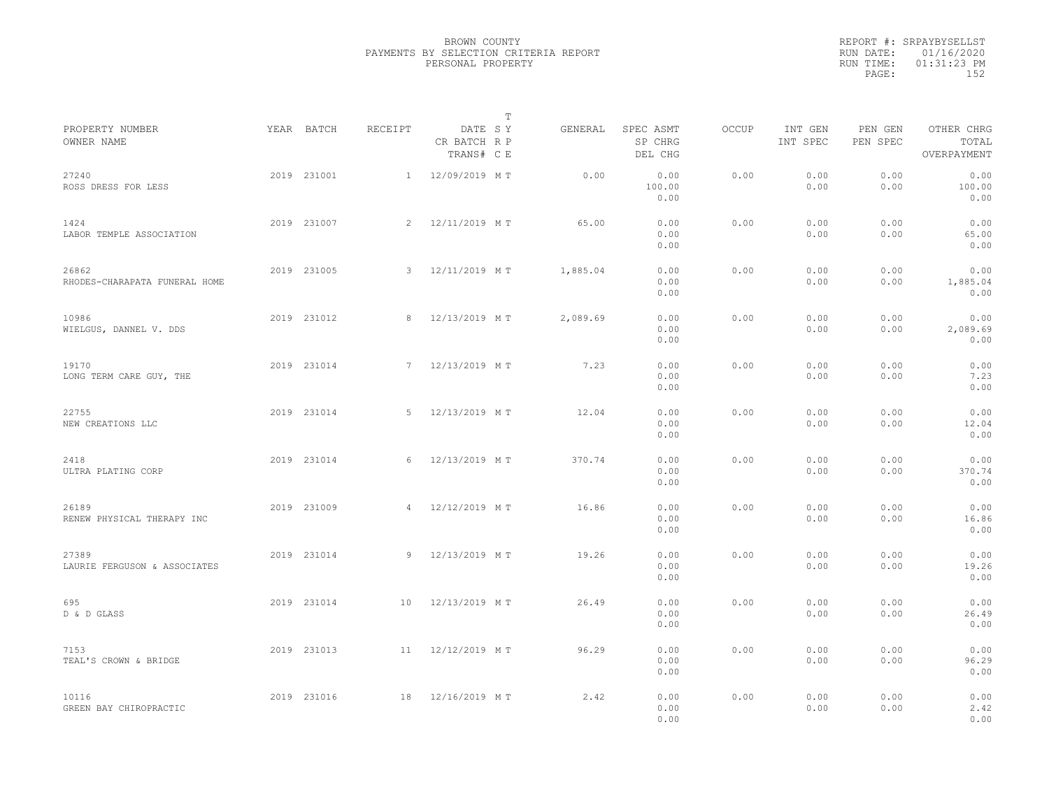BROWN COUNTY
PAYMENTS BY SELECTION CRITERIA REPORT
PERSONAL PROPERTY

REPORT #: SRPAYBYSELLST
RUN DATE: 01/16/2020
RUN TIME: 01:31:23 PM

| PROPERTY NUMBER OWNER NAME | YEAR | BATCH | RECEIPT | DATE CR BATCH TRANS# | T S Y R P C E | GENERAL | SPEC ASMT SP CHRG DEL CHG | OCCUP | INT GEN INT SPEC | PEN GEN PEN SPEC | OTHER CHRG TOTAL OVERPAYMENT |
|---|---|---|---|---|---|---|---|---|---|---|---|
| 27240 ROSS DRESS FOR LESS | 2019 | 231001 | 1 | 12/09/2019 | M T | 0.00 | 0.00 100.00 0.00 | 0.00 | 0.00 0.00 | 0.00 0.00 | 0.00 100.00 0.00 |
| 1424 LABOR TEMPLE ASSOCIATION | 2019 | 231007 | 2 | 12/11/2019 | M T | 65.00 | 0.00 0.00 0.00 | 0.00 | 0.00 0.00 | 0.00 0.00 | 0.00 65.00 0.00 |
| 26862 RHODES-CHARAPATA FUNERAL HOME | 2019 | 231005 | 3 | 12/11/2019 | M T | 1,885.04 | 0.00 0.00 0.00 | 0.00 | 0.00 0.00 | 0.00 0.00 | 0.00 1,885.04 0.00 |
| 10986 WIELGUS, DANNEL V. DDS | 2019 | 231012 | 8 | 12/13/2019 | M T | 2,089.69 | 0.00 0.00 0.00 | 0.00 | 0.00 0.00 | 0.00 0.00 | 0.00 2,089.69 0.00 |
| 19170 LONG TERM CARE GUY, THE | 2019 | 231014 | 7 | 12/13/2019 | M T | 7.23 | 0.00 0.00 0.00 | 0.00 | 0.00 0.00 | 0.00 0.00 | 0.00 7.23 0.00 |
| 22755 NEW CREATIONS LLC | 2019 | 231014 | 5 | 12/13/2019 | M T | 12.04 | 0.00 0.00 0.00 | 0.00 | 0.00 0.00 | 0.00 0.00 | 0.00 12.04 0.00 |
| 2418 ULTRA PLATING CORP | 2019 | 231014 | 6 | 12/13/2019 | M T | 370.74 | 0.00 0.00 0.00 | 0.00 | 0.00 0.00 | 0.00 0.00 | 0.00 370.74 0.00 |
| 26189 RENEW PHYSICAL THERAPY INC | 2019 | 231009 | 4 | 12/12/2019 | M T | 16.86 | 0.00 0.00 0.00 | 0.00 | 0.00 0.00 | 0.00 0.00 | 0.00 16.86 0.00 |
| 27389 LAURIE FERGUSON & ASSOCIATES | 2019 | 231014 | 9 | 12/13/2019 | M T | 19.26 | 0.00 0.00 0.00 | 0.00 | 0.00 0.00 | 0.00 0.00 | 0.00 19.26 0.00 |
| 695 D & D GLASS | 2019 | 231014 | 10 | 12/13/2019 | M T | 26.49 | 0.00 0.00 0.00 | 0.00 | 0.00 0.00 | 0.00 0.00 | 0.00 26.49 0.00 |
| 7153 TEAL'S CROWN & BRIDGE | 2019 | 231013 | 11 | 12/12/2019 | M T | 96.29 | 0.00 0.00 0.00 | 0.00 | 0.00 0.00 | 0.00 0.00 | 0.00 96.29 0.00 |
| 10116 GREEN BAY CHIROPRACTIC | 2019 | 231016 | 18 | 12/16/2019 | M T | 2.42 | 0.00 0.00 0.00 | 0.00 | 0.00 0.00 | 0.00 0.00 | 0.00 2.42 0.00 |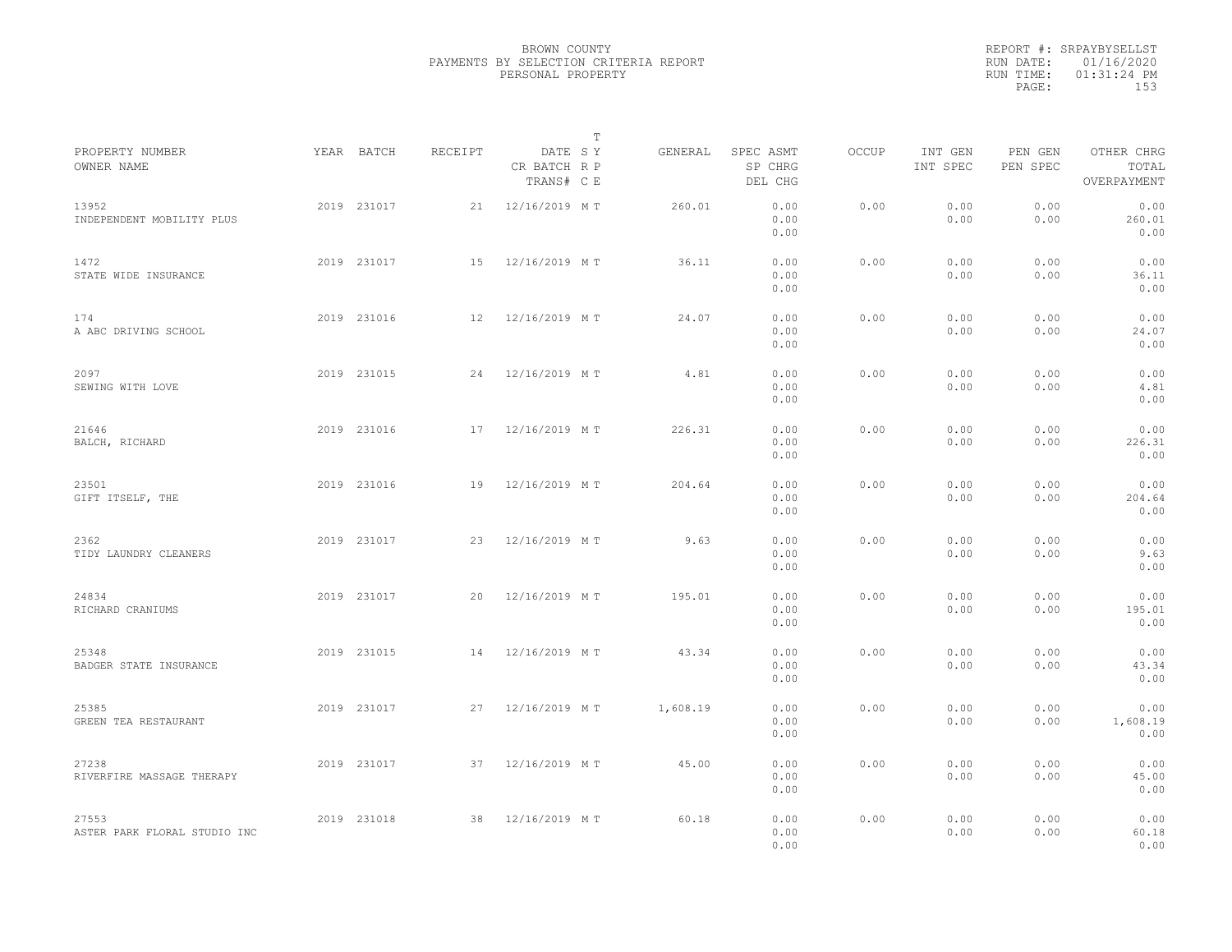BROWN COUNTY
PAYMENTS BY SELECTION CRITERIA REPORT
PERSONAL PROPERTY

REPORT #: SRPAYBYSELLST
RUN DATE: 01/16/2020
RUN TIME: 01:31:24 PM

| PROPERTY NUMBER / OWNER NAME | YEAR | BATCH | RECEIPT | DATE / CR BATCH / TRANS# | T SY RP CE | GENERAL | SPEC ASMT / SP CHRG / DEL CHG | OCCUP | INT GEN / INT SPEC | PEN GEN / PEN SPEC | OTHER CHRG / TOTAL / OVERPAYMENT |
|---|---|---|---|---|---|---|---|---|---|---|---|
| 13952 INDEPENDENT MOBILITY PLUS | 2019 | 231017 | 21 | 12/16/2019 | M T | 260.01 | 0.00 0.00 0.00 | 0.00 | 0.00 0.00 | 0.00 0.00 | 0.00 260.01 0.00 |
| 1472 STATE WIDE INSURANCE | 2019 | 231017 | 15 | 12/16/2019 | M T | 36.11 | 0.00 0.00 0.00 | 0.00 | 0.00 0.00 | 0.00 0.00 | 0.00 36.11 0.00 |
| 174 A ABC DRIVING SCHOOL | 2019 | 231016 | 12 | 12/16/2019 | M T | 24.07 | 0.00 0.00 0.00 | 0.00 | 0.00 0.00 | 0.00 0.00 | 0.00 24.07 0.00 |
| 2097 SEWING WITH LOVE | 2019 | 231015 | 24 | 12/16/2019 | M T | 4.81 | 0.00 0.00 0.00 | 0.00 | 0.00 0.00 | 0.00 0.00 | 0.00 4.81 0.00 |
| 21646 BALCH, RICHARD | 2019 | 231016 | 17 | 12/16/2019 | M T | 226.31 | 0.00 0.00 0.00 | 0.00 | 0.00 0.00 | 0.00 0.00 | 0.00 226.31 0.00 |
| 23501 GIFT ITSELF, THE | 2019 | 231016 | 19 | 12/16/2019 | M T | 204.64 | 0.00 0.00 0.00 | 0.00 | 0.00 0.00 | 0.00 0.00 | 0.00 204.64 0.00 |
| 2362 TIDY LAUNDRY CLEANERS | 2019 | 231017 | 23 | 12/16/2019 | M T | 9.63 | 0.00 0.00 0.00 | 0.00 | 0.00 0.00 | 0.00 0.00 | 0.00 9.63 0.00 |
| 24834 RICHARD CRANIUMS | 2019 | 231017 | 20 | 12/16/2019 | M T | 195.01 | 0.00 0.00 0.00 | 0.00 | 0.00 0.00 | 0.00 0.00 | 0.00 195.01 0.00 |
| 25348 BADGER STATE INSURANCE | 2019 | 231015 | 14 | 12/16/2019 | M T | 43.34 | 0.00 0.00 0.00 | 0.00 | 0.00 0.00 | 0.00 0.00 | 0.00 43.34 0.00 |
| 25385 GREEN TEA RESTAURANT | 2019 | 231017 | 27 | 12/16/2019 | M T | 1,608.19 | 0.00 0.00 0.00 | 0.00 | 0.00 0.00 | 0.00 0.00 | 0.00 1,608.19 0.00 |
| 27238 RIVERFIRE MASSAGE THERAPY | 2019 | 231017 | 37 | 12/16/2019 | M T | 45.00 | 0.00 0.00 0.00 | 0.00 | 0.00 0.00 | 0.00 0.00 | 0.00 45.00 0.00 |
| 27553 ASTER PARK FLORAL STUDIO INC | 2019 | 231018 | 38 | 12/16/2019 | M T | 60.18 | 0.00 0.00 0.00 | 0.00 | 0.00 0.00 | 0.00 0.00 | 0.00 60.18 0.00 |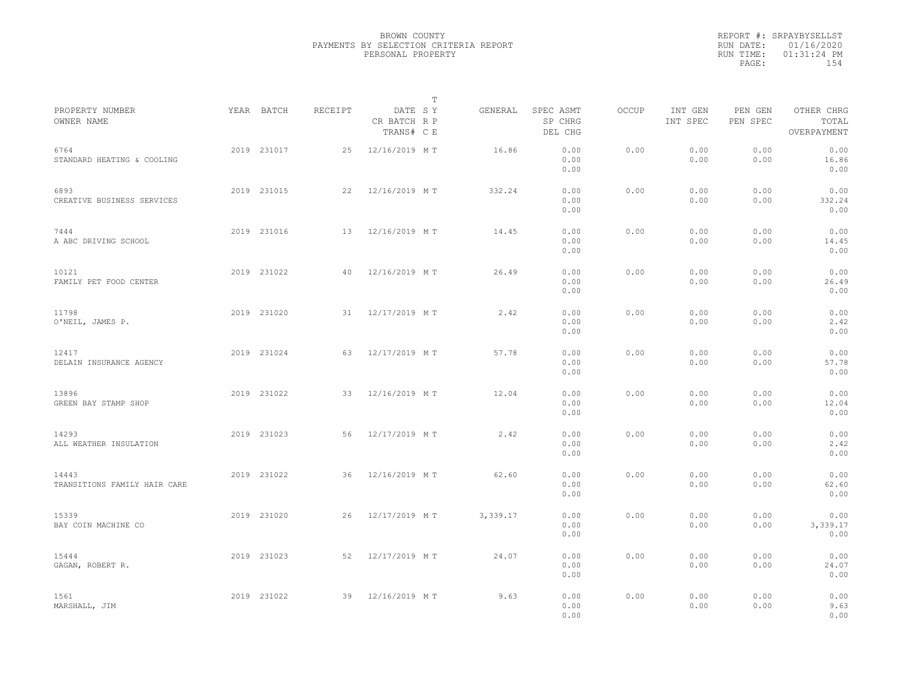BROWN COUNTY
PAYMENTS BY SELECTION CRITERIA REPORT
PERSONAL PROPERTY

REPORT #: SRPAYBYSELLST
RUN DATE: 01/16/2020
RUN TIME: 01:31:24 PM

| PROPERTY NUMBER<br>OWNER NAME | YEAR | BATCH | RECEIPT | DATE<br>CR BATCH<br>TRANS# | T<br>S Y<br>R P<br>C E | GENERAL | SPEC ASMT<br>SP CHRG<br>DEL CHG | OCCUP | INT GEN<br>INT SPEC | PEN GEN<br>PEN SPEC | OTHER CHRG<br>TOTAL<br>OVERPAYMENT |
|---|---|---|---|---|---|---|---|---|---|---|---|
| 6764<br>STANDARD HEATING & COOLING | 2019 | 231017 | 25 | 12/16/2019 | M T | 16.86 | 0.00<br>0.00<br>0.00 | 0.00 | 0.00<br>0.00 | 0.00<br>0.00 | 0.00<br>16.86<br>0.00 |
| 6893<br>CREATIVE BUSINESS SERVICES | 2019 | 231015 | 22 | 12/16/2019 | M T | 332.24 | 0.00<br>0.00<br>0.00 | 0.00 | 0.00<br>0.00 | 0.00<br>0.00 | 0.00<br>332.24<br>0.00 |
| 7444<br>A ABC DRIVING SCHOOL | 2019 | 231016 | 13 | 12/16/2019 | M T | 14.45 | 0.00<br>0.00<br>0.00 | 0.00 | 0.00<br>0.00 | 0.00<br>0.00 | 0.00<br>14.45<br>0.00 |
| 10121<br>FAMILY PET FOOD CENTER | 2019 | 231022 | 40 | 12/16/2019 | M T | 26.49 | 0.00<br>0.00<br>0.00 | 0.00 | 0.00<br>0.00 | 0.00<br>0.00 | 0.00<br>26.49<br>0.00 |
| 11798<br>O'NEIL, JAMES P. | 2019 | 231020 | 31 | 12/17/2019 | M T | 2.42 | 0.00<br>0.00<br>0.00 | 0.00 | 0.00<br>0.00 | 0.00<br>0.00 | 0.00<br>2.42<br>0.00 |
| 12417<br>DELAIN INSURANCE AGENCY | 2019 | 231024 | 63 | 12/17/2019 | M T | 57.78 | 0.00<br>0.00<br>0.00 | 0.00 | 0.00<br>0.00 | 0.00<br>0.00 | 0.00<br>57.78<br>0.00 |
| 13896<br>GREEN BAY STAMP SHOP | 2019 | 231022 | 33 | 12/16/2019 | M T | 12.04 | 0.00<br>0.00<br>0.00 | 0.00 | 0.00<br>0.00 | 0.00<br>0.00 | 0.00<br>12.04<br>0.00 |
| 14293<br>ALL WEATHER INSULATION | 2019 | 231023 | 56 | 12/17/2019 | M T | 2.42 | 0.00<br>0.00<br>0.00 | 0.00 | 0.00<br>0.00 | 0.00<br>0.00 | 0.00<br>2.42<br>0.00 |
| 14443<br>TRANSITIONS FAMILY HAIR CARE | 2019 | 231022 | 36 | 12/16/2019 | M T | 62.60 | 0.00<br>0.00<br>0.00 | 0.00 | 0.00<br>0.00 | 0.00<br>0.00 | 0.00<br>62.60<br>0.00 |
| 15339<br>BAY COIN MACHINE CO | 2019 | 231020 | 26 | 12/17/2019 | M T | 3,339.17 | 0.00<br>0.00<br>0.00 | 0.00 | 0.00<br>0.00 | 0.00<br>0.00 | 0.00<br>3,339.17<br>0.00 |
| 15444<br>GAGAN, ROBERT R. | 2019 | 231023 | 52 | 12/17/2019 | M T | 24.07 | 0.00<br>0.00<br>0.00 | 0.00 | 0.00<br>0.00 | 0.00<br>0.00 | 0.00<br>24.07<br>0.00 |
| 1561<br>MARSHALL, JIM | 2019 | 231022 | 39 | 12/16/2019 | M T | 9.63 | 0.00<br>0.00<br>0.00 | 0.00 | 0.00<br>0.00 | 0.00<br>0.00 | 0.00<br>9.63<br>0.00 |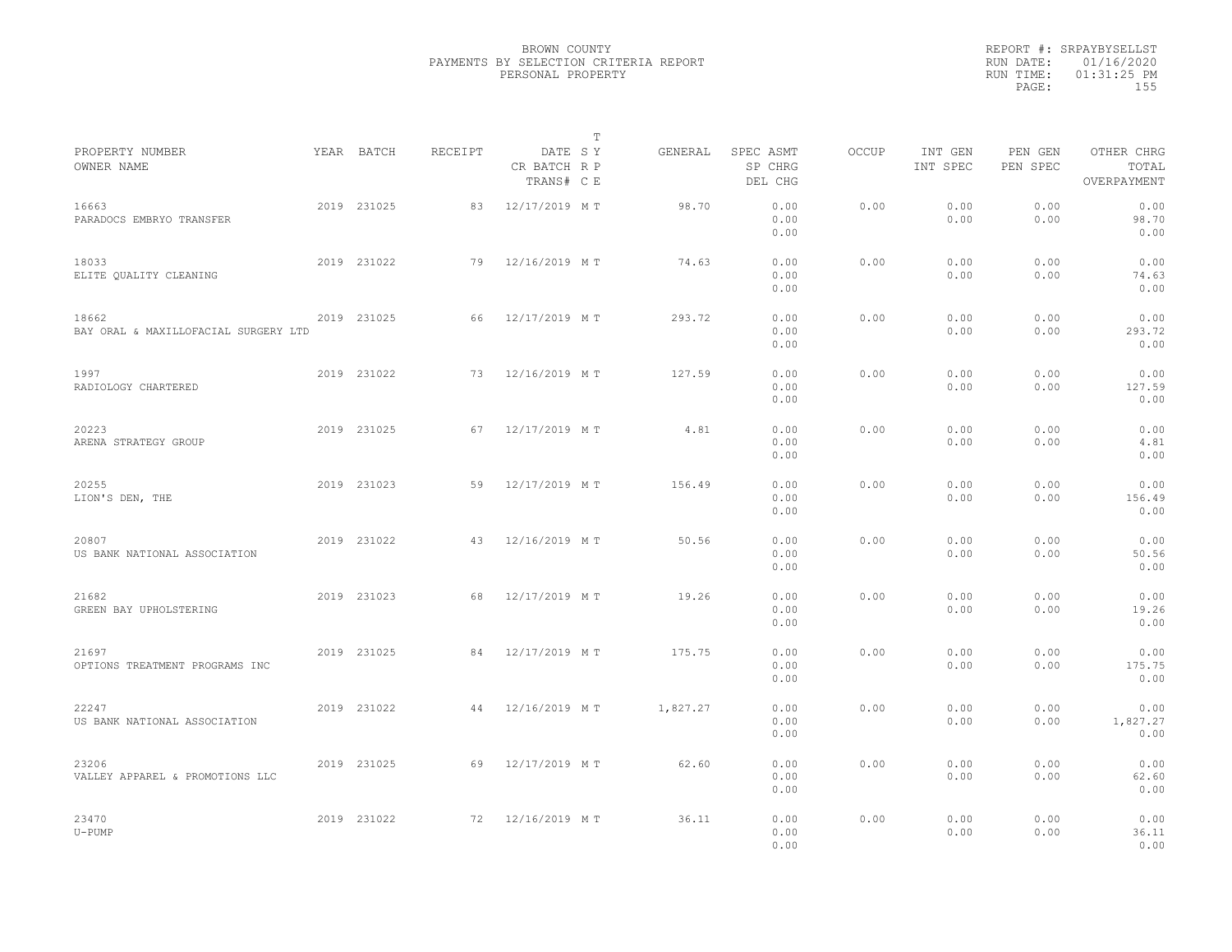BROWN COUNTY
PAYMENTS BY SELECTION CRITERIA REPORT
PERSONAL PROPERTY

REPORT #: SRPAYBYSELLST
RUN DATE: 01/16/2020
RUN TIME: 01:31:25 PM

| PROPERTY NUMBER<br>OWNER NAME | YEAR | BATCH | RECEIPT | DATE<br>CR BATCH<br>TRANS# | T<br>S Y<br>R P<br>C E | GENERAL | SPEC ASMT<br>SP CHRG<br>DEL CHG | OCCUP | INT GEN<br>INT SPEC | PEN GEN<br>PEN SPEC | OTHER CHRG<br>TOTAL<br>OVERPAYMENT |
|---|---|---|---|---|---|---|---|---|---|---|---|
| 16663<br>PARADOCS EMBRYO TRANSFER | 2019 | 231025 | 83 | 12/17/2019 | M T | 98.70 | 0.00<br>0.00<br>0.00 | 0.00 | 0.00<br>0.00 | 0.00<br>0.00 | 0.00<br>98.70<br>0.00 |
| 18033<br>ELITE QUALITY CLEANING | 2019 | 231022 | 79 | 12/16/2019 | M T | 74.63 | 0.00<br>0.00<br>0.00 | 0.00 | 0.00<br>0.00 | 0.00<br>0.00 | 0.00<br>74.63<br>0.00 |
| 18662<br>BAY ORAL & MAXILLOFACIAL SURGERY LTD | 2019 | 231025 | 66 | 12/17/2019 | M T | 293.72 | 0.00<br>0.00<br>0.00 | 0.00 | 0.00<br>0.00 | 0.00<br>0.00 | 0.00<br>293.72<br>0.00 |
| 1997<br>RADIOLOGY CHARTERED | 2019 | 231022 | 73 | 12/16/2019 | M T | 127.59 | 0.00<br>0.00<br>0.00 | 0.00 | 0.00<br>0.00 | 0.00<br>0.00 | 0.00<br>127.59<br>0.00 |
| 20223<br>ARENA STRATEGY GROUP | 2019 | 231025 | 67 | 12/17/2019 | M T | 4.81 | 0.00<br>0.00<br>0.00 | 0.00 | 0.00<br>0.00 | 0.00<br>0.00 | 0.00<br>4.81<br>0.00 |
| 20255<br>LION'S DEN, THE | 2019 | 231023 | 59 | 12/17/2019 | M T | 156.49 | 0.00<br>0.00<br>0.00 | 0.00 | 0.00<br>0.00 | 0.00<br>0.00 | 0.00<br>156.49<br>0.00 |
| 20807<br>US BANK NATIONAL ASSOCIATION | 2019 | 231022 | 43 | 12/16/2019 | M T | 50.56 | 0.00<br>0.00<br>0.00 | 0.00 | 0.00<br>0.00 | 0.00<br>0.00 | 0.00<br>50.56<br>0.00 |
| 21682<br>GREEN BAY UPHOLSTERING | 2019 | 231023 | 68 | 12/17/2019 | M T | 19.26 | 0.00<br>0.00<br>0.00 | 0.00 | 0.00<br>0.00 | 0.00<br>0.00 | 0.00<br>19.26<br>0.00 |
| 21697<br>OPTIONS TREATMENT PROGRAMS INC | 2019 | 231025 | 84 | 12/17/2019 | M T | 175.75 | 0.00<br>0.00<br>0.00 | 0.00 | 0.00<br>0.00 | 0.00<br>0.00 | 0.00<br>175.75<br>0.00 |
| 22247<br>US BANK NATIONAL ASSOCIATION | 2019 | 231022 | 44 | 12/16/2019 | M T | 1,827.27 | 0.00<br>0.00<br>0.00 | 0.00 | 0.00<br>0.00 | 0.00<br>0.00 | 0.00<br>1,827.27<br>0.00 |
| 23206<br>VALLEY APPAREL & PROMOTIONS LLC | 2019 | 231025 | 69 | 12/17/2019 | M T | 62.60 | 0.00<br>0.00<br>0.00 | 0.00 | 0.00<br>0.00 | 0.00<br>0.00 | 0.00<br>62.60<br>0.00 |
| 23470<br>U-PUMP | 2019 | 231022 | 72 | 12/16/2019 | M T | 36.11 | 0.00<br>0.00<br>0.00 | 0.00 | 0.00<br>0.00 | 0.00<br>0.00 | 0.00<br>36.11<br>0.00 |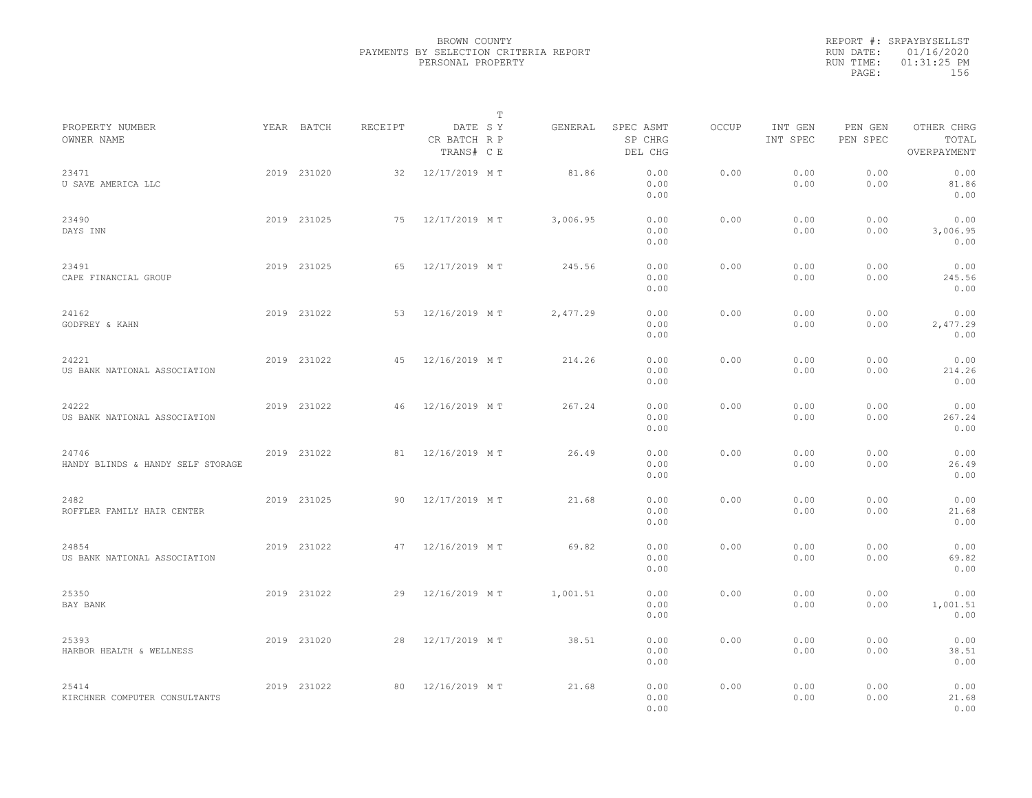BROWN COUNTY
PAYMENTS BY SELECTION CRITERIA REPORT
PERSONAL PROPERTY

REPORT #: SRPAYBYSELLST
RUN DATE: 01/16/2020
RUN TIME: 01:31:25 PM

| PROPERTY NUMBER / OWNER NAME | YEAR | BATCH | RECEIPT | DATE / CR BATCH / TRANS# | T SY RP CE | GENERAL | SPEC ASMT / SP CHRG / DEL CHG | OCCUP | INT GEN / INT SPEC | PEN GEN / PEN SPEC | OTHER CHRG / TOTAL / OVERPAYMENT |
|---|---|---|---|---|---|---|---|---|---|---|---|
| 23471 U SAVE AMERICA LLC | 2019 | 231020 | 32 | 12/17/2019 | M T | 81.86 | 0.00 0.00 0.00 | 0.00 | 0.00 0.00 | 0.00 0.00 | 0.00 81.86 0.00 |
| 23490 DAYS INN | 2019 | 231025 | 75 | 12/17/2019 | M T | 3,006.95 | 0.00 0.00 0.00 | 0.00 | 0.00 0.00 | 0.00 0.00 | 0.00 3,006.95 0.00 |
| 23491 CAPE FINANCIAL GROUP | 2019 | 231025 | 65 | 12/17/2019 | M T | 245.56 | 0.00 0.00 0.00 | 0.00 | 0.00 0.00 | 0.00 0.00 | 0.00 245.56 0.00 |
| 24162 GODFREY & KAHN | 2019 | 231022 | 53 | 12/16/2019 | M T | 2,477.29 | 0.00 0.00 0.00 | 0.00 | 0.00 0.00 | 0.00 0.00 | 0.00 2,477.29 0.00 |
| 24221 US BANK NATIONAL ASSOCIATION | 2019 | 231022 | 45 | 12/16/2019 | M T | 214.26 | 0.00 0.00 0.00 | 0.00 | 0.00 0.00 | 0.00 0.00 | 0.00 214.26 0.00 |
| 24222 US BANK NATIONAL ASSOCIATION | 2019 | 231022 | 46 | 12/16/2019 | M T | 267.24 | 0.00 0.00 0.00 | 0.00 | 0.00 0.00 | 0.00 0.00 | 0.00 267.24 0.00 |
| 24746 HANDY BLINDS & HANDY SELF STORAGE | 2019 | 231022 | 81 | 12/16/2019 | M T | 26.49 | 0.00 0.00 0.00 | 0.00 | 0.00 0.00 | 0.00 0.00 | 0.00 26.49 0.00 |
| 2482 ROFFLER FAMILY HAIR CENTER | 2019 | 231025 | 90 | 12/17/2019 | M T | 21.68 | 0.00 0.00 0.00 | 0.00 | 0.00 0.00 | 0.00 0.00 | 0.00 21.68 0.00 |
| 24854 US BANK NATIONAL ASSOCIATION | 2019 | 231022 | 47 | 12/16/2019 | M T | 69.82 | 0.00 0.00 0.00 | 0.00 | 0.00 0.00 | 0.00 0.00 | 0.00 69.82 0.00 |
| 25350 BAY BANK | 2019 | 231022 | 29 | 12/16/2019 | M T | 1,001.51 | 0.00 0.00 0.00 | 0.00 | 0.00 0.00 | 0.00 0.00 | 0.00 1,001.51 0.00 |
| 25393 HARBOR HEALTH & WELLNESS | 2019 | 231020 | 28 | 12/17/2019 | M T | 38.51 | 0.00 0.00 0.00 | 0.00 | 0.00 0.00 | 0.00 0.00 | 0.00 38.51 0.00 |
| 25414 KIRCHNER COMPUTER CONSULTANTS | 2019 | 231022 | 80 | 12/16/2019 | M T | 21.68 | 0.00 0.00 0.00 | 0.00 | 0.00 0.00 | 0.00 0.00 | 0.00 21.68 0.00 |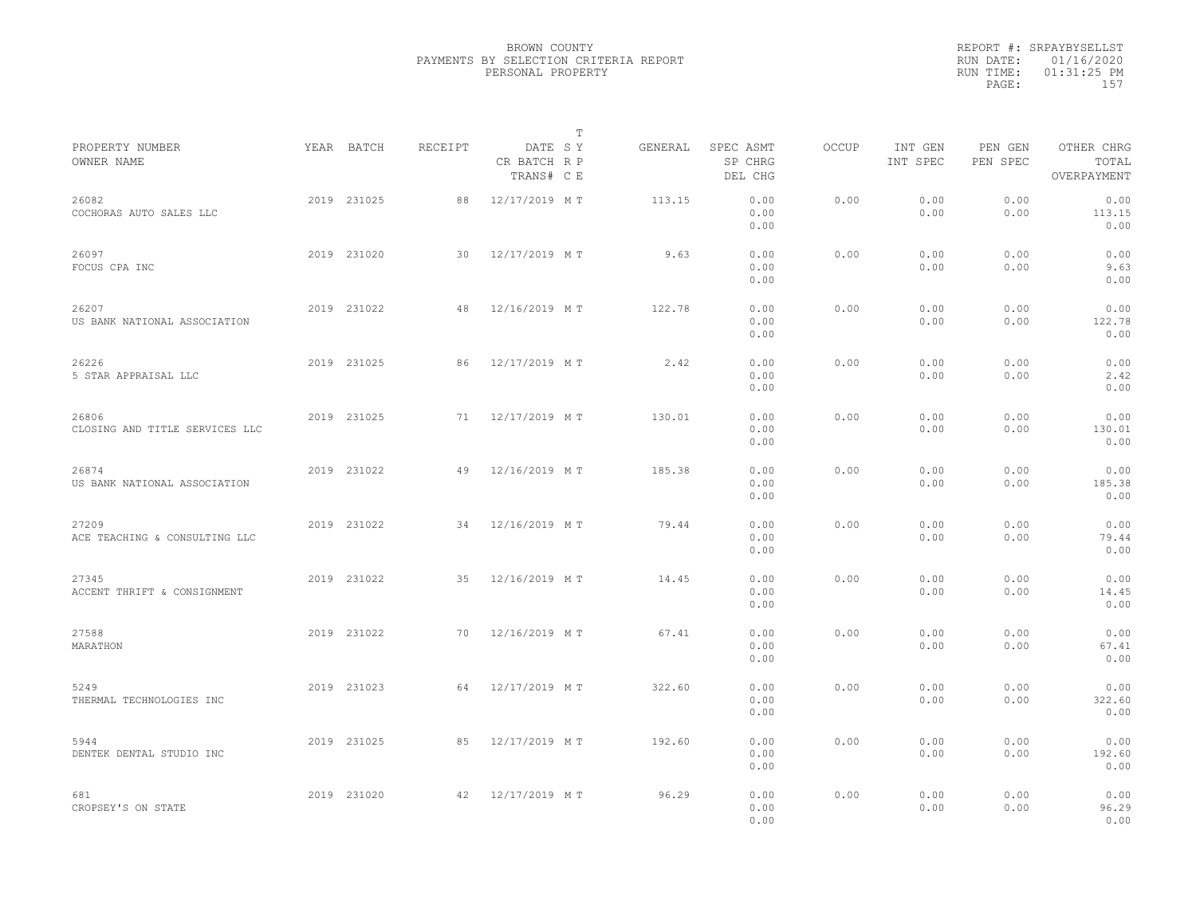BROWN COUNTY
PAYMENTS BY SELECTION CRITERIA REPORT
PERSONAL PROPERTY

REPORT #: SRPAYBYSELLST
RUN DATE: 01/16/2020
RUN TIME: 01:31:25 PM

| PROPERTY NUMBER OWNER NAME | YEAR | BATCH | RECEIPT | DATE CR BATCH TRANS# | T SY RP CE | GENERAL | SPEC ASMT SP CHRG DEL CHG | OCCUP | INT GEN INT SPEC | PEN GEN PEN SPEC | OTHER CHRG TOTAL OVERPAYMENT |
|---|---|---|---|---|---|---|---|---|---|---|---|
| 26082 COCHORAS AUTO SALES LLC | 2019 | 231025 | 88 | 12/17/2019 | M T | 113.15 | 0.00 0.00 0.00 | 0.00 | 0.00 0.00 | 0.00 0.00 | 0.00 113.15 0.00 |
| 26097 FOCUS CPA INC | 2019 | 231020 | 30 | 12/17/2019 | M T | 9.63 | 0.00 0.00 0.00 | 0.00 | 0.00 0.00 | 0.00 0.00 | 0.00 9.63 0.00 |
| 26207 US BANK NATIONAL ASSOCIATION | 2019 | 231022 | 48 | 12/16/2019 | M T | 122.78 | 0.00 0.00 0.00 | 0.00 | 0.00 0.00 | 0.00 0.00 | 0.00 122.78 0.00 |
| 26226 5 STAR APPRAISAL LLC | 2019 | 231025 | 86 | 12/17/2019 | M T | 2.42 | 0.00 0.00 0.00 | 0.00 | 0.00 0.00 | 0.00 0.00 | 0.00 2.42 0.00 |
| 26806 CLOSING AND TITLE SERVICES LLC | 2019 | 231025 | 71 | 12/17/2019 | M T | 130.01 | 0.00 0.00 0.00 | 0.00 | 0.00 0.00 | 0.00 0.00 | 0.00 130.01 0.00 |
| 26874 US BANK NATIONAL ASSOCIATION | 2019 | 231022 | 49 | 12/16/2019 | M T | 185.38 | 0.00 0.00 0.00 | 0.00 | 0.00 0.00 | 0.00 0.00 | 0.00 185.38 0.00 |
| 27209 ACE TEACHING & CONSULTING LLC | 2019 | 231022 | 34 | 12/16/2019 | M T | 79.44 | 0.00 0.00 0.00 | 0.00 | 0.00 0.00 | 0.00 0.00 | 0.00 79.44 0.00 |
| 27345 ACCENT THRIFT & CONSIGNMENT | 2019 | 231022 | 35 | 12/16/2019 | M T | 14.45 | 0.00 0.00 0.00 | 0.00 | 0.00 0.00 | 0.00 0.00 | 0.00 14.45 0.00 |
| 27588 MARATHON | 2019 | 231022 | 70 | 12/16/2019 | M T | 67.41 | 0.00 0.00 0.00 | 0.00 | 0.00 0.00 | 0.00 0.00 | 0.00 67.41 0.00 |
| 5249 THERMAL TECHNOLOGIES INC | 2019 | 231023 | 64 | 12/17/2019 | M T | 322.60 | 0.00 0.00 0.00 | 0.00 | 0.00 0.00 | 0.00 0.00 | 0.00 322.60 0.00 |
| 5944 DENTEK DENTAL STUDIO INC | 2019 | 231025 | 85 | 12/17/2019 | M T | 192.60 | 0.00 0.00 0.00 | 0.00 | 0.00 0.00 | 0.00 0.00 | 0.00 192.60 0.00 |
| 681 CROPSEY'S ON STATE | 2019 | 231020 | 42 | 12/17/2019 | M T | 96.29 | 0.00 0.00 0.00 | 0.00 | 0.00 0.00 | 0.00 0.00 | 0.00 96.29 0.00 |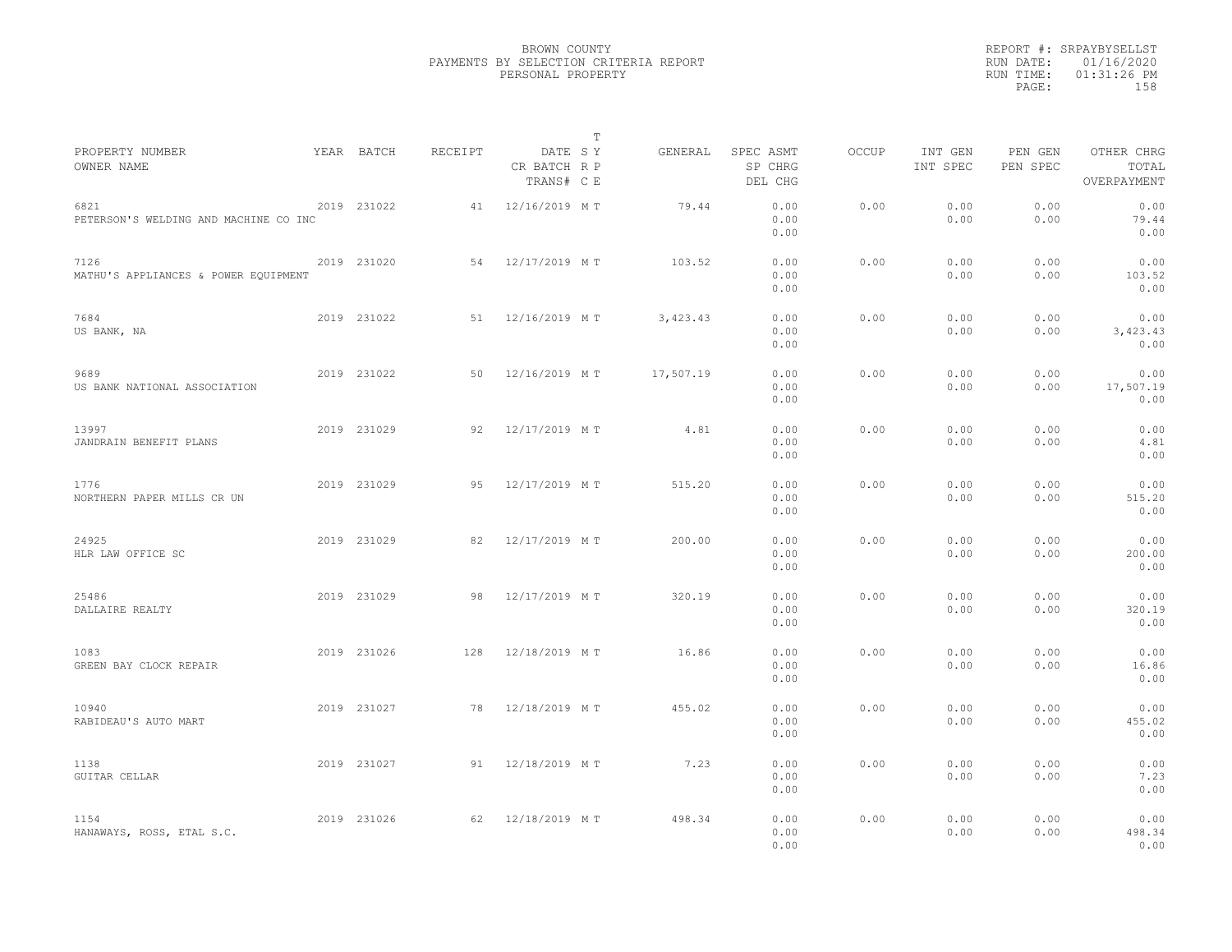BROWN COUNTY
PAYMENTS BY SELECTION CRITERIA REPORT
PERSONAL PROPERTY

REPORT #: SRPAYBYSELLST
RUN DATE: 01/16/2020
RUN TIME: 01:31:26 PM

| PROPERTY NUMBER / OWNER NAME | YEAR | BATCH | RECEIPT | DATE / CR BATCH / TRANS# | T SY RP CE | GENERAL | SPEC ASMT / SP CHRG / DEL CHG | OCCUP | INT GEN / INT SPEC | PEN GEN / PEN SPEC | OTHER CHRG / TOTAL / OVERPAYMENT |
|---|---|---|---|---|---|---|---|---|---|---|---|
| 6821 PETERSON'S WELDING AND MACHINE CO INC | 2019 | 231022 | 41 | 12/16/2019 | M T | 79.44 | 0.00 0.00 0.00 | 0.00 | 0.00 0.00 | 0.00 0.00 | 0.00 79.44 0.00 |
| 7126 MATHU'S APPLIANCES & POWER EQUIPMENT | 2019 | 231020 | 54 | 12/17/2019 | M T | 103.52 | 0.00 0.00 0.00 | 0.00 | 0.00 0.00 | 0.00 0.00 | 0.00 103.52 0.00 |
| 7684 US BANK, NA | 2019 | 231022 | 51 | 12/16/2019 | M T | 3,423.43 | 0.00 0.00 0.00 | 0.00 | 0.00 0.00 | 0.00 0.00 | 0.00 3,423.43 0.00 |
| 9689 US BANK NATIONAL ASSOCIATION | 2019 | 231022 | 50 | 12/16/2019 | M T | 17,507.19 | 0.00 0.00 0.00 | 0.00 | 0.00 0.00 | 0.00 0.00 | 0.00 17,507.19 0.00 |
| 13997 JANDRAIN BENEFIT PLANS | 2019 | 231029 | 92 | 12/17/2019 | M T | 4.81 | 0.00 0.00 0.00 | 0.00 | 0.00 0.00 | 0.00 0.00 | 0.00 4.81 0.00 |
| 1776 NORTHERN PAPER MILLS CR UN | 2019 | 231029 | 95 | 12/17/2019 | M T | 515.20 | 0.00 0.00 0.00 | 0.00 | 0.00 0.00 | 0.00 0.00 | 0.00 515.20 0.00 |
| 24925 HLR LAW OFFICE SC | 2019 | 231029 | 82 | 12/17/2019 | M T | 200.00 | 0.00 0.00 0.00 | 0.00 | 0.00 0.00 | 0.00 0.00 | 0.00 200.00 0.00 |
| 25486 DALLAIRE REALTY | 2019 | 231029 | 98 | 12/17/2019 | M T | 320.19 | 0.00 0.00 0.00 | 0.00 | 0.00 0.00 | 0.00 0.00 | 0.00 320.19 0.00 |
| 1083 GREEN BAY CLOCK REPAIR | 2019 | 231026 | 128 | 12/18/2019 | M T | 16.86 | 0.00 0.00 0.00 | 0.00 | 0.00 0.00 | 0.00 0.00 | 0.00 16.86 0.00 |
| 10940 RABIDEAU'S AUTO MART | 2019 | 231027 | 78 | 12/18/2019 | M T | 455.02 | 0.00 0.00 0.00 | 0.00 | 0.00 0.00 | 0.00 0.00 | 0.00 455.02 0.00 |
| 1138 GUITAR CELLAR | 2019 | 231027 | 91 | 12/18/2019 | M T | 7.23 | 0.00 0.00 0.00 | 0.00 | 0.00 0.00 | 0.00 0.00 | 0.00 7.23 0.00 |
| 1154 HANAWAYS, ROSS, ETAL S.C. | 2019 | 231026 | 62 | 12/18/2019 | M T | 498.34 | 0.00 0.00 0.00 | 0.00 | 0.00 0.00 | 0.00 0.00 | 0.00 498.34 0.00 |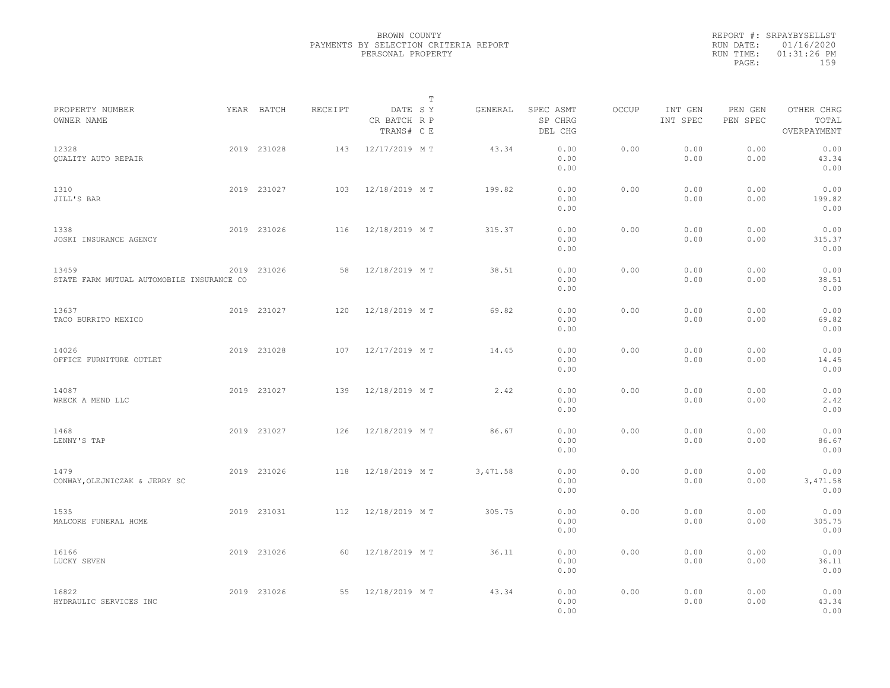BROWN COUNTY
PAYMENTS BY SELECTION CRITERIA REPORT
PERSONAL PROPERTY

REPORT #: SRPAYBYSELLST
RUN DATE: 01/16/2020
RUN TIME: 01:31:26 PM

| PROPERTY NUMBER<br>OWNER NAME | YEAR | BATCH | RECEIPT | DATE<br>CR BATCH<br>TRANS# | T<br>S Y<br>R P<br>C E | GENERAL | SPEC ASMT<br>SP CHRG<br>DEL CHG | OCCUP | INT GEN<br>INT SPEC | PEN GEN<br>PEN SPEC | OTHER CHRG<br>TOTAL<br>OVERPAYMENT |
|---|---|---|---|---|---|---|---|---|---|---|---|
| 12328<br>QUALITY AUTO REPAIR | 2019 | 231028 | 143 | 12/17/2019 | M T | 43.34 | 0.00<br>0.00<br>0.00 | 0.00 | 0.00<br>0.00 | 0.00<br>0.00 | 0.00<br>43.34<br>0.00 |
| 1310<br>JILL'S BAR | 2019 | 231027 | 103 | 12/18/2019 | M T | 199.82 | 0.00<br>0.00<br>0.00 | 0.00 | 0.00<br>0.00 | 0.00<br>0.00 | 0.00<br>199.82<br>0.00 |
| 1338<br>JOSKI INSURANCE AGENCY | 2019 | 231026 | 116 | 12/18/2019 | M T | 315.37 | 0.00<br>0.00<br>0.00 | 0.00 | 0.00<br>0.00 | 0.00<br>0.00 | 0.00<br>315.37<br>0.00 |
| 13459<br>STATE FARM MUTUAL AUTOMOBILE INSURANCE CO | 2019 | 231026 | 58 | 12/18/2019 | M T | 38.51 | 0.00<br>0.00<br>0.00 | 0.00 | 0.00<br>0.00 | 0.00<br>0.00 | 0.00<br>38.51<br>0.00 |
| 13637<br>TACO BURRITO MEXICO | 2019 | 231027 | 120 | 12/18/2019 | M T | 69.82 | 0.00<br>0.00<br>0.00 | 0.00 | 0.00<br>0.00 | 0.00<br>0.00 | 0.00<br>69.82<br>0.00 |
| 14026<br>OFFICE FURNITURE OUTLET | 2019 | 231028 | 107 | 12/17/2019 | M T | 14.45 | 0.00<br>0.00<br>0.00 | 0.00 | 0.00<br>0.00 | 0.00<br>0.00 | 0.00<br>14.45<br>0.00 |
| 14087<br>WRECK A MEND LLC | 2019 | 231027 | 139 | 12/18/2019 | M T | 2.42 | 0.00<br>0.00<br>0.00 | 0.00 | 0.00<br>0.00 | 0.00<br>0.00 | 0.00<br>2.42<br>0.00 |
| 1468<br>LENNY'S TAP | 2019 | 231027 | 126 | 12/18/2019 | M T | 86.67 | 0.00<br>0.00<br>0.00 | 0.00 | 0.00<br>0.00 | 0.00<br>0.00 | 0.00<br>86.67<br>0.00 |
| 1479<br>CONWAY,OLEJNICZAK & JERRY SC | 2019 | 231026 | 118 | 12/18/2019 | M T | 3,471.58 | 0.00<br>0.00<br>0.00 | 0.00 | 0.00<br>0.00 | 0.00<br>0.00 | 0.00<br>3,471.58<br>0.00 |
| 1535<br>MALCORE FUNERAL HOME | 2019 | 231031 | 112 | 12/18/2019 | M T | 305.75 | 0.00<br>0.00<br>0.00 | 0.00 | 0.00<br>0.00 | 0.00<br>0.00 | 0.00<br>305.75<br>0.00 |
| 16166<br>LUCKY SEVEN | 2019 | 231026 | 60 | 12/18/2019 | M T | 36.11 | 0.00<br>0.00<br>0.00 | 0.00 | 0.00<br>0.00 | 0.00<br>0.00 | 0.00<br>36.11<br>0.00 |
| 16822<br>HYDRAULIC SERVICES INC | 2019 | 231026 | 55 | 12/18/2019 | M T | 43.34 | 0.00<br>0.00<br>0.00 | 0.00 | 0.00<br>0.00 | 0.00<br>0.00 | 0.00<br>43.34<br>0.00 |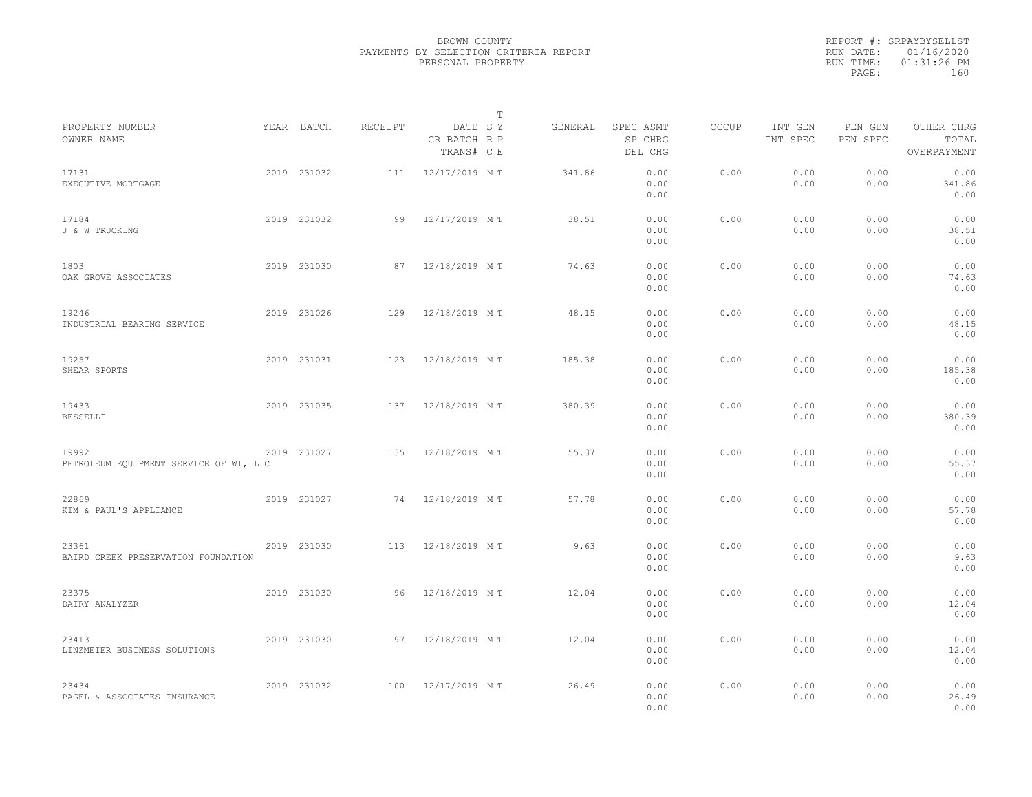BROWN COUNTY
PAYMENTS BY SELECTION CRITERIA REPORT
PERSONAL PROPERTY

REPORT #: SRPAYBYSELLST
RUN DATE: 01/16/2020
RUN TIME: 01:31:26 PM

| PROPERTY NUMBER / OWNER NAME | YEAR | BATCH | RECEIPT | DATE / CR BATCH / TRANS# | T SY / RP / CE | GENERAL | SPEC ASMT / SP CHRG / DEL CHG | OCCUP | INT GEN / INT SPEC | PEN GEN / PEN SPEC | OTHER CHRG / TOTAL / OVERPAYMENT |
|---|---|---|---|---|---|---|---|---|---|---|---|
| 17131<br>EXECUTIVE MORTGAGE | 2019 | 231032 | 111 | 12/17/2019 | M T | 341.86 | 0.00<br>0.00<br>0.00 | 0.00 | 0.00<br>0.00 | 0.00<br>0.00 | 0.00<br>341.86<br>0.00 |
| 17184<br>J & W TRUCKING | 2019 | 231032 | 99 | 12/17/2019 | M T | 38.51 | 0.00<br>0.00<br>0.00 | 0.00 | 0.00<br>0.00 | 0.00<br>0.00 | 0.00<br>38.51<br>0.00 |
| 1803<br>OAK GROVE ASSOCIATES | 2019 | 231030 | 87 | 12/18/2019 | M T | 74.63 | 0.00<br>0.00<br>0.00 | 0.00 | 0.00<br>0.00 | 0.00<br>0.00 | 0.00<br>74.63<br>0.00 |
| 19246<br>INDUSTRIAL BEARING SERVICE | 2019 | 231026 | 129 | 12/18/2019 | M T | 48.15 | 0.00<br>0.00<br>0.00 | 0.00 | 0.00<br>0.00 | 0.00<br>0.00 | 0.00<br>48.15<br>0.00 |
| 19257<br>SHEAR SPORTS | 2019 | 231031 | 123 | 12/18/2019 | M T | 185.38 | 0.00<br>0.00<br>0.00 | 0.00 | 0.00<br>0.00 | 0.00<br>0.00 | 0.00<br>185.38<br>0.00 |
| 19433<br>BESSELLI | 2019 | 231035 | 137 | 12/18/2019 | M T | 380.39 | 0.00<br>0.00<br>0.00 | 0.00 | 0.00<br>0.00 | 0.00<br>0.00 | 0.00<br>380.39<br>0.00 |
| 19992<br>PETROLEUM EQUIPMENT SERVICE OF WI, LLC | 2019 | 231027 | 135 | 12/18/2019 | M T | 55.37 | 0.00<br>0.00<br>0.00 | 0.00 | 0.00<br>0.00 | 0.00<br>0.00 | 0.00<br>55.37<br>0.00 |
| 22869<br>KIM & PAUL'S APPLIANCE | 2019 | 231027 | 74 | 12/18/2019 | M T | 57.78 | 0.00<br>0.00<br>0.00 | 0.00 | 0.00<br>0.00 | 0.00<br>0.00 | 0.00<br>57.78<br>0.00 |
| 23361<br>BAIRD CREEK PRESERVATION FOUNDATION | 2019 | 231030 | 113 | 12/18/2019 | M T | 9.63 | 0.00<br>0.00<br>0.00 | 0.00 | 0.00<br>0.00 | 0.00<br>0.00 | 0.00<br>9.63<br>0.00 |
| 23375<br>DAIRY ANALYZER | 2019 | 231030 | 96 | 12/18/2019 | M T | 12.04 | 0.00<br>0.00<br>0.00 | 0.00 | 0.00<br>0.00 | 0.00<br>0.00 | 0.00<br>12.04<br>0.00 |
| 23413<br>LINZMEIER BUSINESS SOLUTIONS | 2019 | 231030 | 97 | 12/18/2019 | M T | 12.04 | 0.00<br>0.00<br>0.00 | 0.00 | 0.00<br>0.00 | 0.00<br>0.00 | 0.00<br>12.04<br>0.00 |
| 23434<br>PAGEL & ASSOCIATES INSURANCE | 2019 | 231032 | 100 | 12/17/2019 | M T | 26.49 | 0.00<br>0.00<br>0.00 | 0.00 | 0.00<br>0.00 | 0.00<br>0.00 | 0.00<br>26.49<br>0.00 |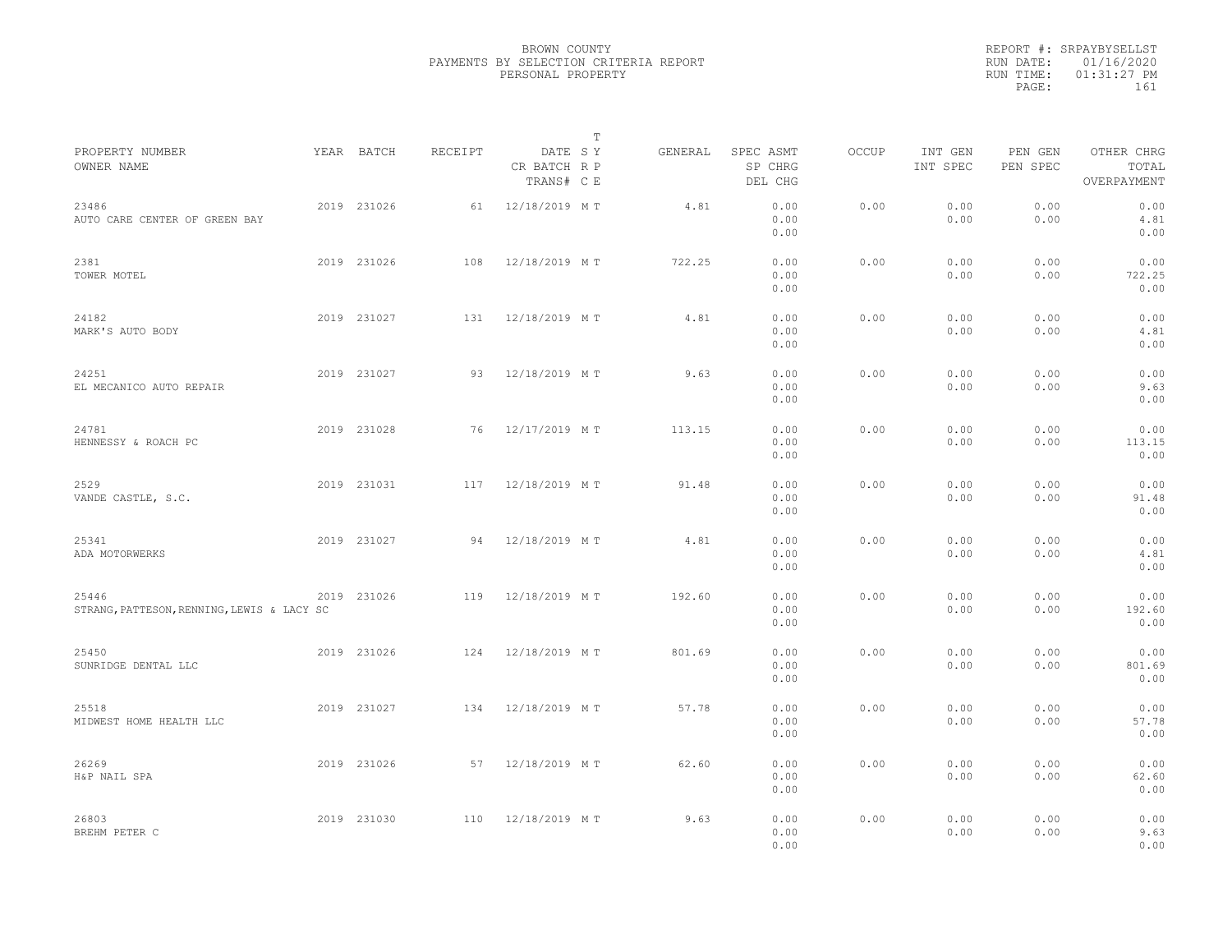BROWN COUNTY
PAYMENTS BY SELECTION CRITERIA REPORT
PERSONAL PROPERTY

REPORT #: SRPAYBYSELLST
RUN DATE: 01/16/2020
RUN TIME: 01:31:27 PM

| PROPERTY NUMBER<br>OWNER NAME | YEAR | BATCH | RECEIPT | DATE<br>CR BATCH<br>TRANS# | T S Y<br>R P<br>C E | GENERAL | SPEC ASMT<br>SP CHRG<br>DEL CHG | OCCUP | INT GEN<br>INT SPEC | PEN GEN<br>PEN SPEC | OTHER CHRG<br>TOTAL<br>OVERPAYMENT |
|---|---|---|---|---|---|---|---|---|---|---|---|
| 23486<br>AUTO CARE CENTER OF GREEN BAY | 2019 | 231026 | 61 | 12/18/2019 | M T | 4.81 | 0.00<br>0.00<br>0.00 | 0.00 | 0.00<br>0.00 | 0.00<br>0.00 | 0.00<br>4.81<br>0.00 |
| 2381<br>TOWER MOTEL | 2019 | 231026 | 108 | 12/18/2019 | M T | 722.25 | 0.00<br>0.00<br>0.00 | 0.00 | 0.00<br>0.00 | 0.00<br>0.00 | 0.00<br>722.25<br>0.00 |
| 24182<br>MARK'S AUTO BODY | 2019 | 231027 | 131 | 12/18/2019 | M T | 4.81 | 0.00<br>0.00<br>0.00 | 0.00 | 0.00<br>0.00 | 0.00<br>0.00 | 0.00<br>4.81<br>0.00 |
| 24251<br>EL MECANICO AUTO REPAIR | 2019 | 231027 | 93 | 12/18/2019 | M T | 9.63 | 0.00<br>0.00<br>0.00 | 0.00 | 0.00<br>0.00 | 0.00<br>0.00 | 0.00<br>9.63<br>0.00 |
| 24781<br>HENNESSY & ROACH PC | 2019 | 231028 | 76 | 12/17/2019 | M T | 113.15 | 0.00<br>0.00<br>0.00 | 0.00 | 0.00<br>0.00 | 0.00<br>0.00 | 0.00<br>113.15<br>0.00 |
| 2529<br>VANDE CASTLE, S.C. | 2019 | 231031 | 117 | 12/18/2019 | M T | 91.48 | 0.00<br>0.00<br>0.00 | 0.00 | 0.00<br>0.00 | 0.00<br>0.00 | 0.00<br>91.48<br>0.00 |
| 25341<br>ADA MOTORWERKS | 2019 | 231027 | 94 | 12/18/2019 | M T | 4.81 | 0.00<br>0.00<br>0.00 | 0.00 | 0.00<br>0.00 | 0.00<br>0.00 | 0.00<br>4.81<br>0.00 |
| 25446<br>STRANG, PATTESON, RENNING, LEWIS & LACY SC | 2019 | 231026 | 119 | 12/18/2019 | M T | 192.60 | 0.00<br>0.00<br>0.00 | 0.00 | 0.00<br>0.00 | 0.00<br>0.00 | 0.00<br>192.60<br>0.00 |
| 25450<br>SUNRIDGE DENTAL LLC | 2019 | 231026 | 124 | 12/18/2019 | M T | 801.69 | 0.00<br>0.00<br>0.00 | 0.00 | 0.00<br>0.00 | 0.00<br>0.00 | 0.00<br>801.69<br>0.00 |
| 25518<br>MIDWEST HOME HEALTH LLC | 2019 | 231027 | 134 | 12/18/2019 | M T | 57.78 | 0.00<br>0.00<br>0.00 | 0.00 | 0.00<br>0.00 | 0.00<br>0.00 | 0.00<br>57.78<br>0.00 |
| 26269<br>H&P NAIL SPA | 2019 | 231026 | 57 | 12/18/2019 | M T | 62.60 | 0.00<br>0.00<br>0.00 | 0.00 | 0.00<br>0.00 | 0.00<br>0.00 | 0.00<br>62.60<br>0.00 |
| 26803<br>BREHM PETER C | 2019 | 231030 | 110 | 12/18/2019 | M T | 9.63 | 0.00<br>0.00<br>0.00 | 0.00 | 0.00<br>0.00 | 0.00<br>0.00 | 0.00<br>9.63<br>0.00 |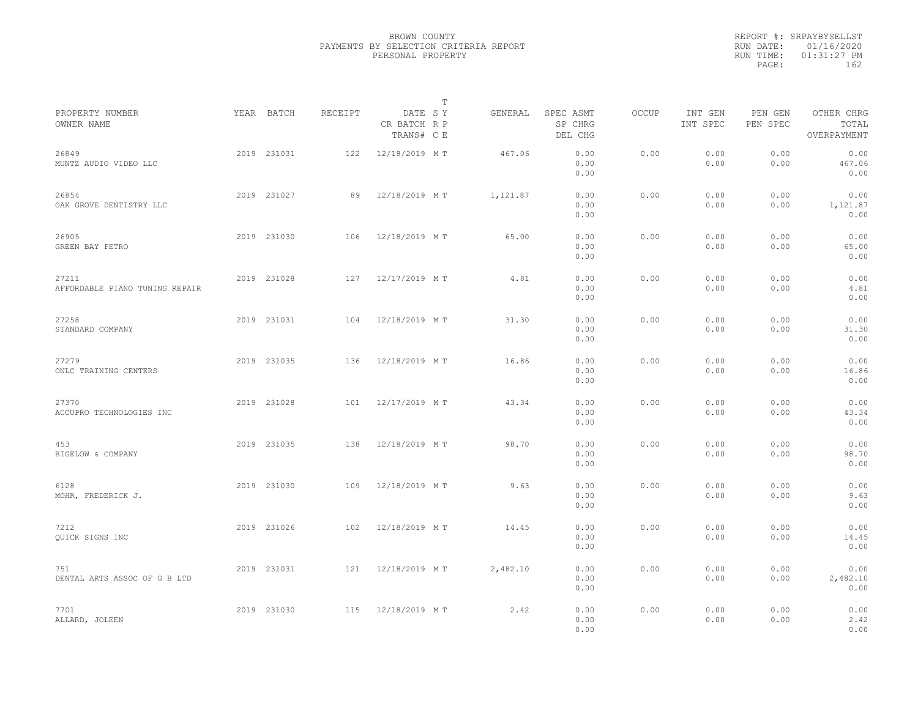BROWN COUNTY
PAYMENTS BY SELECTION CRITERIA REPORT
PERSONAL PROPERTY

REPORT #: SRPAYBYSELLST
RUN DATE: 01/16/2020
RUN TIME: 01:31:27 PM

| PROPERTY NUMBER / OWNER NAME | YEAR | BATCH | RECEIPT | DATE / CR BATCH / TRANS# | T SY RP CE | GENERAL | SPEC ASMT / SP CHRG / DEL CHG | OCCUP | INT GEN / INT SPEC | PEN GEN / PEN SPEC | OTHER CHRG / TOTAL / OVERPAYMENT |
|---|---|---|---|---|---|---|---|---|---|---|---|
| 26849 MUNTZ AUDIO VIDEO LLC | 2019 | 231031 | 122 | 12/18/2019 | M T | 467.06 | 0.00 0.00 0.00 | 0.00 | 0.00 0.00 | 0.00 0.00 | 0.00 467.06 0.00 |
| 26854 OAK GROVE DENTISTRY LLC | 2019 | 231027 | 89 | 12/18/2019 | M T | 1,121.87 | 0.00 0.00 0.00 | 0.00 | 0.00 0.00 | 0.00 0.00 | 0.00 1,121.87 0.00 |
| 26905 GREEN BAY PETRO | 2019 | 231030 | 106 | 12/18/2019 | M T | 65.00 | 0.00 0.00 0.00 | 0.00 | 0.00 0.00 | 0.00 0.00 | 0.00 65.00 0.00 |
| 27211 AFFORDABLE PIANO TUNING REPAIR | 2019 | 231028 | 127 | 12/17/2019 | M T | 4.81 | 0.00 0.00 0.00 | 0.00 | 0.00 0.00 | 0.00 0.00 | 0.00 4.81 0.00 |
| 27258 STANDARD COMPANY | 2019 | 231031 | 104 | 12/18/2019 | M T | 31.30 | 0.00 0.00 0.00 | 0.00 | 0.00 0.00 | 0.00 0.00 | 0.00 31.30 0.00 |
| 27279 ONLC TRAINING CENTERS | 2019 | 231035 | 136 | 12/18/2019 | M T | 16.86 | 0.00 0.00 0.00 | 0.00 | 0.00 0.00 | 0.00 0.00 | 0.00 16.86 0.00 |
| 27370 ACCUPRO TECHNOLOGIES INC | 2019 | 231028 | 101 | 12/17/2019 | M T | 43.34 | 0.00 0.00 0.00 | 0.00 | 0.00 0.00 | 0.00 0.00 | 0.00 43.34 0.00 |
| 453 BIGELOW & COMPANY | 2019 | 231035 | 138 | 12/18/2019 | M T | 98.70 | 0.00 0.00 0.00 | 0.00 | 0.00 0.00 | 0.00 0.00 | 0.00 98.70 0.00 |
| 6128 MOHR, FREDERICK J. | 2019 | 231030 | 109 | 12/18/2019 | M T | 9.63 | 0.00 0.00 0.00 | 0.00 | 0.00 0.00 | 0.00 0.00 | 0.00 9.63 0.00 |
| 7212 QUICK SIGNS INC | 2019 | 231026 | 102 | 12/18/2019 | M T | 14.45 | 0.00 0.00 0.00 | 0.00 | 0.00 0.00 | 0.00 0.00 | 0.00 14.45 0.00 |
| 751 DENTAL ARTS ASSOC OF G B LTD | 2019 | 231031 | 121 | 12/18/2019 | M T | 2,482.10 | 0.00 0.00 0.00 | 0.00 | 0.00 0.00 | 0.00 0.00 | 0.00 2,482.10 0.00 |
| 7701 ALLARD, JOLEEN | 2019 | 231030 | 115 | 12/18/2019 | M T | 2.42 | 0.00 0.00 0.00 | 0.00 | 0.00 0.00 | 0.00 0.00 | 0.00 2.42 0.00 |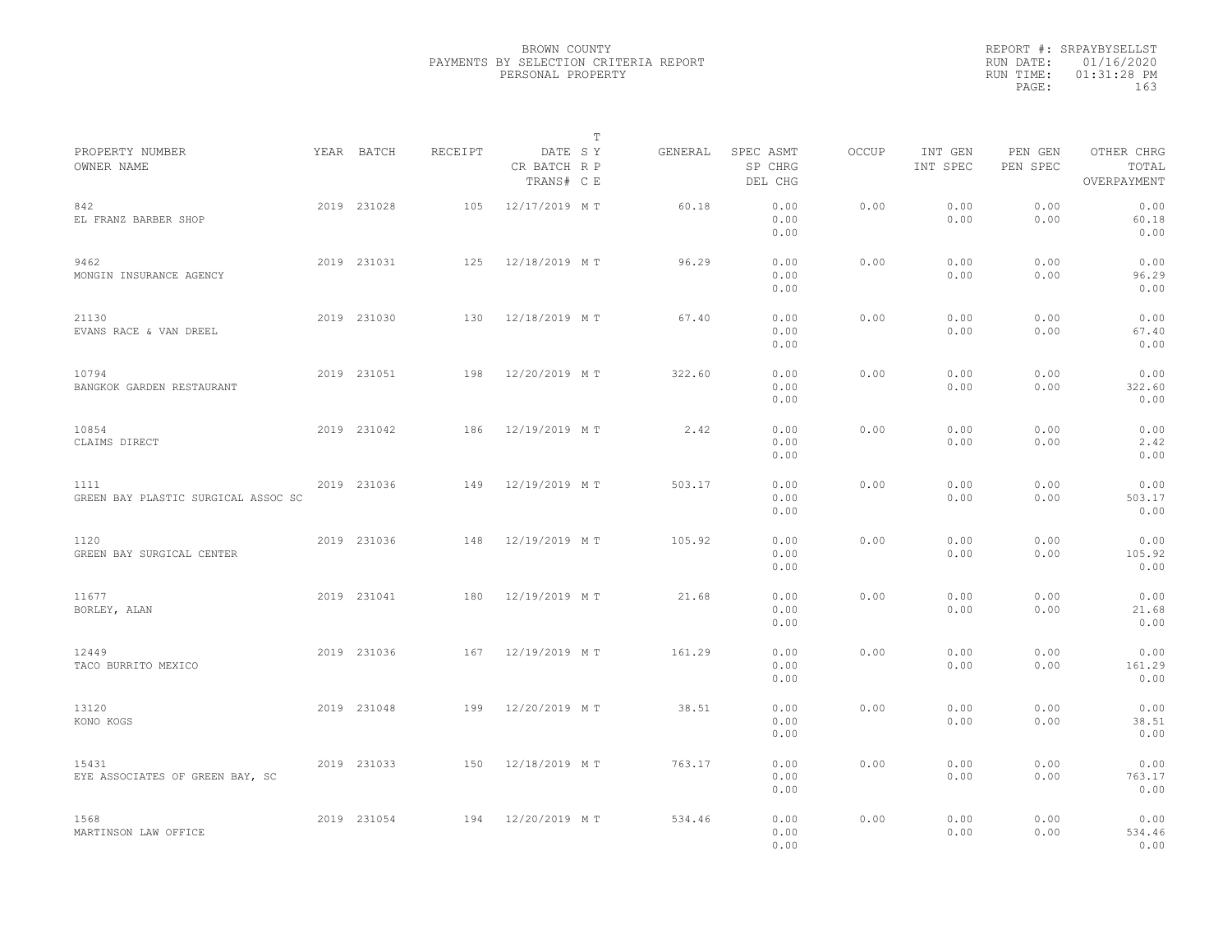BROWN COUNTY
PAYMENTS BY SELECTION CRITERIA REPORT
PERSONAL PROPERTY

REPORT #: SRPAYBYSELLST
RUN DATE: 01/16/2020
RUN TIME: 01:31:28 PM

| PROPERTY NUMBER / OWNER NAME | YEAR | BATCH | RECEIPT | DATE / CR BATCH / TRANS# | T SY RP CE | GENERAL | SPEC ASMT / SP CHRG / DEL CHG | OCCUP | INT GEN / INT SPEC | PEN GEN / PEN SPEC | OTHER CHRG / TOTAL / OVERPAYMENT |
|---|---|---|---|---|---|---|---|---|---|---|---|
| 842 EL FRANZ BARBER SHOP | 2019 | 231028 | 105 | 12/17/2019 | M T | 60.18 | 0.00 0.00 0.00 | 0.00 | 0.00 0.00 | 0.00 0.00 | 0.00 60.18 0.00 |
| 9462 MONGIN INSURANCE AGENCY | 2019 | 231031 | 125 | 12/18/2019 | M T | 96.29 | 0.00 0.00 0.00 | 0.00 | 0.00 0.00 | 0.00 0.00 | 0.00 96.29 0.00 |
| 21130 EVANS RACE & VAN DREEL | 2019 | 231030 | 130 | 12/18/2019 | M T | 67.40 | 0.00 0.00 0.00 | 0.00 | 0.00 0.00 | 0.00 0.00 | 0.00 67.40 0.00 |
| 10794 BANGKOK GARDEN RESTAURANT | 2019 | 231051 | 198 | 12/20/2019 | M T | 322.60 | 0.00 0.00 0.00 | 0.00 | 0.00 0.00 | 0.00 0.00 | 0.00 322.60 0.00 |
| 10854 CLAIMS DIRECT | 2019 | 231042 | 186 | 12/19/2019 | M T | 2.42 | 0.00 0.00 0.00 | 0.00 | 0.00 0.00 | 0.00 0.00 | 0.00 2.42 0.00 |
| 1111 GREEN BAY PLASTIC SURGICAL ASSOC SC | 2019 | 231036 | 149 | 12/19/2019 | M T | 503.17 | 0.00 0.00 0.00 | 0.00 | 0.00 0.00 | 0.00 0.00 | 0.00 503.17 0.00 |
| 1120 GREEN BAY SURGICAL CENTER | 2019 | 231036 | 148 | 12/19/2019 | M T | 105.92 | 0.00 0.00 0.00 | 0.00 | 0.00 0.00 | 0.00 0.00 | 0.00 105.92 0.00 |
| 11677 BORLEY, ALAN | 2019 | 231041 | 180 | 12/19/2019 | M T | 21.68 | 0.00 0.00 0.00 | 0.00 | 0.00 0.00 | 0.00 0.00 | 0.00 21.68 0.00 |
| 12449 TACO BURRITO MEXICO | 2019 | 231036 | 167 | 12/19/2019 | M T | 161.29 | 0.00 0.00 0.00 | 0.00 | 0.00 0.00 | 0.00 0.00 | 0.00 161.29 0.00 |
| 13120 KONO KOGS | 2019 | 231048 | 199 | 12/20/2019 | M T | 38.51 | 0.00 0.00 0.00 | 0.00 | 0.00 0.00 | 0.00 0.00 | 0.00 38.51 0.00 |
| 15431 EYE ASSOCIATES OF GREEN BAY, SC | 2019 | 231033 | 150 | 12/18/2019 | M T | 763.17 | 0.00 0.00 0.00 | 0.00 | 0.00 0.00 | 0.00 0.00 | 0.00 763.17 0.00 |
| 1568 MARTINSON LAW OFFICE | 2019 | 231054 | 194 | 12/20/2019 | M T | 534.46 | 0.00 0.00 0.00 | 0.00 | 0.00 0.00 | 0.00 0.00 | 0.00 534.46 0.00 |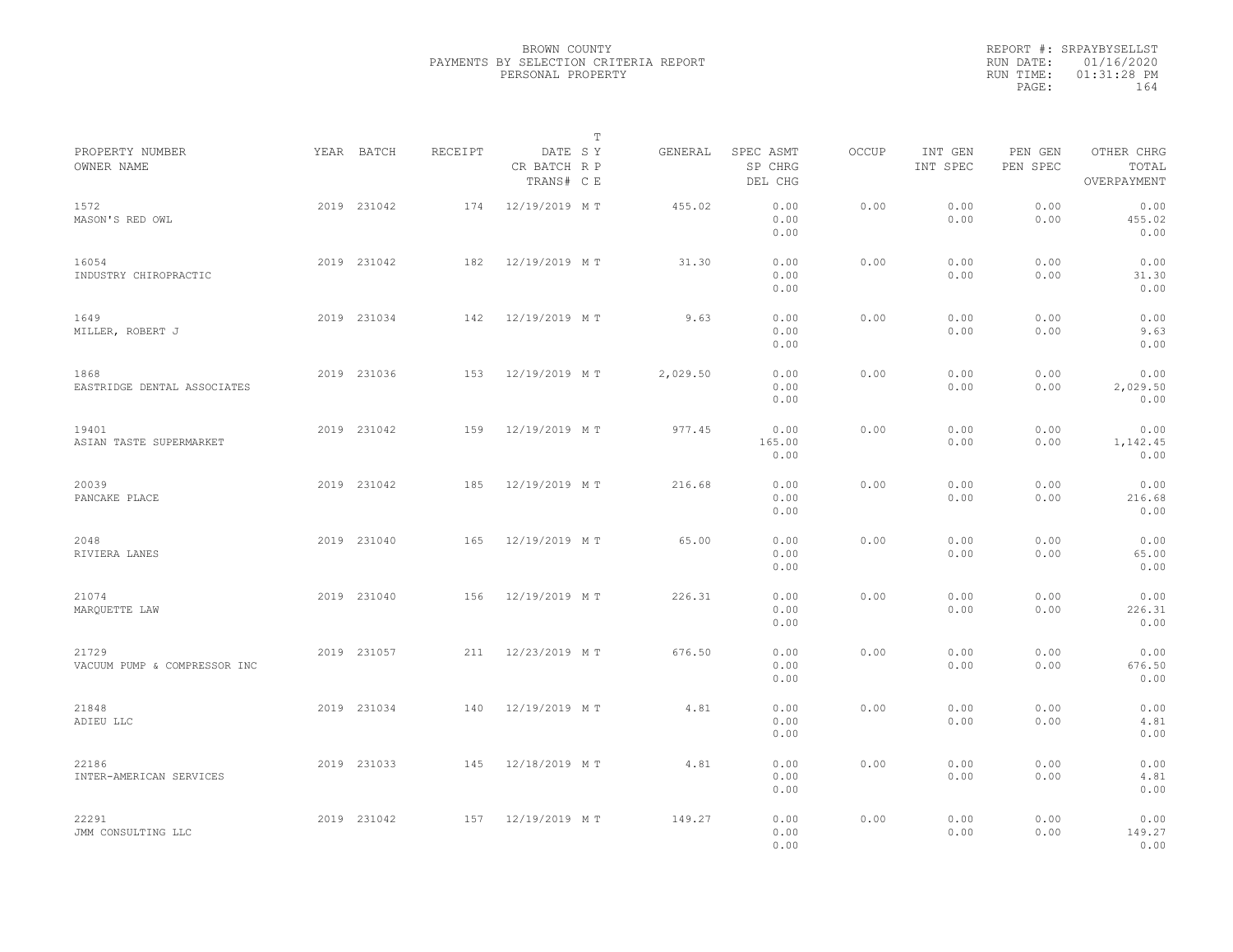BROWN COUNTY
PAYMENTS BY SELECTION CRITERIA REPORT
PERSONAL PROPERTY

REPORT #: SRPAYBYSELLST
RUN DATE: 01/16/2020
RUN TIME: 01:31:28 PM

| PROPERTY NUMBER<br>OWNER NAME | YEAR | BATCH | RECEIPT | DATE<br>CR BATCH<br>TRANS# | T<br>S Y<br>R P<br>C E | GENERAL | SPEC ASMT<br>SP CHRG<br>DEL CHG | OCCUP | INT GEN<br>INT SPEC | PEN GEN<br>PEN SPEC | OTHER CHRG<br>TOTAL<br>OVERPAYMENT |
|---|---|---|---|---|---|---|---|---|---|---|---|
| 1572<br>MASON'S RED OWL | 2019 | 231042 | 174 | 12/19/2019 | M T | 455.02 | 0.00<br>0.00<br>0.00 | 0.00 | 0.00<br>0.00 | 0.00<br>0.00 | 0.00<br>455.02<br>0.00 |
| 16054<br>INDUSTRY CHIROPRACTIC | 2019 | 231042 | 182 | 12/19/2019 | M T | 31.30 | 0.00<br>0.00<br>0.00 | 0.00 | 0.00<br>0.00 | 0.00<br>0.00 | 0.00<br>31.30<br>0.00 |
| 1649<br>MILLER, ROBERT J | 2019 | 231034 | 142 | 12/19/2019 | M T | 9.63 | 0.00<br>0.00<br>0.00 | 0.00 | 0.00<br>0.00 | 0.00<br>0.00 | 0.00<br>9.63<br>0.00 |
| 1868<br>EASTRIDGE DENTAL ASSOCIATES | 2019 | 231036 | 153 | 12/19/2019 | M T | 2,029.50 | 0.00<br>0.00<br>0.00 | 0.00 | 0.00<br>0.00 | 0.00<br>0.00 | 0.00<br>2,029.50<br>0.00 |
| 19401<br>ASIAN TASTE SUPERMARKET | 2019 | 231042 | 159 | 12/19/2019 | M T | 977.45 | 0.00<br>165.00<br>0.00 | 0.00 | 0.00<br>0.00 | 0.00<br>0.00 | 0.00<br>1,142.45<br>0.00 |
| 20039<br>PANCAKE PLACE | 2019 | 231042 | 185 | 12/19/2019 | M T | 216.68 | 0.00<br>0.00<br>0.00 | 0.00 | 0.00<br>0.00 | 0.00<br>0.00 | 0.00<br>216.68<br>0.00 |
| 2048<br>RIVIERA LANES | 2019 | 231040 | 165 | 12/19/2019 | M T | 65.00 | 0.00<br>0.00<br>0.00 | 0.00 | 0.00<br>0.00 | 0.00<br>0.00 | 0.00<br>65.00<br>0.00 |
| 21074<br>MARQUETTE LAW | 2019 | 231040 | 156 | 12/19/2019 | M T | 226.31 | 0.00<br>0.00<br>0.00 | 0.00 | 0.00<br>0.00 | 0.00<br>0.00 | 0.00<br>226.31<br>0.00 |
| 21729<br>VACUUM PUMP & COMPRESSOR INC | 2019 | 231057 | 211 | 12/23/2019 | M T | 676.50 | 0.00<br>0.00<br>0.00 | 0.00 | 0.00<br>0.00 | 0.00<br>0.00 | 0.00<br>676.50<br>0.00 |
| 21848<br>ADIEU LLC | 2019 | 231034 | 140 | 12/19/2019 | M T | 4.81 | 0.00<br>0.00<br>0.00 | 0.00 | 0.00<br>0.00 | 0.00<br>0.00 | 0.00<br>4.81<br>0.00 |
| 22186<br>INTER-AMERICAN SERVICES | 2019 | 231033 | 145 | 12/18/2019 | M T | 4.81 | 0.00<br>0.00<br>0.00 | 0.00 | 0.00<br>0.00 | 0.00<br>0.00 | 0.00<br>4.81<br>0.00 |
| 22291<br>JMM CONSULTING LLC | 2019 | 231042 | 157 | 12/19/2019 | M T | 149.27 | 0.00<br>0.00<br>0.00 | 0.00 | 0.00<br>0.00 | 0.00<br>0.00 | 0.00<br>149.27<br>0.00 |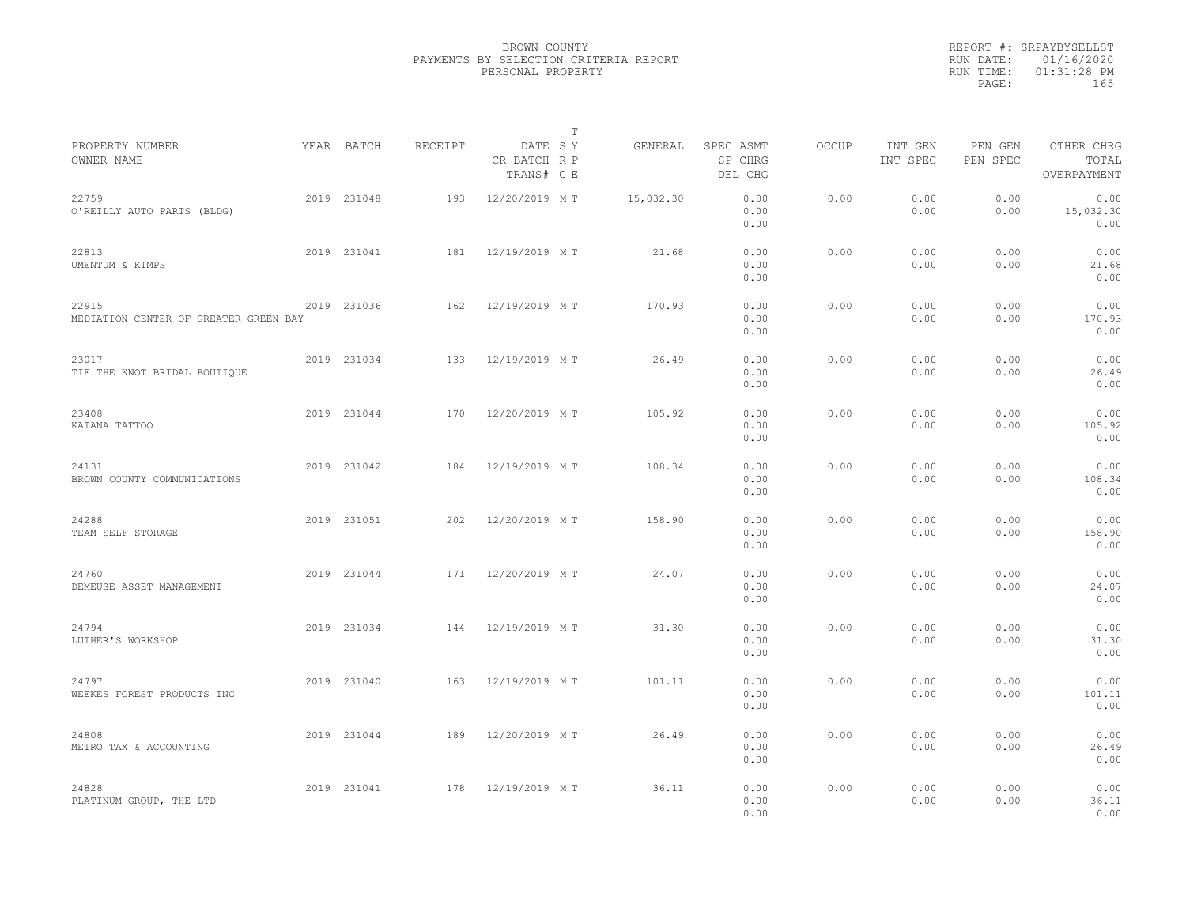BROWN COUNTY
PAYMENTS BY SELECTION CRITERIA REPORT
PERSONAL PROPERTY

REPORT #: SRPAYBYSELLST
RUN DATE: 01/16/2020
RUN TIME: 01:31:28 PM

| PROPERTY NUMBER<br>OWNER NAME | YEAR | BATCH | RECEIPT | DATE<br>CR BATCH<br>TRANS# | T<br>S Y<br>R P<br>C E | GENERAL | SPEC ASMT<br>SP CHRG<br>DEL CHG | OCCUP | INT GEN<br>INT SPEC | PEN GEN<br>PEN SPEC | OTHER CHRG<br>TOTAL<br>OVERPAYMENT |
|---|---|---|---|---|---|---|---|---|---|---|---|
| 22759<br>O'REILLY AUTO PARTS (BLDG) | 2019 | 231048 | 193 | 12/20/2019 | M T | 15,032.30 | 0.00<br>0.00<br>0.00 | 0.00 | 0.00<br>0.00 | 0.00<br>0.00 | 0.00<br>15,032.30<br>0.00 |
| 22813<br>UMENTUM & KIMPS | 2019 | 231041 | 181 | 12/19/2019 | M T | 21.68 | 0.00<br>0.00<br>0.00 | 0.00 | 0.00<br>0.00 | 0.00<br>0.00 | 0.00<br>21.68<br>0.00 |
| 22915<br>MEDIATION CENTER OF GREATER GREEN BAY | 2019 | 231036 | 162 | 12/19/2019 | M T | 170.93 | 0.00<br>0.00<br>0.00 | 0.00 | 0.00<br>0.00 | 0.00<br>0.00 | 0.00<br>170.93<br>0.00 |
| 23017<br>TIE THE KNOT BRIDAL BOUTIQUE | 2019 | 231034 | 133 | 12/19/2019 | M T | 26.49 | 0.00<br>0.00<br>0.00 | 0.00 | 0.00<br>0.00 | 0.00<br>0.00 | 0.00<br>26.49<br>0.00 |
| 23408<br>KATANA TATTOO | 2019 | 231044 | 170 | 12/20/2019 | M T | 105.92 | 0.00<br>0.00<br>0.00 | 0.00 | 0.00<br>0.00 | 0.00<br>0.00 | 0.00<br>105.92<br>0.00 |
| 24131<br>BROWN COUNTY COMMUNICATIONS | 2019 | 231042 | 184 | 12/19/2019 | M T | 108.34 | 0.00<br>0.00<br>0.00 | 0.00 | 0.00<br>0.00 | 0.00<br>0.00 | 0.00<br>108.34<br>0.00 |
| 24288<br>TEAM SELF STORAGE | 2019 | 231051 | 202 | 12/20/2019 | M T | 158.90 | 0.00<br>0.00<br>0.00 | 0.00 | 0.00<br>0.00 | 0.00<br>0.00 | 0.00<br>158.90<br>0.00 |
| 24760<br>DEMEUSE ASSET MANAGEMENT | 2019 | 231044 | 171 | 12/20/2019 | M T | 24.07 | 0.00<br>0.00<br>0.00 | 0.00 | 0.00<br>0.00 | 0.00<br>0.00 | 0.00<br>24.07<br>0.00 |
| 24794<br>LUTHER'S WORKSHOP | 2019 | 231034 | 144 | 12/19/2019 | M T | 31.30 | 0.00<br>0.00<br>0.00 | 0.00 | 0.00<br>0.00 | 0.00<br>0.00 | 0.00<br>31.30<br>0.00 |
| 24797<br>WEEKES FOREST PRODUCTS INC | 2019 | 231040 | 163 | 12/19/2019 | M T | 101.11 | 0.00<br>0.00<br>0.00 | 0.00 | 0.00<br>0.00 | 0.00<br>0.00 | 0.00<br>101.11<br>0.00 |
| 24808<br>METRO TAX & ACCOUNTING | 2019 | 231044 | 189 | 12/20/2019 | M T | 26.49 | 0.00<br>0.00<br>0.00 | 0.00 | 0.00<br>0.00 | 0.00<br>0.00 | 0.00<br>26.49<br>0.00 |
| 24828<br>PLATINUM GROUP, THE LTD | 2019 | 231041 | 178 | 12/19/2019 | M T | 36.11 | 0.00<br>0.00<br>0.00 | 0.00 | 0.00<br>0.00 | 0.00<br>0.00 | 0.00<br>36.11<br>0.00 |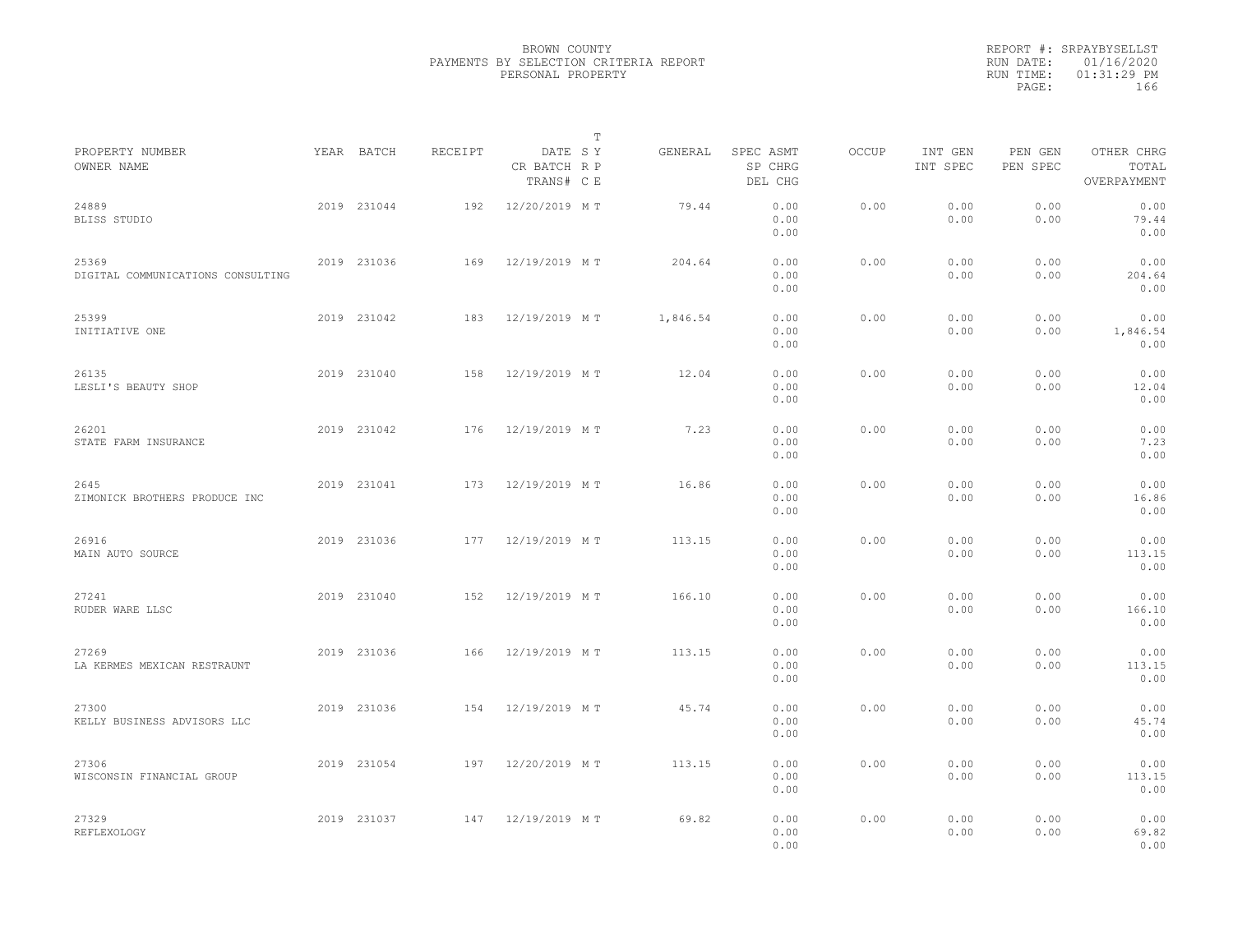BROWN COUNTY
PAYMENTS BY SELECTION CRITERIA REPORT
PERSONAL PROPERTY

REPORT #: SRPAYBYSELLST
RUN DATE: 01/16/2020
RUN TIME: 01:31:29 PM

| PROPERTY NUMBER<br>OWNER NAME | YEAR | BATCH | RECEIPT | DATE<br>CR BATCH<br>TRANS# | T<br>S Y<br>R P<br>C E | GENERAL | SPEC ASMT<br>SP CHRG<br>DEL CHG | OCCUP | INT GEN<br>INT SPEC | PEN GEN<br>PEN SPEC | OTHER CHRG<br>TOTAL<br>OVERPAYMENT |
|---|---|---|---|---|---|---|---|---|---|---|---|
| 24889<br>BLISS STUDIO | 2019 | 231044 | 192 | 12/20/2019 | M T | 79.44 | 0.00<br>0.00<br>0.00 | 0.00 | 0.00<br>0.00 | 0.00<br>0.00 | 0.00<br>79.44<br>0.00 |
| 25369<br>DIGITAL COMMUNICATIONS CONSULTING | 2019 | 231036 | 169 | 12/19/2019 | M T | 204.64 | 0.00<br>0.00<br>0.00 | 0.00 | 0.00<br>0.00 | 0.00<br>0.00 | 0.00<br>204.64<br>0.00 |
| 25399<br>INITIATIVE ONE | 2019 | 231042 | 183 | 12/19/2019 | M T | 1,846.54 | 0.00<br>0.00<br>0.00 | 0.00 | 0.00<br>0.00 | 0.00<br>0.00 | 0.00<br>1,846.54<br>0.00 |
| 26135<br>LESLI'S BEAUTY SHOP | 2019 | 231040 | 158 | 12/19/2019 | M T | 12.04 | 0.00<br>0.00<br>0.00 | 0.00 | 0.00<br>0.00 | 0.00<br>0.00 | 0.00<br>12.04<br>0.00 |
| 26201<br>STATE FARM INSURANCE | 2019 | 231042 | 176 | 12/19/2019 | M T | 7.23 | 0.00<br>0.00<br>0.00 | 0.00 | 0.00<br>0.00 | 0.00<br>0.00 | 0.00<br>7.23<br>0.00 |
| 2645<br>ZIMONICK BROTHERS PRODUCE INC | 2019 | 231041 | 173 | 12/19/2019 | M T | 16.86 | 0.00<br>0.00<br>0.00 | 0.00 | 0.00<br>0.00 | 0.00<br>0.00 | 0.00<br>16.86<br>0.00 |
| 26916<br>MAIN AUTO SOURCE | 2019 | 231036 | 177 | 12/19/2019 | M T | 113.15 | 0.00<br>0.00<br>0.00 | 0.00 | 0.00<br>0.00 | 0.00<br>0.00 | 0.00<br>113.15<br>0.00 |
| 27241<br>RUDER WARE LLSC | 2019 | 231040 | 152 | 12/19/2019 | M T | 166.10 | 0.00<br>0.00<br>0.00 | 0.00 | 0.00<br>0.00 | 0.00<br>0.00 | 0.00<br>166.10<br>0.00 |
| 27269<br>LA KERMES MEXICAN RESTRAUNT | 2019 | 231036 | 166 | 12/19/2019 | M T | 113.15 | 0.00<br>0.00<br>0.00 | 0.00 | 0.00<br>0.00 | 0.00<br>0.00 | 0.00<br>113.15<br>0.00 |
| 27300<br>KELLY BUSINESS ADVISORS LLC | 2019 | 231036 | 154 | 12/19/2019 | M T | 45.74 | 0.00<br>0.00<br>0.00 | 0.00 | 0.00<br>0.00 | 0.00<br>0.00 | 0.00<br>45.74<br>0.00 |
| 27306<br>WISCONSIN FINANCIAL GROUP | 2019 | 231054 | 197 | 12/20/2019 | M T | 113.15 | 0.00<br>0.00<br>0.00 | 0.00 | 0.00<br>0.00 | 0.00<br>0.00 | 0.00<br>113.15<br>0.00 |
| 27329<br>REFLEXOLOGY | 2019 | 231037 | 147 | 12/19/2019 | M T | 69.82 | 0.00<br>0.00<br>0.00 | 0.00 | 0.00<br>0.00 | 0.00<br>0.00 | 0.00<br>69.82<br>0.00 |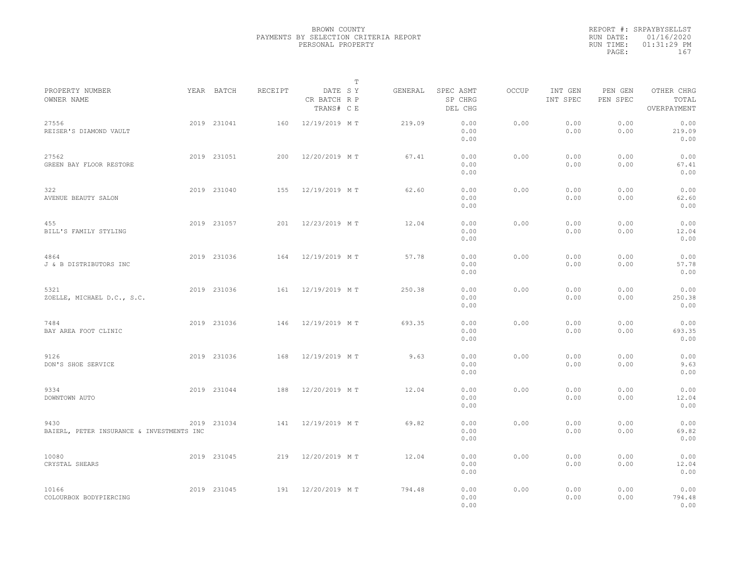BROWN COUNTY
PAYMENTS BY SELECTION CRITERIA REPORT
PERSONAL PROPERTY

REPORT #: SRPAYBYSELLST
RUN DATE: 01/16/2020
RUN TIME: 01:31:29 PM
PAGE: 167

| PROPERTY NUMBER / OWNER NAME | YEAR | BATCH | RECEIPT | DATE / CR BATCH / TRANS# | T S Y / R P / C E | GENERAL | SPEC ASMT / SP CHRG / DEL CHG | OCCUP | INT GEN / INT SPEC | PEN GEN / PEN SPEC | OTHER CHRG / TOTAL / OVERPAYMENT |
|---|---|---|---|---|---|---|---|---|---|---|---|
| 27556 REISER'S DIAMOND VAULT | 2019 | 231041 | 160 | 12/19/2019 | M T | 219.09 | 0.00 0.00 0.00 | 0.00 | 0.00 0.00 | 0.00 0.00 | 0.00 219.09 0.00 |
| 27562 GREEN BAY FLOOR RESTORE | 2019 | 231051 | 200 | 12/20/2019 | M T | 67.41 | 0.00 0.00 0.00 | 0.00 | 0.00 0.00 | 0.00 0.00 | 0.00 67.41 0.00 |
| 322 AVENUE BEAUTY SALON | 2019 | 231040 | 155 | 12/19/2019 | M T | 62.60 | 0.00 0.00 0.00 | 0.00 | 0.00 0.00 | 0.00 0.00 | 0.00 62.60 0.00 |
| 455 BILL'S FAMILY STYLING | 2019 | 231057 | 201 | 12/23/2019 | M T | 12.04 | 0.00 0.00 0.00 | 0.00 | 0.00 0.00 | 0.00 0.00 | 0.00 12.04 0.00 |
| 4864 J & B DISTRIBUTORS INC | 2019 | 231036 | 164 | 12/19/2019 | M T | 57.78 | 0.00 0.00 0.00 | 0.00 | 0.00 0.00 | 0.00 0.00 | 0.00 57.78 0.00 |
| 5321 ZOELLE, MICHAEL D.C., S.C. | 2019 | 231036 | 161 | 12/19/2019 | M T | 250.38 | 0.00 0.00 0.00 | 0.00 | 0.00 0.00 | 0.00 0.00 | 0.00 250.38 0.00 |
| 7484 BAY AREA FOOT CLINIC | 2019 | 231036 | 146 | 12/19/2019 | M T | 693.35 | 0.00 0.00 0.00 | 0.00 | 0.00 0.00 | 0.00 0.00 | 0.00 693.35 0.00 |
| 9126 DON'S SHOE SERVICE | 2019 | 231036 | 168 | 12/19/2019 | M T | 9.63 | 0.00 0.00 0.00 | 0.00 | 0.00 0.00 | 0.00 0.00 | 0.00 9.63 0.00 |
| 9334 DOWNTOWN AUTO | 2019 | 231044 | 188 | 12/20/2019 | M T | 12.04 | 0.00 0.00 0.00 | 0.00 | 0.00 0.00 | 0.00 0.00 | 0.00 12.04 0.00 |
| 9430 BAIERL, PETER INSURANCE & INVESTMENTS INC | 2019 | 231034 | 141 | 12/19/2019 | M T | 69.82 | 0.00 0.00 0.00 | 0.00 | 0.00 0.00 | 0.00 0.00 | 0.00 69.82 0.00 |
| 10080 CRYSTAL SHEARS | 2019 | 231045 | 219 | 12/20/2019 | M T | 12.04 | 0.00 0.00 0.00 | 0.00 | 0.00 0.00 | 0.00 0.00 | 0.00 12.04 0.00 |
| 10166 COLOURBOX BODYPIERCING | 2019 | 231045 | 191 | 12/20/2019 | M T | 794.48 | 0.00 0.00 0.00 | 0.00 | 0.00 0.00 | 0.00 0.00 | 0.00 794.48 0.00 |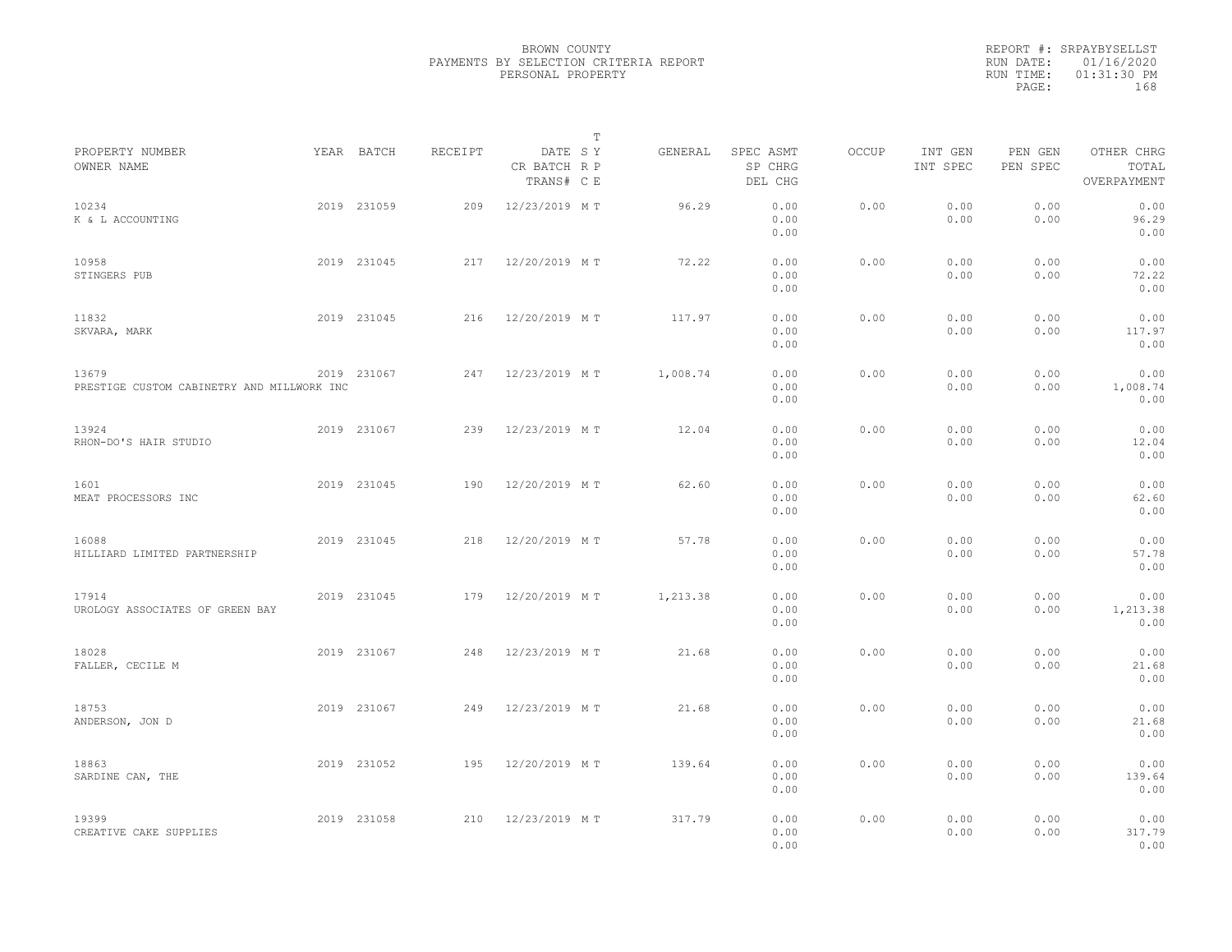BROWN COUNTY
PAYMENTS BY SELECTION CRITERIA REPORT
PERSONAL PROPERTY

REPORT #: SRPAYBYSELLST
RUN DATE: 01/16/2020
RUN TIME: 01:31:30 PM

| PROPERTY NUMBER / OWNER NAME | YEAR | BATCH | RECEIPT | DATE / CR BATCH / TRANS# | T SY RP CE | GENERAL | SPEC ASMT / SP CHRG / DEL CHG | OCCUP | INT GEN / INT SPEC | PEN GEN / PEN SPEC | OTHER CHRG / TOTAL / OVERPAYMENT |
|---|---|---|---|---|---|---|---|---|---|---|---|
| 10234 K & L ACCOUNTING | 2019 | 231059 | 209 | 12/23/2019 | M T | 96.29 | 0.00 0.00 0.00 | 0.00 | 0.00 0.00 | 0.00 0.00 | 0.00 96.29 0.00 |
| 10958 STINGERS PUB | 2019 | 231045 | 217 | 12/20/2019 | M T | 72.22 | 0.00 0.00 0.00 | 0.00 | 0.00 0.00 | 0.00 0.00 | 0.00 72.22 0.00 |
| 11832 SKVARA, MARK | 2019 | 231045 | 216 | 12/20/2019 | M T | 117.97 | 0.00 0.00 0.00 | 0.00 | 0.00 0.00 | 0.00 0.00 | 0.00 117.97 0.00 |
| 13679 PRESTIGE CUSTOM CABINETRY AND MILLWORK INC | 2019 | 231067 | 247 | 12/23/2019 | M T | 1,008.74 | 0.00 0.00 0.00 | 0.00 | 0.00 0.00 | 0.00 0.00 | 0.00 1,008.74 0.00 |
| 13924 RHON-DO'S HAIR STUDIO | 2019 | 231067 | 239 | 12/23/2019 | M T | 12.04 | 0.00 0.00 0.00 | 0.00 | 0.00 0.00 | 0.00 0.00 | 0.00 12.04 0.00 |
| 1601 MEAT PROCESSORS INC | 2019 | 231045 | 190 | 12/20/2019 | M T | 62.60 | 0.00 0.00 0.00 | 0.00 | 0.00 0.00 | 0.00 0.00 | 0.00 62.60 0.00 |
| 16088 HILLIARD LIMITED PARTNERSHIP | 2019 | 231045 | 218 | 12/20/2019 | M T | 57.78 | 0.00 0.00 0.00 | 0.00 | 0.00 0.00 | 0.00 0.00 | 0.00 57.78 0.00 |
| 17914 UROLOGY ASSOCIATES OF GREEN BAY | 2019 | 231045 | 179 | 12/20/2019 | M T | 1,213.38 | 0.00 0.00 0.00 | 0.00 | 0.00 0.00 | 0.00 0.00 | 0.00 1,213.38 0.00 |
| 18028 FALLER, CECILE M | 2019 | 231067 | 248 | 12/23/2019 | M T | 21.68 | 0.00 0.00 0.00 | 0.00 | 0.00 0.00 | 0.00 0.00 | 0.00 21.68 0.00 |
| 18753 ANDERSON, JON D | 2019 | 231067 | 249 | 12/23/2019 | M T | 21.68 | 0.00 0.00 0.00 | 0.00 | 0.00 0.00 | 0.00 0.00 | 0.00 21.68 0.00 |
| 18863 SARDINE CAN, THE | 2019 | 231052 | 195 | 12/20/2019 | M T | 139.64 | 0.00 0.00 0.00 | 0.00 | 0.00 0.00 | 0.00 0.00 | 0.00 139.64 0.00 |
| 19399 CREATIVE CAKE SUPPLIES | 2019 | 231058 | 210 | 12/23/2019 | M T | 317.79 | 0.00 0.00 0.00 | 0.00 | 0.00 0.00 | 0.00 0.00 | 0.00 317.79 0.00 |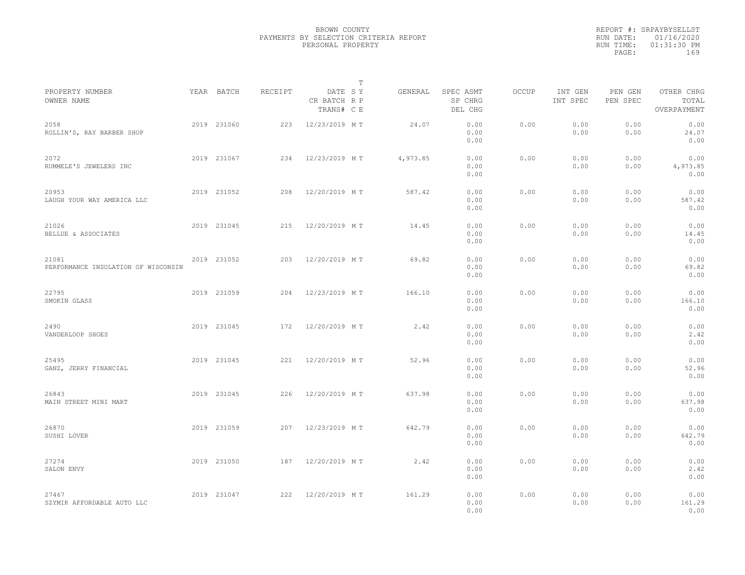BROWN COUNTY
PAYMENTS BY SELECTION CRITERIA REPORT
PERSONAL PROPERTY

REPORT #: SRPAYBYSELLST
RUN DATE: 01/16/2020
RUN TIME: 01:31:30 PM

| PROPERTY NUMBER<br>OWNER NAME | YEAR | BATCH | RECEIPT | DATE<br>CR BATCH<br>TRANS# | T<br>S Y<br>R P<br>C E | GENERAL | SPEC ASMT<br>SP CHRG<br>DEL CHG | OCCUP | INT GEN<br>INT SPEC | PEN GEN<br>PEN SPEC | OTHER CHRG<br>TOTAL<br>OVERPAYMENT |
|---|---|---|---|---|---|---|---|---|---|---|---|
| 2058<br>ROLLIN'S, RAY BARBER SHOP | 2019 | 231060 | 223 | 12/23/2019 | M T | 24.07 | 0.00<br>0.00<br>0.00 | 0.00 | 0.00<br>0.00 | 0.00<br>0.00 | 0.00<br>24.07<br>0.00 |
| 2072<br>RUMMELE'S JEWELERS INC | 2019 | 231067 | 234 | 12/23/2019 | M T | 4,973.85 | 0.00<br>0.00<br>0.00 | 0.00 | 0.00<br>0.00 | 0.00<br>0.00 | 0.00<br>4,973.85<br>0.00 |
| 20953<br>LAUGH YOUR WAY AMERICA LLC | 2019 | 231052 | 208 | 12/20/2019 | M T | 587.42 | 0.00<br>0.00<br>0.00 | 0.00 | 0.00<br>0.00 | 0.00<br>0.00 | 0.00<br>587.42<br>0.00 |
| 21026<br>BELLUE & ASSOCIATES | 2019 | 231045 | 215 | 12/20/2019 | M T | 14.45 | 0.00<br>0.00<br>0.00 | 0.00 | 0.00<br>0.00 | 0.00<br>0.00 | 0.00<br>14.45<br>0.00 |
| 21081<br>PERFORMANCE INSULATION OF WISCONSIN | 2019 | 231052 | 203 | 12/20/2019 | M T | 69.82 | 0.00<br>0.00<br>0.00 | 0.00 | 0.00<br>0.00 | 0.00<br>0.00 | 0.00<br>69.82<br>0.00 |
| 22795<br>SMOKIN GLASS | 2019 | 231059 | 204 | 12/23/2019 | M T | 166.10 | 0.00<br>0.00<br>0.00 | 0.00 | 0.00<br>0.00 | 0.00<br>0.00 | 0.00<br>166.10<br>0.00 |
| 2490<br>VANDERLOOP SHOES | 2019 | 231045 | 172 | 12/20/2019 | M T | 2.42 | 0.00<br>0.00<br>0.00 | 0.00 | 0.00<br>0.00 | 0.00<br>0.00 | 0.00<br>2.42<br>0.00 |
| 25495<br>GANZ, JERRY FINANCIAL | 2019 | 231045 | 221 | 12/20/2019 | M T | 52.96 | 0.00<br>0.00<br>0.00 | 0.00 | 0.00<br>0.00 | 0.00<br>0.00 | 0.00<br>52.96<br>0.00 |
| 26843<br>MAIN STREET MINI MART | 2019 | 231045 | 226 | 12/20/2019 | M T | 637.98 | 0.00<br>0.00<br>0.00 | 0.00 | 0.00<br>0.00 | 0.00<br>0.00 | 0.00<br>637.98<br>0.00 |
| 26870<br>SUSHI LOVER | 2019 | 231059 | 207 | 12/23/2019 | M T | 642.79 | 0.00<br>0.00<br>0.00 | 0.00 | 0.00<br>0.00 | 0.00<br>0.00 | 0.00<br>642.79<br>0.00 |
| 27274<br>SALON ENVY | 2019 | 231050 | 187 | 12/20/2019 | M T | 2.42 | 0.00<br>0.00<br>0.00 | 0.00 | 0.00<br>0.00 | 0.00<br>0.00 | 0.00<br>2.42<br>0.00 |
| 27467<br>SZYMIK AFFORDABLE AUTO LLC | 2019 | 231047 | 222 | 12/20/2019 | M T | 161.29 | 0.00<br>0.00<br>0.00 | 0.00 | 0.00<br>0.00 | 0.00<br>0.00 | 0.00<br>161.29<br>0.00 |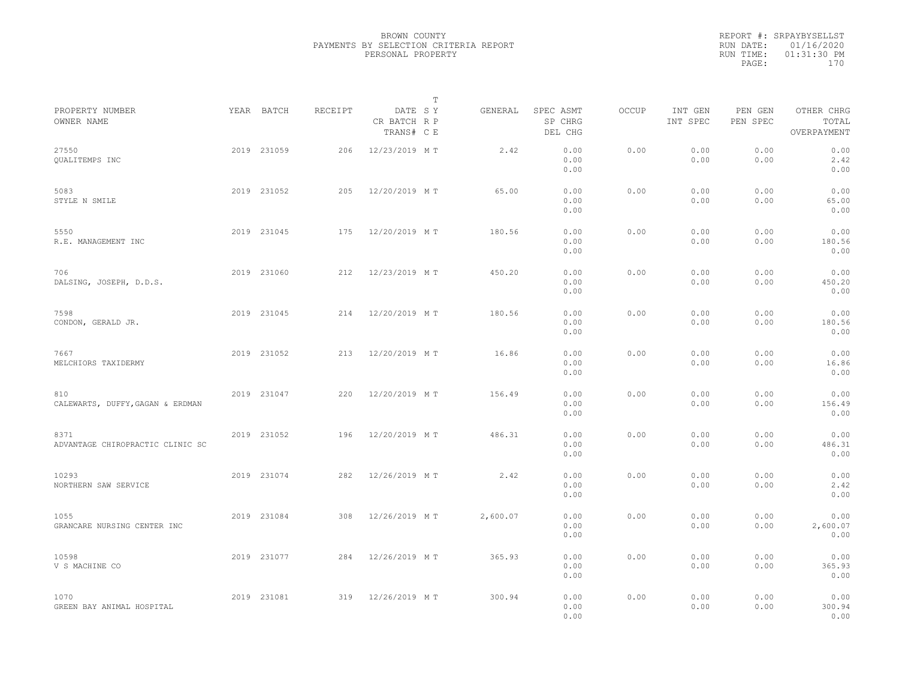BROWN COUNTY
PAYMENTS BY SELECTION CRITERIA REPORT
PERSONAL PROPERTY

REPORT #: SRPAYBYSELLST
RUN DATE: 01/16/2020
RUN TIME: 01:31:30 PM

| PROPERTY NUMBER / OWNER NAME | YEAR | BATCH | RECEIPT | DATE / CR BATCH / TRANS# | T SY RP CE | GENERAL | SPEC ASMT / SP CHRG / DEL CHG | OCCUP | INT GEN / INT SPEC | PEN GEN / PEN SPEC | OTHER CHRG / TOTAL / OVERPAYMENT |
|---|---|---|---|---|---|---|---|---|---|---|---|
| 27550 QUALITEMPS INC | 2019 | 231059 | 206 | 12/23/2019 | M T | 2.42 | 0.00 0.00 0.00 | 0.00 | 0.00 0.00 | 0.00 0.00 | 0.00 2.42 0.00 |
| 5083 STYLE N SMILE | 2019 | 231052 | 205 | 12/20/2019 | M T | 65.00 | 0.00 0.00 0.00 | 0.00 | 0.00 0.00 | 0.00 0.00 | 0.00 65.00 0.00 |
| 5550 R.E. MANAGEMENT INC | 2019 | 231045 | 175 | 12/20/2019 | M T | 180.56 | 0.00 0.00 0.00 | 0.00 | 0.00 0.00 | 0.00 0.00 | 0.00 180.56 0.00 |
| 706 DALSING, JOSEPH, D.D.S. | 2019 | 231060 | 212 | 12/23/2019 | M T | 450.20 | 0.00 0.00 0.00 | 0.00 | 0.00 0.00 | 0.00 0.00 | 0.00 450.20 0.00 |
| 7598 CONDON, GERALD JR. | 2019 | 231045 | 214 | 12/20/2019 | M T | 180.56 | 0.00 0.00 0.00 | 0.00 | 0.00 0.00 | 0.00 0.00 | 0.00 180.56 0.00 |
| 7667 MELCHIORS TAXIDERMY | 2019 | 231052 | 213 | 12/20/2019 | M T | 16.86 | 0.00 0.00 0.00 | 0.00 | 0.00 0.00 | 0.00 0.00 | 0.00 16.86 0.00 |
| 810 CALEWARTS, DUFFY,GAGAN & ERDMAN | 2019 | 231047 | 220 | 12/20/2019 | M T | 156.49 | 0.00 0.00 0.00 | 0.00 | 0.00 0.00 | 0.00 0.00 | 0.00 156.49 0.00 |
| 8371 ADVANTAGE CHIROPRACTIC CLINIC SC | 2019 | 231052 | 196 | 12/20/2019 | M T | 486.31 | 0.00 0.00 0.00 | 0.00 | 0.00 0.00 | 0.00 0.00 | 0.00 486.31 0.00 |
| 10293 NORTHERN SAW SERVICE | 2019 | 231074 | 282 | 12/26/2019 | M T | 2.42 | 0.00 0.00 0.00 | 0.00 | 0.00 0.00 | 0.00 0.00 | 0.00 2.42 0.00 |
| 1055 GRANCARE NURSING CENTER INC | 2019 | 231084 | 308 | 12/26/2019 | M T | 2,600.07 | 0.00 0.00 0.00 | 0.00 | 0.00 0.00 | 0.00 0.00 | 0.00 2,600.07 0.00 |
| 10598 V S MACHINE CO | 2019 | 231077 | 284 | 12/26/2019 | M T | 365.93 | 0.00 0.00 0.00 | 0.00 | 0.00 0.00 | 0.00 0.00 | 0.00 365.93 0.00 |
| 1070 GREEN BAY ANIMAL HOSPITAL | 2019 | 231081 | 319 | 12/26/2019 | M T | 300.94 | 0.00 0.00 0.00 | 0.00 | 0.00 0.00 | 0.00 0.00 | 0.00 300.94 0.00 |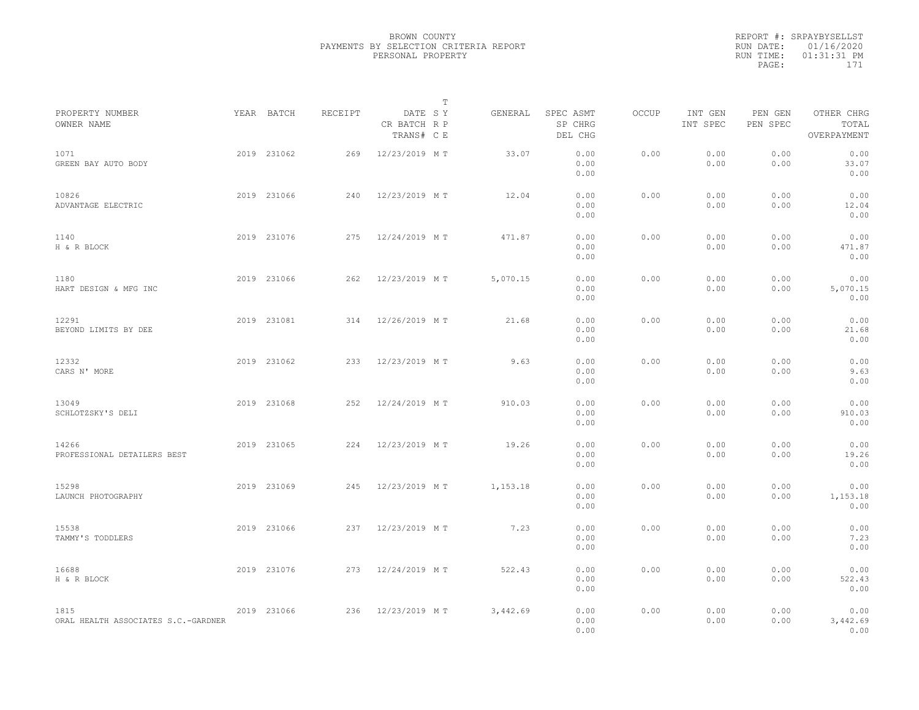BROWN COUNTY
PAYMENTS BY SELECTION CRITERIA REPORT
PERSONAL PROPERTY

REPORT #: SRPAYBYSELLST
RUN DATE: 01/16/2020
RUN TIME: 01:31:31 PM

| PROPERTY NUMBER<br>OWNER NAME | YEAR | BATCH | RECEIPT | DATE<br>CR BATCH<br>TRANS# | T<br>SY<br>RP<br>CE | GENERAL | SPEC ASMT<br>SP CHRG<br>DEL CHG | OCCUP | INT GEN<br>INT SPEC | PEN GEN<br>PEN SPEC | OTHER CHRG<br>TOTAL<br>OVERPAYMENT |
|---|---|---|---|---|---|---|---|---|---|---|---|
| 1071<br>GREEN BAY AUTO BODY | 2019 | 231062 | 269 | 12/23/2019 | M T | 33.07 | 0.00<br>0.00<br>0.00 | 0.00 | 0.00<br>0.00 | 0.00<br>0.00 | 0.00<br>33.07<br>0.00 |
| 10826<br>ADVANTAGE ELECTRIC | 2019 | 231066 | 240 | 12/23/2019 | M T | 12.04 | 0.00<br>0.00<br>0.00 | 0.00 | 0.00<br>0.00 | 0.00<br>0.00 | 0.00<br>12.04<br>0.00 |
| 1140<br>H & R BLOCK | 2019 | 231076 | 275 | 12/24/2019 | M T | 471.87 | 0.00<br>0.00<br>0.00 | 0.00 | 0.00<br>0.00 | 0.00<br>0.00 | 0.00<br>471.87<br>0.00 |
| 1180<br>HART DESIGN & MFG INC | 2019 | 231066 | 262 | 12/23/2019 | M T | 5,070.15 | 0.00<br>0.00<br>0.00 | 0.00 | 0.00<br>0.00 | 0.00<br>0.00 | 0.00<br>5,070.15<br>0.00 |
| 12291<br>BEYOND LIMITS BY DEE | 2019 | 231081 | 314 | 12/26/2019 | M T | 21.68 | 0.00<br>0.00<br>0.00 | 0.00 | 0.00<br>0.00 | 0.00<br>0.00 | 0.00<br>21.68<br>0.00 |
| 12332<br>CARS N' MORE | 2019 | 231062 | 233 | 12/23/2019 | M T | 9.63 | 0.00<br>0.00<br>0.00 | 0.00 | 0.00<br>0.00 | 0.00<br>0.00 | 0.00<br>9.63<br>0.00 |
| 13049<br>SCHLOTZSKY'S DELI | 2019 | 231068 | 252 | 12/24/2019 | M T | 910.03 | 0.00<br>0.00<br>0.00 | 0.00 | 0.00<br>0.00 | 0.00<br>0.00 | 0.00<br>910.03<br>0.00 |
| 14266<br>PROFESSIONAL DETAILERS BEST | 2019 | 231065 | 224 | 12/23/2019 | M T | 19.26 | 0.00<br>0.00<br>0.00 | 0.00 | 0.00<br>0.00 | 0.00<br>0.00 | 0.00<br>19.26<br>0.00 |
| 15298<br>LAUNCH PHOTOGRAPHY | 2019 | 231069 | 245 | 12/23/2019 | M T | 1,153.18 | 0.00<br>0.00<br>0.00 | 0.00 | 0.00<br>0.00 | 0.00<br>0.00 | 0.00<br>1,153.18<br>0.00 |
| 15538<br>TAMMY'S TODDLERS | 2019 | 231066 | 237 | 12/23/2019 | M T | 7.23 | 0.00<br>0.00<br>0.00 | 0.00 | 0.00<br>0.00 | 0.00<br>0.00 | 0.00<br>7.23<br>0.00 |
| 16688<br>H & R BLOCK | 2019 | 231076 | 273 | 12/24/2019 | M T | 522.43 | 0.00<br>0.00<br>0.00 | 0.00 | 0.00<br>0.00 | 0.00<br>0.00 | 0.00<br>522.43<br>0.00 |
| 1815<br>ORAL HEALTH ASSOCIATES S.C.-GARDNER | 2019 | 231066 | 236 | 12/23/2019 | M T | 3,442.69 | 0.00<br>0.00<br>0.00 | 0.00 | 0.00<br>0.00 | 0.00<br>0.00 | 0.00<br>3,442.69<br>0.00 |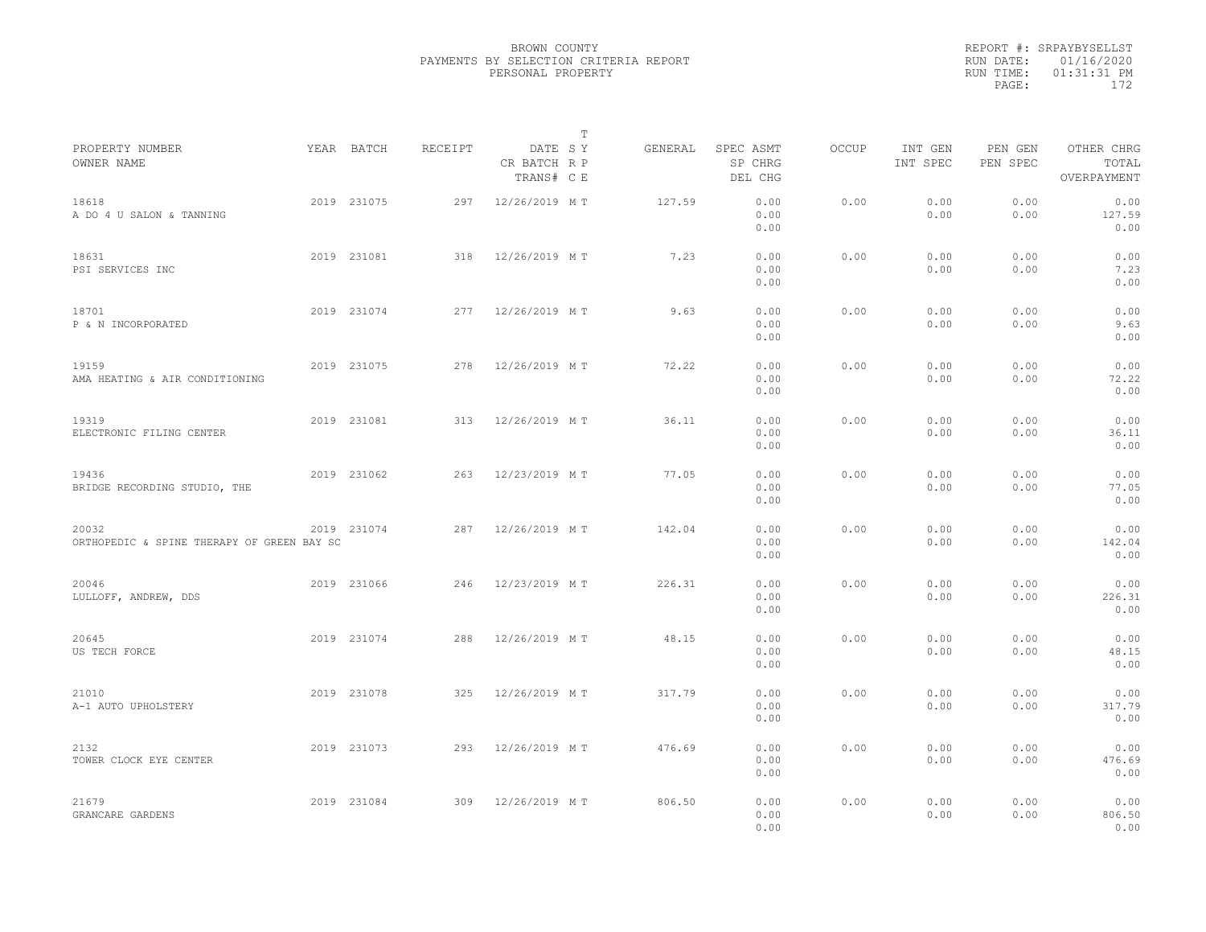BROWN COUNTY
PAYMENTS BY SELECTION CRITERIA REPORT
PERSONAL PROPERTY

REPORT #: SRPAYBYSELLST
RUN DATE: 01/16/2020
RUN TIME: 01:31:31 PM

| PROPERTY NUMBER / OWNER NAME | YEAR | BATCH | RECEIPT | DATE / CR BATCH / TRANS# | T S R C | T Y P E | GENERAL | SPEC ASMT / SP CHRG / DEL CHG | OCCUP | INT GEN / INT SPEC | PEN GEN / PEN SPEC | OTHER CHRG / TOTAL / OVERPAYMENT |
|---|---|---|---|---|---|---|---|---|---|---|---|---|
| 18618 A DO 4 U SALON & TANNING | 2019 | 231075 | 297 | 12/26/2019 | M | T | 127.59 | 0.00 0.00 0.00 | 0.00 | 0.00 0.00 | 0.00 0.00 | 0.00 127.59 0.00 |
| 18631 PSI SERVICES INC | 2019 | 231081 | 318 | 12/26/2019 | M | T | 7.23 | 0.00 0.00 0.00 | 0.00 | 0.00 0.00 | 0.00 0.00 | 0.00 7.23 0.00 |
| 18701 P & N INCORPORATED | 2019 | 231074 | 277 | 12/26/2019 | M | T | 9.63 | 0.00 0.00 0.00 | 0.00 | 0.00 0.00 | 0.00 0.00 | 0.00 9.63 0.00 |
| 19159 AMA HEATING & AIR CONDITIONING | 2019 | 231075 | 278 | 12/26/2019 | M | T | 72.22 | 0.00 0.00 0.00 | 0.00 | 0.00 0.00 | 0.00 0.00 | 0.00 72.22 0.00 |
| 19319 ELECTRONIC FILING CENTER | 2019 | 231081 | 313 | 12/26/2019 | M | T | 36.11 | 0.00 0.00 0.00 | 0.00 | 0.00 0.00 | 0.00 0.00 | 0.00 36.11 0.00 |
| 19436 BRIDGE RECORDING STUDIO, THE | 2019 | 231062 | 263 | 12/23/2019 | M | T | 77.05 | 0.00 0.00 0.00 | 0.00 | 0.00 0.00 | 0.00 0.00 | 0.00 77.05 0.00 |
| 20032 ORTHOPEDIC & SPINE THERAPY OF GREEN BAY SC | 2019 | 231074 | 287 | 12/26/2019 | M | T | 142.04 | 0.00 0.00 0.00 | 0.00 | 0.00 0.00 | 0.00 0.00 | 0.00 142.04 0.00 |
| 20046 LULLOFF, ANDREW, DDS | 2019 | 231066 | 246 | 12/23/2019 | M | T | 226.31 | 0.00 0.00 0.00 | 0.00 | 0.00 0.00 | 0.00 0.00 | 0.00 226.31 0.00 |
| 20645 US TECH FORCE | 2019 | 231074 | 288 | 12/26/2019 | M | T | 48.15 | 0.00 0.00 0.00 | 0.00 | 0.00 0.00 | 0.00 0.00 | 0.00 48.15 0.00 |
| 21010 A-1 AUTO UPHOLSTERY | 2019 | 231078 | 325 | 12/26/2019 | M | T | 317.79 | 0.00 0.00 0.00 | 0.00 | 0.00 0.00 | 0.00 0.00 | 0.00 317.79 0.00 |
| 2132 TOWER CLOCK EYE CENTER | 2019 | 231073 | 293 | 12/26/2019 | M | T | 476.69 | 0.00 0.00 0.00 | 0.00 | 0.00 0.00 | 0.00 0.00 | 0.00 476.69 0.00 |
| 21679 GRANCARE GARDENS | 2019 | 231084 | 309 | 12/26/2019 | M | T | 806.50 | 0.00 0.00 0.00 | 0.00 | 0.00 0.00 | 0.00 0.00 | 0.00 806.50 0.00 |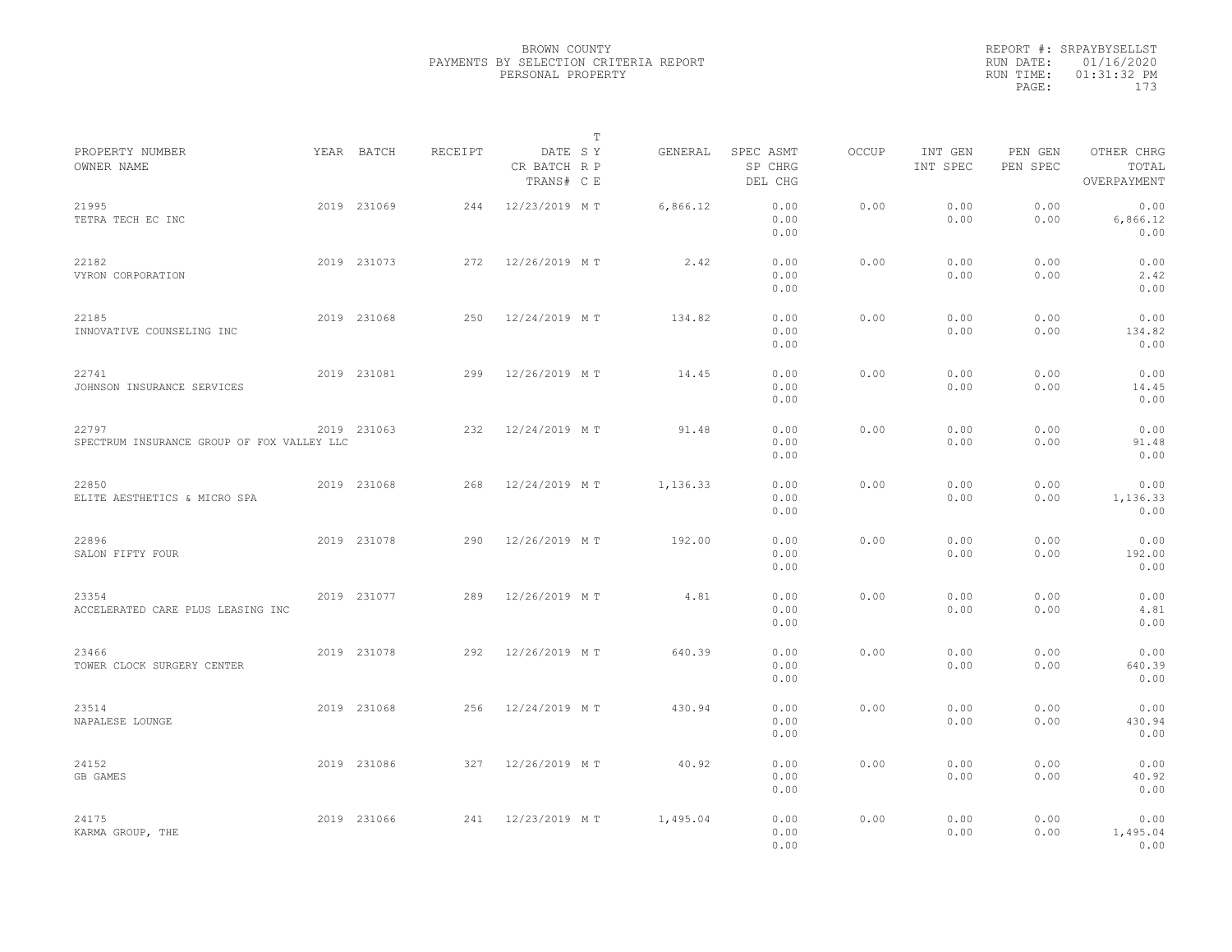BROWN COUNTY
PAYMENTS BY SELECTION CRITERIA REPORT
PERSONAL PROPERTY

REPORT #: SRPAYBYSELLST
RUN DATE: 01/16/2020
RUN TIME: 01:31:32 PM

| PROPERTY NUMBER<br>OWNER NAME | YEAR | BATCH | RECEIPT | DATE<br>CR BATCH<br>TRANS# | T S Y R P C E | GENERAL | SPEC ASMT<br>SP CHRG<br>DEL CHG | OCCUP | INT GEN<br>INT SPEC | PEN GEN<br>PEN SPEC | OTHER CHRG<br>TOTAL<br>OVERPAYMENT |
|---|---|---|---|---|---|---|---|---|---|---|---|
| 21995<br>TETRA TECH EC INC | 2019 | 231069 | 244 | 12/23/2019 | M T | 6,866.12 | 0.00<br>0.00<br>0.00 | 0.00 | 0.00<br>0.00 | 0.00<br>0.00 | 0.00<br>6,866.12<br>0.00 |
| 22182<br>VYRON CORPORATION | 2019 | 231073 | 272 | 12/26/2019 | M T | 2.42 | 0.00<br>0.00<br>0.00 | 0.00 | 0.00<br>0.00 | 0.00<br>0.00 | 0.00<br>2.42<br>0.00 |
| 22185<br>INNOVATIVE COUNSELING INC | 2019 | 231068 | 250 | 12/24/2019 | M T | 134.82 | 0.00<br>0.00<br>0.00 | 0.00 | 0.00<br>0.00 | 0.00<br>0.00 | 0.00<br>134.82<br>0.00 |
| 22741<br>JOHNSON INSURANCE SERVICES | 2019 | 231081 | 299 | 12/26/2019 | M T | 14.45 | 0.00<br>0.00<br>0.00 | 0.00 | 0.00<br>0.00 | 0.00<br>0.00 | 0.00<br>14.45<br>0.00 |
| 22797<br>SPECTRUM INSURANCE GROUP OF FOX VALLEY LLC | 2019 | 231063 | 232 | 12/24/2019 | M T | 91.48 | 0.00<br>0.00<br>0.00 | 0.00 | 0.00<br>0.00 | 0.00<br>0.00 | 0.00<br>91.48<br>0.00 |
| 22850<br>ELITE AESTHETICS & MICRO SPA | 2019 | 231068 | 268 | 12/24/2019 | M T | 1,136.33 | 0.00<br>0.00<br>0.00 | 0.00 | 0.00<br>0.00 | 0.00<br>0.00 | 0.00<br>1,136.33<br>0.00 |
| 22896<br>SALON FIFTY FOUR | 2019 | 231078 | 290 | 12/26/2019 | M T | 192.00 | 0.00<br>0.00<br>0.00 | 0.00 | 0.00<br>0.00 | 0.00<br>0.00 | 0.00<br>192.00<br>0.00 |
| 23354<br>ACCELERATED CARE PLUS LEASING INC | 2019 | 231077 | 289 | 12/26/2019 | M T | 4.81 | 0.00<br>0.00<br>0.00 | 0.00 | 0.00<br>0.00 | 0.00<br>0.00 | 0.00<br>4.81<br>0.00 |
| 23466<br>TOWER CLOCK SURGERY CENTER | 2019 | 231078 | 292 | 12/26/2019 | M T | 640.39 | 0.00<br>0.00<br>0.00 | 0.00 | 0.00<br>0.00 | 0.00<br>0.00 | 0.00<br>640.39<br>0.00 |
| 23514<br>NAPALESE LOUNGE | 2019 | 231068 | 256 | 12/24/2019 | M T | 430.94 | 0.00<br>0.00<br>0.00 | 0.00 | 0.00<br>0.00 | 0.00<br>0.00 | 0.00<br>430.94<br>0.00 |
| 24152<br>GB GAMES | 2019 | 231086 | 327 | 12/26/2019 | M T | 40.92 | 0.00<br>0.00<br>0.00 | 0.00 | 0.00<br>0.00 | 0.00<br>0.00 | 0.00<br>40.92<br>0.00 |
| 24175<br>KARMA GROUP, THE | 2019 | 231066 | 241 | 12/23/2019 | M T | 1,495.04 | 0.00<br>0.00<br>0.00 | 0.00 | 0.00<br>0.00 | 0.00<br>0.00 | 0.00<br>1,495.04<br>0.00 |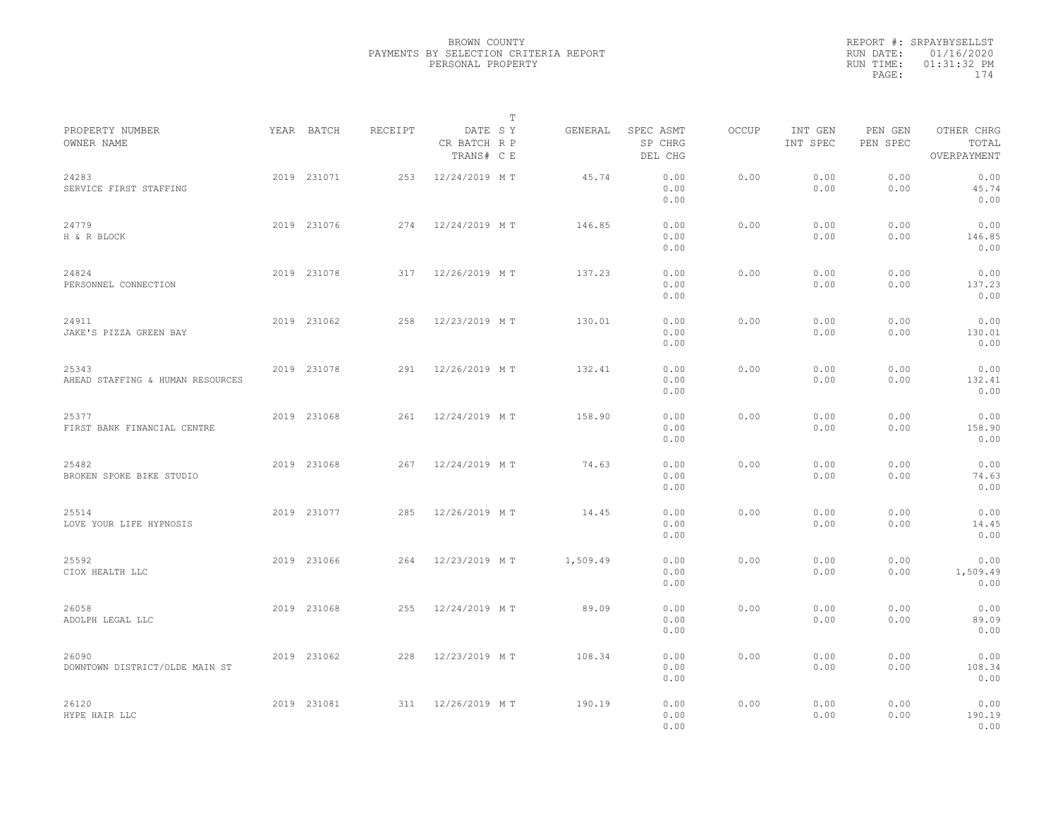BROWN COUNTY
PAYMENTS BY SELECTION CRITERIA REPORT
PERSONAL PROPERTY

REPORT #: SRPAYBYSELLST
RUN DATE: 01/16/2020
RUN TIME: 01:31:32 PM

| PROPERTY NUMBER<br>OWNER NAME | YEAR | BATCH | RECEIPT | DATE<br>CR BATCH<br>TRANS# | T S Y<br>R P<br>C E | GENERAL | SPEC ASMT<br>SP CHRG<br>DEL CHG | OCCUP | INT GEN<br>INT SPEC | PEN GEN<br>PEN SPEC | OTHER CHRG<br>TOTAL<br>OVERPAYMENT |
|---|---|---|---|---|---|---|---|---|---|---|---|
| 24283<br>SERVICE FIRST STAFFING | 2019 | 231071 | 253 | 12/24/2019 | M T | 45.74 | 0.00<br>0.00<br>0.00 | 0.00 | 0.00<br>0.00 | 0.00<br>0.00 | 0.00<br>45.74<br>0.00 |
| 24779<br>H & R BLOCK | 2019 | 231076 | 274 | 12/24/2019 | M T | 146.85 | 0.00<br>0.00<br>0.00 | 0.00 | 0.00<br>0.00 | 0.00<br>0.00 | 0.00<br>146.85<br>0.00 |
| 24824<br>PERSONNEL CONNECTION | 2019 | 231078 | 317 | 12/26/2019 | M T | 137.23 | 0.00<br>0.00<br>0.00 | 0.00 | 0.00<br>0.00 | 0.00<br>0.00 | 0.00<br>137.23<br>0.00 |
| 24911<br>JAKE'S PIZZA GREEN BAY | 2019 | 231062 | 258 | 12/23/2019 | M T | 130.01 | 0.00<br>0.00<br>0.00 | 0.00 | 0.00<br>0.00 | 0.00<br>0.00 | 0.00<br>130.01<br>0.00 |
| 25343<br>AHEAD STAFFING & HUMAN RESOURCES | 2019 | 231078 | 291 | 12/26/2019 | M T | 132.41 | 0.00<br>0.00<br>0.00 | 0.00 | 0.00<br>0.00 | 0.00<br>0.00 | 0.00<br>132.41<br>0.00 |
| 25377<br>FIRST BANK FINANCIAL CENTRE | 2019 | 231068 | 261 | 12/24/2019 | M T | 158.90 | 0.00<br>0.00<br>0.00 | 0.00 | 0.00<br>0.00 | 0.00<br>0.00 | 0.00<br>158.90<br>0.00 |
| 25482<br>BROKEN SPOKE BIKE STUDIO | 2019 | 231068 | 267 | 12/24/2019 | M T | 74.63 | 0.00<br>0.00<br>0.00 | 0.00 | 0.00<br>0.00 | 0.00<br>0.00 | 0.00<br>74.63<br>0.00 |
| 25514<br>LOVE YOUR LIFE HYPNOSIS | 2019 | 231077 | 285 | 12/26/2019 | M T | 14.45 | 0.00<br>0.00<br>0.00 | 0.00 | 0.00<br>0.00 | 0.00<br>0.00 | 0.00<br>14.45<br>0.00 |
| 25592<br>CIOX HEALTH LLC | 2019 | 231066 | 264 | 12/23/2019 | M T | 1,509.49 | 0.00<br>0.00<br>0.00 | 0.00 | 0.00<br>0.00 | 0.00<br>0.00 | 0.00<br>1,509.49<br>0.00 |
| 26058<br>ADOLPH LEGAL LLC | 2019 | 231068 | 255 | 12/24/2019 | M T | 89.09 | 0.00<br>0.00<br>0.00 | 0.00 | 0.00<br>0.00 | 0.00<br>0.00 | 0.00<br>89.09<br>0.00 |
| 26090<br>DOWNTOWN DISTRICT/OLDE MAIN ST | 2019 | 231062 | 228 | 12/23/2019 | M T | 108.34 | 0.00<br>0.00<br>0.00 | 0.00 | 0.00<br>0.00 | 0.00<br>0.00 | 0.00<br>108.34<br>0.00 |
| 26120<br>HYPE HAIR LLC | 2019 | 231081 | 311 | 12/26/2019 | M T | 190.19 | 0.00<br>0.00<br>0.00 | 0.00 | 0.00<br>0.00 | 0.00<br>0.00 | 0.00<br>190.19<br>0.00 |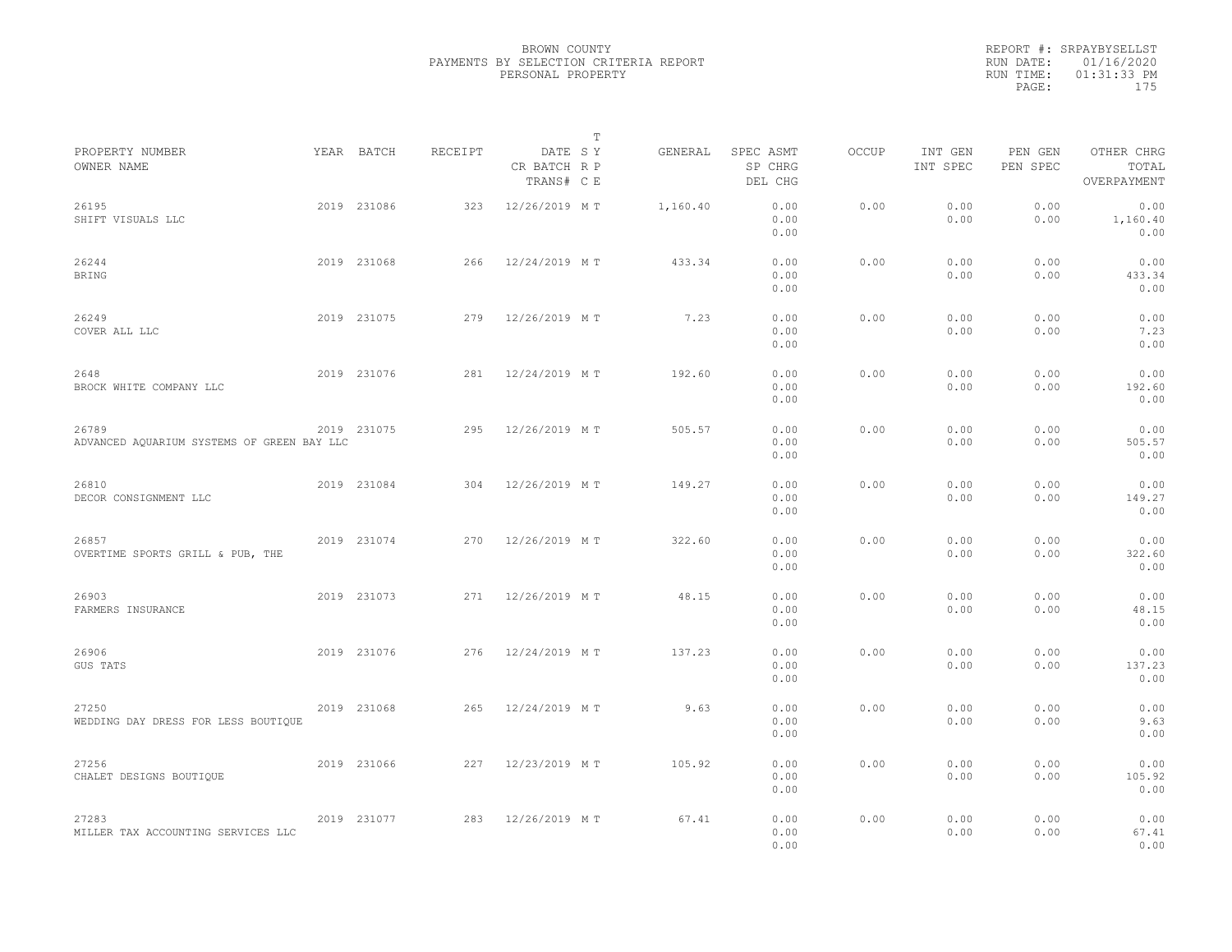BROWN COUNTY
PAYMENTS BY SELECTION CRITERIA REPORT
PERSONAL PROPERTY

REPORT #: SRPAYBYSELLST
RUN DATE: 01/16/2020
RUN TIME: 01:31:33 PM

| PROPERTY NUMBER / OWNER NAME | YEAR | BATCH | RECEIPT | DATE / CR BATCH / TRANS# | T SY / RP / CE | GENERAL | SPEC ASMT / SP CHRG / DEL CHG | OCCUP | INT GEN / INT SPEC | PEN GEN / PEN SPEC | OTHER CHRG / TOTAL / OVERPAYMENT |
|---|---|---|---|---|---|---|---|---|---|---|---|
| 26195 SHIFT VISUALS LLC | 2019 | 231086 | 323 | 12/26/2019 | M T | 1,160.40 | 0.00 0.00 0.00 | 0.00 | 0.00 0.00 | 0.00 0.00 | 0.00 1,160.40 0.00 |
| 26244 BRING | 2019 | 231068 | 266 | 12/24/2019 | M T | 433.34 | 0.00 0.00 0.00 | 0.00 | 0.00 0.00 | 0.00 0.00 | 0.00 433.34 0.00 |
| 26249 COVER ALL LLC | 2019 | 231075 | 279 | 12/26/2019 | M T | 7.23 | 0.00 0.00 0.00 | 0.00 | 0.00 0.00 | 0.00 0.00 | 0.00 7.23 0.00 |
| 2648 BROCK WHITE COMPANY LLC | 2019 | 231076 | 281 | 12/24/2019 | M T | 192.60 | 0.00 0.00 0.00 | 0.00 | 0.00 0.00 | 0.00 0.00 | 0.00 192.60 0.00 |
| 26789 ADVANCED AQUARIUM SYSTEMS OF GREEN BAY LLC | 2019 | 231075 | 295 | 12/26/2019 | M T | 505.57 | 0.00 0.00 0.00 | 0.00 | 0.00 0.00 | 0.00 0.00 | 0.00 505.57 0.00 |
| 26810 DECOR CONSIGNMENT LLC | 2019 | 231084 | 304 | 12/26/2019 | M T | 149.27 | 0.00 0.00 0.00 | 0.00 | 0.00 0.00 | 0.00 0.00 | 0.00 149.27 0.00 |
| 26857 OVERTIME SPORTS GRILL & PUB, THE | 2019 | 231074 | 270 | 12/26/2019 | M T | 322.60 | 0.00 0.00 0.00 | 0.00 | 0.00 0.00 | 0.00 0.00 | 0.00 322.60 0.00 |
| 26903 FARMERS INSURANCE | 2019 | 231073 | 271 | 12/26/2019 | M T | 48.15 | 0.00 0.00 0.00 | 0.00 | 0.00 0.00 | 0.00 0.00 | 0.00 48.15 0.00 |
| 26906 GUS TATS | 2019 | 231076 | 276 | 12/24/2019 | M T | 137.23 | 0.00 0.00 0.00 | 0.00 | 0.00 0.00 | 0.00 0.00 | 0.00 137.23 0.00 |
| 27250 WEDDING DAY DRESS FOR LESS BOUTIQUE | 2019 | 231068 | 265 | 12/24/2019 | M T | 9.63 | 0.00 0.00 0.00 | 0.00 | 0.00 0.00 | 0.00 0.00 | 0.00 9.63 0.00 |
| 27256 CHALET DESIGNS BOUTIQUE | 2019 | 231066 | 227 | 12/23/2019 | M T | 105.92 | 0.00 0.00 0.00 | 0.00 | 0.00 0.00 | 0.00 0.00 | 0.00 105.92 0.00 |
| 27283 MILLER TAX ACCOUNTING SERVICES LLC | 2019 | 231077 | 283 | 12/26/2019 | M T | 67.41 | 0.00 0.00 0.00 | 0.00 | 0.00 0.00 | 0.00 0.00 | 0.00 67.41 0.00 |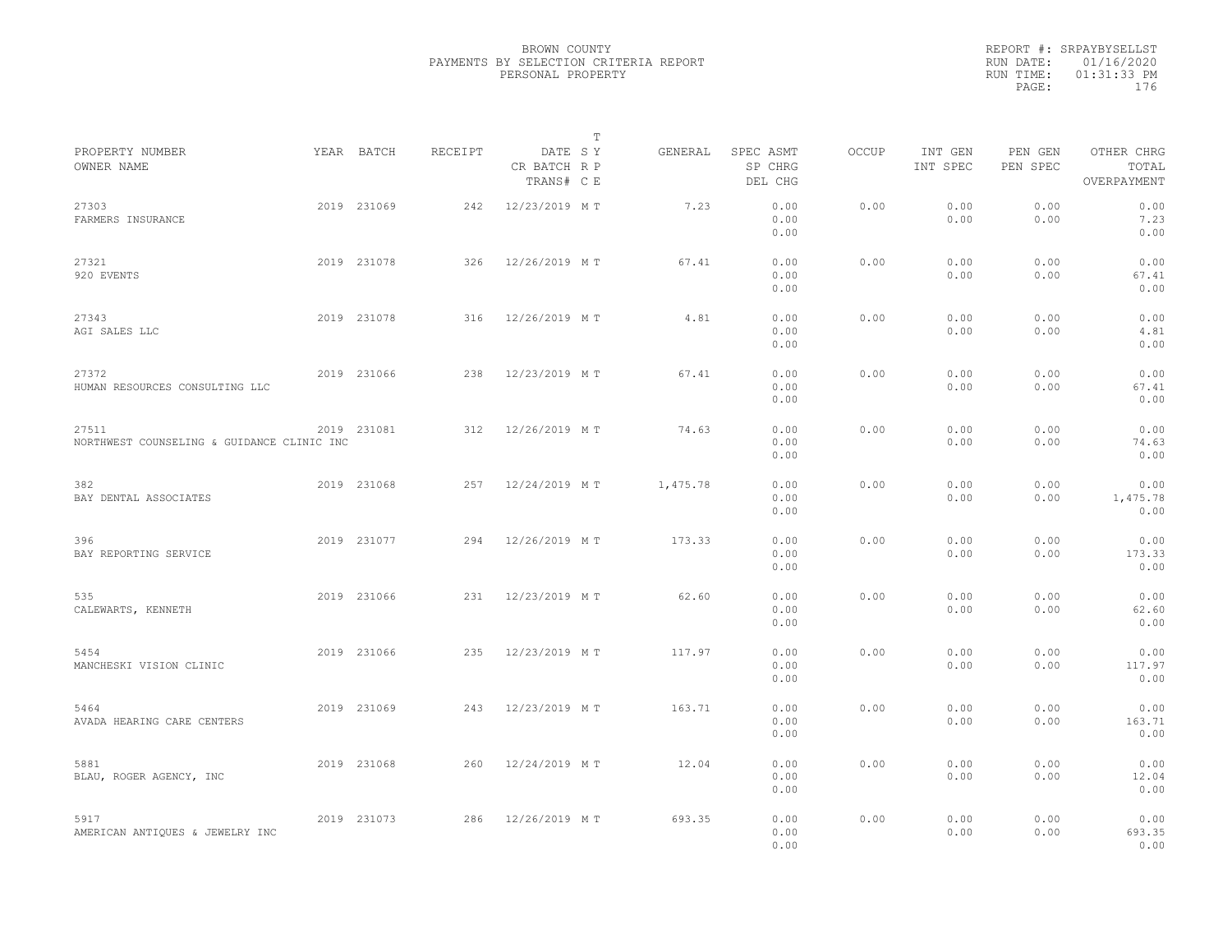BROWN COUNTY
PAYMENTS BY SELECTION CRITERIA REPORT
PERSONAL PROPERTY

REPORT #: SRPAYBYSELLST
RUN DATE: 01/16/2020
RUN TIME: 01:31:33 PM

| PROPERTY NUMBER<br>OWNER NAME | YEAR | BATCH | RECEIPT | DATE<br>CR BATCH<br>TRANS# | T<br>S Y<br>R P<br>C E | GENERAL | SPEC ASMT<br>SP CHRG<br>DEL CHG | OCCUP | INT GEN<br>INT SPEC | PEN GEN<br>PEN SPEC | OTHER CHRG<br>TOTAL<br>OVERPAYMENT |
|---|---|---|---|---|---|---|---|---|---|---|---|
| 27303<br>FARMERS INSURANCE | 2019 | 231069 | 242 | 12/23/2019 | M T | 7.23 | 0.00<br>0.00<br>0.00 | 0.00 | 0.00<br>0.00 | 0.00<br>0.00 | 0.00<br>7.23<br>0.00 |
| 27321<br>920 EVENTS | 2019 | 231078 | 326 | 12/26/2019 | M T | 67.41 | 0.00<br>0.00<br>0.00 | 0.00 | 0.00<br>0.00 | 0.00<br>0.00 | 0.00<br>67.41<br>0.00 |
| 27343<br>AGI SALES LLC | 2019 | 231078 | 316 | 12/26/2019 | M T | 4.81 | 0.00<br>0.00<br>0.00 | 0.00 | 0.00<br>0.00 | 0.00<br>0.00 | 0.00<br>4.81<br>0.00 |
| 27372<br>HUMAN RESOURCES CONSULTING LLC | 2019 | 231066 | 238 | 12/23/2019 | M T | 67.41 | 0.00<br>0.00<br>0.00 | 0.00 | 0.00<br>0.00 | 0.00<br>0.00 | 0.00<br>67.41<br>0.00 |
| 27511<br>NORTHWEST COUNSELING & GUIDANCE CLINIC INC | 2019 | 231081 | 312 | 12/26/2019 | M T | 74.63 | 0.00<br>0.00<br>0.00 | 0.00 | 0.00<br>0.00 | 0.00<br>0.00 | 0.00<br>74.63<br>0.00 |
| 382<br>BAY DENTAL ASSOCIATES | 2019 | 231068 | 257 | 12/24/2019 | M T | 1,475.78 | 0.00<br>0.00<br>0.00 | 0.00 | 0.00<br>0.00 | 0.00<br>0.00 | 0.00<br>1,475.78<br>0.00 |
| 396<br>BAY REPORTING SERVICE | 2019 | 231077 | 294 | 12/26/2019 | M T | 173.33 | 0.00<br>0.00<br>0.00 | 0.00 | 0.00<br>0.00 | 0.00<br>0.00 | 0.00<br>173.33<br>0.00 |
| 535<br>CALEWARTS, KENNETH | 2019 | 231066 | 231 | 12/23/2019 | M T | 62.60 | 0.00<br>0.00<br>0.00 | 0.00 | 0.00<br>0.00 | 0.00<br>0.00 | 0.00<br>62.60<br>0.00 |
| 5454<br>MANCHESKI VISION CLINIC | 2019 | 231066 | 235 | 12/23/2019 | M T | 117.97 | 0.00<br>0.00<br>0.00 | 0.00 | 0.00<br>0.00 | 0.00<br>0.00 | 0.00<br>117.97<br>0.00 |
| 5464<br>AVADA HEARING CARE CENTERS | 2019 | 231069 | 243 | 12/23/2019 | M T | 163.71 | 0.00<br>0.00<br>0.00 | 0.00 | 0.00<br>0.00 | 0.00<br>0.00 | 0.00<br>163.71<br>0.00 |
| 5881<br>BLAU, ROGER AGENCY, INC | 2019 | 231068 | 260 | 12/24/2019 | M T | 12.04 | 0.00<br>0.00<br>0.00 | 0.00 | 0.00<br>0.00 | 0.00<br>0.00 | 0.00<br>12.04<br>0.00 |
| 5917<br>AMERICAN ANTIQUES & JEWELRY INC | 2019 | 231073 | 286 | 12/26/2019 | M T | 693.35 | 0.00<br>0.00<br>0.00 | 0.00 | 0.00<br>0.00 | 0.00<br>0.00 | 0.00<br>693.35<br>0.00 |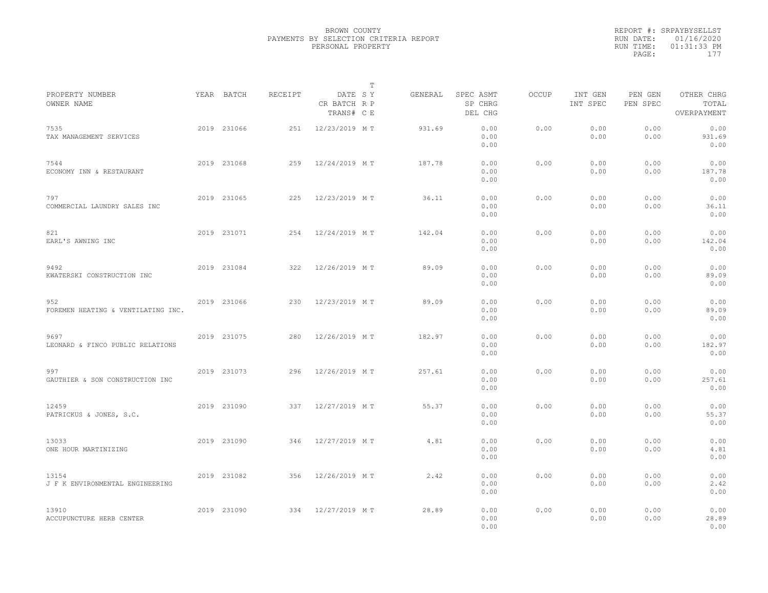BROWN COUNTY
PAYMENTS BY SELECTION CRITERIA REPORT
PERSONAL PROPERTY

REPORT #: SRPAYBYSELLST
RUN DATE: 01/16/2020
RUN TIME: 01:31:33 PM

| PROPERTY NUMBER / OWNER NAME | YEAR | BATCH | RECEIPT | DATE / CR BATCH / TRANS# | T SY RP CE | GENERAL | SPEC ASMT / SP CHRG / DEL CHG | OCCUP | INT GEN / INT SPEC | PEN GEN / PEN SPEC | OTHER CHRG / TOTAL / OVERPAYMENT |
|---|---|---|---|---|---|---|---|---|---|---|---|
| 7535 TAX MANAGEMENT SERVICES | 2019 | 231066 | 251 | 12/23/2019 | M T | 931.69 | 0.00 0.00 0.00 | 0.00 | 0.00 0.00 | 0.00 0.00 | 0.00 931.69 0.00 |
| 7544 ECONOMY INN & RESTAURANT | 2019 | 231068 | 259 | 12/24/2019 | M T | 187.78 | 0.00 0.00 0.00 | 0.00 | 0.00 0.00 | 0.00 0.00 | 0.00 187.78 0.00 |
| 797 COMMERCIAL LAUNDRY SALES INC | 2019 | 231065 | 225 | 12/23/2019 | M T | 36.11 | 0.00 0.00 0.00 | 0.00 | 0.00 0.00 | 0.00 0.00 | 0.00 36.11 0.00 |
| 821 EARL'S AWNING INC | 2019 | 231071 | 254 | 12/24/2019 | M T | 142.04 | 0.00 0.00 0.00 | 0.00 | 0.00 0.00 | 0.00 0.00 | 0.00 142.04 0.00 |
| 9492 KWATERSKI CONSTRUCTION INC | 2019 | 231084 | 322 | 12/26/2019 | M T | 89.09 | 0.00 0.00 0.00 | 0.00 | 0.00 0.00 | 0.00 0.00 | 0.00 89.09 0.00 |
| 952 FOREMEN HEATING & VENTILATING INC. | 2019 | 231066 | 230 | 12/23/2019 | M T | 89.09 | 0.00 0.00 0.00 | 0.00 | 0.00 0.00 | 0.00 0.00 | 0.00 89.09 0.00 |
| 9697 LEONARD & FINCO PUBLIC RELATIONS | 2019 | 231075 | 280 | 12/26/2019 | M T | 182.97 | 0.00 0.00 0.00 | 0.00 | 0.00 0.00 | 0.00 0.00 | 0.00 182.97 0.00 |
| 997 GAUTHIER & SON CONSTRUCTION INC | 2019 | 231073 | 296 | 12/26/2019 | M T | 257.61 | 0.00 0.00 0.00 | 0.00 | 0.00 0.00 | 0.00 0.00 | 0.00 257.61 0.00 |
| 12459 PATRICKUS & JONES, S.C. | 2019 | 231090 | 337 | 12/27/2019 | M T | 55.37 | 0.00 0.00 0.00 | 0.00 | 0.00 0.00 | 0.00 0.00 | 0.00 55.37 0.00 |
| 13033 ONE HOUR MARTINIZING | 2019 | 231090 | 346 | 12/27/2019 | M T | 4.81 | 0.00 0.00 0.00 | 0.00 | 0.00 0.00 | 0.00 0.00 | 0.00 4.81 0.00 |
| 13154 J F K ENVIRONMENTAL ENGINEERING | 2019 | 231082 | 356 | 12/26/2019 | M T | 2.42 | 0.00 0.00 0.00 | 0.00 | 0.00 0.00 | 0.00 0.00 | 0.00 2.42 0.00 |
| 13910 ACCUPUNCTURE HERB CENTER | 2019 | 231090 | 334 | 12/27/2019 | M T | 28.89 | 0.00 0.00 0.00 | 0.00 | 0.00 0.00 | 0.00 0.00 | 0.00 28.89 0.00 |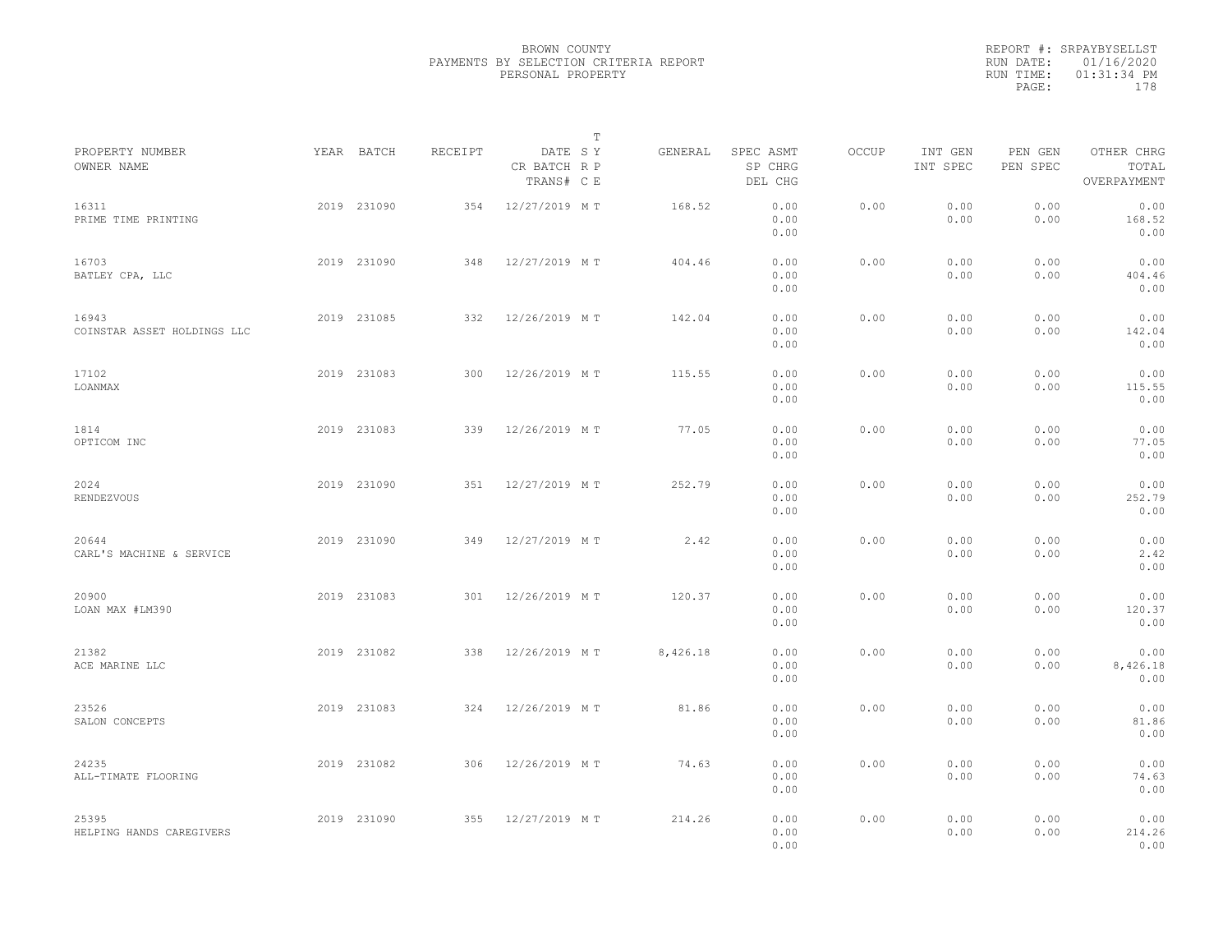BROWN COUNTY
PAYMENTS BY SELECTION CRITERIA REPORT
PERSONAL PROPERTY

REPORT #: SRPAYBYSELLST
RUN DATE: 01/16/2020
RUN TIME: 01:31:34 PM

| PROPERTY NUMBER<br>OWNER NAME | YEAR | BATCH | RECEIPT | DATE<br>CR BATCH<br>TRANS# | T<br>S Y<br>R P<br>C E | GENERAL | SPEC ASMT<br>SP CHRG<br>DEL CHG | OCCUP | INT GEN<br>INT SPEC | PEN GEN<br>PEN SPEC | OTHER CHRG<br>TOTAL<br>OVERPAYMENT |
|---|---|---|---|---|---|---|---|---|---|---|---|
| 16311<br>PRIME TIME PRINTING | 2019 | 231090 | 354 | 12/27/2019 | M T | 168.52 | 0.00<br>0.00<br>0.00 | 0.00 | 0.00<br>0.00 | 0.00<br>0.00 | 0.00<br>168.52<br>0.00 |
| 16703<br>BATLEY CPA, LLC | 2019 | 231090 | 348 | 12/27/2019 | M T | 404.46 | 0.00<br>0.00<br>0.00 | 0.00 | 0.00<br>0.00 | 0.00<br>0.00 | 0.00<br>404.46<br>0.00 |
| 16943<br>COINSTAR ASSET HOLDINGS LLC | 2019 | 231085 | 332 | 12/26/2019 | M T | 142.04 | 0.00<br>0.00<br>0.00 | 0.00 | 0.00<br>0.00 | 0.00<br>0.00 | 0.00<br>142.04<br>0.00 |
| 17102<br>LOANMAX | 2019 | 231083 | 300 | 12/26/2019 | M T | 115.55 | 0.00<br>0.00<br>0.00 | 0.00 | 0.00<br>0.00 | 0.00<br>0.00 | 0.00<br>115.55<br>0.00 |
| 1814<br>OPTICOM INC | 2019 | 231083 | 339 | 12/26/2019 | M T | 77.05 | 0.00<br>0.00<br>0.00 | 0.00 | 0.00<br>0.00 | 0.00<br>0.00 | 0.00<br>77.05<br>0.00 |
| 2024<br>RENDEZVOUS | 2019 | 231090 | 351 | 12/27/2019 | M T | 252.79 | 0.00<br>0.00<br>0.00 | 0.00 | 0.00<br>0.00 | 0.00<br>0.00 | 0.00<br>252.79<br>0.00 |
| 20644<br>CARL'S MACHINE & SERVICE | 2019 | 231090 | 349 | 12/27/2019 | M T | 2.42 | 0.00<br>0.00<br>0.00 | 0.00 | 0.00<br>0.00 | 0.00<br>0.00 | 0.00<br>2.42<br>0.00 |
| 20900<br>LOAN MAX #LM390 | 2019 | 231083 | 301 | 12/26/2019 | M T | 120.37 | 0.00<br>0.00<br>0.00 | 0.00 | 0.00<br>0.00 | 0.00<br>0.00 | 0.00<br>120.37<br>0.00 |
| 21382<br>ACE MARINE LLC | 2019 | 231082 | 338 | 12/26/2019 | M T | 8,426.18 | 0.00<br>0.00<br>0.00 | 0.00 | 0.00<br>0.00 | 0.00<br>0.00 | 0.00<br>8,426.18<br>0.00 |
| 23526<br>SALON CONCEPTS | 2019 | 231083 | 324 | 12/26/2019 | M T | 81.86 | 0.00<br>0.00<br>0.00 | 0.00 | 0.00<br>0.00 | 0.00<br>0.00 | 0.00<br>81.86<br>0.00 |
| 24235<br>ALL-TIMATE FLOORING | 2019 | 231082 | 306 | 12/26/2019 | M T | 74.63 | 0.00<br>0.00<br>0.00 | 0.00 | 0.00<br>0.00 | 0.00<br>0.00 | 0.00<br>74.63<br>0.00 |
| 25395<br>HELPING HANDS CAREGIVERS | 2019 | 231090 | 355 | 12/27/2019 | M T | 214.26 | 0.00<br>0.00<br>0.00 | 0.00 | 0.00<br>0.00 | 0.00<br>0.00 | 0.00<br>214.26<br>0.00 |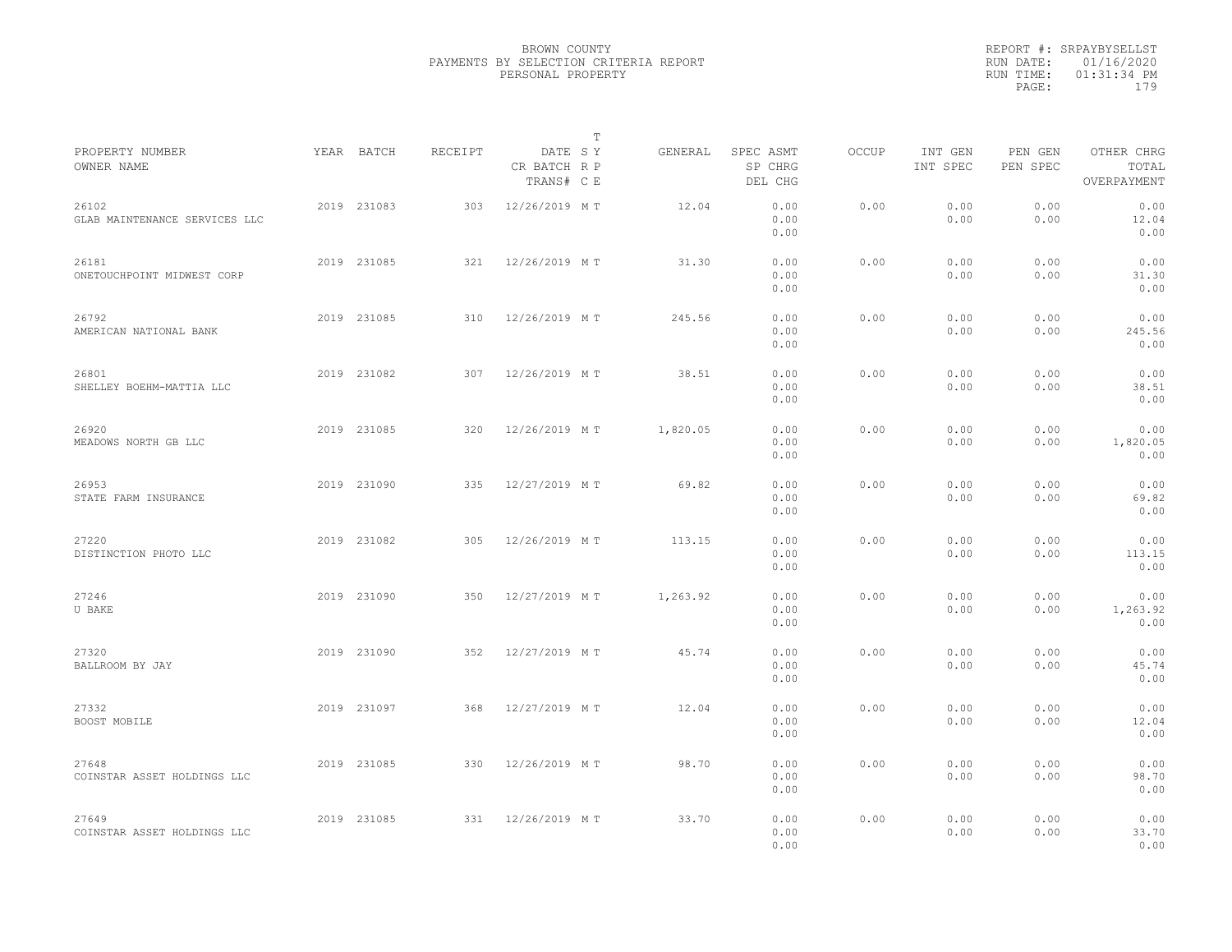BROWN COUNTY
PAYMENTS BY SELECTION CRITERIA REPORT
PERSONAL PROPERTY

REPORT #: SRPAYBYSELLST
RUN DATE: 01/16/2020
RUN TIME: 01:31:34 PM

| PROPERTY NUMBER<br>OWNER NAME | YEAR | BATCH | RECEIPT | DATE<br>CR BATCH<br>TRANS# | T<br>S Y<br>R P<br>C E | GENERAL | SPEC ASMT<br>SP CHRG<br>DEL CHG | OCCUP | INT GEN<br>INT SPEC | PEN GEN<br>PEN SPEC | OTHER CHRG<br>TOTAL<br>OVERPAYMENT |
|---|---|---|---|---|---|---|---|---|---|---|---|
| 26102<br>GLAB MAINTENANCE SERVICES LLC | 2019 | 231083 | 303 | 12/26/2019 | M T | 12.04 | 0.00<br>0.00<br>0.00 | 0.00 | 0.00<br>0.00 | 0.00<br>0.00 | 0.00<br>12.04<br>0.00 |
| 26181<br>ONETOUCHPOINT MIDWEST CORP | 2019 | 231085 | 321 | 12/26/2019 | M T | 31.30 | 0.00<br>0.00<br>0.00 | 0.00 | 0.00<br>0.00 | 0.00<br>0.00 | 0.00<br>31.30<br>0.00 |
| 26792<br>AMERICAN NATIONAL BANK | 2019 | 231085 | 310 | 12/26/2019 | M T | 245.56 | 0.00<br>0.00<br>0.00 | 0.00 | 0.00<br>0.00 | 0.00<br>0.00 | 0.00<br>245.56<br>0.00 |
| 26801<br>SHELLEY BOEHM-MATTIA LLC | 2019 | 231082 | 307 | 12/26/2019 | M T | 38.51 | 0.00<br>0.00<br>0.00 | 0.00 | 0.00<br>0.00 | 0.00<br>0.00 | 0.00<br>38.51<br>0.00 |
| 26920<br>MEADOWS NORTH GB LLC | 2019 | 231085 | 320 | 12/26/2019 | M T | 1,820.05 | 0.00<br>0.00<br>0.00 | 0.00 | 0.00<br>0.00 | 0.00<br>0.00 | 0.00<br>1,820.05<br>0.00 |
| 26953<br>STATE FARM INSURANCE | 2019 | 231090 | 335 | 12/27/2019 | M T | 69.82 | 0.00<br>0.00<br>0.00 | 0.00 | 0.00<br>0.00 | 0.00<br>0.00 | 0.00<br>69.82<br>0.00 |
| 27220<br>DISTINCTION PHOTO LLC | 2019 | 231082 | 305 | 12/26/2019 | M T | 113.15 | 0.00<br>0.00<br>0.00 | 0.00 | 0.00<br>0.00 | 0.00<br>0.00 | 0.00<br>113.15<br>0.00 |
| 27246<br>U BAKE | 2019 | 231090 | 350 | 12/27/2019 | M T | 1,263.92 | 0.00<br>0.00<br>0.00 | 0.00 | 0.00<br>0.00 | 0.00<br>0.00 | 0.00<br>1,263.92<br>0.00 |
| 27320<br>BALLROOM BY JAY | 2019 | 231090 | 352 | 12/27/2019 | M T | 45.74 | 0.00<br>0.00<br>0.00 | 0.00 | 0.00<br>0.00 | 0.00<br>0.00 | 0.00<br>45.74<br>0.00 |
| 27332<br>BOOST MOBILE | 2019 | 231097 | 368 | 12/27/2019 | M T | 12.04 | 0.00<br>0.00<br>0.00 | 0.00 | 0.00<br>0.00 | 0.00<br>0.00 | 0.00<br>12.04<br>0.00 |
| 27648<br>COINSTAR ASSET HOLDINGS LLC | 2019 | 231085 | 330 | 12/26/2019 | M T | 98.70 | 0.00<br>0.00<br>0.00 | 0.00 | 0.00<br>0.00 | 0.00<br>0.00 | 0.00<br>98.70<br>0.00 |
| 27649<br>COINSTAR ASSET HOLDINGS LLC | 2019 | 231085 | 331 | 12/26/2019 | M T | 33.70 | 0.00<br>0.00<br>0.00 | 0.00 | 0.00<br>0.00 | 0.00<br>0.00 | 0.00<br>33.70<br>0.00 |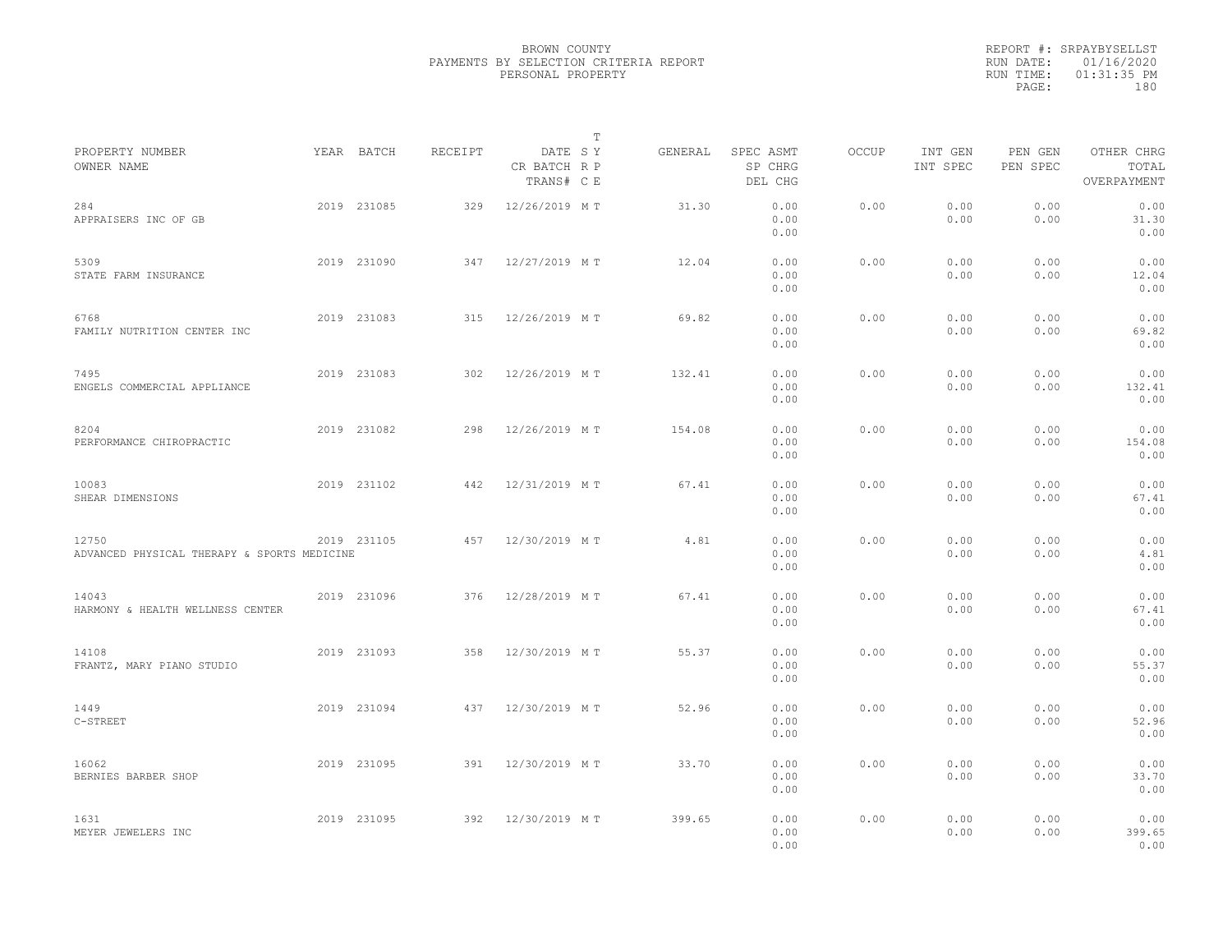BROWN COUNTY
PAYMENTS BY SELECTION CRITERIA REPORT
PERSONAL PROPERTY

REPORT #: SRPAYBYSELLST
RUN DATE: 01/16/2020
RUN TIME: 01:31:35 PM
PAGE: 180

| PROPERTY NUMBER<br>OWNER NAME | YEAR | BATCH | RECEIPT | DATE<br>CR BATCH<br>TRANS# | T<br>S Y<br>R P<br>C E | GENERAL | SPEC ASMT<br>SP CHRG<br>DEL CHG | OCCUP | INT GEN<br>INT SPEC | PEN GEN<br>PEN SPEC | OTHER CHRG<br>TOTAL<br>OVERPAYMENT |
|---|---|---|---|---|---|---|---|---|---|---|---|
| 284<br>APPRAISERS INC OF GB | 2019 | 231085 | 329 | 12/26/2019 | M T | 31.30 | 0.00<br>0.00<br>0.00 | 0.00 | 0.00<br>0.00 | 0.00<br>0.00 | 0.00<br>31.30<br>0.00 |
| 5309<br>STATE FARM INSURANCE | 2019 | 231090 | 347 | 12/27/2019 | M T | 12.04 | 0.00<br>0.00<br>0.00 | 0.00 | 0.00<br>0.00 | 0.00<br>0.00 | 0.00<br>12.04<br>0.00 |
| 6768<br>FAMILY NUTRITION CENTER INC | 2019 | 231083 | 315 | 12/26/2019 | M T | 69.82 | 0.00<br>0.00<br>0.00 | 0.00 | 0.00<br>0.00 | 0.00<br>0.00 | 0.00<br>69.82<br>0.00 |
| 7495<br>ENGELS COMMERCIAL APPLIANCE | 2019 | 231083 | 302 | 12/26/2019 | M T | 132.41 | 0.00<br>0.00<br>0.00 | 0.00 | 0.00<br>0.00 | 0.00<br>0.00 | 0.00<br>132.41<br>0.00 |
| 8204<br>PERFORMANCE CHIROPRACTIC | 2019 | 231082 | 298 | 12/26/2019 | M T | 154.08 | 0.00<br>0.00<br>0.00 | 0.00 | 0.00<br>0.00 | 0.00<br>0.00 | 0.00<br>154.08<br>0.00 |
| 10083<br>SHEAR DIMENSIONS | 2019 | 231102 | 442 | 12/31/2019 | M T | 67.41 | 0.00<br>0.00<br>0.00 | 0.00 | 0.00<br>0.00 | 0.00<br>0.00 | 0.00<br>67.41<br>0.00 |
| 12750<br>ADVANCED PHYSICAL THERAPY & SPORTS MEDICINE | 2019 | 231105 | 457 | 12/30/2019 | M T | 4.81 | 0.00<br>0.00<br>0.00 | 0.00 | 0.00<br>0.00 | 0.00<br>0.00 | 0.00<br>4.81<br>0.00 |
| 14043<br>HARMONY & HEALTH WELLNESS CENTER | 2019 | 231096 | 376 | 12/28/2019 | M T | 67.41 | 0.00<br>0.00<br>0.00 | 0.00 | 0.00<br>0.00 | 0.00<br>0.00 | 0.00<br>67.41<br>0.00 |
| 14108<br>FRANTZ, MARY PIANO STUDIO | 2019 | 231093 | 358 | 12/30/2019 | M T | 55.37 | 0.00<br>0.00<br>0.00 | 0.00 | 0.00<br>0.00 | 0.00<br>0.00 | 0.00<br>55.37<br>0.00 |
| 1449<br>C-STREET | 2019 | 231094 | 437 | 12/30/2019 | M T | 52.96 | 0.00<br>0.00<br>0.00 | 0.00 | 0.00<br>0.00 | 0.00<br>0.00 | 0.00<br>52.96<br>0.00 |
| 16062<br>BERNIES BARBER SHOP | 2019 | 231095 | 391 | 12/30/2019 | M T | 33.70 | 0.00<br>0.00<br>0.00 | 0.00 | 0.00<br>0.00 | 0.00<br>0.00 | 0.00<br>33.70<br>0.00 |
| 1631<br>MEYER JEWELERS INC | 2019 | 231095 | 392 | 12/30/2019 | M T | 399.65 | 0.00<br>0.00<br>0.00 | 0.00 | 0.00<br>0.00 | 0.00<br>0.00 | 0.00<br>399.65<br>0.00 |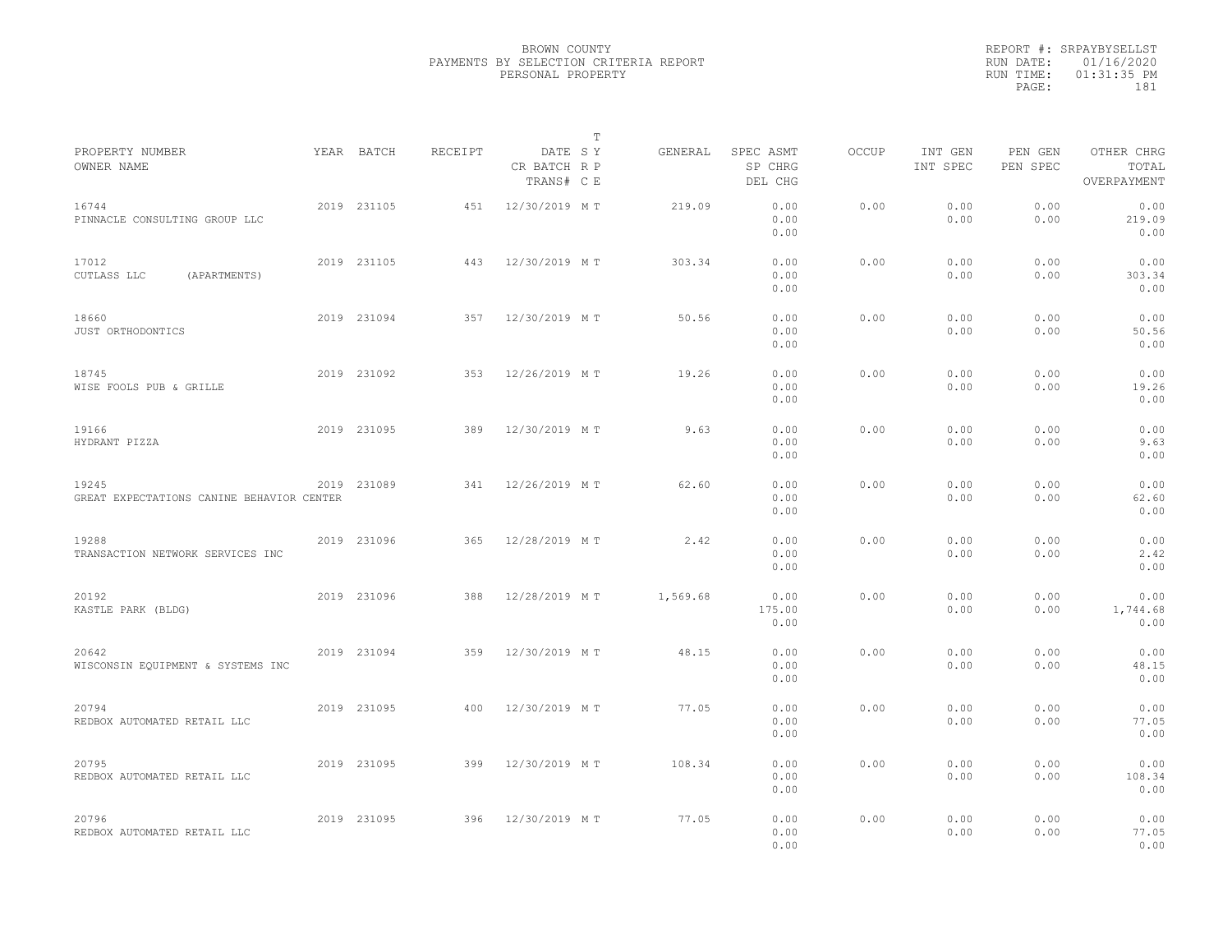BROWN COUNTY
PAYMENTS BY SELECTION CRITERIA REPORT
PERSONAL PROPERTY

REPORT #: SRPAYBYSELLST
RUN DATE: 01/16/2020
RUN TIME: 01:31:35 PM
PAGE: 181

| PROPERTY NUMBER / OWNER NAME | YEAR | BATCH | RECEIPT | DATE / CR BATCH / TRANS# | T SY RP CE | GENERAL | SPEC ASMT / SP CHRG / DEL CHG | OCCUP | INT GEN / INT SPEC | PEN GEN / PEN SPEC | OTHER CHRG / TOTAL / OVERPAYMENT |
|---|---|---|---|---|---|---|---|---|---|---|---|
| 16744 PINNACLE CONSULTING GROUP LLC | 2019 | 231105 | 451 | 12/30/2019 | M T | 219.09 | 0.00 0.00 0.00 | 0.00 | 0.00 0.00 | 0.00 0.00 | 0.00 219.09 0.00 |
| 17012 CUTLASS LLC (APARTMENTS) | 2019 | 231105 | 443 | 12/30/2019 | M T | 303.34 | 0.00 0.00 0.00 | 0.00 | 0.00 0.00 | 0.00 0.00 | 0.00 303.34 0.00 |
| 18660 JUST ORTHODONTICS | 2019 | 231094 | 357 | 12/30/2019 | M T | 50.56 | 0.00 0.00 0.00 | 0.00 | 0.00 0.00 | 0.00 0.00 | 0.00 50.56 0.00 |
| 18745 WISE FOOLS PUB & GRILLE | 2019 | 231092 | 353 | 12/26/2019 | M T | 19.26 | 0.00 0.00 0.00 | 0.00 | 0.00 0.00 | 0.00 0.00 | 0.00 19.26 0.00 |
| 19166 HYDRANT PIZZA | 2019 | 231095 | 389 | 12/30/2019 | M T | 9.63 | 0.00 0.00 0.00 | 0.00 | 0.00 0.00 | 0.00 0.00 | 0.00 9.63 0.00 |
| 19245 GREAT EXPECTATIONS CANINE BEHAVIOR CENTER | 2019 | 231089 | 341 | 12/26/2019 | M T | 62.60 | 0.00 0.00 0.00 | 0.00 | 0.00 0.00 | 0.00 0.00 | 0.00 62.60 0.00 |
| 19288 TRANSACTION NETWORK SERVICES INC | 2019 | 231096 | 365 | 12/28/2019 | M T | 2.42 | 0.00 0.00 0.00 | 0.00 | 0.00 0.00 | 0.00 0.00 | 0.00 2.42 0.00 |
| 20192 KASTLE PARK (BLDG) | 2019 | 231096 | 388 | 12/28/2019 | M T | 1,569.68 | 0.00 175.00 0.00 | 0.00 | 0.00 0.00 | 0.00 0.00 | 0.00 1,744.68 0.00 |
| 20642 WISCONSIN EQUIPMENT & SYSTEMS INC | 2019 | 231094 | 359 | 12/30/2019 | M T | 48.15 | 0.00 0.00 0.00 | 0.00 | 0.00 0.00 | 0.00 0.00 | 0.00 48.15 0.00 |
| 20794 REDBOX AUTOMATED RETAIL LLC | 2019 | 231095 | 400 | 12/30/2019 | M T | 77.05 | 0.00 0.00 0.00 | 0.00 | 0.00 0.00 | 0.00 0.00 | 0.00 77.05 0.00 |
| 20795 REDBOX AUTOMATED RETAIL LLC | 2019 | 231095 | 399 | 12/30/2019 | M T | 108.34 | 0.00 0.00 0.00 | 0.00 | 0.00 0.00 | 0.00 0.00 | 0.00 108.34 0.00 |
| 20796 REDBOX AUTOMATED RETAIL LLC | 2019 | 231095 | 396 | 12/30/2019 | M T | 77.05 | 0.00 0.00 0.00 | 0.00 | 0.00 0.00 | 0.00 0.00 | 0.00 77.05 0.00 |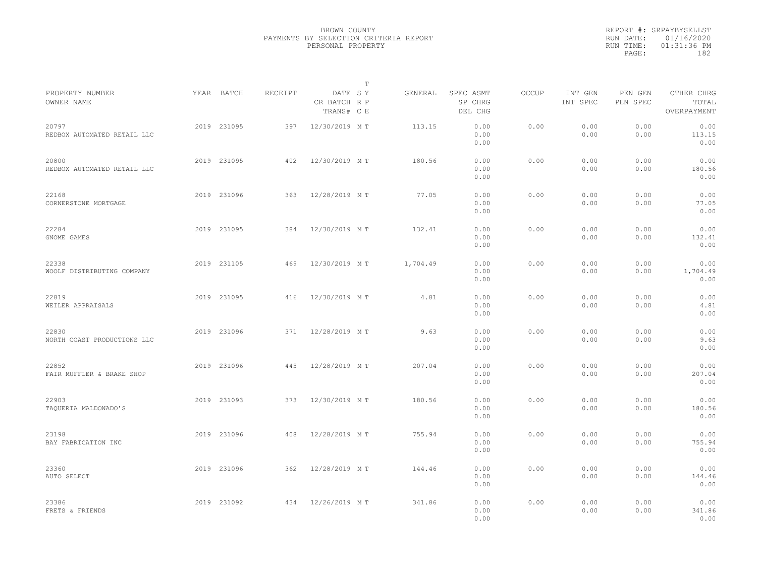BROWN COUNTY
PAYMENTS BY SELECTION CRITERIA REPORT
PERSONAL PROPERTY

REPORT #: SRPAYBYSELLST
RUN DATE: 01/16/2020
RUN TIME: 01:31:36 PM

| PROPERTY NUMBER<br>OWNER NAME | YEAR | BATCH | RECEIPT | DATE<br>CR BATCH<br>TRANS# | T<br>S Y<br>R P<br>C E | GENERAL | SPEC ASMT<br>SP CHRG<br>DEL CHG | OCCUP | INT GEN<br>INT SPEC | PEN GEN<br>PEN SPEC | OTHER CHRG<br>TOTAL<br>OVERPAYMENT |
|---|---|---|---|---|---|---|---|---|---|---|---|
| 20797<br>REDBOX AUTOMATED RETAIL LLC | 2019 | 231095 | 397 | 12/30/2019 | M T | 113.15 | 0.00<br>0.00<br>0.00 | 0.00 | 0.00<br>0.00 | 0.00<br>0.00 | 0.00<br>113.15<br>0.00 |
| 20800<br>REDBOX AUTOMATED RETAIL LLC | 2019 | 231095 | 402 | 12/30/2019 | M T | 180.56 | 0.00<br>0.00<br>0.00 | 0.00 | 0.00<br>0.00 | 0.00<br>0.00 | 0.00<br>180.56<br>0.00 |
| 22168<br>CORNERSTONE MORTGAGE | 2019 | 231096 | 363 | 12/28/2019 | M T | 77.05 | 0.00<br>0.00<br>0.00 | 0.00 | 0.00<br>0.00 | 0.00<br>0.00 | 0.00<br>77.05<br>0.00 |
| 22284<br>GNOME GAMES | 2019 | 231095 | 384 | 12/30/2019 | M T | 132.41 | 0.00<br>0.00<br>0.00 | 0.00 | 0.00<br>0.00 | 0.00<br>0.00 | 0.00<br>132.41<br>0.00 |
| 22338<br>WOOLF DISTRIBUTING COMPANY | 2019 | 231105 | 469 | 12/30/2019 | M T | 1,704.49 | 0.00<br>0.00<br>0.00 | 0.00 | 0.00<br>0.00 | 0.00<br>0.00 | 0.00<br>1,704.49<br>0.00 |
| 22819<br>WEILER APPRAISALS | 2019 | 231095 | 416 | 12/30/2019 | M T | 4.81 | 0.00<br>0.00<br>0.00 | 0.00 | 0.00<br>0.00 | 0.00<br>0.00 | 0.00<br>4.81<br>0.00 |
| 22830<br>NORTH COAST PRODUCTIONS LLC | 2019 | 231096 | 371 | 12/28/2019 | M T | 9.63 | 0.00<br>0.00<br>0.00 | 0.00 | 0.00<br>0.00 | 0.00<br>0.00 | 0.00<br>9.63<br>0.00 |
| 22852<br>FAIR MUFFLER & BRAKE SHOP | 2019 | 231096 | 445 | 12/28/2019 | M T | 207.04 | 0.00<br>0.00<br>0.00 | 0.00 | 0.00<br>0.00 | 0.00<br>0.00 | 0.00<br>207.04<br>0.00 |
| 22903<br>TAQUERIA MALDONADO'S | 2019 | 231093 | 373 | 12/30/2019 | M T | 180.56 | 0.00<br>0.00<br>0.00 | 0.00 | 0.00<br>0.00 | 0.00<br>0.00 | 0.00<br>180.56<br>0.00 |
| 23198<br>BAY FABRICATION INC | 2019 | 231096 | 408 | 12/28/2019 | M T | 755.94 | 0.00<br>0.00<br>0.00 | 0.00 | 0.00<br>0.00 | 0.00<br>0.00 | 0.00<br>755.94<br>0.00 |
| 23360<br>AUTO SELECT | 2019 | 231096 | 362 | 12/28/2019 | M T | 144.46 | 0.00<br>0.00<br>0.00 | 0.00 | 0.00<br>0.00 | 0.00<br>0.00 | 0.00<br>144.46<br>0.00 |
| 23386<br>FRETS & FRIENDS | 2019 | 231092 | 434 | 12/26/2019 | M T | 341.86 | 0.00<br>0.00<br>0.00 | 0.00 | 0.00<br>0.00 | 0.00<br>0.00 | 0.00<br>341.86<br>0.00 |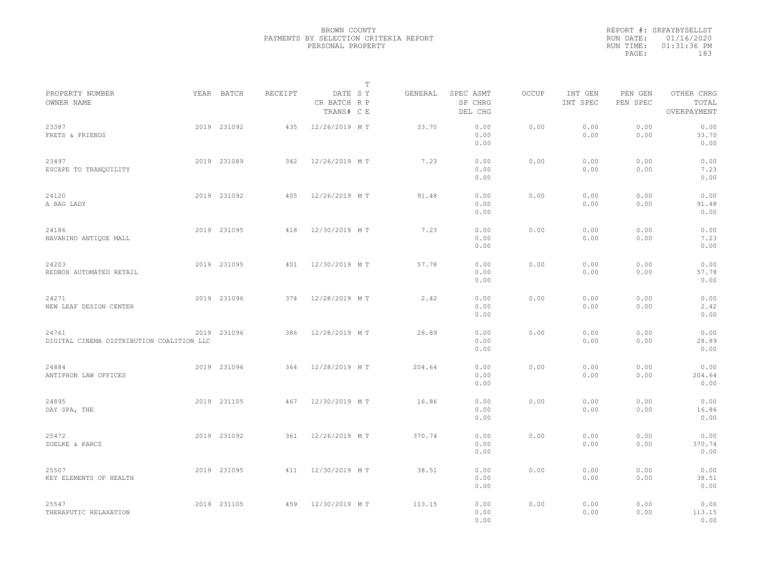BROWN COUNTY
PAYMENTS BY SELECTION CRITERIA REPORT
PERSONAL PROPERTY

REPORT #: SRPAYBYSELLST
RUN DATE: 01/16/2020
RUN TIME: 01:31:36 PM

| PROPERTY NUMBER / OWNER NAME | YEAR | BATCH | RECEIPT | DATE / CR BATCH / TRANS# | T SY RP CE | GENERAL | SPEC ASMT / SP CHRG / DEL CHG | OCCUP | INT GEN / INT SPEC | PEN GEN / PEN SPEC | OTHER CHRG / TOTAL / OVERPAYMENT |
|---|---|---|---|---|---|---|---|---|---|---|---|
| 23387 FRETS & FRIENDS | 2019 | 231092 | 435 | 12/26/2019 | M T | 33.70 | 0.00 0.00 0.00 | 0.00 | 0.00 0.00 | 0.00 0.00 | 0.00 33.70 0.00 |
| 23497 ESCAPE TO TRANQUILITY | 2019 | 231089 | 342 | 12/26/2019 | M T | 7.23 | 0.00 0.00 0.00 | 0.00 | 0.00 0.00 | 0.00 0.00 | 0.00 7.23 0.00 |
| 24120 A BAG LADY | 2019 | 231092 | 405 | 12/26/2019 | M T | 91.48 | 0.00 0.00 0.00 | 0.00 | 0.00 0.00 | 0.00 0.00 | 0.00 91.48 0.00 |
| 24186 NAVARINO ANTIQUE MALL | 2019 | 231095 | 418 | 12/30/2019 | M T | 7.23 | 0.00 0.00 0.00 | 0.00 | 0.00 0.00 | 0.00 0.00 | 0.00 7.23 0.00 |
| 24203 REDBOX AUTOMATED RETAIL | 2019 | 231095 | 401 | 12/30/2019 | M T | 57.78 | 0.00 0.00 0.00 | 0.00 | 0.00 0.00 | 0.00 0.00 | 0.00 57.78 0.00 |
| 24271 NEW LEAF DESIGN CENTER | 2019 | 231096 | 374 | 12/28/2019 | M T | 2.42 | 0.00 0.00 0.00 | 0.00 | 0.00 0.00 | 0.00 0.00 | 0.00 2.42 0.00 |
| 24761 DIGITAL CINEMA DISTRIBUTION COALITION LLC | 2019 | 231096 | 386 | 12/28/2019 | M T | 28.89 | 0.00 0.00 0.00 | 0.00 | 0.00 0.00 | 0.00 0.00 | 0.00 28.89 0.00 |
| 24884 ANTIPHON LAW OFFICES | 2019 | 231096 | 364 | 12/28/2019 | M T | 204.64 | 0.00 0.00 0.00 | 0.00 | 0.00 0.00 | 0.00 0.00 | 0.00 204.64 0.00 |
| 24895 DAY SPA, THE | 2019 | 231105 | 467 | 12/30/2019 | M T | 16.86 | 0.00 0.00 0.00 | 0.00 | 0.00 0.00 | 0.00 0.00 | 0.00 16.86 0.00 |
| 25472 ZUELKE & KARCZ | 2019 | 231092 | 361 | 12/26/2019 | M T | 370.74 | 0.00 0.00 0.00 | 0.00 | 0.00 0.00 | 0.00 0.00 | 0.00 370.74 0.00 |
| 25507 KEY ELEMENTS OF HEALTH | 2019 | 231095 | 411 | 12/30/2019 | M T | 38.51 | 0.00 0.00 0.00 | 0.00 | 0.00 0.00 | 0.00 0.00 | 0.00 38.51 0.00 |
| 25547 THERAPUTIC RELAXATION | 2019 | 231105 | 459 | 12/30/2019 | M T | 113.15 | 0.00 0.00 0.00 | 0.00 | 0.00 0.00 | 0.00 0.00 | 0.00 113.15 0.00 |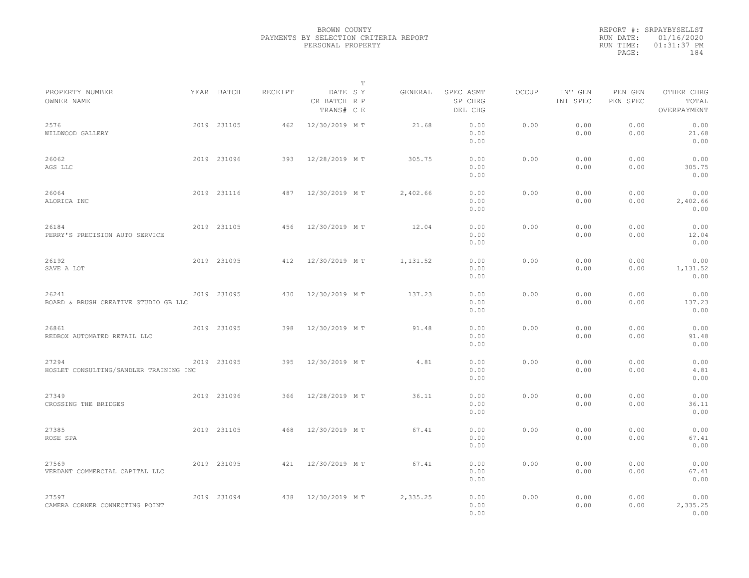BROWN COUNTY
PAYMENTS BY SELECTION CRITERIA REPORT
PERSONAL PROPERTY

REPORT #: SRPAYBYSELLST
RUN DATE: 01/16/2020
RUN TIME: 01:31:37 PM

| PROPERTY NUMBER<br>OWNER NAME | YEAR | BATCH | RECEIPT | DATE<br>CR BATCH<br>TRANS# | T<br>S Y<br>R P<br>C E | GENERAL | SPEC ASMT<br>SP CHRG<br>DEL CHG | OCCUP | INT GEN<br>INT SPEC | PEN GEN<br>PEN SPEC | OTHER CHRG<br>TOTAL<br>OVERPAYMENT |
|---|---|---|---|---|---|---|---|---|---|---|---|
| 2576<br>WILDWOOD GALLERY | 2019 | 231105 | 462 | 12/30/2019 | M T | 21.68 | 0.00<br>0.00<br>0.00 | 0.00 | 0.00<br>0.00 | 0.00<br>0.00 | 0.00<br>21.68<br>0.00 |
| 26062<br>AGS LLC | 2019 | 231096 | 393 | 12/28/2019 | M T | 305.75 | 0.00<br>0.00<br>0.00 | 0.00 | 0.00<br>0.00 | 0.00<br>0.00 | 0.00<br>305.75<br>0.00 |
| 26064<br>ALORICA INC | 2019 | 231116 | 487 | 12/30/2019 | M T | 2,402.66 | 0.00<br>0.00<br>0.00 | 0.00 | 0.00<br>0.00 | 0.00<br>0.00 | 0.00<br>2,402.66<br>0.00 |
| 26184<br>PERRY'S PRECISION AUTO SERVICE | 2019 | 231105 | 456 | 12/30/2019 | M T | 12.04 | 0.00<br>0.00<br>0.00 | 0.00 | 0.00<br>0.00 | 0.00<br>0.00 | 0.00<br>12.04<br>0.00 |
| 26192<br>SAVE A LOT | 2019 | 231095 | 412 | 12/30/2019 | M T | 1,131.52 | 0.00<br>0.00<br>0.00 | 0.00 | 0.00<br>0.00 | 0.00<br>0.00 | 0.00<br>1,131.52<br>0.00 |
| 26241<br>BOARD & BRUSH CREATIVE STUDIO GB LLC | 2019 | 231095 | 430 | 12/30/2019 | M T | 137.23 | 0.00<br>0.00<br>0.00 | 0.00 | 0.00<br>0.00 | 0.00<br>0.00 | 0.00<br>137.23<br>0.00 |
| 26861<br>REDBOX AUTOMATED RETAIL LLC | 2019 | 231095 | 398 | 12/30/2019 | M T | 91.48 | 0.00<br>0.00<br>0.00 | 0.00 | 0.00<br>0.00 | 0.00<br>0.00 | 0.00<br>91.48<br>0.00 |
| 27294<br>HOSLET CONSULTING/SANDLER TRAINING INC | 2019 | 231095 | 395 | 12/30/2019 | M T | 4.81 | 0.00<br>0.00<br>0.00 | 0.00 | 0.00<br>0.00 | 0.00<br>0.00 | 0.00<br>4.81<br>0.00 |
| 27349<br>CROSSING THE BRIDGES | 2019 | 231096 | 366 | 12/28/2019 | M T | 36.11 | 0.00<br>0.00<br>0.00 | 0.00 | 0.00<br>0.00 | 0.00<br>0.00 | 0.00<br>36.11<br>0.00 |
| 27385<br>ROSE SPA | 2019 | 231105 | 468 | 12/30/2019 | M T | 67.41 | 0.00<br>0.00<br>0.00 | 0.00 | 0.00<br>0.00 | 0.00<br>0.00 | 0.00<br>67.41<br>0.00 |
| 27569<br>VERDANT COMMERCIAL CAPITAL LLC | 2019 | 231095 | 421 | 12/30/2019 | M T | 67.41 | 0.00<br>0.00<br>0.00 | 0.00 | 0.00<br>0.00 | 0.00<br>0.00 | 0.00<br>67.41<br>0.00 |
| 27597<br>CAMERA CORNER CONNECTING POINT | 2019 | 231094 | 438 | 12/30/2019 | M T | 2,335.25 | 0.00<br>0.00<br>0.00 | 0.00 | 0.00<br>0.00 | 0.00<br>0.00 | 0.00<br>2,335.25<br>0.00 |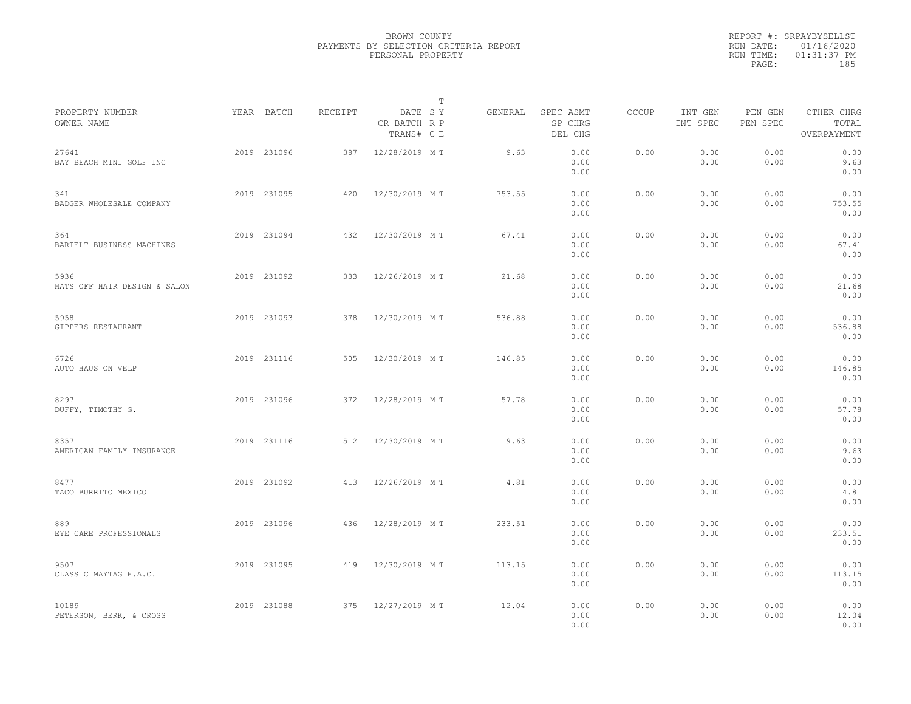BROWN COUNTY
PAYMENTS BY SELECTION CRITERIA REPORT
PERSONAL PROPERTY

REPORT #: SRPAYBYSELLST
RUN DATE: 01/16/2020
RUN TIME: 01:31:37 PM

| PROPERTY NUMBER<br>OWNER NAME | YEAR | BATCH | RECEIPT | DATE<br>CR BATCH<br>TRANS# | T<br>S Y<br>R P<br>C E | GENERAL | SPEC ASMT<br>SP CHRG<br>DEL CHG | OCCUP | INT GEN<br>INT SPEC | PEN GEN<br>PEN SPEC | OTHER CHRG<br>TOTAL<br>OVERPAYMENT |
|---|---|---|---|---|---|---|---|---|---|---|---|
| 27641<br>BAY BEACH MINI GOLF INC | 2019 | 231096 | 387 | 12/28/2019 | M T | 9.63 | 0.00<br>0.00<br>0.00 | 0.00 | 0.00<br>0.00 | 0.00<br>0.00 | 0.00<br>9.63<br>0.00 |
| 341<br>BADGER WHOLESALE COMPANY | 2019 | 231095 | 420 | 12/30/2019 | M T | 753.55 | 0.00<br>0.00<br>0.00 | 0.00 | 0.00<br>0.00 | 0.00<br>0.00 | 0.00<br>753.55<br>0.00 |
| 364<br>BARTELT BUSINESS MACHINES | 2019 | 231094 | 432 | 12/30/2019 | M T | 67.41 | 0.00<br>0.00<br>0.00 | 0.00 | 0.00<br>0.00 | 0.00<br>0.00 | 0.00<br>67.41<br>0.00 |
| 5936<br>HATS OFF HAIR DESIGN & SALON | 2019 | 231092 | 333 | 12/26/2019 | M T | 21.68 | 0.00<br>0.00<br>0.00 | 0.00 | 0.00<br>0.00 | 0.00<br>0.00 | 0.00<br>21.68<br>0.00 |
| 5958<br>GIPPERS RESTAURANT | 2019 | 231093 | 378 | 12/30/2019 | M T | 536.88 | 0.00<br>0.00<br>0.00 | 0.00 | 0.00<br>0.00 | 0.00<br>0.00 | 0.00<br>536.88<br>0.00 |
| 6726<br>AUTO HAUS ON VELP | 2019 | 231116 | 505 | 12/30/2019 | M T | 146.85 | 0.00<br>0.00<br>0.00 | 0.00 | 0.00<br>0.00 | 0.00<br>0.00 | 0.00<br>146.85<br>0.00 |
| 8297<br>DUFFY, TIMOTHY G. | 2019 | 231096 | 372 | 12/28/2019 | M T | 57.78 | 0.00<br>0.00<br>0.00 | 0.00 | 0.00<br>0.00 | 0.00<br>0.00 | 0.00<br>57.78<br>0.00 |
| 8357<br>AMERICAN FAMILY INSURANCE | 2019 | 231116 | 512 | 12/30/2019 | M T | 9.63 | 0.00<br>0.00<br>0.00 | 0.00 | 0.00<br>0.00 | 0.00<br>0.00 | 0.00<br>9.63<br>0.00 |
| 8477<br>TACO BURRITO MEXICO | 2019 | 231092 | 413 | 12/26/2019 | M T | 4.81 | 0.00<br>0.00<br>0.00 | 0.00 | 0.00<br>0.00 | 0.00<br>0.00 | 0.00<br>4.81<br>0.00 |
| 889<br>EYE CARE PROFESSIONALS | 2019 | 231096 | 436 | 12/28/2019 | M T | 233.51 | 0.00<br>0.00<br>0.00 | 0.00 | 0.00<br>0.00 | 0.00<br>0.00 | 0.00<br>233.51<br>0.00 |
| 9507<br>CLASSIC MAYTAG H.A.C. | 2019 | 231095 | 419 | 12/30/2019 | M T | 113.15 | 0.00<br>0.00<br>0.00 | 0.00 | 0.00<br>0.00 | 0.00<br>0.00 | 0.00<br>113.15<br>0.00 |
| 10189<br>PETERSON, BERK, & CROSS | 2019 | 231088 | 375 | 12/27/2019 | M T | 12.04 | 0.00<br>0.00<br>0.00 | 0.00 | 0.00<br>0.00 | 0.00<br>0.00 | 0.00<br>12.04<br>0.00 |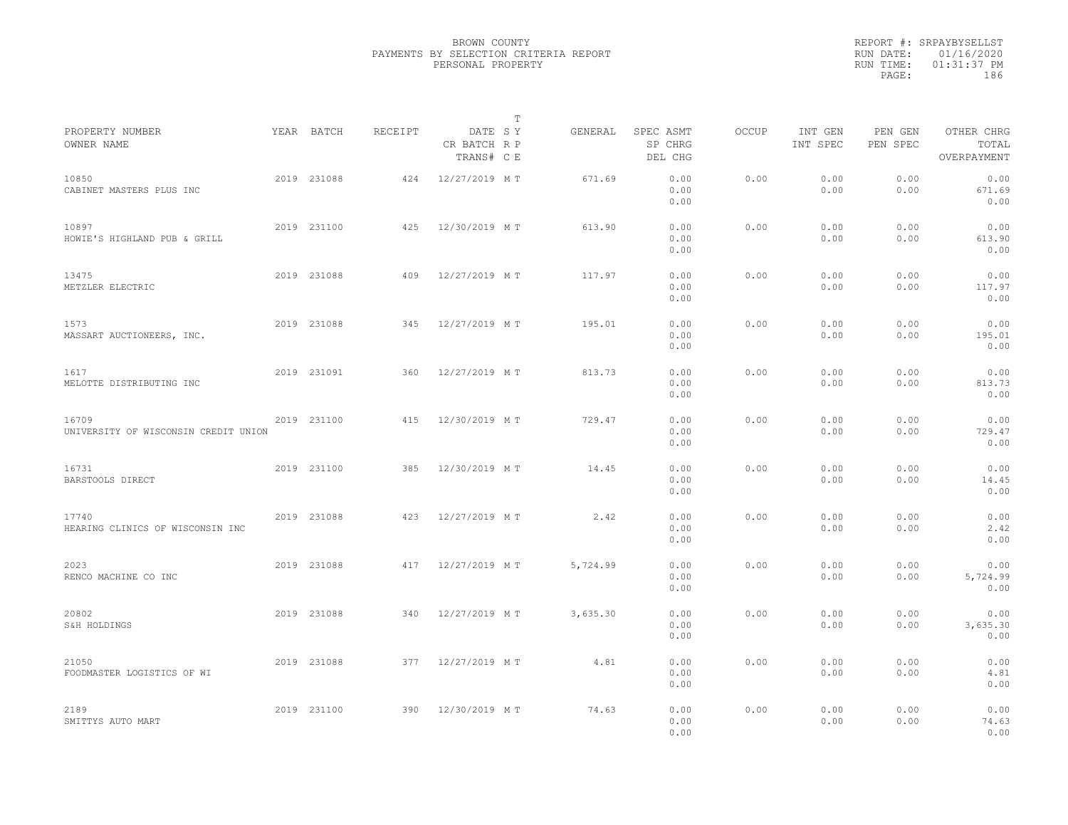BROWN COUNTY
PAYMENTS BY SELECTION CRITERIA REPORT
PERSONAL PROPERTY

REPORT #: SRPAYBYSELLST
RUN DATE: 01/16/2020
RUN TIME: 01:31:37 PM

| PROPERTY NUMBER<br>OWNER NAME | YEAR | BATCH | RECEIPT | DATE<br>CR BATCH<br>TRANS# | T<br>S Y<br>R P<br>C E | GENERAL | SPEC ASMT<br>SP CHRG<br>DEL CHG | OCCUP | INT GEN<br>INT SPEC | PEN GEN<br>PEN SPEC | OTHER CHRG<br>TOTAL<br>OVERPAYMENT |
|---|---|---|---|---|---|---|---|---|---|---|---|
| 10850<br>CABINET MASTERS PLUS INC | 2019 | 231088 | 424 | 12/27/2019 | M T | 671.69 | 0.00<br>0.00<br>0.00 | 0.00 | 0.00<br>0.00 | 0.00<br>0.00 | 0.00<br>671.69<br>0.00 |
| 10897<br>HOWIE'S HIGHLAND PUB & GRILL | 2019 | 231100 | 425 | 12/30/2019 | M T | 613.90 | 0.00<br>0.00<br>0.00 | 0.00 | 0.00<br>0.00 | 0.00<br>0.00 | 0.00<br>613.90<br>0.00 |
| 13475<br>METZLER ELECTRIC | 2019 | 231088 | 409 | 12/27/2019 | M T | 117.97 | 0.00<br>0.00<br>0.00 | 0.00 | 0.00<br>0.00 | 0.00<br>0.00 | 0.00<br>117.97<br>0.00 |
| 1573<br>MASSART AUCTIONEERS, INC. | 2019 | 231088 | 345 | 12/27/2019 | M T | 195.01 | 0.00<br>0.00<br>0.00 | 0.00 | 0.00<br>0.00 | 0.00<br>0.00 | 0.00<br>195.01<br>0.00 |
| 1617<br>MELOTTE DISTRIBUTING INC | 2019 | 231091 | 360 | 12/27/2019 | M T | 813.73 | 0.00<br>0.00<br>0.00 | 0.00 | 0.00<br>0.00 | 0.00<br>0.00 | 0.00<br>813.73<br>0.00 |
| 16709<br>UNIVERSITY OF WISCONSIN CREDIT UNION | 2019 | 231100 | 415 | 12/30/2019 | M T | 729.47 | 0.00<br>0.00<br>0.00 | 0.00 | 0.00<br>0.00 | 0.00<br>0.00 | 0.00<br>729.47<br>0.00 |
| 16731<br>BARSTOOLS DIRECT | 2019 | 231100 | 385 | 12/30/2019 | M T | 14.45 | 0.00<br>0.00<br>0.00 | 0.00 | 0.00<br>0.00 | 0.00<br>0.00 | 0.00<br>14.45<br>0.00 |
| 17740<br>HEARING CLINICS OF WISCONSIN INC | 2019 | 231088 | 423 | 12/27/2019 | M T | 2.42 | 0.00<br>0.00<br>0.00 | 0.00 | 0.00<br>0.00 | 0.00<br>0.00 | 0.00<br>2.42<br>0.00 |
| 2023<br>RENCO MACHINE CO INC | 2019 | 231088 | 417 | 12/27/2019 | M T | 5,724.99 | 0.00<br>0.00<br>0.00 | 0.00 | 0.00<br>0.00 | 0.00<br>0.00 | 0.00<br>5,724.99<br>0.00 |
| 20802<br>S&H HOLDINGS | 2019 | 231088 | 340 | 12/27/2019 | M T | 3,635.30 | 0.00<br>0.00<br>0.00 | 0.00 | 0.00<br>0.00 | 0.00<br>0.00 | 0.00<br>3,635.30<br>0.00 |
| 21050<br>FOODMASTER LOGISTICS OF WI | 2019 | 231088 | 377 | 12/27/2019 | M T | 4.81 | 0.00<br>0.00<br>0.00 | 0.00 | 0.00<br>0.00 | 0.00<br>0.00 | 0.00<br>4.81<br>0.00 |
| 2189<br>SMITTYS AUTO MART | 2019 | 231100 | 390 | 12/30/2019 | M T | 74.63 | 0.00<br>0.00<br>0.00 | 0.00 | 0.00<br>0.00 | 0.00<br>0.00 | 0.00<br>74.63<br>0.00 |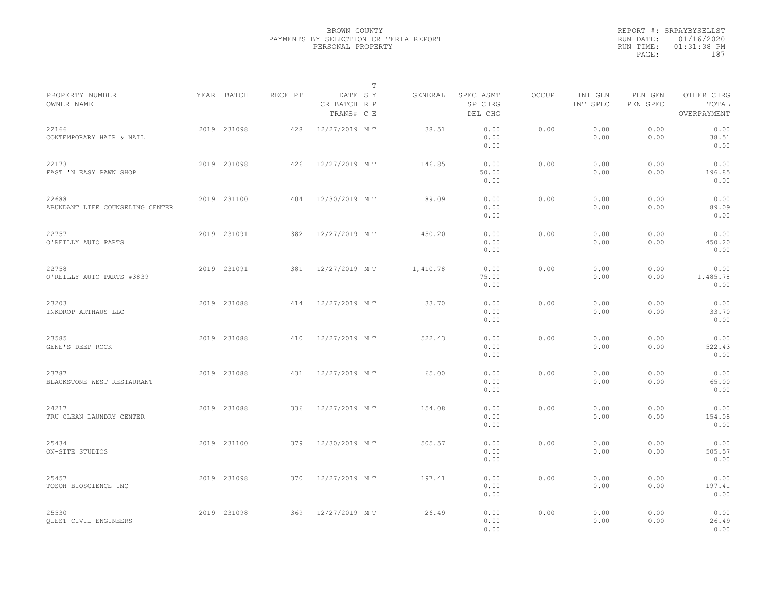BROWN COUNTY
PAYMENTS BY SELECTION CRITERIA REPORT
PERSONAL PROPERTY

REPORT #: SRPAYBYSELLST
RUN DATE: 01/16/2020
RUN TIME: 01:31:38 PM

| PROPERTY NUMBER / OWNER NAME | YEAR | BATCH | RECEIPT | DATE / CR BATCH / TRANS# | T SY RP CE | GENERAL | SPEC ASMT / SP CHRG / DEL CHG | OCCUP | INT GEN / INT SPEC | PEN GEN / PEN SPEC | OTHER CHRG / TOTAL / OVERPAYMENT |
|---|---|---|---|---|---|---|---|---|---|---|---|
| 22166 CONTEMPORARY HAIR & NAIL | 2019 | 231098 | 428 | 12/27/2019 | M T | 38.51 | 0.00 0.00 0.00 | 0.00 | 0.00 0.00 | 0.00 0.00 | 0.00 38.51 0.00 |
| 22173 FAST 'N EASY PAWN SHOP | 2019 | 231098 | 426 | 12/27/2019 | M T | 146.85 | 0.00 50.00 0.00 | 0.00 | 0.00 0.00 | 0.00 0.00 | 0.00 196.85 0.00 |
| 22688 ABUNDANT LIFE COUNSELING CENTER | 2019 | 231100 | 404 | 12/30/2019 | M T | 89.09 | 0.00 0.00 0.00 | 0.00 | 0.00 0.00 | 0.00 0.00 | 0.00 89.09 0.00 |
| 22757 O'REILLY AUTO PARTS | 2019 | 231091 | 382 | 12/27/2019 | M T | 450.20 | 0.00 0.00 0.00 | 0.00 | 0.00 0.00 | 0.00 0.00 | 0.00 450.20 0.00 |
| 22758 O'REILLY AUTO PARTS #3839 | 2019 | 231091 | 381 | 12/27/2019 | M T | 1,410.78 | 0.00 75.00 0.00 | 0.00 | 0.00 0.00 | 0.00 0.00 | 0.00 1,485.78 0.00 |
| 23203 INKDROP ARTHAUS LLC | 2019 | 231088 | 414 | 12/27/2019 | M T | 33.70 | 0.00 0.00 0.00 | 0.00 | 0.00 0.00 | 0.00 0.00 | 0.00 33.70 0.00 |
| 23585 GENE'S DEEP ROCK | 2019 | 231088 | 410 | 12/27/2019 | M T | 522.43 | 0.00 0.00 0.00 | 0.00 | 0.00 0.00 | 0.00 0.00 | 0.00 522.43 0.00 |
| 23787 BLACKSTONE WEST RESTAURANT | 2019 | 231088 | 431 | 12/27/2019 | M T | 65.00 | 0.00 0.00 0.00 | 0.00 | 0.00 0.00 | 0.00 0.00 | 0.00 65.00 0.00 |
| 24217 TRU CLEAN LAUNDRY CENTER | 2019 | 231088 | 336 | 12/27/2019 | M T | 154.08 | 0.00 0.00 0.00 | 0.00 | 0.00 0.00 | 0.00 0.00 | 0.00 154.08 0.00 |
| 25434 ON-SITE STUDIOS | 2019 | 231100 | 379 | 12/30/2019 | M T | 505.57 | 0.00 0.00 0.00 | 0.00 | 0.00 0.00 | 0.00 0.00 | 0.00 505.57 0.00 |
| 25457 TOSOH BIOSCIENCE INC | 2019 | 231098 | 370 | 12/27/2019 | M T | 197.41 | 0.00 0.00 0.00 | 0.00 | 0.00 0.00 | 0.00 0.00 | 0.00 197.41 0.00 |
| 25530 QUEST CIVIL ENGINEERS | 2019 | 231098 | 369 | 12/27/2019 | M T | 26.49 | 0.00 0.00 0.00 | 0.00 | 0.00 0.00 | 0.00 0.00 | 0.00 26.49 0.00 |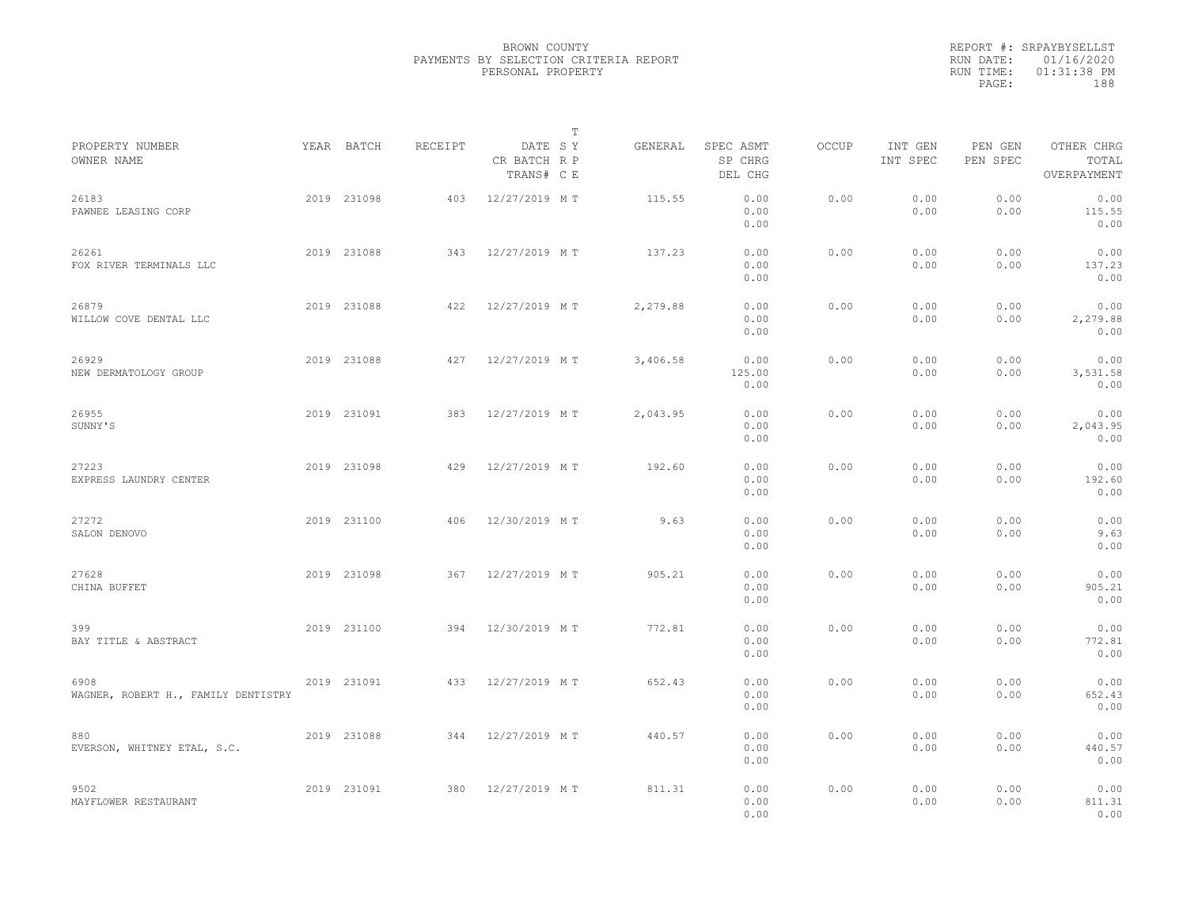BROWN COUNTY
PAYMENTS BY SELECTION CRITERIA REPORT
PERSONAL PROPERTY

REPORT #: SRPAYBYSELLST
RUN DATE: 01/16/2020
RUN TIME: 01:31:38 PM

| PROPERTY NUMBER<br>OWNER NAME | YEAR | BATCH | RECEIPT | DATE<br>CR BATCH<br>TRANS# | T<br>S Y<br>R P<br>C E | GENERAL | SPEC ASMT<br>SP CHRG<br>DEL CHG | OCCUP | INT GEN<br>INT SPEC | PEN GEN<br>PEN SPEC | OTHER CHRG<br>TOTAL<br>OVERPAYMENT |
|---|---|---|---|---|---|---|---|---|---|---|---|
| 26183<br>PAWNEE LEASING CORP | 2019 | 231098 | 403 | 12/27/2019 | M T | 115.55 | 0.00<br>0.00<br>0.00 | 0.00 | 0.00<br>0.00 | 0.00<br>0.00 | 0.00<br>115.55<br>0.00 |
| 26261<br>FOX RIVER TERMINALS LLC | 2019 | 231088 | 343 | 12/27/2019 | M T | 137.23 | 0.00<br>0.00<br>0.00 | 0.00 | 0.00<br>0.00 | 0.00<br>0.00 | 0.00<br>137.23<br>0.00 |
| 26879<br>WILLOW COVE DENTAL LLC | 2019 | 231088 | 422 | 12/27/2019 | M T | 2,279.88 | 0.00<br>0.00<br>0.00 | 0.00 | 0.00<br>0.00 | 0.00<br>0.00 | 0.00<br>2,279.88<br>0.00 |
| 26929<br>NEW DERMATOLOGY GROUP | 2019 | 231088 | 427 | 12/27/2019 | M T | 3,406.58 | 0.00<br>125.00<br>0.00 | 0.00 | 0.00<br>0.00 | 0.00<br>0.00 | 0.00<br>3,531.58<br>0.00 |
| 26955<br>SUNNY'S | 2019 | 231091 | 383 | 12/27/2019 | M T | 2,043.95 | 0.00<br>0.00<br>0.00 | 0.00 | 0.00<br>0.00 | 0.00<br>0.00 | 0.00<br>2,043.95<br>0.00 |
| 27223<br>EXPRESS LAUNDRY CENTER | 2019 | 231098 | 429 | 12/27/2019 | M T | 192.60 | 0.00<br>0.00<br>0.00 | 0.00 | 0.00<br>0.00 | 0.00<br>0.00 | 0.00<br>192.60<br>0.00 |
| 27272<br>SALON DENOVO | 2019 | 231100 | 406 | 12/30/2019 | M T | 9.63 | 0.00<br>0.00<br>0.00 | 0.00 | 0.00<br>0.00 | 0.00<br>0.00 | 0.00<br>9.63<br>0.00 |
| 27628<br>CHINA BUFFET | 2019 | 231098 | 367 | 12/27/2019 | M T | 905.21 | 0.00<br>0.00<br>0.00 | 0.00 | 0.00<br>0.00 | 0.00<br>0.00 | 0.00<br>905.21<br>0.00 |
| 399<br>BAY TITLE & ABSTRACT | 2019 | 231100 | 394 | 12/30/2019 | M T | 772.81 | 0.00<br>0.00<br>0.00 | 0.00 | 0.00<br>0.00 | 0.00<br>0.00 | 0.00<br>772.81<br>0.00 |
| 6908<br>WAGNER, ROBERT H., FAMILY DENTISTRY | 2019 | 231091 | 433 | 12/27/2019 | M T | 652.43 | 0.00<br>0.00<br>0.00 | 0.00 | 0.00<br>0.00 | 0.00<br>0.00 | 0.00<br>652.43<br>0.00 |
| 880<br>EVERSON, WHITNEY ETAL, S.C. | 2019 | 231088 | 344 | 12/27/2019 | M T | 440.57 | 0.00<br>0.00<br>0.00 | 0.00 | 0.00<br>0.00 | 0.00<br>0.00 | 0.00<br>440.57<br>0.00 |
| 9502<br>MAYFLOWER RESTAURANT | 2019 | 231091 | 380 | 12/27/2019 | M T | 811.31 | 0.00<br>0.00<br>0.00 | 0.00 | 0.00<br>0.00 | 0.00<br>0.00 | 0.00<br>811.31<br>0.00 |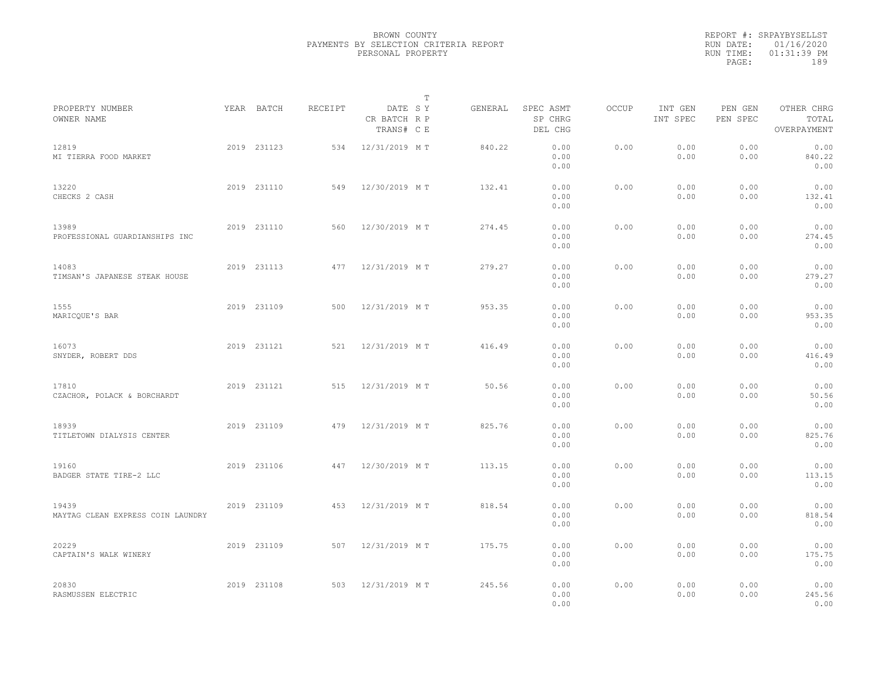BROWN COUNTY
PAYMENTS BY SELECTION CRITERIA REPORT
PERSONAL PROPERTY

REPORT #: SRPAYBYSELLST
RUN DATE: 01/16/2020
RUN TIME: 01:31:39 PM

| PROPERTY NUMBER / OWNER NAME | YEAR | BATCH | RECEIPT | DATE / CR BATCH / TRANS# | S R C | T Y P E | GENERAL | SPEC ASMT / SP CHRG / DEL CHG | OCCUP | INT GEN / INT SPEC | PEN GEN / PEN SPEC | OTHER CHRG / TOTAL / OVERPAYMENT |
|---|---|---|---|---|---|---|---|---|---|---|---|---|
| 12819 MI TIERRA FOOD MARKET | 2019 | 231123 | 534 | 12/31/2019 | M | T | 840.22 | 0.00 0.00 0.00 | 0.00 | 0.00 0.00 | 0.00 0.00 | 0.00 840.22 0.00 |
| 13220 CHECKS 2 CASH | 2019 | 231110 | 549 | 12/30/2019 | M | T | 132.41 | 0.00 0.00 0.00 | 0.00 | 0.00 0.00 | 0.00 0.00 | 0.00 132.41 0.00 |
| 13989 PROFESSIONAL GUARDIANSHIPS INC | 2019 | 231110 | 560 | 12/30/2019 | M | T | 274.45 | 0.00 0.00 0.00 | 0.00 | 0.00 0.00 | 0.00 0.00 | 0.00 274.45 0.00 |
| 14083 TIMSAN'S JAPANESE STEAK HOUSE | 2019 | 231113 | 477 | 12/31/2019 | M | T | 279.27 | 0.00 0.00 0.00 | 0.00 | 0.00 0.00 | 0.00 0.00 | 0.00 279.27 0.00 |
| 1555 MARICQUE'S BAR | 2019 | 231109 | 500 | 12/31/2019 | M | T | 953.35 | 0.00 0.00 0.00 | 0.00 | 0.00 0.00 | 0.00 0.00 | 0.00 953.35 0.00 |
| 16073 SNYDER, ROBERT DDS | 2019 | 231121 | 521 | 12/31/2019 | M | T | 416.49 | 0.00 0.00 0.00 | 0.00 | 0.00 0.00 | 0.00 0.00 | 0.00 416.49 0.00 |
| 17810 CZACHOR, POLACK & BORCHARDT | 2019 | 231121 | 515 | 12/31/2019 | M | T | 50.56 | 0.00 0.00 0.00 | 0.00 | 0.00 0.00 | 0.00 0.00 | 0.00 50.56 0.00 |
| 18939 TITLETOWN DIALYSIS CENTER | 2019 | 231109 | 479 | 12/31/2019 | M | T | 825.76 | 0.00 0.00 0.00 | 0.00 | 0.00 0.00 | 0.00 0.00 | 0.00 825.76 0.00 |
| 19160 BADGER STATE TIRE-2 LLC | 2019 | 231106 | 447 | 12/30/2019 | M | T | 113.15 | 0.00 0.00 0.00 | 0.00 | 0.00 0.00 | 0.00 0.00 | 0.00 113.15 0.00 |
| 19439 MAYTAG CLEAN EXPRESS COIN LAUNDRY | 2019 | 231109 | 453 | 12/31/2019 | M | T | 818.54 | 0.00 0.00 0.00 | 0.00 | 0.00 0.00 | 0.00 0.00 | 0.00 818.54 0.00 |
| 20229 CAPTAIN'S WALK WINERY | 2019 | 231109 | 507 | 12/31/2019 | M | T | 175.75 | 0.00 0.00 0.00 | 0.00 | 0.00 0.00 | 0.00 0.00 | 0.00 175.75 0.00 |
| 20830 RASMUSSEN ELECTRIC | 2019 | 231108 | 503 | 12/31/2019 | M | T | 245.56 | 0.00 0.00 0.00 | 0.00 | 0.00 0.00 | 0.00 0.00 | 0.00 245.56 0.00 |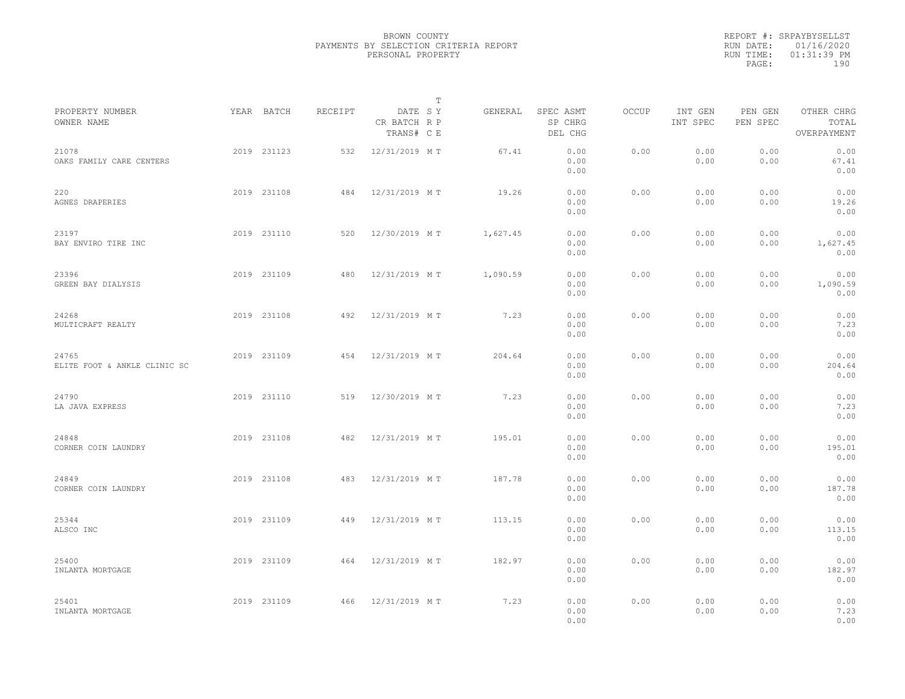BROWN COUNTY
PAYMENTS BY SELECTION CRITERIA REPORT
PERSONAL PROPERTY

REPORT #: SRPAYBYSELLST
RUN DATE: 01/16/2020
RUN TIME: 01:31:39 PM

| PROPERTY NUMBER<br>OWNER NAME | YEAR | BATCH | RECEIPT | DATE<br>CR BATCH<br>TRANS# | T<br>S Y<br>R P<br>C E | GENERAL | SPEC ASMT<br>SP CHRG<br>DEL CHG | OCCUP | INT GEN<br>INT SPEC | PEN GEN<br>PEN SPEC | OTHER CHRG<br>TOTAL<br>OVERPAYMENT |
|---|---|---|---|---|---|---|---|---|---|---|---|
| 21078<br>OAKS FAMILY CARE CENTERS | 2019 | 231123 | 532 | 12/31/2019 | M T | 67.41 | 0.00<br>0.00<br>0.00 | 0.00 | 0.00<br>0.00 | 0.00<br>0.00 | 0.00<br>67.41<br>0.00 |
| 220<br>AGNES DRAPERIES | 2019 | 231108 | 484 | 12/31/2019 | M T | 19.26 | 0.00<br>0.00<br>0.00 | 0.00 | 0.00<br>0.00 | 0.00<br>0.00 | 0.00<br>19.26<br>0.00 |
| 23197<br>BAY ENVIRO TIRE INC | 2019 | 231110 | 520 | 12/30/2019 | M T | 1,627.45 | 0.00<br>0.00<br>0.00 | 0.00 | 0.00<br>0.00 | 0.00<br>0.00 | 0.00<br>1,627.45<br>0.00 |
| 23396<br>GREEN BAY DIALYSIS | 2019 | 231109 | 480 | 12/31/2019 | M T | 1,090.59 | 0.00<br>0.00<br>0.00 | 0.00 | 0.00<br>0.00 | 0.00<br>0.00 | 0.00<br>1,090.59<br>0.00 |
| 24268<br>MULTICRAFT REALTY | 2019 | 231108 | 492 | 12/31/2019 | M T | 7.23 | 0.00<br>0.00<br>0.00 | 0.00 | 0.00<br>0.00 | 0.00<br>0.00 | 0.00<br>7.23<br>0.00 |
| 24765<br>ELITE FOOT & ANKLE CLINIC SC | 2019 | 231109 | 454 | 12/31/2019 | M T | 204.64 | 0.00<br>0.00<br>0.00 | 0.00 | 0.00<br>0.00 | 0.00<br>0.00 | 0.00<br>204.64<br>0.00 |
| 24790<br>LA JAVA EXPRESS | 2019 | 231110 | 519 | 12/30/2019 | M T | 7.23 | 0.00<br>0.00<br>0.00 | 0.00 | 0.00<br>0.00 | 0.00<br>0.00 | 0.00<br>7.23<br>0.00 |
| 24848<br>CORNER COIN LAUNDRY | 2019 | 231108 | 482 | 12/31/2019 | M T | 195.01 | 0.00<br>0.00<br>0.00 | 0.00 | 0.00<br>0.00 | 0.00<br>0.00 | 0.00<br>195.01<br>0.00 |
| 24849<br>CORNER COIN LAUNDRY | 2019 | 231108 | 483 | 12/31/2019 | M T | 187.78 | 0.00<br>0.00<br>0.00 | 0.00 | 0.00<br>0.00 | 0.00<br>0.00 | 0.00<br>187.78<br>0.00 |
| 25344<br>ALSCO INC | 2019 | 231109 | 449 | 12/31/2019 | M T | 113.15 | 0.00<br>0.00<br>0.00 | 0.00 | 0.00<br>0.00 | 0.00<br>0.00 | 0.00<br>113.15<br>0.00 |
| 25400<br>INLANTA MORTGAGE | 2019 | 231109 | 464 | 12/31/2019 | M T | 182.97 | 0.00<br>0.00<br>0.00 | 0.00 | 0.00<br>0.00 | 0.00<br>0.00 | 0.00<br>182.97<br>0.00 |
| 25401<br>INLANTA MORTGAGE | 2019 | 231109 | 466 | 12/31/2019 | M T | 7.23 | 0.00<br>0.00<br>0.00 | 0.00 | 0.00<br>0.00 | 0.00<br>0.00 | 0.00<br>7.23<br>0.00 |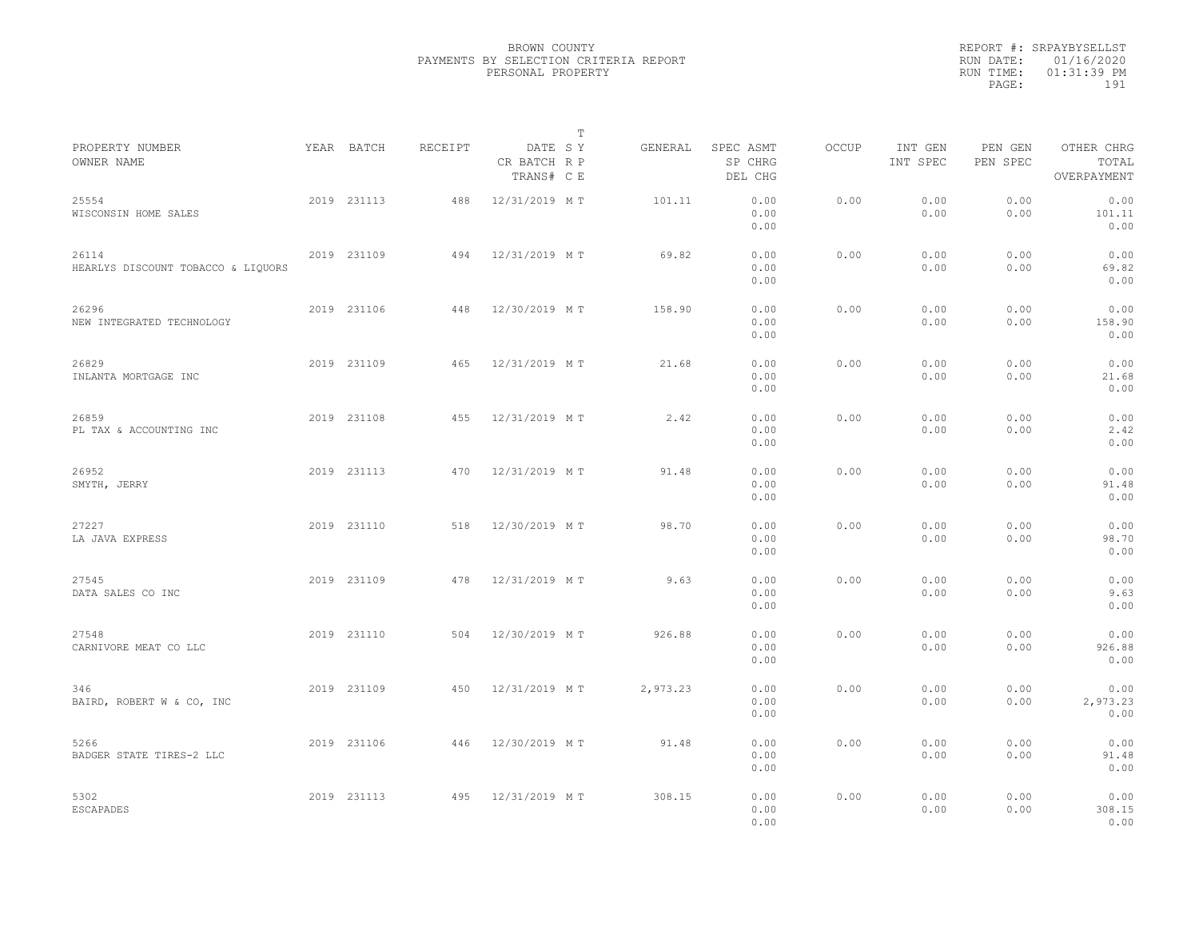BROWN COUNTY
PAYMENTS BY SELECTION CRITERIA REPORT
PERSONAL PROPERTY

REPORT #: SRPAYBYSELLST
RUN DATE: 01/16/2020
RUN TIME: 01:31:39 PM

| PROPERTY NUMBER / OWNER NAME | YEAR | BATCH | RECEIPT | DATE / CR BATCH / TRANS# | T SY RP CE | GENERAL | SPEC ASMT / SP CHRG / DEL CHG | OCCUP | INT GEN / INT SPEC | PEN GEN / PEN SPEC | OTHER CHRG / TOTAL / OVERPAYMENT |
|---|---|---|---|---|---|---|---|---|---|---|---|
| 25554 WISCONSIN HOME SALES | 2019 | 231113 | 488 | 12/31/2019 | M T | 101.11 | 0.00 0.00 0.00 | 0.00 | 0.00 0.00 | 0.00 0.00 | 0.00 101.11 0.00 |
| 26114 HEARLYS DISCOUNT TOBACCO & LIQUORS | 2019 | 231109 | 494 | 12/31/2019 | M T | 69.82 | 0.00 0.00 0.00 | 0.00 | 0.00 0.00 | 0.00 0.00 | 0.00 69.82 0.00 |
| 26296 NEW INTEGRATED TECHNOLOGY | 2019 | 231106 | 448 | 12/30/2019 | M T | 158.90 | 0.00 0.00 0.00 | 0.00 | 0.00 0.00 | 0.00 0.00 | 0.00 158.90 0.00 |
| 26829 INLANTA MORTGAGE INC | 2019 | 231109 | 465 | 12/31/2019 | M T | 21.68 | 0.00 0.00 0.00 | 0.00 | 0.00 0.00 | 0.00 0.00 | 0.00 21.68 0.00 |
| 26859 PL TAX & ACCOUNTING INC | 2019 | 231108 | 455 | 12/31/2019 | M T | 2.42 | 0.00 0.00 0.00 | 0.00 | 0.00 0.00 | 0.00 0.00 | 0.00 2.42 0.00 |
| 26952 SMYTH, JERRY | 2019 | 231113 | 470 | 12/31/2019 | M T | 91.48 | 0.00 0.00 0.00 | 0.00 | 0.00 0.00 | 0.00 0.00 | 0.00 91.48 0.00 |
| 27227 LA JAVA EXPRESS | 2019 | 231110 | 518 | 12/30/2019 | M T | 98.70 | 0.00 0.00 0.00 | 0.00 | 0.00 0.00 | 0.00 0.00 | 0.00 98.70 0.00 |
| 27545 DATA SALES CO INC | 2019 | 231109 | 478 | 12/31/2019 | M T | 9.63 | 0.00 0.00 0.00 | 0.00 | 0.00 0.00 | 0.00 0.00 | 0.00 9.63 0.00 |
| 27548 CARNIVORE MEAT CO LLC | 2019 | 231110 | 504 | 12/30/2019 | M T | 926.88 | 0.00 0.00 0.00 | 0.00 | 0.00 0.00 | 0.00 0.00 | 0.00 926.88 0.00 |
| 346 BAIRD, ROBERT W & CO, INC | 2019 | 231109 | 450 | 12/31/2019 | M T | 2,973.23 | 0.00 0.00 0.00 | 0.00 | 0.00 0.00 | 0.00 0.00 | 0.00 2,973.23 0.00 |
| 5266 BADGER STATE TIRES-2 LLC | 2019 | 231106 | 446 | 12/30/2019 | M T | 91.48 | 0.00 0.00 0.00 | 0.00 | 0.00 0.00 | 0.00 0.00 | 0.00 91.48 0.00 |
| 5302 ESCAPADES | 2019 | 231113 | 495 | 12/31/2019 | M T | 308.15 | 0.00 0.00 0.00 | 0.00 | 0.00 0.00 | 0.00 0.00 | 0.00 308.15 0.00 |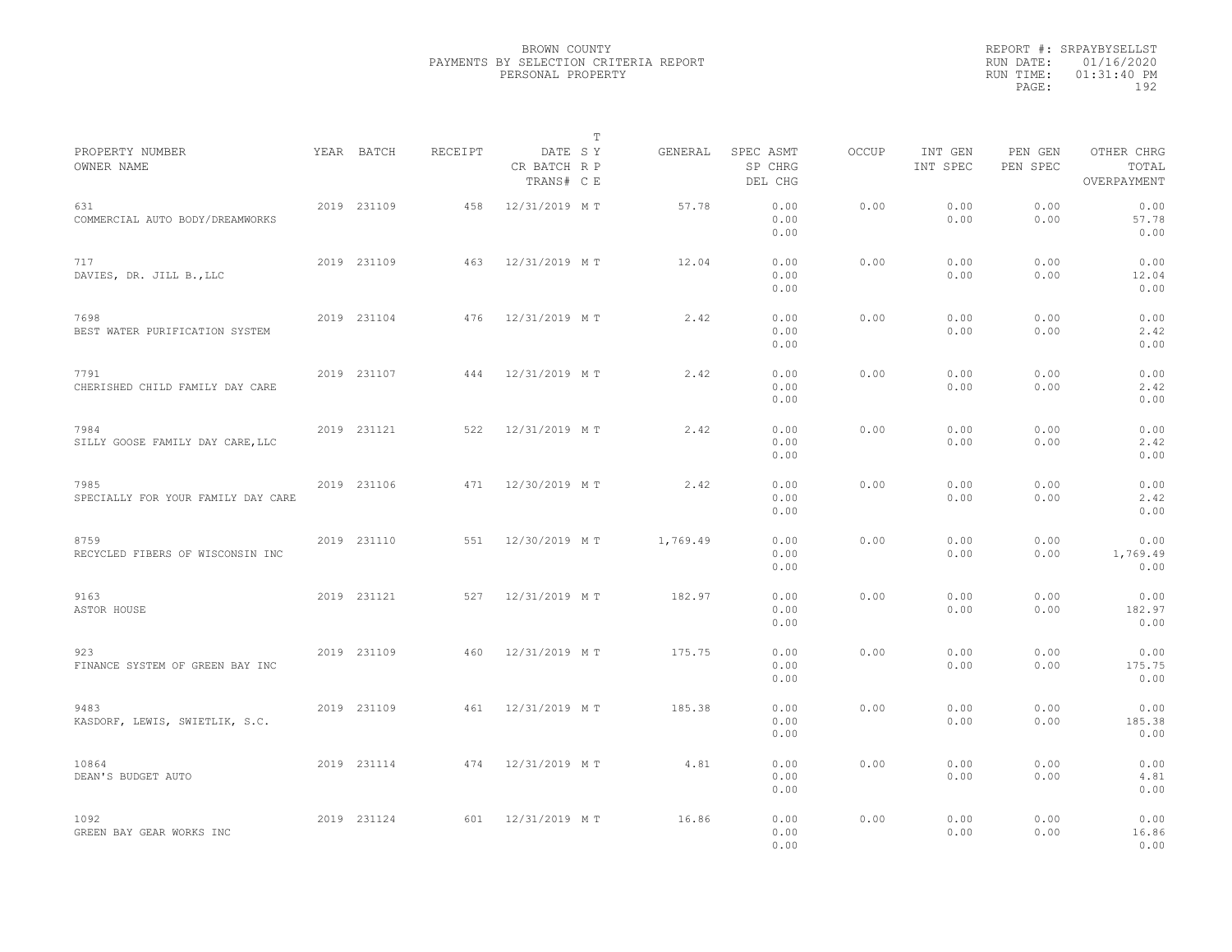BROWN COUNTY
PAYMENTS BY SELECTION CRITERIA REPORT
PERSONAL PROPERTY

REPORT #: SRPAYBYSELLST
RUN DATE: 01/16/2020
RUN TIME: 01:31:40 PM

| PROPERTY NUMBER<br>OWNER NAME | YEAR | BATCH | RECEIPT | DATE<br>CR BATCH<br>TRANS# | T S Y R P C E | GENERAL | SPEC ASMT<br>SP CHRG<br>DEL CHG | OCCUP | INT GEN<br>INT SPEC | PEN GEN<br>PEN SPEC | OTHER CHRG<br>TOTAL<br>OVERPAYMENT |
|---|---|---|---|---|---|---|---|---|---|---|---|
| 631<br>COMMERCIAL AUTO BODY/DREAMWORKS | 2019 | 231109 | 458 | 12/31/2019 | M T | 57.78 | 0.00<br>0.00<br>0.00 | 0.00 | 0.00<br>0.00 | 0.00<br>0.00 | 0.00<br>57.78<br>0.00 |
| 717<br>DAVIES, DR. JILL B.,LLC | 2019 | 231109 | 463 | 12/31/2019 | M T | 12.04 | 0.00<br>0.00<br>0.00 | 0.00 | 0.00<br>0.00 | 0.00<br>0.00 | 0.00<br>12.04<br>0.00 |
| 7698<br>BEST WATER PURIFICATION SYSTEM | 2019 | 231104 | 476 | 12/31/2019 | M T | 2.42 | 0.00<br>0.00<br>0.00 | 0.00 | 0.00<br>0.00 | 0.00<br>0.00 | 0.00<br>2.42<br>0.00 |
| 7791<br>CHERISHED CHILD FAMILY DAY CARE | 2019 | 231107 | 444 | 12/31/2019 | M T | 2.42 | 0.00<br>0.00<br>0.00 | 0.00 | 0.00<br>0.00 | 0.00<br>0.00 | 0.00<br>2.42<br>0.00 |
| 7984<br>SILLY GOOSE FAMILY DAY CARE,LLC | 2019 | 231121 | 522 | 12/31/2019 | M T | 2.42 | 0.00<br>0.00<br>0.00 | 0.00 | 0.00<br>0.00 | 0.00<br>0.00 | 0.00<br>2.42<br>0.00 |
| 7985<br>SPECIALLY FOR YOUR FAMILY DAY CARE | 2019 | 231106 | 471 | 12/30/2019 | M T | 2.42 | 0.00<br>0.00<br>0.00 | 0.00 | 0.00<br>0.00 | 0.00<br>0.00 | 0.00<br>2.42<br>0.00 |
| 8759<br>RECYCLED FIBERS OF WISCONSIN INC | 2019 | 231110 | 551 | 12/30/2019 | M T | 1,769.49 | 0.00<br>0.00<br>0.00 | 0.00 | 0.00<br>0.00 | 0.00<br>0.00 | 0.00<br>1,769.49<br>0.00 |
| 9163<br>ASTOR HOUSE | 2019 | 231121 | 527 | 12/31/2019 | M T | 182.97 | 0.00<br>0.00<br>0.00 | 0.00 | 0.00<br>0.00 | 0.00<br>0.00 | 0.00<br>182.97<br>0.00 |
| 923<br>FINANCE SYSTEM OF GREEN BAY INC | 2019 | 231109 | 460 | 12/31/2019 | M T | 175.75 | 0.00<br>0.00<br>0.00 | 0.00 | 0.00<br>0.00 | 0.00<br>0.00 | 0.00<br>175.75<br>0.00 |
| 9483<br>KASDORF, LEWIS, SWIETLIK, S.C. | 2019 | 231109 | 461 | 12/31/2019 | M T | 185.38 | 0.00<br>0.00<br>0.00 | 0.00 | 0.00<br>0.00 | 0.00<br>0.00 | 0.00<br>185.38<br>0.00 |
| 10864<br>DEAN'S BUDGET AUTO | 2019 | 231114 | 474 | 12/31/2019 | M T | 4.81 | 0.00<br>0.00<br>0.00 | 0.00 | 0.00<br>0.00 | 0.00<br>0.00 | 0.00<br>4.81<br>0.00 |
| 1092<br>GREEN BAY GEAR WORKS INC | 2019 | 231124 | 601 | 12/31/2019 | M T | 16.86 | 0.00<br>0.00<br>0.00 | 0.00 | 0.00<br>0.00 | 0.00<br>0.00 | 0.00<br>16.86<br>0.00 |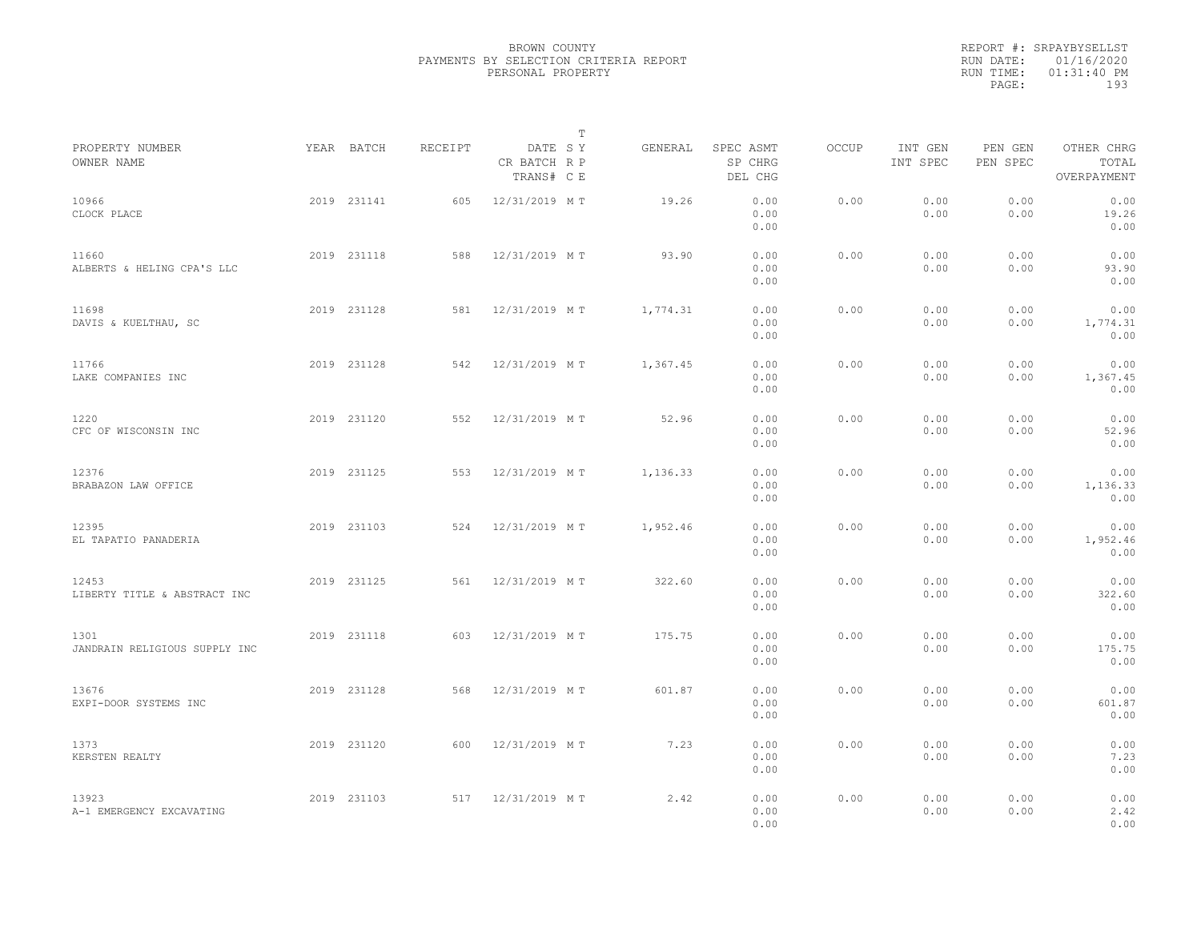BROWN COUNTY
PAYMENTS BY SELECTION CRITERIA REPORT
PERSONAL PROPERTY

REPORT #: SRPAYBYSELLST
RUN DATE: 01/16/2020
RUN TIME: 01:31:40 PM

| PROPERTY NUMBER / OWNER NAME | YEAR | BATCH | RECEIPT | DATE / CR BATCH / TRANS# | T SY RP CE | GENERAL | SPEC ASMT / SP CHRG / DEL CHG | OCCUP | INT GEN / INT SPEC | PEN GEN / PEN SPEC | OTHER CHRG / TOTAL / OVERPAYMENT |
|---|---|---|---|---|---|---|---|---|---|---|---|
| 10966 CLOCK PLACE | 2019 | 231141 | 605 | 12/31/2019 | M T | 19.26 | 0.00 0.00 0.00 | 0.00 | 0.00 0.00 | 0.00 0.00 | 0.00 19.26 0.00 |
| 11660 ALBERTS & HELING CPA'S LLC | 2019 | 231118 | 588 | 12/31/2019 | M T | 93.90 | 0.00 0.00 0.00 | 0.00 | 0.00 0.00 | 0.00 0.00 | 0.00 93.90 0.00 |
| 11698 DAVIS & KUELTHAU, SC | 2019 | 231128 | 581 | 12/31/2019 | M T | 1,774.31 | 0.00 0.00 0.00 | 0.00 | 0.00 0.00 | 0.00 0.00 | 0.00 1,774.31 0.00 |
| 11766 LAKE COMPANIES INC | 2019 | 231128 | 542 | 12/31/2019 | M T | 1,367.45 | 0.00 0.00 0.00 | 0.00 | 0.00 0.00 | 0.00 0.00 | 0.00 1,367.45 0.00 |
| 1220 CFC OF WISCONSIN INC | 2019 | 231120 | 552 | 12/31/2019 | M T | 52.96 | 0.00 0.00 0.00 | 0.00 | 0.00 0.00 | 0.00 0.00 | 0.00 52.96 0.00 |
| 12376 BRABAZON LAW OFFICE | 2019 | 231125 | 553 | 12/31/2019 | M T | 1,136.33 | 0.00 0.00 0.00 | 0.00 | 0.00 0.00 | 0.00 0.00 | 0.00 1,136.33 0.00 |
| 12395 EL TAPATIO PANADERIA | 2019 | 231103 | 524 | 12/31/2019 | M T | 1,952.46 | 0.00 0.00 0.00 | 0.00 | 0.00 0.00 | 0.00 0.00 | 0.00 1,952.46 0.00 |
| 12453 LIBERTY TITLE & ABSTRACT INC | 2019 | 231125 | 561 | 12/31/2019 | M T | 322.60 | 0.00 0.00 0.00 | 0.00 | 0.00 0.00 | 0.00 0.00 | 0.00 322.60 0.00 |
| 1301 JANDRAIN RELIGIOUS SUPPLY INC | 2019 | 231118 | 603 | 12/31/2019 | M T | 175.75 | 0.00 0.00 0.00 | 0.00 | 0.00 0.00 | 0.00 0.00 | 0.00 175.75 0.00 |
| 13676 EXPI-DOOR SYSTEMS INC | 2019 | 231128 | 568 | 12/31/2019 | M T | 601.87 | 0.00 0.00 0.00 | 0.00 | 0.00 0.00 | 0.00 0.00 | 0.00 601.87 0.00 |
| 1373 KERSTEN REALTY | 2019 | 231120 | 600 | 12/31/2019 | M T | 7.23 | 0.00 0.00 0.00 | 0.00 | 0.00 0.00 | 0.00 0.00 | 0.00 7.23 0.00 |
| 13923 A-1 EMERGENCY EXCAVATING | 2019 | 231103 | 517 | 12/31/2019 | M T | 2.42 | 0.00 0.00 0.00 | 0.00 | 0.00 0.00 | 0.00 0.00 | 0.00 2.42 0.00 |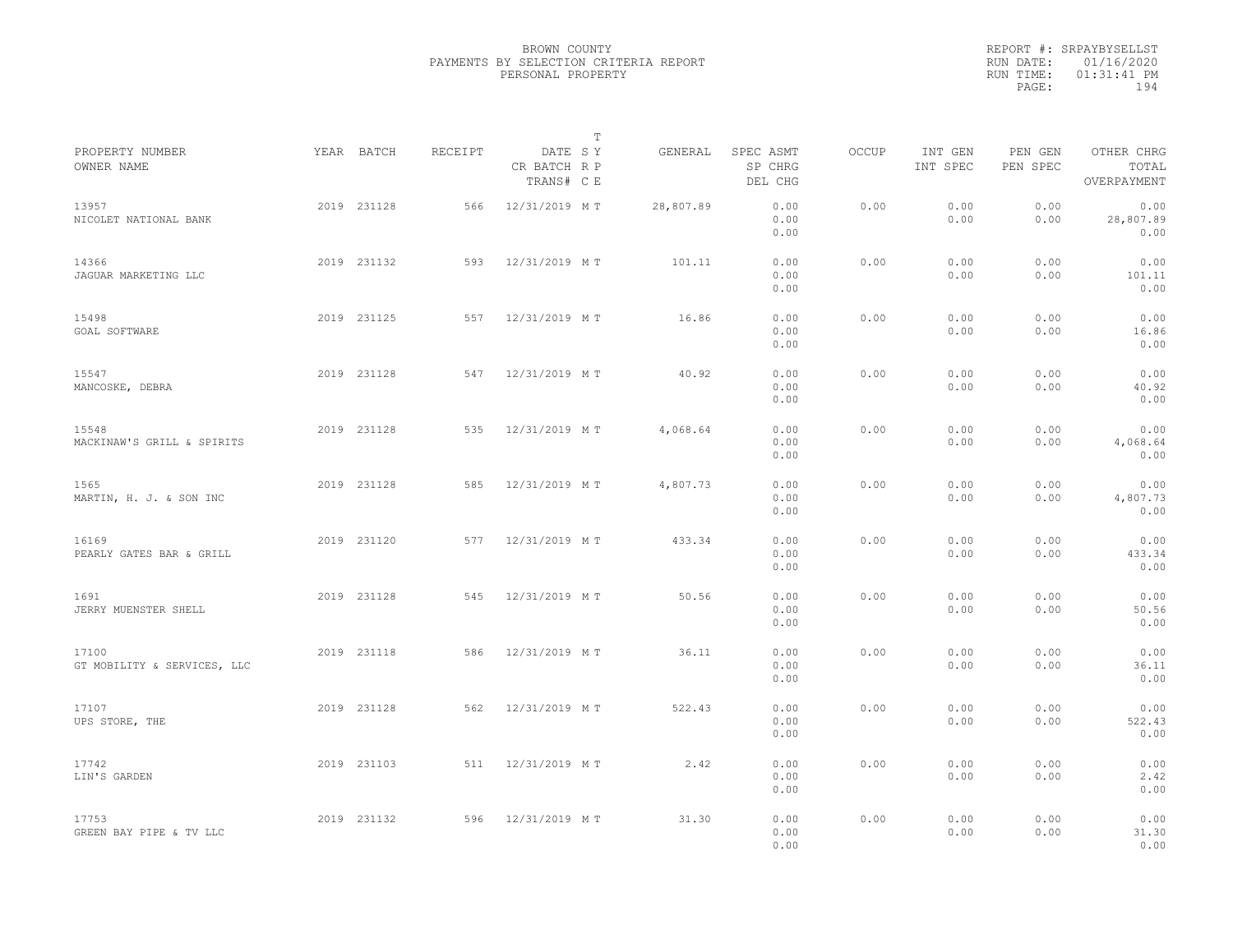BROWN COUNTY
PAYMENTS BY SELECTION CRITERIA REPORT
PERSONAL PROPERTY

REPORT #: SRPAYBYSELLST
RUN DATE: 01/16/2020
RUN TIME: 01:31:41 PM

| PROPERTY NUMBER / OWNER NAME | YEAR | BATCH | RECEIPT | DATE / CR BATCH / TRANS# | T SY / RP / CE | GENERAL | SPEC ASMT / SP CHRG / DEL CHG | OCCUP | INT GEN / INT SPEC | PEN GEN / PEN SPEC | OTHER CHRG / TOTAL / OVERPAYMENT |
|---|---|---|---|---|---|---|---|---|---|---|---|
| 13957 NICOLET NATIONAL BANK | 2019 | 231128 | 566 | 12/31/2019 | M T | 28,807.89 | 0.00 / 0.00 / 0.00 | 0.00 | 0.00 / 0.00 | 0.00 / 0.00 | 0.00 / 28,807.89 / 0.00 |
| 14366 JAGUAR MARKETING LLC | 2019 | 231132 | 593 | 12/31/2019 | M T | 101.11 | 0.00 / 0.00 / 0.00 | 0.00 | 0.00 / 0.00 | 0.00 / 0.00 | 0.00 / 101.11 / 0.00 |
| 15498 GOAL SOFTWARE | 2019 | 231125 | 557 | 12/31/2019 | M T | 16.86 | 0.00 / 0.00 / 0.00 | 0.00 | 0.00 / 0.00 | 0.00 / 0.00 | 0.00 / 16.86 / 0.00 |
| 15547 MANCOSKE, DEBRA | 2019 | 231128 | 547 | 12/31/2019 | M T | 40.92 | 0.00 / 0.00 / 0.00 | 0.00 | 0.00 / 0.00 | 0.00 / 0.00 | 0.00 / 40.92 / 0.00 |
| 15548 MACKINAW'S GRILL & SPIRITS | 2019 | 231128 | 535 | 12/31/2019 | M T | 4,068.64 | 0.00 / 0.00 / 0.00 | 0.00 | 0.00 / 0.00 | 0.00 / 0.00 | 0.00 / 4,068.64 / 0.00 |
| 1565 MARTIN, H. J. & SON INC | 2019 | 231128 | 585 | 12/31/2019 | M T | 4,807.73 | 0.00 / 0.00 / 0.00 | 0.00 | 0.00 / 0.00 | 0.00 / 0.00 | 0.00 / 4,807.73 / 0.00 |
| 16169 PEARLY GATES BAR & GRILL | 2019 | 231120 | 577 | 12/31/2019 | M T | 433.34 | 0.00 / 0.00 / 0.00 | 0.00 | 0.00 / 0.00 | 0.00 / 0.00 | 0.00 / 433.34 / 0.00 |
| 1691 JERRY MUENSTER SHELL | 2019 | 231128 | 545 | 12/31/2019 | M T | 50.56 | 0.00 / 0.00 / 0.00 | 0.00 | 0.00 / 0.00 | 0.00 / 0.00 | 0.00 / 50.56 / 0.00 |
| 17100 GT MOBILITY & SERVICES, LLC | 2019 | 231118 | 586 | 12/31/2019 | M T | 36.11 | 0.00 / 0.00 / 0.00 | 0.00 | 0.00 / 0.00 | 0.00 / 0.00 | 0.00 / 36.11 / 0.00 |
| 17107 UPS STORE, THE | 2019 | 231128 | 562 | 12/31/2019 | M T | 522.43 | 0.00 / 0.00 / 0.00 | 0.00 | 0.00 / 0.00 | 0.00 / 0.00 | 0.00 / 522.43 / 0.00 |
| 17742 LIN'S GARDEN | 2019 | 231103 | 511 | 12/31/2019 | M T | 2.42 | 0.00 / 0.00 / 0.00 | 0.00 | 0.00 / 0.00 | 0.00 / 0.00 | 0.00 / 2.42 / 0.00 |
| 17753 GREEN BAY PIPE & TV LLC | 2019 | 231132 | 596 | 12/31/2019 | M T | 31.30 | 0.00 / 0.00 / 0.00 | 0.00 | 0.00 / 0.00 | 0.00 / 0.00 | 0.00 / 31.30 / 0.00 |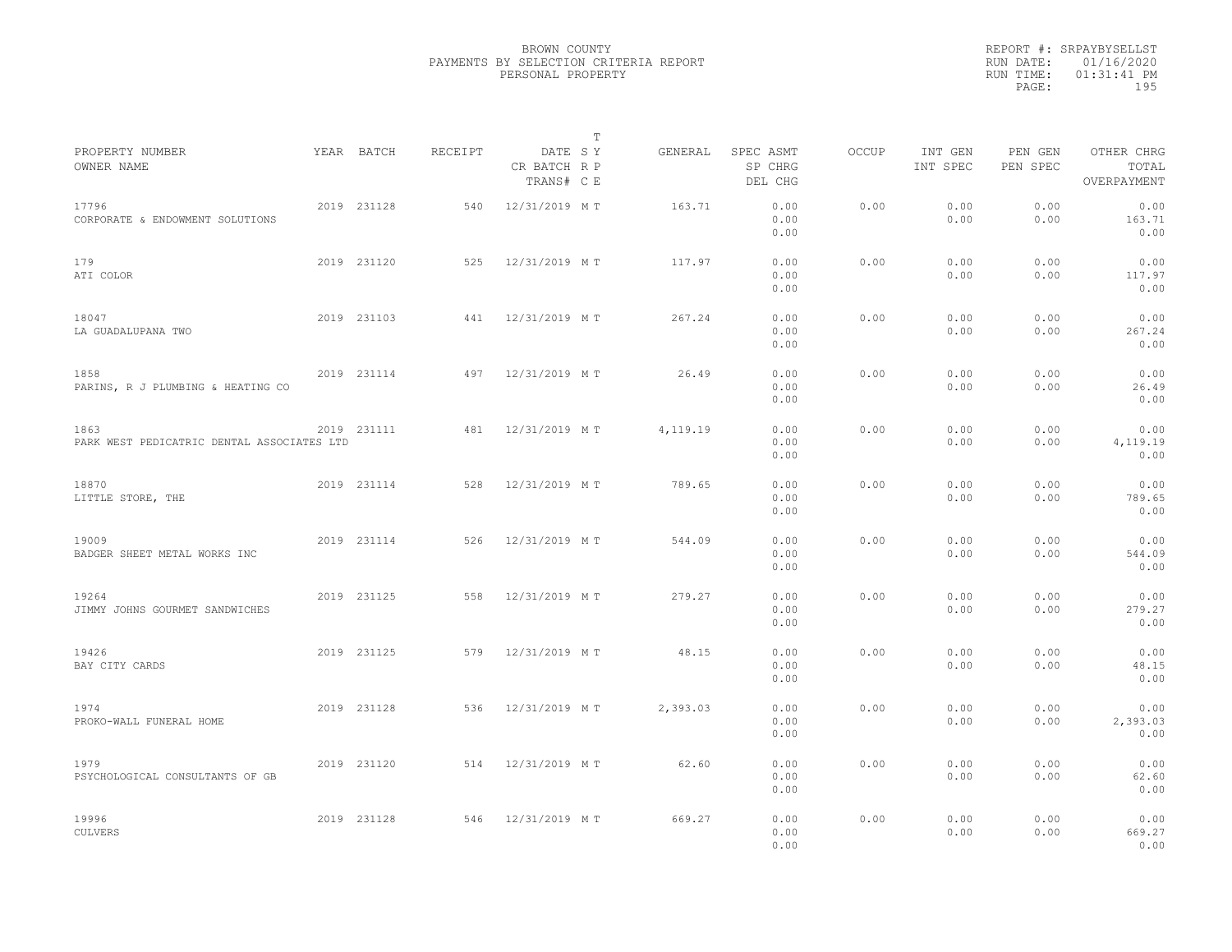BROWN COUNTY
PAYMENTS BY SELECTION CRITERIA REPORT
PERSONAL PROPERTY

REPORT #: SRPAYBYSELLST
RUN DATE: 01/16/2020
RUN TIME: 01:31:41 PM

| PROPERTY NUMBER<br>OWNER NAME | YEAR | BATCH | RECEIPT | DATE<br>CR BATCH<br>TRANS# | T<br>S Y<br>R P<br>C E | GENERAL | SPEC ASMT<br>SP CHRG<br>DEL CHG | OCCUP | INT GEN<br>INT SPEC | PEN GEN<br>PEN SPEC | OTHER CHRG<br>TOTAL<br>OVERPAYMENT |
|---|---|---|---|---|---|---|---|---|---|---|---|
| 17796<br>CORPORATE & ENDOWMENT SOLUTIONS | 2019 | 231128 | 540 | 12/31/2019 | M T | 163.71 | 0.00<br>0.00<br>0.00 | 0.00 | 0.00<br>0.00 | 0.00<br>0.00 | 0.00<br>163.71<br>0.00 |
| 179<br>ATI COLOR | 2019 | 231120 | 525 | 12/31/2019 | M T | 117.97 | 0.00<br>0.00<br>0.00 | 0.00 | 0.00<br>0.00 | 0.00<br>0.00 | 0.00<br>117.97<br>0.00 |
| 18047<br>LA GUADALUPANA TWO | 2019 | 231103 | 441 | 12/31/2019 | M T | 267.24 | 0.00<br>0.00<br>0.00 | 0.00 | 0.00<br>0.00 | 0.00<br>0.00 | 0.00<br>267.24<br>0.00 |
| 1858<br>PARINS, R J PLUMBING & HEATING CO | 2019 | 231114 | 497 | 12/31/2019 | M T | 26.49 | 0.00<br>0.00<br>0.00 | 0.00 | 0.00<br>0.00 | 0.00<br>0.00 | 0.00<br>26.49<br>0.00 |
| 1863<br>PARK WEST PEDICATRIC DENTAL ASSOCIATES LTD | 2019 | 231111 | 481 | 12/31/2019 | M T | 4,119.19 | 0.00<br>0.00<br>0.00 | 0.00 | 0.00<br>0.00 | 0.00<br>0.00 | 0.00<br>4,119.19<br>0.00 |
| 18870<br>LITTLE STORE, THE | 2019 | 231114 | 528 | 12/31/2019 | M T | 789.65 | 0.00<br>0.00<br>0.00 | 0.00 | 0.00<br>0.00 | 0.00<br>0.00 | 0.00<br>789.65<br>0.00 |
| 19009<br>BADGER SHEET METAL WORKS INC | 2019 | 231114 | 526 | 12/31/2019 | M T | 544.09 | 0.00<br>0.00<br>0.00 | 0.00 | 0.00<br>0.00 | 0.00<br>0.00 | 0.00<br>544.09<br>0.00 |
| 19264<br>JIMMY JOHNS GOURMET SANDWICHES | 2019 | 231125 | 558 | 12/31/2019 | M T | 279.27 | 0.00<br>0.00<br>0.00 | 0.00 | 0.00<br>0.00 | 0.00<br>0.00 | 0.00<br>279.27<br>0.00 |
| 19426<br>BAY CITY CARDS | 2019 | 231125 | 579 | 12/31/2019 | M T | 48.15 | 0.00<br>0.00<br>0.00 | 0.00 | 0.00<br>0.00 | 0.00<br>0.00 | 0.00<br>48.15<br>0.00 |
| 1974<br>PROKO-WALL FUNERAL HOME | 2019 | 231128 | 536 | 12/31/2019 | M T | 2,393.03 | 0.00<br>0.00<br>0.00 | 0.00 | 0.00<br>0.00 | 0.00<br>0.00 | 0.00<br>2,393.03<br>0.00 |
| 1979<br>PSYCHOLOGICAL CONSULTANTS OF GB | 2019 | 231120 | 514 | 12/31/2019 | M T | 62.60 | 0.00<br>0.00<br>0.00 | 0.00 | 0.00<br>0.00 | 0.00<br>0.00 | 0.00<br>62.60<br>0.00 |
| 19996<br>CULVERS | 2019 | 231128 | 546 | 12/31/2019 | M T | 669.27 | 0.00<br>0.00<br>0.00 | 0.00 | 0.00<br>0.00 | 0.00<br>0.00 | 0.00<br>669.27<br>0.00 |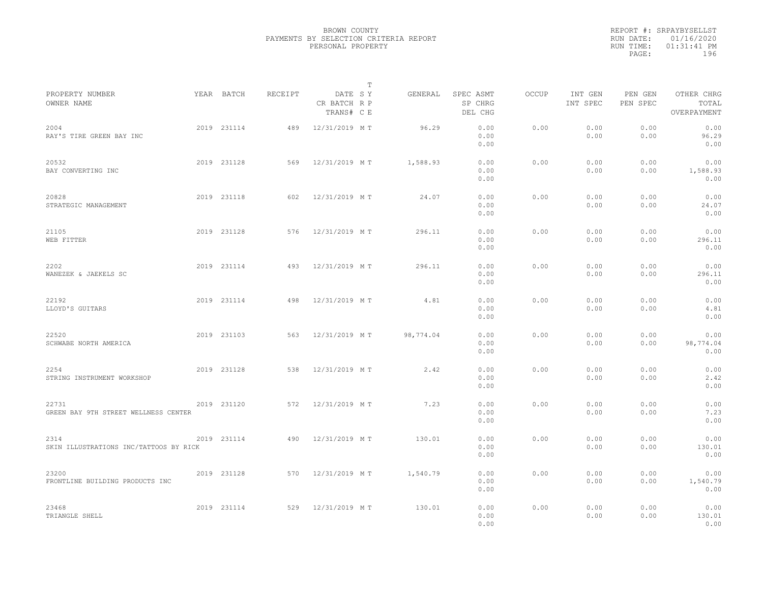BROWN COUNTY
PAYMENTS BY SELECTION CRITERIA REPORT
PERSONAL PROPERTY

REPORT #: SRPAYBYSELLST
RUN DATE: 01/16/2020
RUN TIME: 01:31:41 PM

| PROPERTY NUMBER / OWNER NAME | YEAR | BATCH | RECEIPT | DATE / CR BATCH / TRANS# | T SY RP CE | GENERAL | SPEC ASMT / SP CHRG / DEL CHG | OCCUP | INT GEN / INT SPEC | PEN GEN / PEN SPEC | OTHER CHRG / TOTAL / OVERPAYMENT |
|---|---|---|---|---|---|---|---|---|---|---|---|
| 2004 RAY'S TIRE GREEN BAY INC | 2019 | 231114 | 489 | 12/31/2019 | M T | 96.29 | 0.00 0.00 0.00 | 0.00 | 0.00 0.00 | 0.00 0.00 | 0.00 96.29 0.00 |
| 20532 BAY CONVERTING INC | 2019 | 231128 | 569 | 12/31/2019 | M T | 1,588.93 | 0.00 0.00 0.00 | 0.00 | 0.00 0.00 | 0.00 0.00 | 0.00 1,588.93 0.00 |
| 20828 STRATEGIC MANAGEMENT | 2019 | 231118 | 602 | 12/31/2019 | M T | 24.07 | 0.00 0.00 0.00 | 0.00 | 0.00 0.00 | 0.00 0.00 | 0.00 24.07 0.00 |
| 21105 WEB FITTER | 2019 | 231128 | 576 | 12/31/2019 | M T | 296.11 | 0.00 0.00 0.00 | 0.00 | 0.00 0.00 | 0.00 0.00 | 0.00 296.11 0.00 |
| 2202 WANEZEK & JAEKELS SC | 2019 | 231114 | 493 | 12/31/2019 | M T | 296.11 | 0.00 0.00 0.00 | 0.00 | 0.00 0.00 | 0.00 0.00 | 0.00 296.11 0.00 |
| 22192 LLOYD'S GUITARS | 2019 | 231114 | 498 | 12/31/2019 | M T | 4.81 | 0.00 0.00 0.00 | 0.00 | 0.00 0.00 | 0.00 0.00 | 0.00 4.81 0.00 |
| 22520 SCHWABE NORTH AMERICA | 2019 | 231103 | 563 | 12/31/2019 | M T | 98,774.04 | 0.00 0.00 0.00 | 0.00 | 0.00 0.00 | 0.00 0.00 | 0.00 98,774.04 0.00 |
| 2254 STRING INSTRUMENT WORKSHOP | 2019 | 231128 | 538 | 12/31/2019 | M T | 2.42 | 0.00 0.00 0.00 | 0.00 | 0.00 0.00 | 0.00 0.00 | 0.00 2.42 0.00 |
| 22731 GREEN BAY 9TH STREET WELLNESS CENTER | 2019 | 231120 | 572 | 12/31/2019 | M T | 7.23 | 0.00 0.00 0.00 | 0.00 | 0.00 0.00 | 0.00 0.00 | 0.00 7.23 0.00 |
| 2314 SKIN ILLUSTRATIONS INC/TATTOOS BY RICK | 2019 | 231114 | 490 | 12/31/2019 | M T | 130.01 | 0.00 0.00 0.00 | 0.00 | 0.00 0.00 | 0.00 0.00 | 0.00 130.01 0.00 |
| 23200 FRONTLINE BUILDING PRODUCTS INC | 2019 | 231128 | 570 | 12/31/2019 | M T | 1,540.79 | 0.00 0.00 0.00 | 0.00 | 0.00 0.00 | 0.00 0.00 | 0.00 1,540.79 0.00 |
| 23468 TRIANGLE SHELL | 2019 | 231114 | 529 | 12/31/2019 | M T | 130.01 | 0.00 0.00 0.00 | 0.00 | 0.00 0.00 | 0.00 0.00 | 0.00 130.01 0.00 |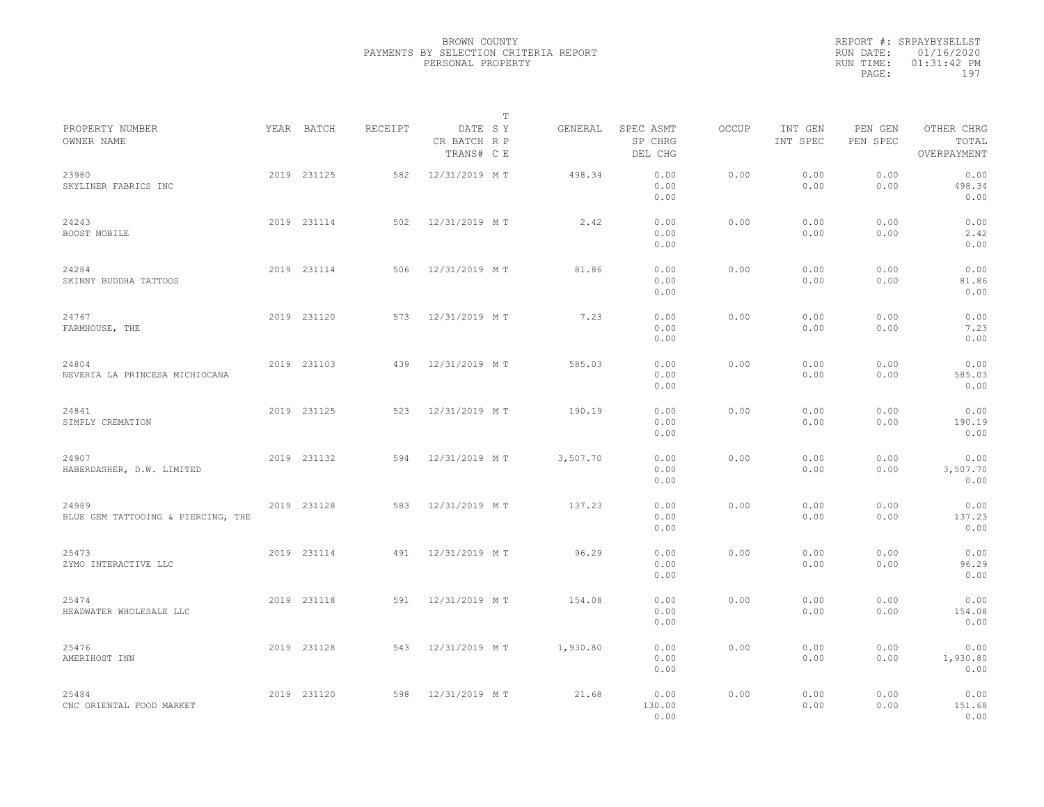BROWN COUNTY
PAYMENTS BY SELECTION CRITERIA REPORT
PERSONAL PROPERTY

REPORT #: SRPAYBYSELLST
RUN DATE: 01/16/2020
RUN TIME: 01:31:42 PM

| PROPERTY NUMBER<br>OWNER NAME | YEAR | BATCH | RECEIPT | DATE<br>CR BATCH<br>TRANS# | T S Y<br>R P<br>C E | GENERAL | SPEC ASMT<br>SP CHRG<br>DEL CHG | OCCUP | INT GEN<br>INT SPEC | PEN GEN<br>PEN SPEC | OTHER CHRG<br>TOTAL<br>OVERPAYMENT |
|---|---|---|---|---|---|---|---|---|---|---|---|
| 23980<br>SKYLINER FABRICS INC | 2019 | 231125 | 582 | 12/31/2019 | M T | 498.34 | 0.00<br>0.00<br>0.00 | 0.00 | 0.00<br>0.00 | 0.00<br>0.00 | 0.00<br>498.34<br>0.00 |
| 24243<br>BOOST MOBILE | 2019 | 231114 | 502 | 12/31/2019 | M T | 2.42 | 0.00<br>0.00<br>0.00 | 0.00 | 0.00<br>0.00 | 0.00<br>0.00 | 0.00<br>2.42<br>0.00 |
| 24284<br>SKINNY BUDDHA TATTOOS | 2019 | 231114 | 506 | 12/31/2019 | M T | 81.86 | 0.00<br>0.00<br>0.00 | 0.00 | 0.00<br>0.00 | 0.00<br>0.00 | 0.00<br>81.86<br>0.00 |
| 24767<br>FARMHOUSE, THE | 2019 | 231120 | 573 | 12/31/2019 | M T | 7.23 | 0.00<br>0.00<br>0.00 | 0.00 | 0.00<br>0.00 | 0.00<br>0.00 | 0.00<br>7.23<br>0.00 |
| 24804<br>NEVERIA LA PRINCESA MICHIOCANA | 2019 | 231103 | 439 | 12/31/2019 | M T | 585.03 | 0.00<br>0.00<br>0.00 | 0.00 | 0.00<br>0.00 | 0.00<br>0.00 | 0.00<br>585.03<br>0.00 |
| 24841<br>SIMPLY CREMATION | 2019 | 231125 | 523 | 12/31/2019 | M T | 190.19 | 0.00<br>0.00<br>0.00 | 0.00 | 0.00<br>0.00 | 0.00<br>0.00 | 0.00<br>190.19<br>0.00 |
| 24907<br>HABERDASHER, D.W. LIMITED | 2019 | 231132 | 594 | 12/31/2019 | M T | 3,507.70 | 0.00<br>0.00<br>0.00 | 0.00 | 0.00<br>0.00 | 0.00<br>0.00 | 0.00<br>3,507.70<br>0.00 |
| 24989<br>BLUE GEM TATTOOING & PIERCING, THE | 2019 | 231128 | 583 | 12/31/2019 | M T | 137.23 | 0.00<br>0.00<br>0.00 | 0.00 | 0.00<br>0.00 | 0.00<br>0.00 | 0.00<br>137.23<br>0.00 |
| 25473<br>ZYMO INTERACTIVE LLC | 2019 | 231114 | 491 | 12/31/2019 | M T | 96.29 | 0.00<br>0.00<br>0.00 | 0.00 | 0.00<br>0.00 | 0.00<br>0.00 | 0.00<br>96.29<br>0.00 |
| 25474<br>HEADWATER WHOLESALE LLC | 2019 | 231118 | 591 | 12/31/2019 | M T | 154.08 | 0.00<br>0.00<br>0.00 | 0.00 | 0.00<br>0.00 | 0.00<br>0.00 | 0.00<br>154.08<br>0.00 |
| 25476<br>AMERIHOST INN | 2019 | 231128 | 543 | 12/31/2019 | M T | 1,930.80 | 0.00<br>0.00<br>0.00 | 0.00 | 0.00<br>0.00 | 0.00<br>0.00 | 0.00<br>1,930.80<br>0.00 |
| 25484<br>CNC ORIENTAL FOOD MARKET | 2019 | 231120 | 598 | 12/31/2019 | M T | 21.68 | 0.00<br>130.00<br>0.00 | 0.00 | 0.00<br>0.00 | 0.00<br>0.00 | 0.00<br>151.68<br>0.00 |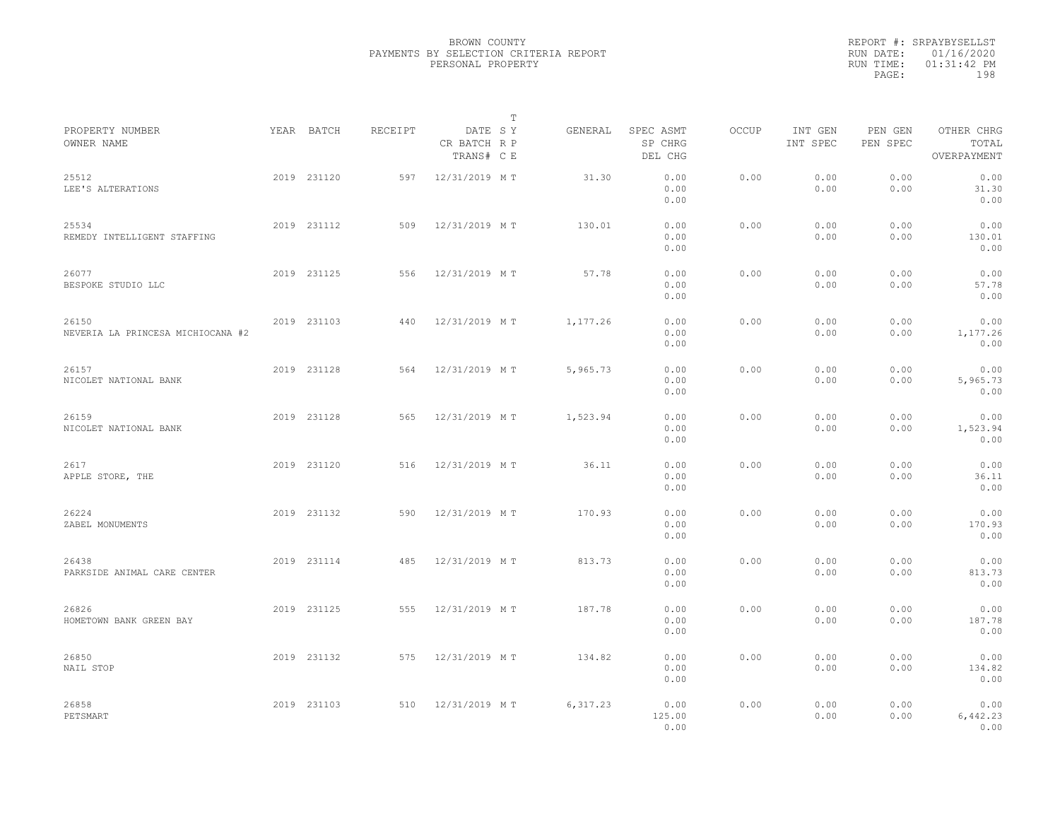BROWN COUNTY
PAYMENTS BY SELECTION CRITERIA REPORT
PERSONAL PROPERTY

REPORT #: SRPAYBYSELLST
RUN DATE: 01/16/2020
RUN TIME: 01:31:42 PM

| PROPERTY NUMBER<br>OWNER NAME | YEAR | BATCH | RECEIPT | DATE<br>CR BATCH<br>TRANS# | T SY RP CE | GENERAL | SPEC ASMT<br>SP CHRG<br>DEL CHG | OCCUP | INT GEN<br>INT SPEC | PEN GEN<br>PEN SPEC | OTHER CHRG<br>TOTAL<br>OVERPAYMENT |
|---|---|---|---|---|---|---|---|---|---|---|---|
| 25512<br>LEE'S ALTERATIONS | 2019 | 231120 | 597 | 12/31/2019 | M T | 31.30 | 0.00<br>0.00<br>0.00 | 0.00 | 0.00<br>0.00 | 0.00<br>0.00 | 0.00<br>31.30<br>0.00 |
| 25534<br>REMEDY INTELLIGENT STAFFING | 2019 | 231112 | 509 | 12/31/2019 | M T | 130.01 | 0.00<br>0.00<br>0.00 | 0.00 | 0.00<br>0.00 | 0.00<br>0.00 | 0.00<br>130.01<br>0.00 |
| 26077<br>BESPOKE STUDIO LLC | 2019 | 231125 | 556 | 12/31/2019 | M T | 57.78 | 0.00<br>0.00<br>0.00 | 0.00 | 0.00<br>0.00 | 0.00<br>0.00 | 0.00<br>57.78<br>0.00 |
| 26150<br>NEVERIA LA PRINCESA MICHIOCANA #2 | 2019 | 231103 | 440 | 12/31/2019 | M T | 1,177.26 | 0.00<br>0.00<br>0.00 | 0.00 | 0.00<br>0.00 | 0.00<br>0.00 | 0.00<br>1,177.26<br>0.00 |
| 26157<br>NICOLET NATIONAL BANK | 2019 | 231128 | 564 | 12/31/2019 | M T | 5,965.73 | 0.00<br>0.00<br>0.00 | 0.00 | 0.00<br>0.00 | 0.00<br>0.00 | 0.00<br>5,965.73<br>0.00 |
| 26159<br>NICOLET NATIONAL BANK | 2019 | 231128 | 565 | 12/31/2019 | M T | 1,523.94 | 0.00<br>0.00<br>0.00 | 0.00 | 0.00<br>0.00 | 0.00<br>0.00 | 0.00<br>1,523.94<br>0.00 |
| 2617<br>APPLE STORE, THE | 2019 | 231120 | 516 | 12/31/2019 | M T | 36.11 | 0.00<br>0.00<br>0.00 | 0.00 | 0.00<br>0.00 | 0.00<br>0.00 | 0.00<br>36.11<br>0.00 |
| 26224<br>ZABEL MONUMENTS | 2019 | 231132 | 590 | 12/31/2019 | M T | 170.93 | 0.00<br>0.00<br>0.00 | 0.00 | 0.00<br>0.00 | 0.00<br>0.00 | 0.00<br>170.93<br>0.00 |
| 26438<br>PARKSIDE ANIMAL CARE CENTER | 2019 | 231114 | 485 | 12/31/2019 | M T | 813.73 | 0.00<br>0.00<br>0.00 | 0.00 | 0.00<br>0.00 | 0.00<br>0.00 | 0.00<br>813.73<br>0.00 |
| 26826<br>HOMETOWN BANK GREEN BAY | 2019 | 231125 | 555 | 12/31/2019 | M T | 187.78 | 0.00<br>0.00<br>0.00 | 0.00 | 0.00<br>0.00 | 0.00<br>0.00 | 0.00<br>187.78<br>0.00 |
| 26850<br>NAIL STOP | 2019 | 231132 | 575 | 12/31/2019 | M T | 134.82 | 0.00<br>0.00<br>0.00 | 0.00 | 0.00<br>0.00 | 0.00<br>0.00 | 0.00<br>134.82<br>0.00 |
| 26858<br>PETSMART | 2019 | 231103 | 510 | 12/31/2019 | M T | 6,317.23 | 0.00<br>125.00<br>0.00 | 0.00 | 0.00<br>0.00 | 0.00<br>0.00 | 0.00<br>6,442.23<br>0.00 |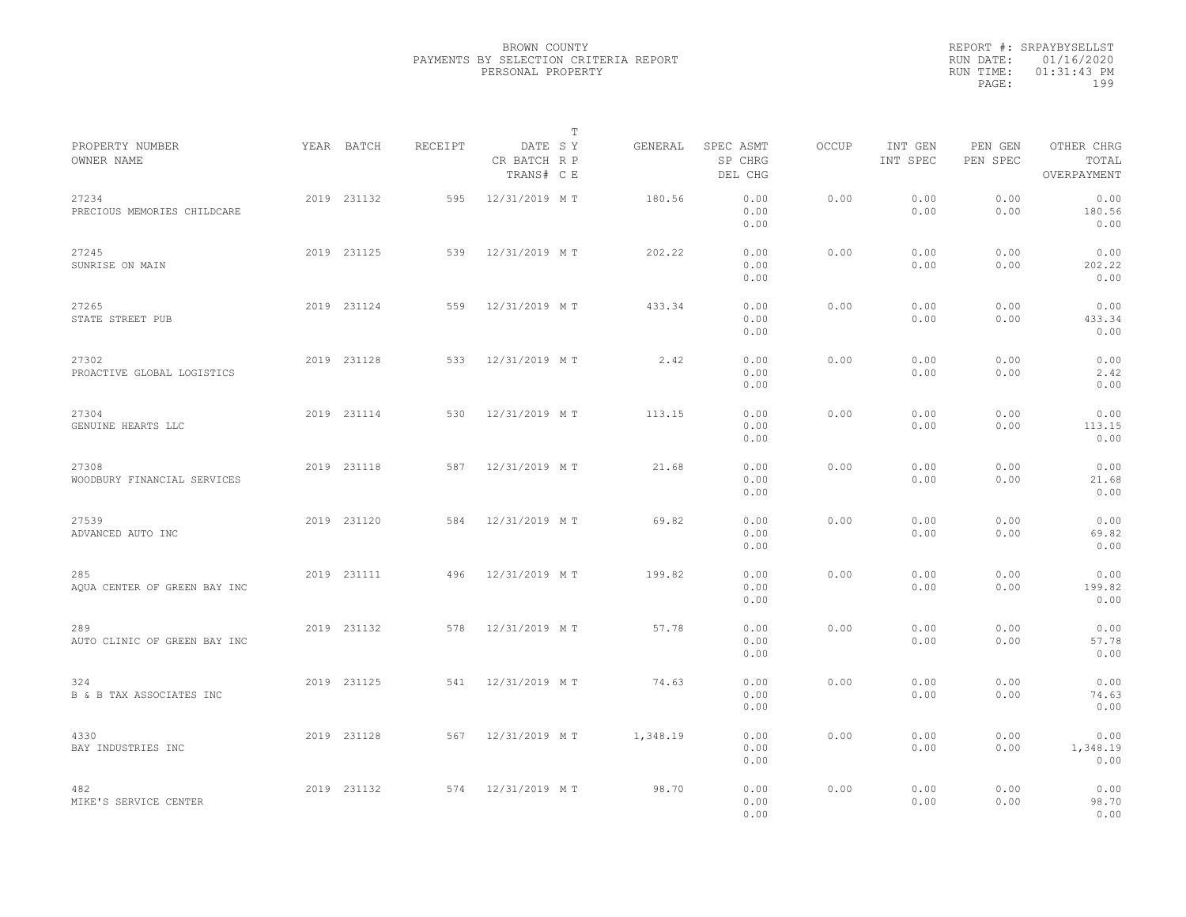BROWN COUNTY
PAYMENTS BY SELECTION CRITERIA REPORT
PERSONAL PROPERTY

REPORT #: SRPAYBYSELLST
RUN DATE: 01/16/2020
RUN TIME: 01:31:43 PM

| PROPERTY NUMBER / OWNER NAME | YEAR | BATCH | RECEIPT | DATE / CR BATCH / TRANS# | T S Y / R P / C E | GENERAL | SPEC ASMT / SP CHRG / DEL CHG | OCCUP | INT GEN / INT SPEC | PEN GEN / PEN SPEC | OTHER CHRG / TOTAL / OVERPAYMENT |
|---|---|---|---|---|---|---|---|---|---|---|---|
| 27234 PRECIOUS MEMORIES CHILDCARE | 2019 | 231132 | 595 | 12/31/2019 | M T | 180.56 | 0.00 0.00 0.00 | 0.00 | 0.00 0.00 | 0.00 0.00 | 0.00 180.56 0.00 |
| 27245 SUNRISE ON MAIN | 2019 | 231125 | 539 | 12/31/2019 | M T | 202.22 | 0.00 0.00 0.00 | 0.00 | 0.00 0.00 | 0.00 0.00 | 0.00 202.22 0.00 |
| 27265 STATE STREET PUB | 2019 | 231124 | 559 | 12/31/2019 | M T | 433.34 | 0.00 0.00 0.00 | 0.00 | 0.00 0.00 | 0.00 0.00 | 0.00 433.34 0.00 |
| 27302 PROACTIVE GLOBAL LOGISTICS | 2019 | 231128 | 533 | 12/31/2019 | M T | 2.42 | 0.00 0.00 0.00 | 0.00 | 0.00 0.00 | 0.00 0.00 | 0.00 2.42 0.00 |
| 27304 GENUINE HEARTS LLC | 2019 | 231114 | 530 | 12/31/2019 | M T | 113.15 | 0.00 0.00 0.00 | 0.00 | 0.00 0.00 | 0.00 0.00 | 0.00 113.15 0.00 |
| 27308 WOODBURY FINANCIAL SERVICES | 2019 | 231118 | 587 | 12/31/2019 | M T | 21.68 | 0.00 0.00 0.00 | 0.00 | 0.00 0.00 | 0.00 0.00 | 0.00 21.68 0.00 |
| 27539 ADVANCED AUTO INC | 2019 | 231120 | 584 | 12/31/2019 | M T | 69.82 | 0.00 0.00 0.00 | 0.00 | 0.00 0.00 | 0.00 0.00 | 0.00 69.82 0.00 |
| 285 AQUA CENTER OF GREEN BAY INC | 2019 | 231111 | 496 | 12/31/2019 | M T | 199.82 | 0.00 0.00 0.00 | 0.00 | 0.00 0.00 | 0.00 0.00 | 0.00 199.82 0.00 |
| 289 AUTO CLINIC OF GREEN BAY INC | 2019 | 231132 | 578 | 12/31/2019 | M T | 57.78 | 0.00 0.00 0.00 | 0.00 | 0.00 0.00 | 0.00 0.00 | 0.00 57.78 0.00 |
| 324 B & B TAX ASSOCIATES INC | 2019 | 231125 | 541 | 12/31/2019 | M T | 74.63 | 0.00 0.00 0.00 | 0.00 | 0.00 0.00 | 0.00 0.00 | 0.00 74.63 0.00 |
| 4330 BAY INDUSTRIES INC | 2019 | 231128 | 567 | 12/31/2019 | M T | 1,348.19 | 0.00 0.00 0.00 | 0.00 | 0.00 0.00 | 0.00 0.00 | 0.00 1,348.19 0.00 |
| 482 MIKE'S SERVICE CENTER | 2019 | 231132 | 574 | 12/31/2019 | M T | 98.70 | 0.00 0.00 0.00 | 0.00 | 0.00 0.00 | 0.00 0.00 | 0.00 98.70 0.00 |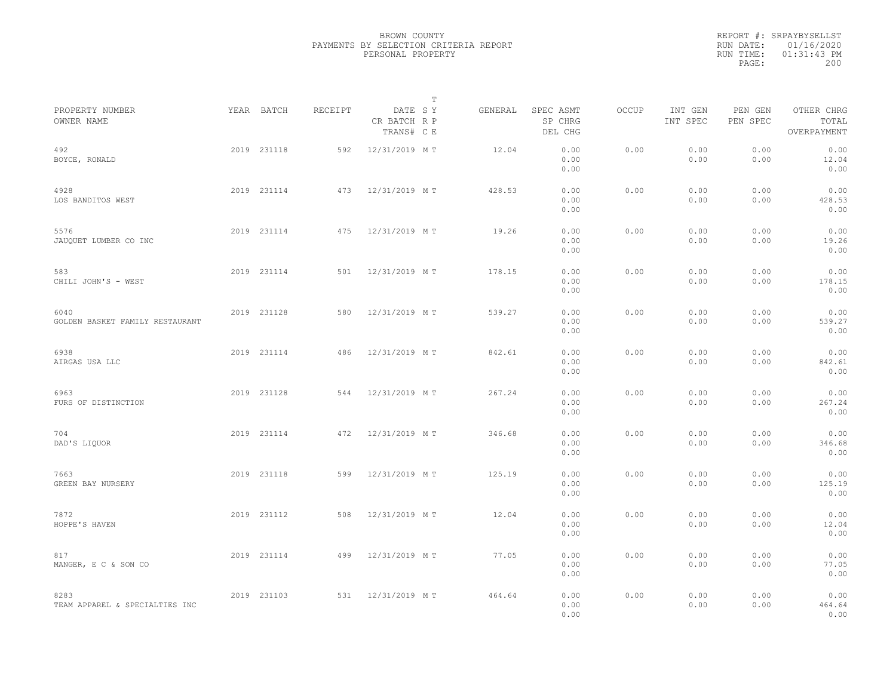BROWN COUNTY
PAYMENTS BY SELECTION CRITERIA REPORT
PERSONAL PROPERTY

REPORT #: SRPAYBYSELLST
RUN DATE: 01/16/2020
RUN TIME: 01:31:43 PM

| PROPERTY NUMBER<br>OWNER NAME | YEAR | BATCH | RECEIPT | DATE<br>CR BATCH<br>TRANS# | T<br>S Y<br>R P<br>C E | GENERAL | SPEC ASMT<br>SP CHRG<br>DEL CHG | OCCUP | INT GEN<br>INT SPEC | PEN GEN<br>PEN SPEC | OTHER CHRG<br>TOTAL<br>OVERPAYMENT |
|---|---|---|---|---|---|---|---|---|---|---|---|
| 492<br>BOYCE, RONALD | 2019 | 231118 | 592 | 12/31/2019 | M T | 12.04 | 0.00<br>0.00<br>0.00 | 0.00 | 0.00<br>0.00 | 0.00<br>0.00 | 0.00<br>12.04<br>0.00 |
| 4928<br>LOS BANDITOS WEST | 2019 | 231114 | 473 | 12/31/2019 | M T | 428.53 | 0.00<br>0.00<br>0.00 | 0.00 | 0.00<br>0.00 | 0.00<br>0.00 | 0.00<br>428.53<br>0.00 |
| 5576<br>JAUQUET LUMBER CO INC | 2019 | 231114 | 475 | 12/31/2019 | M T | 19.26 | 0.00<br>0.00<br>0.00 | 0.00 | 0.00<br>0.00 | 0.00<br>0.00 | 0.00<br>19.26<br>0.00 |
| 583<br>CHILI JOHN'S - WEST | 2019 | 231114 | 501 | 12/31/2019 | M T | 178.15 | 0.00<br>0.00<br>0.00 | 0.00 | 0.00<br>0.00 | 0.00<br>0.00 | 0.00<br>178.15<br>0.00 |
| 6040<br>GOLDEN BASKET FAMILY RESTAURANT | 2019 | 231128 | 580 | 12/31/2019 | M T | 539.27 | 0.00<br>0.00<br>0.00 | 0.00 | 0.00<br>0.00 | 0.00<br>0.00 | 0.00<br>539.27<br>0.00 |
| 6938<br>AIRGAS USA LLC | 2019 | 231114 | 486 | 12/31/2019 | M T | 842.61 | 0.00<br>0.00<br>0.00 | 0.00 | 0.00<br>0.00 | 0.00<br>0.00 | 0.00<br>842.61<br>0.00 |
| 6963<br>FURS OF DISTINCTION | 2019 | 231128 | 544 | 12/31/2019 | M T | 267.24 | 0.00<br>0.00<br>0.00 | 0.00 | 0.00<br>0.00 | 0.00<br>0.00 | 0.00<br>267.24<br>0.00 |
| 704<br>DAD'S LIQUOR | 2019 | 231114 | 472 | 12/31/2019 | M T | 346.68 | 0.00<br>0.00<br>0.00 | 0.00 | 0.00<br>0.00 | 0.00<br>0.00 | 0.00<br>346.68<br>0.00 |
| 7663<br>GREEN BAY NURSERY | 2019 | 231118 | 599 | 12/31/2019 | M T | 125.19 | 0.00<br>0.00<br>0.00 | 0.00 | 0.00<br>0.00 | 0.00<br>0.00 | 0.00<br>125.19<br>0.00 |
| 7872<br>HOPPE'S HAVEN | 2019 | 231112 | 508 | 12/31/2019 | M T | 12.04 | 0.00<br>0.00<br>0.00 | 0.00 | 0.00<br>0.00 | 0.00<br>0.00 | 0.00<br>12.04<br>0.00 |
| 817<br>MANGER, E C & SON CO | 2019 | 231114 | 499 | 12/31/2019 | M T | 77.05 | 0.00<br>0.00<br>0.00 | 0.00 | 0.00<br>0.00 | 0.00<br>0.00 | 0.00<br>77.05<br>0.00 |
| 8283<br>TEAM APPAREL & SPECIALTIES INC | 2019 | 231103 | 531 | 12/31/2019 | M T | 464.64 | 0.00<br>0.00<br>0.00 | 0.00 | 0.00<br>0.00 | 0.00<br>0.00 | 0.00<br>464.64<br>0.00 |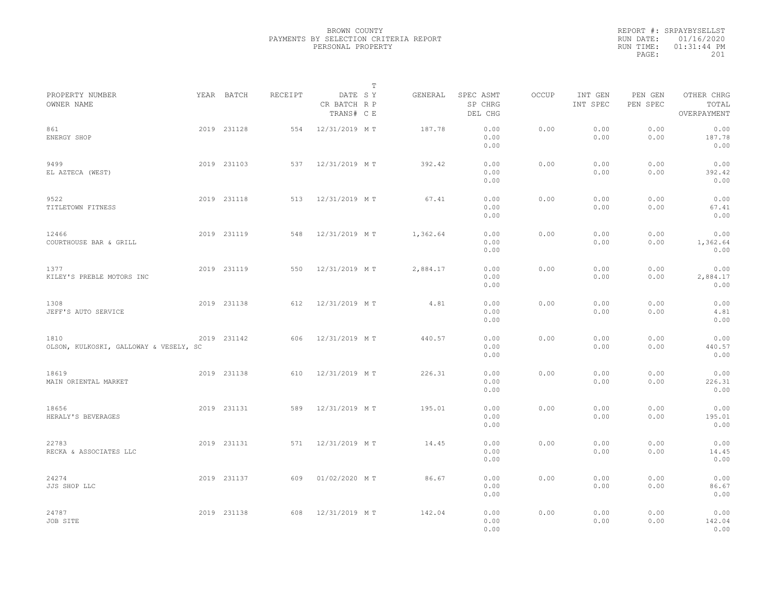BROWN COUNTY
PAYMENTS BY SELECTION CRITERIA REPORT
PERSONAL PROPERTY

REPORT #: SRPAYBYSELLST
RUN DATE: 01/16/2020
RUN TIME: 01:31:44 PM

| PROPERTY NUMBER / OWNER NAME | YEAR | BATCH | RECEIPT | DATE / CR BATCH / TRANS# | T SY | T RP | T CE | GENERAL | SPEC ASMT / SP CHRG / DEL CHG | OCCUP | INT GEN / INT SPEC | PEN GEN / PEN SPEC | OTHER CHRG / TOTAL / OVERPAYMENT |
|---|---|---|---|---|---|---|---|---|---|---|---|---|---|
| 861 ENERGY SHOP | 2019 | 231128 | 554 | 12/31/2019 | M | T | | 187.78 | 0.00 0.00 0.00 | 0.00 | 0.00 0.00 | 0.00 0.00 | 0.00 187.78 0.00 |
| 9499 EL AZTECA (WEST) | 2019 | 231103 | 537 | 12/31/2019 | M | T | | 392.42 | 0.00 0.00 0.00 | 0.00 | 0.00 0.00 | 0.00 0.00 | 0.00 392.42 0.00 |
| 9522 TITLETOWN FITNESS | 2019 | 231118 | 513 | 12/31/2019 | M | T | | 67.41 | 0.00 0.00 0.00 | 0.00 | 0.00 0.00 | 0.00 0.00 | 0.00 67.41 0.00 |
| 12466 COURTHOUSE BAR & GRILL | 2019 | 231119 | 548 | 12/31/2019 | M | T | | 1,362.64 | 0.00 0.00 0.00 | 0.00 | 0.00 0.00 | 0.00 0.00 | 0.00 1,362.64 0.00 |
| 1377 KILEY'S PREBLE MOTORS INC | 2019 | 231119 | 550 | 12/31/2019 | M | T | | 2,884.17 | 0.00 0.00 0.00 | 0.00 | 0.00 0.00 | 0.00 0.00 | 0.00 2,884.17 0.00 |
| 1308 JEFF'S AUTO SERVICE | 2019 | 231138 | 612 | 12/31/2019 | M | T | | 4.81 | 0.00 0.00 0.00 | 0.00 | 0.00 0.00 | 0.00 0.00 | 0.00 4.81 0.00 |
| 1810 OLSON, KULKOSKI, GALLOWAY & VESELY, SC | 2019 | 231142 | 606 | 12/31/2019 | M | T | | 440.57 | 0.00 0.00 0.00 | 0.00 | 0.00 0.00 | 0.00 0.00 | 0.00 440.57 0.00 |
| 18619 MAIN ORIENTAL MARKET | 2019 | 231138 | 610 | 12/31/2019 | M | T | | 226.31 | 0.00 0.00 0.00 | 0.00 | 0.00 0.00 | 0.00 0.00 | 0.00 226.31 0.00 |
| 18656 HERALY'S BEVERAGES | 2019 | 231131 | 589 | 12/31/2019 | M | T | | 195.01 | 0.00 0.00 0.00 | 0.00 | 0.00 0.00 | 0.00 0.00 | 0.00 195.01 0.00 |
| 22783 RECKA & ASSOCIATES LLC | 2019 | 231131 | 571 | 12/31/2019 | M | T | | 14.45 | 0.00 0.00 0.00 | 0.00 | 0.00 0.00 | 0.00 0.00 | 0.00 14.45 0.00 |
| 24274 JJS SHOP LLC | 2019 | 231137 | 609 | 01/02/2020 | M | T | | 86.67 | 0.00 0.00 0.00 | 0.00 | 0.00 0.00 | 0.00 0.00 | 0.00 86.67 0.00 |
| 24787 JOB SITE | 2019 | 231138 | 608 | 12/31/2019 | M | T | | 142.04 | 0.00 0.00 0.00 | 0.00 | 0.00 0.00 | 0.00 0.00 | 0.00 142.04 0.00 |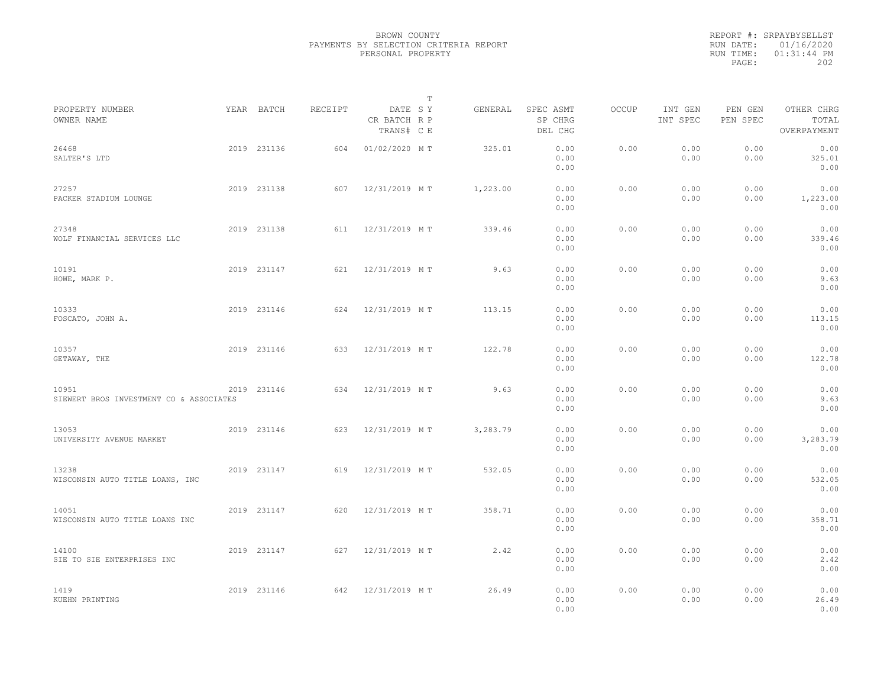BROWN COUNTY
PAYMENTS BY SELECTION CRITERIA REPORT
PERSONAL PROPERTY

REPORT #: SRPAYBYSELLST
RUN DATE: 01/16/2020
RUN TIME: 01:31:44 PM

| PROPERTY NUMBER / OWNER NAME | YEAR | BATCH | RECEIPT | DATE / CR BATCH / TRANS# | T SY RP CE | GENERAL | SPEC ASMT / SP CHRG / DEL CHG | OCCUP | INT GEN / INT SPEC | PEN GEN / PEN SPEC | OTHER CHRG / TOTAL / OVERPAYMENT |
|---|---|---|---|---|---|---|---|---|---|---|---|
| 26468 SALTER'S LTD | 2019 | 231136 | 604 | 01/02/2020 | M T | 325.01 | 0.00 0.00 0.00 | 0.00 | 0.00 0.00 | 0.00 0.00 | 0.00 325.01 0.00 |
| 27257 PACKER STADIUM LOUNGE | 2019 | 231138 | 607 | 12/31/2019 | M T | 1,223.00 | 0.00 0.00 0.00 | 0.00 | 0.00 0.00 | 0.00 0.00 | 0.00 1,223.00 0.00 |
| 27348 WOLF FINANCIAL SERVICES LLC | 2019 | 231138 | 611 | 12/31/2019 | M T | 339.46 | 0.00 0.00 0.00 | 0.00 | 0.00 0.00 | 0.00 0.00 | 0.00 339.46 0.00 |
| 10191 HOWE, MARK P. | 2019 | 231147 | 621 | 12/31/2019 | M T | 9.63 | 0.00 0.00 0.00 | 0.00 | 0.00 0.00 | 0.00 0.00 | 0.00 9.63 0.00 |
| 10333 FOSCATO, JOHN A. | 2019 | 231146 | 624 | 12/31/2019 | M T | 113.15 | 0.00 0.00 0.00 | 0.00 | 0.00 0.00 | 0.00 0.00 | 0.00 113.15 0.00 |
| 10357 GETAWAY, THE | 2019 | 231146 | 633 | 12/31/2019 | M T | 122.78 | 0.00 0.00 0.00 | 0.00 | 0.00 0.00 | 0.00 0.00 | 0.00 122.78 0.00 |
| 10951 SIEWERT BROS INVESTMENT CO & ASSOCIATES | 2019 | 231146 | 634 | 12/31/2019 | M T | 9.63 | 0.00 0.00 0.00 | 0.00 | 0.00 0.00 | 0.00 0.00 | 0.00 9.63 0.00 |
| 13053 UNIVERSITY AVENUE MARKET | 2019 | 231146 | 623 | 12/31/2019 | M T | 3,283.79 | 0.00 0.00 0.00 | 0.00 | 0.00 0.00 | 0.00 0.00 | 0.00 3,283.79 0.00 |
| 13238 WISCONSIN AUTO TITLE LOANS, INC | 2019 | 231147 | 619 | 12/31/2019 | M T | 532.05 | 0.00 0.00 0.00 | 0.00 | 0.00 0.00 | 0.00 0.00 | 0.00 532.05 0.00 |
| 14051 WISCONSIN AUTO TITLE LOANS INC | 2019 | 231147 | 620 | 12/31/2019 | M T | 358.71 | 0.00 0.00 0.00 | 0.00 | 0.00 0.00 | 0.00 0.00 | 0.00 358.71 0.00 |
| 14100 SIE TO SIE ENTERPRISES INC | 2019 | 231147 | 627 | 12/31/2019 | M T | 2.42 | 0.00 0.00 0.00 | 0.00 | 0.00 0.00 | 0.00 0.00 | 0.00 2.42 0.00 |
| 1419 KUEHN PRINTING | 2019 | 231146 | 642 | 12/31/2019 | M T | 26.49 | 0.00 0.00 0.00 | 0.00 | 0.00 0.00 | 0.00 0.00 | 0.00 26.49 0.00 |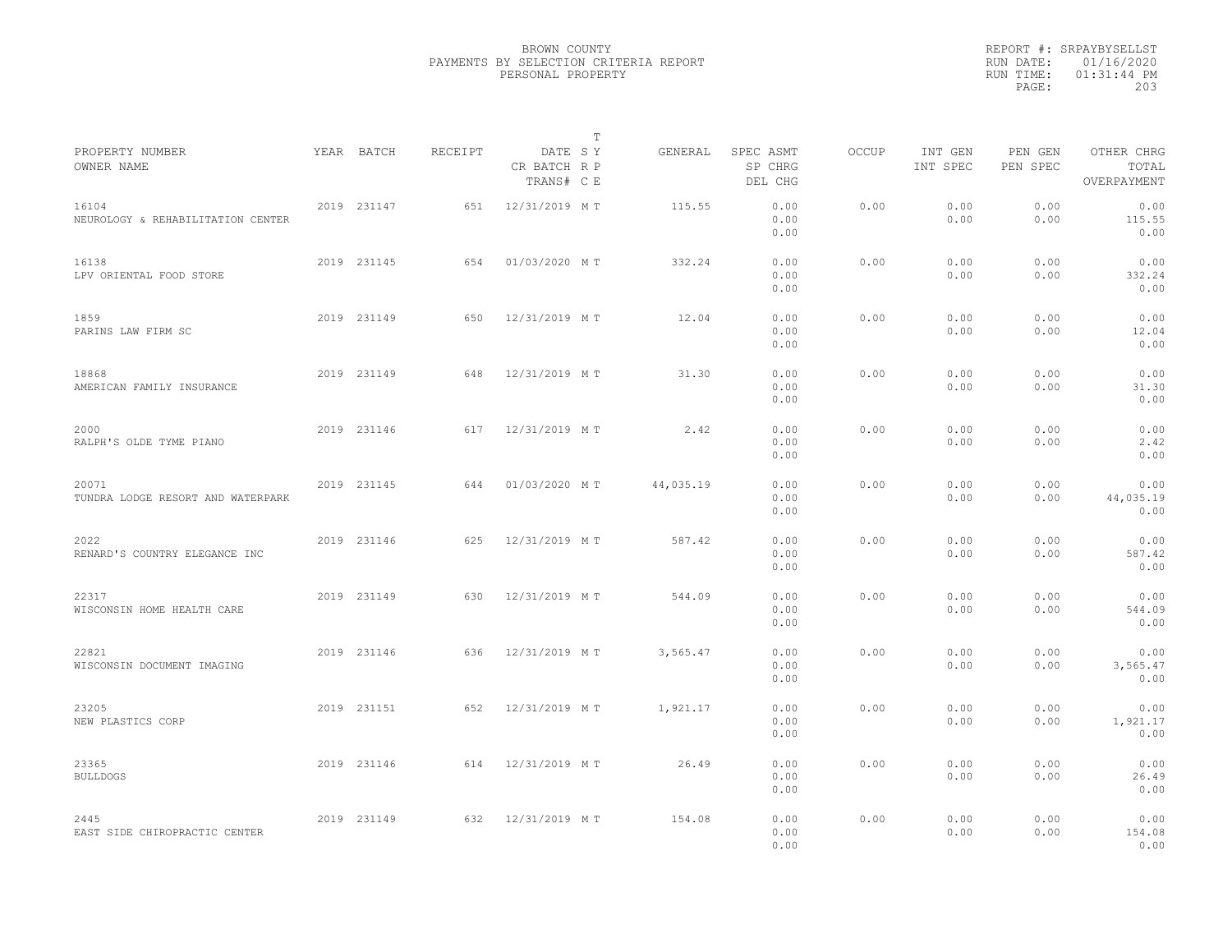BROWN COUNTY
PAYMENTS BY SELECTION CRITERIA REPORT
PERSONAL PROPERTY

REPORT #: SRPAYBYSELLST
RUN DATE: 01/16/2020
RUN TIME: 01:31:44 PM

| PROPERTY NUMBER<br>OWNER NAME | YEAR | BATCH | RECEIPT | DATE<br>CR BATCH<br>TRANS# | T<br>S Y<br>R P<br>C E | GENERAL | SPEC ASMT<br>SP CHRG<br>DEL CHG | OCCUP | INT GEN<br>INT SPEC | PEN GEN<br>PEN SPEC | OTHER CHRG<br>TOTAL<br>OVERPAYMENT |
|---|---|---|---|---|---|---|---|---|---|---|---|
| 16104<br>NEUROLOGY & REHABILITATION CENTER | 2019 | 231147 | 651 | 12/31/2019 | M T | 115.55 | 0.00<br>0.00<br>0.00 | 0.00 | 0.00<br>0.00 | 0.00<br>0.00 | 0.00<br>115.55<br>0.00 |
| 16138<br>LPV ORIENTAL FOOD STORE | 2019 | 231145 | 654 | 01/03/2020 | M T | 332.24 | 0.00<br>0.00<br>0.00 | 0.00 | 0.00<br>0.00 | 0.00<br>0.00 | 0.00<br>332.24<br>0.00 |
| 1859<br>PARINS LAW FIRM SC | 2019 | 231149 | 650 | 12/31/2019 | M T | 12.04 | 0.00<br>0.00<br>0.00 | 0.00 | 0.00<br>0.00 | 0.00<br>0.00 | 0.00<br>12.04<br>0.00 |
| 18868<br>AMERICAN FAMILY INSURANCE | 2019 | 231149 | 648 | 12/31/2019 | M T | 31.30 | 0.00<br>0.00<br>0.00 | 0.00 | 0.00<br>0.00 | 0.00<br>0.00 | 0.00<br>31.30<br>0.00 |
| 2000<br>RALPH'S OLDE TYME PIANO | 2019 | 231146 | 617 | 12/31/2019 | M T | 2.42 | 0.00<br>0.00<br>0.00 | 0.00 | 0.00<br>0.00 | 0.00<br>0.00 | 0.00<br>2.42<br>0.00 |
| 20071<br>TUNDRA LODGE RESORT AND WATERPARK | 2019 | 231145 | 644 | 01/03/2020 | M T | 44,035.19 | 0.00<br>0.00<br>0.00 | 0.00 | 0.00<br>0.00 | 0.00<br>0.00 | 0.00<br>44,035.19<br>0.00 |
| 2022<br>RENARD'S COUNTRY ELEGANCE INC | 2019 | 231146 | 625 | 12/31/2019 | M T | 587.42 | 0.00<br>0.00<br>0.00 | 0.00 | 0.00<br>0.00 | 0.00<br>0.00 | 0.00<br>587.42<br>0.00 |
| 22317<br>WISCONSIN HOME HEALTH CARE | 2019 | 231149 | 630 | 12/31/2019 | M T | 544.09 | 0.00<br>0.00<br>0.00 | 0.00 | 0.00<br>0.00 | 0.00<br>0.00 | 0.00<br>544.09<br>0.00 |
| 22821<br>WISCONSIN DOCUMENT IMAGING | 2019 | 231146 | 636 | 12/31/2019 | M T | 3,565.47 | 0.00<br>0.00<br>0.00 | 0.00 | 0.00<br>0.00 | 0.00<br>0.00 | 0.00<br>3,565.47<br>0.00 |
| 23205<br>NEW PLASTICS CORP | 2019 | 231151 | 652 | 12/31/2019 | M T | 1,921.17 | 0.00<br>0.00<br>0.00 | 0.00 | 0.00<br>0.00 | 0.00<br>0.00 | 0.00<br>1,921.17<br>0.00 |
| 23365<br>BULLDOGS | 2019 | 231146 | 614 | 12/31/2019 | M T | 26.49 | 0.00<br>0.00<br>0.00 | 0.00 | 0.00<br>0.00 | 0.00<br>0.00 | 0.00<br>26.49<br>0.00 |
| 2445<br>EAST SIDE CHIROPRACTIC CENTER | 2019 | 231149 | 632 | 12/31/2019 | M T | 154.08 | 0.00<br>0.00<br>0.00 | 0.00 | 0.00<br>0.00 | 0.00<br>0.00 | 0.00<br>154.08<br>0.00 |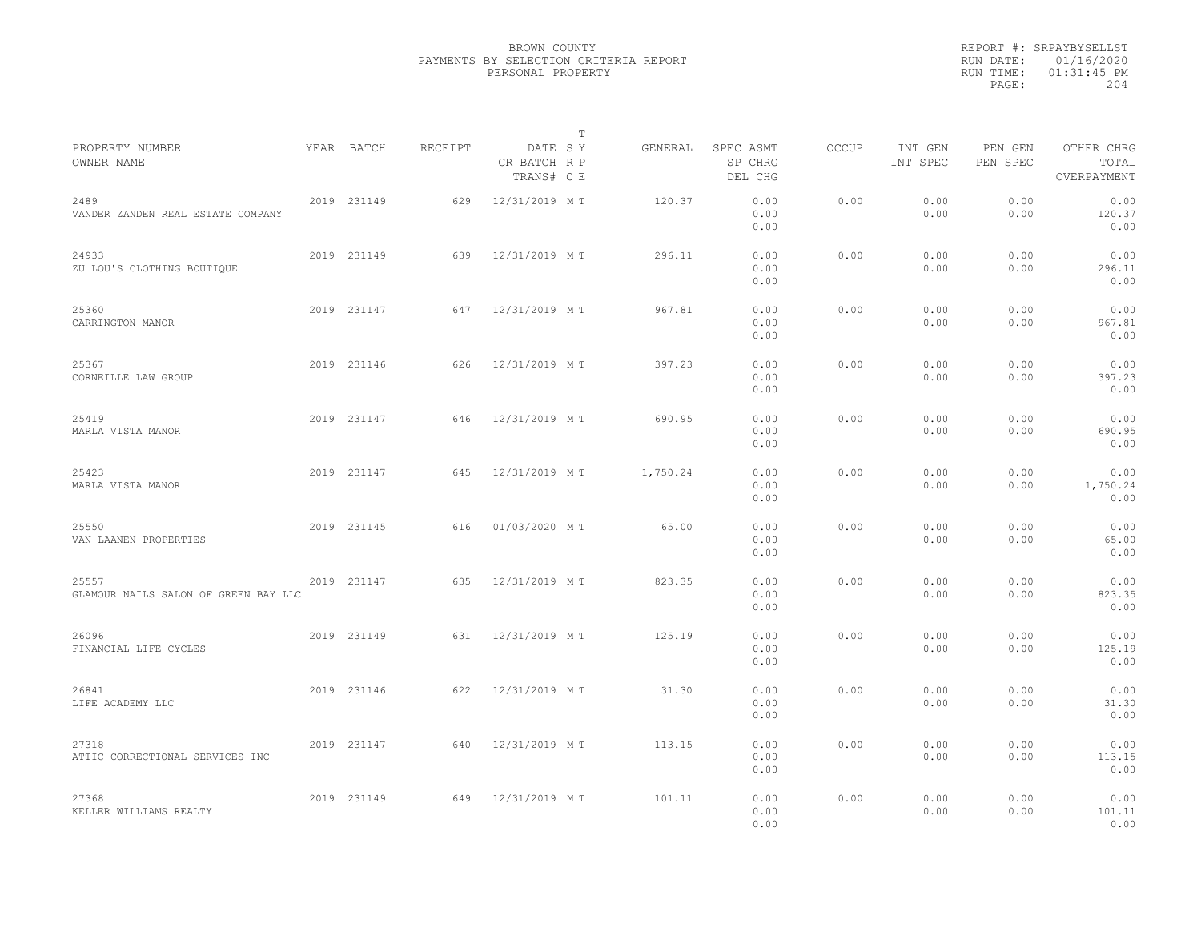BROWN COUNTY
PAYMENTS BY SELECTION CRITERIA REPORT
PERSONAL PROPERTY

REPORT #: SRPAYBYSELLST
RUN DATE: 01/16/2020
RUN TIME: 01:31:45 PM

| PROPERTY NUMBER / OWNER NAME | YEAR | BATCH | RECEIPT | DATE / CR BATCH / TRANS# | T SY RP CE | GENERAL | SPEC ASMT / SP CHRG / DEL CHG | OCCUP | INT GEN / INT SPEC | PEN GEN / PEN SPEC | OTHER CHRG / TOTAL / OVERPAYMENT |
|---|---|---|---|---|---|---|---|---|---|---|---|
| 2489 VANDER ZANDEN REAL ESTATE COMPANY | 2019 | 231149 | 629 | 12/31/2019 | M T | 120.37 | 0.00 / 0.00 / 0.00 | 0.00 | 0.00 / 0.00 | 0.00 / 0.00 | 0.00 / 120.37 / 0.00 |
| 24933 ZU LOU'S CLOTHING BOUTIQUE | 2019 | 231149 | 639 | 12/31/2019 | M T | 296.11 | 0.00 / 0.00 / 0.00 | 0.00 | 0.00 / 0.00 | 0.00 / 0.00 | 0.00 / 296.11 / 0.00 |
| 25360 CARRINGTON MANOR | 2019 | 231147 | 647 | 12/31/2019 | M T | 967.81 | 0.00 / 0.00 / 0.00 | 0.00 | 0.00 / 0.00 | 0.00 / 0.00 | 0.00 / 967.81 / 0.00 |
| 25367 CORNEILLE LAW GROUP | 2019 | 231146 | 626 | 12/31/2019 | M T | 397.23 | 0.00 / 0.00 / 0.00 | 0.00 | 0.00 / 0.00 | 0.00 / 0.00 | 0.00 / 397.23 / 0.00 |
| 25419 MARLA VISTA MANOR | 2019 | 231147 | 646 | 12/31/2019 | M T | 690.95 | 0.00 / 0.00 / 0.00 | 0.00 | 0.00 / 0.00 | 0.00 / 0.00 | 0.00 / 690.95 / 0.00 |
| 25423 MARLA VISTA MANOR | 2019 | 231147 | 645 | 12/31/2019 | M T | 1,750.24 | 0.00 / 0.00 / 0.00 | 0.00 | 0.00 / 0.00 | 0.00 / 0.00 | 0.00 / 1,750.24 / 0.00 |
| 25550 VAN LAANEN PROPERTIES | 2019 | 231145 | 616 | 01/03/2020 | M T | 65.00 | 0.00 / 0.00 / 0.00 | 0.00 | 0.00 / 0.00 | 0.00 / 0.00 | 0.00 / 65.00 / 0.00 |
| 25557 GLAMOUR NAILS SALON OF GREEN BAY LLC | 2019 | 231147 | 635 | 12/31/2019 | M T | 823.35 | 0.00 / 0.00 / 0.00 | 0.00 | 0.00 / 0.00 | 0.00 / 0.00 | 0.00 / 823.35 / 0.00 |
| 26096 FINANCIAL LIFE CYCLES | 2019 | 231149 | 631 | 12/31/2019 | M T | 125.19 | 0.00 / 0.00 / 0.00 | 0.00 | 0.00 / 0.00 | 0.00 / 0.00 | 0.00 / 125.19 / 0.00 |
| 26841 LIFE ACADEMY LLC | 2019 | 231146 | 622 | 12/31/2019 | M T | 31.30 | 0.00 / 0.00 / 0.00 | 0.00 | 0.00 / 0.00 | 0.00 / 0.00 | 0.00 / 31.30 / 0.00 |
| 27318 ATTIC CORRECTIONAL SERVICES INC | 2019 | 231147 | 640 | 12/31/2019 | M T | 113.15 | 0.00 / 0.00 / 0.00 | 0.00 | 0.00 / 0.00 | 0.00 / 0.00 | 0.00 / 113.15 / 0.00 |
| 27368 KELLER WILLIAMS REALTY | 2019 | 231149 | 649 | 12/31/2019 | M T | 101.11 | 0.00 / 0.00 / 0.00 | 0.00 | 0.00 / 0.00 | 0.00 / 0.00 | 0.00 / 101.11 / 0.00 |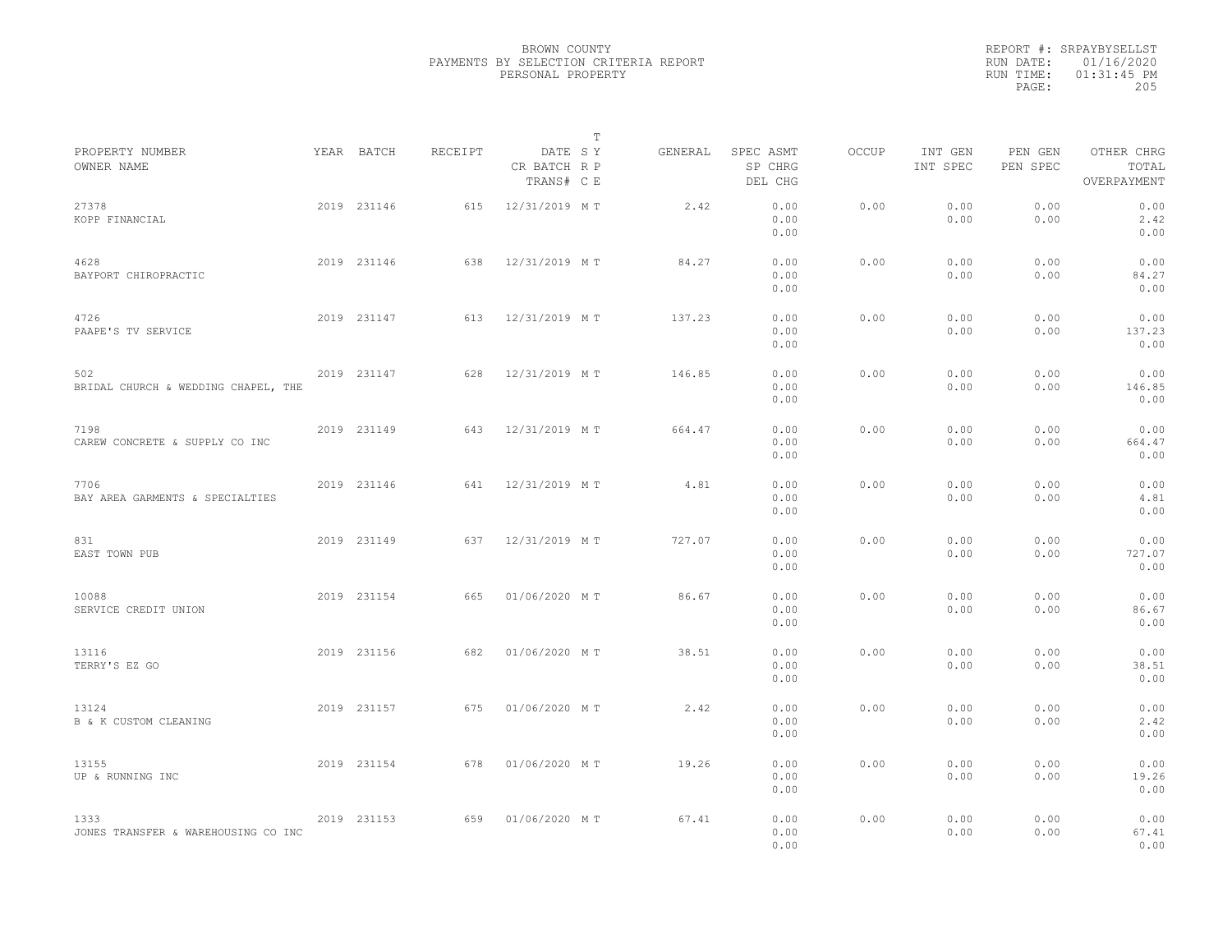BROWN COUNTY
PAYMENTS BY SELECTION CRITERIA REPORT
PERSONAL PROPERTY

REPORT #: SRPAYBYSELLST
RUN DATE: 01/16/2020
RUN TIME: 01:31:45 PM

| PROPERTY NUMBER / OWNER NAME | YEAR | BATCH | RECEIPT | DATE / CR BATCH / TRANS# | T SY RP CE | GENERAL | SPEC ASMT / SP CHRG / DEL CHG | OCCUP | INT GEN / INT SPEC | PEN GEN / PEN SPEC | OTHER CHRG / TOTAL / OVERPAYMENT |
|---|---|---|---|---|---|---|---|---|---|---|---|
| 27378 KOPP FINANCIAL | 2019 | 231146 | 615 | 12/31/2019 | M T | 2.42 | 0.00 0.00 0.00 | 0.00 | 0.00 0.00 | 0.00 0.00 | 0.00 2.42 0.00 |
| 4628 BAYPORT CHIROPRACTIC | 2019 | 231146 | 638 | 12/31/2019 | M T | 84.27 | 0.00 0.00 0.00 | 0.00 | 0.00 0.00 | 0.00 0.00 | 0.00 84.27 0.00 |
| 4726 PAAPE'S TV SERVICE | 2019 | 231147 | 613 | 12/31/2019 | M T | 137.23 | 0.00 0.00 0.00 | 0.00 | 0.00 0.00 | 0.00 0.00 | 0.00 137.23 0.00 |
| 502 BRIDAL CHURCH & WEDDING CHAPEL, THE | 2019 | 231147 | 628 | 12/31/2019 | M T | 146.85 | 0.00 0.00 0.00 | 0.00 | 0.00 0.00 | 0.00 0.00 | 0.00 146.85 0.00 |
| 7198 CAREW CONCRETE & SUPPLY CO INC | 2019 | 231149 | 643 | 12/31/2019 | M T | 664.47 | 0.00 0.00 0.00 | 0.00 | 0.00 0.00 | 0.00 0.00 | 0.00 664.47 0.00 |
| 7706 BAY AREA GARMENTS & SPECIALTIES | 2019 | 231146 | 641 | 12/31/2019 | M T | 4.81 | 0.00 0.00 0.00 | 0.00 | 0.00 0.00 | 0.00 0.00 | 0.00 4.81 0.00 |
| 831 EAST TOWN PUB | 2019 | 231149 | 637 | 12/31/2019 | M T | 727.07 | 0.00 0.00 0.00 | 0.00 | 0.00 0.00 | 0.00 0.00 | 0.00 727.07 0.00 |
| 10088 SERVICE CREDIT UNION | 2019 | 231154 | 665 | 01/06/2020 | M T | 86.67 | 0.00 0.00 0.00 | 0.00 | 0.00 0.00 | 0.00 0.00 | 0.00 86.67 0.00 |
| 13116 TERRY'S EZ GO | 2019 | 231156 | 682 | 01/06/2020 | M T | 38.51 | 0.00 0.00 0.00 | 0.00 | 0.00 0.00 | 0.00 0.00 | 0.00 38.51 0.00 |
| 13124 B & K CUSTOM CLEANING | 2019 | 231157 | 675 | 01/06/2020 | M T | 2.42 | 0.00 0.00 0.00 | 0.00 | 0.00 0.00 | 0.00 0.00 | 0.00 2.42 0.00 |
| 13155 UP & RUNNING INC | 2019 | 231154 | 678 | 01/06/2020 | M T | 19.26 | 0.00 0.00 0.00 | 0.00 | 0.00 0.00 | 0.00 0.00 | 0.00 19.26 0.00 |
| 1333 JONES TRANSFER & WAREHOUSING CO INC | 2019 | 231153 | 659 | 01/06/2020 | M T | 67.41 | 0.00 0.00 0.00 | 0.00 | 0.00 0.00 | 0.00 0.00 | 0.00 67.41 0.00 |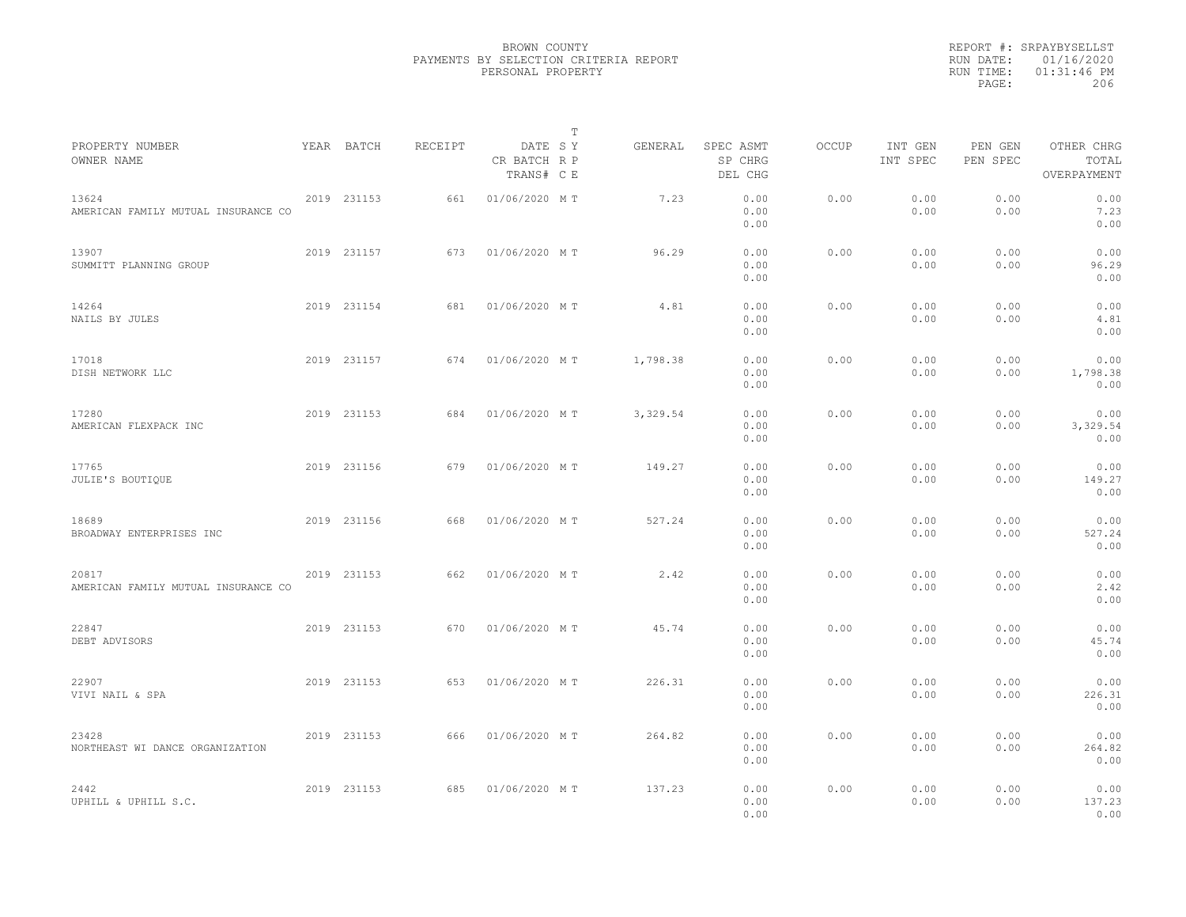BROWN COUNTY
PAYMENTS BY SELECTION CRITERIA REPORT
PERSONAL PROPERTY

REPORT #: SRPAYBYSELLST
RUN DATE: 01/16/2020
RUN TIME: 01:31:46 PM

| PROPERTY NUMBER<br>OWNER NAME | YEAR | BATCH | RECEIPT | DATE<br>CR BATCH<br>TRANS# | T<br>S Y<br>R P<br>C E | GENERAL | SPEC ASMT<br>SP CHRG<br>DEL CHG | OCCUP | INT GEN<br>INT SPEC | PEN GEN<br>PEN SPEC | OTHER CHRG<br>TOTAL<br>OVERPAYMENT |
|---|---|---|---|---|---|---|---|---|---|---|---|
| 13624<br>AMERICAN FAMILY MUTUAL INSURANCE CO | 2019 | 231153 | 661 | 01/06/2020 | M T | 7.23 | 0.00<br>0.00<br>0.00 | 0.00 | 0.00<br>0.00 | 0.00<br>0.00 | 0.00<br>7.23<br>0.00 |
| 13907<br>SUMMITT PLANNING GROUP | 2019 | 231157 | 673 | 01/06/2020 | M T | 96.29 | 0.00<br>0.00<br>0.00 | 0.00 | 0.00<br>0.00 | 0.00<br>0.00 | 0.00<br>96.29<br>0.00 |
| 14264<br>NAILS BY JULES | 2019 | 231154 | 681 | 01/06/2020 | M T | 4.81 | 0.00<br>0.00<br>0.00 | 0.00 | 0.00<br>0.00 | 0.00<br>0.00 | 0.00<br>4.81<br>0.00 |
| 17018<br>DISH NETWORK LLC | 2019 | 231157 | 674 | 01/06/2020 | M T | 1,798.38 | 0.00<br>0.00<br>0.00 | 0.00 | 0.00<br>0.00 | 0.00<br>0.00 | 0.00<br>1,798.38<br>0.00 |
| 17280<br>AMERICAN FLEXPACK INC | 2019 | 231153 | 684 | 01/06/2020 | M T | 3,329.54 | 0.00<br>0.00<br>0.00 | 0.00 | 0.00<br>0.00 | 0.00<br>0.00 | 0.00<br>3,329.54<br>0.00 |
| 17765<br>JULIE'S BOUTIQUE | 2019 | 231156 | 679 | 01/06/2020 | M T | 149.27 | 0.00<br>0.00<br>0.00 | 0.00 | 0.00<br>0.00 | 0.00<br>0.00 | 0.00<br>149.27<br>0.00 |
| 18689<br>BROADWAY ENTERPRISES INC | 2019 | 231156 | 668 | 01/06/2020 | M T | 527.24 | 0.00<br>0.00<br>0.00 | 0.00 | 0.00<br>0.00 | 0.00<br>0.00 | 0.00<br>527.24<br>0.00 |
| 20817<br>AMERICAN FAMILY MUTUAL INSURANCE CO | 2019 | 231153 | 662 | 01/06/2020 | M T | 2.42 | 0.00<br>0.00<br>0.00 | 0.00 | 0.00<br>0.00 | 0.00<br>0.00 | 0.00<br>2.42<br>0.00 |
| 22847<br>DEBT ADVISORS | 2019 | 231153 | 670 | 01/06/2020 | M T | 45.74 | 0.00<br>0.00<br>0.00 | 0.00 | 0.00<br>0.00 | 0.00<br>0.00 | 0.00<br>45.74<br>0.00 |
| 22907<br>VIVI NAIL & SPA | 2019 | 231153 | 653 | 01/06/2020 | M T | 226.31 | 0.00<br>0.00<br>0.00 | 0.00 | 0.00<br>0.00 | 0.00<br>0.00 | 0.00<br>226.31<br>0.00 |
| 23428<br>NORTHEAST WI DANCE ORGANIZATION | 2019 | 231153 | 666 | 01/06/2020 | M T | 264.82 | 0.00<br>0.00<br>0.00 | 0.00 | 0.00<br>0.00 | 0.00<br>0.00 | 0.00<br>264.82<br>0.00 |
| 2442<br>UPHILL & UPHILL S.C. | 2019 | 231153 | 685 | 01/06/2020 | M T | 137.23 | 0.00<br>0.00<br>0.00 | 0.00 | 0.00<br>0.00 | 0.00<br>0.00 | 0.00<br>137.23<br>0.00 |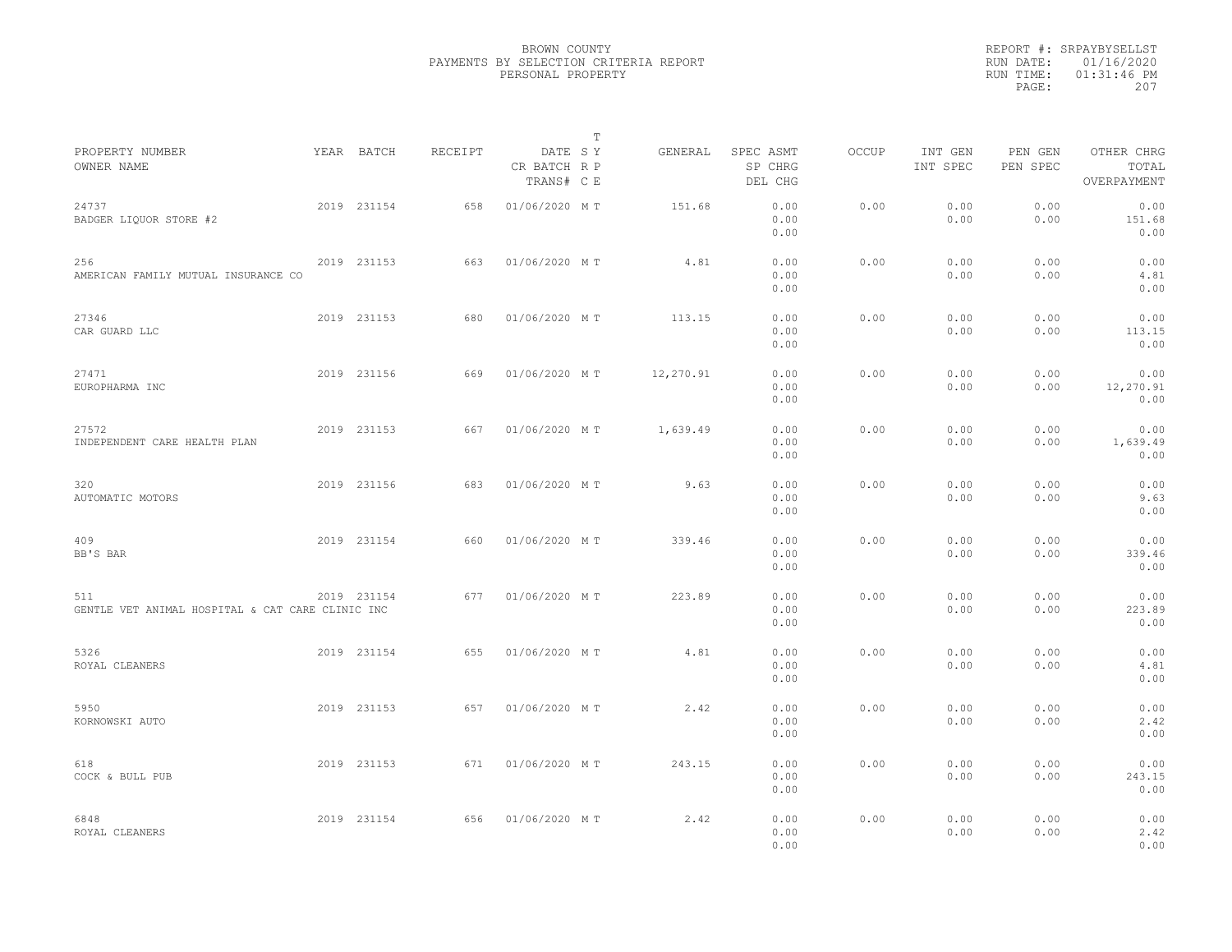BROWN COUNTY
PAYMENTS BY SELECTION CRITERIA REPORT
PERSONAL PROPERTY

REPORT #: SRPAYBYSELLST
RUN DATE: 01/16/2020
RUN TIME: 01:31:46 PM

| PROPERTY NUMBER<br>OWNER NAME | YEAR | BATCH | RECEIPT | DATE<br>CR BATCH<br>TRANS# | T<br>SY<br>RP<br>CE | GENERAL | SPEC ASMT<br>SP CHRG<br>DEL CHG | OCCUP | INT GEN<br>INT SPEC | PEN GEN<br>PEN SPEC | OTHER CHRG<br>TOTAL<br>OVERPAYMENT |
|---|---|---|---|---|---|---|---|---|---|---|---|
| 24737<br>BADGER LIQUOR STORE #2 | 2019 | 231154 | 658 | 01/06/2020 | M T | 151.68 | 0.00<br>0.00<br>0.00 | 0.00 | 0.00<br>0.00 | 0.00<br>0.00 | 0.00<br>151.68<br>0.00 |
| 256<br>AMERICAN FAMILY MUTUAL INSURANCE CO | 2019 | 231153 | 663 | 01/06/2020 | M T | 4.81 | 0.00<br>0.00<br>0.00 | 0.00 | 0.00<br>0.00 | 0.00<br>0.00 | 0.00<br>4.81<br>0.00 |
| 27346<br>CAR GUARD LLC | 2019 | 231153 | 680 | 01/06/2020 | M T | 113.15 | 0.00<br>0.00<br>0.00 | 0.00 | 0.00<br>0.00 | 0.00<br>0.00 | 0.00<br>113.15<br>0.00 |
| 27471<br>EUROPHARMA INC | 2019 | 231156 | 669 | 01/06/2020 | M T | 12,270.91 | 0.00<br>0.00<br>0.00 | 0.00 | 0.00<br>0.00 | 0.00<br>0.00 | 0.00<br>12,270.91<br>0.00 |
| 27572<br>INDEPENDENT CARE HEALTH PLAN | 2019 | 231153 | 667 | 01/06/2020 | M T | 1,639.49 | 0.00<br>0.00<br>0.00 | 0.00 | 0.00<br>0.00 | 0.00<br>0.00 | 0.00<br>1,639.49<br>0.00 |
| 320<br>AUTOMATIC MOTORS | 2019 | 231156 | 683 | 01/06/2020 | M T | 9.63 | 0.00<br>0.00<br>0.00 | 0.00 | 0.00<br>0.00 | 0.00<br>0.00 | 0.00<br>9.63<br>0.00 |
| 409<br>BB'S BAR | 2019 | 231154 | 660 | 01/06/2020 | M T | 339.46 | 0.00<br>0.00<br>0.00 | 0.00 | 0.00<br>0.00 | 0.00<br>0.00 | 0.00<br>339.46<br>0.00 |
| 511<br>GENTLE VET ANIMAL HOSPITAL & CAT CARE CLINIC INC | 2019 | 231154 | 677 | 01/06/2020 | M T | 223.89 | 0.00<br>0.00<br>0.00 | 0.00 | 0.00<br>0.00 | 0.00<br>0.00 | 0.00<br>223.89<br>0.00 |
| 5326<br>ROYAL CLEANERS | 2019 | 231154 | 655 | 01/06/2020 | M T | 4.81 | 0.00<br>0.00<br>0.00 | 0.00 | 0.00<br>0.00 | 0.00<br>0.00 | 0.00<br>4.81<br>0.00 |
| 5950<br>KORNOWSKI AUTO | 2019 | 231153 | 657 | 01/06/2020 | M T | 2.42 | 0.00<br>0.00<br>0.00 | 0.00 | 0.00<br>0.00 | 0.00<br>0.00 | 0.00<br>2.42<br>0.00 |
| 618<br>COCK & BULL PUB | 2019 | 231153 | 671 | 01/06/2020 | M T | 243.15 | 0.00<br>0.00<br>0.00 | 0.00 | 0.00<br>0.00 | 0.00<br>0.00 | 0.00<br>243.15<br>0.00 |
| 6848<br>ROYAL CLEANERS | 2019 | 231154 | 656 | 01/06/2020 | M T | 2.42 | 0.00<br>0.00<br>0.00 | 0.00 | 0.00<br>0.00 | 0.00<br>0.00 | 0.00<br>2.42<br>0.00 |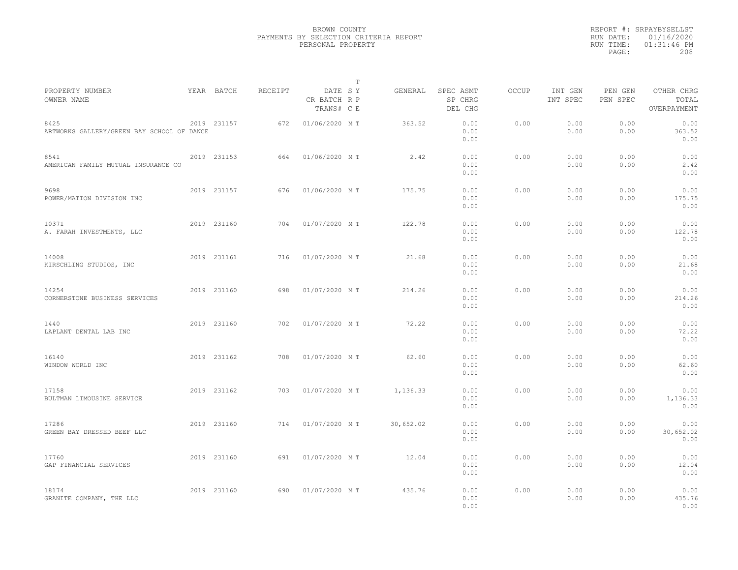BROWN COUNTY
PAYMENTS BY SELECTION CRITERIA REPORT
PERSONAL PROPERTY

REPORT #: SRPAYBYSELLST
RUN DATE: 01/16/2020
RUN TIME: 01:31:46 PM

| PROPERTY NUMBER / OWNER NAME | YEAR | BATCH | RECEIPT | DATE / CR BATCH / TRANS# | T SY RP CE | GENERAL | SPEC ASMT / SP CHRG / DEL CHG | OCCUP | INT GEN / INT SPEC | PEN GEN / PEN SPEC | OTHER CHRG / TOTAL / OVERPAYMENT |
|---|---|---|---|---|---|---|---|---|---|---|---|
| 8425 ARTWORKS GALLERY/GREEN BAY SCHOOL OF DANCE | 2019 | 231157 | 672 | 01/06/2020 | M T | 363.52 | 0.00 0.00 0.00 | 0.00 | 0.00 0.00 | 0.00 0.00 | 0.00 363.52 0.00 |
| 8541 AMERICAN FAMILY MUTUAL INSURANCE CO | 2019 | 231153 | 664 | 01/06/2020 | M T | 2.42 | 0.00 0.00 0.00 | 0.00 | 0.00 0.00 | 0.00 0.00 | 0.00 2.42 0.00 |
| 9698 POWER/MATION DIVISION INC | 2019 | 231157 | 676 | 01/06/2020 | M T | 175.75 | 0.00 0.00 0.00 | 0.00 | 0.00 0.00 | 0.00 0.00 | 0.00 175.75 0.00 |
| 10371 A. FARAH INVESTMENTS, LLC | 2019 | 231160 | 704 | 01/07/2020 | M T | 122.78 | 0.00 0.00 0.00 | 0.00 | 0.00 0.00 | 0.00 0.00 | 0.00 122.78 0.00 |
| 14008 KIRSCHLING STUDIOS, INC | 2019 | 231161 | 716 | 01/07/2020 | M T | 21.68 | 0.00 0.00 0.00 | 0.00 | 0.00 0.00 | 0.00 0.00 | 0.00 21.68 0.00 |
| 14254 CORNERSTONE BUSINESS SERVICES | 2019 | 231160 | 698 | 01/07/2020 | M T | 214.26 | 0.00 0.00 0.00 | 0.00 | 0.00 0.00 | 0.00 0.00 | 0.00 214.26 0.00 |
| 1440 LAPLANT DENTAL LAB INC | 2019 | 231160 | 702 | 01/07/2020 | M T | 72.22 | 0.00 0.00 0.00 | 0.00 | 0.00 0.00 | 0.00 0.00 | 0.00 72.22 0.00 |
| 16140 WINDOW WORLD INC | 2019 | 231162 | 708 | 01/07/2020 | M T | 62.60 | 0.00 0.00 0.00 | 0.00 | 0.00 0.00 | 0.00 0.00 | 0.00 62.60 0.00 |
| 17158 BULTMAN LIMOUSINE SERVICE | 2019 | 231162 | 703 | 01/07/2020 | M T | 1,136.33 | 0.00 0.00 0.00 | 0.00 | 0.00 0.00 | 0.00 0.00 | 0.00 1,136.33 0.00 |
| 17286 GREEN BAY DRESSED BEEF LLC | 2019 | 231160 | 714 | 01/07/2020 | M T | 30,652.02 | 0.00 0.00 0.00 | 0.00 | 0.00 0.00 | 0.00 0.00 | 0.00 30,652.02 0.00 |
| 17760 GAP FINANCIAL SERVICES | 2019 | 231160 | 691 | 01/07/2020 | M T | 12.04 | 0.00 0.00 0.00 | 0.00 | 0.00 0.00 | 0.00 0.00 | 0.00 12.04 0.00 |
| 18174 GRANITE COMPANY, THE LLC | 2019 | 231160 | 690 | 01/07/2020 | M T | 435.76 | 0.00 0.00 0.00 | 0.00 | 0.00 0.00 | 0.00 0.00 | 0.00 435.76 0.00 |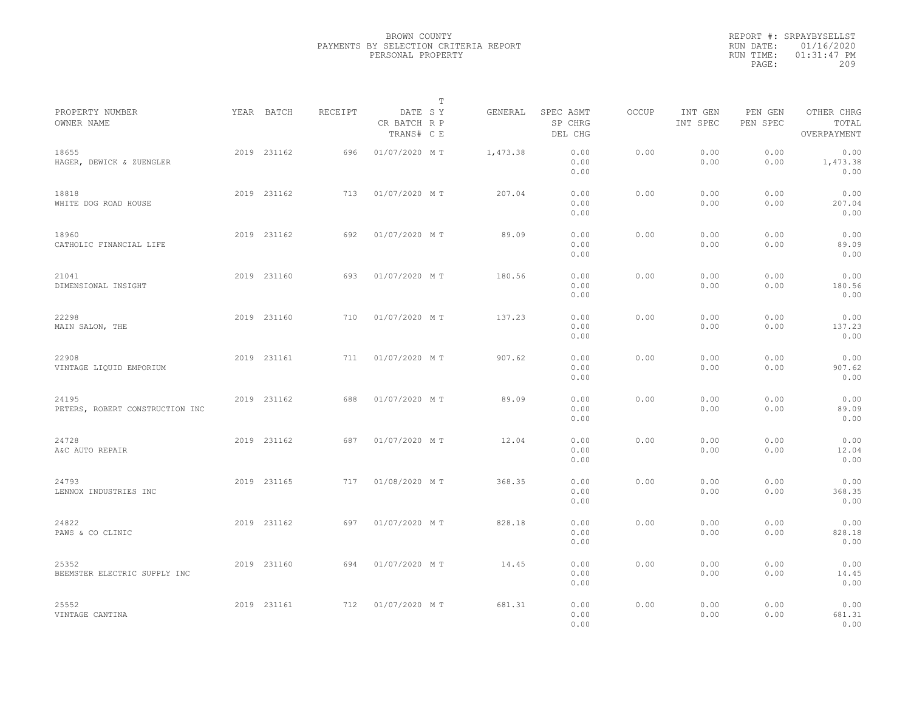BROWN COUNTY
PAYMENTS BY SELECTION CRITERIA REPORT
PERSONAL PROPERTY

REPORT #: SRPAYBYSELLST
RUN DATE: 01/16/2020
RUN TIME: 01:31:47 PM

| PROPERTY NUMBER / OWNER NAME | YEAR | BATCH | RECEIPT | DATE / CR BATCH / TRANS# | T S Y / R P / C E | GENERAL | SPEC ASMT / SP CHRG / DEL CHG | OCCUP | INT GEN / INT SPEC | PEN GEN / PEN SPEC | OTHER CHRG / TOTAL / OVERPAYMENT |
|---|---|---|---|---|---|---|---|---|---|---|---|
| 18655 HAGER, DEWICK & ZUENGLER | 2019 | 231162 | 696 | 01/07/2020 | M T | 1,473.38 | 0.00 0.00 0.00 | 0.00 | 0.00 0.00 | 0.00 0.00 | 0.00 1,473.38 0.00 |
| 18818 WHITE DOG ROAD HOUSE | 2019 | 231162 | 713 | 01/07/2020 | M T | 207.04 | 0.00 0.00 0.00 | 0.00 | 0.00 0.00 | 0.00 0.00 | 0.00 207.04 0.00 |
| 18960 CATHOLIC FINANCIAL LIFE | 2019 | 231162 | 692 | 01/07/2020 | M T | 89.09 | 0.00 0.00 0.00 | 0.00 | 0.00 0.00 | 0.00 0.00 | 0.00 89.09 0.00 |
| 21041 DIMENSIONAL INSIGHT | 2019 | 231160 | 693 | 01/07/2020 | M T | 180.56 | 0.00 0.00 0.00 | 0.00 | 0.00 0.00 | 0.00 0.00 | 0.00 180.56 0.00 |
| 22298 MAIN SALON, THE | 2019 | 231160 | 710 | 01/07/2020 | M T | 137.23 | 0.00 0.00 0.00 | 0.00 | 0.00 0.00 | 0.00 0.00 | 0.00 137.23 0.00 |
| 22908 VINTAGE LIQUID EMPORIUM | 2019 | 231161 | 711 | 01/07/2020 | M T | 907.62 | 0.00 0.00 0.00 | 0.00 | 0.00 0.00 | 0.00 0.00 | 0.00 907.62 0.00 |
| 24195 PETERS, ROBERT CONSTRUCTION INC | 2019 | 231162 | 688 | 01/07/2020 | M T | 89.09 | 0.00 0.00 0.00 | 0.00 | 0.00 0.00 | 0.00 0.00 | 0.00 89.09 0.00 |
| 24728 A&C AUTO REPAIR | 2019 | 231162 | 687 | 01/07/2020 | M T | 12.04 | 0.00 0.00 0.00 | 0.00 | 0.00 0.00 | 0.00 0.00 | 0.00 12.04 0.00 |
| 24793 LENNOX INDUSTRIES INC | 2019 | 231165 | 717 | 01/08/2020 | M T | 368.35 | 0.00 0.00 0.00 | 0.00 | 0.00 0.00 | 0.00 0.00 | 0.00 368.35 0.00 |
| 24822 PAWS & CO CLINIC | 2019 | 231162 | 697 | 01/07/2020 | M T | 828.18 | 0.00 0.00 0.00 | 0.00 | 0.00 0.00 | 0.00 0.00 | 0.00 828.18 0.00 |
| 25352 BEEMSTER ELECTRIC SUPPLY INC | 2019 | 231160 | 694 | 01/07/2020 | M T | 14.45 | 0.00 0.00 0.00 | 0.00 | 0.00 0.00 | 0.00 0.00 | 0.00 14.45 0.00 |
| 25552 VINTAGE CANTINA | 2019 | 231161 | 712 | 01/07/2020 | M T | 681.31 | 0.00 0.00 0.00 | 0.00 | 0.00 0.00 | 0.00 0.00 | 0.00 681.31 0.00 |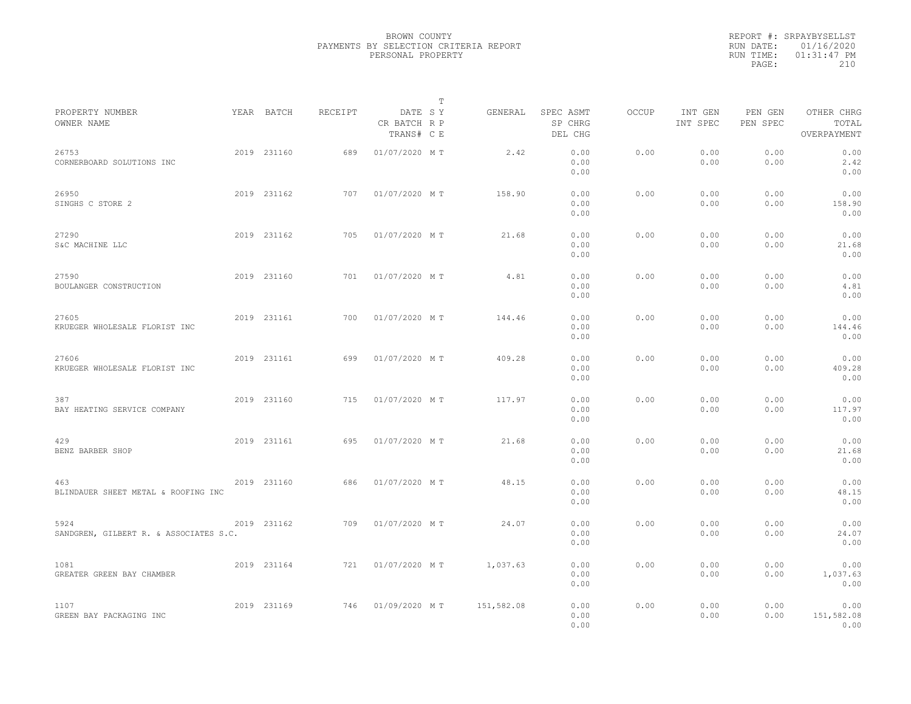BROWN COUNTY
PAYMENTS BY SELECTION CRITERIA REPORT
PERSONAL PROPERTY

REPORT #: SRPAYBYSELLST
RUN DATE: 01/16/2020
RUN TIME: 01:31:47 PM

| PROPERTY NUMBER / OWNER NAME | YEAR | BATCH | RECEIPT | DATE / CR BATCH / TRANS# | T SY RP CE | GENERAL | SPEC ASMT / SP CHRG / DEL CHG | OCCUP | INT GEN / INT SPEC | PEN GEN / PEN SPEC | OTHER CHRG / TOTAL / OVERPAYMENT |
|---|---|---|---|---|---|---|---|---|---|---|---|
| 26753 CORNERBOARD SOLUTIONS INC | 2019 | 231160 | 689 | 01/07/2020 | M T | 2.42 | 0.00 0.00 0.00 | 0.00 | 0.00 0.00 | 0.00 0.00 | 0.00 2.42 0.00 |
| 26950 SINGHS C STORE 2 | 2019 | 231162 | 707 | 01/07/2020 | M T | 158.90 | 0.00 0.00 0.00 | 0.00 | 0.00 0.00 | 0.00 0.00 | 0.00 158.90 0.00 |
| 27290 S&C MACHINE LLC | 2019 | 231162 | 705 | 01/07/2020 | M T | 21.68 | 0.00 0.00 0.00 | 0.00 | 0.00 0.00 | 0.00 0.00 | 0.00 21.68 0.00 |
| 27590 BOULANGER CONSTRUCTION | 2019 | 231160 | 701 | 01/07/2020 | M T | 4.81 | 0.00 0.00 0.00 | 0.00 | 0.00 0.00 | 0.00 0.00 | 0.00 4.81 0.00 |
| 27605 KRUEGER WHOLESALE FLORIST INC | 2019 | 231161 | 700 | 01/07/2020 | M T | 144.46 | 0.00 0.00 0.00 | 0.00 | 0.00 0.00 | 0.00 0.00 | 0.00 144.46 0.00 |
| 27606 KRUEGER WHOLESALE FLORIST INC | 2019 | 231161 | 699 | 01/07/2020 | M T | 409.28 | 0.00 0.00 0.00 | 0.00 | 0.00 0.00 | 0.00 0.00 | 0.00 409.28 0.00 |
| 387 BAY HEATING SERVICE COMPANY | 2019 | 231160 | 715 | 01/07/2020 | M T | 117.97 | 0.00 0.00 0.00 | 0.00 | 0.00 0.00 | 0.00 0.00 | 0.00 117.97 0.00 |
| 429 BENZ BARBER SHOP | 2019 | 231161 | 695 | 01/07/2020 | M T | 21.68 | 0.00 0.00 0.00 | 0.00 | 0.00 0.00 | 0.00 0.00 | 0.00 21.68 0.00 |
| 463 BLINDAUER SHEET METAL & ROOFING INC | 2019 | 231160 | 686 | 01/07/2020 | M T | 48.15 | 0.00 0.00 0.00 | 0.00 | 0.00 0.00 | 0.00 0.00 | 0.00 48.15 0.00 |
| 5924 SANDGREN, GILBERT R. & ASSOCIATES S.C. | 2019 | 231162 | 709 | 01/07/2020 | M T | 24.07 | 0.00 0.00 0.00 | 0.00 | 0.00 0.00 | 0.00 0.00 | 0.00 24.07 0.00 |
| 1081 GREATER GREEN BAY CHAMBER | 2019 | 231164 | 721 | 01/07/2020 | M T | 1,037.63 | 0.00 0.00 0.00 | 0.00 | 0.00 0.00 | 0.00 0.00 | 0.00 1,037.63 0.00 |
| 1107 GREEN BAY PACKAGING INC | 2019 | 231169 | 746 | 01/09/2020 | M T | 151,582.08 | 0.00 0.00 0.00 | 0.00 | 0.00 0.00 | 0.00 0.00 | 0.00 151,582.08 0.00 |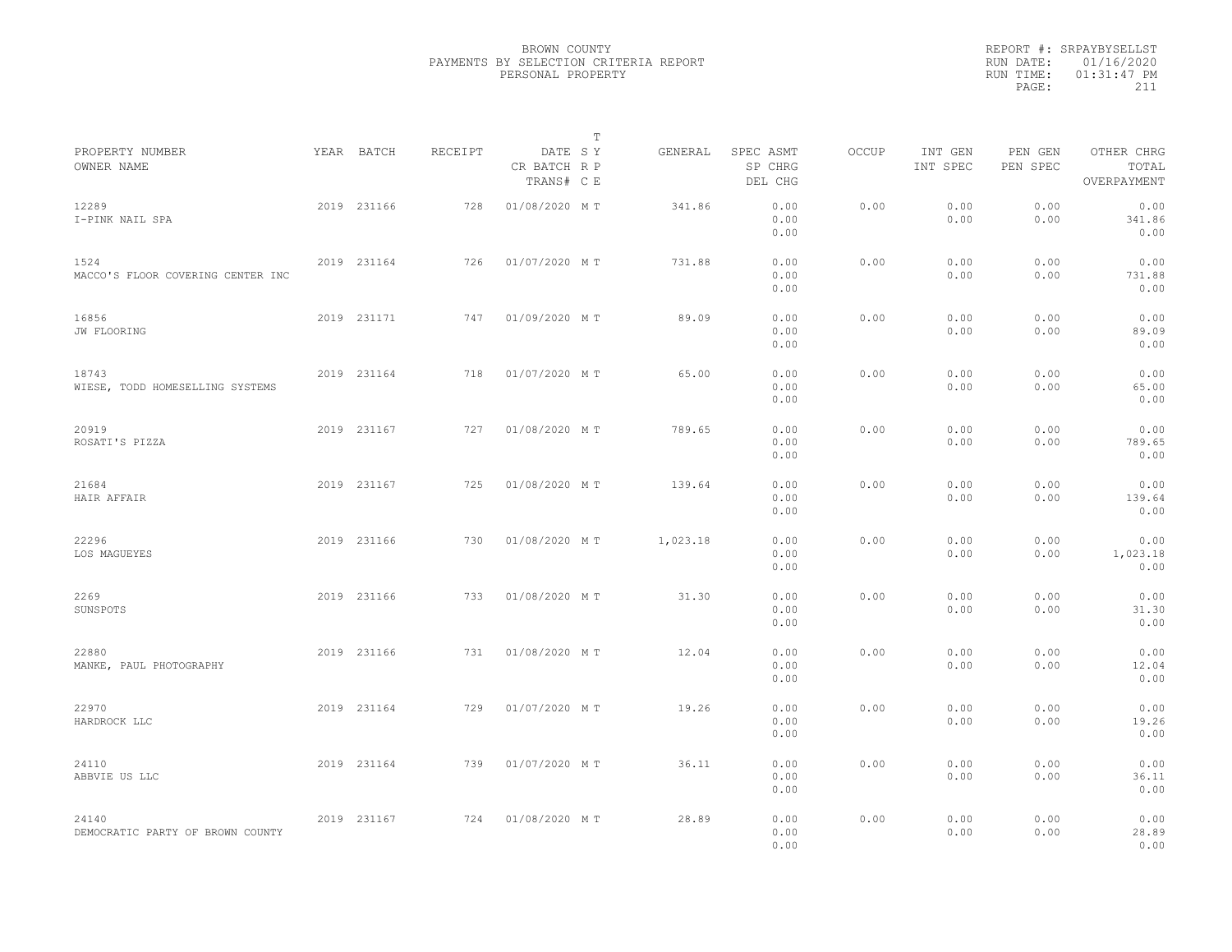BROWN COUNTY
PAYMENTS BY SELECTION CRITERIA REPORT
PERSONAL PROPERTY

REPORT #: SRPAYBYSELLST
RUN DATE: 01/16/2020
RUN TIME: 01:31:47 PM

| PROPERTY NUMBER / OWNER NAME | YEAR | BATCH | RECEIPT | DATE / CR BATCH / TRANS# | T S Y / R P / C E | GENERAL | SPEC ASMT / SP CHRG / DEL CHG | OCCUP | INT GEN / INT SPEC | PEN GEN / PEN SPEC | OTHER CHRG / TOTAL / OVERPAYMENT |
|---|---|---|---|---|---|---|---|---|---|---|---|
| 12289 / I-PINK NAIL SPA | 2019 | 231166 | 728 | 01/08/2020 | M T | 341.86 | 0.00 / 0.00 / 0.00 | 0.00 | 0.00 / 0.00 | 0.00 / 0.00 | 0.00 / 341.86 / 0.00 |
| 1524 / MACCO'S FLOOR COVERING CENTER INC | 2019 | 231164 | 726 | 01/07/2020 | M T | 731.88 | 0.00 / 0.00 / 0.00 | 0.00 | 0.00 / 0.00 | 0.00 / 0.00 | 0.00 / 731.88 / 0.00 |
| 16856 / JW FLOORING | 2019 | 231171 | 747 | 01/09/2020 | M T | 89.09 | 0.00 / 0.00 / 0.00 | 0.00 | 0.00 / 0.00 | 0.00 / 0.00 | 0.00 / 89.09 / 0.00 |
| 18743 / WIESE, TODD HOMESELLING SYSTEMS | 2019 | 231164 | 718 | 01/07/2020 | M T | 65.00 | 0.00 / 0.00 / 0.00 | 0.00 | 0.00 / 0.00 | 0.00 / 0.00 | 0.00 / 65.00 / 0.00 |
| 20919 / ROSATI'S PIZZA | 2019 | 231167 | 727 | 01/08/2020 | M T | 789.65 | 0.00 / 0.00 / 0.00 | 0.00 | 0.00 / 0.00 | 0.00 / 0.00 | 0.00 / 789.65 / 0.00 |
| 21684 / HAIR AFFAIR | 2019 | 231167 | 725 | 01/08/2020 | M T | 139.64 | 0.00 / 0.00 / 0.00 | 0.00 | 0.00 / 0.00 | 0.00 / 0.00 | 0.00 / 139.64 / 0.00 |
| 22296 / LOS MAGUEYES | 2019 | 231166 | 730 | 01/08/2020 | M T | 1,023.18 | 0.00 / 0.00 / 0.00 | 0.00 | 0.00 / 0.00 | 0.00 / 0.00 | 0.00 / 1,023.18 / 0.00 |
| 2269 / SUNSPOTS | 2019 | 231166 | 733 | 01/08/2020 | M T | 31.30 | 0.00 / 0.00 / 0.00 | 0.00 | 0.00 / 0.00 | 0.00 / 0.00 | 0.00 / 31.30 / 0.00 |
| 22880 / MANKE, PAUL PHOTOGRAPHY | 2019 | 231166 | 731 | 01/08/2020 | M T | 12.04 | 0.00 / 0.00 / 0.00 | 0.00 | 0.00 / 0.00 | 0.00 / 0.00 | 0.00 / 12.04 / 0.00 |
| 22970 / HARDROCK LLC | 2019 | 231164 | 729 | 01/07/2020 | M T | 19.26 | 0.00 / 0.00 / 0.00 | 0.00 | 0.00 / 0.00 | 0.00 / 0.00 | 0.00 / 19.26 / 0.00 |
| 24110 / ABBVIE US LLC | 2019 | 231164 | 739 | 01/07/2020 | M T | 36.11 | 0.00 / 0.00 / 0.00 | 0.00 | 0.00 / 0.00 | 0.00 / 0.00 | 0.00 / 36.11 / 0.00 |
| 24140 / DEMOCRATIC PARTY OF BROWN COUNTY | 2019 | 231167 | 724 | 01/08/2020 | M T | 28.89 | 0.00 / 0.00 / 0.00 | 0.00 | 0.00 / 0.00 | 0.00 / 0.00 | 0.00 / 28.89 / 0.00 |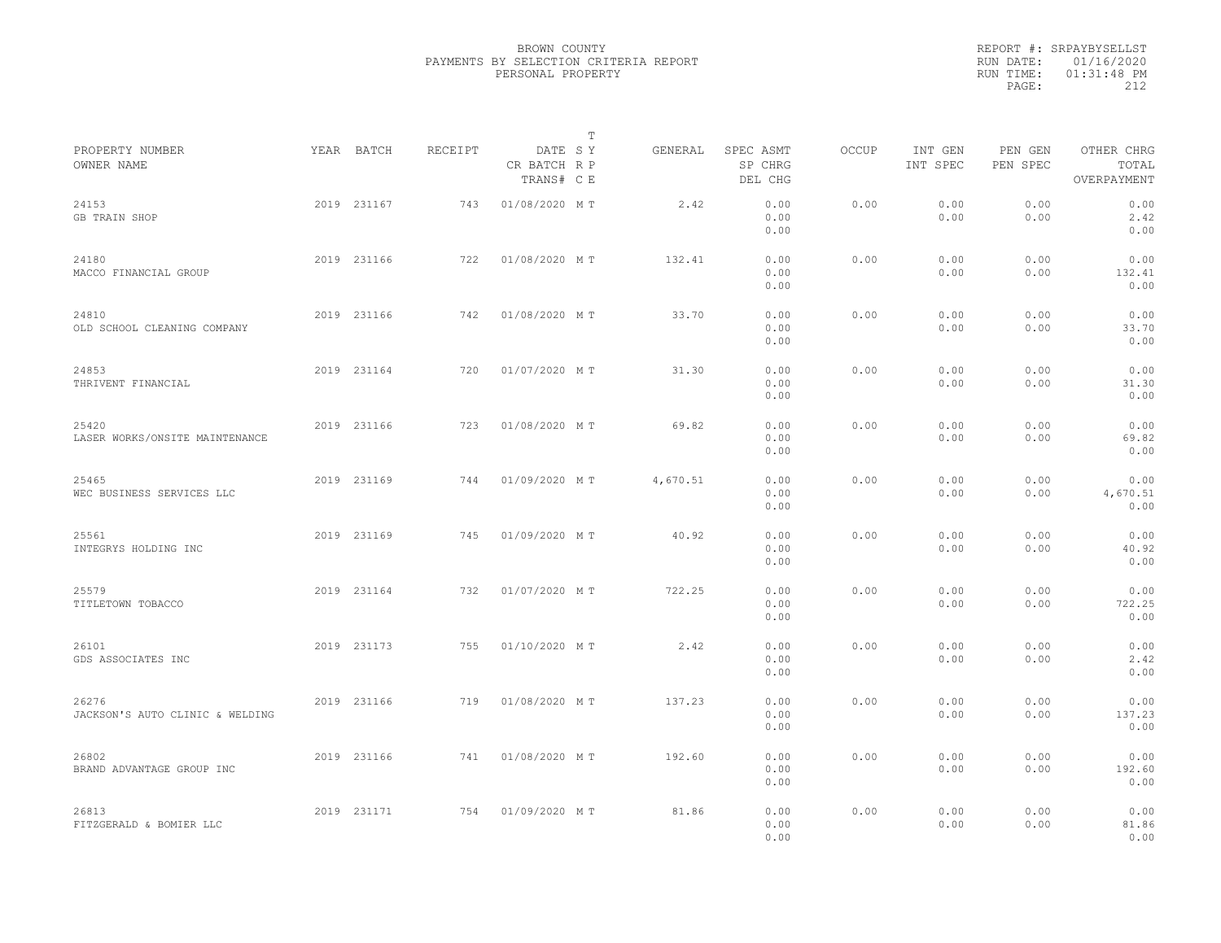BROWN COUNTY
PAYMENTS BY SELECTION CRITERIA REPORT
PERSONAL PROPERTY

REPORT #: SRPAYBYSELLST
RUN DATE: 01/16/2020
RUN TIME: 01:31:48 PM

| PROPERTY NUMBER<br>OWNER NAME | YEAR | BATCH | RECEIPT | DATE<br>CR BATCH<br>TRANS# | T S Y R P C E | GENERAL | SPEC ASMT<br>SP CHRG<br>DEL CHG | OCCUP | INT GEN<br>INT SPEC | PEN GEN<br>PEN SPEC | OTHER CHRG<br>TOTAL<br>OVERPAYMENT |
|---|---|---|---|---|---|---|---|---|---|---|---|
| 24153<br>GB TRAIN SHOP | 2019 | 231167 | 743 | 01/08/2020 | M T | 2.42 | 0.00<br>0.00<br>0.00 | 0.00 | 0.00<br>0.00 | 0.00<br>0.00 | 0.00<br>2.42<br>0.00 |
| 24180<br>MACCO FINANCIAL GROUP | 2019 | 231166 | 722 | 01/08/2020 | M T | 132.41 | 0.00<br>0.00<br>0.00 | 0.00 | 0.00<br>0.00 | 0.00<br>0.00 | 0.00<br>132.41<br>0.00 |
| 24810<br>OLD SCHOOL CLEANING COMPANY | 2019 | 231166 | 742 | 01/08/2020 | M T | 33.70 | 0.00<br>0.00<br>0.00 | 0.00 | 0.00<br>0.00 | 0.00<br>0.00 | 0.00<br>33.70<br>0.00 |
| 24853<br>THRIVENT FINANCIAL | 2019 | 231164 | 720 | 01/07/2020 | M T | 31.30 | 0.00<br>0.00<br>0.00 | 0.00 | 0.00<br>0.00 | 0.00<br>0.00 | 0.00<br>31.30<br>0.00 |
| 25420<br>LASER WORKS/ONSITE MAINTENANCE | 2019 | 231166 | 723 | 01/08/2020 | M T | 69.82 | 0.00<br>0.00<br>0.00 | 0.00 | 0.00<br>0.00 | 0.00<br>0.00 | 0.00<br>69.82<br>0.00 |
| 25465<br>WEC BUSINESS SERVICES LLC | 2019 | 231169 | 744 | 01/09/2020 | M T | 4,670.51 | 0.00<br>0.00<br>0.00 | 0.00 | 0.00<br>0.00 | 0.00<br>0.00 | 0.00<br>4,670.51<br>0.00 |
| 25561<br>INTEGRYS HOLDING INC | 2019 | 231169 | 745 | 01/09/2020 | M T | 40.92 | 0.00<br>0.00<br>0.00 | 0.00 | 0.00<br>0.00 | 0.00<br>0.00 | 0.00<br>40.92<br>0.00 |
| 25579<br>TITLETOWN TOBACCO | 2019 | 231164 | 732 | 01/07/2020 | M T | 722.25 | 0.00<br>0.00<br>0.00 | 0.00 | 0.00<br>0.00 | 0.00<br>0.00 | 0.00<br>722.25<br>0.00 |
| 26101<br>GDS ASSOCIATES INC | 2019 | 231173 | 755 | 01/10/2020 | M T | 2.42 | 0.00<br>0.00<br>0.00 | 0.00 | 0.00<br>0.00 | 0.00<br>0.00 | 0.00<br>2.42<br>0.00 |
| 26276<br>JACKSON'S AUTO CLINIC & WELDING | 2019 | 231166 | 719 | 01/08/2020 | M T | 137.23 | 0.00<br>0.00<br>0.00 | 0.00 | 0.00<br>0.00 | 0.00<br>0.00 | 0.00<br>137.23<br>0.00 |
| 26802<br>BRAND ADVANTAGE GROUP INC | 2019 | 231166 | 741 | 01/08/2020 | M T | 192.60 | 0.00<br>0.00<br>0.00 | 0.00 | 0.00<br>0.00 | 0.00<br>0.00 | 0.00<br>192.60<br>0.00 |
| 26813<br>FITZGERALD & BOMIER LLC | 2019 | 231171 | 754 | 01/09/2020 | M T | 81.86 | 0.00<br>0.00<br>0.00 | 0.00 | 0.00<br>0.00 | 0.00<br>0.00 | 0.00<br>81.86<br>0.00 |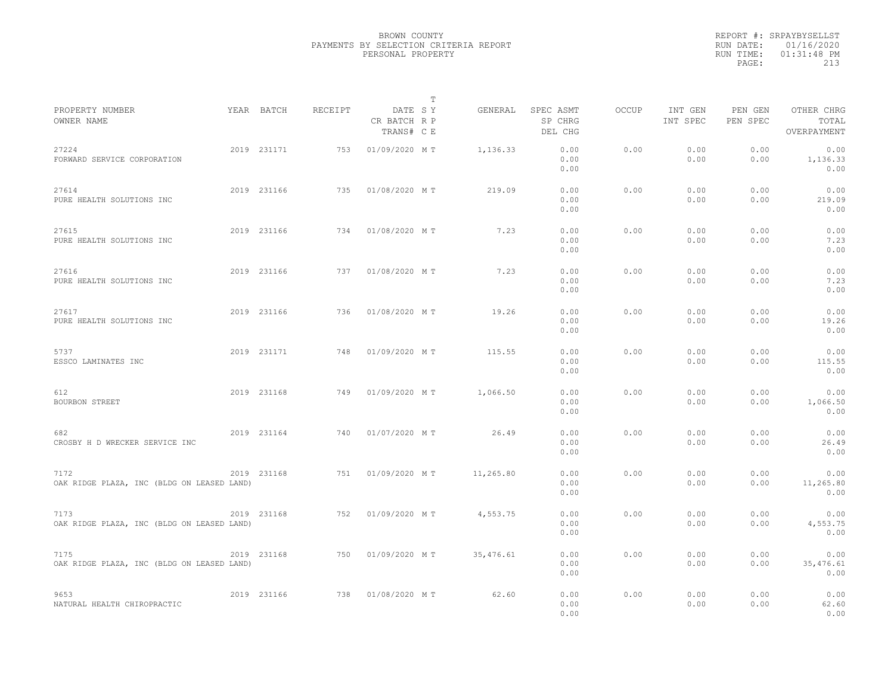BROWN COUNTY
PAYMENTS BY SELECTION CRITERIA REPORT
PERSONAL PROPERTY

REPORT #: SRPAYBYSELLST
RUN DATE: 01/16/2020
RUN TIME: 01:31:48 PM

| PROPERTY NUMBER / OWNER NAME | YEAR | BATCH | RECEIPT | DATE / CR BATCH / TRANS# | T SY RP CE | GENERAL | SPEC ASMT / SP CHRG / DEL CHG | OCCUP | INT GEN / INT SPEC | PEN GEN / PEN SPEC | OTHER CHRG / TOTAL / OVERPAYMENT |
|---|---|---|---|---|---|---|---|---|---|---|---|
| 27224 FORWARD SERVICE CORPORATION | 2019 | 231171 | 753 | 01/09/2020 | M T | 1,136.33 | 0.00 0.00 0.00 | 0.00 | 0.00 0.00 | 0.00 0.00 | 0.00 1,136.33 0.00 |
| 27614 PURE HEALTH SOLUTIONS INC | 2019 | 231166 | 735 | 01/08/2020 | M T | 219.09 | 0.00 0.00 0.00 | 0.00 | 0.00 0.00 | 0.00 0.00 | 0.00 219.09 0.00 |
| 27615 PURE HEALTH SOLUTIONS INC | 2019 | 231166 | 734 | 01/08/2020 | M T | 7.23 | 0.00 0.00 0.00 | 0.00 | 0.00 0.00 | 0.00 0.00 | 0.00 7.23 0.00 |
| 27616 PURE HEALTH SOLUTIONS INC | 2019 | 231166 | 737 | 01/08/2020 | M T | 7.23 | 0.00 0.00 0.00 | 0.00 | 0.00 0.00 | 0.00 0.00 | 0.00 7.23 0.00 |
| 27617 PURE HEALTH SOLUTIONS INC | 2019 | 231166 | 736 | 01/08/2020 | M T | 19.26 | 0.00 0.00 0.00 | 0.00 | 0.00 0.00 | 0.00 0.00 | 0.00 19.26 0.00 |
| 5737 ESSCO LAMINATES INC | 2019 | 231171 | 748 | 01/09/2020 | M T | 115.55 | 0.00 0.00 0.00 | 0.00 | 0.00 0.00 | 0.00 0.00 | 0.00 115.55 0.00 |
| 612 BOURBON STREET | 2019 | 231168 | 749 | 01/09/2020 | M T | 1,066.50 | 0.00 0.00 0.00 | 0.00 | 0.00 0.00 | 0.00 0.00 | 0.00 1,066.50 0.00 |
| 682 CROSBY H D WRECKER SERVICE INC | 2019 | 231164 | 740 | 01/07/2020 | M T | 26.49 | 0.00 0.00 0.00 | 0.00 | 0.00 0.00 | 0.00 0.00 | 0.00 26.49 0.00 |
| 7172 OAK RIDGE PLAZA, INC (BLDG ON LEASED LAND) | 2019 | 231168 | 751 | 01/09/2020 | M T | 11,265.80 | 0.00 0.00 0.00 | 0.00 | 0.00 0.00 | 0.00 0.00 | 0.00 11,265.80 0.00 |
| 7173 OAK RIDGE PLAZA, INC (BLDG ON LEASED LAND) | 2019 | 231168 | 752 | 01/09/2020 | M T | 4,553.75 | 0.00 0.00 0.00 | 0.00 | 0.00 0.00 | 0.00 0.00 | 0.00 4,553.75 0.00 |
| 7175 OAK RIDGE PLAZA, INC (BLDG ON LEASED LAND) | 2019 | 231168 | 750 | 01/09/2020 | M T | 35,476.61 | 0.00 0.00 0.00 | 0.00 | 0.00 0.00 | 0.00 0.00 | 0.00 35,476.61 0.00 |
| 9653 NATURAL HEALTH CHIROPRACTIC | 2019 | 231166 | 738 | 01/08/2020 | M T | 62.60 | 0.00 0.00 0.00 | 0.00 | 0.00 0.00 | 0.00 0.00 | 0.00 62.60 0.00 |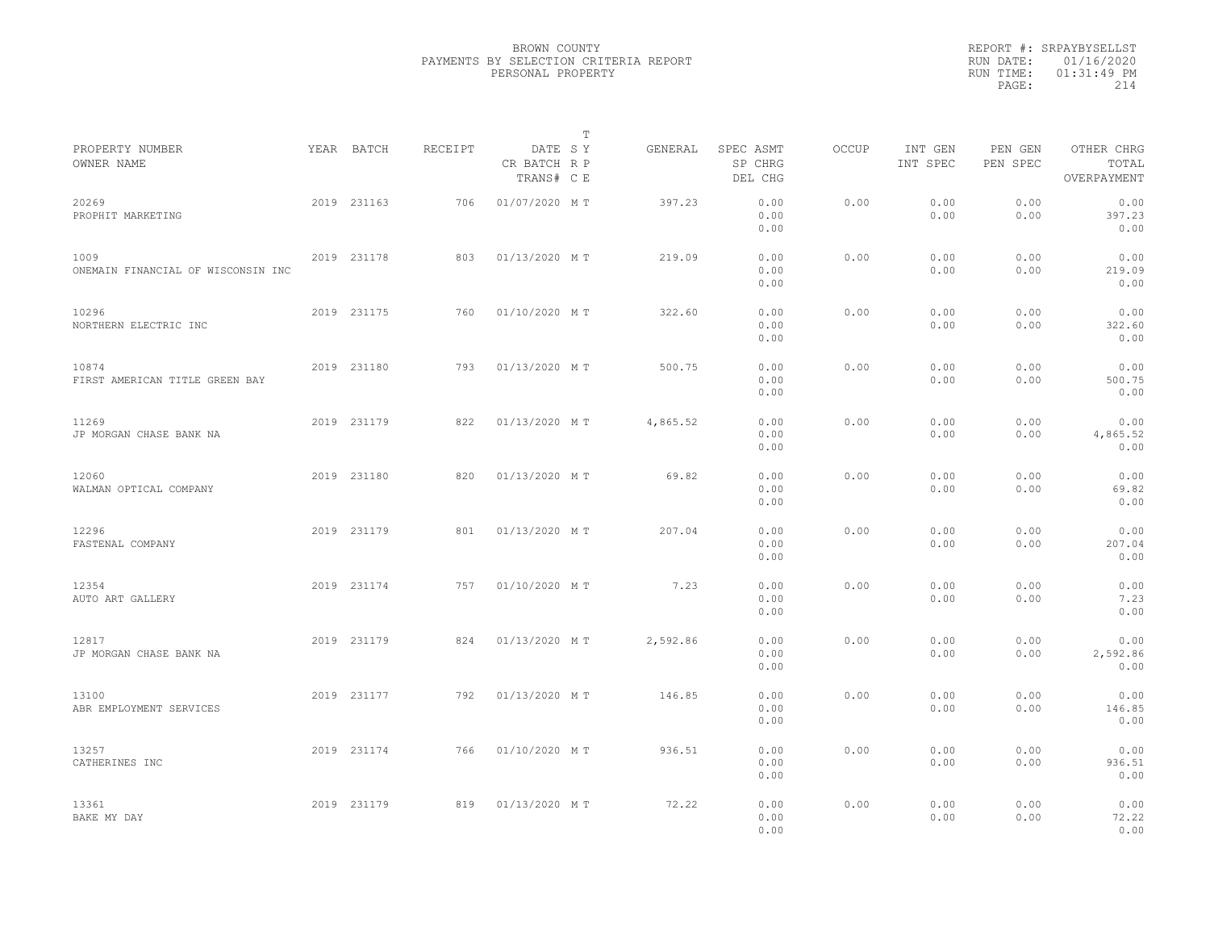BROWN COUNTY
PAYMENTS BY SELECTION CRITERIA REPORT
PERSONAL PROPERTY

REPORT #: SRPAYBYSELLST
RUN DATE: 01/16/2020
RUN TIME: 01:31:49 PM
PAGE: 214

| PROPERTY NUMBER / OWNER NAME | YEAR | BATCH | RECEIPT | DATE / CR BATCH / TRANS# | T SY RP CE | GENERAL | SPEC ASMT / SP CHRG / DEL CHG | OCCUP | INT GEN / INT SPEC | PEN GEN / PEN SPEC | OTHER CHRG / TOTAL / OVERPAYMENT |
|---|---|---|---|---|---|---|---|---|---|---|---|
| 20269 PROPHIT MARKETING | 2019 | 231163 | 706 | 01/07/2020 | M T | 397.23 | 0.00 0.00 0.00 | 0.00 | 0.00 0.00 | 0.00 0.00 | 0.00 397.23 0.00 |
| 1009 ONEMAIN FINANCIAL OF WISCONSIN INC | 2019 | 231178 | 803 | 01/13/2020 | M T | 219.09 | 0.00 0.00 0.00 | 0.00 | 0.00 0.00 | 0.00 0.00 | 0.00 219.09 0.00 |
| 10296 NORTHERN ELECTRIC INC | 2019 | 231175 | 760 | 01/10/2020 | M T | 322.60 | 0.00 0.00 0.00 | 0.00 | 0.00 0.00 | 0.00 0.00 | 0.00 322.60 0.00 |
| 10874 FIRST AMERICAN TITLE GREEN BAY | 2019 | 231180 | 793 | 01/13/2020 | M T | 500.75 | 0.00 0.00 0.00 | 0.00 | 0.00 0.00 | 0.00 0.00 | 0.00 500.75 0.00 |
| 11269 JP MORGAN CHASE BANK NA | 2019 | 231179 | 822 | 01/13/2020 | M T | 4,865.52 | 0.00 0.00 0.00 | 0.00 | 0.00 0.00 | 0.00 0.00 | 0.00 4,865.52 0.00 |
| 12060 WALMAN OPTICAL COMPANY | 2019 | 231180 | 820 | 01/13/2020 | M T | 69.82 | 0.00 0.00 0.00 | 0.00 | 0.00 0.00 | 0.00 0.00 | 0.00 69.82 0.00 |
| 12296 FASTENAL COMPANY | 2019 | 231179 | 801 | 01/13/2020 | M T | 207.04 | 0.00 0.00 0.00 | 0.00 | 0.00 0.00 | 0.00 0.00 | 0.00 207.04 0.00 |
| 12354 AUTO ART GALLERY | 2019 | 231174 | 757 | 01/10/2020 | M T | 7.23 | 0.00 0.00 0.00 | 0.00 | 0.00 0.00 | 0.00 0.00 | 0.00 7.23 0.00 |
| 12817 JP MORGAN CHASE BANK NA | 2019 | 231179 | 824 | 01/13/2020 | M T | 2,592.86 | 0.00 0.00 0.00 | 0.00 | 0.00 0.00 | 0.00 0.00 | 0.00 2,592.86 0.00 |
| 13100 ABR EMPLOYMENT SERVICES | 2019 | 231177 | 792 | 01/13/2020 | M T | 146.85 | 0.00 0.00 0.00 | 0.00 | 0.00 0.00 | 0.00 0.00 | 0.00 146.85 0.00 |
| 13257 CATHERINES INC | 2019 | 231174 | 766 | 01/10/2020 | M T | 936.51 | 0.00 0.00 0.00 | 0.00 | 0.00 0.00 | 0.00 0.00 | 0.00 936.51 0.00 |
| 13361 BAKE MY DAY | 2019 | 231179 | 819 | 01/13/2020 | M T | 72.22 | 0.00 0.00 0.00 | 0.00 | 0.00 0.00 | 0.00 0.00 | 0.00 72.22 0.00 |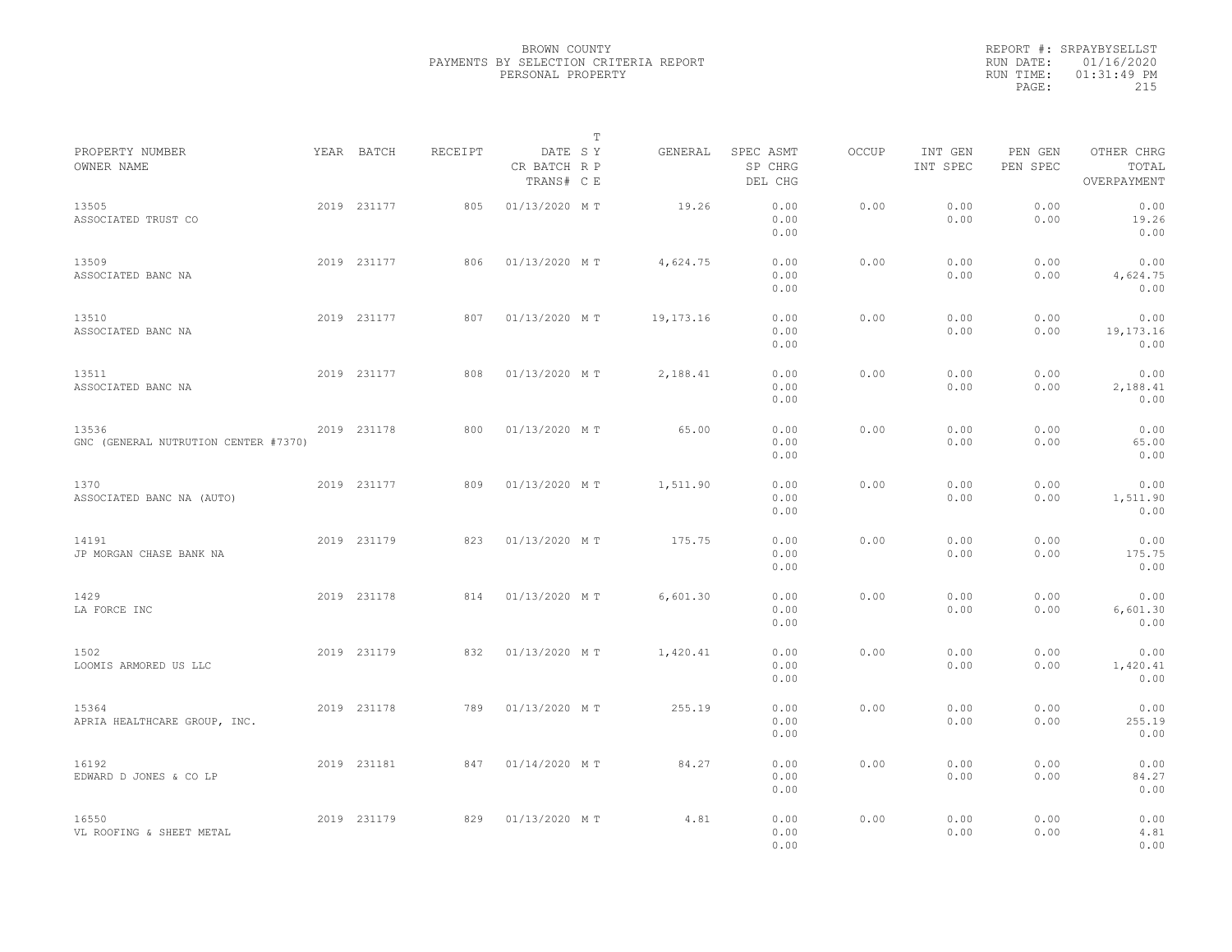BROWN COUNTY
PAYMENTS BY SELECTION CRITERIA REPORT
PERSONAL PROPERTY

REPORT #: SRPAYBYSELLST
RUN DATE: 01/16/2020
RUN TIME: 01:31:49 PM

| PROPERTY NUMBER<br>OWNER NAME | YEAR | BATCH | RECEIPT | DATE<br>CR BATCH<br>TRANS# | T<br>S Y<br>R P<br>C E | GENERAL | SPEC ASMT<br>SP CHRG<br>DEL CHG | OCCUP | INT GEN<br>INT SPEC | PEN GEN<br>PEN SPEC | OTHER CHRG<br>TOTAL<br>OVERPAYMENT |
|---|---|---|---|---|---|---|---|---|---|---|---|
| 13505<br>ASSOCIATED TRUST CO | 2019 | 231177 | 805 | 01/13/2020 | M T | 19.26 | 0.00<br>0.00<br>0.00 | 0.00 | 0.00<br>0.00 | 0.00<br>0.00 | 0.00<br>19.26<br>0.00 |
| 13509<br>ASSOCIATED BANC NA | 2019 | 231177 | 806 | 01/13/2020 | M T | 4,624.75 | 0.00<br>0.00<br>0.00 | 0.00 | 0.00<br>0.00 | 0.00<br>0.00 | 0.00<br>4,624.75<br>0.00 |
| 13510<br>ASSOCIATED BANC NA | 2019 | 231177 | 807 | 01/13/2020 | M T | 19,173.16 | 0.00<br>0.00<br>0.00 | 0.00 | 0.00<br>0.00 | 0.00<br>0.00 | 0.00<br>19,173.16<br>0.00 |
| 13511<br>ASSOCIATED BANC NA | 2019 | 231177 | 808 | 01/13/2020 | M T | 2,188.41 | 0.00<br>0.00<br>0.00 | 0.00 | 0.00<br>0.00 | 0.00<br>0.00 | 0.00<br>2,188.41<br>0.00 |
| 13536<br>GNC (GENERAL NUTRUTION CENTER #7370) | 2019 | 231178 | 800 | 01/13/2020 | M T | 65.00 | 0.00<br>0.00<br>0.00 | 0.00 | 0.00<br>0.00 | 0.00<br>0.00 | 0.00<br>65.00<br>0.00 |
| 1370<br>ASSOCIATED BANC NA (AUTO) | 2019 | 231177 | 809 | 01/13/2020 | M T | 1,511.90 | 0.00<br>0.00<br>0.00 | 0.00 | 0.00<br>0.00 | 0.00<br>0.00 | 0.00<br>1,511.90<br>0.00 |
| 14191<br>JP MORGAN CHASE BANK NA | 2019 | 231179 | 823 | 01/13/2020 | M T | 175.75 | 0.00<br>0.00<br>0.00 | 0.00 | 0.00<br>0.00 | 0.00<br>0.00 | 0.00<br>175.75<br>0.00 |
| 1429<br>LA FORCE INC | 2019 | 231178 | 814 | 01/13/2020 | M T | 6,601.30 | 0.00<br>0.00<br>0.00 | 0.00 | 0.00<br>0.00 | 0.00<br>0.00 | 0.00<br>6,601.30<br>0.00 |
| 1502<br>LOOMIS ARMORED US LLC | 2019 | 231179 | 832 | 01/13/2020 | M T | 1,420.41 | 0.00<br>0.00<br>0.00 | 0.00 | 0.00<br>0.00 | 0.00<br>0.00 | 0.00<br>1,420.41<br>0.00 |
| 15364<br>APRIA HEALTHCARE GROUP, INC. | 2019 | 231178 | 789 | 01/13/2020 | M T | 255.19 | 0.00<br>0.00<br>0.00 | 0.00 | 0.00<br>0.00 | 0.00<br>0.00 | 0.00<br>255.19<br>0.00 |
| 16192<br>EDWARD D JONES & CO LP | 2019 | 231181 | 847 | 01/14/2020 | M T | 84.27 | 0.00<br>0.00<br>0.00 | 0.00 | 0.00<br>0.00 | 0.00<br>0.00 | 0.00<br>84.27<br>0.00 |
| 16550<br>VL ROOFING & SHEET METAL | 2019 | 231179 | 829 | 01/13/2020 | M T | 4.81 | 0.00<br>0.00<br>0.00 | 0.00 | 0.00<br>0.00 | 0.00<br>0.00 | 0.00<br>4.81<br>0.00 |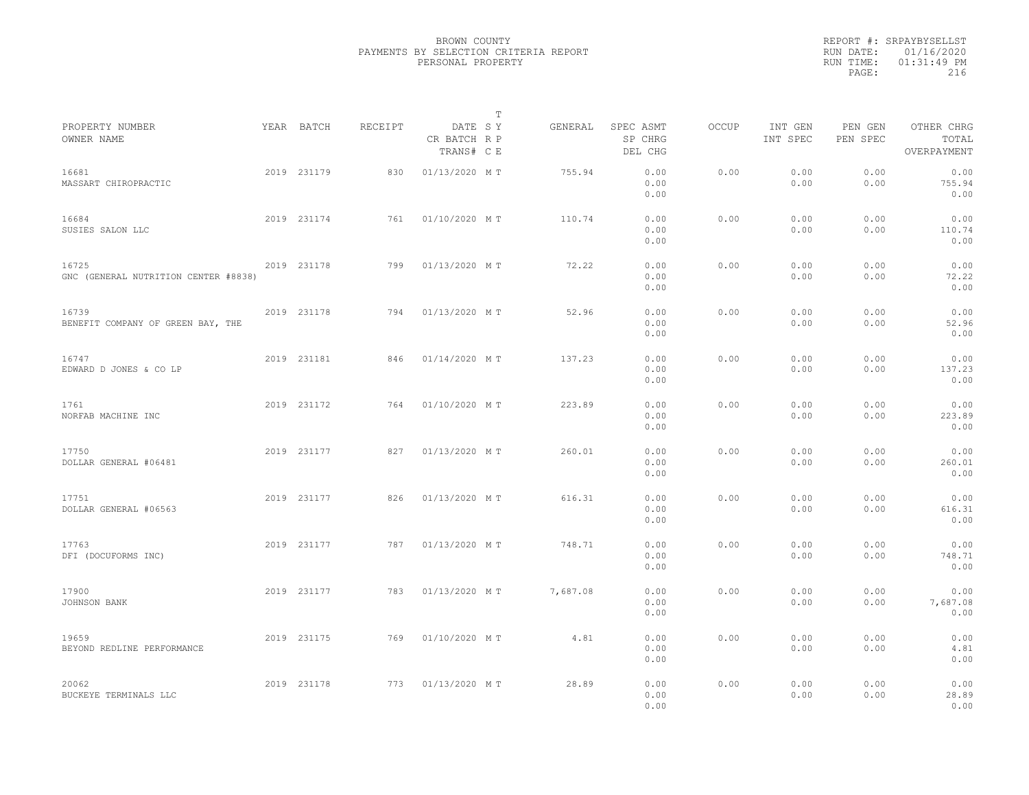BROWN COUNTY
PAYMENTS BY SELECTION CRITERIA REPORT
PERSONAL PROPERTY

REPORT #: SRPAYBYSELLST
RUN DATE: 01/16/2020
RUN TIME: 01:31:49 PM

| PROPERTY NUMBER<br>OWNER NAME | YEAR | BATCH | RECEIPT | DATE<br>CR BATCH<br>TRANS# | T<br>S Y<br>R P<br>C E | GENERAL | SPEC ASMT<br>SP CHRG<br>DEL CHG | OCCUP | INT GEN<br>INT SPEC | PEN GEN<br>PEN SPEC | OTHER CHRG<br>TOTAL<br>OVERPAYMENT |
|---|---|---|---|---|---|---|---|---|---|---|---|
| 16681<br>MASSART CHIROPRACTIC | 2019 | 231179 | 830 | 01/13/2020 | M T | 755.94 | 0.00<br>0.00<br>0.00 | 0.00 | 0.00<br>0.00 | 0.00<br>0.00 | 0.00<br>755.94<br>0.00 |
| 16684<br>SUSIES SALON LLC | 2019 | 231174 | 761 | 01/10/2020 | M T | 110.74 | 0.00<br>0.00<br>0.00 | 0.00 | 0.00<br>0.00 | 0.00<br>0.00 | 0.00<br>110.74<br>0.00 |
| 16725<br>GNC (GENERAL NUTRITION CENTER #8838) | 2019 | 231178 | 799 | 01/13/2020 | M T | 72.22 | 0.00<br>0.00<br>0.00 | 0.00 | 0.00<br>0.00 | 0.00<br>0.00 | 0.00<br>72.22<br>0.00 |
| 16739<br>BENEFIT COMPANY OF GREEN BAY, THE | 2019 | 231178 | 794 | 01/13/2020 | M T | 52.96 | 0.00<br>0.00<br>0.00 | 0.00 | 0.00<br>0.00 | 0.00<br>0.00 | 0.00<br>52.96<br>0.00 |
| 16747<br>EDWARD D JONES & CO LP | 2019 | 231181 | 846 | 01/14/2020 | M T | 137.23 | 0.00<br>0.00<br>0.00 | 0.00 | 0.00<br>0.00 | 0.00<br>0.00 | 0.00<br>137.23<br>0.00 |
| 1761<br>NORFAB MACHINE INC | 2019 | 231172 | 764 | 01/10/2020 | M T | 223.89 | 0.00<br>0.00<br>0.00 | 0.00 | 0.00<br>0.00 | 0.00<br>0.00 | 0.00<br>223.89<br>0.00 |
| 17750<br>DOLLAR GENERAL #06481 | 2019 | 231177 | 827 | 01/13/2020 | M T | 260.01 | 0.00<br>0.00<br>0.00 | 0.00 | 0.00<br>0.00 | 0.00<br>0.00 | 0.00<br>260.01<br>0.00 |
| 17751<br>DOLLAR GENERAL #06563 | 2019 | 231177 | 826 | 01/13/2020 | M T | 616.31 | 0.00<br>0.00<br>0.00 | 0.00 | 0.00<br>0.00 | 0.00<br>0.00 | 0.00<br>616.31<br>0.00 |
| 17763<br>DFI (DOCUFORMS INC) | 2019 | 231177 | 787 | 01/13/2020 | M T | 748.71 | 0.00<br>0.00<br>0.00 | 0.00 | 0.00<br>0.00 | 0.00<br>0.00 | 0.00<br>748.71<br>0.00 |
| 17900<br>JOHNSON BANK | 2019 | 231177 | 783 | 01/13/2020 | M T | 7,687.08 | 0.00<br>0.00<br>0.00 | 0.00 | 0.00<br>0.00 | 0.00<br>0.00 | 0.00<br>7,687.08<br>0.00 |
| 19659<br>BEYOND REDLINE PERFORMANCE | 2019 | 231175 | 769 | 01/10/2020 | M T | 4.81 | 0.00<br>0.00<br>0.00 | 0.00 | 0.00<br>0.00 | 0.00<br>0.00 | 0.00<br>4.81<br>0.00 |
| 20062<br>BUCKEYE TERMINALS LLC | 2019 | 231178 | 773 | 01/13/2020 | M T | 28.89 | 0.00<br>0.00<br>0.00 | 0.00 | 0.00<br>0.00 | 0.00<br>0.00 | 0.00<br>28.89<br>0.00 |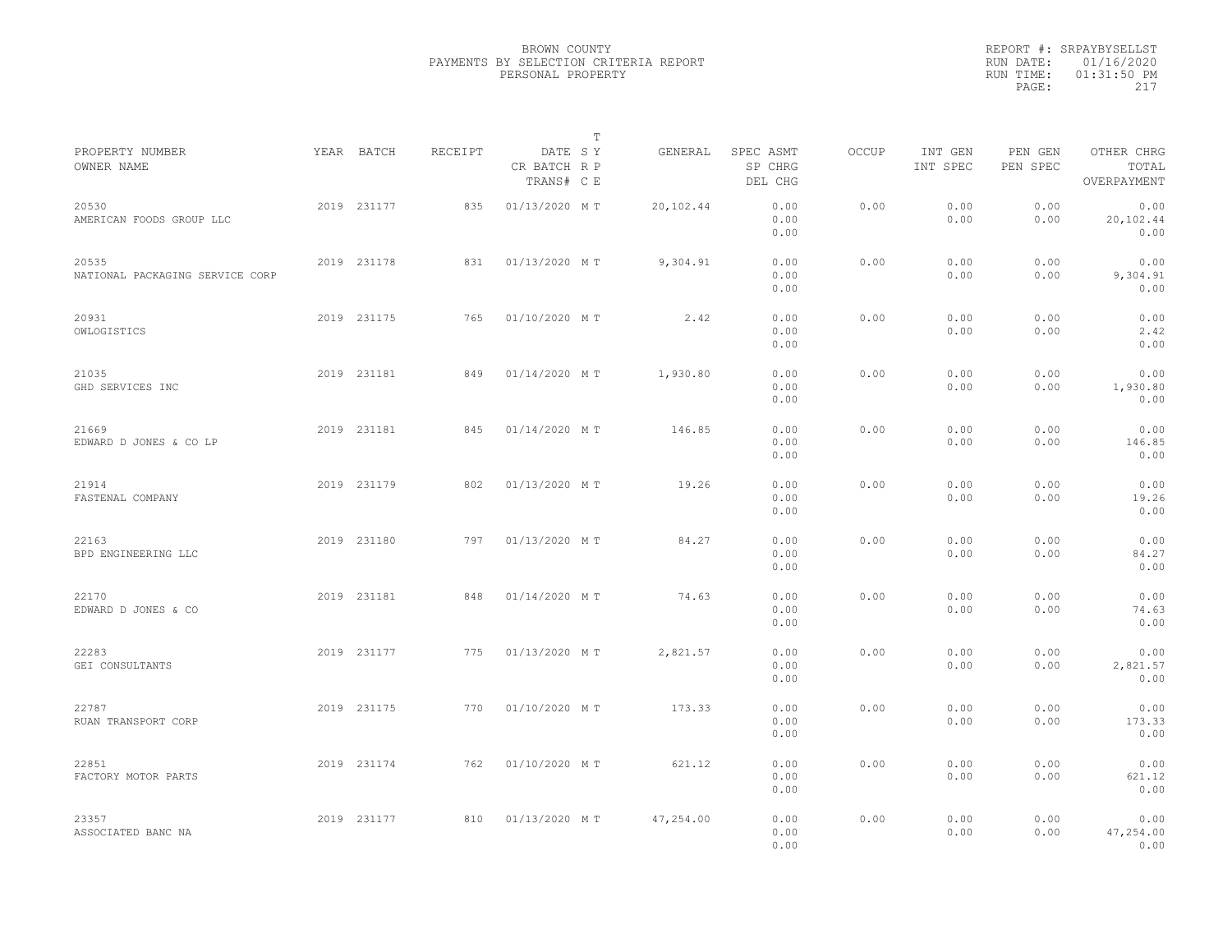BROWN COUNTY
PAYMENTS BY SELECTION CRITERIA REPORT
PERSONAL PROPERTY

REPORT #: SRPAYBYSELLST
RUN DATE: 01/16/2020
RUN TIME: 01:31:50 PM

| PROPERTY NUMBER<br>OWNER NAME | YEAR | BATCH | RECEIPT | DATE<br>CR BATCH<br>TRANS# | T<br>SY<br>RP<br>CE | GENERAL | SPEC ASMT<br>SP CHRG<br>DEL CHG | OCCUP | INT GEN<br>INT SPEC | PEN GEN<br>PEN SPEC | OTHER CHRG<br>TOTAL<br>OVERPAYMENT |
|---|---|---|---|---|---|---|---|---|---|---|---|
| 20530<br>AMERICAN FOODS GROUP LLC | 2019 | 231177 | 835 | 01/13/2020 | M T | 20,102.44 | 0.00<br>0.00<br>0.00 | 0.00 | 0.00<br>0.00 | 0.00<br>0.00 | 0.00<br>20,102.44<br>0.00 |
| 20535<br>NATIONAL PACKAGING SERVICE CORP | 2019 | 231178 | 831 | 01/13/2020 | M T | 9,304.91 | 0.00<br>0.00<br>0.00 | 0.00 | 0.00<br>0.00 | 0.00<br>0.00 | 0.00<br>9,304.91<br>0.00 |
| 20931<br>OWLOGISTICS | 2019 | 231175 | 765 | 01/10/2020 | M T | 2.42 | 0.00<br>0.00<br>0.00 | 0.00 | 0.00<br>0.00 | 0.00<br>0.00 | 0.00<br>2.42<br>0.00 |
| 21035<br>GHD SERVICES INC | 2019 | 231181 | 849 | 01/14/2020 | M T | 1,930.80 | 0.00<br>0.00<br>0.00 | 0.00 | 0.00<br>0.00 | 0.00<br>0.00 | 0.00<br>1,930.80<br>0.00 |
| 21669<br>EDWARD D JONES & CO LP | 2019 | 231181 | 845 | 01/14/2020 | M T | 146.85 | 0.00<br>0.00<br>0.00 | 0.00 | 0.00<br>0.00 | 0.00<br>0.00 | 0.00<br>146.85<br>0.00 |
| 21914<br>FASTENAL COMPANY | 2019 | 231179 | 802 | 01/13/2020 | M T | 19.26 | 0.00<br>0.00<br>0.00 | 0.00 | 0.00<br>0.00 | 0.00<br>0.00 | 0.00<br>19.26<br>0.00 |
| 22163<br>BPD ENGINEERING LLC | 2019 | 231180 | 797 | 01/13/2020 | M T | 84.27 | 0.00<br>0.00<br>0.00 | 0.00 | 0.00<br>0.00 | 0.00<br>0.00 | 0.00<br>84.27<br>0.00 |
| 22170<br>EDWARD D JONES & CO | 2019 | 231181 | 848 | 01/14/2020 | M T | 74.63 | 0.00<br>0.00<br>0.00 | 0.00 | 0.00<br>0.00 | 0.00<br>0.00 | 0.00<br>74.63<br>0.00 |
| 22283<br>GEI CONSULTANTS | 2019 | 231177 | 775 | 01/13/2020 | M T | 2,821.57 | 0.00<br>0.00<br>0.00 | 0.00 | 0.00<br>0.00 | 0.00<br>0.00 | 0.00<br>2,821.57<br>0.00 |
| 22787<br>RUAN TRANSPORT CORP | 2019 | 231175 | 770 | 01/10/2020 | M T | 173.33 | 0.00<br>0.00<br>0.00 | 0.00 | 0.00<br>0.00 | 0.00<br>0.00 | 0.00<br>173.33<br>0.00 |
| 22851<br>FACTORY MOTOR PARTS | 2019 | 231174 | 762 | 01/10/2020 | M T | 621.12 | 0.00<br>0.00<br>0.00 | 0.00 | 0.00<br>0.00 | 0.00<br>0.00 | 0.00<br>621.12<br>0.00 |
| 23357<br>ASSOCIATED BANC NA | 2019 | 231177 | 810 | 01/13/2020 | M T | 47,254.00 | 0.00<br>0.00<br>0.00 | 0.00 | 0.00<br>0.00 | 0.00<br>0.00 | 0.00<br>47,254.00<br>0.00 |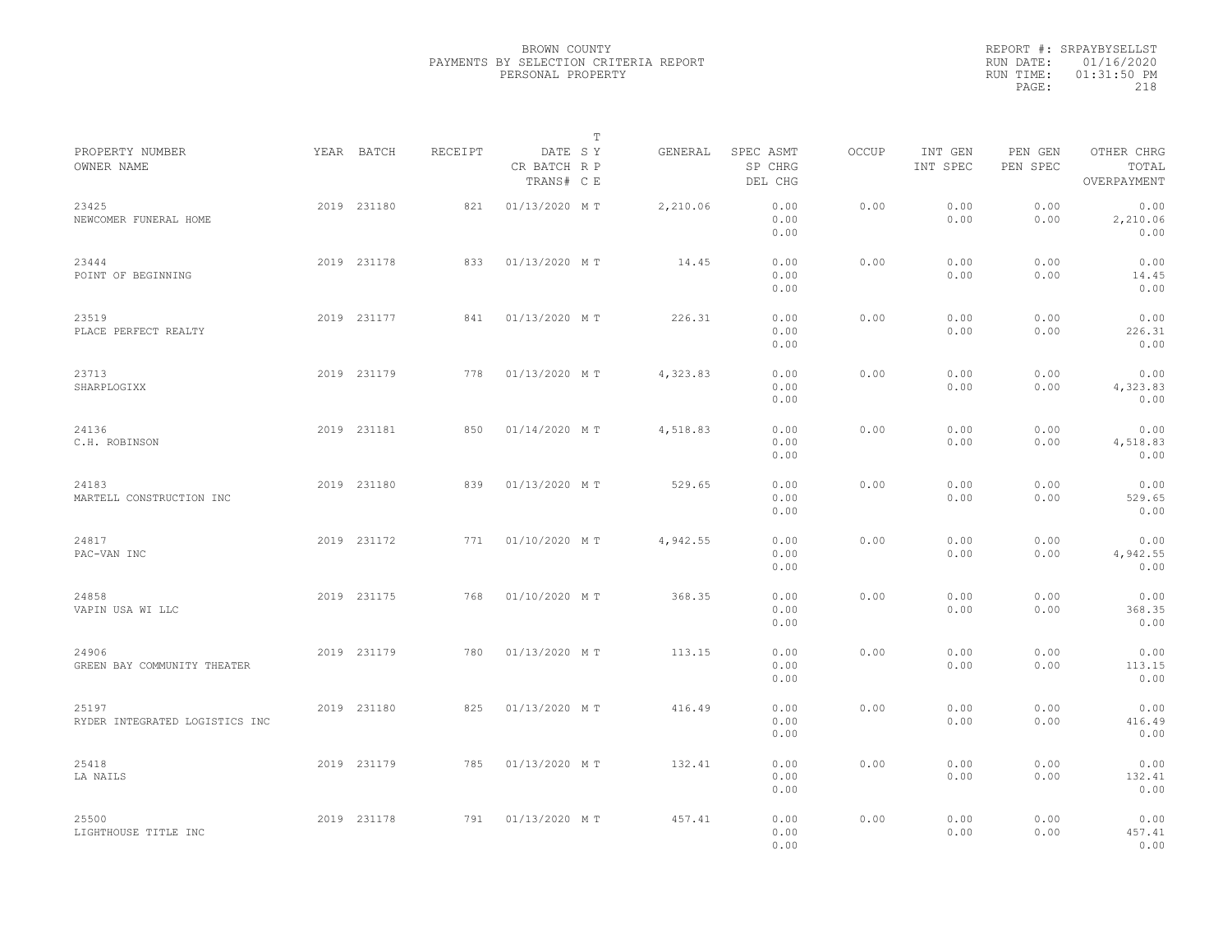BROWN COUNTY
PAYMENTS BY SELECTION CRITERIA REPORT
PERSONAL PROPERTY

REPORT #: SRPAYBYSELLST
RUN DATE: 01/16/2020
RUN TIME: 01:31:50 PM

| PROPERTY NUMBER<br>OWNER NAME | YEAR | BATCH | RECEIPT | DATE<br>CR BATCH<br>TRANS# | T<br>S Y<br>R P<br>C E | GENERAL | SPEC ASMT<br>SP CHRG<br>DEL CHG | OCCUP | INT GEN<br>INT SPEC | PEN GEN<br>PEN SPEC | OTHER CHRG<br>TOTAL<br>OVERPAYMENT |
|---|---|---|---|---|---|---|---|---|---|---|---|
| 23425<br>NEWCOMER FUNERAL HOME | 2019 | 231180 | 821 | 01/13/2020 | M T | 2,210.06 | 0.00<br>0.00<br>0.00 | 0.00 | 0.00<br>0.00 | 0.00<br>0.00 | 0.00<br>2,210.06<br>0.00 |
| 23444<br>POINT OF BEGINNING | 2019 | 231178 | 833 | 01/13/2020 | M T | 14.45 | 0.00<br>0.00<br>0.00 | 0.00 | 0.00<br>0.00 | 0.00<br>0.00 | 0.00<br>14.45<br>0.00 |
| 23519<br>PLACE PERFECT REALTY | 2019 | 231177 | 841 | 01/13/2020 | M T | 226.31 | 0.00<br>0.00<br>0.00 | 0.00 | 0.00<br>0.00 | 0.00<br>0.00 | 0.00<br>226.31<br>0.00 |
| 23713<br>SHARPLOGIXX | 2019 | 231179 | 778 | 01/13/2020 | M T | 4,323.83 | 0.00<br>0.00<br>0.00 | 0.00 | 0.00<br>0.00 | 0.00<br>0.00 | 0.00<br>4,323.83<br>0.00 |
| 24136<br>C.H. ROBINSON | 2019 | 231181 | 850 | 01/14/2020 | M T | 4,518.83 | 0.00<br>0.00<br>0.00 | 0.00 | 0.00<br>0.00 | 0.00<br>0.00 | 0.00<br>4,518.83<br>0.00 |
| 24183<br>MARTELL CONSTRUCTION INC | 2019 | 231180 | 839 | 01/13/2020 | M T | 529.65 | 0.00<br>0.00<br>0.00 | 0.00 | 0.00<br>0.00 | 0.00<br>0.00 | 0.00<br>529.65<br>0.00 |
| 24817<br>PAC-VAN INC | 2019 | 231172 | 771 | 01/10/2020 | M T | 4,942.55 | 0.00<br>0.00<br>0.00 | 0.00 | 0.00<br>0.00 | 0.00<br>0.00 | 0.00<br>4,942.55<br>0.00 |
| 24858<br>VAPIN USA WI LLC | 2019 | 231175 | 768 | 01/10/2020 | M T | 368.35 | 0.00<br>0.00<br>0.00 | 0.00 | 0.00<br>0.00 | 0.00<br>0.00 | 0.00<br>368.35<br>0.00 |
| 24906<br>GREEN BAY COMMUNITY THEATER | 2019 | 231179 | 780 | 01/13/2020 | M T | 113.15 | 0.00<br>0.00<br>0.00 | 0.00 | 0.00<br>0.00 | 0.00<br>0.00 | 0.00<br>113.15<br>0.00 |
| 25197<br>RYDER INTEGRATED LOGISTICS INC | 2019 | 231180 | 825 | 01/13/2020 | M T | 416.49 | 0.00<br>0.00<br>0.00 | 0.00 | 0.00<br>0.00 | 0.00<br>0.00 | 0.00<br>416.49<br>0.00 |
| 25418<br>LA NAILS | 2019 | 231179 | 785 | 01/13/2020 | M T | 132.41 | 0.00<br>0.00<br>0.00 | 0.00 | 0.00<br>0.00 | 0.00<br>0.00 | 0.00<br>132.41<br>0.00 |
| 25500<br>LIGHTHOUSE TITLE INC | 2019 | 231178 | 791 | 01/13/2020 | M T | 457.41 | 0.00<br>0.00<br>0.00 | 0.00 | 0.00<br>0.00 | 0.00<br>0.00 | 0.00<br>457.41<br>0.00 |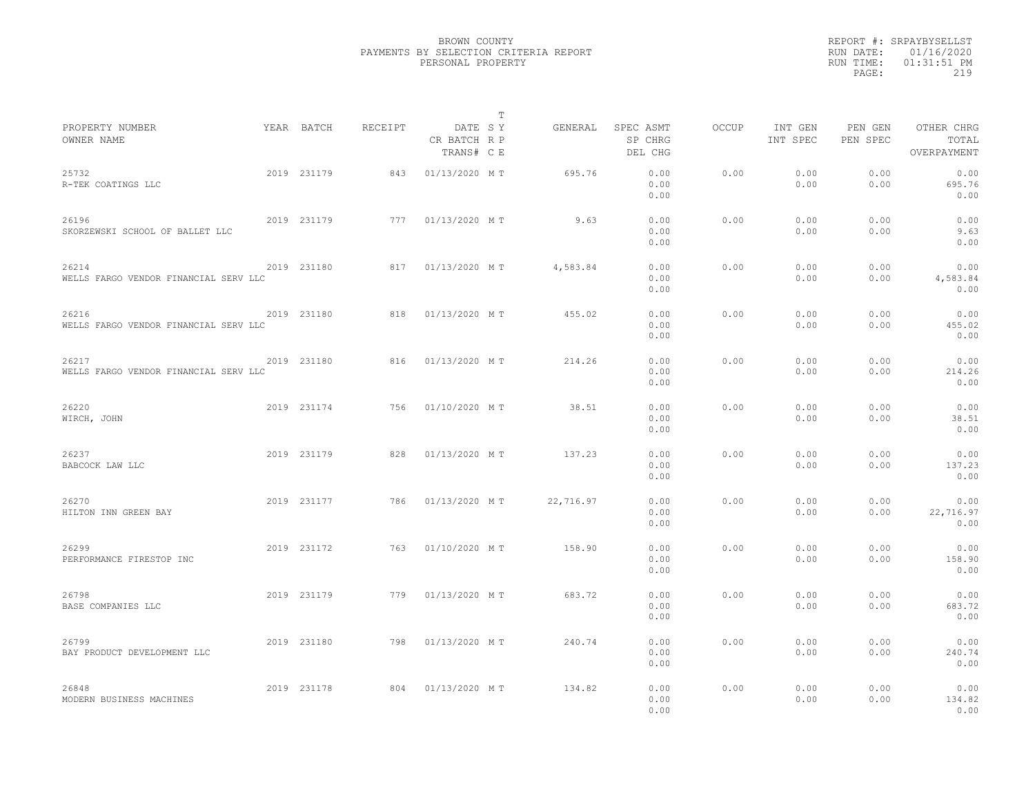BROWN COUNTY
PAYMENTS BY SELECTION CRITERIA REPORT
PERSONAL PROPERTY

REPORT #: SRPAYBYSELLST
RUN DATE: 01/16/2020
RUN TIME: 01:31:51 PM

| PROPERTY NUMBER / OWNER NAME | YEAR | BATCH | RECEIPT | DATE / CR BATCH / TRANS# | T SY RP CE | GENERAL | SPEC ASMT / SP CHRG / DEL CHG | OCCUP | INT GEN / INT SPEC | PEN GEN / PEN SPEC | OTHER CHRG / TOTAL / OVERPAYMENT |
|---|---|---|---|---|---|---|---|---|---|---|---|
| 25732 R-TEK COATINGS LLC | 2019 | 231179 | 843 | 01/13/2020 | M T | 695.76 | 0.00 / 0.00 / 0.00 | 0.00 | 0.00 / 0.00 | 0.00 / 0.00 | 0.00 / 695.76 / 0.00 |
| 26196 SKORZEWSKI SCHOOL OF BALLET LLC | 2019 | 231179 | 777 | 01/13/2020 | M T | 9.63 | 0.00 / 0.00 / 0.00 | 0.00 | 0.00 / 0.00 | 0.00 / 0.00 | 0.00 / 9.63 / 0.00 |
| 26214 WELLS FARGO VENDOR FINANCIAL SERV LLC | 2019 | 231180 | 817 | 01/13/2020 | M T | 4,583.84 | 0.00 / 0.00 / 0.00 | 0.00 | 0.00 / 0.00 | 0.00 / 0.00 | 0.00 / 4,583.84 / 0.00 |
| 26216 WELLS FARGO VENDOR FINANCIAL SERV LLC | 2019 | 231180 | 818 | 01/13/2020 | M T | 455.02 | 0.00 / 0.00 / 0.00 | 0.00 | 0.00 / 0.00 | 0.00 / 0.00 | 0.00 / 455.02 / 0.00 |
| 26217 WELLS FARGO VENDOR FINANCIAL SERV LLC | 2019 | 231180 | 816 | 01/13/2020 | M T | 214.26 | 0.00 / 0.00 / 0.00 | 0.00 | 0.00 / 0.00 | 0.00 / 0.00 | 0.00 / 214.26 / 0.00 |
| 26220 WIRCH, JOHN | 2019 | 231174 | 756 | 01/10/2020 | M T | 38.51 | 0.00 / 0.00 / 0.00 | 0.00 | 0.00 / 0.00 | 0.00 / 0.00 | 0.00 / 38.51 / 0.00 |
| 26237 BABCOCK LAW LLC | 2019 | 231179 | 828 | 01/13/2020 | M T | 137.23 | 0.00 / 0.00 / 0.00 | 0.00 | 0.00 / 0.00 | 0.00 / 0.00 | 0.00 / 137.23 / 0.00 |
| 26270 HILTON INN GREEN BAY | 2019 | 231177 | 786 | 01/13/2020 | M T | 22,716.97 | 0.00 / 0.00 / 0.00 | 0.00 | 0.00 / 0.00 | 0.00 / 0.00 | 0.00 / 22,716.97 / 0.00 |
| 26299 PERFORMANCE FIRESTOP INC | 2019 | 231172 | 763 | 01/10/2020 | M T | 158.90 | 0.00 / 0.00 / 0.00 | 0.00 | 0.00 / 0.00 | 0.00 / 0.00 | 0.00 / 158.90 / 0.00 |
| 26798 BASE COMPANIES LLC | 2019 | 231179 | 779 | 01/13/2020 | M T | 683.72 | 0.00 / 0.00 / 0.00 | 0.00 | 0.00 / 0.00 | 0.00 / 0.00 | 0.00 / 683.72 / 0.00 |
| 26799 BAY PRODUCT DEVELOPMENT LLC | 2019 | 231180 | 798 | 01/13/2020 | M T | 240.74 | 0.00 / 0.00 / 0.00 | 0.00 | 0.00 / 0.00 | 0.00 / 0.00 | 0.00 / 240.74 / 0.00 |
| 26848 MODERN BUSINESS MACHINES | 2019 | 231178 | 804 | 01/13/2020 | M T | 134.82 | 0.00 / 0.00 / 0.00 | 0.00 | 0.00 / 0.00 | 0.00 / 0.00 | 0.00 / 134.82 / 0.00 |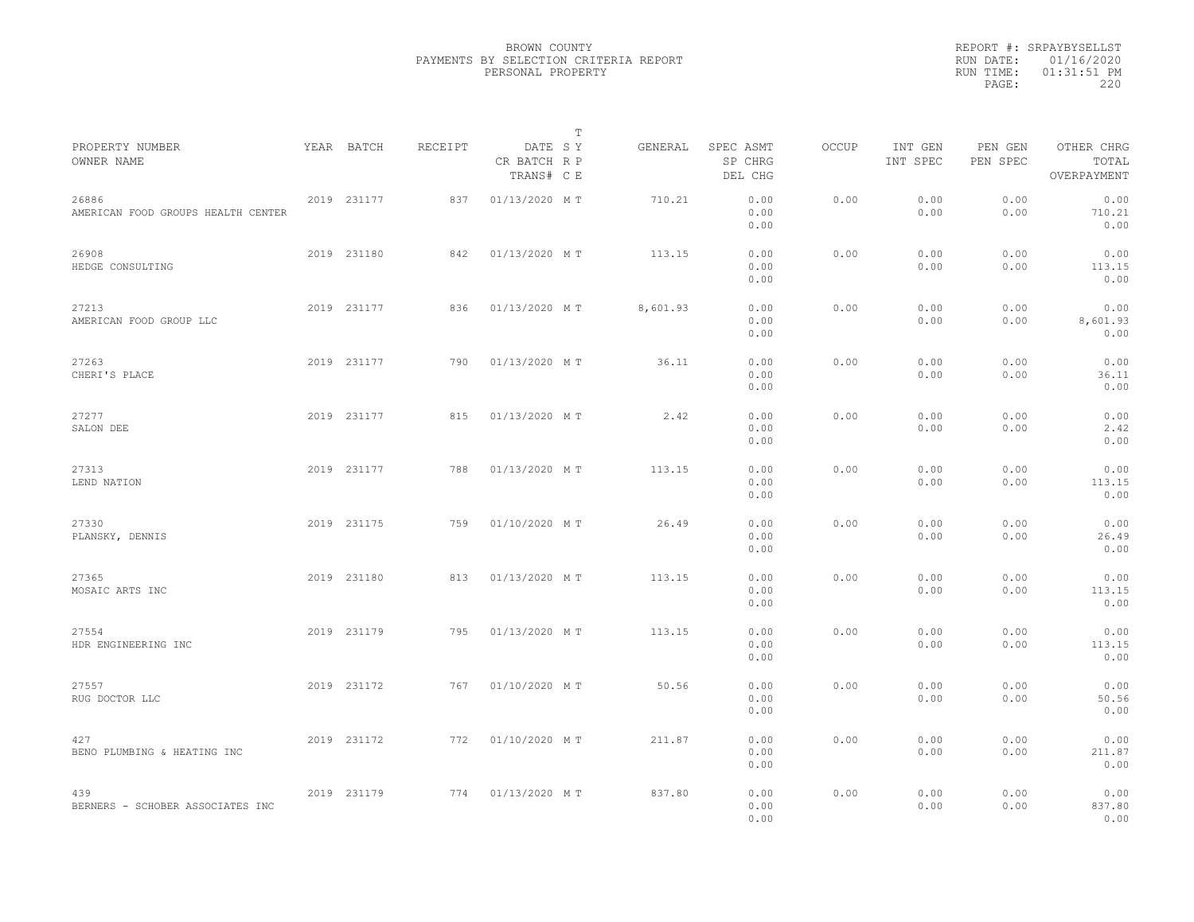BROWN COUNTY
PAYMENTS BY SELECTION CRITERIA REPORT
PERSONAL PROPERTY

REPORT #: SRPAYBYSELLST
RUN DATE: 01/16/2020
RUN TIME: 01:31:51 PM
PAGE: 220

| PROPERTY NUMBER<br>OWNER NAME | YEAR | BATCH | RECEIPT | DATE<br>CR BATCH<br>TRANS# | T<br>S Y<br>R P<br>C E | GENERAL | SPEC ASMT<br>SP CHRG<br>DEL CHG | OCCUP | INT GEN<br>INT SPEC | PEN GEN<br>PEN SPEC | OTHER CHRG<br>TOTAL<br>OVERPAYMENT |
|---|---|---|---|---|---|---|---|---|---|---|---|
| 26886<br>AMERICAN FOOD GROUPS HEALTH CENTER | 2019 | 231177 | 837 | 01/13/2020 | M T | 710.21 | 0.00<br>0.00<br>0.00 | 0.00 | 0.00<br>0.00 | 0.00<br>0.00 | 0.00<br>710.21<br>0.00 |
| 26908<br>HEDGE CONSULTING | 2019 | 231180 | 842 | 01/13/2020 | M T | 113.15 | 0.00<br>0.00<br>0.00 | 0.00 | 0.00<br>0.00 | 0.00<br>0.00 | 0.00<br>113.15<br>0.00 |
| 27213<br>AMERICAN FOOD GROUP LLC | 2019 | 231177 | 836 | 01/13/2020 | M T | 8,601.93 | 0.00<br>0.00<br>0.00 | 0.00 | 0.00<br>0.00 | 0.00<br>0.00 | 0.00<br>8,601.93<br>0.00 |
| 27263<br>CHERI'S PLACE | 2019 | 231177 | 790 | 01/13/2020 | M T | 36.11 | 0.00<br>0.00<br>0.00 | 0.00 | 0.00<br>0.00 | 0.00<br>0.00 | 0.00<br>36.11<br>0.00 |
| 27277<br>SALON DEE | 2019 | 231177 | 815 | 01/13/2020 | M T | 2.42 | 0.00<br>0.00<br>0.00 | 0.00 | 0.00<br>0.00 | 0.00<br>0.00 | 0.00<br>2.42<br>0.00 |
| 27313<br>LEND NATION | 2019 | 231177 | 788 | 01/13/2020 | M T | 113.15 | 0.00<br>0.00<br>0.00 | 0.00 | 0.00<br>0.00 | 0.00<br>0.00 | 0.00<br>113.15<br>0.00 |
| 27330<br>PLANSKY, DENNIS | 2019 | 231175 | 759 | 01/10/2020 | M T | 26.49 | 0.00<br>0.00<br>0.00 | 0.00 | 0.00<br>0.00 | 0.00<br>0.00 | 0.00<br>26.49<br>0.00 |
| 27365<br>MOSAIC ARTS INC | 2019 | 231180 | 813 | 01/13/2020 | M T | 113.15 | 0.00<br>0.00<br>0.00 | 0.00 | 0.00<br>0.00 | 0.00<br>0.00 | 0.00<br>113.15<br>0.00 |
| 27554<br>HDR ENGINEERING INC | 2019 | 231179 | 795 | 01/13/2020 | M T | 113.15 | 0.00<br>0.00<br>0.00 | 0.00 | 0.00<br>0.00 | 0.00<br>0.00 | 0.00<br>113.15<br>0.00 |
| 27557<br>RUG DOCTOR LLC | 2019 | 231172 | 767 | 01/10/2020 | M T | 50.56 | 0.00<br>0.00<br>0.00 | 0.00 | 0.00<br>0.00 | 0.00<br>0.00 | 0.00<br>50.56<br>0.00 |
| 427<br>BENO PLUMBING & HEATING INC | 2019 | 231172 | 772 | 01/10/2020 | M T | 211.87 | 0.00<br>0.00<br>0.00 | 0.00 | 0.00<br>0.00 | 0.00<br>0.00 | 0.00<br>211.87<br>0.00 |
| 439<br>BERNERS - SCHOBER ASSOCIATES INC | 2019 | 231179 | 774 | 01/13/2020 | M T | 837.80 | 0.00<br>0.00<br>0.00 | 0.00 | 0.00<br>0.00 | 0.00<br>0.00 | 0.00<br>837.80<br>0.00 |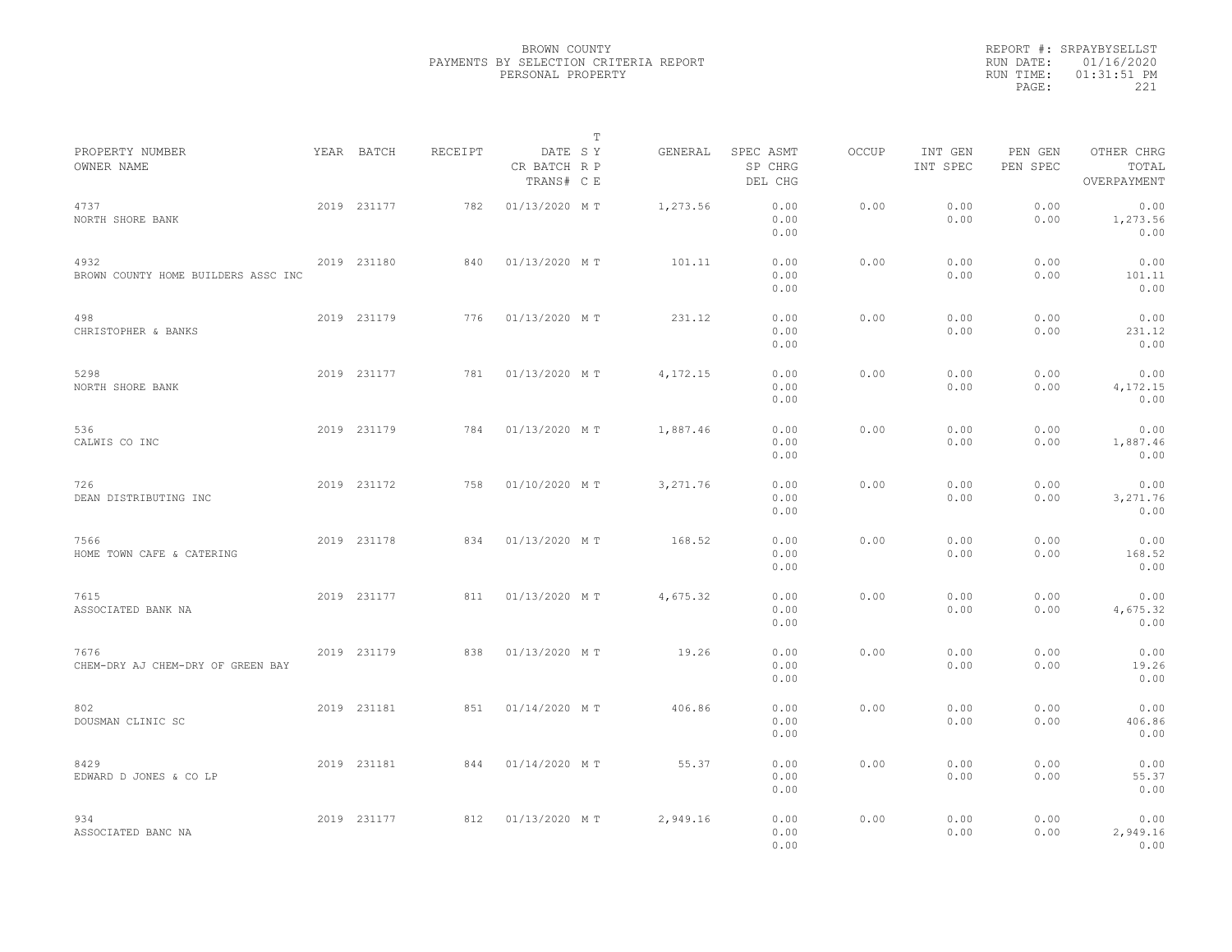BROWN COUNTY
PAYMENTS BY SELECTION CRITERIA REPORT
PERSONAL PROPERTY

REPORT #: SRPAYBYSELLST
RUN DATE: 01/16/2020
RUN TIME: 01:31:51 PM

| PROPERTY NUMBER / OWNER NAME | YEAR | BATCH | RECEIPT | DATE / CR BATCH / TRANS# | T SY RP CE | GENERAL | SPEC ASMT / SP CHRG / DEL CHG | OCCUP | INT GEN / INT SPEC | PEN GEN / PEN SPEC | OTHER CHRG / TOTAL / OVERPAYMENT |
|---|---|---|---|---|---|---|---|---|---|---|---|
| 4737 NORTH SHORE BANK | 2019 | 231177 | 782 | 01/13/2020 | M T | 1,273.56 | 0.00 0.00 0.00 | 0.00 | 0.00 0.00 | 0.00 0.00 | 0.00 1,273.56 0.00 |
| 4932 BROWN COUNTY HOME BUILDERS ASSC INC | 2019 | 231180 | 840 | 01/13/2020 | M T | 101.11 | 0.00 0.00 0.00 | 0.00 | 0.00 0.00 | 0.00 0.00 | 0.00 101.11 0.00 |
| 498 CHRISTOPHER & BANKS | 2019 | 231179 | 776 | 01/13/2020 | M T | 231.12 | 0.00 0.00 0.00 | 0.00 | 0.00 0.00 | 0.00 0.00 | 0.00 231.12 0.00 |
| 5298 NORTH SHORE BANK | 2019 | 231177 | 781 | 01/13/2020 | M T | 4,172.15 | 0.00 0.00 0.00 | 0.00 | 0.00 0.00 | 0.00 0.00 | 0.00 4,172.15 0.00 |
| 536 CALWIS CO INC | 2019 | 231179 | 784 | 01/13/2020 | M T | 1,887.46 | 0.00 0.00 0.00 | 0.00 | 0.00 0.00 | 0.00 0.00 | 0.00 1,887.46 0.00 |
| 726 DEAN DISTRIBUTING INC | 2019 | 231172 | 758 | 01/10/2020 | M T | 3,271.76 | 0.00 0.00 0.00 | 0.00 | 0.00 0.00 | 0.00 0.00 | 0.00 3,271.76 0.00 |
| 7566 HOME TOWN CAFE & CATERING | 2019 | 231178 | 834 | 01/13/2020 | M T | 168.52 | 0.00 0.00 0.00 | 0.00 | 0.00 0.00 | 0.00 0.00 | 0.00 168.52 0.00 |
| 7615 ASSOCIATED BANK NA | 2019 | 231177 | 811 | 01/13/2020 | M T | 4,675.32 | 0.00 0.00 0.00 | 0.00 | 0.00 0.00 | 0.00 0.00 | 0.00 4,675.32 0.00 |
| 7676 CHEM-DRY AJ CHEM-DRY OF GREEN BAY | 2019 | 231179 | 838 | 01/13/2020 | M T | 19.26 | 0.00 0.00 0.00 | 0.00 | 0.00 0.00 | 0.00 0.00 | 0.00 19.26 0.00 |
| 802 DOUSMAN CLINIC SC | 2019 | 231181 | 851 | 01/14/2020 | M T | 406.86 | 0.00 0.00 0.00 | 0.00 | 0.00 0.00 | 0.00 0.00 | 0.00 406.86 0.00 |
| 8429 EDWARD D JONES & CO LP | 2019 | 231181 | 844 | 01/14/2020 | M T | 55.37 | 0.00 0.00 0.00 | 0.00 | 0.00 0.00 | 0.00 0.00 | 0.00 55.37 0.00 |
| 934 ASSOCIATED BANC NA | 2019 | 231177 | 812 | 01/13/2020 | M T | 2,949.16 | 0.00 0.00 0.00 | 0.00 | 0.00 0.00 | 0.00 0.00 | 0.00 2,949.16 0.00 |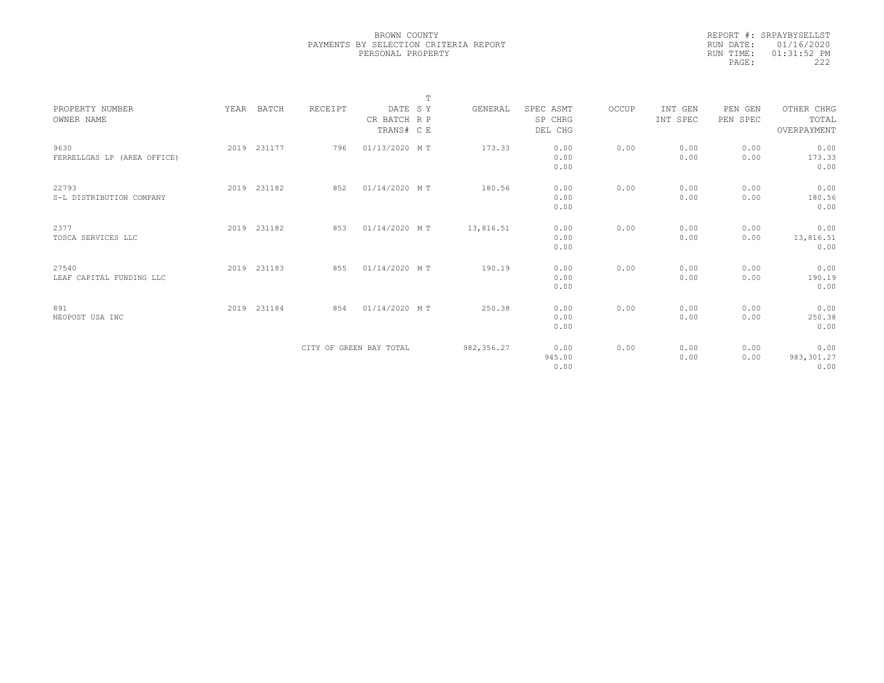BROWN COUNTY
PAYMENTS BY SELECTION CRITERIA REPORT
PERSONAL PROPERTY

REPORT #: SRPAYBYSELLST
RUN DATE: 01/16/2020
RUN TIME: 01:31:52 PM

| PROPERTY NUMBER<br>OWNER NAME | YEAR | BATCH | RECEIPT | DATE<br>CR BATCH<br>TRANS# | T<br>S Y<br>R P<br>C E | GENERAL | SPEC ASMT<br>SP CHRG<br>DEL CHG | OCCUP | INT GEN<br>INT SPEC | PEN GEN<br>PEN SPEC | OTHER CHRG<br>TOTAL<br>OVERPAYMENT |
|---|---|---|---|---|---|---|---|---|---|---|---|
| 9630<br>FERRELLGAS LP (AREA OFFICE) | 2019 | 231177 | 796 | 01/13/2020 | M T | 173.33 | 0.00<br>0.00<br>0.00 | 0.00 | 0.00<br>0.00 | 0.00<br>0.00 | 0.00<br>173.33<br>0.00 |
| 22793<br>S-L DISTRIBUTION COMPANY | 2019 | 231182 | 852 | 01/14/2020 | M T | 180.56 | 0.00<br>0.00<br>0.00 | 0.00 | 0.00<br>0.00 | 0.00<br>0.00 | 0.00<br>180.56<br>0.00 |
| 2377<br>TOSCA SERVICES LLC | 2019 | 231182 | 853 | 01/14/2020 | M T | 13,816.51 | 0.00<br>0.00<br>0.00 | 0.00 | 0.00<br>0.00 | 0.00<br>0.00 | 0.00<br>13,816.51<br>0.00 |
| 27540<br>LEAF CAPITAL FUNDING LLC | 2019 | 231183 | 855 | 01/14/2020 | M T | 190.19 | 0.00<br>0.00<br>0.00 | 0.00 | 0.00<br>0.00 | 0.00<br>0.00 | 0.00<br>190.19<br>0.00 |
| 891<br>NEOPOST USA INC | 2019 | 231184 | 854 | 01/14/2020 | M T | 250.38 | 0.00<br>0.00<br>0.00 | 0.00 | 0.00<br>0.00 | 0.00<br>0.00 | 0.00<br>250.38<br>0.00 |
| | | | CITY OF GREEN BAY TOTAL | | | 982,356.27 | 0.00<br>945.00<br>0.00 | 0.00 | 0.00<br>0.00 | 0.00<br>0.00 | 0.00<br>983,301.27<br>0.00 |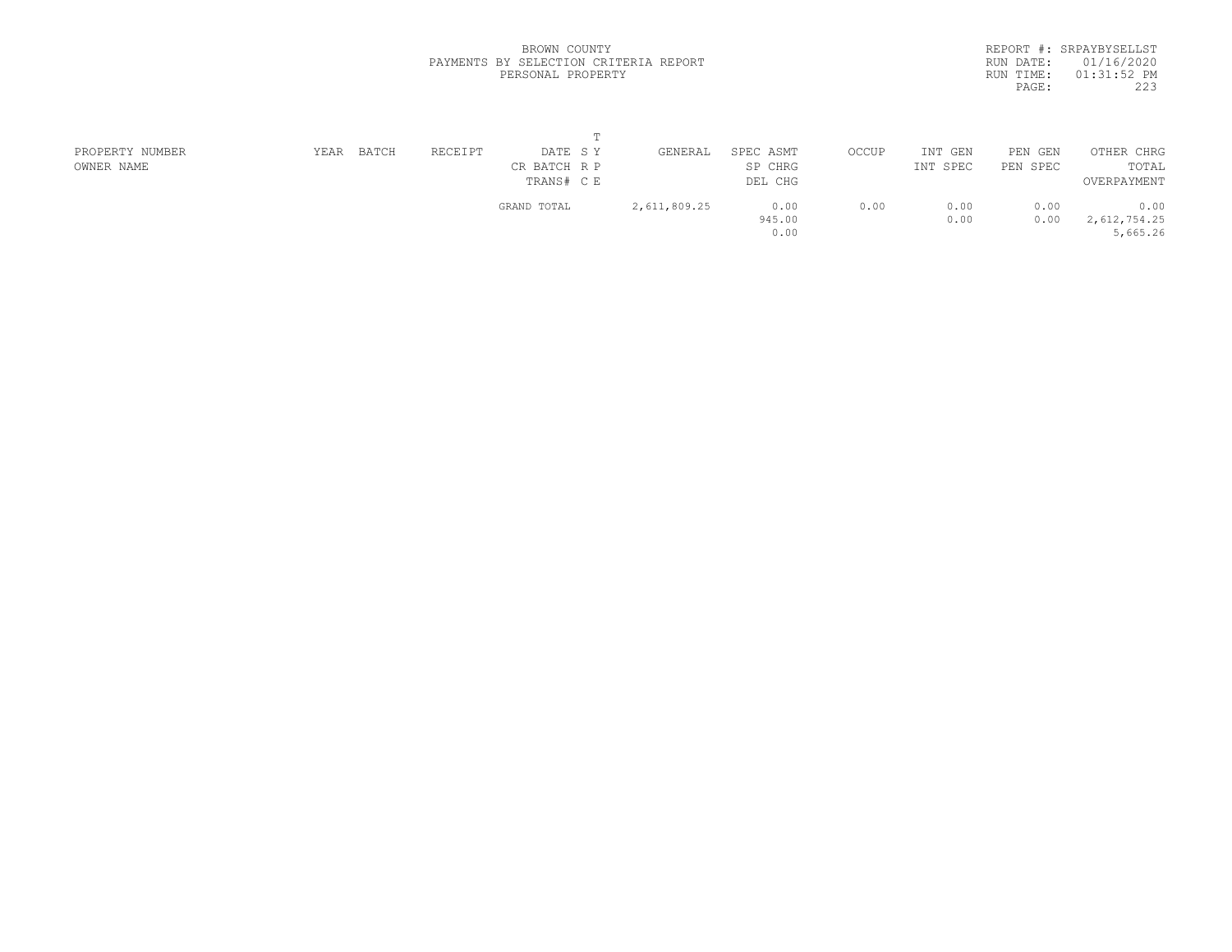BROWN COUNTY
PAYMENTS BY SELECTION CRITERIA REPORT
PERSONAL PROPERTY

REPORT #: SRPAYBYSELLST
RUN DATE: 01/16/2020
RUN TIME: 01:31:52 PM

| PROPERTY NUMBER<br>OWNER NAME | YEAR | BATCH | RECEIPT | DATE<br>CR BATCH<br>TRANS# | T<br>SY<br>RP<br>CE | GENERAL | SPEC ASMT<br>SP CHRG<br>DEL CHG | OCCUP | INT GEN<br>INT SPEC | PEN GEN<br>PEN SPEC | OTHER CHRG<br>TOTAL<br>OVERPAYMENT |
|---|---|---|---|---|---|---|---|---|---|---|---|
| | | | | GRAND TOTAL | | 2,611,809.25 | 0.00<br>945.00<br>0.00 | 0.00 | 0.00<br>0.00 | 0.00<br>0.00 | 0.00<br>2,612,754.25<br>5,665.26 |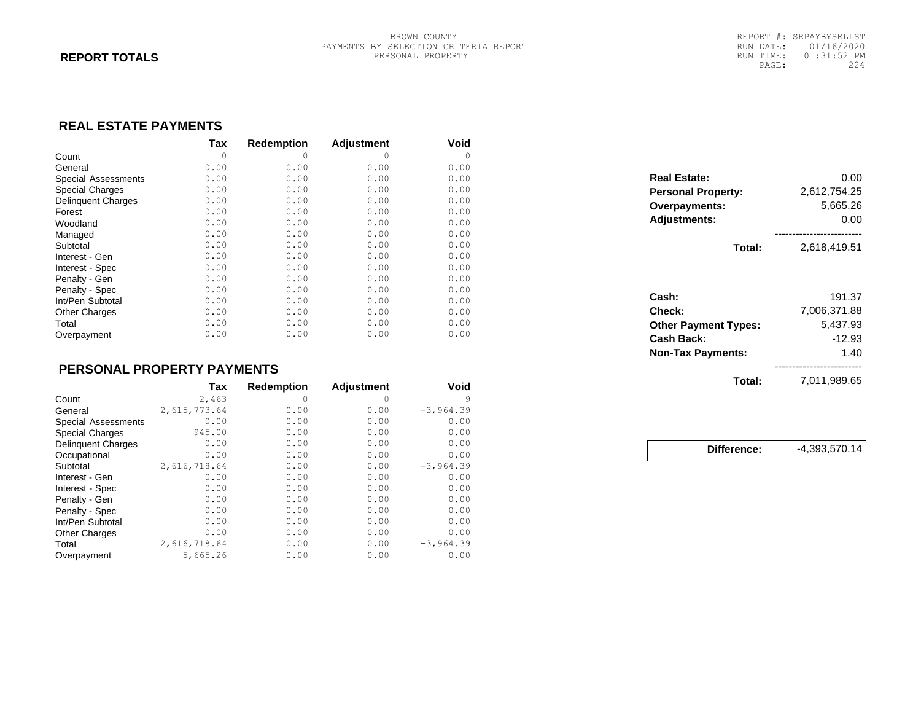**REPORT TOTALS**

BROWN COUNTY
PAYMENTS BY SELECTION CRITERIA REPORT
PERSONAL PROPERTY

REPORT #: SRPAYBYSELLST
RUN DATE: 01/16/2020
RUN TIME: 01:31:52 PM

## REAL ESTATE PAYMENTS

| | Tax | Redemption | Adjustment | Void |
|---|---|---|---|---|
| Count | 0 | 0 | 0 | 0 |
| General | 0.00 | 0.00 | 0.00 | 0.00 |
| Special Assessments | 0.00 | 0.00 | 0.00 | 0.00 |
| Special Charges | 0.00 | 0.00 | 0.00 | 0.00 |
| Delinquent Charges | 0.00 | 0.00 | 0.00 | 0.00 |
| Forest | 0.00 | 0.00 | 0.00 | 0.00 |
| Woodland | 0.00 | 0.00 | 0.00 | 0.00 |
| Managed | 0.00 | 0.00 | 0.00 | 0.00 |
| Subtotal | 0.00 | 0.00 | 0.00 | 0.00 |
| Interest - Gen | 0.00 | 0.00 | 0.00 | 0.00 |
| Interest - Spec | 0.00 | 0.00 | 0.00 | 0.00 |
| Penalty - Gen | 0.00 | 0.00 | 0.00 | 0.00 |
| Penalty - Spec | 0.00 | 0.00 | 0.00 | 0.00 |
| Int/Pen Subtotal | 0.00 | 0.00 | 0.00 | 0.00 |
| Other Charges | 0.00 | 0.00 | 0.00 | 0.00 |
| Total | 0.00 | 0.00 | 0.00 | 0.00 |
| Overpayment | 0.00 | 0.00 | 0.00 | 0.00 |

## PERSONAL PROPERTY PAYMENTS

| | Tax | Redemption | Adjustment | Void |
|---|---|---|---|---|
| Count | 2,463 | 0 | 0 | 9 |
| General | 2,615,773.64 | 0.00 | 0.00 | -3,964.39 |
| Special Assessments | 0.00 | 0.00 | 0.00 | 0.00 |
| Special Charges | 945.00 | 0.00 | 0.00 | 0.00 |
| Delinquent Charges | 0.00 | 0.00 | 0.00 | 0.00 |
| Occupational | 0.00 | 0.00 | 0.00 | 0.00 |
| Subtotal | 2,616,718.64 | 0.00 | 0.00 | -3,964.39 |
| Interest - Gen | 0.00 | 0.00 | 0.00 | 0.00 |
| Interest - Spec | 0.00 | 0.00 | 0.00 | 0.00 |
| Penalty - Gen | 0.00 | 0.00 | 0.00 | 0.00 |
| Penalty - Spec | 0.00 | 0.00 | 0.00 | 0.00 |
| Int/Pen Subtotal | 0.00 | 0.00 | 0.00 | 0.00 |
| Other Charges | 0.00 | 0.00 | 0.00 | 0.00 |
| Total | 2,616,718.64 | 0.00 | 0.00 | -3,964.39 |
| Overpayment | 5,665.26 | 0.00 | 0.00 | 0.00 |

| | |
|---|---|
| **Real Estate:** | 0.00 |
| **Personal Property:** | 2,612,754.25 |
| **Overpayments:** | 5,665.26 |
| **Adjustments:** | 0.00 |
| **Total:** | 2,618,419.51 |

| | |
|---|---|
| **Cash:** | 191.37 |
| **Check:** | 7,006,371.88 |
| **Other Payment Types:** | 5,437.93 |
| **Cash Back:** | -12.93 |
| **Non-Tax Payments:** | 1.40 |
| **Total:** | 7,011,989.65 |

| | |
|---|---|
| **Difference:** | -4,393,570.14 |